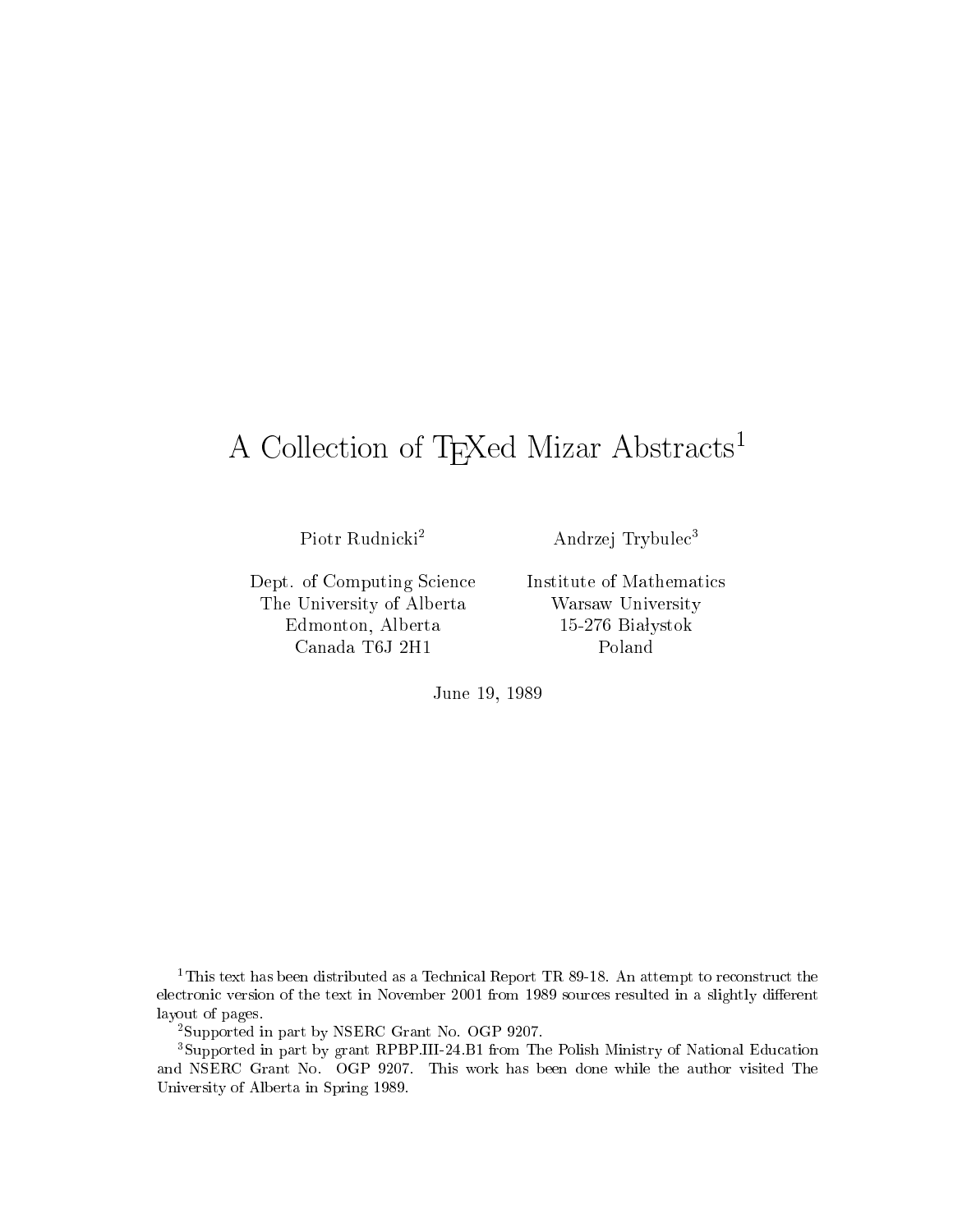# A Collection of TEXed Mizar Abstracts[1]

Piotr Rudnicki[2]

Dept. of Computing Science
The University of Alberta
Edmonton, Alberta
Canada T6J 2H1

Andrzej Trybulec[3]

Institute of Mathematics
Warsaw University
15-276 Białystok
Poland

June 19, 1989

[1] This text has been distributed as a Technical Report TR 89-18. An attempt to reconstruct the electronic version of the text in November 2001 from 1989 sources resulted in a slightly different layout of pages.

[2] Supported in part by NSERC Grant No. OGP 9207.

[3] Supported in part by grant RPBP.III-24.B1 from The Polish Ministry of National Education and NSERC Grant No. OGP 9207. This work has been done while the author visited The University of Alberta in Spring 1989.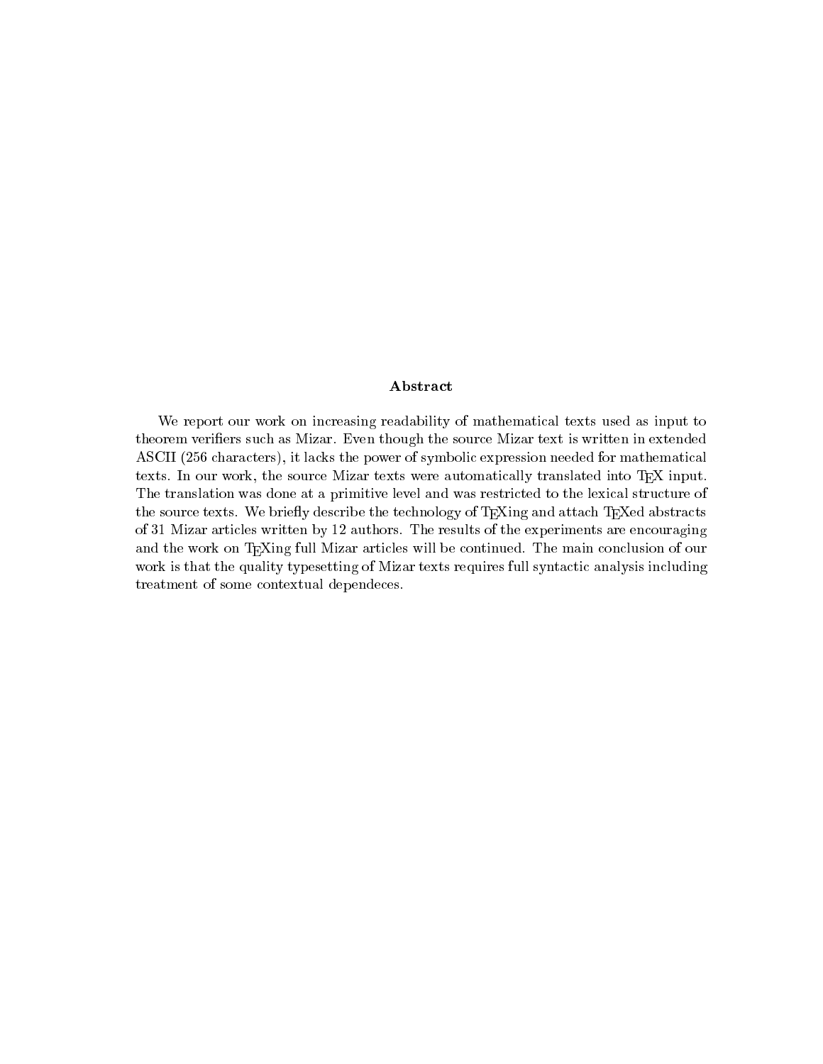## Abstract

We report our work on increasing readability of mathematical texts used as input to theorem verifiers such as Mizar. Even though the source Mizar text is written in extended ASCII (256 characters), it lacks the power of symbolic expression needed for mathematical texts. In our work, the source Mizar texts were automatically translated into TEX input. The translation was done at a primitive level and was restricted to the lexical structure of the source texts. We briefly describe the technology of TEXing and attach TEXed abstracts of 31 Mizar articles written by 12 authors. The results of the experiments are encouraging and the work on TEXing full Mizar articles will be continued. The main conclusion of our work is that the quality typesetting of Mizar texts requires full syntactic analysis including treatment of some contextual dependeces.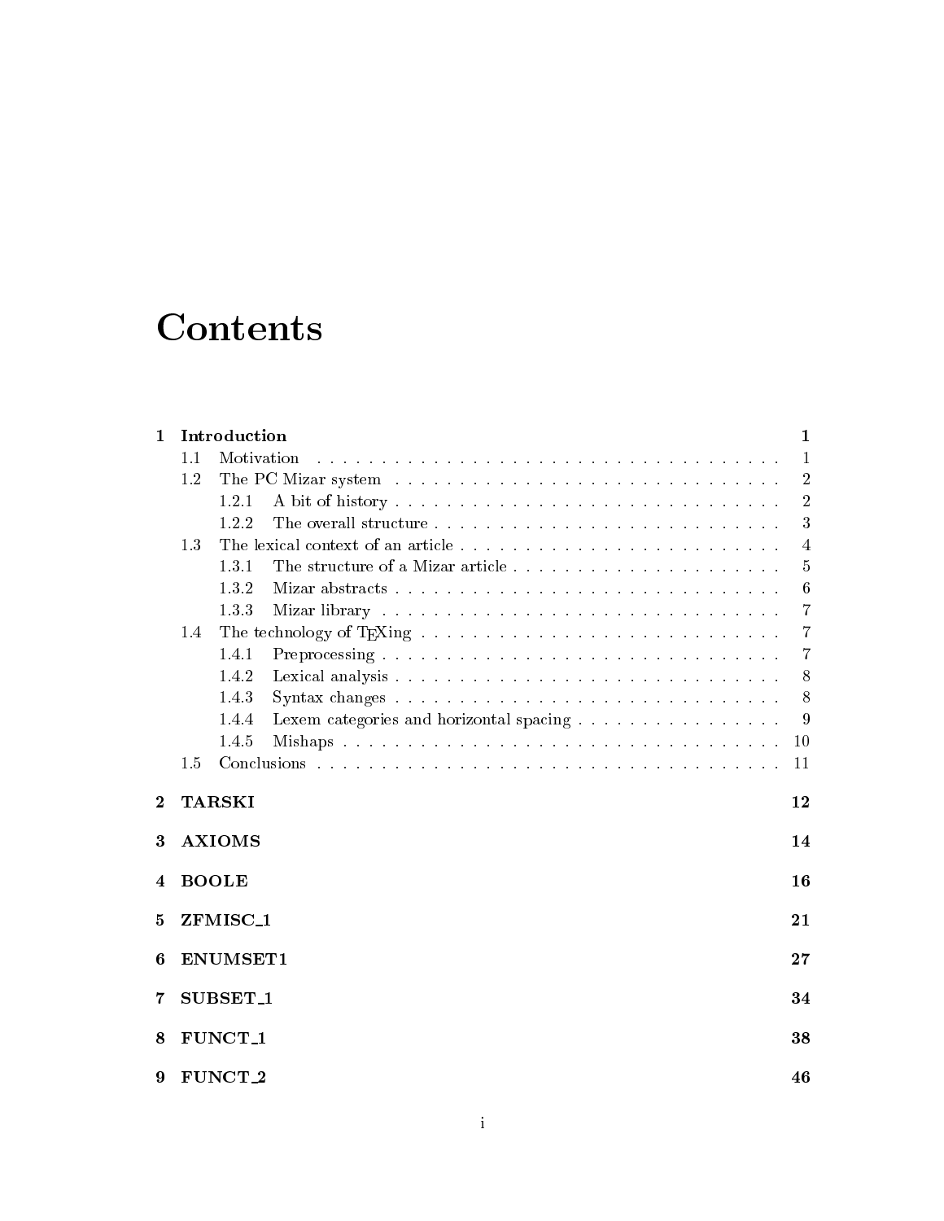# Contents

**1 Introduction** **1**

- 1.1 Motivation . . . . . 1
- 1.2 The PC Mizar system . . . . . 2
  - 1.2.1 A bit of history . . . . . 2
  - 1.2.2 The overall structure . . . . . 3
- 1.3 The lexical context of an article . . . . . 4
  - 1.3.1 The structure of a Mizar article . . . . . 5
  - 1.3.2 Mizar abstracts . . . . . 6
  - 1.3.3 Mizar library . . . . . 7
- 1.4 The technology of TEXing . . . . . 7
  - 1.4.1 Preprocessing . . . . . 7
  - 1.4.2 Lexical analysis . . . . . 8
  - 1.4.3 Syntax changes . . . . . 8
  - 1.4.4 Lexem categories and horizontal spacing . . . . . 9
  - 1.4.5 Mishaps . . . . . 10
- 1.5 Conclusions . . . . . 11

**2 TARSKI** **12**

**3 AXIOMS** **14**

**4 BOOLE** **16**

**5 ZFMISC_1** **21**

**6 ENUMSET1** **27**

**7 SUBSET_1** **34**

**8 FUNCT_1** **38**

**9 FUNCT_2** **46**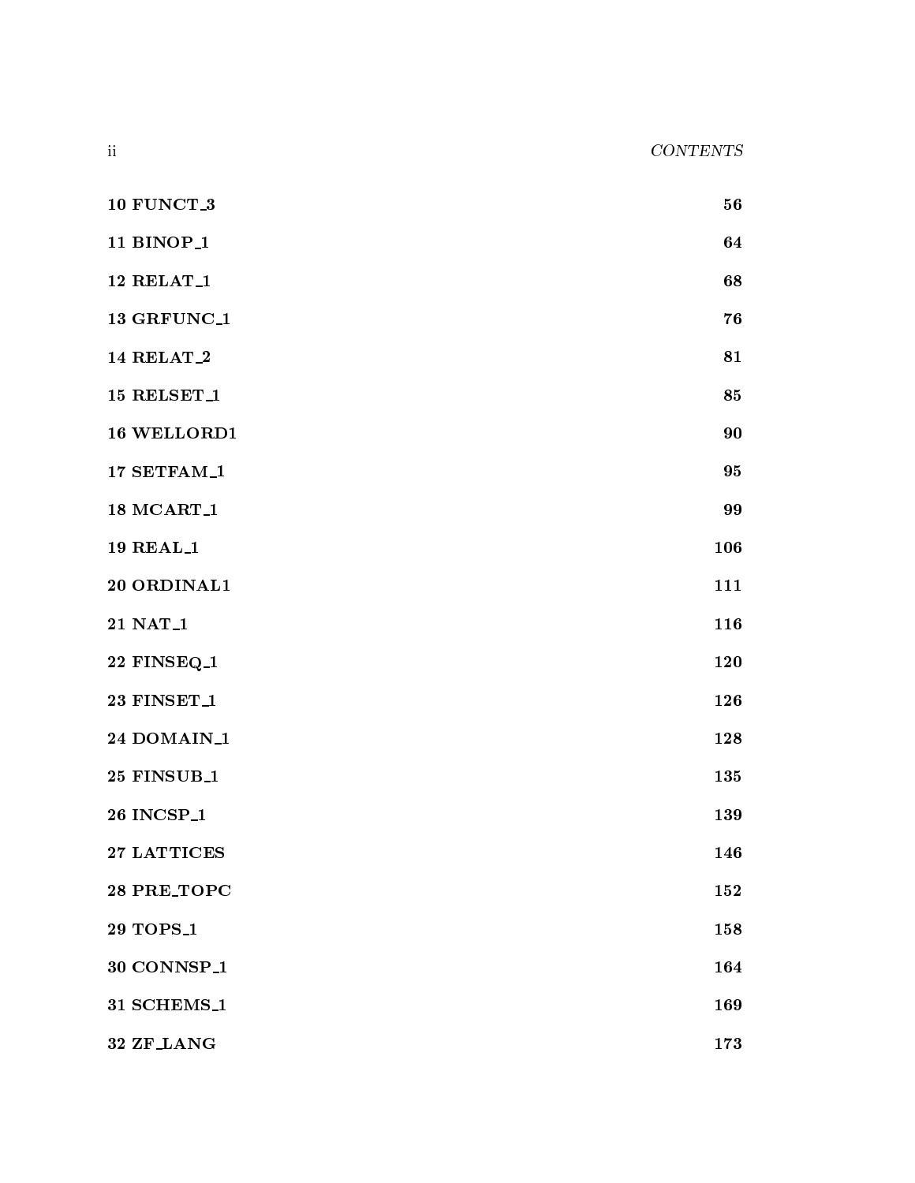**10 FUNCT_3** **56**

**11 BINOP_1** **64**

**12 RELAT_1** **68**

**13 GRFUNC_1** **76**

**14 RELAT_2** **81**

**15 RELSET_1** **85**

**16 WELLORD1** **90**

**17 SETFAM_1** **95**

**18 MCART_1** **99**

**19 REAL_1** **106**

**20 ORDINAL1** **111**

**21 NAT_1** **116**

**22 FINSEQ_1** **120**

**23 FINSET_1** **126**

**24 DOMAIN_1** **128**

**25 FINSUB_1** **135**

**26 INCSP_1** **139**

**27 LATTICES** **146**

**28 PRE_TOPC** **152**

**29 TOPS_1** **158**

**30 CONNSP_1** **164**

**31 SCHEMS_1** **169**

**32 ZF_LANG** **173**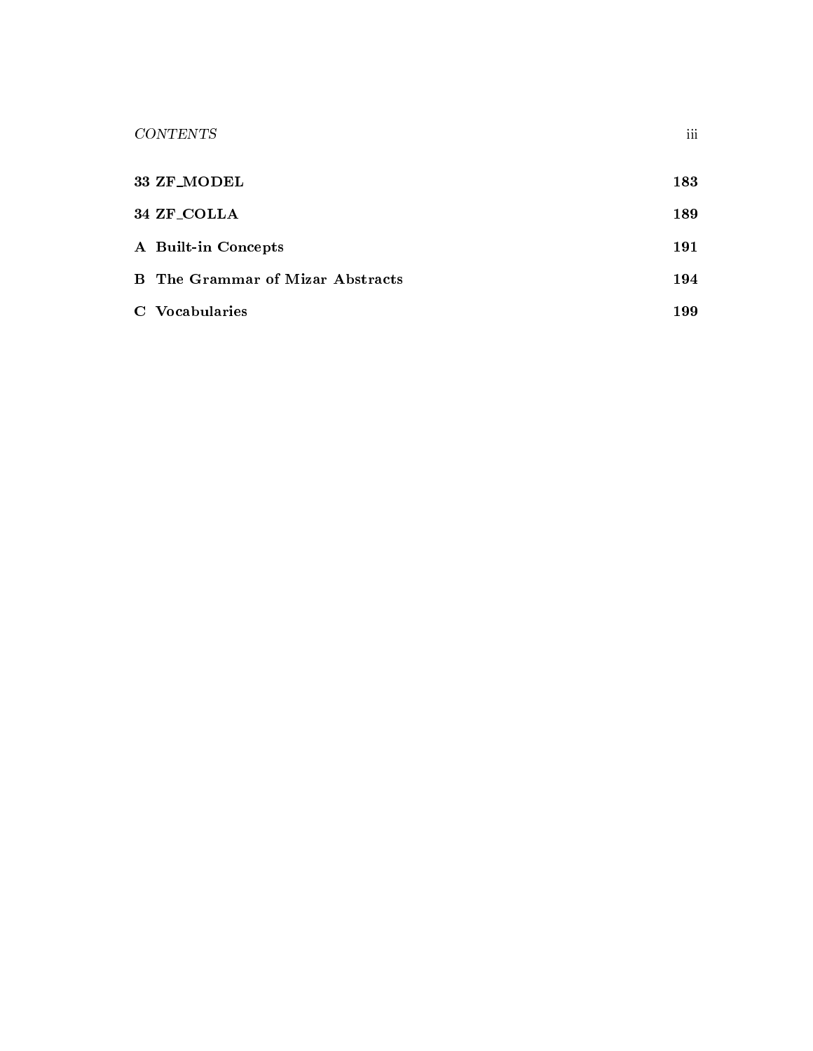**33 ZF_MODEL** 183

**34 ZF_COLLA** 189

**A Built-in Concepts** 191

**B The Grammar of Mizar Abstracts** 194

**C Vocabularies** 199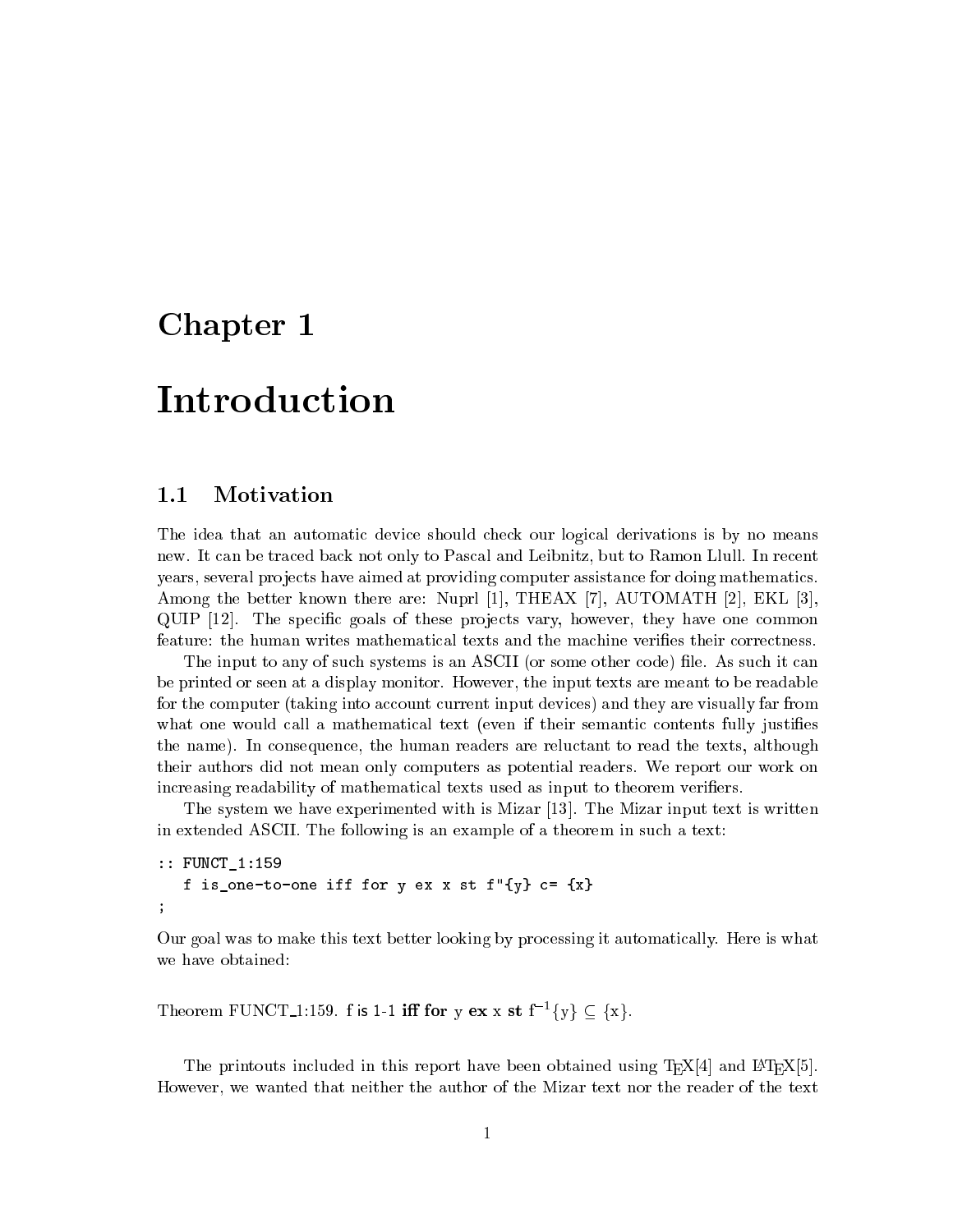# Chapter 1

# Introduction

## 1.1 Motivation

The idea that an automatic device should check our logical derivations is by no means new. It can be traced back not only to Pascal and Leibnitz, but to Ramon Llull. In recent years, several projects have aimed at providing computer assistance for doing mathematics. Among the better known there are: Nuprl [1], THEAX [7], AUTOMATH [2], EKL [3], QUIP [12]. The specific goals of these projects vary, however, they have one common feature: the human writes mathematical texts and the machine verifies their correctness.

The input to any of such systems is an ASCII (or some other code) file. As such it can be printed or seen at a display monitor. However, the input texts are meant to be readable for the computer (taking into account current input devices) and they are visually far from what one would call a mathematical text (even if their semantic contents fully justifies the name). In consequence, the human readers are reluctant to read the texts, although their authors did not mean only computers as potential readers. We report our work on increasing readability of mathematical texts used as input to theorem verifiers.

The system we have experimented with is Mizar [13]. The Mizar input text is written in extended ASCII. The following is an example of a theorem in such a text:

```
:: FUNCT_1:159
   f is_one-to-one iff for y ex x st f"{y} c= {x}
;
```

Our goal was to make this text better looking by processing it automatically. Here is what we have obtained:

Theorem FUNCT_1:159. f is 1-1 **iff for** y **ex** x **st** $f^{-1}\{y\} \subseteq \{x\}$.

The printouts included in this report have been obtained using TEX[4] and LATEX[5]. However, we wanted that neither the author of the Mizar text nor the reader of the text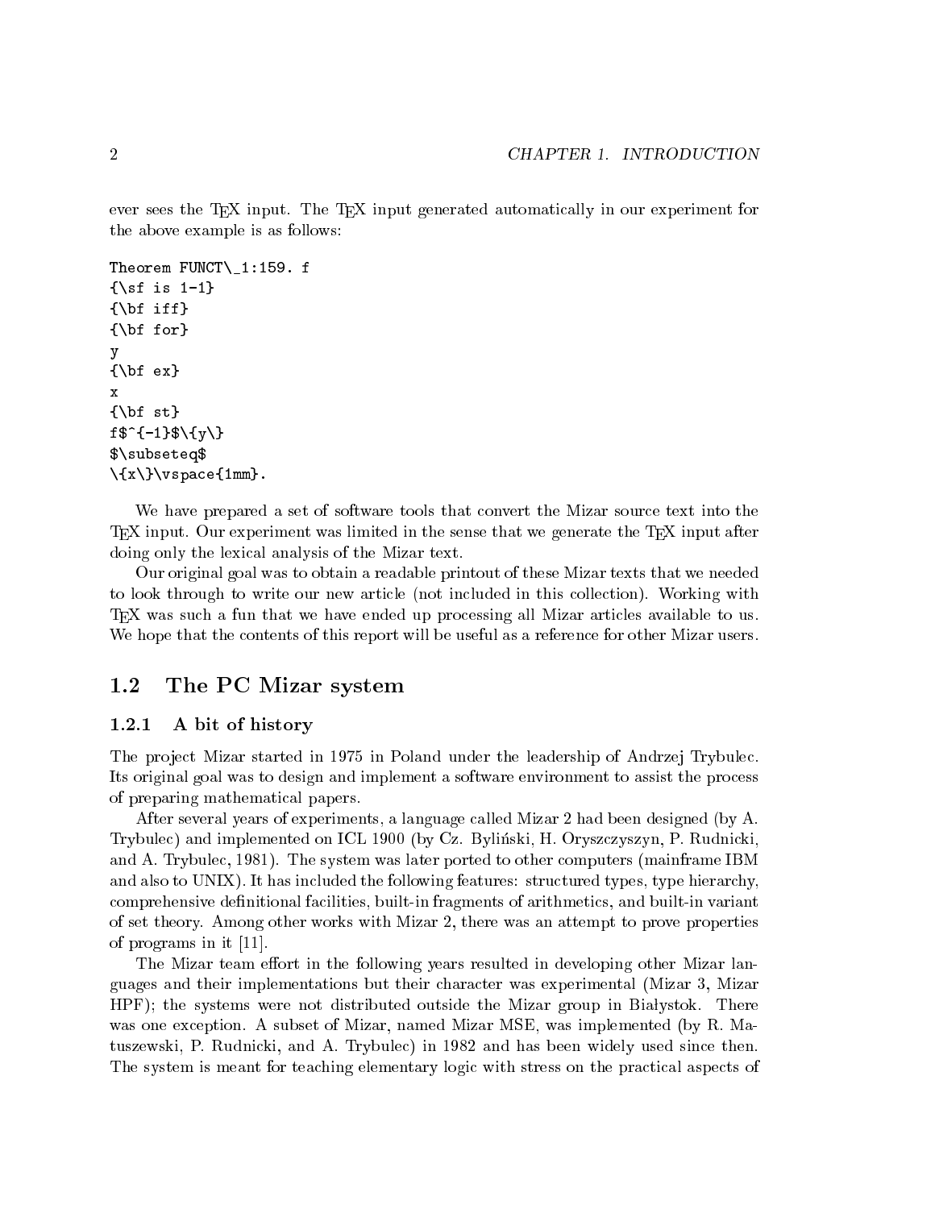ever sees the TEX input. The TEX input generated automatically in our experiment for the above example is as follows:

```
Theorem FUNCT\_1:159. f
{\sf is 1-1}
{\bf iff}
{\bf for}
y
{\bf ex}
x
{\bf st}
f$^{-1}$\{y\}
$\subseteq$
\{x\}\vspace{1mm}.
```

We have prepared a set of software tools that convert the Mizar source text into the TEX input. Our experiment was limited in the sense that we generate the TEX input after doing only the lexical analysis of the Mizar text.

Our original goal was to obtain a readable printout of these Mizar texts that we needed to look through to write our new article (not included in this collection). Working with TEX was such a fun that we have ended up processing all Mizar articles available to us. We hope that the contents of this report will be useful as a reference for other Mizar users.

## 1.2 The PC Mizar system

### 1.2.1 A bit of history

The project Mizar started in 1975 in Poland under the leadership of Andrzej Trybulec. Its original goal was to design and implement a software environment to assist the process of preparing mathematical papers.

After several years of experiments, a language called Mizar 2 had been designed (by A. Trybulec) and implemented on ICL 1900 (by Cz. Byliński, H. Oryszczyszyn, P. Rudnicki, and A. Trybulec, 1981). The system was later ported to other computers (mainframe IBM and also to UNIX). It has included the following features: structured types, type hierarchy, comprehensive definitional facilities, built-in fragments of arithmetics, and built-in variant of set theory. Among other works with Mizar 2, there was an attempt to prove properties of programs in it [11].

The Mizar team effort in the following years resulted in developing other Mizar languages and their implementations but their character was experimental (Mizar 3, Mizar HPF); the systems were not distributed outside the Mizar group in Białystok. There was one exception. A subset of Mizar, named Mizar MSE, was implemented (by R. Matuszewski, P. Rudnicki, and A. Trybulec) in 1982 and has been widely used since then. The system is meant for teaching elementary logic with stress on the practical aspects of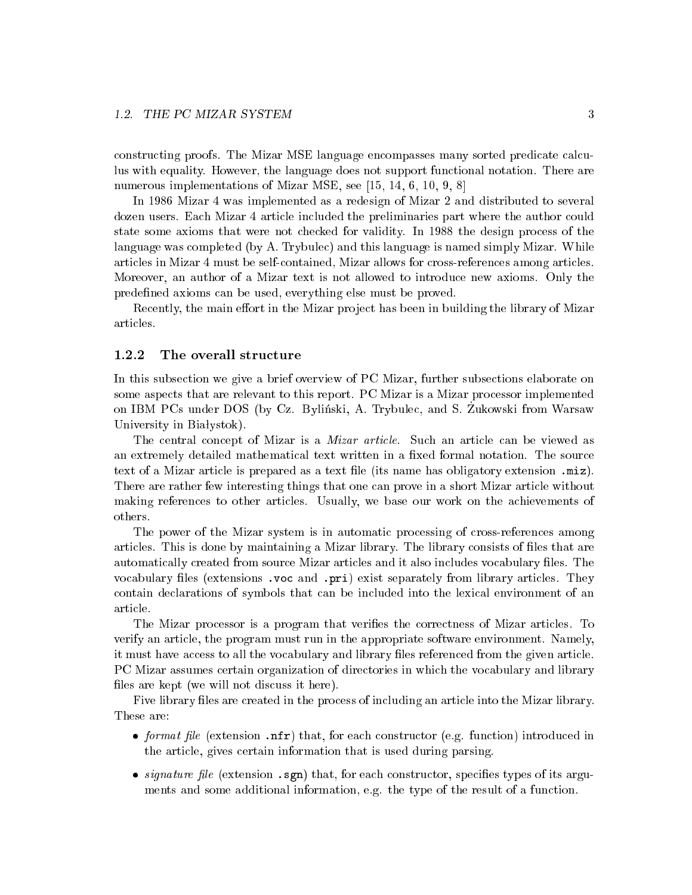constructing proofs. The Mizar MSE language encompasses many sorted predicate calculus with equality. However, the language does not support functional notation. There are numerous implementations of Mizar MSE, see [15, 14, 6, 10, 9, 8]

In 1986 Mizar 4 was implemented as a redesign of Mizar 2 and distributed to several dozen users. Each Mizar 4 article included the preliminaries part where the author could state some axioms that were not checked for validity. In 1988 the design process of the language was completed (by A. Trybulec) and this language is named simply Mizar. While articles in Mizar 4 must be self-contained, Mizar allows for cross-references among articles. Moreover, an author of a Mizar text is not allowed to introduce new axioms. Only the predefined axioms can be used, everything else must be proved.

Recently, the main effort in the Mizar project has been in building the library of Mizar articles.

### 1.2.2 The overall structure

In this subsection we give a brief overview of PC Mizar, further subsections elaborate on some aspects that are relevant to this report. PC Mizar is a Mizar processor implemented on IBM PCs under DOS (by Cz. Byliński, A. Trybulec, and S. Żukowski from Warsaw University in Białystok).

The central concept of Mizar is a *Mizar article*. Such an article can be viewed as an extremely detailed mathematical text written in a fixed formal notation. The source text of a Mizar article is prepared as a text file (its name has obligatory extension `.miz`). There are rather few interesting things that one can prove in a short Mizar article without making references to other articles. Usually, we base our work on the achievements of others.

The power of the Mizar system is in automatic processing of cross-references among articles. This is done by maintaining a Mizar library. The library consists of files that are automatically created from source Mizar articles and it also includes vocabulary files. The vocabulary files (extensions `.voc` and `.pri`) exist separately from library articles. They contain declarations of symbols that can be included into the lexical environment of an article.

The Mizar processor is a program that verifies the correctness of Mizar articles. To verify an article, the program must run in the appropriate software environment. Namely, it must have access to all the vocabulary and library files referenced from the given article. PC Mizar assumes certain organization of directories in which the vocabulary and library files are kept (we will not discuss it here).

Five library files are created in the process of including an article into the Mizar library. These are:

- *format file* (extension `.nfr`) that, for each constructor (e.g. function) introduced in the article, gives certain information that is used during parsing.
- *signature file* (extension `.sgn`) that, for each constructor, specifies types of its arguments and some additional information, e.g. the type of the result of a function.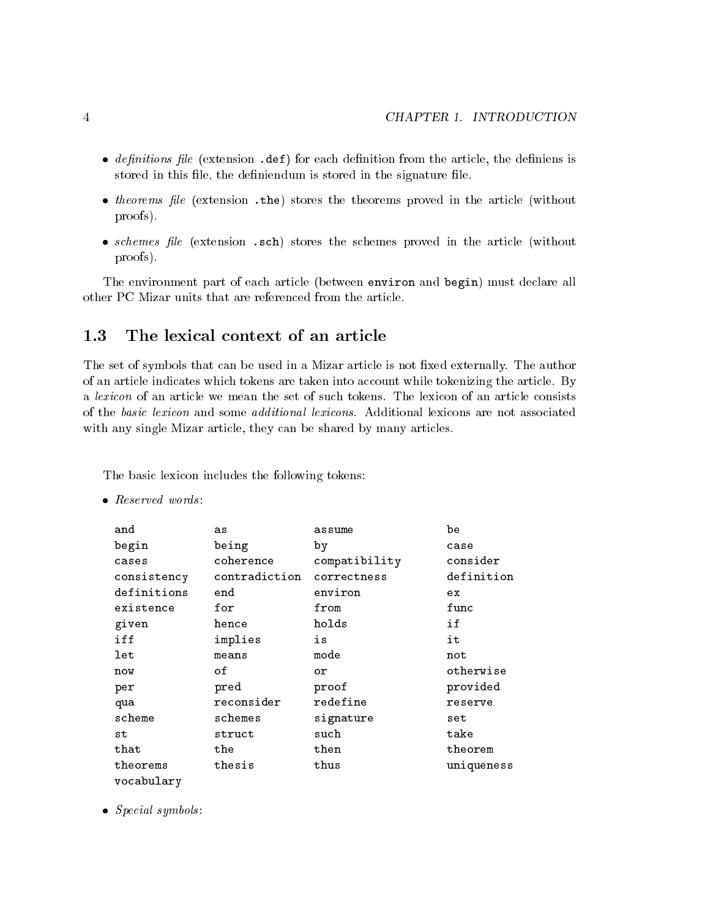- *definitions file* (extension `.def`) for each definition from the article, the definiens is stored in this file, the definiendum is stored in the signature file.
- *theorems file* (extension `.the`) stores the theorems proved in the article (without proofs).
- *schemes file* (extension `.sch`) stores the schemes proved in the article (without proofs).

The environment part of each article (between `environ` and `begin`) must declare all other PC Mizar units that are referenced from the article.

## 1.3 The lexical context of an article

The set of symbols that can be used in a Mizar article is not fixed externally. The author of an article indicates which tokens are taken into account while tokenizing the article. By a *lexicon* of an article we mean the set of such tokens. The lexicon of an article consists of the *basic lexicon* and some *additional lexicons*. Additional lexicons are not associated with any single Mizar article, they can be shared by many articles.

The basic lexicon includes the following tokens:

- *Reserved words*:

```
and           as            assume          be
begin         being         by              case
cases         coherence     compatibility   consider
consistency   contradiction correctness     definition
definitions   end           environ         ex
existence     for           from            func
given         hence         holds           if
iff           implies       is              it
let           means         mode            not
now           of            or              otherwise
per           pred          proof           provided
qua           reconsider    redefine        reserve
scheme        schemes       signature       set
st            struct        such            take
that          the           then            theorem
theorems      thesis        thus            uniqueness
vocabulary
```

- *Special symbols*: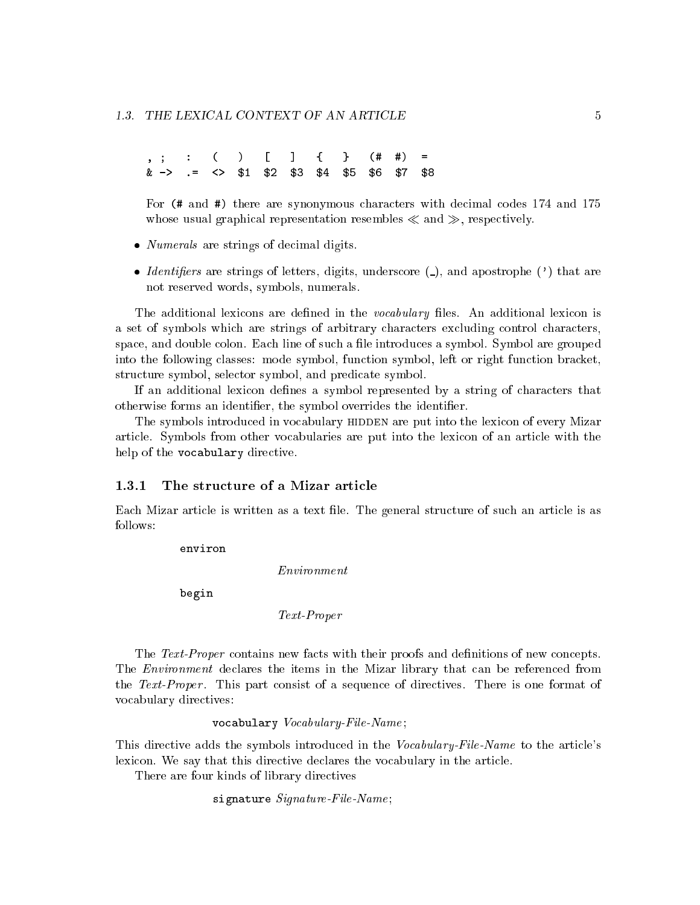```
, ;   :   (   )   [   ]   {   }   (#  #)  =
& ->  .=  <>  $1  $2  $3  $4  $5  $6  $7  $8
```

For `(#` and `#)` there are synonymous characters with decimal codes 174 and 175 whose usual graphical representation resembles $\ll$ and $\gg$, respectively.

- *Numerals* are strings of decimal digits.
- *Identifiers* are strings of letters, digits, underscore (_), and apostrophe (') that are not reserved words, symbols, numerals.

The additional lexicons are defined in the *vocabulary* files. An additional lexicon is a set of symbols which are strings of arbitrary characters excluding control characters, space, and double colon. Each line of such a file introduces a symbol. Symbol are grouped into the following classes: mode symbol, function symbol, left or right function bracket, structure symbol, selector symbol, and predicate symbol.

If an additional lexicon defines a symbol represented by a string of characters that otherwise forms an identifier, the symbol overrides the identifier.

The symbols introduced in vocabulary HIDDEN are put into the lexicon of every Mizar article. Symbols from other vocabularies are put into the lexicon of an article with the help of the `vocabulary` directive.

### 1.3.1 The structure of a Mizar article

Each Mizar article is written as a text file. The general structure of such an article is as follows:

> `environ`
>
> *Environment*
>
> `begin`
>
> *Text-Proper*

The *Text-Proper* contains new facts with their proofs and definitions of new concepts. The *Environment* declares the items in the Mizar library that can be referenced from the *Text-Proper*. This part consist of a sequence of directives. There is one format of vocabulary directives:

> `vocabulary` *Vocabulary-File-Name*;

This directive adds the symbols introduced in the *Vocabulary-File-Name* to the article's lexicon. We say that this directive declares the vocabulary in the article.

There are four kinds of library directives

> `signature` *Signature-File-Name*;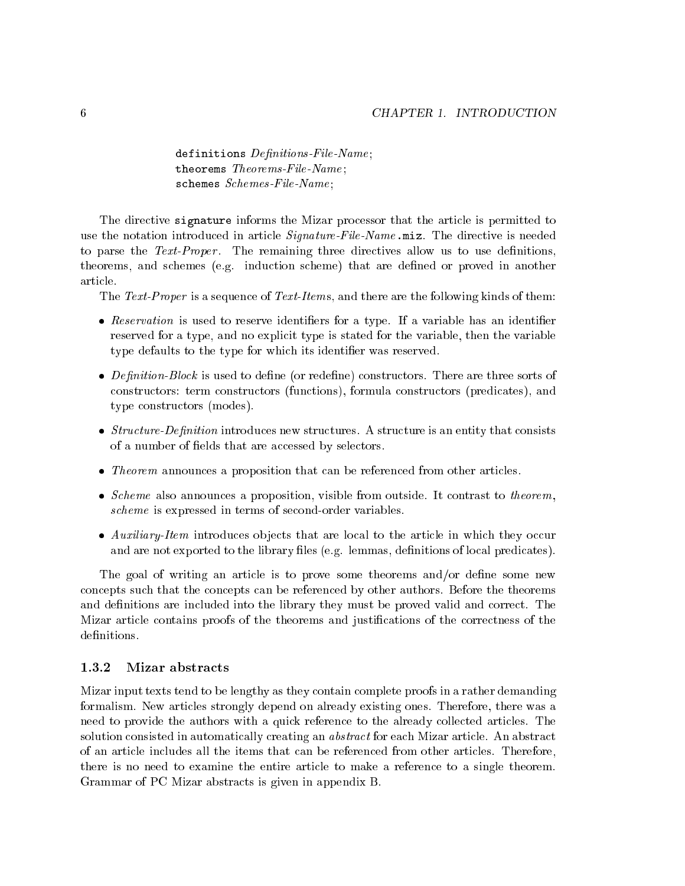```
definitions Definitions-File-Name;
theorems Theorems-File-Name;
schemes Schemes-File-Name;
```

The directive **signature** informs the Mizar processor that the article is permitted to use the notation introduced in article *Signature-File-Name*.**miz**. The directive is needed to parse the *Text-Proper*. The remaining three directives allow us to use definitions, theorems, and schemes (e.g. induction scheme) that are defined or proved in another article.

The *Text-Proper* is a sequence of *Text-Item*s, and there are the following kinds of them:

- *Reservation* is used to reserve identifiers for a type. If a variable has an identifier reserved for a type, and no explicit type is stated for the variable, then the variable type defaults to the type for which its identifier was reserved.
- *Definition-Block* is used to define (or redefine) constructors. There are three sorts of constructors: term constructors (functions), formula constructors (predicates), and type constructors (modes).
- *Structure-Definition* introduces new structures. A structure is an entity that consists of a number of fields that are accessed by selectors.
- *Theorem* announces a proposition that can be referenced from other articles.
- *Scheme* also announces a proposition, visible from outside. It contrast to *theorem*, *scheme* is expressed in terms of second-order variables.
- *Auxiliary-Item* introduces objects that are local to the article in which they occur and are not exported to the library files (e.g. lemmas, definitions of local predicates).

The goal of writing an article is to prove some theorems and/or define some new concepts such that the concepts can be referenced by other authors. Before the theorems and definitions are included into the library they must be proved valid and correct. The Mizar article contains proofs of the theorems and justifications of the correctness of the definitions.

### 1.3.2 Mizar abstracts

Mizar input texts tend to be lengthy as they contain complete proofs in a rather demanding formalism. New articles strongly depend on already existing ones. Therefore, there was a need to provide the authors with a quick reference to the already collected articles. The solution consisted in automatically creating an *abstract* for each Mizar article. An abstract of an article includes all the items that can be referenced from other articles. Therefore, there is no need to examine the entire article to make a reference to a single theorem. Grammar of PC Mizar abstracts is given in appendix B.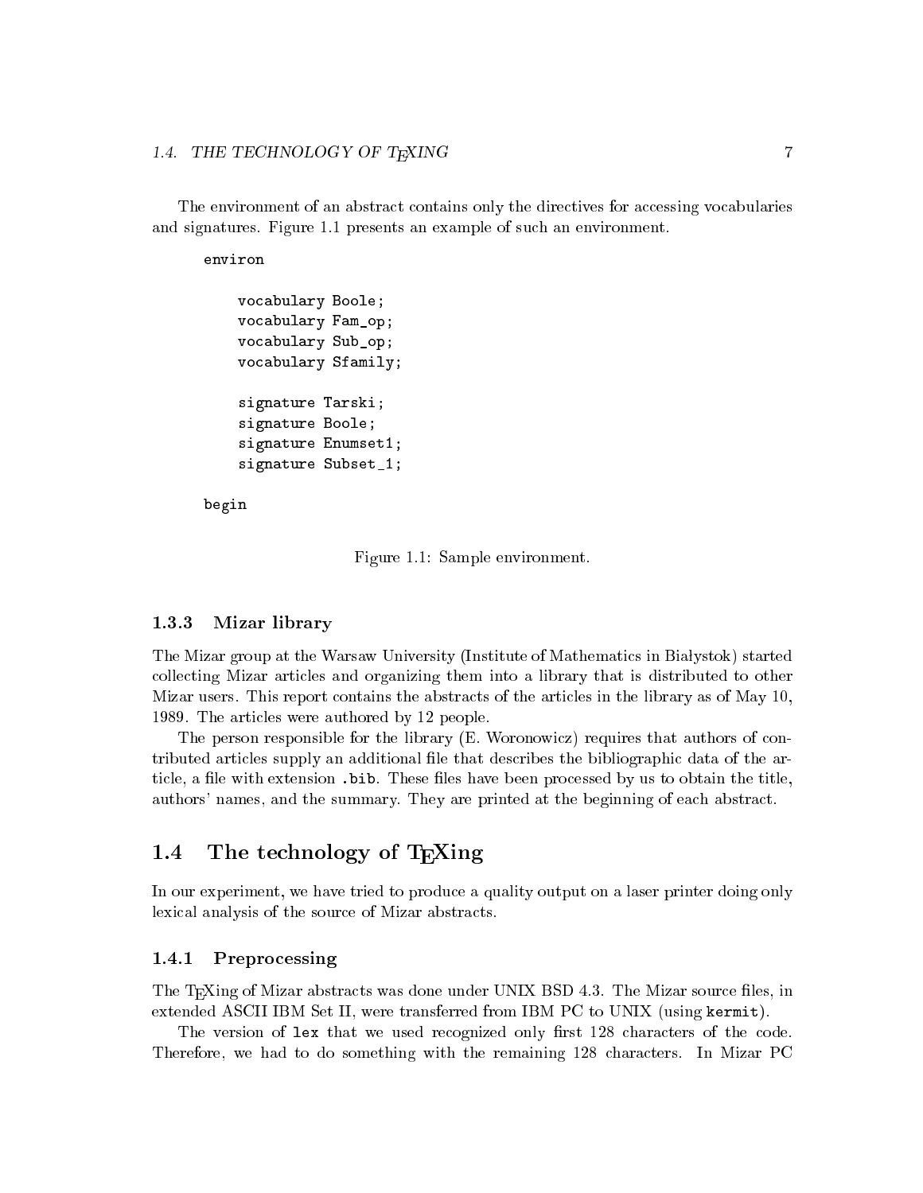The environment of an abstract contains only the directives for accessing vocabularies and signatures. Figure 1.1 presents an example of such an environment.

```
environ

    vocabulary Boole;
    vocabulary Fam_op;
    vocabulary Sub_op;
    vocabulary Sfamily;

    signature Tarski;
    signature Boole;
    signature Enumset1;
    signature Subset_1;

begin
```

Figure 1.1: Sample environment.

### 1.3.3 Mizar library

The Mizar group at the Warsaw University (Institute of Mathematics in Białystok) started collecting Mizar articles and organizing them into a library that is distributed to other Mizar users. This report contains the abstracts of the articles in the library as of May 10, 1989. The articles were authored by 12 people.

The person responsible for the library (E. Woronowicz) requires that authors of contributed articles supply an additional file that describes the bibliographic data of the article, a file with extension `.bib`. These files have been processed by us to obtain the title, authors' names, and the summary. They are printed at the beginning of each abstract.

## 1.4 The technology of TEXing

In our experiment, we have tried to produce a quality output on a laser printer doing only lexical analysis of the source of Mizar abstracts.

### 1.4.1 Preprocessing

The TEXing of Mizar abstracts was done under UNIX BSD 4.3. The Mizar source files, in extended ASCII IBM Set II, were transferred from IBM PC to UNIX (using `kermit`).

The version of `lex` that we used recognized only first 128 characters of the code. Therefore, we had to do something with the remaining 128 characters. In Mizar PC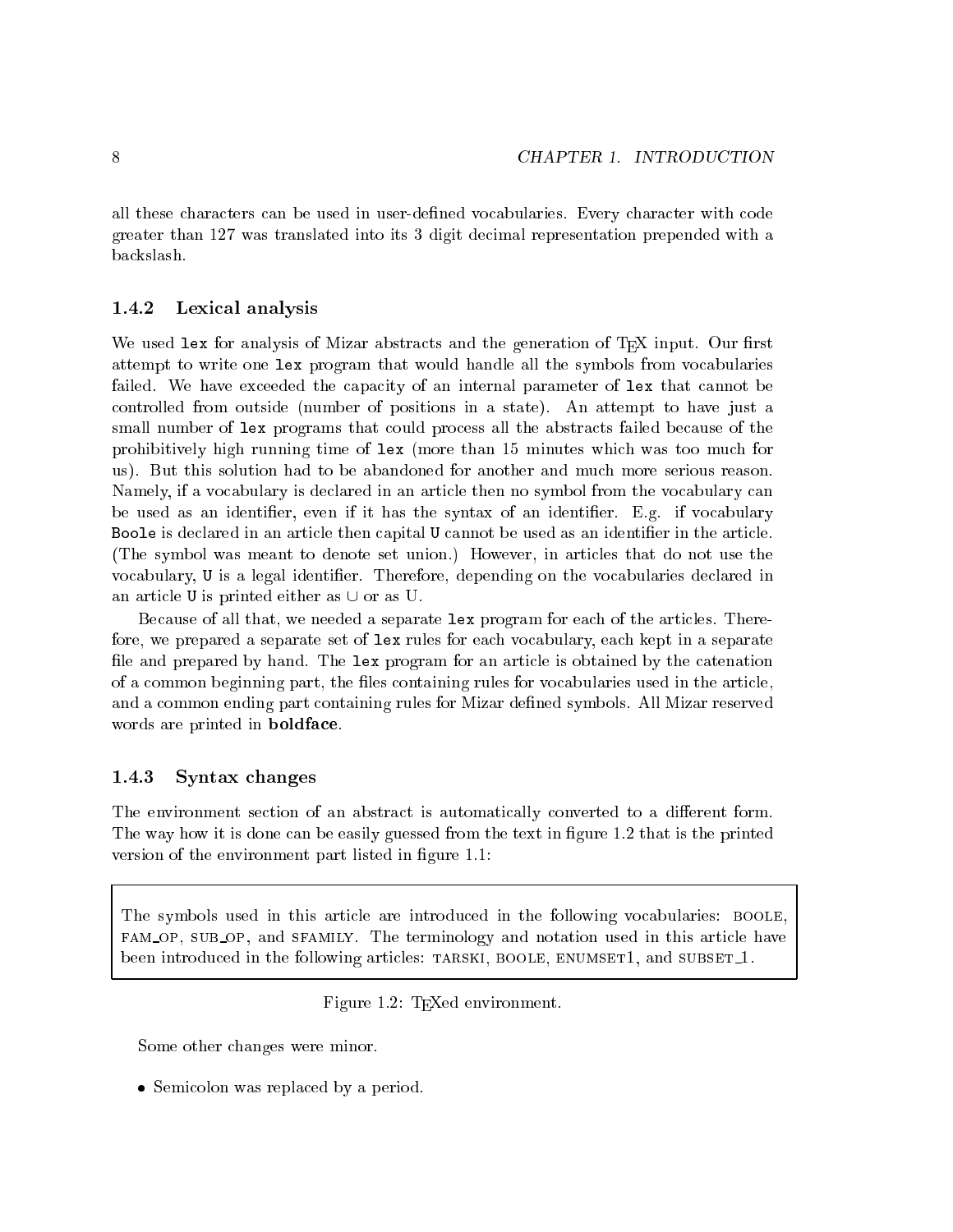all these characters can be used in user-defined vocabularies. Every character with code greater than 127 was translated into its 3 digit decimal representation prepended with a backslash.

### 1.4.2 Lexical analysis

We used `lex` for analysis of Mizar abstracts and the generation of TEX input. Our first attempt to write one `lex` program that would handle all the symbols from vocabularies failed. We have exceeded the capacity of an internal parameter of `lex` that cannot be controlled from outside (number of positions in a state). An attempt to have just a small number of `lex` programs that could process all the abstracts failed because of the prohibitively high running time of `lex` (more than 15 minutes which was too much for us). But this solution had to be abandoned for another and much more serious reason. Namely, if a vocabulary is declared in an article then no symbol from the vocabulary can be used as an identifier, even if it has the syntax of an identifier. E.g. if vocabulary `Boole` is declared in an article then capital `U` cannot be used as an identifier in the article. (The symbol was meant to denote set union.) However, in articles that do not use the vocabulary, `U` is a legal identifier. Therefore, depending on the vocabularies declared in an article `U` is printed either as $\cup$ or as U.

Because of all that, we needed a separate `lex` program for each of the articles. Therefore, we prepared a separate set of `lex` rules for each vocabulary, each kept in a separate file and prepared by hand. The `lex` program for an article is obtained by the catenation of a common beginning part, the files containing rules for vocabularies used in the article, and a common ending part containing rules for Mizar defined symbols. All Mizar reserved words are printed in **boldface**.

### 1.4.3 Syntax changes

The environment section of an abstract is automatically converted to a different form. The way how it is done can be easily guessed from the text in figure 1.2 that is the printed version of the environment part listed in figure 1.1:

> The symbols used in this article are introduced in the following vocabularies: BOOLE, FAM_OP, SUB_OP, and SFAMILY. The terminology and notation used in this article have been introduced in the following articles: TARSKI, BOOLE, ENUMSET1, and SUBSET_1.

Figure 1.2: TEXed environment.

Some other changes were minor.

- Semicolon was replaced by a period.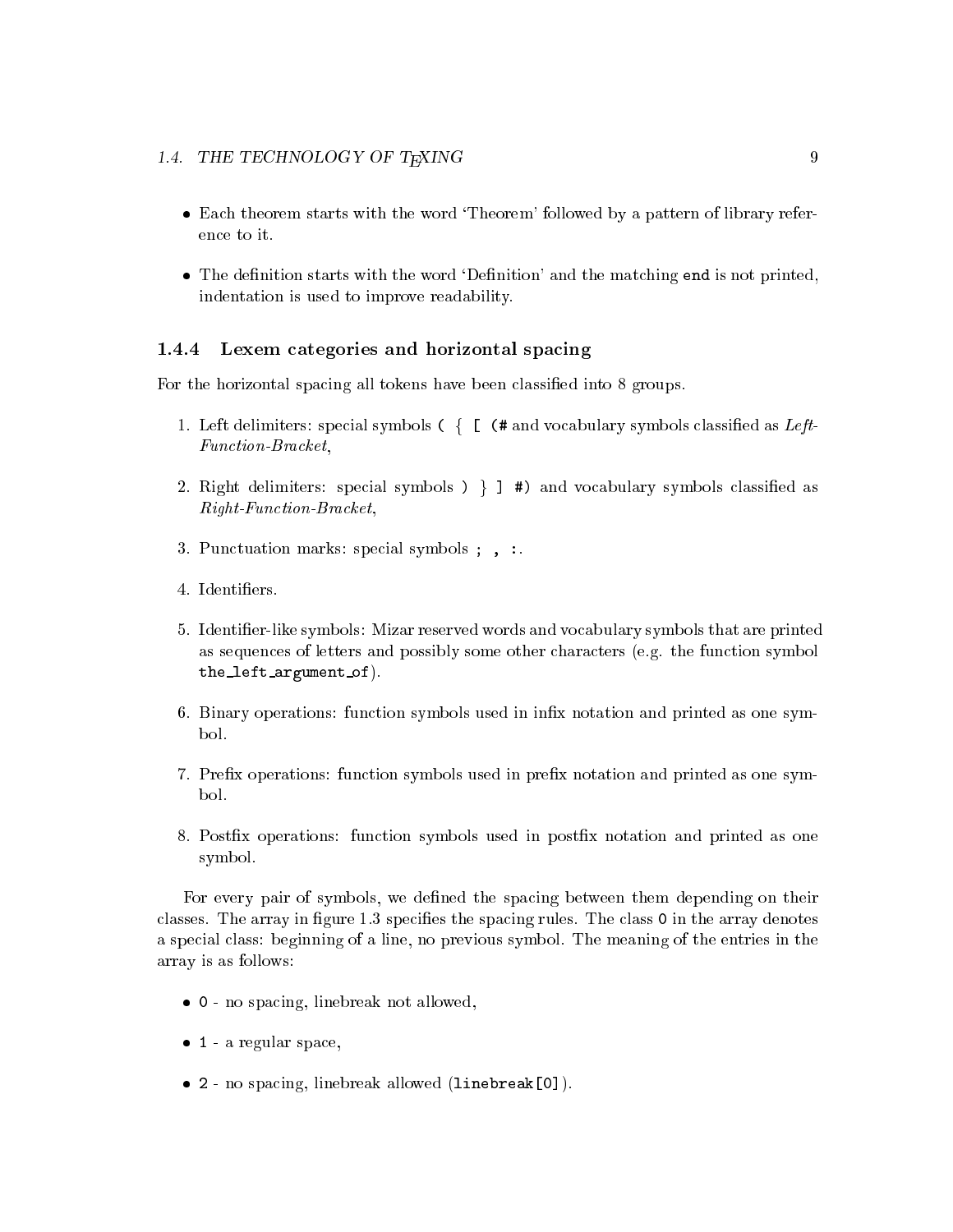- Each theorem starts with the word 'Theorem' followed by a pattern of library reference to it.

- The definition starts with the word 'Definition' and the matching `end` is not printed, indentation is used to improve readability.

### 1.4.4 Lexem categories and horizontal spacing

For the horizontal spacing all tokens have been classified into 8 groups.

1. Left delimiters: special symbols `(` `{` `[` `(#` and vocabulary symbols classified as *Left-Function-Bracket*,

2. Right delimiters: special symbols `)` `}` `]` `#)` and vocabulary symbols classified as *Right-Function-Bracket*,

3. Punctuation marks: special symbols `;` `,` `:`.

4. Identifiers.

5. Identifier-like symbols: Mizar reserved words and vocabulary symbols that are printed as sequences of letters and possibly some other characters (e.g. the function symbol `the_left_argument_of`).

6. Binary operations: function symbols used in infix notation and printed as one symbol.

7. Prefix operations: function symbols used in prefix notation and printed as one symbol.

8. Postfix operations: function symbols used in postfix notation and printed as one symbol.

For every pair of symbols, we defined the spacing between them depending on their classes. The array in figure 1.3 specifies the spacing rules. The class `0` in the array denotes a special class: beginning of a line, no previous symbol. The meaning of the entries in the array is as follows:

- `0` - no spacing, linebreak not allowed,

- `1` - a regular space,

- `2` - no spacing, linebreak allowed (`linebreak[0]`).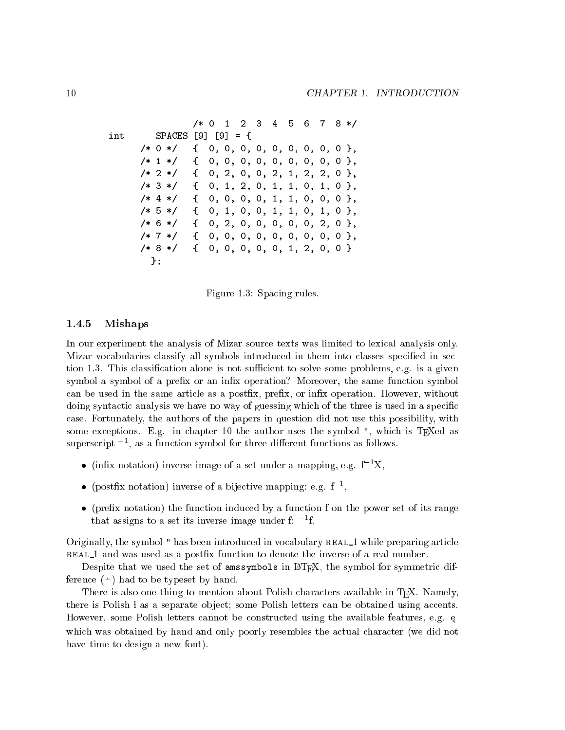```
                 /* 0  1  2  3  4  5  6  7  8 */
int       SPACES [9] [9] = {
      /* 0 */   {  0, 0, 0, 0, 0, 0, 0, 0, 0 },
      /* 1 */   {  0, 0, 0, 0, 0, 0, 0, 0, 0 },
      /* 2 */   {  0, 2, 0, 0, 2, 1, 2, 2, 0 },
      /* 3 */   {  0, 1, 2, 0, 1, 1, 0, 1, 0 },
      /* 4 */   {  0, 0, 0, 0, 1, 1, 0, 0, 0 },
      /* 5 */   {  0, 1, 0, 0, 1, 1, 0, 1, 0 },
      /* 6 */   {  0, 2, 0, 0, 0, 0, 0, 2, 0 },
      /* 7 */   {  0, 0, 0, 0, 0, 0, 0, 0, 0 },
      /* 8 */   {  0, 0, 0, 0, 0, 1, 2, 0, 0 }
        };
```

Figure 1.3: Spacing rules.

### 1.4.5 Mishaps

In our experiment the analysis of Mizar source texts was limited to lexical analysis only. Mizar vocabularies classify all symbols introduced in them into classes specified in section 1.3. This classification alone is not sufficient to solve some problems, e.g. is a given symbol a symbol of a prefix or an infix operation? Moreover, the same function symbol can be used in the same article as a postfix, prefix, or infix operation. However, without doing syntactic analysis we have no way of guessing which of the three is used in a specific case. Fortunately, the authors of the papers in question did not use this possibility, with some exceptions. E.g. in chapter 10 the author uses the symbol ", which is TEXed as superscript $^{-1}$, as a function symbol for three different functions as follows.

- (infix notation) inverse image of a set under a mapping, e.g. $\mathrm{f}^{-1}\mathrm{X}$,
- (postfix notation) inverse of a bijective mapping: e.g. $\mathrm{f}^{-1}$,
- (prefix notation) the function induced by a function f on the power set of its range that assigns to a set its inverse image under f: $^{-1}\mathrm{f}$.

Originally, the symbol " has been introduced in vocabulary REAL_1 while preparing article REAL_1 and was used as a postfix function to denote the inverse of a real number.

Despite that we used the set of `amssymbols` in LATEX, the symbol for symmetric difference ($\dot{-}$) had to be typeset by hand.

There is also one thing to mention about Polish characters available in TEX. Namely, there is Polish ł as a separate object; some Polish letters can be obtained using accents. However, some Polish letters cannot be constructed using the available features, e.g. ę which was obtained by hand and only poorly resembles the actual character (we did not have time to design a new font).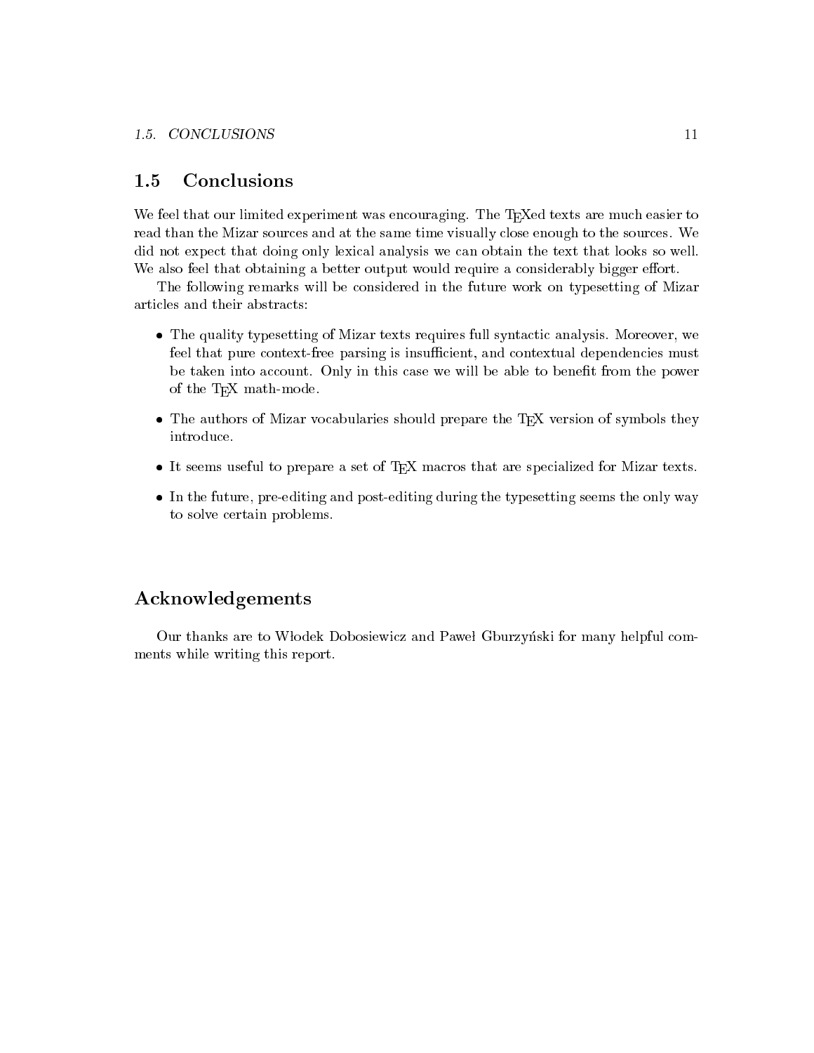## 1.5 Conclusions

We feel that our limited experiment was encouraging. The TEXed texts are much easier to read than the Mizar sources and at the same time visually close enough to the sources. We did not expect that doing only lexical analysis we can obtain the text that looks so well. We also feel that obtaining a better output would require a considerably bigger effort.

The following remarks will be considered in the future work on typesetting of Mizar articles and their abstracts:

- The quality typesetting of Mizar texts requires full syntactic analysis. Moreover, we feel that pure context-free parsing is insufficient, and contextual dependencies must be taken into account. Only in this case we will be able to benefit from the power of the TEX math-mode.
- The authors of Mizar vocabularies should prepare the TEX version of symbols they introduce.
- It seems useful to prepare a set of TEX macros that are specialized for Mizar texts.
- In the future, pre-editing and post-editing during the typesetting seems the only way to solve certain problems.

## Acknowledgements

Our thanks are to Włodek Dobosiewicz and Paweł Gburzyński for many helpful comments while writing this report.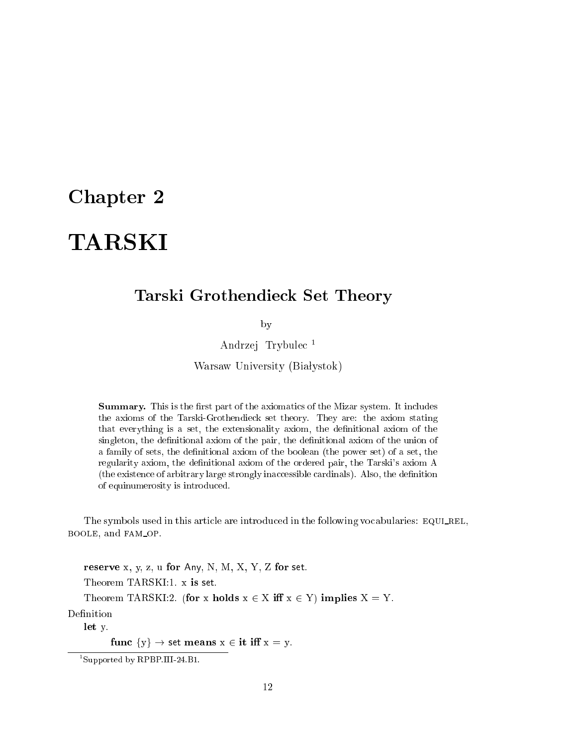# Chapter 2

# TARSKI

## Tarski Grothendieck Set Theory

by

Andrzej Trybulec [1]

Warsaw University (Białystok)

> **Summary.** This is the first part of the axiomatics of the Mizar system. It includes the axioms of the Tarski-Grothendieck set theory. They are: the axiom stating that everything is a set, the extensionality axiom, the definitional axiom of the singleton, the definitional axiom of the pair, the definitional axiom of the union of a family of sets, the definitional axiom of the boolean (the power set) of a set, the regularity axiom, the definitional axiom of the ordered pair, the Tarski's axiom A (the existence of arbitrary large strongly inaccessible cardinals). Also, the definition of equinumerosity is introduced.

The symbols used in this article are introduced in the following vocabularies: EQUI_REL, BOOLE, and FAM_OP.

**reserve** x, y, z, u **for** Any, N, M, X, Y, Z **for** set.

Theorem TARSKI:1. x **is** set.

Theorem TARSKI:2. (**for** x **holds** x $\in$ X **iff** x $\in$ Y) **implies** X = Y.

Definition

**let** y.

**func** {y} $\rightarrow$ set **means** x $\in$ **it** **iff** x = y.

[1] Supported by RPBP.III-24.B1.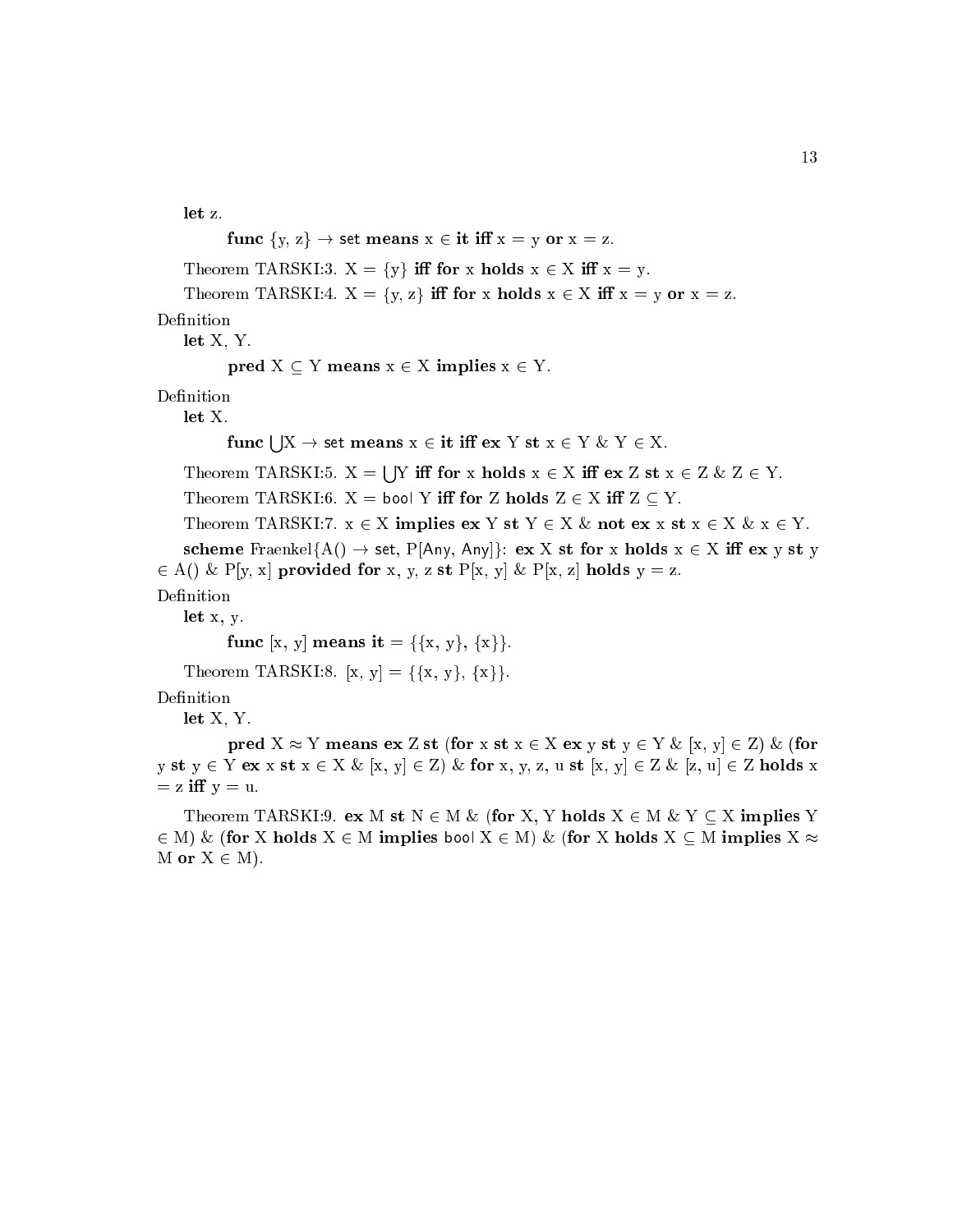**let** z.

  **func** $\{y, z\} \to$ set **means** $x \in$ **it iff** $x = y$ **or** $x = z$.

Theorem TARSKI:3. $X = \{y\}$ **iff for** x **holds** $x \in X$ **iff** $x = y$.

Theorem TARSKI:4. $X = \{y, z\}$ **iff for** x **holds** $x \in X$ **iff** $x = y$ **or** $x = z$.

Definition

**let** X, Y.

  **pred** $X \subseteq Y$ **means** $x \in X$ **implies** $x \in Y$.

Definition

**let** X.

  **func** $\bigcup X \to$ set **means** $x \in$ **it iff ex** Y **st** $x \in Y$ & $Y \in X$.

Theorem TARSKI:5. $X = \bigcup Y$ **iff for** x **holds** $x \in X$ **iff ex** Z **st** $x \in Z$ & $Z \in Y$.

Theorem TARSKI:6. $X =$ bool Y **iff for** Z **holds** $Z \in X$ **iff** $Z \subseteq Y$.

Theorem TARSKI:7. $x \in X$ **implies ex** Y **st** $Y \in X$ & **not ex** x **st** $x \in X$ & $x \in Y$.

**scheme** Fraenkel{A() $\to$ set, P[Any, Any]}: **ex** X **st for** x **holds** $x \in X$ **iff ex** y **st** y $\in$ A() & P[y, x] **provided for** x, y, z **st** P[x, y] & P[x, z] **holds** $y = z$.

Definition

**let** x, y.

  **func** [x, y] **means it** $= \{\{x, y\}, \{x\}\}$.

Theorem TARSKI:8. $[x, y] = \{\{x, y\}, \{x\}\}$.

Definition

**let** X, Y.

  **pred** $X \approx Y$ **means ex** Z **st** (**for** x **st** $x \in X$ **ex** y **st** $y \in Y$ & $[x, y] \in Z$) & (**for** y **st** $y \in Y$ **ex** x **st** $x \in X$ & $[x, y] \in Z$) & **for** x, y, z, u **st** $[x, y] \in Z$ & $[z, u] \in Z$ **holds** x $=$ z **iff** $y = u$.

Theorem TARSKI:9. **ex** M **st** $N \in M$ & (**for** X, Y **holds** $X \in M$ & $Y \subseteq X$ **implies** Y $\in$ M) & (**for** X **holds** $X \in M$ **implies** bool $X \in M$) & (**for** X **holds** $X \subseteq M$ **implies** $X \approx$ M **or** $X \in M$).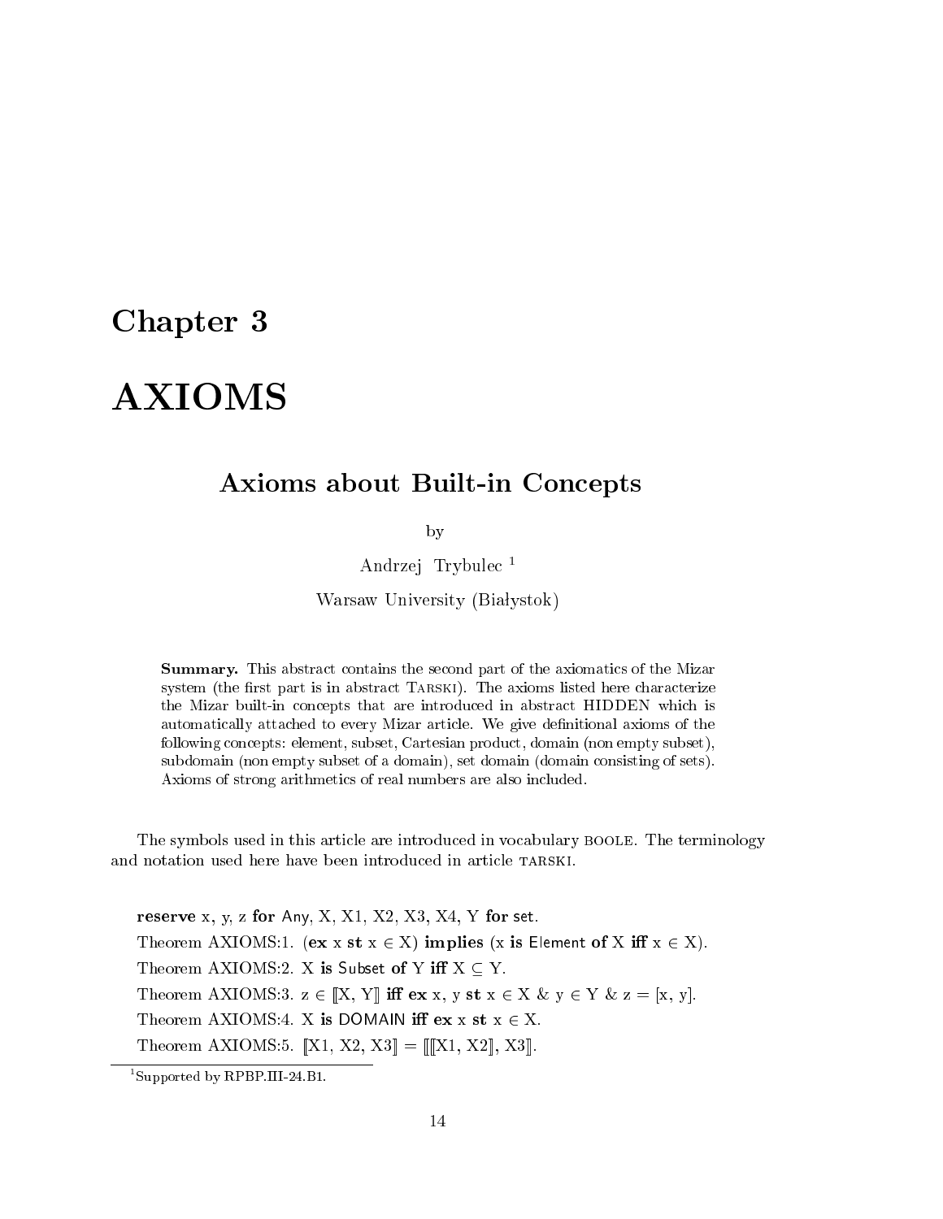# Chapter 3

# AXIOMS

## Axioms about Built-in Concepts

by

Andrzej Trybulec [1]

Warsaw University (Białystok)

**Summary.** This abstract contains the second part of the axiomatics of the Mizar system (the first part is in abstract TARSKI). The axioms listed here characterize the Mizar built-in concepts that are introduced in abstract HIDDEN which is automatically attached to every Mizar article. We give definitional axioms of the following concepts: element, subset, Cartesian product, domain (non empty subset), subdomain (non empty subset of a domain), set domain (domain consisting of sets). Axioms of strong arithmetics of real numbers are also included.

The symbols used in this article are introduced in vocabulary BOOLE. The terminology and notation used here have been introduced in article TARSKI.

**reserve** x, y, z **for** Any, X, X1, X2, X3, X4, Y **for** set.

Theorem AXIOMS:1. (**ex** x **st** x $\in$ X) **implies** (x **is** Element **of** X **iff** x $\in$ X).

Theorem AXIOMS:2. X **is** Subset **of** Y **iff** X $\subseteq$ Y.

Theorem AXIOMS:3. z $\in$ $[\![$X, Y$]\!]$ **iff** **ex** x, y **st** x $\in$ X & y $\in$ Y & z = [x, y].

Theorem AXIOMS:4. X **is** DOMAIN **iff** **ex** x **st** x $\in$ X.

Theorem AXIOMS:5. $[\![$X1, X2, X3$]\!]$ = $[\![[\![$X1, X2$]\!]$, X3$]\!]$.

[1] Supported by RPBP.III-24.B1.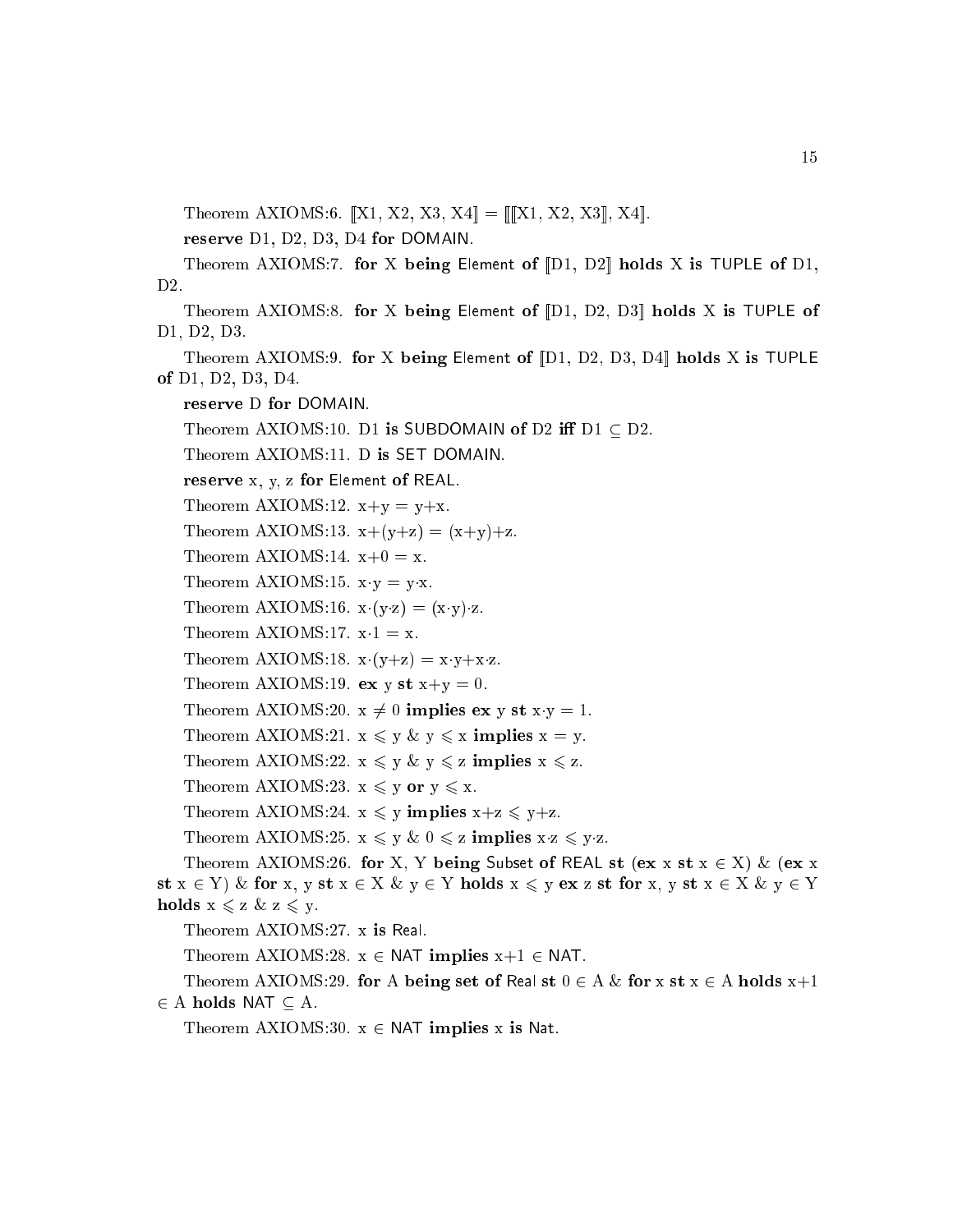Theorem AXIOMS:6. $[\![$X1, X2, X3, X4$]\!]$ = $[\![[\![$X1, X2, X3$]\!]$, X4$]\!]$.

**reserve** D1, D2, D3, D4 **for** DOMAIN.

Theorem AXIOMS:7. **for** X **being** Element **of** $[\![$D1, D2$]\!]$ **holds** X **is** TUPLE **of** D1, D2.

Theorem AXIOMS:8. **for** X **being** Element **of** $[\![$D1, D2, D3$]\!]$ **holds** X **is** TUPLE **of** D1, D2, D3.

Theorem AXIOMS:9. **for** X **being** Element **of** $[\![$D1, D2, D3, D4$]\!]$ **holds** X **is** TUPLE **of** D1, D2, D3, D4.

**reserve** D **for** DOMAIN.

Theorem AXIOMS:10. D1 **is** SUBDOMAIN **of** D2 **iff** D1 $\subseteq$ D2.

Theorem AXIOMS:11. D **is** SET DOMAIN.

**reserve** x, y, z **for** Element **of** REAL.

Theorem AXIOMS:12. x+y = y+x.

Theorem AXIOMS:13. x+(y+z) = (x+y)+z.

Theorem AXIOMS:14. x+0 = x.

Theorem AXIOMS:15. x·y = y·x.

Theorem AXIOMS:16. x·(y·z) = (x·y)·z.

Theorem AXIOMS:17. x·1 = x.

Theorem AXIOMS:18. x·(y+z) = x·y+x·z.

Theorem AXIOMS:19. **ex** y **st** x+y = 0.

Theorem AXIOMS:20. x $\neq$ 0 **implies** **ex** y **st** x·y = 1.

Theorem AXIOMS:21. x $\leqslant$ y & y $\leqslant$ x **implies** x = y.

Theorem AXIOMS:22. x $\leqslant$ y & y $\leqslant$ z **implies** x $\leqslant$ z.

Theorem AXIOMS:23. x $\leqslant$ y **or** y $\leqslant$ x.

Theorem AXIOMS:24. x $\leqslant$ y **implies** x+z $\leqslant$ y+z.

Theorem AXIOMS:25. x $\leqslant$ y & 0 $\leqslant$ z **implies** x·z $\leqslant$ y·z.

Theorem AXIOMS:26. **for** X, Y **being** Subset **of** REAL **st** (**ex** x **st** x $\in$ X) & (**ex** x **st** x $\in$ Y) & **for** x, y **st** x $\in$ X & y $\in$ Y **holds** x $\leqslant$ y **ex** z **st** **for** x, y **st** x $\in$ X & y $\in$ Y **holds** x $\leqslant$ z & z $\leqslant$ y.

Theorem AXIOMS:27. x **is** Real.

Theorem AXIOMS:28. x $\in$ NAT **implies** x+1 $\in$ NAT.

Theorem AXIOMS:29. **for** A **being set of** Real **st** 0 $\in$ A & **for** x **st** x $\in$ A **holds** x+1 $\in$ A **holds** NAT $\subseteq$ A.

Theorem AXIOMS:30. x $\in$ NAT **implies** x **is** Nat.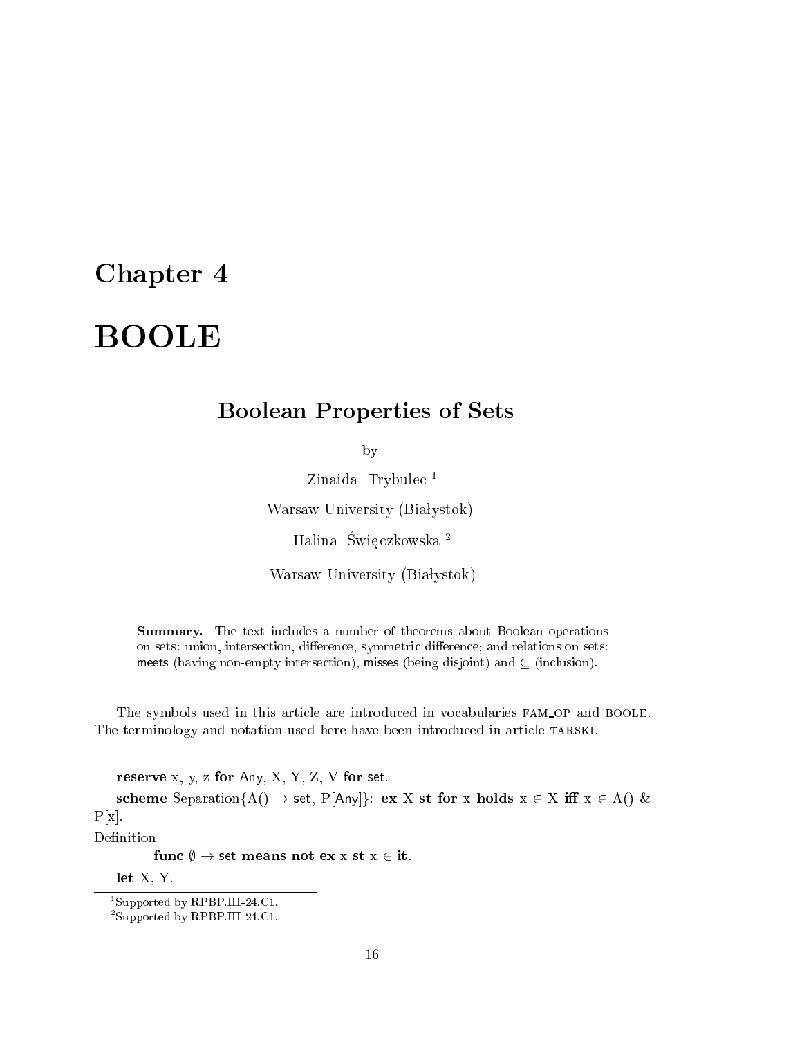# Chapter 4

# BOOLE

## Boolean Properties of Sets

by

Zinaida Trybulec [1]

Warsaw University (Białystok)

Halina Święczkowska [2]

Warsaw University (Białystok)

**Summary.** The text includes a number of theorems about Boolean operations on sets: union, intersection, difference, symmetric difference; and relations on sets: meets (having non-empty intersection), misses (being disjoint) and $\subseteq$ (inclusion).

The symbols used in this article are introduced in vocabularies FAM_OP and BOOLE. The terminology and notation used here have been introduced in article TARSKI.

**reserve** x, y, z **for** Any, X, Y, Z, V **for** set.

**scheme** Separation{A() $\rightarrow$ set, P[Any]}: **ex** X **st for** x **holds** x $\in$ X **iff** x $\in$ A() & P[x].

Definition

**func** $\emptyset$ $\rightarrow$ set **means not ex** x **st** x $\in$ **it**.

**let** X, Y.

[1] Supported by RPBP.III-24.C1.

[2] Supported by RPBP.III-24.C1.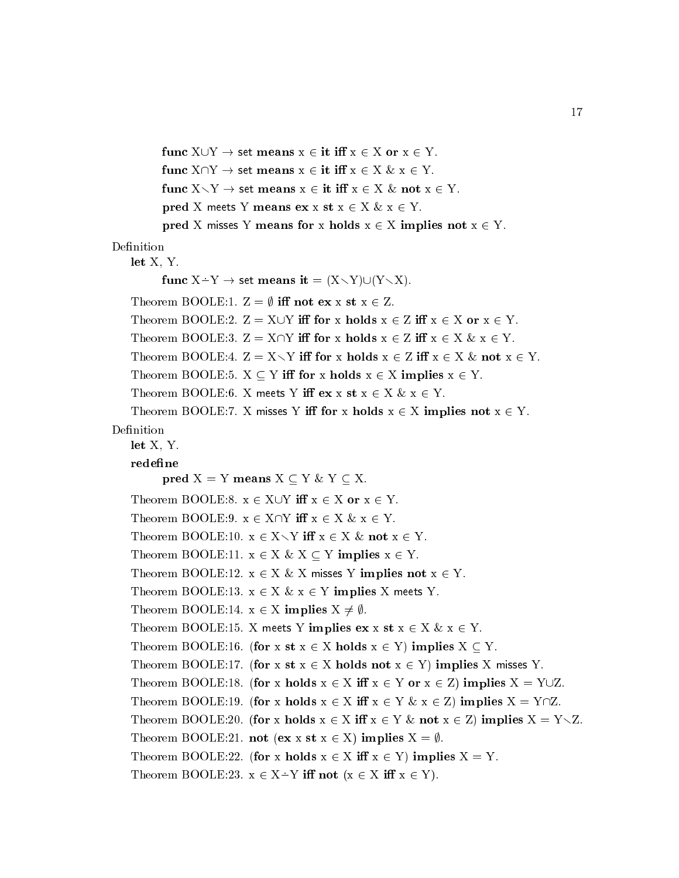**func** X∪Y → set **means** x ∈ **it** **iff** x ∈ X **or** x ∈ Y.

**func** X∩Y → set **means** x ∈ **it** **iff** x ∈ X & x ∈ Y.

**func** X∖Y → set **means** x ∈ **it** **iff** x ∈ X & **not** x ∈ Y.

**pred** X meets Y **means** **ex** x **st** x ∈ X & x ∈ Y.

**pred** X misses Y **means** **for** x **holds** x ∈ X **implies** **not** x ∈ Y.

Definition

**let** X, Y.

**func** X∸Y → set **means** **it** = (X∖Y)∪(Y∖X).

Theorem BOOLE:1. Z = ∅ **iff** **not** **ex** x **st** x ∈ Z.

Theorem BOOLE:2. Z = X∪Y **iff** **for** x **holds** x ∈ Z **iff** x ∈ X **or** x ∈ Y.

Theorem BOOLE:3. Z = X∩Y **iff** **for** x **holds** x ∈ Z **iff** x ∈ X & x ∈ Y.

Theorem BOOLE:4. Z = X∖Y **iff** **for** x **holds** x ∈ Z **iff** x ∈ X & **not** x ∈ Y.

Theorem BOOLE:5. X ⊆ Y **iff** **for** x **holds** x ∈ X **implies** x ∈ Y.

Theorem BOOLE:6. X meets Y **iff** **ex** x **st** x ∈ X & x ∈ Y.

Theorem BOOLE:7. X misses Y **iff** **for** x **holds** x ∈ X **implies** **not** x ∈ Y.

Definition

**let** X, Y.

**redefine**

**pred** X = Y **means** X ⊆ Y & Y ⊆ X.

Theorem BOOLE:8. x ∈ X∪Y **iff** x ∈ X **or** x ∈ Y.

Theorem BOOLE:9. x ∈ X∩Y **iff** x ∈ X & x ∈ Y.

Theorem BOOLE:10. x ∈ X∖Y **iff** x ∈ X & **not** x ∈ Y.

Theorem BOOLE:11. x ∈ X & X ⊆ Y **implies** x ∈ Y.

Theorem BOOLE:12. x ∈ X & X misses Y **implies** **not** x ∈ Y.

Theorem BOOLE:13. x ∈ X & x ∈ Y **implies** X meets Y.

Theorem BOOLE:14. x ∈ X **implies** X ≠ ∅.

Theorem BOOLE:15. X meets Y **implies** **ex** x **st** x ∈ X & x ∈ Y.

Theorem BOOLE:16. (**for** x **st** x ∈ X **holds** x ∈ Y) **implies** X ⊆ Y.

Theorem BOOLE:17. (**for** x **st** x ∈ X **holds** **not** x ∈ Y) **implies** X misses Y.

Theorem BOOLE:18. (**for** x **holds** x ∈ X **iff** x ∈ Y **or** x ∈ Z) **implies** X = Y∪Z.

Theorem BOOLE:19. (**for** x **holds** x ∈ X **iff** x ∈ Y & x ∈ Z) **implies** X = Y∩Z.

Theorem BOOLE:20. (**for** x **holds** x ∈ X **iff** x ∈ Y & **not** x ∈ Z) **implies** X = Y∖Z.

Theorem BOOLE:21. **not** (**ex** x **st** x ∈ X) **implies** X = ∅.

Theorem BOOLE:22. (**for** x **holds** x ∈ X **iff** x ∈ Y) **implies** X = Y.

Theorem BOOLE:23. x ∈ X∸Y **iff** **not** (x ∈ X **iff** x ∈ Y).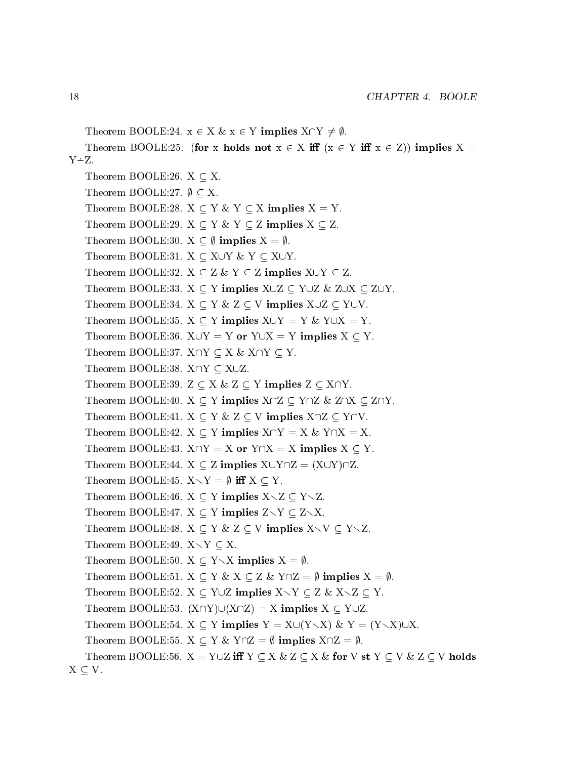Theorem BOOLE:24. $x \in X$ & $x \in Y$ **implies** $X \cap Y \neq \emptyset$.

Theorem BOOLE:25. (**for** x **holds** **not** $x \in X$ **iff** ($x \in Y$ **iff** $x \in Z$)) **implies** $X = Y \dot{-} Z$.

Theorem BOOLE:26. $X \subseteq X$.

Theorem BOOLE:27. $\emptyset \subseteq X$.

Theorem BOOLE:28. $X \subseteq Y$ & $Y \subseteq X$ **implies** $X = Y$.

Theorem BOOLE:29. $X \subseteq Y$ & $Y \subseteq Z$ **implies** $X \subseteq Z$.

Theorem BOOLE:30. $X \subseteq \emptyset$ **implies** $X = \emptyset$.

Theorem BOOLE:31. $X \subseteq X \cup Y$ & $Y \subseteq X \cup Y$.

Theorem BOOLE:32. $X \subseteq Z$ & $Y \subseteq Z$ **implies** $X \cup Y \subseteq Z$.

Theorem BOOLE:33. $X \subseteq Y$ **implies** $X \cup Z \subseteq Y \cup Z$ & $Z \cup X \subseteq Z \cup Y$.

Theorem BOOLE:34. $X \subseteq Y$ & $Z \subseteq V$ **implies** $X \cup Z \subseteq Y \cup V$.

Theorem BOOLE:35. $X \subseteq Y$ **implies** $X \cup Y = Y$ & $Y \cup X = Y$.

Theorem BOOLE:36. $X \cup Y = Y$ **or** $Y \cup X = Y$ **implies** $X \subseteq Y$.

Theorem BOOLE:37. $X \cap Y \subseteq X$ & $X \cap Y \subseteq Y$.

Theorem BOOLE:38. $X \cap Y \subseteq X \cup Z$.

Theorem BOOLE:39. $Z \subseteq X$ & $Z \subseteq Y$ **implies** $Z \subseteq X \cap Y$.

Theorem BOOLE:40. $X \subseteq Y$ **implies** $X \cap Z \subseteq Y \cap Z$ & $Z \cap X \subseteq Z \cap Y$.

Theorem BOOLE:41. $X \subseteq Y$ & $Z \subseteq V$ **implies** $X \cap Z \subseteq Y \cap V$.

Theorem BOOLE:42. $X \subseteq Y$ **implies** $X \cap Y = X$ & $Y \cap X = X$.

Theorem BOOLE:43. $X \cap Y = X$ **or** $Y \cap X = X$ **implies** $X \subseteq Y$.

Theorem BOOLE:44. $X \subseteq Z$ **implies** $X \cup Y \cap Z = (X \cup Y) \cap Z$.

Theorem BOOLE:45. $X \setminus Y = \emptyset$ **iff** $X \subseteq Y$.

Theorem BOOLE:46. $X \subseteq Y$ **implies** $X \setminus Z \subseteq Y \setminus Z$.

Theorem BOOLE:47. $X \subseteq Y$ **implies** $Z \setminus Y \subseteq Z \setminus X$.

Theorem BOOLE:48. $X \subseteq Y$ & $Z \subseteq V$ **implies** $X \setminus V \subseteq Y \setminus Z$.

Theorem BOOLE:49. $X \setminus Y \subseteq X$.

Theorem BOOLE:50. $X \subseteq Y \setminus X$ **implies** $X = \emptyset$.

Theorem BOOLE:51. $X \subseteq Y$ & $X \subseteq Z$ & $Y \cap Z = \emptyset$ **implies** $X = \emptyset$.

Theorem BOOLE:52. $X \subseteq Y \cup Z$ **implies** $X \setminus Y \subseteq Z$ & $X \setminus Z \subseteq Y$.

Theorem BOOLE:53. $(X \cap Y) \cup (X \cap Z) = X$ **implies** $X \subseteq Y \cup Z$.

Theorem BOOLE:54. $X \subseteq Y$ **implies** $Y = X \cup (Y \setminus X)$ & $Y = (Y \setminus X) \cup X$.

Theorem BOOLE:55. $X \subseteq Y$ & $Y \cap Z = \emptyset$ **implies** $X \cap Z = \emptyset$.

Theorem BOOLE:56. $X = Y \cup Z$ **iff** $Y \subseteq X$ & $Z \subseteq X$ & **for** V **st** $Y \subseteq V$ & $Z \subseteq V$ **holds** $X \subseteq V$.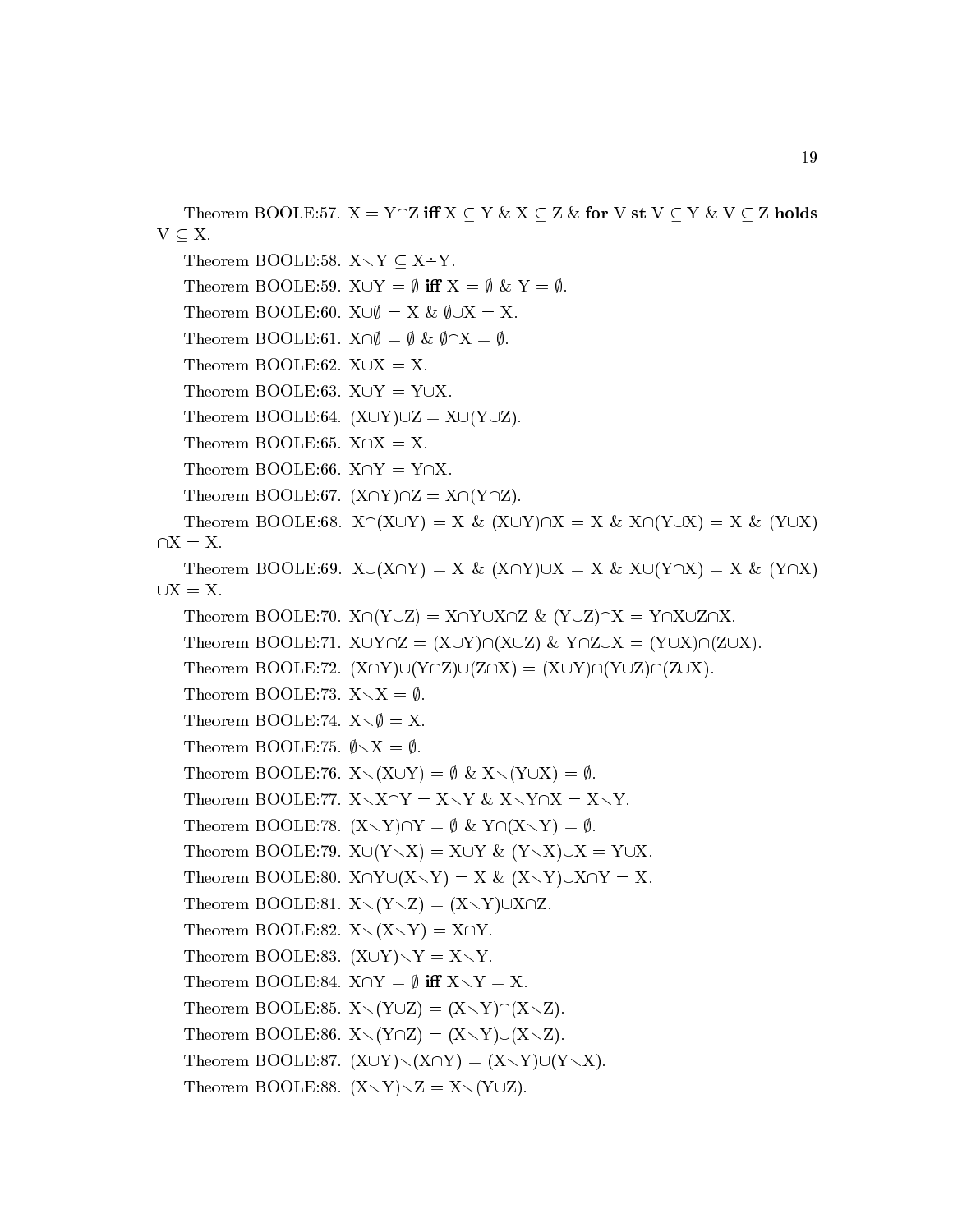Theorem BOOLE:57. $X = Y \cap Z$ **iff** $X \subseteq Y$ & $X \subseteq Z$ & **for** V **st** $V \subseteq Y$ & $V \subseteq Z$ **holds** $V \subseteq X$.

Theorem BOOLE:58. $X \setminus Y \subseteq X \dot{-} Y$.

Theorem BOOLE:59. $X \cup Y = \emptyset$ **iff** $X = \emptyset$ & $Y = \emptyset$.

Theorem BOOLE:60. $X \cup \emptyset = X$ & $\emptyset \cup X = X$.

Theorem BOOLE:61. $X \cap \emptyset = \emptyset$ & $\emptyset \cap X = \emptyset$.

Theorem BOOLE:62. $X \cup X = X$.

Theorem BOOLE:63. $X \cup Y = Y \cup X$.

Theorem BOOLE:64. $(X \cup Y) \cup Z = X \cup (Y \cup Z)$.

Theorem BOOLE:65. $X \cap X = X$.

Theorem BOOLE:66. $X \cap Y = Y \cap X$.

Theorem BOOLE:67. $(X \cap Y) \cap Z = X \cap (Y \cap Z)$.

Theorem BOOLE:68. $X \cap (X \cup Y) = X$ & $(X \cup Y) \cap X = X$ & $X \cap (Y \cup X) = X$ & $(Y \cup X) \cap X = X$.

Theorem BOOLE:69. $X \cup (X \cap Y) = X$ & $(X \cap Y) \cup X = X$ & $X \cup (Y \cap X) = X$ & $(Y \cap X) \cup X = X$.

Theorem BOOLE:70. $X \cap (Y \cup Z) = X \cap Y \cup X \cap Z$ & $(Y \cup Z) \cap X = Y \cap X \cup Z \cap X$.

Theorem BOOLE:71. $X \cup Y \cap Z = (X \cup Y) \cap (X \cup Z)$ & $Y \cap Z \cup X = (Y \cup X) \cap (Z \cup X)$.

Theorem BOOLE:72. $(X \cap Y) \cup (Y \cap Z) \cup (Z \cap X) = (X \cup Y) \cap (Y \cup Z) \cap (Z \cup X)$.

Theorem BOOLE:73. $X \setminus X = \emptyset$.

Theorem BOOLE:74. $X \setminus \emptyset = X$.

Theorem BOOLE:75. $\emptyset \setminus X = \emptyset$.

Theorem BOOLE:76. $X \setminus (X \cup Y) = \emptyset$ & $X \setminus (Y \cup X) = \emptyset$.

Theorem BOOLE:77. $X \setminus X \cap Y = X \setminus Y$ & $X \setminus Y \cap X = X \setminus Y$.

Theorem BOOLE:78. $(X \setminus Y) \cap Y = \emptyset$ & $Y \cap (X \setminus Y) = \emptyset$.

Theorem BOOLE:79. $X \cup (Y \setminus X) = X \cup Y$ & $(Y \setminus X) \cup X = Y \cup X$.

Theorem BOOLE:80. $X \cap Y \cup (X \setminus Y) = X$ & $(X \setminus Y) \cup X \cap Y = X$.

Theorem BOOLE:81. $X \setminus (Y \setminus Z) = (X \setminus Y) \cup X \cap Z$.

Theorem BOOLE:82. $X \setminus (X \setminus Y) = X \cap Y$.

Theorem BOOLE:83. $(X \cup Y) \setminus Y = X \setminus Y$.

Theorem BOOLE:84. $X \cap Y = \emptyset$ **iff** $X \setminus Y = X$.

Theorem BOOLE:85. $X \setminus (Y \cup Z) = (X \setminus Y) \cap (X \setminus Z)$.

Theorem BOOLE:86. $X \setminus (Y \cap Z) = (X \setminus Y) \cup (X \setminus Z)$.

Theorem BOOLE:87. $(X \cup Y) \setminus (X \cap Y) = (X \setminus Y) \cup (Y \setminus X)$.

Theorem BOOLE:88. $(X \setminus Y) \setminus Z = X \setminus (Y \cup Z)$.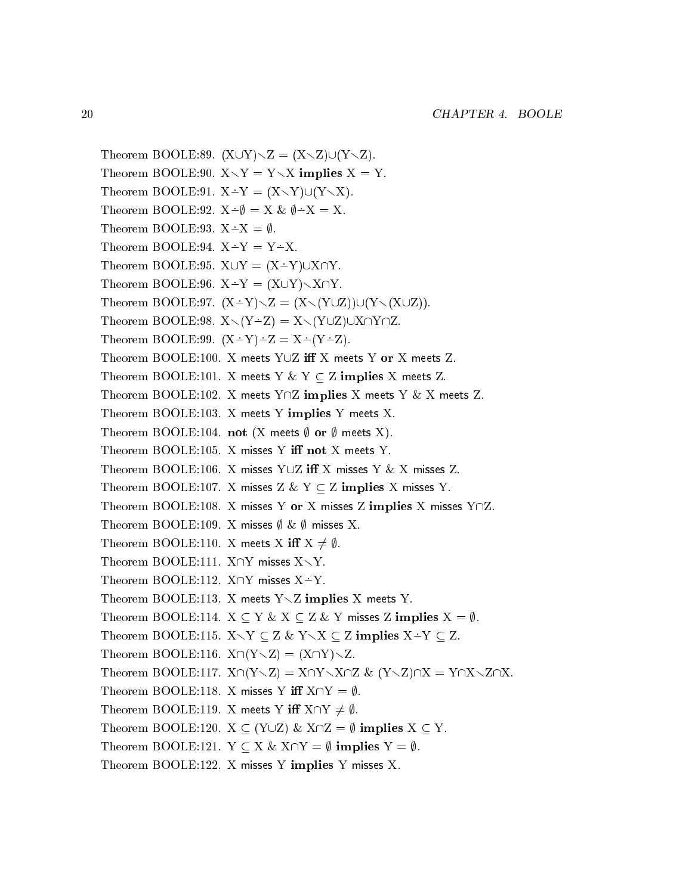Theorem BOOLE:89. $(X \cup Y) \setminus Z = (X \setminus Z) \cup (Y \setminus Z)$.

Theorem BOOLE:90. $X \setminus Y = Y \setminus X$ **implies** $X = Y$.

Theorem BOOLE:91. $X \dot{-} Y = (X \setminus Y) \cup (Y \setminus X)$.

Theorem BOOLE:92. $X \dot{-} \emptyset = X$ & $\emptyset \dot{-} X = X$.

Theorem BOOLE:93. $X \dot{-} X = \emptyset$.

Theorem BOOLE:94. $X \dot{-} Y = Y \dot{-} X$.

Theorem BOOLE:95. $X \cup Y = (X \dot{-} Y) \cup X \cap Y$.

Theorem BOOLE:96. $X \dot{-} Y = (X \cup Y) \setminus X \cap Y$.

Theorem BOOLE:97. $(X \dot{-} Y) \setminus Z = (X \setminus (Y \cup Z)) \cup (Y \setminus (X \cup Z))$.

Theorem BOOLE:98. $X \setminus (Y \dot{-} Z) = X \setminus (Y \cup Z) \cup X \cap Y \cap Z$.

Theorem BOOLE:99. $(X \dot{-} Y) \dot{-} Z = X \dot{-} (Y \dot{-} Z)$.

Theorem BOOLE:100. X meets $Y \cup Z$ **iff** X meets Y **or** X meets Z.

Theorem BOOLE:101. X meets Y & $Y \subseteq Z$ **implies** X meets Z.

Theorem BOOLE:102. X meets $Y \cap Z$ **implies** X meets Y & X meets Z.

Theorem BOOLE:103. X meets Y **implies** Y meets X.

Theorem BOOLE:104. **not** (X meets $\emptyset$ **or** $\emptyset$ meets X).

Theorem BOOLE:105. X misses Y **iff not** X meets Y.

Theorem BOOLE:106. X misses $Y \cup Z$ **iff** X misses Y & X misses Z.

Theorem BOOLE:107. X misses Z & $Y \subseteq Z$ **implies** X misses Y.

Theorem BOOLE:108. X misses Y **or** X misses Z **implies** X misses $Y \cap Z$.

Theorem BOOLE:109. X misses $\emptyset$ & $\emptyset$ misses X.

Theorem BOOLE:110. X meets X **iff** $X \neq \emptyset$.

Theorem BOOLE:111. $X \cap Y$ misses $X \setminus Y$.

Theorem BOOLE:112. $X \cap Y$ misses $X \dot{-} Y$.

Theorem BOOLE:113. X meets $Y \setminus Z$ **implies** X meets Y.

Theorem BOOLE:114. $X \subseteq Y$ & $X \subseteq Z$ & Y misses Z **implies** $X = \emptyset$.

Theorem BOOLE:115. $X \setminus Y \subseteq Z$ & $Y \setminus X \subseteq Z$ **implies** $X \dot{-} Y \subseteq Z$.

Theorem BOOLE:116. $X \cap (Y \setminus Z) = (X \cap Y) \setminus Z$.

Theorem BOOLE:117. $X \cap (Y \setminus Z) = X \cap Y \setminus X \cap Z$ & $(Y \setminus Z) \cap X = Y \cap X \setminus Z \cap X$.

Theorem BOOLE:118. X misses Y **iff** $X \cap Y = \emptyset$.

Theorem BOOLE:119. X meets Y **iff** $X \cap Y \neq \emptyset$.

Theorem BOOLE:120. $X \subseteq (Y \cup Z)$ & $X \cap Z = \emptyset$ **implies** $X \subseteq Y$.

Theorem BOOLE:121. $Y \subseteq X$ & $X \cap Y = \emptyset$ **implies** $Y = \emptyset$.

Theorem BOOLE:122. X misses Y **implies** Y misses X.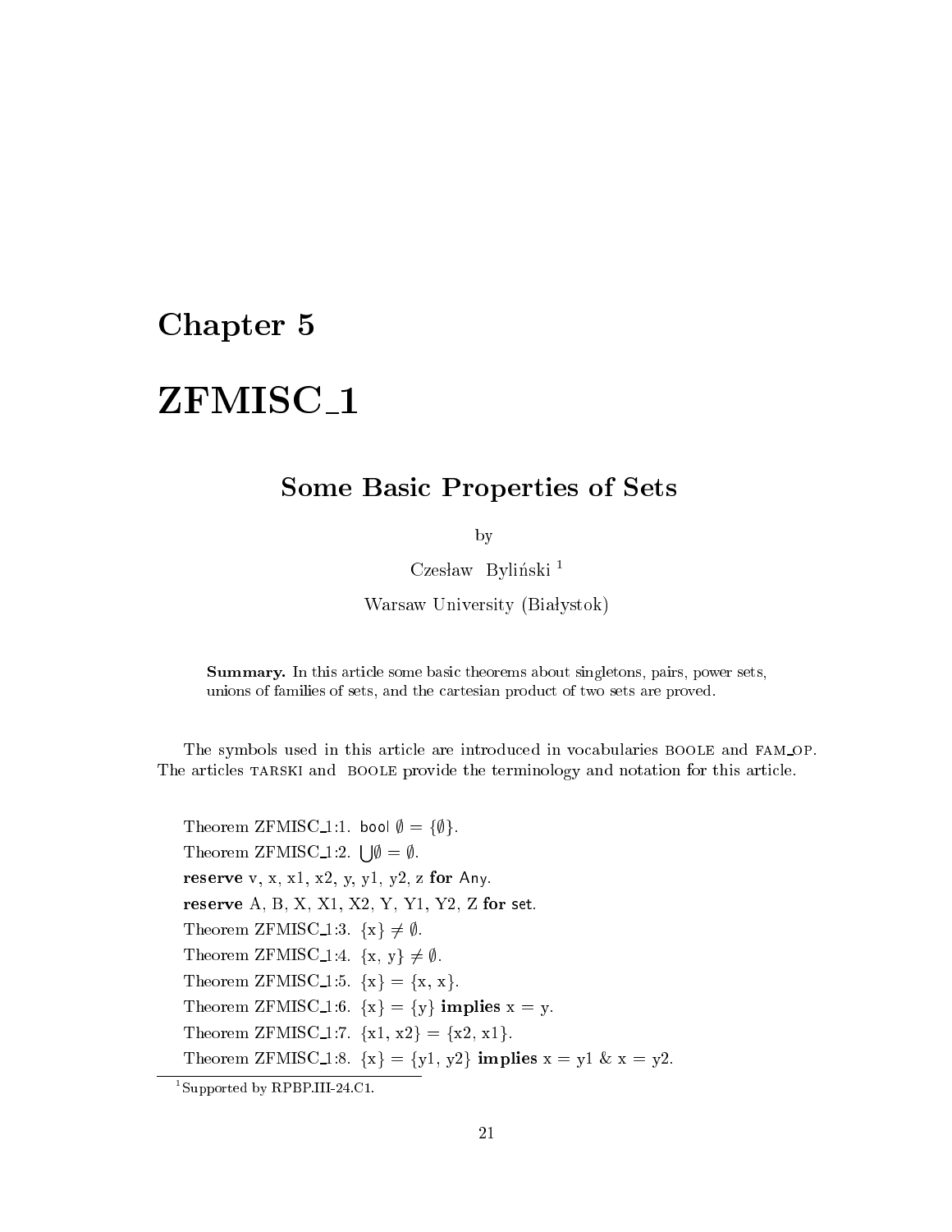# Chapter 5

# ZFMISC_1

## Some Basic Properties of Sets

by

Czesław Byliński [1]

Warsaw University (Białystok)

**Summary.** In this article some basic theorems about singletons, pairs, power sets, unions of families of sets, and the cartesian product of two sets are proved.

The symbols used in this article are introduced in vocabularies BOOLE and FAM_OP. The articles TARSKI and BOOLE provide the terminology and notation for this article.

Theorem ZFMISC_1:1. bool $\emptyset = \{\emptyset\}$.

Theorem ZFMISC_1:2. $\bigcup \emptyset = \emptyset$.

**reserve** v, x, x1, x2, y, y1, y2, z **for** Any.

**reserve** A, B, X, X1, X2, Y, Y1, Y2, Z **for** set.

Theorem ZFMISC_1:3. $\{x\} \neq \emptyset$.

Theorem ZFMISC_1:4. $\{x, y\} \neq \emptyset$.

Theorem ZFMISC_1:5. $\{x\} = \{x, x\}$.

Theorem ZFMISC_1:6. $\{x\} = \{y\}$ **implies** x = y.

Theorem ZFMISC_1:7. $\{x1, x2\} = \{x2, x1\}$.

Theorem ZFMISC_1:8. $\{x\} = \{y1, y2\}$ **implies** x = y1 & x = y2.

[1] Supported by RPBP.III-24.C1.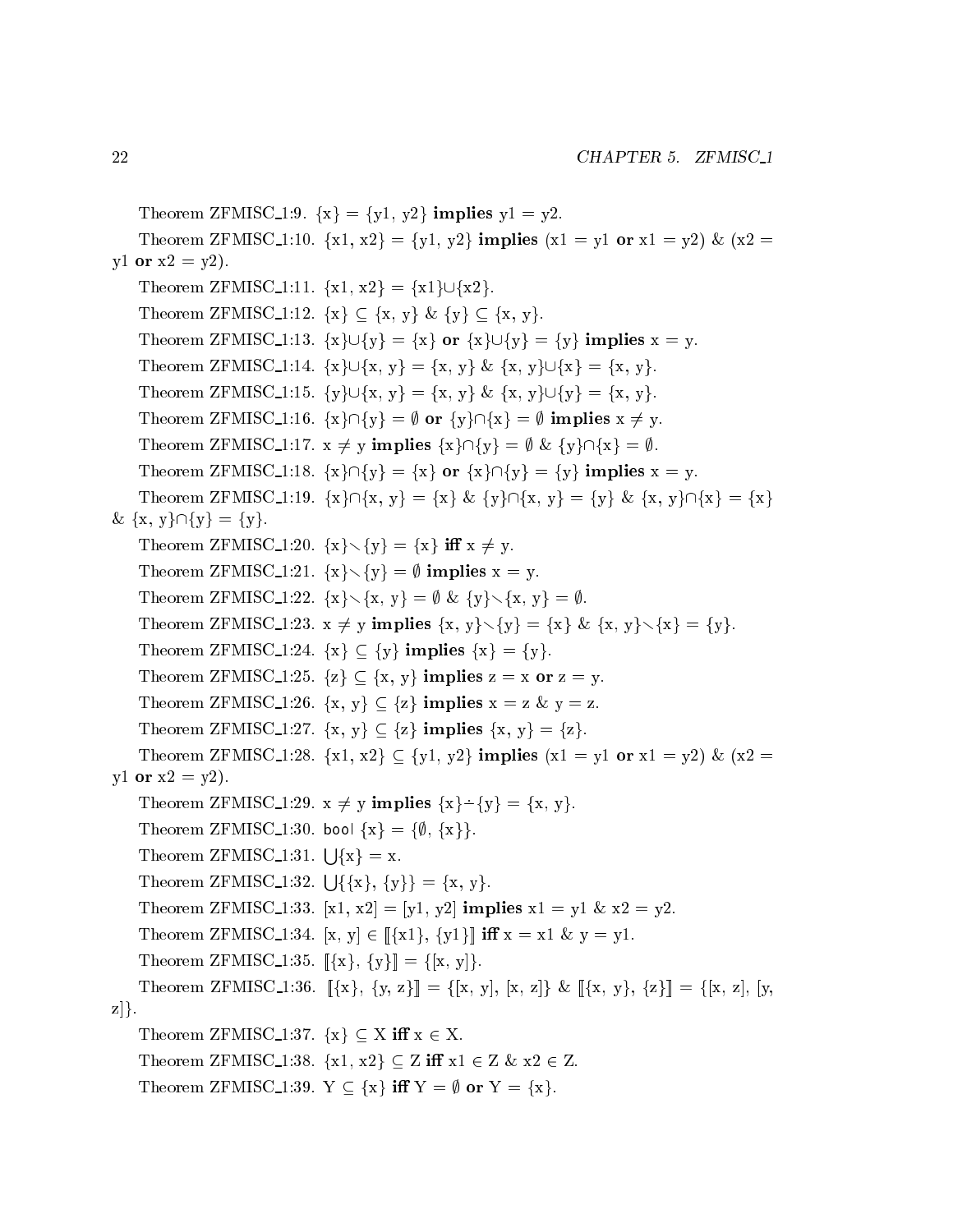Theorem ZFMISC_1:9. {x} = {y1, y2} **implies** y1 = y2.

Theorem ZFMISC_1:10. {x1, x2} = {y1, y2} **implies** (x1 = y1 **or** x1 = y2) & (x2 = y1 **or** x2 = y2).

Theorem ZFMISC_1:11. {x1, x2} = {x1}∪{x2}.

Theorem ZFMISC_1:12. {x} ⊆ {x, y} & {y} ⊆ {x, y}.

Theorem ZFMISC_1:13. {x}∪{y} = {x} **or** {x}∪{y} = {y} **implies** x = y.

Theorem ZFMISC_1:14. {x}∪{x, y} = {x, y} & {x, y}∪{x} = {x, y}.

Theorem ZFMISC_1:15. {y}∪{x, y} = {x, y} & {x, y}∪{y} = {x, y}.

Theorem ZFMISC_1:16. {x}∩{y} = ∅ **or** {y}∩{x} = ∅ **implies** x ≠ y.

Theorem ZFMISC_1:17. x ≠ y **implies** {x}∩{y} = ∅ & {y}∩{x} = ∅.

Theorem ZFMISC_1:18. {x}∩{y} = {x} **or** {x}∩{y} = {y} **implies** x = y.

Theorem ZFMISC_1:19. {x}∩{x, y} = {x} & {y}∩{x, y} = {y} & {x, y}∩{x} = {x} & {x, y}∩{y} = {y}.

Theorem ZFMISC_1:20. {x}∖{y} = {x} **iff** x ≠ y.

Theorem ZFMISC_1:21. {x}∖{y} = ∅ **implies** x = y.

Theorem ZFMISC_1:22. {x}∖{x, y} = ∅ & {y}∖{x, y} = ∅.

Theorem ZFMISC_1:23. x ≠ y **implies** {x, y}∖{y} = {x} & {x, y}∖{x} = {y}.

Theorem ZFMISC_1:24. {x} ⊆ {y} **implies** {x} = {y}.

Theorem ZFMISC_1:25. {z} ⊆ {x, y} **implies** z = x **or** z = y.

Theorem ZFMISC_1:26. {x, y} ⊆ {z} **implies** x = z & y = z.

Theorem ZFMISC_1:27. {x, y} ⊆ {z} **implies** {x, y} = {z}.

Theorem ZFMISC_1:28. {x1, x2} ⊆ {y1, y2} **implies** (x1 = y1 **or** x1 = y2) & (x2 = y1 **or** x2 = y2).

Theorem ZFMISC_1:29. x ≠ y **implies** {x}∸{y} = {x, y}.

Theorem ZFMISC_1:30. bool {x} = {∅, {x}}.

Theorem ZFMISC_1:31. ⋃{x} = x.

Theorem ZFMISC_1:32. ⋃{{x}, {y}} = {x, y}.

Theorem ZFMISC_1:33. [x1, x2] = [y1, y2] **implies** x1 = y1 & x2 = y2.

Theorem ZFMISC_1:34. [x, y] ∈ ⟦{x1}, {y1}⟧ **iff** x = x1 & y = y1.

Theorem ZFMISC_1:35. ⟦{x}, {y}⟧ = {[x, y]}.

Theorem ZFMISC_1:36. ⟦{x}, {y, z}⟧ = {[x, y], [x, z]} & ⟦{x, y}, {z}⟧ = {[x, z], [y, z]}.

Theorem ZFMISC_1:37. {x} ⊆ X **iff** x ∈ X.

Theorem ZFMISC_1:38. {x1, x2} ⊆ Z **iff** x1 ∈ Z & x2 ∈ Z.

Theorem ZFMISC_1:39. Y ⊆ {x} **iff** Y = ∅ **or** Y = {x}.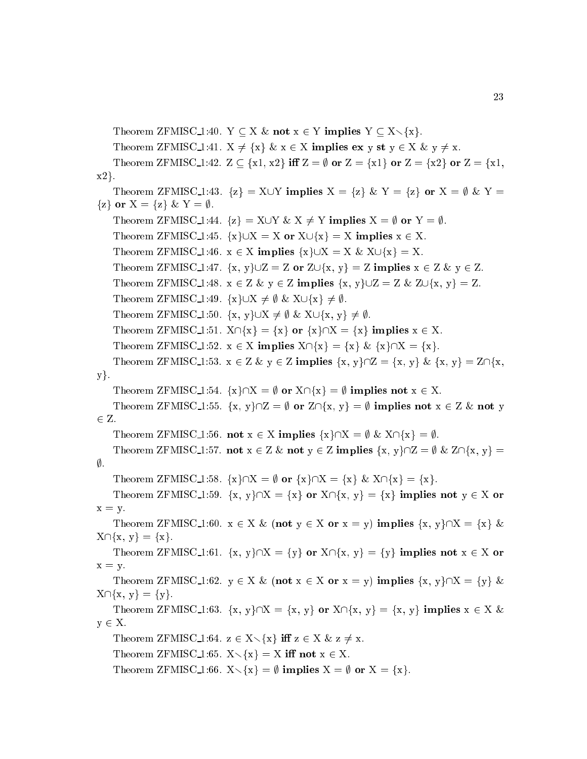Theorem ZFMISC_1:40. $Y \subseteq X$ & **not** $x \in Y$ **implies** $Y \subseteq X \setminus \{x\}$.

Theorem ZFMISC_1:41. $X \neq \{x\}$ & $x \in X$ **implies ex** $y$ **st** $y \in X$ & $y \neq x$.

Theorem ZFMISC_1:42. $Z \subseteq \{x1, x2\}$ **iff** $Z = \emptyset$ **or** $Z = \{x1\}$ **or** $Z = \{x2\}$ **or** $Z = \{x1, x2\}$.

Theorem ZFMISC_1:43. $\{z\} = X \cup Y$ **implies** $X = \{z\}$ & $Y = \{z\}$ **or** $X = \emptyset$ & $Y = \{z\}$ **or** $X = \{z\}$ & $Y = \emptyset$.

Theorem ZFMISC_1:44. $\{z\} = X \cup Y$ & $X \neq Y$ **implies** $X = \emptyset$ **or** $Y = \emptyset$.

Theorem ZFMISC_1:45. $\{x\} \cup X = X$ **or** $X \cup \{x\} = X$ **implies** $x \in X$.

Theorem ZFMISC_1:46. $x \in X$ **implies** $\{x\} \cup X = X$ & $X \cup \{x\} = X$.

Theorem ZFMISC_1:47. $\{x, y\} \cup Z = Z$ **or** $Z \cup \{x, y\} = Z$ **implies** $x \in Z$ & $y \in Z$.

Theorem ZFMISC_1:48. $x \in Z$ & $y \in Z$ **implies** $\{x, y\} \cup Z = Z$ & $Z \cup \{x, y\} = Z$.

Theorem ZFMISC_1:49. $\{x\} \cup X \neq \emptyset$ & $X \cup \{x\} \neq \emptyset$.

Theorem ZFMISC_1:50. $\{x, y\} \cup X \neq \emptyset$ & $X \cup \{x, y\} \neq \emptyset$.

Theorem ZFMISC_1:51. $X \cap \{x\} = \{x\}$ **or** $\{x\} \cap X = \{x\}$ **implies** $x \in X$.

Theorem ZFMISC_1:52. $x \in X$ **implies** $X \cap \{x\} = \{x\}$ & $\{x\} \cap X = \{x\}$.

Theorem ZFMISC_1:53. $x \in Z$ & $y \in Z$ **implies** $\{x, y\} \cap Z = \{x, y\}$ & $\{x, y\} = Z \cap \{x, y\}$.

Theorem ZFMISC_1:54. $\{x\} \cap X = \emptyset$ **or** $X \cap \{x\} = \emptyset$ **implies not** $x \in X$.

Theorem ZFMISC_1:55. $\{x, y\} \cap Z = \emptyset$ **or** $Z \cap \{x, y\} = \emptyset$ **implies not** $x \in Z$ & **not** $y \in Z$.

Theorem ZFMISC_1:56. **not** $x \in X$ **implies** $\{x\} \cap X = \emptyset$ & $X \cap \{x\} = \emptyset$.

Theorem ZFMISC_1:57. **not** $x \in Z$ & **not** $y \in Z$ **implies** $\{x, y\} \cap Z = \emptyset$ & $Z \cap \{x, y\} = \emptyset$.

Theorem ZFMISC_1:58. $\{x\} \cap X = \emptyset$ **or** $\{x\} \cap X = \{x\}$ & $X \cap \{x\} = \{x\}$.

Theorem ZFMISC_1:59. $\{x, y\} \cap X = \{x\}$ **or** $X \cap \{x, y\} = \{x\}$ **implies not** $y \in X$ **or** $x = y$.

Theorem ZFMISC_1:60. $x \in X$ & (**not** $y \in X$ **or** $x = y$) **implies** $\{x, y\} \cap X = \{x\}$ & $X \cap \{x, y\} = \{x\}$.

Theorem ZFMISC_1:61. $\{x, y\} \cap X = \{y\}$ **or** $X \cap \{x, y\} = \{y\}$ **implies not** $x \in X$ **or** $x = y$.

Theorem ZFMISC_1:62. $y \in X$ & (**not** $x \in X$ **or** $x = y$) **implies** $\{x, y\} \cap X = \{y\}$ & $X \cap \{x, y\} = \{y\}$.

Theorem ZFMISC_1:63. $\{x, y\} \cap X = \{x, y\}$ **or** $X \cap \{x, y\} = \{x, y\}$ **implies** $x \in X$ & $y \in X$.

Theorem ZFMISC_1:64. $z \in X \setminus \{x\}$ **iff** $z \in X$ & $z \neq x$.

Theorem ZFMISC_1:65. $X \setminus \{x\} = X$ **iff not** $x \in X$.

Theorem ZFMISC_1:66. $X \setminus \{x\} = \emptyset$ **implies** $X = \emptyset$ **or** $X = \{x\}$.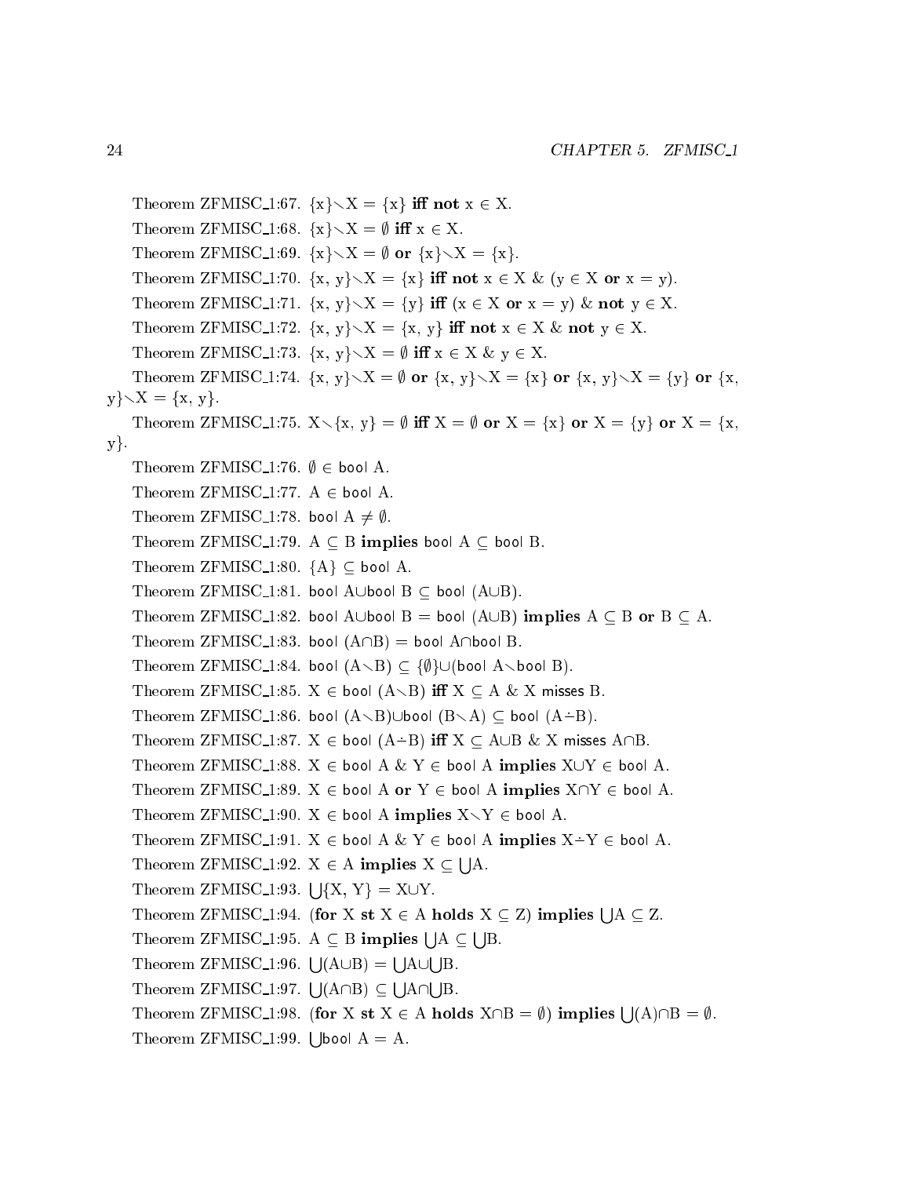Theorem ZFMISC_1:67. $\{x\} \setminus X = \{x\}$ **iff** **not** $x \in X$.

Theorem ZFMISC_1:68. $\{x\} \setminus X = \emptyset$ **iff** $x \in X$.

Theorem ZFMISC_1:69. $\{x\} \setminus X = \emptyset$ **or** $\{x\} \setminus X = \{x\}$.

Theorem ZFMISC_1:70. $\{x, y\} \setminus X = \{x\}$ **iff** **not** $x \in X$ & ($y \in X$ **or** $x = y$).

Theorem ZFMISC_1:71. $\{x, y\} \setminus X = \{y\}$ **iff** ($x \in X$ **or** $x = y$) & **not** $y \in X$.

Theorem ZFMISC_1:72. $\{x, y\} \setminus X = \{x, y\}$ **iff** **not** $x \in X$ & **not** $y \in X$.

Theorem ZFMISC_1:73. $\{x, y\} \setminus X = \emptyset$ **iff** $x \in X$ & $y \in X$.

Theorem ZFMISC_1:74. $\{x, y\} \setminus X = \emptyset$ **or** $\{x, y\} \setminus X = \{x\}$ **or** $\{x, y\} \setminus X = \{y\}$ **or** $\{x, y\} \setminus X = \{x, y\}$.

Theorem ZFMISC_1:75. $X \setminus \{x, y\} = \emptyset$ **iff** $X = \emptyset$ **or** $X = \{x\}$ **or** $X = \{y\}$ **or** $X = \{x, y\}$.

Theorem ZFMISC_1:76. $\emptyset \in$ bool A.

Theorem ZFMISC_1:77. $A \in$ bool A.

Theorem ZFMISC_1:78. bool $A \neq \emptyset$.

Theorem ZFMISC_1:79. $A \subseteq B$ **implies** bool $A \subseteq$ bool B.

Theorem ZFMISC_1:80. $\{A\} \subseteq$ bool A.

Theorem ZFMISC_1:81. bool A$\cup$bool B $\subseteq$ bool (A$\cup$B).

Theorem ZFMISC_1:82. bool A$\cup$bool B = bool (A$\cup$B) **implies** $A \subseteq B$ **or** $B \subseteq A$.

Theorem ZFMISC_1:83. bool (A$\cap$B) = bool A$\cap$bool B.

Theorem ZFMISC_1:84. bool (A$\setminus$B) $\subseteq \{\emptyset\}\cup$(bool A$\setminus$bool B).

Theorem ZFMISC_1:85. $X \in$ bool (A$\setminus$B) **iff** $X \subseteq A$ & X misses B.

Theorem ZFMISC_1:86. bool (A$\setminus$B)$\cup$bool (B$\setminus$A) $\subseteq$ bool (A$\dot{-}$B).

Theorem ZFMISC_1:87. $X \in$ bool (A$\dot{-}$B) **iff** $X \subseteq A\cup B$ & X misses A$\cap$B.

Theorem ZFMISC_1:88. $X \in$ bool A & $Y \in$ bool A **implies** X$\cup$Y $\in$ bool A.

Theorem ZFMISC_1:89. $X \in$ bool A **or** $Y \in$ bool A **implies** X$\cap$Y $\in$ bool A.

Theorem ZFMISC_1:90. $X \in$ bool A **implies** X$\setminus$Y $\in$ bool A.

Theorem ZFMISC_1:91. $X \in$ bool A & $Y \in$ bool A **implies** X$\dot{-}$Y $\in$ bool A.

Theorem ZFMISC_1:92. $X \in A$ **implies** $X \subseteq \bigcup A$.

Theorem ZFMISC_1:93. $\bigcup\{X, Y\} = X\cup Y$.

Theorem ZFMISC_1:94. (**for** X **st** $X \in A$ **holds** $X \subseteq Z$) **implies** $\bigcup A \subseteq Z$.

Theorem ZFMISC_1:95. $A \subseteq B$ **implies** $\bigcup A \subseteq \bigcup B$.

Theorem ZFMISC_1:96. $\bigcup(A\cup B) = \bigcup A\cup\bigcup B$.

Theorem ZFMISC_1:97. $\bigcup(A\cap B) \subseteq \bigcup A\cap\bigcup B$.

Theorem ZFMISC_1:98. (**for** X **st** $X \in A$ **holds** $X\cap B = \emptyset$) **implies** $\bigcup(A)\cap B = \emptyset$.

Theorem ZFMISC_1:99. $\bigcup$bool A = A.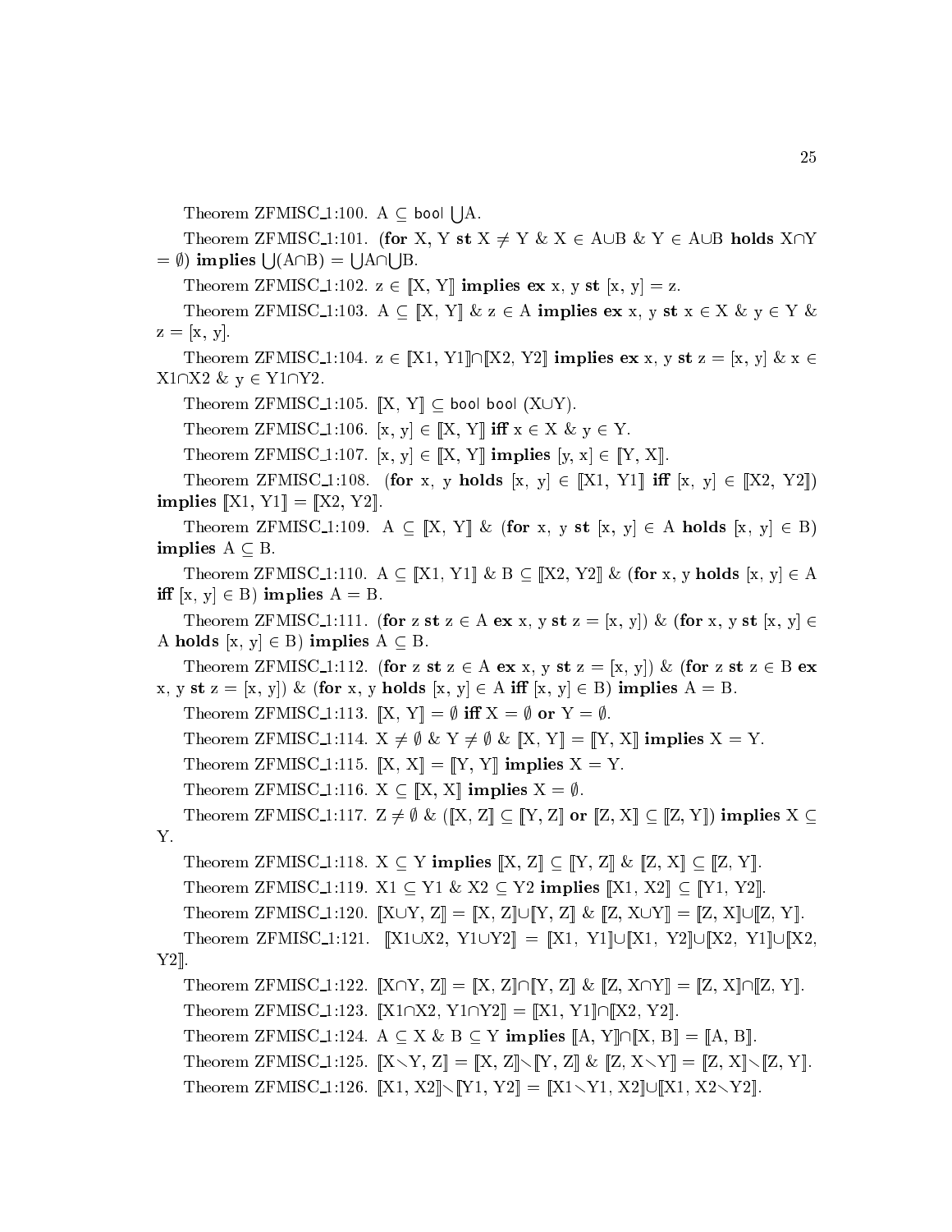Theorem ZFMISC_1:100. $A \subseteq$ bool $\bigcup A$.

Theorem ZFMISC_1:101. (**for** X, Y **st** $X \neq Y$ & $X \in A \cup B$ & $Y \in A \cup B$ **holds** $X \cap Y = \emptyset$) **implies** $\bigcup(A \cap B) = \bigcup A \cap \bigcup B$.

Theorem ZFMISC_1:102. $z \in [\![X, Y]\!]$ **implies** **ex** x, y **st** $[x, y] = z$.

Theorem ZFMISC_1:103. $A \subseteq [\![X, Y]\!]$ & $z \in A$ **implies** **ex** x, y **st** $x \in X$ & $y \in Y$ & $z = [x, y]$.

Theorem ZFMISC_1:104. $z \in [\![X1, Y1]\!] \cap [\![X2, Y2]\!]$ **implies** **ex** x, y **st** $z = [x, y]$ & $x \in X1 \cap X2$ & $y \in Y1 \cap Y2$.

Theorem ZFMISC_1:105. $[\![X, Y]\!] \subseteq$ bool bool $(X \cup Y)$.

Theorem ZFMISC_1:106. $[x, y] \in [\![X, Y]\!]$ **iff** $x \in X$ & $y \in Y$.

Theorem ZFMISC_1:107. $[x, y] \in [\![X, Y]\!]$ **implies** $[y, x] \in [\![Y, X]\!]$.

Theorem ZFMISC_1:108. (**for** x, y **holds** $[x, y] \in [\![X1, Y1]\!]$ **iff** $[x, y] \in [\![X2, Y2]\!]$) **implies** $[\![X1, Y1]\!] = [\![X2, Y2]\!]$.

Theorem ZFMISC_1:109. $A \subseteq [\![X, Y]\!]$ & (**for** x, y **st** $[x, y] \in A$ **holds** $[x, y] \in B$) **implies** $A \subseteq B$.

Theorem ZFMISC_1:110. $A \subseteq [\![X1, Y1]\!]$ & $B \subseteq [\![X2, Y2]\!]$ & (**for** x, y **holds** $[x, y] \in A$ **iff** $[x, y] \in B$) **implies** $A = B$.

Theorem ZFMISC_1:111. (**for** z **st** $z \in A$ **ex** x, y **st** $z = [x, y]$) & (**for** x, y **st** $[x, y] \in A$ **holds** $[x, y] \in B$) **implies** $A \subseteq B$.

Theorem ZFMISC_1:112. (**for** z **st** $z \in A$ **ex** x, y **st** $z = [x, y]$) & (**for** z **st** $z \in B$ **ex** x, y **st** $z = [x, y]$) & (**for** x, y **holds** $[x, y] \in A$ **iff** $[x, y] \in B$) **implies** $A = B$.

Theorem ZFMISC_1:113. $[\![X, Y]\!] = \emptyset$ **iff** $X = \emptyset$ **or** $Y = \emptyset$.

Theorem ZFMISC_1:114. $X \neq \emptyset$ & $Y \neq \emptyset$ & $[\![X, Y]\!] = [\![Y, X]\!]$ **implies** $X = Y$.

Theorem ZFMISC_1:115. $[\![X, X]\!] = [\![Y, Y]\!]$ **implies** $X = Y$.

Theorem ZFMISC_1:116. $X \subseteq [\![X, X]\!]$ **implies** $X = \emptyset$.

Theorem ZFMISC_1:117. $Z \neq \emptyset$ & ($[\![X, Z]\!] \subseteq [\![Y, Z]\!]$ **or** $[\![Z, X]\!] \subseteq [\![Z, Y]\!]$) **implies** $X \subseteq Y$.

Theorem ZFMISC_1:118. $X \subseteq Y$ **implies** $[\![X, Z]\!] \subseteq [\![Y, Z]\!]$ & $[\![Z, X]\!] \subseteq [\![Z, Y]\!]$.

Theorem ZFMISC_1:119. $X1 \subseteq Y1$ & $X2 \subseteq Y2$ **implies** $[\![X1, X2]\!] \subseteq [\![Y1, Y2]\!]$.

Theorem ZFMISC_1:120. $[\![X \cup Y, Z]\!] = [\![X, Z]\!] \cup [\![Y, Z]\!]$ & $[\![Z, X \cup Y]\!] = [\![Z, X]\!] \cup [\![Z, Y]\!]$.

Theorem ZFMISC_1:121. $[\![X1 \cup X2, Y1 \cup Y2]\!] = [\![X1, Y1]\!] \cup [\![X1, Y2]\!] \cup [\![X2, Y1]\!] \cup [\![X2, Y2]\!]$.

Theorem ZFMISC_1:122. $[\![X \cap Y, Z]\!] = [\![X, Z]\!] \cap [\![Y, Z]\!]$ & $[\![Z, X \cap Y]\!] = [\![Z, X]\!] \cap [\![Z, Y]\!]$.

Theorem ZFMISC_1:123. $[\![X1 \cap X2, Y1 \cap Y2]\!] = [\![X1, Y1]\!] \cap [\![X2, Y2]\!]$.

Theorem ZFMISC_1:124. $A \subseteq X$ & $B \subseteq Y$ **implies** $[\![A, Y]\!] \cap [\![X, B]\!] = [\![A, B]\!]$.

Theorem ZFMISC_1:125. $[\![X \setminus Y, Z]\!] = [\![X, Z]\!] \setminus [\![Y, Z]\!]$ & $[\![Z, X \setminus Y]\!] = [\![Z, X]\!] \setminus [\![Z, Y]\!]$.

Theorem ZFMISC_1:126. $[\![X1, X2]\!] \setminus [\![Y1, Y2]\!] = [\![X1 \setminus Y1, X2]\!] \cup [\![X1, X2 \setminus Y2]\!]$.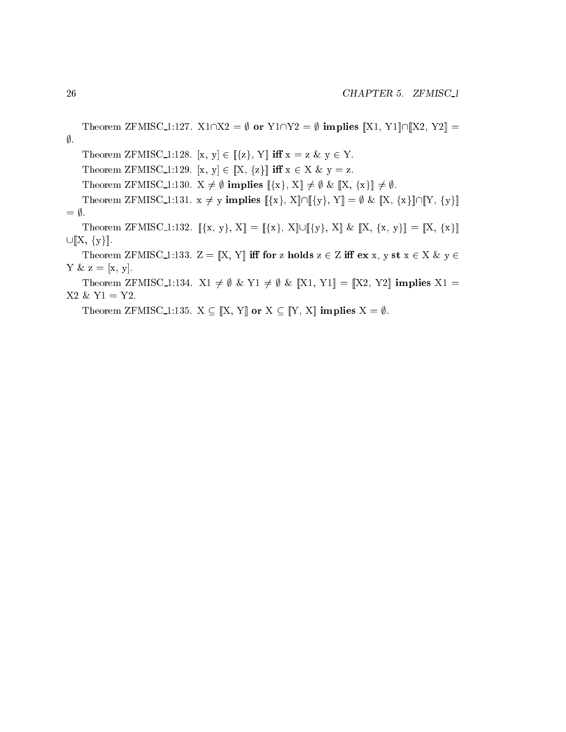Theorem ZFMISC_1:127. $X1 \cap X2 = \emptyset$ **or** $Y1 \cap Y2 = \emptyset$ **implies** $[\![X1, Y1]\!] \cap [\![X2, Y2]\!] = \emptyset$.

Theorem ZFMISC_1:128. $[x, y] \in [\![\{z\}, Y]\!]$ **iff** $x = z$ & $y \in Y$.

Theorem ZFMISC_1:129. $[x, y] \in [\![X, \{z\}]\!]$ **iff** $x \in X$ & $y = z$.

Theorem ZFMISC_1:130. $X \neq \emptyset$ **implies** $[\![\{x\}, X]\!] \neq \emptyset$ & $[\![X, \{x\}]\!] \neq \emptyset$.

Theorem ZFMISC_1:131. $x \neq y$ **implies** $[\![\{x\}, X]\!] \cap [\![\{y\}, Y]\!] = \emptyset$ & $[\![X, \{x\}]\!] \cap [\![Y, \{y\}]\!] = \emptyset$.

Theorem ZFMISC_1:132. $[\![\{x, y\}, X]\!] = [\![\{x\}, X]\!] \cup [\![\{y\}, X]\!]$ & $[\![X, \{x, y\}]\!] = [\![X, \{x\}]\!] \cup [\![X, \{y\}]\!]$.

Theorem ZFMISC_1:133. $Z = [\![X, Y]\!]$ **iff for** z **holds** $z \in Z$ **iff ex** x, y **st** $x \in X$ & $y \in Y$ & $z = [x, y]$.

Theorem ZFMISC_1:134. $X1 \neq \emptyset$ & $Y1 \neq \emptyset$ & $[\![X1, Y1]\!] = [\![X2, Y2]\!]$ **implies** $X1 = X2$ & $Y1 = Y2$.

Theorem ZFMISC_1:135. $X \subseteq [\![X, Y]\!]$ **or** $X \subseteq [\![Y, X]\!]$ **implies** $X = \emptyset$.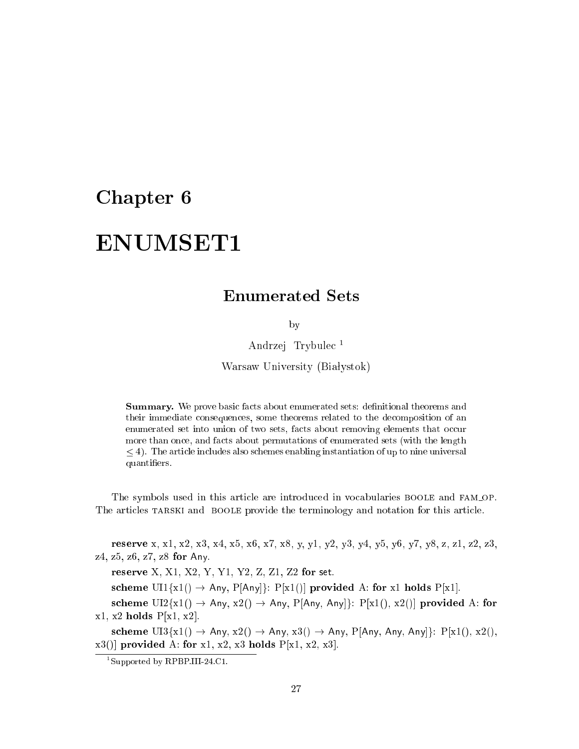# Chapter 6

# ENUMSET1

## Enumerated Sets

by

Andrzej Trybulec [1]

Warsaw University (Białystok)

**Summary.** We prove basic facts about enumerated sets: definitional theorems and their immediate consequences, some theorems related to the decomposition of an enumerated set into union of two sets, facts about removing elements that occur more than once, and facts about permutations of enumerated sets (with the length $\leq 4$). The article includes also schemes enabling instantiation of up to nine universal quantifiers.

The symbols used in this article are introduced in vocabularies BOOLE and FAM_OP. The articles TARSKI and BOOLE provide the terminology and notation for this article.

**reserve** x, x1, x2, x3, x4, x5, x6, x7, x8, y, y1, y2, y3, y4, y5, y6, y7, y8, z, z1, z2, z3, z4, z5, z6, z7, z8 **for** Any.

**reserve** X, X1, X2, Y, Y1, Y2, Z, Z1, Z2 **for** set.

**scheme** UI1{x1() → Any, P[Any]}: P[x1()] **provided** A: **for** x1 **holds** P[x1].

**scheme** UI2{x1() → Any, x2() → Any, P[Any, Any]}: P[x1(), x2()] **provided** A: **for** x1, x2 **holds** P[x1, x2].

**scheme** UI3{x1() → Any, x2() → Any, x3() → Any, P[Any, Any, Any]}: P[x1(), x2(), x3()] **provided** A: **for** x1, x2, x3 **holds** P[x1, x2, x3].

[1] Supported by RPBP.III-24.C1.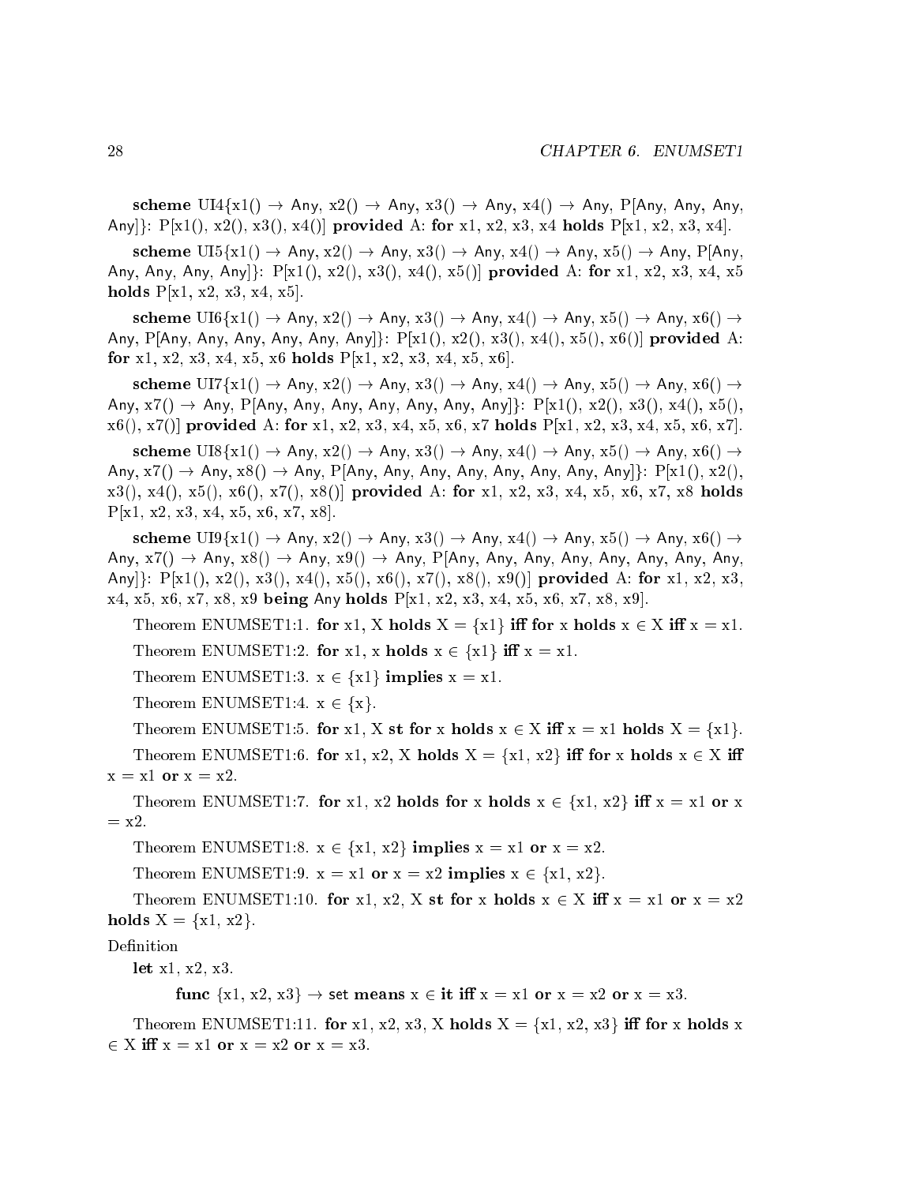**scheme** UI4{x1() → Any, x2() → Any, x3() → Any, x4() → Any, P[Any, Any, Any, Any]}: P[x1(), x2(), x3(), x4()] **provided** A: **for** x1, x2, x3, x4 **holds** P[x1, x2, x3, x4].

**scheme** UI5{x1() → Any, x2() → Any, x3() → Any, x4() → Any, x5() → Any, P[Any, Any, Any, Any, Any]}: P[x1(), x2(), x3(), x4(), x5()] **provided** A: **for** x1, x2, x3, x4, x5 **holds** P[x1, x2, x3, x4, x5].

**scheme** UI6{x1() → Any, x2() → Any, x3() → Any, x4() → Any, x5() → Any, x6() → Any, P[Any, Any, Any, Any, Any, Any]}: P[x1(), x2(), x3(), x4(), x5(), x6()] **provided** A: **for** x1, x2, x3, x4, x5, x6 **holds** P[x1, x2, x3, x4, x5, x6].

**scheme** UI7{x1() → Any, x2() → Any, x3() → Any, x4() → Any, x5() → Any, x6() → Any, x7() → Any, P[Any, Any, Any, Any, Any, Any, Any]}: P[x1(), x2(), x3(), x4(), x5(), x6(), x7()] **provided** A: **for** x1, x2, x3, x4, x5, x6, x7 **holds** P[x1, x2, x3, x4, x5, x6, x7].

**scheme** UI8{x1() → Any, x2() → Any, x3() → Any, x4() → Any, x5() → Any, x6() → Any, x7() → Any, x8() → Any, P[Any, Any, Any, Any, Any, Any, Any, Any]}: P[x1(), x2(), x3(), x4(), x5(), x6(), x7(), x8()] **provided** A: **for** x1, x2, x3, x4, x5, x6, x7, x8 **holds** P[x1, x2, x3, x4, x5, x6, x7, x8].

**scheme** UI9{x1() → Any, x2() → Any, x3() → Any, x4() → Any, x5() → Any, x6() → Any, x7() → Any, x8() → Any, x9() → Any, P[Any, Any, Any, Any, Any, Any, Any, Any, Any]}: P[x1(), x2(), x3(), x4(), x5(), x6(), x7(), x8(), x9()] **provided** A: **for** x1, x2, x3, x4, x5, x6, x7, x8, x9 **being** Any **holds** P[x1, x2, x3, x4, x5, x6, x7, x8, x9].

Theorem ENUMSET1:1. **for** x1, X **holds** X = {x1} **iff for** x **holds** x ∈ X **iff** x = x1.

Theorem ENUMSET1:2. **for** x1, x **holds** x ∈ {x1} **iff** x = x1.

Theorem ENUMSET1:3. x ∈ {x1} **implies** x = x1.

Theorem ENUMSET1:4. x ∈ {x}.

Theorem ENUMSET1:5. **for** x1, X **st for** x **holds** x ∈ X **iff** x = x1 **holds** X = {x1}.

Theorem ENUMSET1:6. **for** x1, x2, X **holds** X = {x1, x2} **iff for** x **holds** x ∈ X **iff** x = x1 **or** x = x2.

Theorem ENUMSET1:7. **for** x1, x2 **holds for** x **holds** x ∈ {x1, x2} **iff** x = x1 **or** x = x2.

Theorem ENUMSET1:8. x ∈ {x1, x2} **implies** x = x1 **or** x = x2.

Theorem ENUMSET1:9. x = x1 **or** x = x2 **implies** x ∈ {x1, x2}.

Theorem ENUMSET1:10. **for** x1, x2, X **st for** x **holds** x ∈ X **iff** x = x1 **or** x = x2 **holds** X = {x1, x2}.

Definition

**let** x1, x2, x3.

**func** {x1, x2, x3} → set **means** x ∈ **it iff** x = x1 **or** x = x2 **or** x = x3.

Theorem ENUMSET1:11. **for** x1, x2, x3, X **holds** X = {x1, x2, x3} **iff for** x **holds** x ∈ X **iff** x = x1 **or** x = x2 **or** x = x3.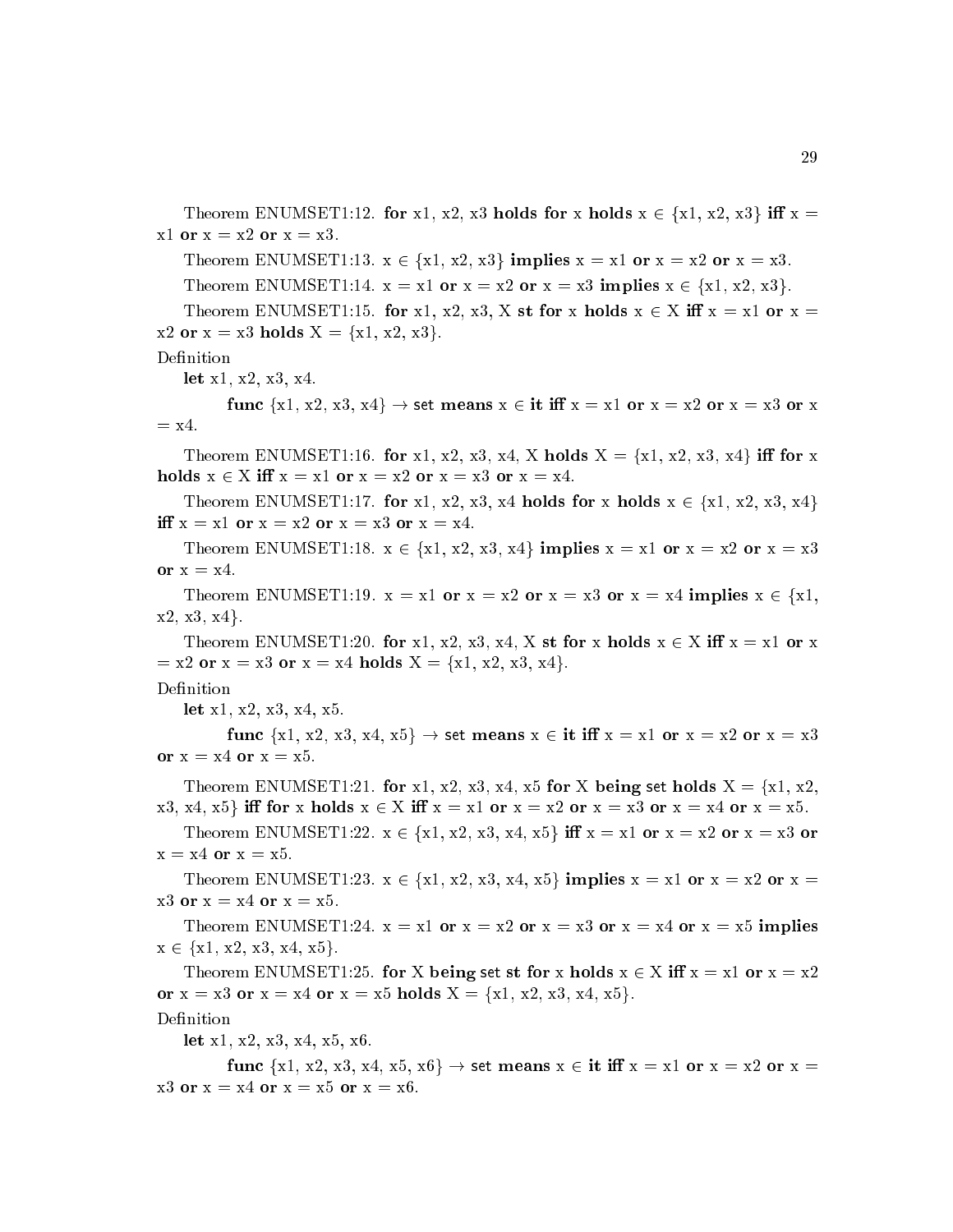Theorem ENUMSET1:12. **for** x1, x2, x3 **holds** **for** x **holds** x ∈ {x1, x2, x3} **iff** x = x1 **or** x = x2 **or** x = x3.

Theorem ENUMSET1:13. x ∈ {x1, x2, x3} **implies** x = x1 **or** x = x2 **or** x = x3.

Theorem ENUMSET1:14. x = x1 **or** x = x2 **or** x = x3 **implies** x ∈ {x1, x2, x3}.

Theorem ENUMSET1:15. **for** x1, x2, x3, X **st** **for** x **holds** x ∈ X **iff** x = x1 **or** x = x2 **or** x = x3 **holds** X = {x1, x2, x3}.

Definition

**let** x1, x2, x3, x4.

**func** {x1, x2, x3, x4} → set **means** x ∈ **it** **iff** x = x1 **or** x = x2 **or** x = x3 **or** x = x4.

Theorem ENUMSET1:16. **for** x1, x2, x3, x4, X **holds** X = {x1, x2, x3, x4} **iff** **for** x **holds** x ∈ X **iff** x = x1 **or** x = x2 **or** x = x3 **or** x = x4.

Theorem ENUMSET1:17. **for** x1, x2, x3, x4 **holds** **for** x **holds** x ∈ {x1, x2, x3, x4} **iff** x = x1 **or** x = x2 **or** x = x3 **or** x = x4.

Theorem ENUMSET1:18. x ∈ {x1, x2, x3, x4} **implies** x = x1 **or** x = x2 **or** x = x3 **or** x = x4.

Theorem ENUMSET1:19. x = x1 **or** x = x2 **or** x = x3 **or** x = x4 **implies** x ∈ {x1, x2, x3, x4}.

Theorem ENUMSET1:20. **for** x1, x2, x3, x4, X **st** **for** x **holds** x ∈ X **iff** x = x1 **or** x = x2 **or** x = x3 **or** x = x4 **holds** X = {x1, x2, x3, x4}.

Definition

**let** x1, x2, x3, x4, x5.

**func** {x1, x2, x3, x4, x5} → set **means** x ∈ **it** **iff** x = x1 **or** x = x2 **or** x = x3 **or** x = x4 **or** x = x5.

Theorem ENUMSET1:21. **for** x1, x2, x3, x4, x5 **for** X **being** set **holds** X = {x1, x2, x3, x4, x5} **iff** **for** x **holds** x ∈ X **iff** x = x1 **or** x = x2 **or** x = x3 **or** x = x4 **or** x = x5.

Theorem ENUMSET1:22. x ∈ {x1, x2, x3, x4, x5} **iff** x = x1 **or** x = x2 **or** x = x3 **or** x = x4 **or** x = x5.

Theorem ENUMSET1:23. x ∈ {x1, x2, x3, x4, x5} **implies** x = x1 **or** x = x2 **or** x = x3 **or** x = x4 **or** x = x5.

Theorem ENUMSET1:24. x = x1 **or** x = x2 **or** x = x3 **or** x = x4 **or** x = x5 **implies** x ∈ {x1, x2, x3, x4, x5}.

Theorem ENUMSET1:25. **for** X **being** set **st** **for** x **holds** x ∈ X **iff** x = x1 **or** x = x2 **or** x = x3 **or** x = x4 **or** x = x5 **holds** X = {x1, x2, x3, x4, x5}.

Definition

**let** x1, x2, x3, x4, x5, x6.

**func** {x1, x2, x3, x4, x5, x6} → set **means** x ∈ **it** **iff** x = x1 **or** x = x2 **or** x = x3 **or** x = x4 **or** x = x5 **or** x = x6.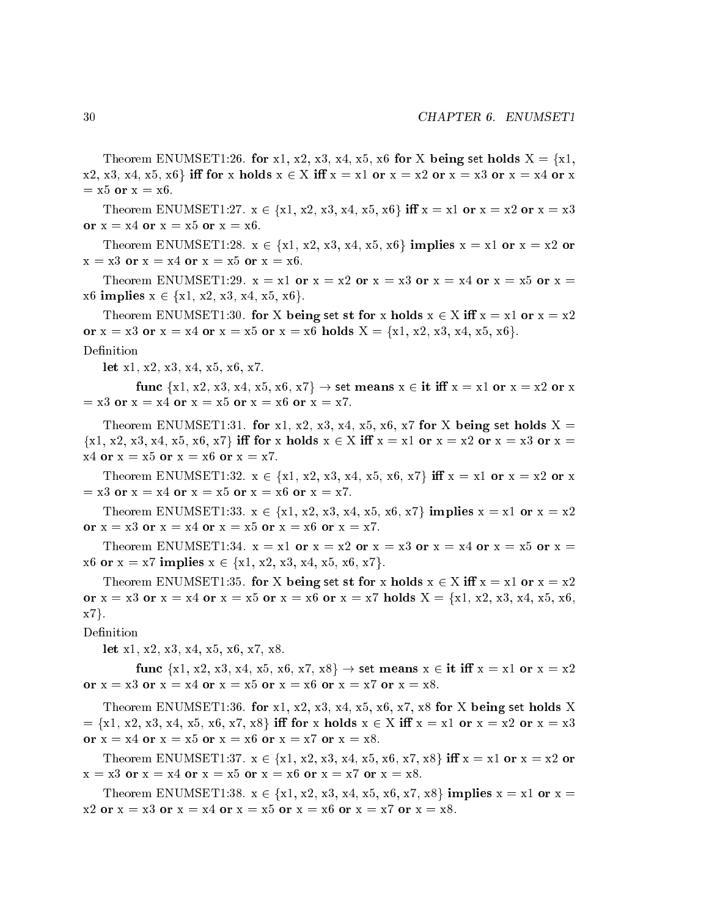Theorem ENUMSET1:26. **for** x1, x2, x3, x4, x5, x6 **for** X **being** set **holds** X = {x1, x2, x3, x4, x5, x6} **iff for** x **holds** x $\in$ X **iff** x = x1 **or** x = x2 **or** x = x3 **or** x = x4 **or** x = x5 **or** x = x6.

Theorem ENUMSET1:27. x $\in$ {x1, x2, x3, x4, x5, x6} **iff** x = x1 **or** x = x2 **or** x = x3 **or** x = x4 **or** x = x5 **or** x = x6.

Theorem ENUMSET1:28. x $\in$ {x1, x2, x3, x4, x5, x6} **implies** x = x1 **or** x = x2 **or** x = x3 **or** x = x4 **or** x = x5 **or** x = x6.

Theorem ENUMSET1:29. x = x1 **or** x = x2 **or** x = x3 **or** x = x4 **or** x = x5 **or** x = x6 **implies** x $\in$ {x1, x2, x3, x4, x5, x6}.

Theorem ENUMSET1:30. **for** X **being** set **st for** x **holds** x $\in$ X **iff** x = x1 **or** x = x2 **or** x = x3 **or** x = x4 **or** x = x5 **or** x = x6 **holds** X = {x1, x2, x3, x4, x5, x6}.

Definition

**let** x1, x2, x3, x4, x5, x6, x7.

**func** {x1, x2, x3, x4, x5, x6, x7} $\rightarrow$ set **means** x $\in$ **it iff** x = x1 **or** x = x2 **or** x = x3 **or** x = x4 **or** x = x5 **or** x = x6 **or** x = x7.

Theorem ENUMSET1:31. **for** x1, x2, x3, x4, x5, x6, x7 **for** X **being** set **holds** X = {x1, x2, x3, x4, x5, x6, x7} **iff for** x **holds** x $\in$ X **iff** x = x1 **or** x = x2 **or** x = x3 **or** x = x4 **or** x = x5 **or** x = x6 **or** x = x7.

Theorem ENUMSET1:32. x $\in$ {x1, x2, x3, x4, x5, x6, x7} **iff** x = x1 **or** x = x2 **or** x = x3 **or** x = x4 **or** x = x5 **or** x = x6 **or** x = x7.

Theorem ENUMSET1:33. x $\in$ {x1, x2, x3, x4, x5, x6, x7} **implies** x = x1 **or** x = x2 **or** x = x3 **or** x = x4 **or** x = x5 **or** x = x6 **or** x = x7.

Theorem ENUMSET1:34. x = x1 **or** x = x2 **or** x = x3 **or** x = x4 **or** x = x5 **or** x = x6 **or** x = x7 **implies** x $\in$ {x1, x2, x3, x4, x5, x6, x7}.

Theorem ENUMSET1:35. **for** X **being** set **st for** x **holds** x $\in$ X **iff** x = x1 **or** x = x2 **or** x = x3 **or** x = x4 **or** x = x5 **or** x = x6 **or** x = x7 **holds** X = {x1, x2, x3, x4, x5, x6, x7}.

Definition

**let** x1, x2, x3, x4, x5, x6, x7, x8.

**func** {x1, x2, x3, x4, x5, x6, x7, x8} $\rightarrow$ set **means** x $\in$ **it iff** x = x1 **or** x = x2 **or** x = x3 **or** x = x4 **or** x = x5 **or** x = x6 **or** x = x7 **or** x = x8.

Theorem ENUMSET1:36. **for** x1, x2, x3, x4, x5, x6, x7, x8 **for** X **being** set **holds** X = {x1, x2, x3, x4, x5, x6, x7, x8} **iff for** x **holds** x $\in$ X **iff** x = x1 **or** x = x2 **or** x = x3 **or** x = x4 **or** x = x5 **or** x = x6 **or** x = x7 **or** x = x8.

Theorem ENUMSET1:37. x $\in$ {x1, x2, x3, x4, x5, x6, x7, x8} **iff** x = x1 **or** x = x2 **or** x = x3 **or** x = x4 **or** x = x5 **or** x = x6 **or** x = x7 **or** x = x8.

Theorem ENUMSET1:38. x $\in$ {x1, x2, x3, x4, x5, x6, x7, x8} **implies** x = x1 **or** x = x2 **or** x = x3 **or** x = x4 **or** x = x5 **or** x = x6 **or** x = x7 **or** x = x8.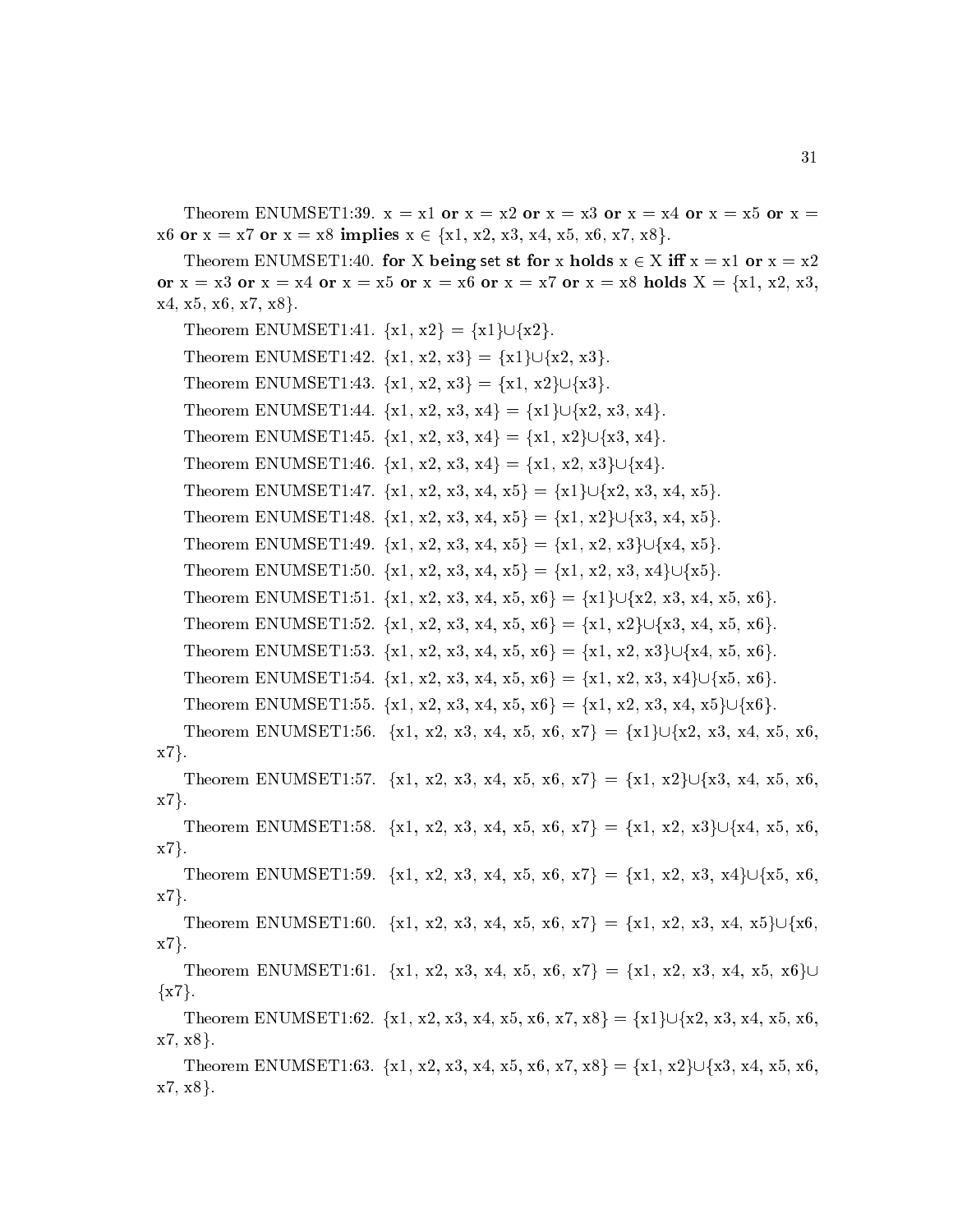Theorem ENUMSET1:39. x = x1 **or** x = x2 **or** x = x3 **or** x = x4 **or** x = x5 **or** x = x6 **or** x = x7 **or** x = x8 **implies** x ∈ {x1, x2, x3, x4, x5, x6, x7, x8}.

Theorem ENUMSET1:40. **for** X **being** set **st for** x **holds** x ∈ X **iff** x = x1 **or** x = x2 **or** x = x3 **or** x = x4 **or** x = x5 **or** x = x6 **or** x = x7 **or** x = x8 **holds** X = {x1, x2, x3, x4, x5, x6, x7, x8}.

Theorem ENUMSET1:41. {x1, x2} = {x1}∪{x2}.

Theorem ENUMSET1:42. {x1, x2, x3} = {x1}∪{x2, x3}.

Theorem ENUMSET1:43. {x1, x2, x3} = {x1, x2}∪{x3}.

Theorem ENUMSET1:44. {x1, x2, x3, x4} = {x1}∪{x2, x3, x4}.

Theorem ENUMSET1:45. {x1, x2, x3, x4} = {x1, x2}∪{x3, x4}.

Theorem ENUMSET1:46. {x1, x2, x3, x4} = {x1, x2, x3}∪{x4}.

Theorem ENUMSET1:47. {x1, x2, x3, x4, x5} = {x1}∪{x2, x3, x4, x5}.

Theorem ENUMSET1:48. {x1, x2, x3, x4, x5} = {x1, x2}∪{x3, x4, x5}.

Theorem ENUMSET1:49. {x1, x2, x3, x4, x5} = {x1, x2, x3}∪{x4, x5}.

Theorem ENUMSET1:50. {x1, x2, x3, x4, x5} = {x1, x2, x3, x4}∪{x5}.

Theorem ENUMSET1:51. {x1, x2, x3, x4, x5, x6} = {x1}∪{x2, x3, x4, x5, x6}.

Theorem ENUMSET1:52. {x1, x2, x3, x4, x5, x6} = {x1, x2}∪{x3, x4, x5, x6}.

Theorem ENUMSET1:53. {x1, x2, x3, x4, x5, x6} = {x1, x2, x3}∪{x4, x5, x6}.

Theorem ENUMSET1:54. {x1, x2, x3, x4, x5, x6} = {x1, x2, x3, x4}∪{x5, x6}.

Theorem ENUMSET1:55. {x1, x2, x3, x4, x5, x6} = {x1, x2, x3, x4, x5}∪{x6}.

Theorem ENUMSET1:56. {x1, x2, x3, x4, x5, x6, x7} = {x1}∪{x2, x3, x4, x5, x6, x7}.

Theorem ENUMSET1:57. {x1, x2, x3, x4, x5, x6, x7} = {x1, x2}∪{x3, x4, x5, x6, x7}.

Theorem ENUMSET1:58. {x1, x2, x3, x4, x5, x6, x7} = {x1, x2, x3}∪{x4, x5, x6, x7}.

Theorem ENUMSET1:59. {x1, x2, x3, x4, x5, x6, x7} = {x1, x2, x3, x4}∪{x5, x6, x7}.

Theorem ENUMSET1:60. {x1, x2, x3, x4, x5, x6, x7} = {x1, x2, x3, x4, x5}∪{x6, x7}.

Theorem ENUMSET1:61. {x1, x2, x3, x4, x5, x6, x7} = {x1, x2, x3, x4, x5, x6}∪{x7}.

Theorem ENUMSET1:62. {x1, x2, x3, x4, x5, x6, x7, x8} = {x1}∪{x2, x3, x4, x5, x6, x7, x8}.

Theorem ENUMSET1:63. {x1, x2, x3, x4, x5, x6, x7, x8} = {x1, x2}∪{x3, x4, x5, x6, x7, x8}.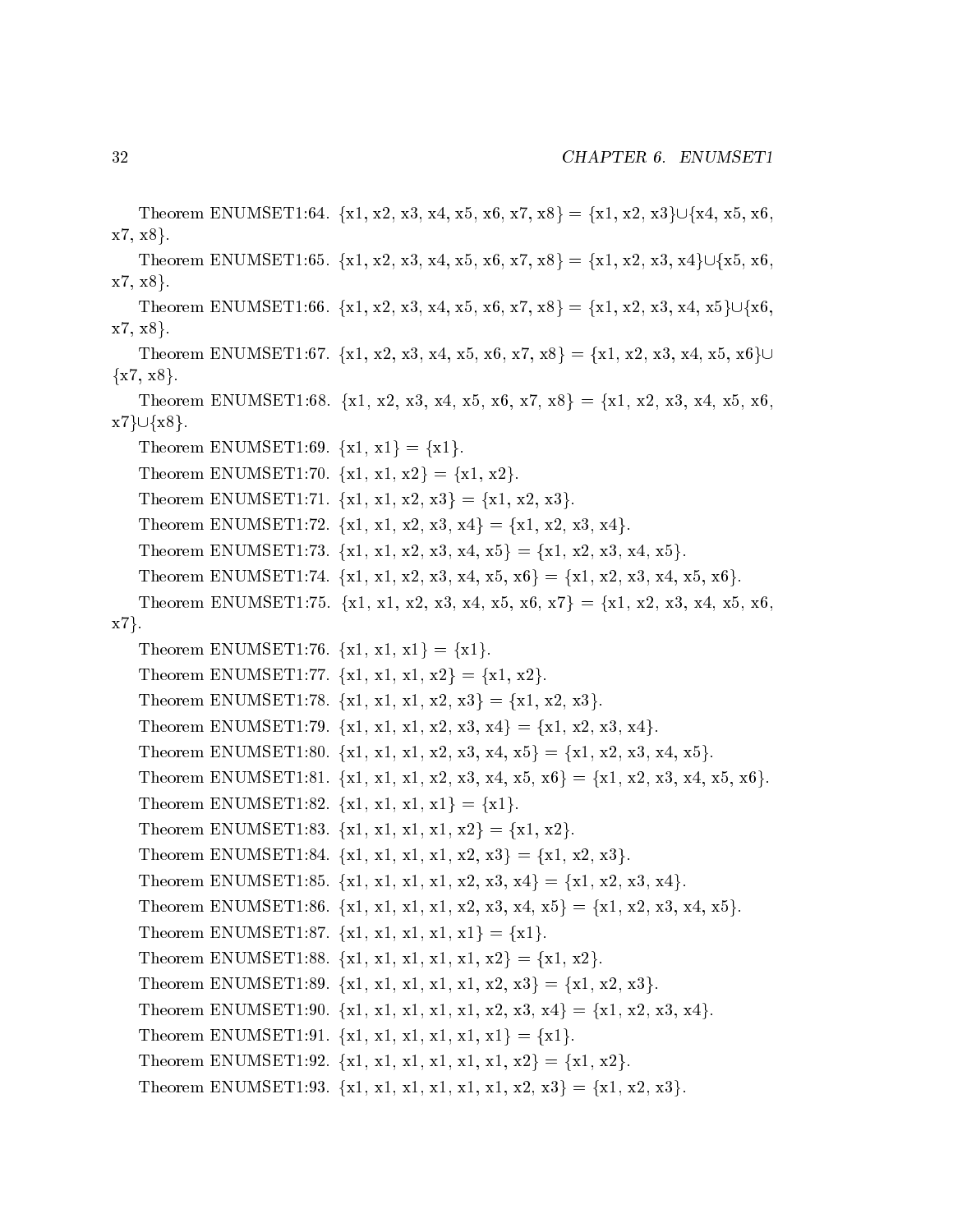Theorem ENUMSET1:64. {x1, x2, x3, x4, x5, x6, x7, x8} = {x1, x2, x3}∪{x4, x5, x6, x7, x8}.

Theorem ENUMSET1:65. {x1, x2, x3, x4, x5, x6, x7, x8} = {x1, x2, x3, x4}∪{x5, x6, x7, x8}.

Theorem ENUMSET1:66. {x1, x2, x3, x4, x5, x6, x7, x8} = {x1, x2, x3, x4, x5}∪{x6, x7, x8}.

Theorem ENUMSET1:67. {x1, x2, x3, x4, x5, x6, x7, x8} = {x1, x2, x3, x4, x5, x6}∪ {x7, x8}.

Theorem ENUMSET1:68. {x1, x2, x3, x4, x5, x6, x7, x8} = {x1, x2, x3, x4, x5, x6, x7}∪{x8}.

Theorem ENUMSET1:69. {x1, x1} = {x1}.

Theorem ENUMSET1:70. {x1, x1, x2} = {x1, x2}.

Theorem ENUMSET1:71. {x1, x1, x2, x3} = {x1, x2, x3}.

Theorem ENUMSET1:72. {x1, x1, x2, x3, x4} = {x1, x2, x3, x4}.

Theorem ENUMSET1:73. {x1, x1, x2, x3, x4, x5} = {x1, x2, x3, x4, x5}.

Theorem ENUMSET1:74. {x1, x1, x2, x3, x4, x5, x6} = {x1, x2, x3, x4, x5, x6}.

Theorem ENUMSET1:75. {x1, x1, x2, x3, x4, x5, x6, x7} = {x1, x2, x3, x4, x5, x6, x7}.

Theorem ENUMSET1:76. {x1, x1, x1} = {x1}.

Theorem ENUMSET1:77. {x1, x1, x1, x2} = {x1, x2}.

Theorem ENUMSET1:78. {x1, x1, x1, x2, x3} = {x1, x2, x3}.

Theorem ENUMSET1:79. {x1, x1, x1, x2, x3, x4} = {x1, x2, x3, x4}.

Theorem ENUMSET1:80. {x1, x1, x1, x2, x3, x4, x5} = {x1, x2, x3, x4, x5}.

Theorem ENUMSET1:81. {x1, x1, x1, x2, x3, x4, x5, x6} = {x1, x2, x3, x4, x5, x6}.

Theorem ENUMSET1:82. {x1, x1, x1, x1} = {x1}.

Theorem ENUMSET1:83. {x1, x1, x1, x1, x2} = {x1, x2}.

Theorem ENUMSET1:84. {x1, x1, x1, x1, x2, x3} = {x1, x2, x3}.

Theorem ENUMSET1:85. {x1, x1, x1, x1, x2, x3, x4} = {x1, x2, x3, x4}.

Theorem ENUMSET1:86. {x1, x1, x1, x1, x2, x3, x4, x5} = {x1, x2, x3, x4, x5}.

Theorem ENUMSET1:87. {x1, x1, x1, x1, x1} = {x1}.

Theorem ENUMSET1:88. {x1, x1, x1, x1, x1, x2} = {x1, x2}.

Theorem ENUMSET1:89. {x1, x1, x1, x1, x1, x2, x3} = {x1, x2, x3}.

Theorem ENUMSET1:90. {x1, x1, x1, x1, x1, x2, x3, x4} = {x1, x2, x3, x4}.

Theorem ENUMSET1:91. {x1, x1, x1, x1, x1, x1} = {x1}.

Theorem ENUMSET1:92. {x1, x1, x1, x1, x1, x1, x2} = {x1, x2}.

Theorem ENUMSET1:93. {x1, x1, x1, x1, x1, x1, x2, x3} = {x1, x2, x3}.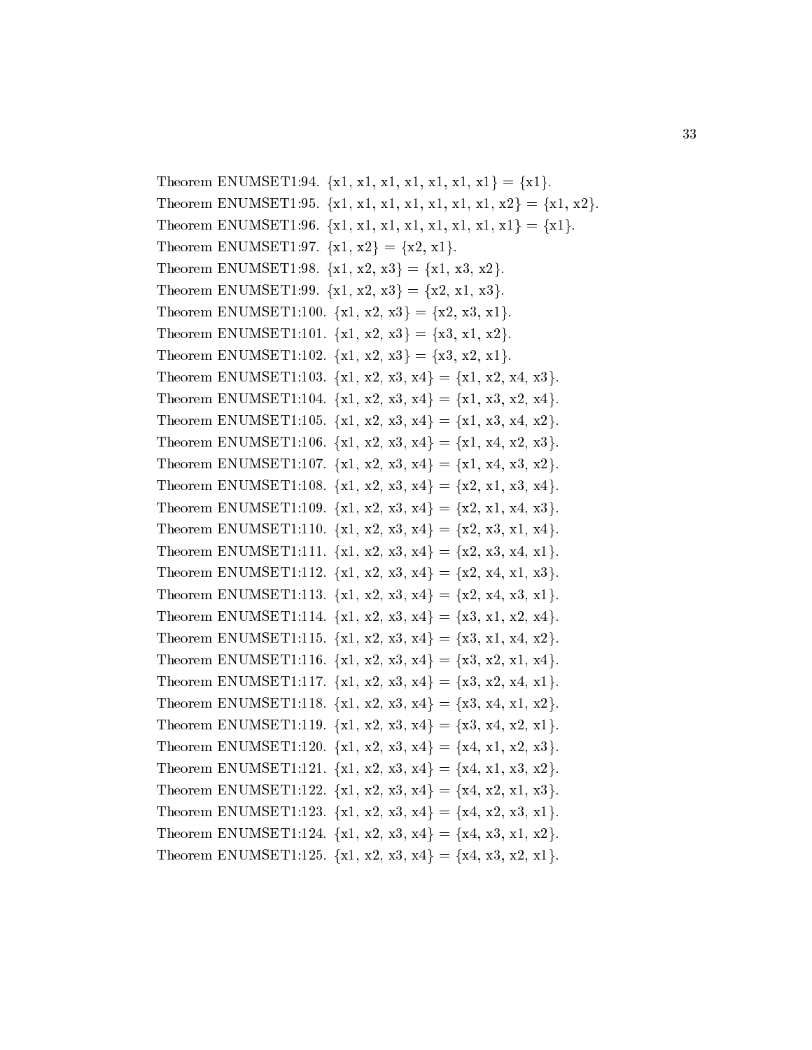Theorem ENUMSET1:94. {x1, x1, x1, x1, x1, x1, x1} = {x1}.

Theorem ENUMSET1:95. {x1, x1, x1, x1, x1, x1, x1, x2} = {x1, x2}.

Theorem ENUMSET1:96. {x1, x1, x1, x1, x1, x1, x1, x1} = {x1}.

Theorem ENUMSET1:97. {x1, x2} = {x2, x1}.

Theorem ENUMSET1:98. {x1, x2, x3} = {x1, x3, x2}.

Theorem ENUMSET1:99. {x1, x2, x3} = {x2, x1, x3}.

Theorem ENUMSET1:100. {x1, x2, x3} = {x2, x3, x1}.

Theorem ENUMSET1:101. {x1, x2, x3} = {x3, x1, x2}.

Theorem ENUMSET1:102. {x1, x2, x3} = {x3, x2, x1}.

Theorem ENUMSET1:103. {x1, x2, x3, x4} = {x1, x2, x4, x3}.

Theorem ENUMSET1:104. {x1, x2, x3, x4} = {x1, x3, x2, x4}.

Theorem ENUMSET1:105. {x1, x2, x3, x4} = {x1, x3, x4, x2}.

Theorem ENUMSET1:106. {x1, x2, x3, x4} = {x1, x4, x2, x3}.

Theorem ENUMSET1:107. {x1, x2, x3, x4} = {x1, x4, x3, x2}.

Theorem ENUMSET1:108. {x1, x2, x3, x4} = {x2, x1, x3, x4}.

Theorem ENUMSET1:109. {x1, x2, x3, x4} = {x2, x1, x4, x3}.

Theorem ENUMSET1:110. {x1, x2, x3, x4} = {x2, x3, x1, x4}.

Theorem ENUMSET1:111. {x1, x2, x3, x4} = {x2, x3, x4, x1}.

Theorem ENUMSET1:112. {x1, x2, x3, x4} = {x2, x4, x1, x3}.

Theorem ENUMSET1:113. {x1, x2, x3, x4} = {x2, x4, x3, x1}.

Theorem ENUMSET1:114. {x1, x2, x3, x4} = {x3, x1, x2, x4}.

Theorem ENUMSET1:115. {x1, x2, x3, x4} = {x3, x1, x4, x2}.

Theorem ENUMSET1:116. {x1, x2, x3, x4} = {x3, x2, x1, x4}.

Theorem ENUMSET1:117. {x1, x2, x3, x4} = {x3, x2, x4, x1}.

Theorem ENUMSET1:118. {x1, x2, x3, x4} = {x3, x4, x1, x2}.

Theorem ENUMSET1:119. {x1, x2, x3, x4} = {x3, x4, x2, x1}.

Theorem ENUMSET1:120. {x1, x2, x3, x4} = {x4, x1, x2, x3}.

Theorem ENUMSET1:121. {x1, x2, x3, x4} = {x4, x1, x3, x2}.

Theorem ENUMSET1:122. {x1, x2, x3, x4} = {x4, x2, x1, x3}.

Theorem ENUMSET1:123. {x1, x2, x3, x4} = {x4, x2, x3, x1}.

Theorem ENUMSET1:124. {x1, x2, x3, x4} = {x4, x3, x1, x2}.

Theorem ENUMSET1:125. {x1, x2, x3, x4} = {x4, x3, x2, x1}.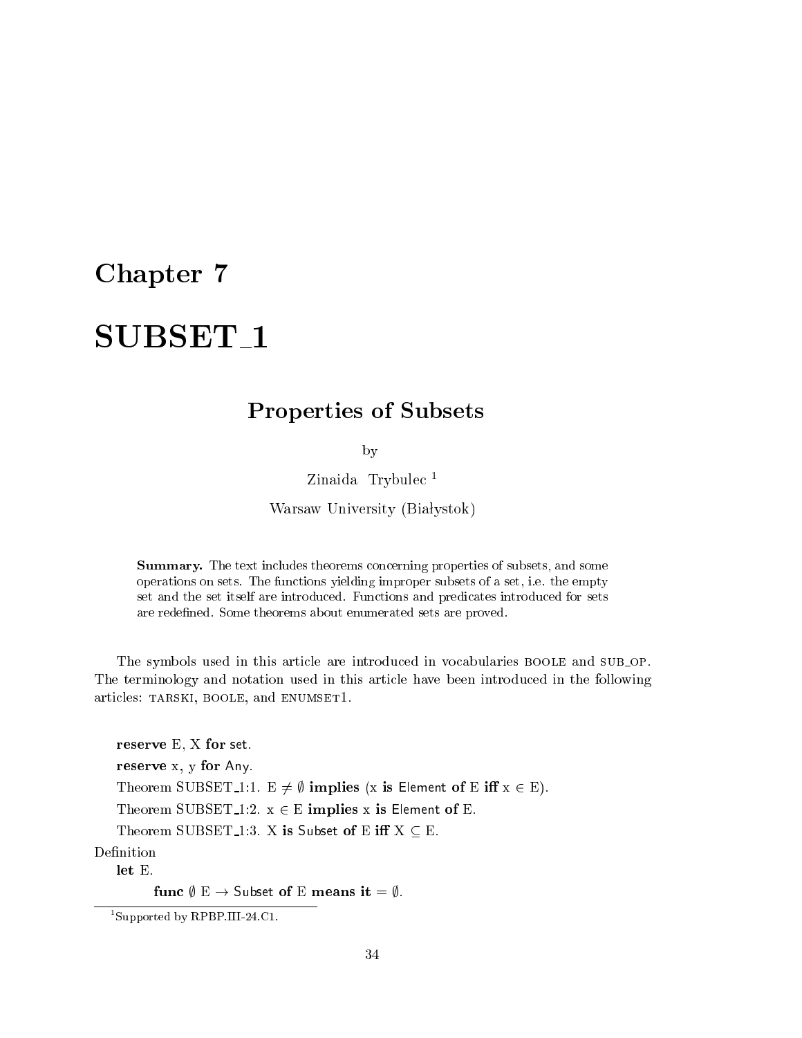# Chapter 7

# SUBSET_1

## Properties of Subsets

by

Zinaida Trybulec [1]

Warsaw University (Białystok)

> **Summary.** The text includes theorems concerning properties of subsets, and some operations on sets. The functions yielding improper subsets of a set, i.e. the empty set and the set itself are introduced. Functions and predicates introduced for sets are redefined. Some theorems about enumerated sets are proved.

The symbols used in this article are introduced in vocabularies BOOLE and SUB_OP. The terminology and notation used in this article have been introduced in the following articles: TARSKI, BOOLE, and ENUMSET1.

**reserve** E, X **for** set.

**reserve** x, y **for** Any.

Theorem SUBSET_1:1. $E \neq \emptyset$ **implies** (x **is** Element **of** E **iff** $x \in E$).

Theorem SUBSET_1:2. $x \in E$ **implies** x **is** Element **of** E.

Theorem SUBSET_1:3. X **is** Subset **of** E **iff** $X \subseteq E$.

Definition

**let** E.

**func** $\emptyset$ E $\rightarrow$ Subset **of** E **means it** $= \emptyset$.

[1] Supported by RPBP.III-24.C1.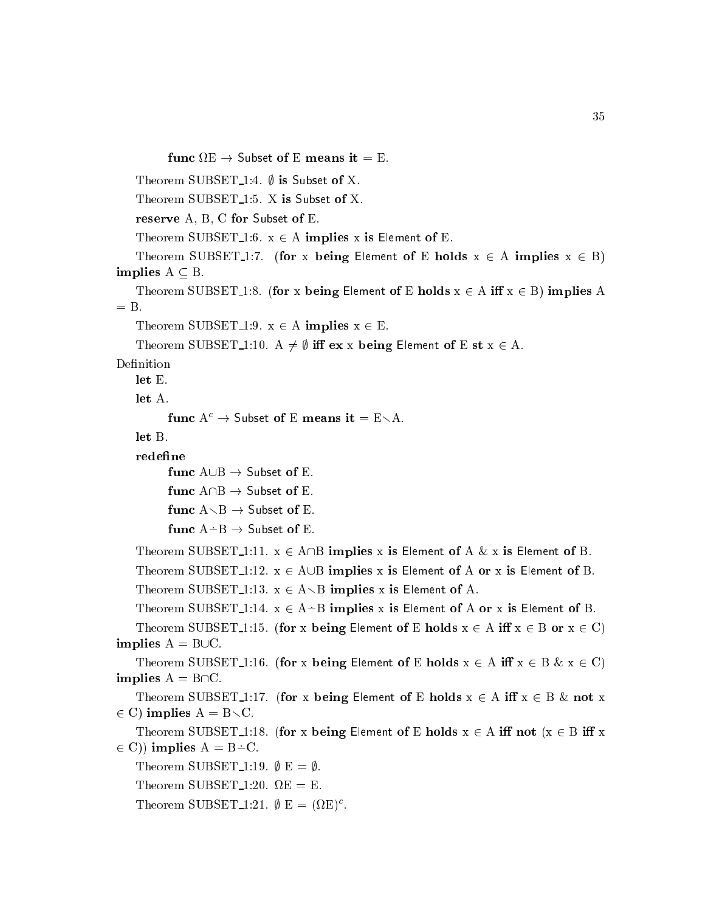**func** $\Omega$E $\to$ Subset **of** E **means** **it** = E.

Theorem SUBSET_1:4. $\emptyset$ **is** Subset **of** X.

Theorem SUBSET_1:5. X **is** Subset **of** X.

**reserve** A, B, C **for** Subset **of** E.

Theorem SUBSET_1:6. x $\in$ A **implies** x **is** Element **of** E.

Theorem SUBSET_1:7. (**for** x **being** Element **of** E **holds** x $\in$ A **implies** x $\in$ B) **implies** A $\subseteq$ B.

Theorem SUBSET_1:8. (**for** x **being** Element **of** E **holds** x $\in$ A **iff** x $\in$ B) **implies** A = B.

Theorem SUBSET_1:9. x $\in$ A **implies** x $\in$ E.

Theorem SUBSET_1:10. A $\neq$ $\emptyset$ **iff** **ex** x **being** Element **of** E **st** x $\in$ A.

Definition

**let** E.

**let** A.

**func** $A^c$ $\to$ Subset **of** E **means** **it** = E$\setminus$A.

**let** B.

**redefine**

**func** A$\cup$B $\to$ Subset **of** E.

**func** A$\cap$B $\to$ Subset **of** E.

**func** A$\setminus$B $\to$ Subset **of** E.

**func** A$\dot{-}$B $\to$ Subset **of** E.

Theorem SUBSET_1:11. x $\in$ A$\cap$B **implies** x **is** Element **of** A & x **is** Element **of** B.

Theorem SUBSET_1:12. x $\in$ A$\cup$B **implies** x **is** Element **of** A **or** x **is** Element **of** B.

Theorem SUBSET_1:13. x $\in$ A$\setminus$B **implies** x **is** Element **of** A.

Theorem SUBSET_1:14. x $\in$ A$\dot{-}$B **implies** x **is** Element **of** A **or** x **is** Element **of** B.

Theorem SUBSET_1:15. (**for** x **being** Element **of** E **holds** x $\in$ A **iff** x $\in$ B **or** x $\in$ C) **implies** A = B$\cup$C.

Theorem SUBSET_1:16. (**for** x **being** Element **of** E **holds** x $\in$ A **iff** x $\in$ B & x $\in$ C) **implies** A = B$\cap$C.

Theorem SUBSET_1:17. (**for** x **being** Element **of** E **holds** x $\in$ A **iff** x $\in$ B & **not** x $\in$ C) **implies** A = B$\setminus$C.

Theorem SUBSET_1:18. (**for** x **being** Element **of** E **holds** x $\in$ A **iff** **not** (x $\in$ B **iff** x $\in$ C)) **implies** A = B$\dot{-}$C.

Theorem SUBSET_1:19. $\emptyset$ E = $\emptyset$.

Theorem SUBSET_1:20. $\Omega$E = E.

Theorem SUBSET_1:21. $\emptyset$ E = $(\Omega E)^c$.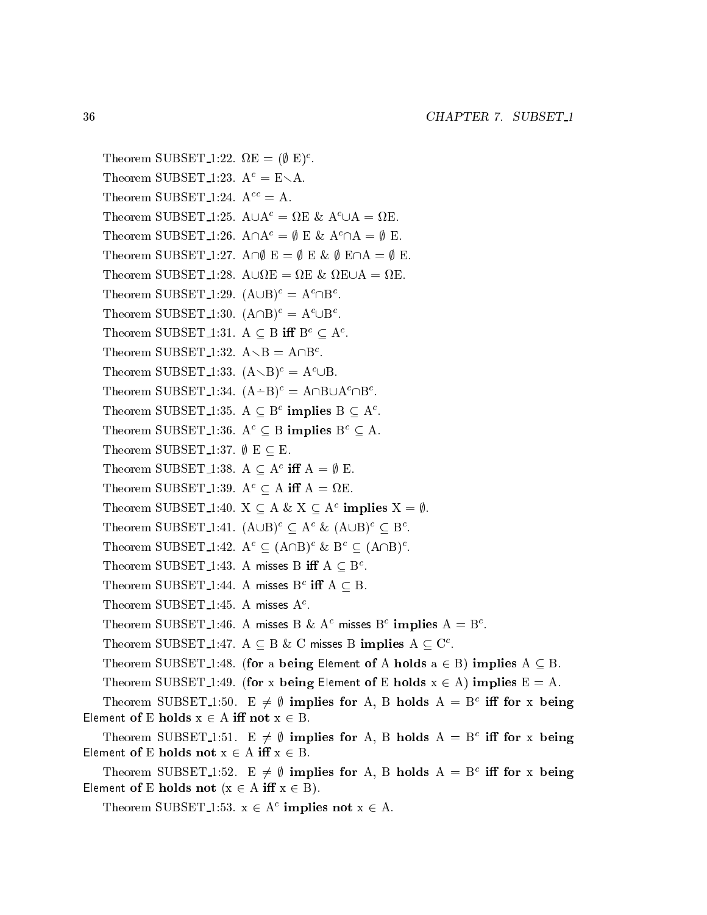Theorem SUBSET_1:22. $\Omega E = (\emptyset\ E)^c$.

Theorem SUBSET_1:23. $A^c = E \setminus A$.

Theorem SUBSET_1:24. $A^{cc} = A$.

Theorem SUBSET_1:25. $A \cup A^c = \Omega E$ & $A^c \cup A = \Omega E$.

Theorem SUBSET_1:26. $A \cap A^c = \emptyset\ E$ & $A^c \cap A = \emptyset\ E$.

Theorem SUBSET_1:27. $A \cap \emptyset\ E = \emptyset\ E$ & $\emptyset\ E \cap A = \emptyset\ E$.

Theorem SUBSET_1:28. $A \cup \Omega E = \Omega E$ & $\Omega E \cup A = \Omega E$.

Theorem SUBSET_1:29. $(A \cup B)^c = A^c \cap B^c$.

Theorem SUBSET_1:30. $(A \cap B)^c = A^c \cup B^c$.

Theorem SUBSET_1:31. $A \subseteq B$ **iff** $B^c \subseteq A^c$.

Theorem SUBSET_1:32. $A \setminus B = A \cap B^c$.

Theorem SUBSET_1:33. $(A \setminus B)^c = A^c \cup B$.

Theorem SUBSET_1:34. $(A \dot{-} B)^c = A \cap B \cup A^c \cap B^c$.

Theorem SUBSET_1:35. $A \subseteq B^c$ **implies** $B \subseteq A^c$.

Theorem SUBSET_1:36. $A^c \subseteq B$ **implies** $B^c \subseteq A$.

Theorem SUBSET_1:37. $\emptyset\ E \subseteq E$.

Theorem SUBSET_1:38. $A \subseteq A^c$ **iff** $A = \emptyset\ E$.

Theorem SUBSET_1:39. $A^c \subseteq A$ **iff** $A = \Omega E$.

Theorem SUBSET_1:40. $X \subseteq A$ & $X \subseteq A^c$ **implies** $X = \emptyset$.

Theorem SUBSET_1:41. $(A \cup B)^c \subseteq A^c$ & $(A \cup B)^c \subseteq B^c$.

Theorem SUBSET_1:42. $A^c \subseteq (A \cap B)^c$ & $B^c \subseteq (A \cap B)^c$.

Theorem SUBSET_1:43. A misses B **iff** $A \subseteq B^c$.

Theorem SUBSET_1:44. A misses $B^c$ **iff** $A \subseteq B$.

Theorem SUBSET_1:45. A misses $A^c$.

Theorem SUBSET_1:46. A misses B & $A^c$ misses $B^c$ **implies** $A = B^c$.

Theorem SUBSET_1:47. $A \subseteq B$ & C misses B **implies** $A \subseteq C^c$.

Theorem SUBSET_1:48. (**for** a **being** Element **of** A **holds** $a \in B$) **implies** $A \subseteq B$.

Theorem SUBSET_1:49. (**for** x **being** Element **of** E **holds** $x \in A$) **implies** $E = A$.

Theorem SUBSET_1:50. $E \neq \emptyset$ **implies for** A, B **holds** $A = B^c$ **iff for** x **being** Element **of** E **holds** $x \in A$ **iff not** $x \in B$.

Theorem SUBSET_1:51. $E \neq \emptyset$ **implies for** A, B **holds** $A = B^c$ **iff for** x **being** Element **of** E **holds not** $x \in A$ **iff** $x \in B$.

Theorem SUBSET_1:52. $E \neq \emptyset$ **implies for** A, B **holds** $A = B^c$ **iff for** x **being** Element **of** E **holds not** ($x \in A$ **iff** $x \in B$).

Theorem SUBSET_1:53. $x \in A^c$ **implies not** $x \in A$.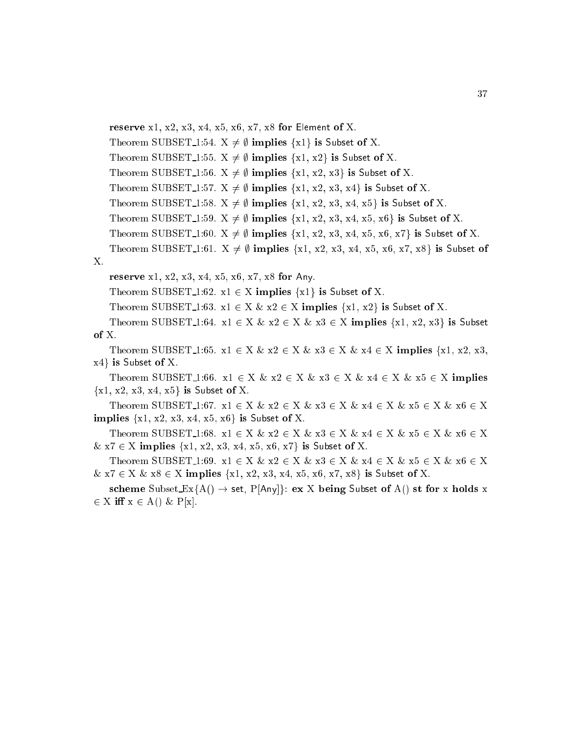**reserve** x1, x2, x3, x4, x5, x6, x7, x8 **for** Element **of** X.

Theorem SUBSET_1:54. X $\neq \emptyset$ **implies** {x1} **is** Subset **of** X.

Theorem SUBSET_1:55. X $\neq \emptyset$ **implies** {x1, x2} **is** Subset **of** X.

Theorem SUBSET_1:56. X $\neq \emptyset$ **implies** {x1, x2, x3} **is** Subset **of** X.

Theorem SUBSET_1:57. X $\neq \emptyset$ **implies** {x1, x2, x3, x4} **is** Subset **of** X.

Theorem SUBSET_1:58. X $\neq \emptyset$ **implies** {x1, x2, x3, x4, x5} **is** Subset **of** X.

Theorem SUBSET_1:59. X $\neq \emptyset$ **implies** {x1, x2, x3, x4, x5, x6} **is** Subset **of** X.

Theorem SUBSET_1:60. X $\neq \emptyset$ **implies** {x1, x2, x3, x4, x5, x6, x7} **is** Subset **of** X.

Theorem SUBSET_1:61. X $\neq \emptyset$ **implies** {x1, x2, x3, x4, x5, x6, x7, x8} **is** Subset **of** X.

**reserve** x1, x2, x3, x4, x5, x6, x7, x8 **for** Any.

Theorem SUBSET_1:62. x1 $\in$ X **implies** {x1} **is** Subset **of** X.

Theorem SUBSET_1:63. x1 $\in$ X & x2 $\in$ X **implies** {x1, x2} **is** Subset **of** X.

Theorem SUBSET_1:64. x1 $\in$ X & x2 $\in$ X & x3 $\in$ X **implies** {x1, x2, x3} **is** Subset **of** X.

Theorem SUBSET_1:65. x1 $\in$ X & x2 $\in$ X & x3 $\in$ X & x4 $\in$ X **implies** {x1, x2, x3, x4} **is** Subset **of** X.

Theorem SUBSET_1:66. x1 $\in$ X & x2 $\in$ X & x3 $\in$ X & x4 $\in$ X & x5 $\in$ X **implies** {x1, x2, x3, x4, x5} **is** Subset **of** X.

Theorem SUBSET_1:67. x1 $\in$ X & x2 $\in$ X & x3 $\in$ X & x4 $\in$ X & x5 $\in$ X & x6 $\in$ X **implies** {x1, x2, x3, x4, x5, x6} **is** Subset **of** X.

Theorem SUBSET_1:68. x1 $\in$ X & x2 $\in$ X & x3 $\in$ X & x4 $\in$ X & x5 $\in$ X & x6 $\in$ X & x7 $\in$ X **implies** {x1, x2, x3, x4, x5, x6, x7} **is** Subset **of** X.

Theorem SUBSET_1:69. x1 $\in$ X & x2 $\in$ X & x3 $\in$ X & x4 $\in$ X & x5 $\in$ X & x6 $\in$ X & x7 $\in$ X & x8 $\in$ X **implies** {x1, x2, x3, x4, x5, x6, x7, x8} **is** Subset **of** X.

**scheme** Subset_Ex{A() $\rightarrow$ set, P[Any]}: **ex** X **being** Subset **of** A() **st for** x **holds** x $\in$ X **iff** x $\in$ A() & P[x].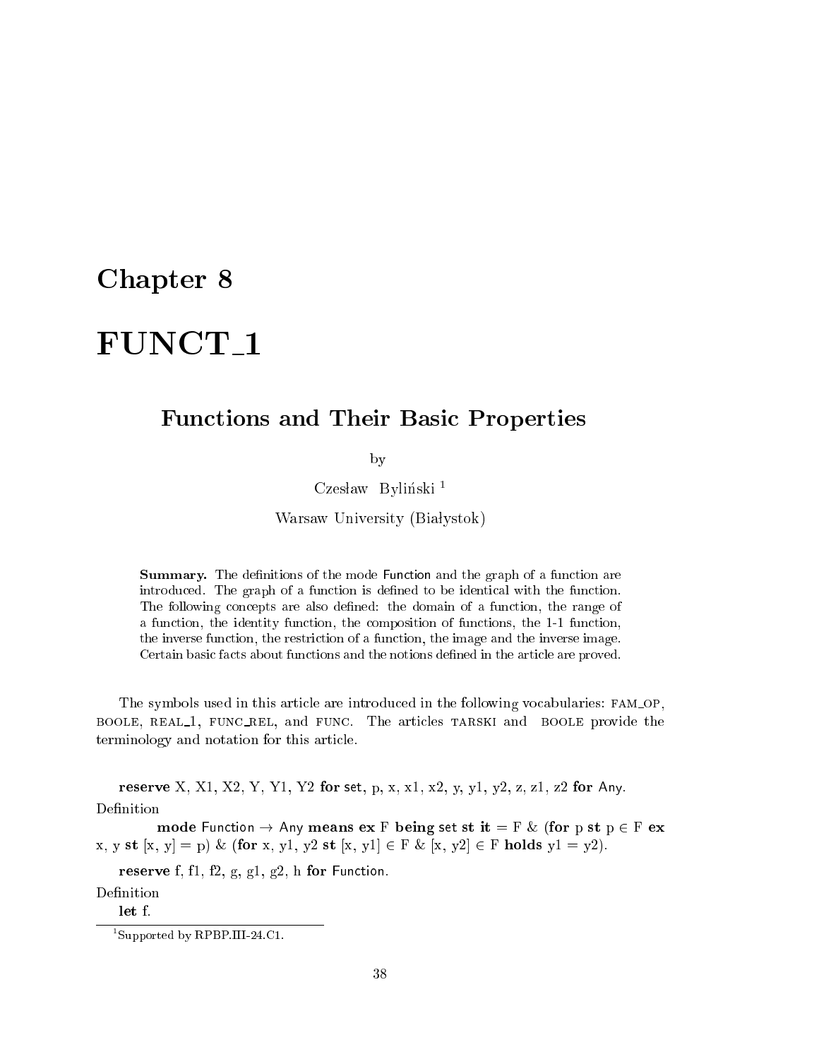# Chapter 8

# FUNCT_1

## Functions and Their Basic Properties

by

Czesław Byliński [1]

Warsaw University (Białystok)

**Summary.** The definitions of the mode Function and the graph of a function are introduced. The graph of a function is defined to be identical with the function. The following concepts are also defined: the domain of a function, the range of a function, the identity function, the composition of functions, the 1-1 function, the inverse function, the restriction of a function, the image and the inverse image. Certain basic facts about functions and the notions defined in the article are proved.

The symbols used in this article are introduced in the following vocabularies: FAM_OP, BOOLE, REAL_1, FUNC_REL, and FUNC. The articles TARSKI and BOOLE provide the terminology and notation for this article.

**reserve** X, X1, X2, Y, Y1, Y2 **for** set, p, x, x1, x2, y, y1, y2, z, z1, z2 **for** Any.

Definition

**mode** Function → Any **means** **ex** F **being** set **st** **it** = F & (**for** p **st** p ∈ F **ex** x, y **st** [x, y] = p) & (**for** x, y1, y2 **st** [x, y1] ∈ F & [x, y2] ∈ F **holds** y1 = y2).

**reserve** f, f1, f2, g, g1, g2, h **for** Function.

Definition

**let** f.

[1] Supported by RPBP.III-24.C1.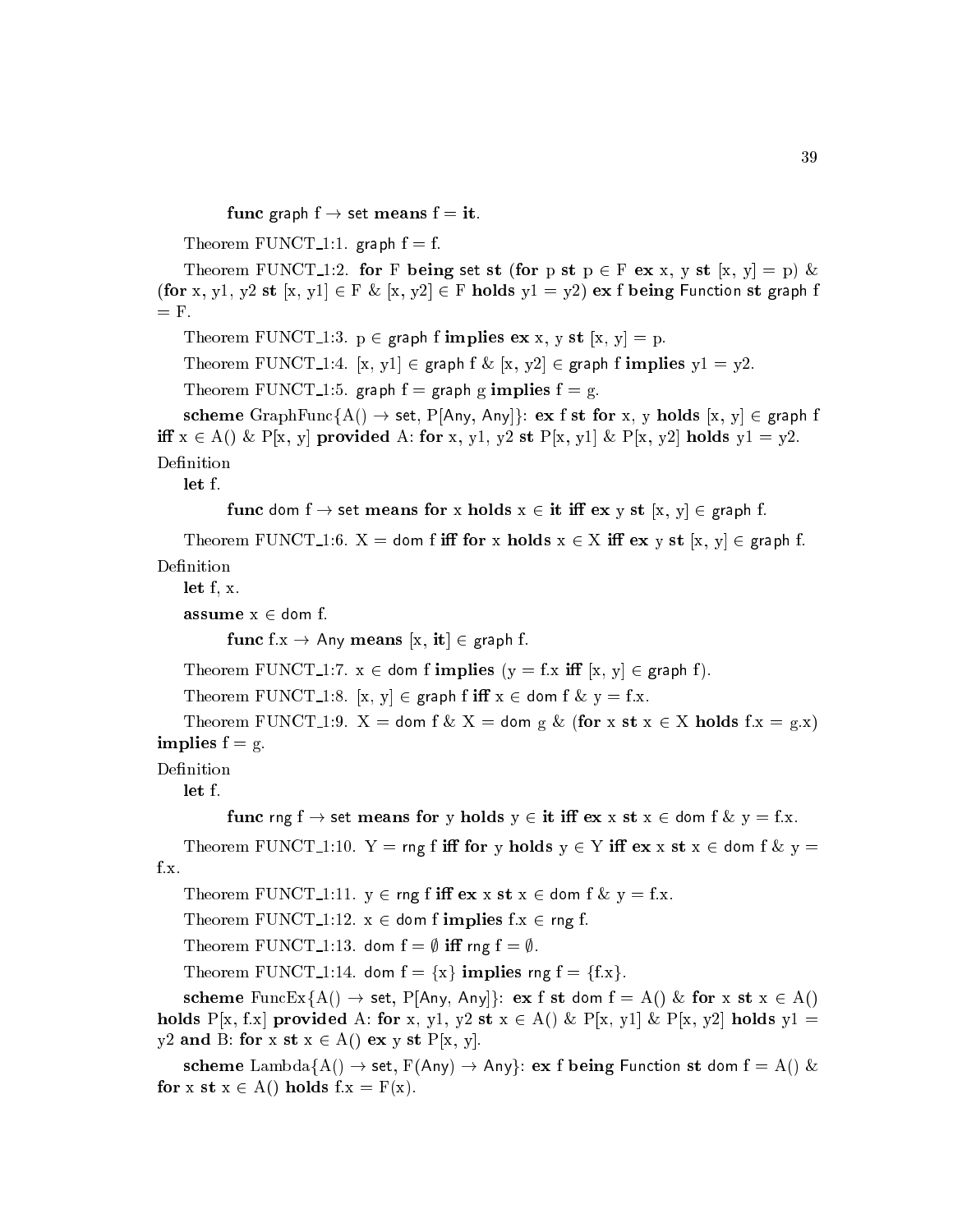**func** graph f → set **means** f = **it**.

Theorem FUNCT_1:1. graph f = f.

Theorem FUNCT_1:2. **for** F **being** set **st** (**for** p **st** p ∈ F **ex** x, y **st** [x, y] = p) & (**for** x, y1, y2 **st** [x, y1] ∈ F & [x, y2] ∈ F **holds** y1 = y2) **ex** f **being** Function **st** graph f = F.

Theorem FUNCT_1:3. p ∈ graph f **implies** **ex** x, y **st** [x, y] = p.

Theorem FUNCT_1:4. [x, y1] ∈ graph f & [x, y2] ∈ graph f **implies** y1 = y2.

Theorem FUNCT_1:5. graph f = graph g **implies** f = g.

**scheme** GraphFunc{A() → set, P[Any, Any]}: **ex** f **st** **for** x, y **holds** [x, y] ∈ graph f **iff** x ∈ A() & P[x, y] **provided** A: **for** x, y1, y2 **st** P[x, y1] & P[x, y2] **holds** y1 = y2.

Definition

**let** f.

**func** dom f → set **means** **for** x **holds** x ∈ **it** **iff** **ex** y **st** [x, y] ∈ graph f.

Theorem FUNCT_1:6. X = dom f **iff** **for** x **holds** x ∈ X **iff** **ex** y **st** [x, y] ∈ graph f.

Definition

**let** f, x.

**assume** x ∈ dom f.

**func** f.x → Any **means** [x, **it**] ∈ graph f.

Theorem FUNCT_1:7. x ∈ dom f **implies** (y = f.x **iff** [x, y] ∈ graph f).

Theorem FUNCT_1:8. [x, y] ∈ graph f **iff** x ∈ dom f & y = f.x.

Theorem FUNCT_1:9. X = dom f & X = dom g & (**for** x **st** x ∈ X **holds** f.x = g.x) **implies** f = g.

Definition

**let** f.

**func** rng f → set **means** **for** y **holds** y ∈ **it** **iff** **ex** x **st** x ∈ dom f & y = f.x.

Theorem FUNCT_1:10. Y = rng f **iff** **for** y **holds** y ∈ Y **iff** **ex** x **st** x ∈ dom f & y = f.x.

Theorem FUNCT_1:11. y ∈ rng f **iff** **ex** x **st** x ∈ dom f & y = f.x.

Theorem FUNCT_1:12. x ∈ dom f **implies** f.x ∈ rng f.

Theorem FUNCT_1:13. dom f = ∅ **iff** rng f = ∅.

Theorem FUNCT_1:14. dom f = {x} **implies** rng f = {f.x}.

**scheme** FuncEx{A() → set, P[Any, Any]}: **ex** f **st** dom f = A() & **for** x **st** x ∈ A() **holds** P[x, f.x] **provided** A: **for** x, y1, y2 **st** x ∈ A() & P[x, y1] & P[x, y2] **holds** y1 = y2 **and** B: **for** x **st** x ∈ A() **ex** y **st** P[x, y].

**scheme** Lambda{A() → set, F(Any) → Any}: **ex** f **being** Function **st** dom f = A() & **for** x **st** x ∈ A() **holds** f.x = F(x).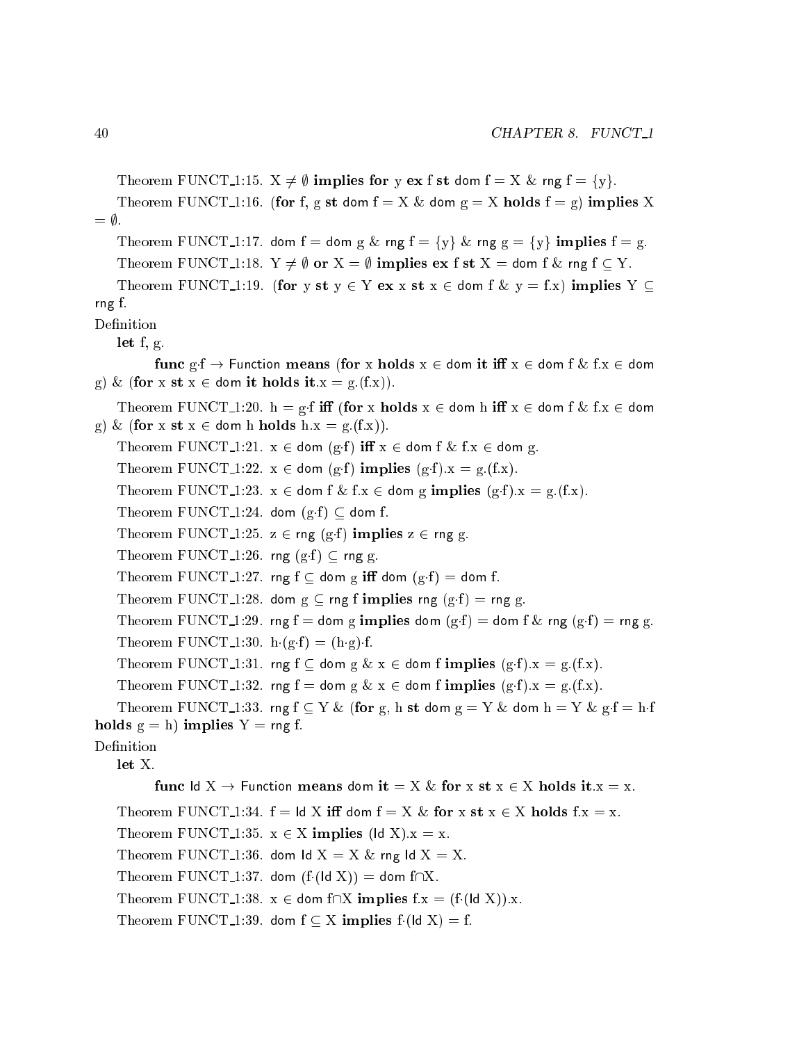Theorem FUNCT_1:15. $X \neq \emptyset$ **implies for** y **ex** f **st** dom f = X & rng f = {y}.

Theorem FUNCT_1:16. (**for** f, g **st** dom f = X & dom g = X **holds** f = g) **implies** X = $\emptyset$.

Theorem FUNCT_1:17. dom f = dom g & rng f = {y} & rng g = {y} **implies** f = g.

Theorem FUNCT_1:18. $Y \neq \emptyset$ **or** X = $\emptyset$ **implies ex** f **st** X = dom f & rng f $\subseteq$ Y.

Theorem FUNCT_1:19. (**for** y **st** y $\in$ Y **ex** x **st** x $\in$ dom f & y = f.x) **implies** Y $\subseteq$ rng f.

Definition

**let** f, g.

**func** g·f $\to$ Function **means** (**for** x **holds** x $\in$ dom **it iff** x $\in$ dom f & f.x $\in$ dom g) & (**for** x **st** x $\in$ dom **it holds it**.x = g.(f.x)).

Theorem FUNCT_1:20. h = g·f **iff** (**for** x **holds** x $\in$ dom h **iff** x $\in$ dom f & f.x $\in$ dom g) & (**for** x **st** x $\in$ dom h **holds** h.x = g.(f.x)).

Theorem FUNCT_1:21. x $\in$ dom (g·f) **iff** x $\in$ dom f & f.x $\in$ dom g.

Theorem FUNCT_1:22. x $\in$ dom (g·f) **implies** (g·f).x = g.(f.x).

Theorem FUNCT_1:23. x $\in$ dom f & f.x $\in$ dom g **implies** (g·f).x = g.(f.x).

Theorem FUNCT_1:24. dom (g·f) $\subseteq$ dom f.

Theorem FUNCT_1:25. z $\in$ rng (g·f) **implies** z $\in$ rng g.

Theorem FUNCT_1:26. rng (g·f) $\subseteq$ rng g.

Theorem FUNCT_1:27. rng f $\subseteq$ dom g **iff** dom (g·f) = dom f.

Theorem FUNCT_1:28. dom g $\subseteq$ rng f **implies** rng (g·f) = rng g.

Theorem FUNCT_1:29. rng f = dom g **implies** dom (g·f) = dom f & rng (g·f) = rng g.

Theorem FUNCT_1:30. h·(g·f) = (h·g)·f.

Theorem FUNCT_1:31. rng f $\subseteq$ dom g & x $\in$ dom f **implies** (g·f).x = g.(f.x).

Theorem FUNCT_1:32. rng f = dom g & x $\in$ dom f **implies** (g·f).x = g.(f.x).

Theorem FUNCT_1:33. rng f $\subseteq$ Y & (**for** g, h **st** dom g = Y & dom h = Y & g·f = h·f **holds** g = h) **implies** Y = rng f.

Definition

**let** X.

**func** Id X $\to$ Function **means** dom **it** = X & **for** x **st** x $\in$ X **holds it**.x = x.

Theorem FUNCT_1:34. f = Id X **iff** dom f = X & **for** x **st** x $\in$ X **holds** f.x = x.

Theorem FUNCT_1:35. x $\in$ X **implies** (Id X).x = x.

Theorem FUNCT_1:36. dom Id X = X & rng Id X = X.

Theorem FUNCT_1:37. dom (f·(Id X)) = dom f$\cap$X.

Theorem FUNCT_1:38. x $\in$ dom f$\cap$X **implies** f.x = (f·(Id X)).x.

Theorem FUNCT_1:39. dom f $\subseteq$ X **implies** f·(Id X) = f.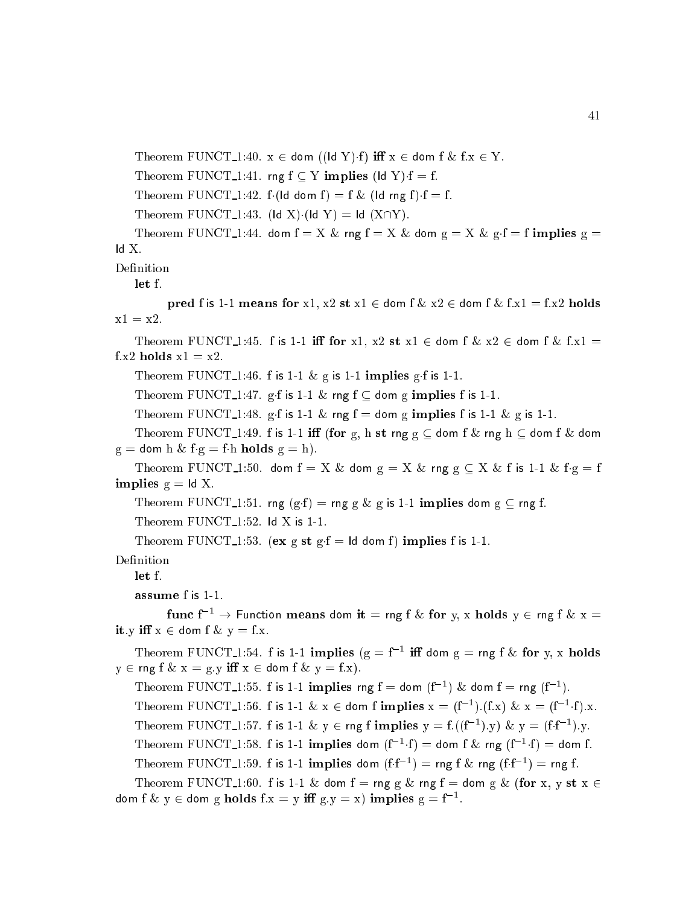Theorem FUNCT_1:40. x ∈ dom ((Id Y)·f) **iff** x ∈ dom f & f.x ∈ Y.

Theorem FUNCT_1:41. rng f ⊆ Y **implies** (Id Y)·f = f.

Theorem FUNCT_1:42. f·(Id dom f) = f & (Id rng f)·f = f.

Theorem FUNCT_1:43. (Id X)·(Id Y) = Id (X∩Y).

Theorem FUNCT_1:44. dom f = X & rng f = X & dom g = X & g·f = f **implies** g = Id X.

Definition

**let** f.

**pred** f is 1-1 **means for** x1, x2 **st** x1 ∈ dom f & x2 ∈ dom f & f.x1 = f.x2 **holds** x1 = x2.

Theorem FUNCT_1:45. f is 1-1 **iff for** x1, x2 **st** x1 ∈ dom f & x2 ∈ dom f & f.x1 = f.x2 **holds** x1 = x2.

Theorem FUNCT_1:46. f is 1-1 & g is 1-1 **implies** g·f is 1-1.

Theorem FUNCT_1:47. g·f is 1-1 & rng f ⊆ dom g **implies** f is 1-1.

Theorem FUNCT_1:48. g·f is 1-1 & rng f = dom g **implies** f is 1-1 & g is 1-1.

Theorem FUNCT_1:49. f is 1-1 **iff** (**for** g, h **st** rng g ⊆ dom f & rng h ⊆ dom f & dom g = dom h & f·g = f·h **holds** g = h).

Theorem FUNCT_1:50. dom f = X & dom g = X & rng g ⊆ X & f is 1-1 & f·g = f **implies** g = Id X.

Theorem FUNCT_1:51. rng (g·f) = rng g & g is 1-1 **implies** dom g ⊆ rng f.

Theorem FUNCT_1:52. Id X is 1-1.

Theorem FUNCT_1:53. (**ex** g **st** g·f = Id dom f) **implies** f is 1-1.

Definition

**let** f.

**assume** f is 1-1.

**func** $f^{-1}$ → Function **means** dom **it** = rng f & **for** y, x **holds** y ∈ rng f & x = **it**.y **iff** x ∈ dom f & y = f.x.

Theorem FUNCT_1:54. f is 1-1 **implies** (g = $f^{-1}$ **iff** dom g = rng f & **for** y, x **holds** y ∈ rng f & x = g.y **iff** x ∈ dom f & y = f.x).

Theorem FUNCT_1:55. f is 1-1 **implies** rng f = dom ($f^{-1}$) & dom f = rng ($f^{-1}$).

Theorem FUNCT_1:56. f is 1-1 & x ∈ dom f **implies** x = ($f^{-1}$).(f.x) & x = ($f^{-1}$·f).x.

Theorem FUNCT_1:57. f is 1-1 & y ∈ rng f **implies** y = f.(($f^{-1}$).y) & y = (f·$f^{-1}$).y.

Theorem FUNCT_1:58. f is 1-1 **implies** dom ($f^{-1}$·f) = dom f & rng ($f^{-1}$·f) = dom f.

Theorem FUNCT_1:59. f is 1-1 **implies** dom (f·$f^{-1}$) = rng f & rng (f·$f^{-1}$) = rng f.

Theorem FUNCT_1:60. f is 1-1 & dom f = rng g & rng f = dom g & (**for** x, y **st** x ∈ dom f & y ∈ dom g **holds** f.x = y **iff** g.y = x) **implies** g = $f^{-1}$.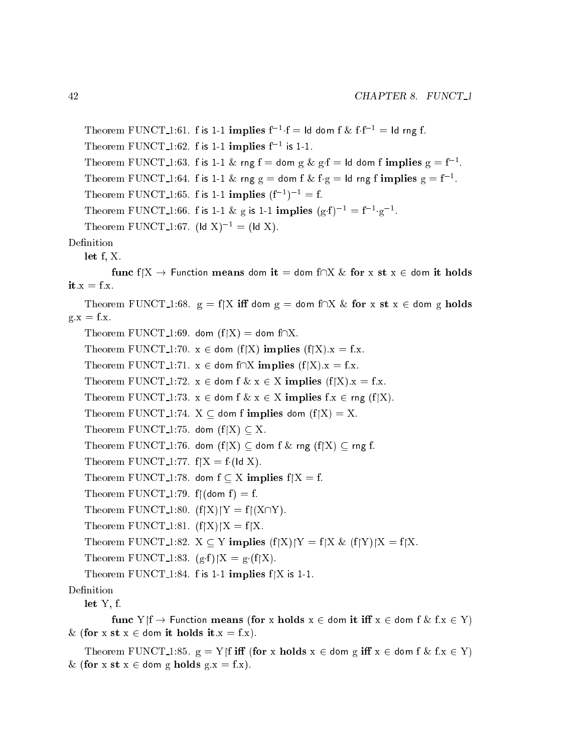Theorem FUNCT_1:61. f is 1-1 **implies** $f^{-1}\cdot f$ = Id dom f & $f\cdot f^{-1}$ = Id rng f.

Theorem FUNCT_1:62. f is 1-1 **implies** $f^{-1}$ is 1-1.

Theorem FUNCT_1:63. f is 1-1 & rng f = dom g & g·f = Id dom f **implies** g = $f^{-1}$.

Theorem FUNCT_1:64. f is 1-1 & rng g = dom f & f·g = Id rng f **implies** g = $f^{-1}$.

Theorem FUNCT_1:65. f is 1-1 **implies** $(f^{-1})^{-1}$ = f.

Theorem FUNCT_1:66. f is 1-1 & g is 1-1 **implies** $(g\cdot f)^{-1} = f^{-1}\cdot g^{-1}$.

Theorem FUNCT_1:67. $(\mathsf{Id}\ X)^{-1}$ = (Id X).

Definition

**let** f, X.

**func** f↾X → Function **means** dom **it** = dom f∩X & **for** x **st** x ∈ dom **it** **holds** **it**.x = f.x.

Theorem FUNCT_1:68. g = f↾X **iff** dom g = dom f∩X & **for** x **st** x ∈ dom g **holds** g.x = f.x.

Theorem FUNCT_1:69. dom (f↾X) = dom f∩X.

Theorem FUNCT_1:70. x ∈ dom (f↾X) **implies** (f↾X).x = f.x.

Theorem FUNCT_1:71. x ∈ dom f∩X **implies** (f↾X).x = f.x.

Theorem FUNCT_1:72. x ∈ dom f & x ∈ X **implies** (f↾X).x = f.x.

Theorem FUNCT_1:73. x ∈ dom f & x ∈ X **implies** f.x ∈ rng (f↾X).

Theorem FUNCT_1:74. X ⊆ dom f **implies** dom (f↾X) = X.

Theorem FUNCT_1:75. dom (f↾X) ⊆ X.

Theorem FUNCT_1:76. dom (f↾X) ⊆ dom f & rng (f↾X) ⊆ rng f.

Theorem FUNCT_1:77. f↾X = f·(Id X).

Theorem FUNCT_1:78. dom f ⊆ X **implies** f↾X = f.

Theorem FUNCT_1:79. f↾(dom f) = f.

Theorem FUNCT_1:80. (f↾X)↾Y = f↾(X∩Y).

Theorem FUNCT_1:81. (f↾X)↾X = f↾X.

Theorem FUNCT_1:82. X ⊆ Y **implies** (f↾X)↾Y = f↾X & (f↾Y)↾X = f↾X.

Theorem FUNCT_1:83. (g·f)↾X = g·(f↾X).

Theorem FUNCT_1:84. f is 1-1 **implies** f↾X is 1-1.

Definition

**let** Y, f.

**func** Y↾f → Function **means** (**for** x **holds** x ∈ dom **it** **iff** x ∈ dom f & f.x ∈ Y) & (**for** x **st** x ∈ dom **it** **holds** **it**.x = f.x).

Theorem FUNCT_1:85. g = Y↾f **iff** (**for** x **holds** x ∈ dom g **iff** x ∈ dom f & f.x ∈ Y) & (**for** x **st** x ∈ dom g **holds** g.x = f.x).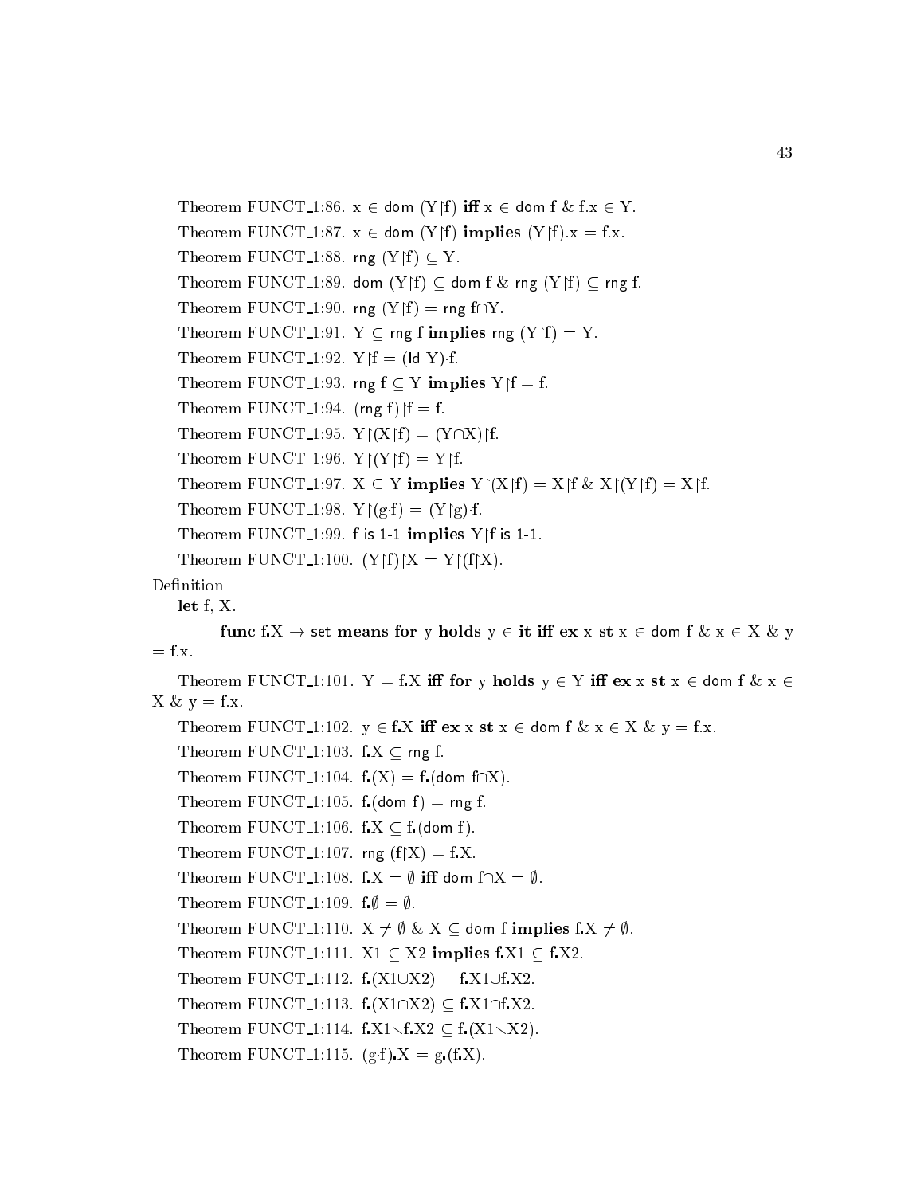Theorem FUNCT_1:86. $x \in \mathsf{dom}\ (Y \upharpoonright f)$ **iff** $x \in \mathsf{dom}\ f\ \&\ f.x \in Y$.

Theorem FUNCT_1:87. $x \in \mathsf{dom}\ (Y \upharpoonright f)$ **implies** $(Y \upharpoonright f).x = f.x$.

Theorem FUNCT_1:88. $\mathsf{rng}\ (Y \upharpoonright f) \subseteq Y$.

Theorem FUNCT_1:89. $\mathsf{dom}\ (Y \upharpoonright f) \subseteq \mathsf{dom}\ f\ \&\ \mathsf{rng}\ (Y \upharpoonright f) \subseteq \mathsf{rng}\ f$.

Theorem FUNCT_1:90. $\mathsf{rng}\ (Y \upharpoonright f) = \mathsf{rng}\ f \cap Y$.

Theorem FUNCT_1:91. $Y \subseteq \mathsf{rng}\ f$ **implies** $\mathsf{rng}\ (Y \upharpoonright f) = Y$.

Theorem FUNCT_1:92. $Y \upharpoonright f = (\mathsf{Id}\ Y) \cdot f$.

Theorem FUNCT_1:93. $\mathsf{rng}\ f \subseteq Y$ **implies** $Y \upharpoonright f = f$.

Theorem FUNCT_1:94. $(\mathsf{rng}\ f) \upharpoonright f = f$.

Theorem FUNCT_1:95. $Y \upharpoonright (X \upharpoonright f) = (Y \cap X) \upharpoonright f$.

Theorem FUNCT_1:96. $Y \upharpoonright (Y \upharpoonright f) = Y \upharpoonright f$.

Theorem FUNCT_1:97. $X \subseteq Y$ **implies** $Y \upharpoonright (X \upharpoonright f) = X \upharpoonright f\ \&\ X \upharpoonright (Y \upharpoonright f) = X \upharpoonright f$.

Theorem FUNCT_1:98. $Y \upharpoonright (g \cdot f) = (Y \upharpoonright g) \cdot f$.

Theorem FUNCT_1:99. $\mathsf{f\ is\ 1\text{-}1}$ **implies** $Y \upharpoonright f$ $\mathsf{is\ 1\text{-}1}$.

Theorem FUNCT_1:100. $(Y \upharpoonright f) \upharpoonright X = Y \upharpoonright (f \upharpoonright X)$.

Definition

**let** f, X.

**func** f.X $\rightarrow$ set **means for** y **holds** $y \in$ **it iff ex** x **st** $x \in \mathsf{dom}\ f\ \&\ x \in X\ \&\ y = f.x$.

Theorem FUNCT_1:101. $Y = f.X$ **iff for** y **holds** $y \in Y$ **iff ex** x **st** $x \in \mathsf{dom}\ f\ \&\ x \in X\ \&\ y = f.x$.

Theorem FUNCT_1:102. $y \in f.X$ **iff ex** x **st** $x \in \mathsf{dom}\ f\ \&\ x \in X\ \&\ y = f.x$.

Theorem FUNCT_1:103. $f.X \subseteq \mathsf{rng}\ f$.

Theorem FUNCT_1:104. $f.(X) = f.(\mathsf{dom}\ f \cap X)$.

Theorem FUNCT_1:105. $f.(\mathsf{dom}\ f) = \mathsf{rng}\ f$.

Theorem FUNCT_1:106. $f.X \subseteq f.(\mathsf{dom}\ f)$.

Theorem FUNCT_1:107. $\mathsf{rng}\ (f \upharpoonright X) = f.X$.

Theorem FUNCT_1:108. $f.X = \emptyset$ **iff** $\mathsf{dom}\ f \cap X = \emptyset$.

Theorem FUNCT_1:109. $f.\emptyset = \emptyset$.

Theorem FUNCT_1:110. $X \neq \emptyset\ \&\ X \subseteq \mathsf{dom}\ f$ **implies** $f.X \neq \emptyset$.

Theorem FUNCT_1:111. $X1 \subseteq X2$ **implies** $f.X1 \subseteq f.X2$.

Theorem FUNCT_1:112. $f.(X1 \cup X2) = f.X1 \cup f.X2$.

Theorem FUNCT_1:113. $f.(X1 \cap X2) \subseteq f.X1 \cap f.X2$.

Theorem FUNCT_1:114. $f.X1 \setminus f.X2 \subseteq f.(X1 \setminus X2)$.

Theorem FUNCT_1:115. $(g \cdot f).X = g.(f.X)$.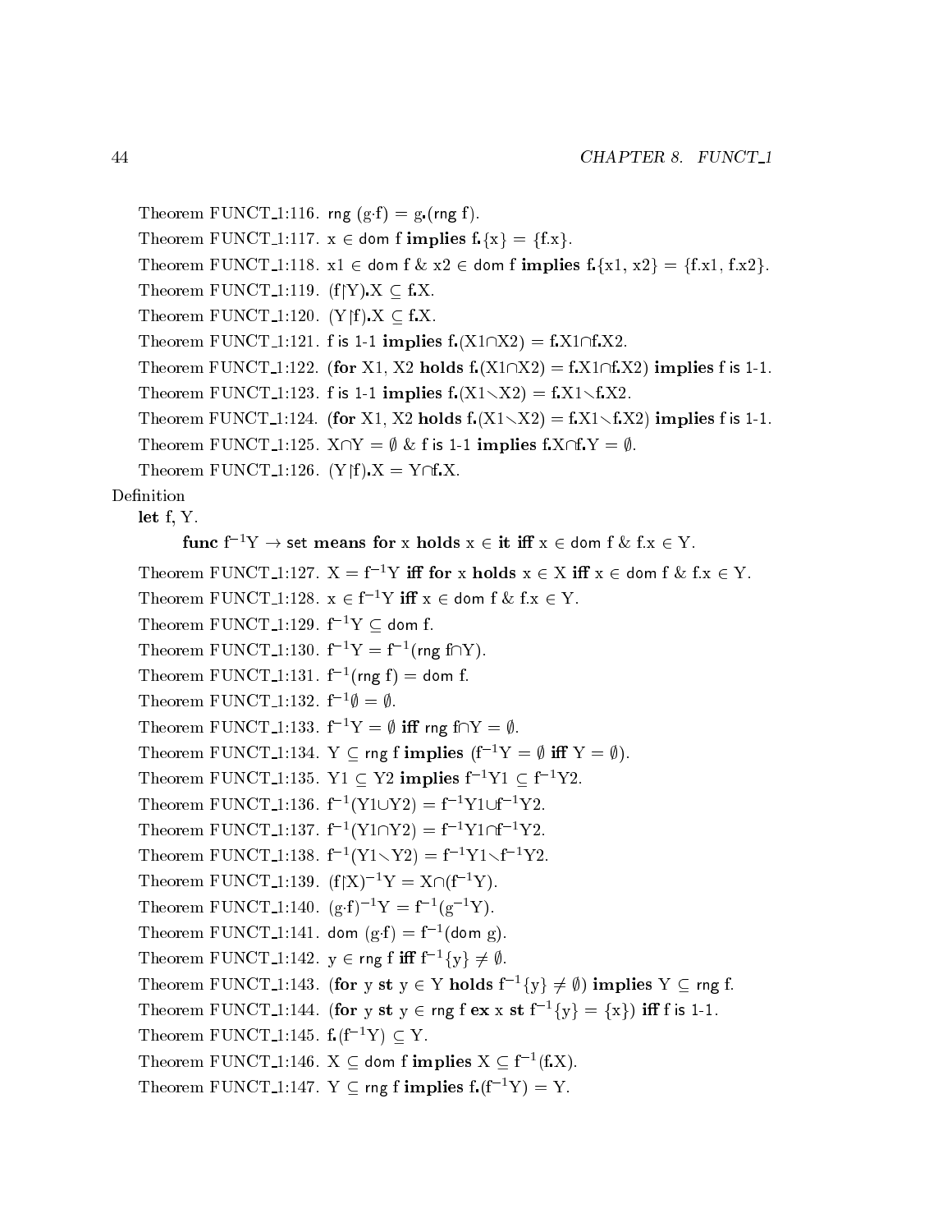Theorem FUNCT_1:116. rng (g·f) = g.(rng f).

Theorem FUNCT_1:117. x ∈ dom f **implies** f.{x} = {f.x}.

Theorem FUNCT_1:118. x1 ∈ dom f & x2 ∈ dom f **implies** f.{x1, x2} = {f.x1, f.x2}.

Theorem FUNCT_1:119. (f|Y).X ⊆ f.X.

Theorem FUNCT_1:120. (Y|f).X ⊆ f.X.

Theorem FUNCT_1:121. f is 1-1 **implies** f.(X1∩X2) = f.X1∩f.X2.

Theorem FUNCT_1:122. (**for** X1, X2 **holds** f.(X1∩X2) = f.X1∩f.X2) **implies** f is 1-1.

Theorem FUNCT_1:123. f is 1-1 **implies** f.(X1∖X2) = f.X1∖f.X2.

Theorem FUNCT_1:124. (**for** X1, X2 **holds** f.(X1∖X2) = f.X1∖f.X2) **implies** f is 1-1.

Theorem FUNCT_1:125. X∩Y = ∅ & f is 1-1 **implies** f.X∩f.Y = ∅.

Theorem FUNCT_1:126. (Y|f).X = Y∩f.X.

Definition

**let** f, Y.

**func** $f^{-1}$Y → set **means for** x **holds** x ∈ **it iff** x ∈ dom f & f.x ∈ Y.

Theorem FUNCT_1:127. X = $f^{-1}$Y **iff for** x **holds** x ∈ X **iff** x ∈ dom f & f.x ∈ Y.

Theorem FUNCT_1:128. x ∈ $f^{-1}$Y **iff** x ∈ dom f & f.x ∈ Y.

Theorem FUNCT_1:129. $f^{-1}$Y ⊆ dom f.

Theorem FUNCT_1:130. $f^{-1}$Y = $f^{-1}$(rng f∩Y).

Theorem FUNCT_1:131. $f^{-1}$(rng f) = dom f.

Theorem FUNCT_1:132. $f^{-1}$∅ = ∅.

Theorem FUNCT_1:133. $f^{-1}$Y = ∅ **iff** rng f∩Y = ∅.

Theorem FUNCT_1:134. Y ⊆ rng f **implies** ($f^{-1}$Y = ∅ **iff** Y = ∅).

Theorem FUNCT_1:135. Y1 ⊆ Y2 **implies** $f^{-1}$Y1 ⊆ $f^{-1}$Y2.

Theorem FUNCT_1:136. $f^{-1}$(Y1∪Y2) = $f^{-1}$Y1∪$f^{-1}$Y2.

Theorem FUNCT_1:137. $f^{-1}$(Y1∩Y2) = $f^{-1}$Y1∩$f^{-1}$Y2.

Theorem FUNCT_1:138. $f^{-1}$(Y1∖Y2) = $f^{-1}$Y1∖$f^{-1}$Y2.

Theorem FUNCT_1:139. $(f|X)^{-1}$Y = X∩($f^{-1}$Y).

Theorem FUNCT_1:140. $(g·f)^{-1}$Y = $f^{-1}$($g^{-1}$Y).

Theorem FUNCT_1:141. dom (g·f) = $f^{-1}$(dom g).

Theorem FUNCT_1:142. y ∈ rng f **iff** $f^{-1}${y} ≠ ∅.

Theorem FUNCT_1:143. (**for** y **st** y ∈ Y **holds** $f^{-1}${y} ≠ ∅) **implies** Y ⊆ rng f.

Theorem FUNCT_1:144. (**for** y **st** y ∈ rng f **ex** x **st** $f^{-1}${y} = {x}) **iff** f is 1-1.

Theorem FUNCT_1:145. f.($f^{-1}$Y) ⊆ Y.

Theorem FUNCT_1:146. X ⊆ dom f **implies** X ⊆ $f^{-1}$(f.X).

Theorem FUNCT_1:147. Y ⊆ rng f **implies** f.($f^{-1}$Y) = Y.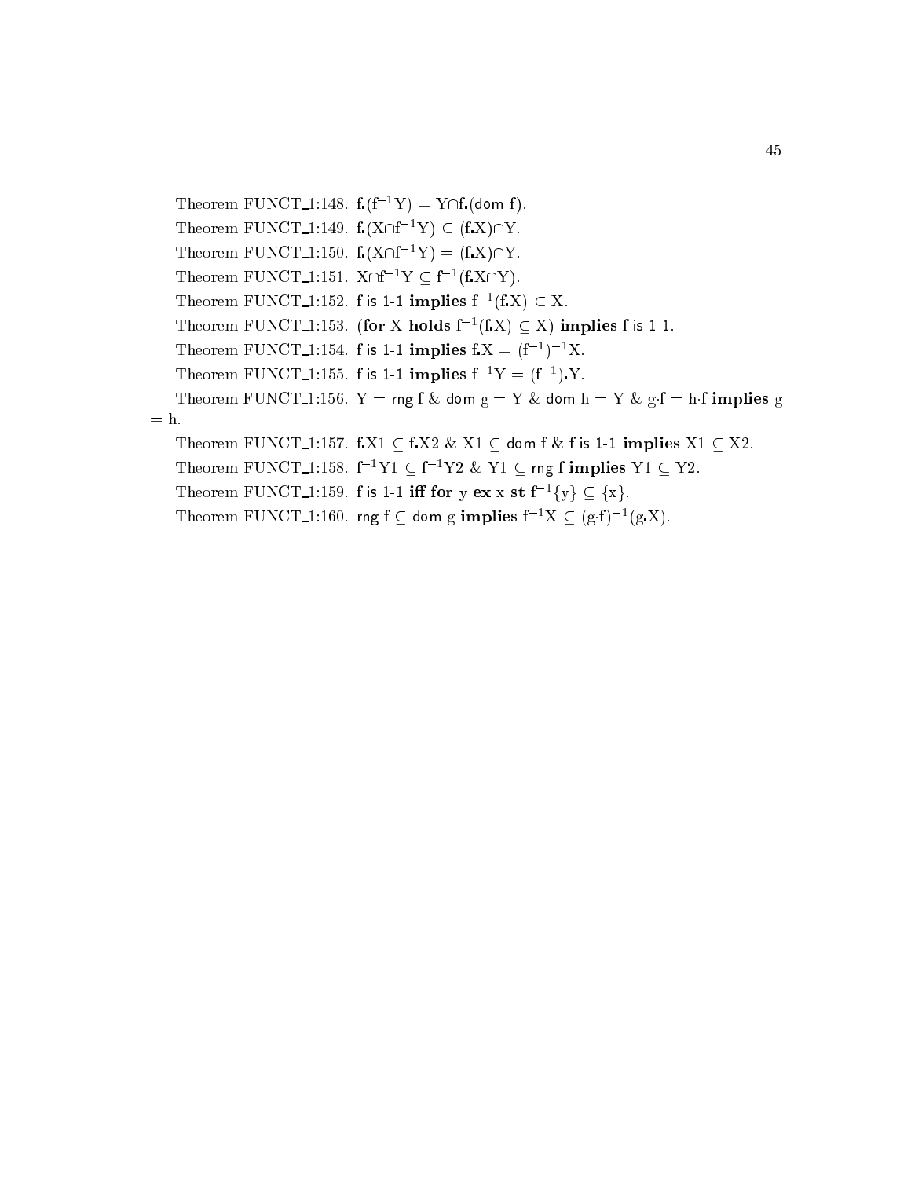Theorem FUNCT_1:148. $f.(f^{-1}Y) = Y \cap f.(\mathsf{dom}\ f)$.

Theorem FUNCT_1:149. $f.(X \cap f^{-1}Y) \subseteq (f.X) \cap Y$.

Theorem FUNCT_1:150. $f.(X \cap f^{-1}Y) = (f.X) \cap Y$.

Theorem FUNCT_1:151. $X \cap f^{-1}Y \subseteq f^{-1}(f.X \cap Y)$.

Theorem FUNCT_1:152. $f$ is 1-1 **implies** $f^{-1}(f.X) \subseteq X$.

Theorem FUNCT_1:153. (**for** X **holds** $f^{-1}(f.X) \subseteq X$) **implies** $f$ is 1-1.

Theorem FUNCT_1:154. $f$ is 1-1 **implies** $f.X = (f^{-1})^{-1}X$.

Theorem FUNCT_1:155. $f$ is 1-1 **implies** $f^{-1}Y = (f^{-1}).Y$.

Theorem FUNCT_1:156. $Y = \mathsf{rng}\ f$ & $\mathsf{dom}\ g = Y$ & $\mathsf{dom}\ h = Y$ & $g \cdot f = h \cdot f$ **implies** $g = h$.

Theorem FUNCT_1:157. $f.X1 \subseteq f.X2$ & $X1 \subseteq \mathsf{dom}\ f$ & $f$ is 1-1 **implies** $X1 \subseteq X2$.

Theorem FUNCT_1:158. $f^{-1}Y1 \subseteq f^{-1}Y2$ & $Y1 \subseteq \mathsf{rng}\ f$ **implies** $Y1 \subseteq Y2$.

Theorem FUNCT_1:159. $f$ is 1-1 **iff for** y **ex** x **st** $f^{-1}\{y\} \subseteq \{x\}$.

Theorem FUNCT_1:160. $\mathsf{rng}\ f \subseteq \mathsf{dom}\ g$ **implies** $f^{-1}X \subseteq (g \cdot f)^{-1}(g.X)$.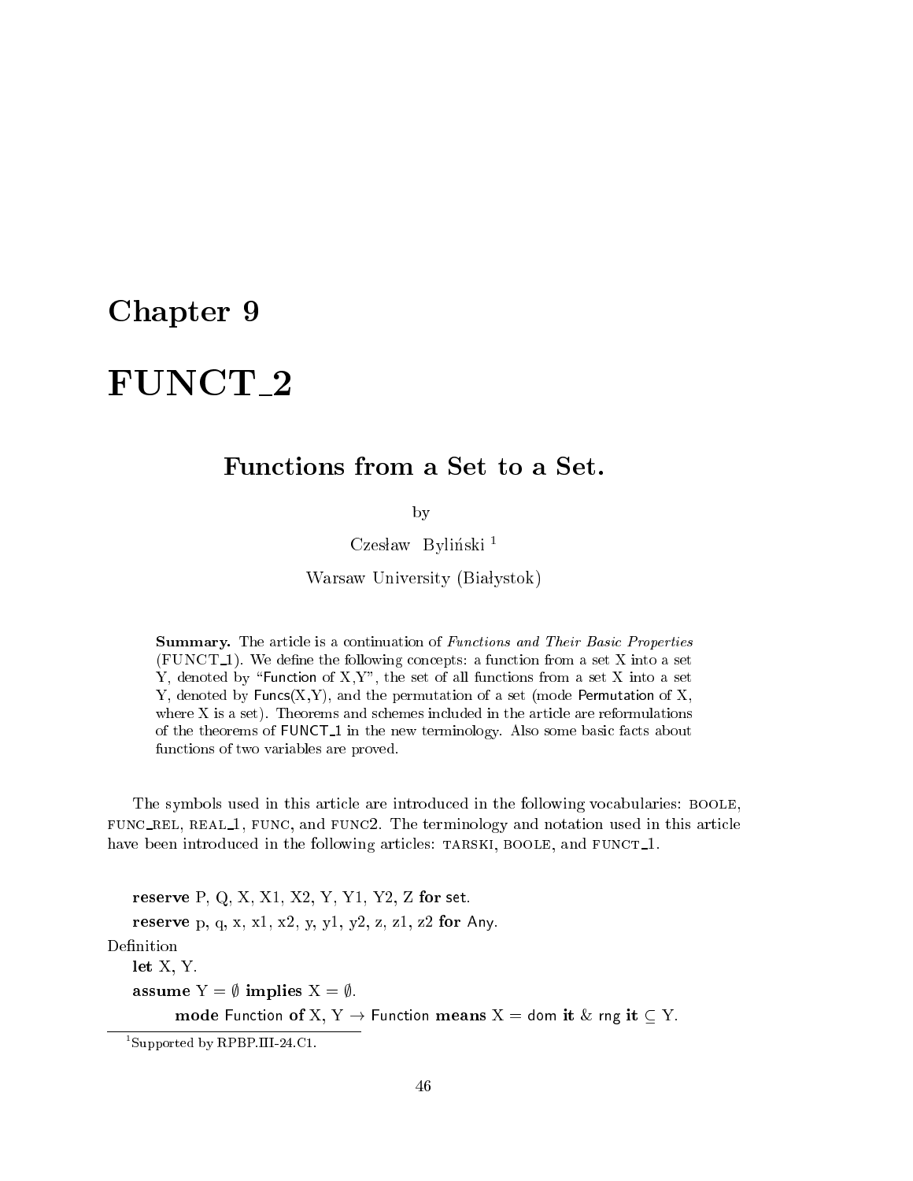# Chapter 9

# FUNCT_2

## Functions from a Set to a Set.

by

Czesław Byliński [1]

Warsaw University (Białystok)

**Summary.** The article is a continuation of *Functions and Their Basic Properties* (FUNCT_1). We define the following concepts: a function from a set X into a set Y, denoted by "Function of X,Y", the set of all functions from a set X into a set Y, denoted by Funcs(X,Y), and the permutation of a set (mode Permutation of X, where X is a set). Theorems and schemes included in the article are reformulations of the theorems of FUNCT_1 in the new terminology. Also some basic facts about functions of two variables are proved.

The symbols used in this article are introduced in the following vocabularies: BOOLE, FUNC_REL, REAL_1, FUNC, and FUNC2. The terminology and notation used in this article have been introduced in the following articles: TARSKI, BOOLE, and FUNCT_1.

**reserve** P, Q, X, X1, X2, Y, Y1, Y2, Z **for** set.

**reserve** p, q, x, x1, x2, y, y1, y2, z, z1, z2 **for** Any.

Definition

**let** X, Y.

**assume** Y = ∅ **implies** X = ∅.

**mode** Function **of** X, Y → Function **means** X = dom **it** & rng **it** ⊆ Y.

[1] Supported by RPBP.III-24.C1.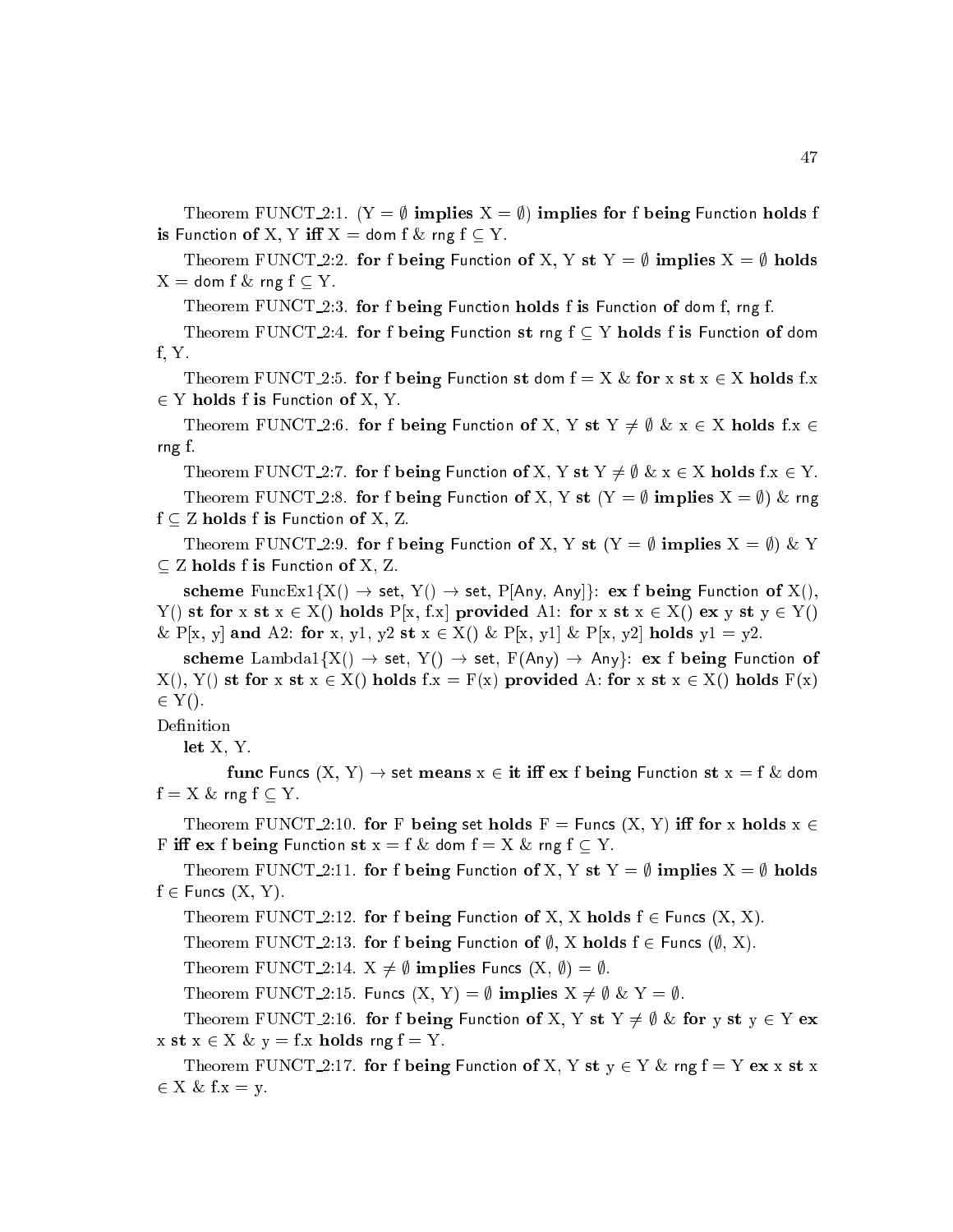Theorem FUNCT_2:1. (Y = ∅ **implies** X = ∅) **implies for** f **being** Function **holds** f **is** Function **of** X, Y **iff** X = dom f & rng f ⊆ Y.

Theorem FUNCT_2:2. **for** f **being** Function **of** X, Y **st** Y = ∅ **implies** X = ∅ **holds** X = dom f & rng f ⊆ Y.

Theorem FUNCT_2:3. **for** f **being** Function **holds** f **is** Function **of** dom f, rng f.

Theorem FUNCT_2:4. **for** f **being** Function **st** rng f ⊆ Y **holds** f **is** Function **of** dom f, Y.

Theorem FUNCT_2:5. **for** f **being** Function **st** dom f = X & **for** x **st** x ∈ X **holds** f.x ∈ Y **holds** f **is** Function **of** X, Y.

Theorem FUNCT_2:6. **for** f **being** Function **of** X, Y **st** Y ≠ ∅ & x ∈ X **holds** f.x ∈ rng f.

Theorem FUNCT_2:7. **for** f **being** Function **of** X, Y **st** Y ≠ ∅ & x ∈ X **holds** f.x ∈ Y.

Theorem FUNCT_2:8. **for** f **being** Function **of** X, Y **st** (Y = ∅ **implies** X = ∅) & rng f ⊆ Z **holds** f **is** Function **of** X, Z.

Theorem FUNCT_2:9. **for** f **being** Function **of** X, Y **st** (Y = ∅ **implies** X = ∅) & Y ⊆ Z **holds** f **is** Function **of** X, Z.

**scheme** FuncEx1{X() → set, Y() → set, P[Any, Any]}: **ex** f **being** Function **of** X(), Y() **st for** x **st** x ∈ X() **holds** P[x, f.x] **provided** A1: **for** x **st** x ∈ X() **ex** y **st** y ∈ Y() & P[x, y] **and** A2: **for** x, y1, y2 **st** x ∈ X() & P[x, y1] & P[x, y2] **holds** y1 = y2.

**scheme** Lambda1{X() → set, Y() → set, F(Any) → Any}: **ex** f **being** Function **of** X(), Y() **st for** x **st** x ∈ X() **holds** f.x = F(x) **provided** A: **for** x **st** x ∈ X() **holds** F(x) ∈ Y().

Definition

**let** X, Y.

**func** Funcs (X, Y) → set **means** x ∈ **it iff ex** f **being** Function **st** x = f & dom f = X & rng f ⊆ Y.

Theorem FUNCT_2:10. **for** F **being** set **holds** F = Funcs (X, Y) **iff for** x **holds** x ∈ F **iff ex** f **being** Function **st** x = f & dom f = X & rng f ⊆ Y.

Theorem FUNCT_2:11. **for** f **being** Function **of** X, Y **st** Y = ∅ **implies** X = ∅ **holds** f ∈ Funcs (X, Y).

Theorem FUNCT_2:12. **for** f **being** Function **of** X, X **holds** f ∈ Funcs (X, X).

Theorem FUNCT_2:13. **for** f **being** Function **of** ∅, X **holds** f ∈ Funcs (∅, X).

Theorem FUNCT_2:14. X ≠ ∅ **implies** Funcs (X, ∅) = ∅.

Theorem FUNCT_2:15. Funcs (X, Y) = ∅ **implies** X ≠ ∅ & Y = ∅.

Theorem FUNCT_2:16. **for** f **being** Function **of** X, Y **st** Y ≠ ∅ & **for** y **st** y ∈ Y **ex** x **st** x ∈ X & y = f.x **holds** rng f = Y.

Theorem FUNCT_2:17. **for** f **being** Function **of** X, Y **st** y ∈ Y & rng f = Y **ex** x **st** x ∈ X & f.x = y.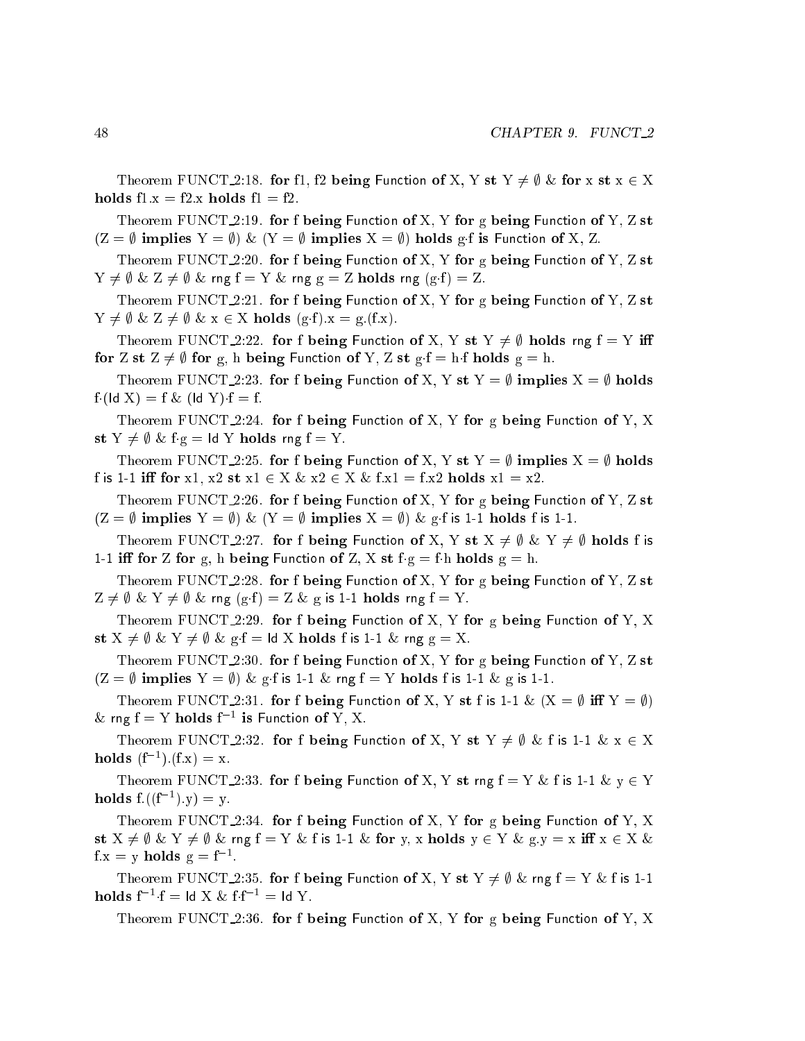Theorem FUNCT_2:18. **for** f1, f2 **being** Function **of** X, Y **st** $Y \neq \emptyset$ & **for** x **st** $x \in X$ **holds** f1.x = f2.x **holds** f1 = f2.

Theorem FUNCT_2:19. **for** f **being** Function **of** X, Y **for** g **being** Function **of** Y, Z **st** ($Z = \emptyset$ **implies** $Y = \emptyset$) & ($Y = \emptyset$ **implies** $X = \emptyset$) **holds** g·f **is** Function **of** X, Z.

Theorem FUNCT_2:20. **for** f **being** Function **of** X, Y **for** g **being** Function **of** Y, Z **st** $Y \neq \emptyset$ & $Z \neq \emptyset$ & rng f = Y & rng g = Z **holds** rng (g·f) = Z.

Theorem FUNCT_2:21. **for** f **being** Function **of** X, Y **for** g **being** Function **of** Y, Z **st** $Y \neq \emptyset$ & $Z \neq \emptyset$ & $x \in X$ **holds** (g·f).x = g.(f.x).

Theorem FUNCT_2:22. **for** f **being** Function **of** X, Y **st** $Y \neq \emptyset$ **holds** rng f = Y **iff for** Z **st** $Z \neq \emptyset$ **for** g, h **being** Function **of** Y, Z **st** g·f = h·f **holds** g = h.

Theorem FUNCT_2:23. **for** f **being** Function **of** X, Y **st** $Y = \emptyset$ **implies** $X = \emptyset$ **holds** f·(Id X) = f & (Id Y)·f = f.

Theorem FUNCT_2:24. **for** f **being** Function **of** X, Y **for** g **being** Function **of** Y, X **st** $Y \neq \emptyset$ & f·g = Id Y **holds** rng f = Y.

Theorem FUNCT_2:25. **for** f **being** Function **of** X, Y **st** $Y = \emptyset$ **implies** $X = \emptyset$ **holds** f is 1-1 **iff for** x1, x2 **st** $x1 \in X$ & $x2 \in X$ & f.x1 = f.x2 **holds** x1 = x2.

Theorem FUNCT_2:26. **for** f **being** Function **of** X, Y **for** g **being** Function **of** Y, Z **st** ($Z = \emptyset$ **implies** $Y = \emptyset$) & ($Y = \emptyset$ **implies** $X = \emptyset$) & g·f is 1-1 **holds** f is 1-1.

Theorem FUNCT_2:27. **for** f **being** Function **of** X, Y **st** $X \neq \emptyset$ & $Y \neq \emptyset$ **holds** f is 1-1 **iff for** Z **for** g, h **being** Function **of** Z, X **st** f·g = f·h **holds** g = h.

Theorem FUNCT_2:28. **for** f **being** Function **of** X, Y **for** g **being** Function **of** Y, Z **st** $Z \neq \emptyset$ & $Y \neq \emptyset$ & rng (g·f) = Z & g is 1-1 **holds** rng f = Y.

Theorem FUNCT_2:29. **for** f **being** Function **of** X, Y **for** g **being** Function **of** Y, X **st** $X \neq \emptyset$ & $Y \neq \emptyset$ & g·f = Id X **holds** f is 1-1 & rng g = X.

Theorem FUNCT_2:30. **for** f **being** Function **of** X, Y **for** g **being** Function **of** Y, Z **st** ($Z = \emptyset$ **implies** $Y = \emptyset$) & g·f is 1-1 & rng f = Y **holds** f is 1-1 & g is 1-1.

Theorem FUNCT_2:31. **for** f **being** Function **of** X, Y **st** f is 1-1 & ($X = \emptyset$ **iff** $Y = \emptyset$) & rng f = Y **holds** $f^{-1}$ **is** Function **of** Y, X.

Theorem FUNCT_2:32. **for** f **being** Function **of** X, Y **st** $Y \neq \emptyset$ & f is 1-1 & $x \in X$ **holds** $(f^{-1})$.(f.x) = x.

Theorem FUNCT_2:33. **for** f **being** Function **of** X, Y **st** rng f = Y & f is 1-1 & $y \in Y$ **holds** f.($(f^{-1})$.y) = y.

Theorem FUNCT_2:34. **for** f **being** Function **of** X, Y **for** g **being** Function **of** Y, X **st** $X \neq \emptyset$ & $Y \neq \emptyset$ & rng f = Y & f is 1-1 & **for** y, x **holds** $y \in Y$ & g.y = x **iff** $x \in X$ & f.x = y **holds** $g = f^{-1}$.

Theorem FUNCT_2:35. **for** f **being** Function **of** X, Y **st** $Y \neq \emptyset$ & rng f = Y & f is 1-1 **holds** $f^{-1}$·f = Id X & f·$f^{-1}$ = Id Y.

Theorem FUNCT_2:36. **for** f **being** Function **of** X, Y **for** g **being** Function **of** Y, X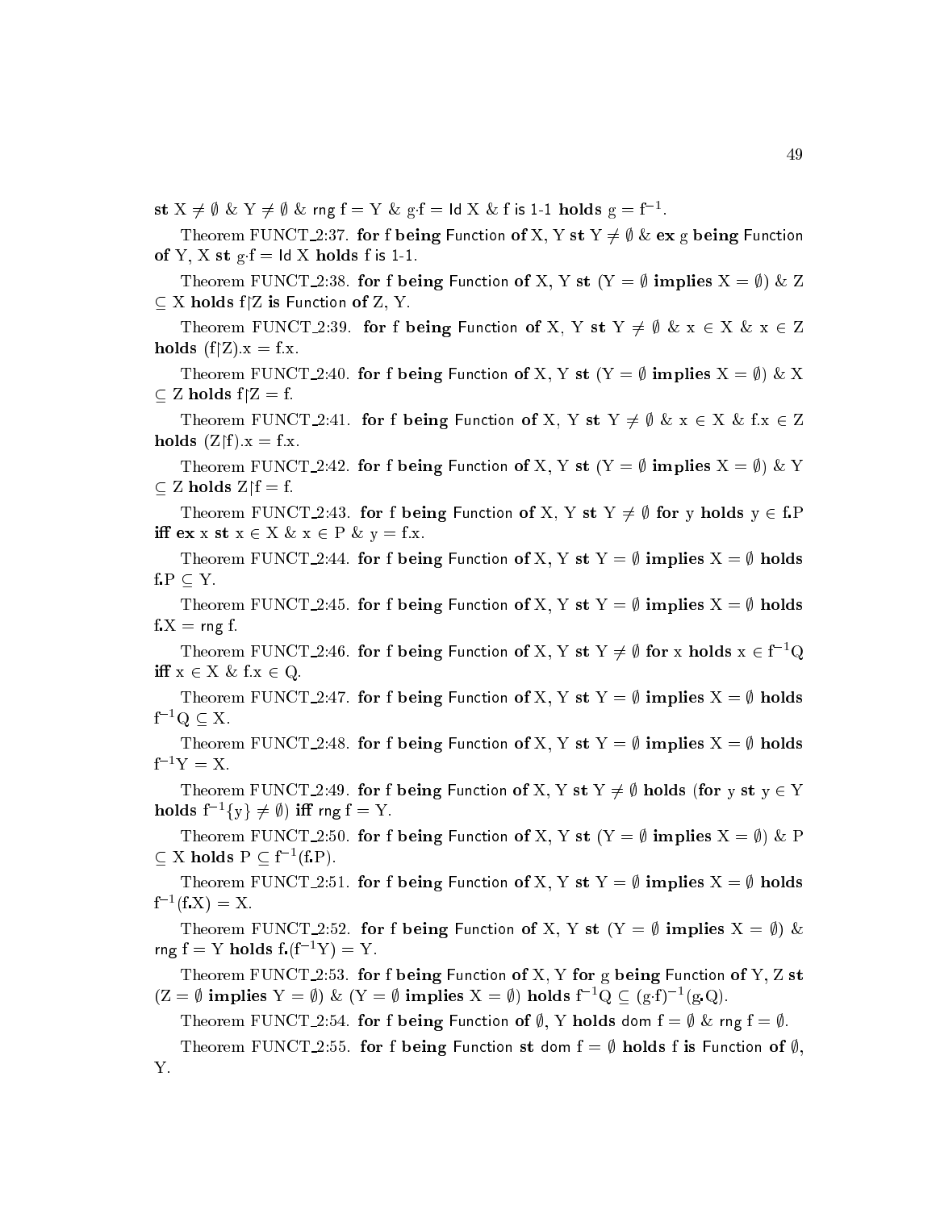**st** $X \neq \emptyset$ & $Y \neq \emptyset$ & rng f = Y & $g \cdot f$ = Id X & f is 1-1 **holds** $g = f^{-1}$.

Theorem FUNCT_2:37. **for** f **being** Function **of** X, Y **st** $Y \neq \emptyset$ & **ex** g **being** Function **of** Y, X **st** $g \cdot f$ = Id X **holds** f is 1-1.

Theorem FUNCT_2:38. **for** f **being** Function **of** X, Y **st** ($Y = \emptyset$ **implies** $X = \emptyset$) & $Z \subseteq X$ **holds** f↾Z **is** Function **of** Z, Y.

Theorem FUNCT_2:39. **for** f **being** Function **of** X, Y **st** $Y \neq \emptyset$ & $x \in X$ & $x \in Z$ **holds** (f↾Z).x = f.x.

Theorem FUNCT_2:40. **for** f **being** Function **of** X, Y **st** ($Y = \emptyset$ **implies** $X = \emptyset$) & $X \subseteq Z$ **holds** f↾Z = f.

Theorem FUNCT_2:41. **for** f **being** Function **of** X, Y **st** $Y \neq \emptyset$ & $x \in X$ & $f.x \in Z$ **holds** (Z↾f).x = f.x.

Theorem FUNCT_2:42. **for** f **being** Function **of** X, Y **st** ($Y = \emptyset$ **implies** $X = \emptyset$) & $Y \subseteq Z$ **holds** Z↾f = f.

Theorem FUNCT_2:43. **for** f **being** Function **of** X, Y **st** $Y \neq \emptyset$ **for** y **holds** $y \in f.P$ **iff ex** x **st** $x \in X$ & $x \in P$ & y = f.x.

Theorem FUNCT_2:44. **for** f **being** Function **of** X, Y **st** $Y = \emptyset$ **implies** $X = \emptyset$ **holds** $f.P \subseteq Y$.

Theorem FUNCT_2:45. **for** f **being** Function **of** X, Y **st** $Y = \emptyset$ **implies** $X = \emptyset$ **holds** f.X = rng f.

Theorem FUNCT_2:46. **for** f **being** Function **of** X, Y **st** $Y \neq \emptyset$ **for** x **holds** $x \in f^{-1}Q$ **iff** $x \in X$ & $f.x \in Q$.

Theorem FUNCT_2:47. **for** f **being** Function **of** X, Y **st** $Y = \emptyset$ **implies** $X = \emptyset$ **holds** $f^{-1}Q \subseteq X$.

Theorem FUNCT_2:48. **for** f **being** Function **of** X, Y **st** $Y = \emptyset$ **implies** $X = \emptyset$ **holds** $f^{-1}Y = X$.

Theorem FUNCT_2:49. **for** f **being** Function **of** X, Y **st** $Y \neq \emptyset$ **holds** (**for** y **st** $y \in Y$ **holds** $f^{-1}\{y\} \neq \emptyset$) **iff** rng f = Y.

Theorem FUNCT_2:50. **for** f **being** Function **of** X, Y **st** ($Y = \emptyset$ **implies** $X = \emptyset$) & $P \subseteq X$ **holds** $P \subseteq f^{-1}(f.P)$.

Theorem FUNCT_2:51. **for** f **being** Function **of** X, Y **st** $Y = \emptyset$ **implies** $X = \emptyset$ **holds** $f^{-1}(f.X) = X$.

Theorem FUNCT_2:52. **for** f **being** Function **of** X, Y **st** ($Y = \emptyset$ **implies** $X = \emptyset$) & rng f = Y **holds** $f.(f^{-1}Y) = Y$.

Theorem FUNCT_2:53. **for** f **being** Function **of** X, Y **for** g **being** Function **of** Y, Z **st** ($Z = \emptyset$ **implies** $Y = \emptyset$) & ($Y = \emptyset$ **implies** $X = \emptyset$) **holds** $f^{-1}Q \subseteq (g \cdot f)^{-1}(g.Q)$.

Theorem FUNCT_2:54. **for** f **being** Function **of** $\emptyset$, Y **holds** dom f = $\emptyset$ & rng f = $\emptyset$.

Theorem FUNCT_2:55. **for** f **being** Function **st** dom f = $\emptyset$ **holds** f **is** Function **of** $\emptyset$, Y.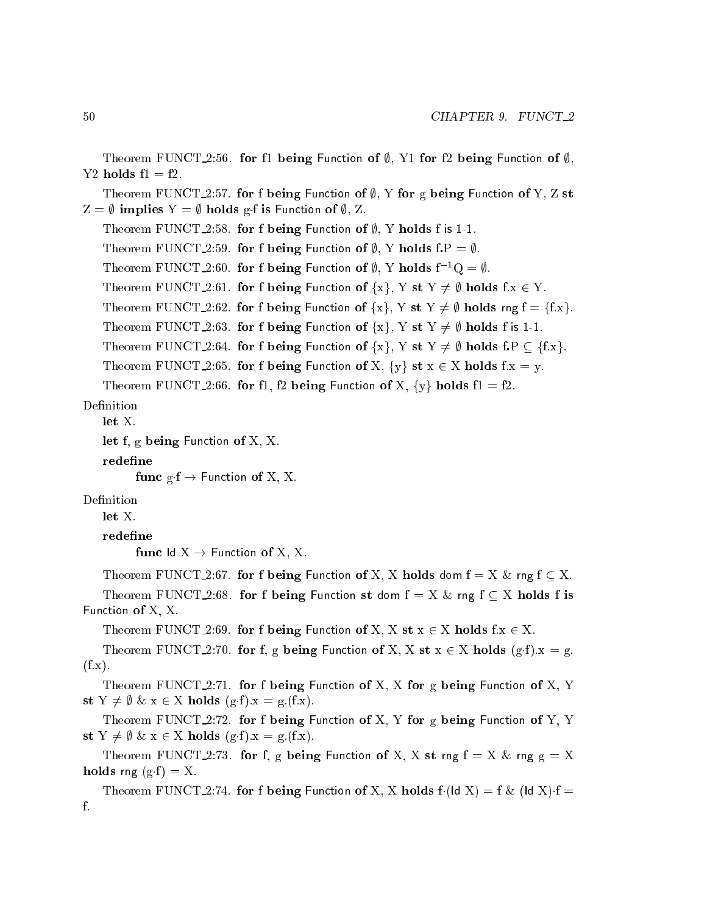Theorem FUNCT_2:56. **for** f1 **being** Function **of** $\emptyset$, Y1 **for** f2 **being** Function **of** $\emptyset$, Y2 **holds** f1 = f2.

Theorem FUNCT_2:57. **for** f **being** Function **of** $\emptyset$, Y **for** g **being** Function **of** Y, Z **st** Z = $\emptyset$ **implies** Y = $\emptyset$ **holds** g·f **is** Function **of** $\emptyset$, Z.

Theorem FUNCT_2:58. **for** f **being** Function **of** $\emptyset$, Y **holds** f is 1-1.

Theorem FUNCT_2:59. **for** f **being** Function **of** $\emptyset$, Y **holds** f**.**P = $\emptyset$.

Theorem FUNCT_2:60. **for** f **being** Function **of** $\emptyset$, Y **holds** $f^{-1}$Q = $\emptyset$.

Theorem FUNCT_2:61. **for** f **being** Function **of** {x}, Y **st** Y $\neq$ $\emptyset$ **holds** f.x $\in$ Y.

Theorem FUNCT_2:62. **for** f **being** Function **of** {x}, Y **st** Y $\neq$ $\emptyset$ **holds** rng f = {f.x}.

Theorem FUNCT_2:63. **for** f **being** Function **of** {x}, Y **st** Y $\neq$ $\emptyset$ **holds** f is 1-1.

Theorem FUNCT_2:64. **for** f **being** Function **of** {x}, Y **st** Y $\neq$ $\emptyset$ **holds** f**.**P $\subseteq$ {f.x}.

Theorem FUNCT_2:65. **for** f **being** Function **of** X, {y} **st** x $\in$ X **holds** f.x = y.

Theorem FUNCT_2:66. **for** f1, f2 **being** Function **of** X, {y} **holds** f1 = f2.

Definition

**let** X.

**let** f, g **being** Function **of** X, X.

**redefine**

**func** g·f $\rightarrow$ Function **of** X, X.

Definition

**let** X.

**redefine**

**func** Id X $\rightarrow$ Function **of** X, X.

Theorem FUNCT_2:67. **for** f **being** Function **of** X, X **holds** dom f = X & rng f $\subseteq$ X.

Theorem FUNCT_2:68. **for** f **being** Function **st** dom f = X & rng f $\subseteq$ X **holds** f **is** Function **of** X, X.

Theorem FUNCT_2:69. **for** f **being** Function **of** X, X **st** x $\in$ X **holds** f.x $\in$ X.

Theorem FUNCT_2:70. **for** f, g **being** Function **of** X, X **st** x $\in$ X **holds** (g·f).x = g.(f.x).

Theorem FUNCT_2:71. **for** f **being** Function **of** X, X **for** g **being** Function **of** X, Y **st** Y $\neq$ $\emptyset$ & x $\in$ X **holds** (g·f).x = g.(f.x).

Theorem FUNCT_2:72. **for** f **being** Function **of** X, Y **for** g **being** Function **of** Y, Y **st** Y $\neq$ $\emptyset$ & x $\in$ X **holds** (g·f).x = g.(f.x).

Theorem FUNCT_2:73. **for** f, g **being** Function **of** X, X **st** rng f = X & rng g = X **holds** rng (g·f) = X.

Theorem FUNCT_2:74. **for** f **being** Function **of** X, X **holds** f·(Id X) = f & (Id X)·f = f.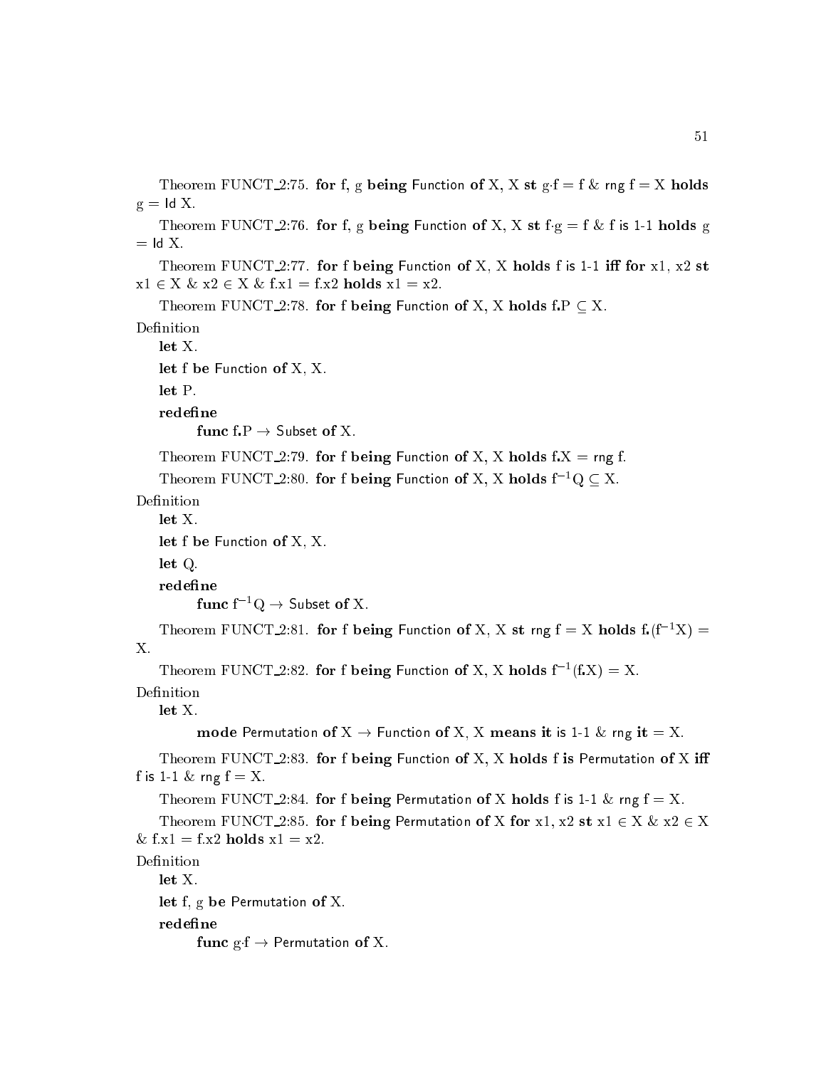Theorem FUNCT_2:75. **for** f, g **being** Function **of** X, X **st** g·f = f & rng f = X **holds** g = Id X.

Theorem FUNCT_2:76. **for** f, g **being** Function **of** X, X **st** f·g = f & f is 1-1 **holds** g = Id X.

Theorem FUNCT_2:77. **for** f **being** Function **of** X, X **holds** f is 1-1 **iff** **for** x1, x2 **st** x1 ∈ X & x2 ∈ X & f.x1 = f.x2 **holds** x1 = x2.

Theorem FUNCT_2:78. **for** f **being** Function **of** X, X **holds** f**.**P ⊆ X.

Definition

**let** X.

**let** f **be** Function **of** X, X.

**let** P.

**redefine**

**func** f**.**P → Subset **of** X.

Theorem FUNCT_2:79. **for** f **being** Function **of** X, X **holds** f**.**X = rng f.

Theorem FUNCT_2:80. **for** f **being** Function **of** X, X **holds** $f^{-1}$Q ⊆ X.

Definition

**let** X.

**let** f **be** Function **of** X, X.

**let** Q.

**redefine**

**func** $f^{-1}$Q → Subset **of** X.

Theorem FUNCT_2:81. **for** f **being** Function **of** X, X **st** rng f = X **holds** f**.**($f^{-1}$X) = X.

Theorem FUNCT_2:82. **for** f **being** Function **of** X, X **holds** $f^{-1}$(f**.**X) = X.

Definition

**let** X.

**mode** Permutation **of** X → Function **of** X, X **means** **it** is 1-1 & rng **it** = X.

Theorem FUNCT_2:83. **for** f **being** Function **of** X, X **holds** f **is** Permutation **of** X **iff** f is 1-1 & rng f = X.

Theorem FUNCT_2:84. **for** f **being** Permutation **of** X **holds** f is 1-1 & rng f = X.

Theorem FUNCT_2:85. **for** f **being** Permutation **of** X **for** x1, x2 **st** x1 ∈ X & x2 ∈ X & f.x1 = f.x2 **holds** x1 = x2.

Definition

**let** X.

**let** f, g **be** Permutation **of** X.

**redefine**

**func** g·f → Permutation **of** X.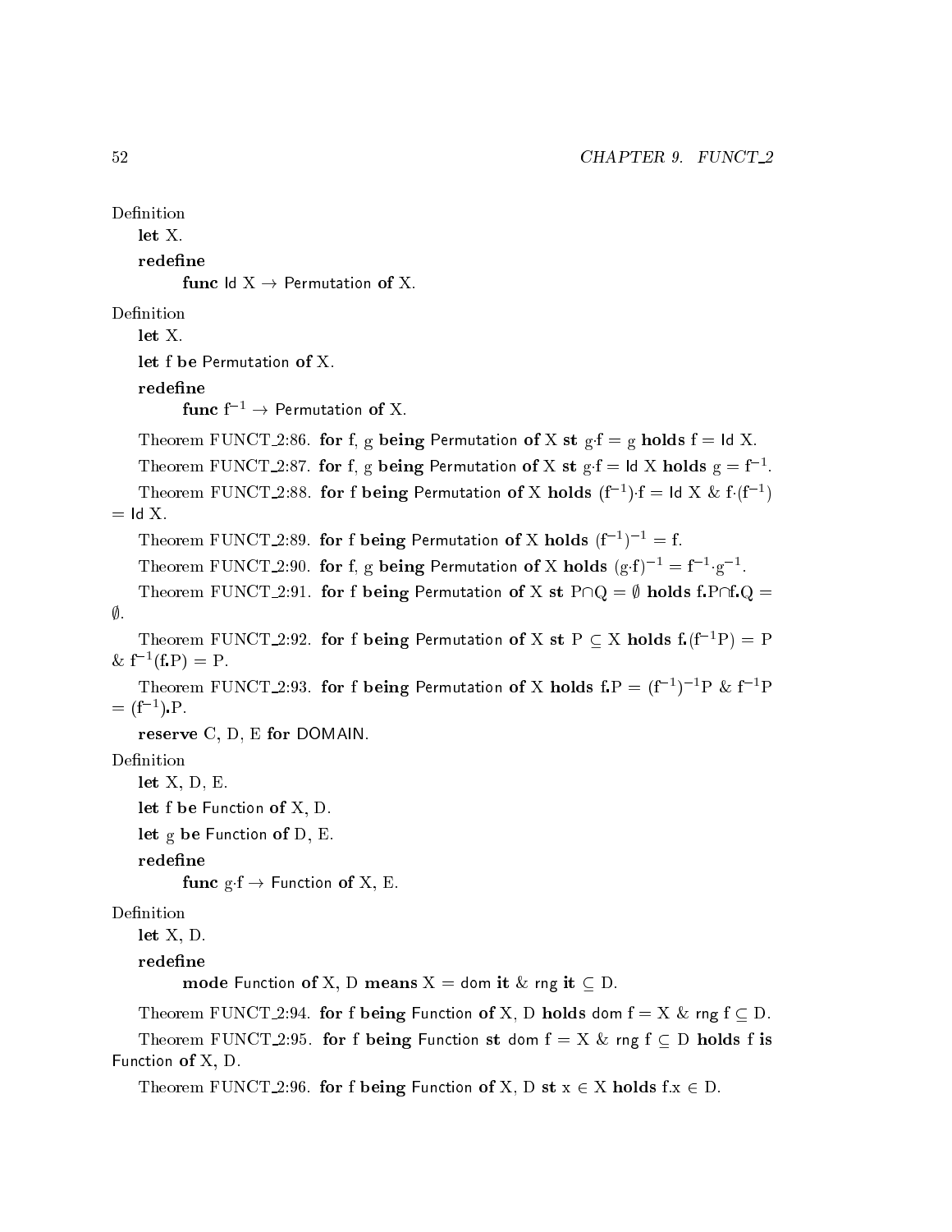Definition

**let** X.

**redefine**

**func** Id X → Permutation **of** X.

Definition

**let** X.

**let** f **be** Permutation **of** X.

**redefine**

**func** $f^{-1}$ → Permutation **of** X.

Theorem FUNCT_2:86. **for** f, g **being** Permutation **of** X **st** g·f = g **holds** f = Id X.

Theorem FUNCT_2:87. **for** f, g **being** Permutation **of** X **st** g·f = Id X **holds** g = $f^{-1}$.

Theorem FUNCT_2:88. **for** f **being** Permutation **of** X **holds** ($f^{-1}$)·f = Id X & f·($f^{-1}$) = Id X.

Theorem FUNCT_2:89. **for** f **being** Permutation **of** X **holds** $(f^{-1})^{-1}$ = f.

Theorem FUNCT_2:90. **for** f, g **being** Permutation **of** X **holds** $(g \cdot f)^{-1}$ = $f^{-1} \cdot g^{-1}$.

Theorem FUNCT_2:91. **for** f **being** Permutation **of** X **st** P∩Q = ∅ **holds** f**.**P∩f**.**Q = ∅.

Theorem FUNCT_2:92. **for** f **being** Permutation **of** X **st** P ⊆ X **holds** f**.**($f^{-1}$P) = P & $f^{-1}$(f**.**P) = P.

Theorem FUNCT_2:93. **for** f **being** Permutation **of** X **holds** f**.**P = $(f^{-1})^{-1}$P & $f^{-1}$P = ($f^{-1}$)**.**P.

**reserve** C, D, E **for** DOMAIN.

Definition

**let** X, D, E.

**let** f **be** Function **of** X, D.

**let** g **be** Function **of** D, E.

**redefine**

**func** g·f → Function **of** X, E.

Definition

**let** X, D.

**redefine**

**mode** Function **of** X, D **means** X = dom **it** & rng **it** ⊆ D.

Theorem FUNCT_2:94. **for** f **being** Function **of** X, D **holds** dom f = X & rng f ⊆ D.

Theorem FUNCT_2:95. **for** f **being** Function **st** dom f = X & rng f ⊆ D **holds** f **is** Function **of** X, D.

Theorem FUNCT_2:96. **for** f **being** Function **of** X, D **st** x ∈ X **holds** f.x ∈ D.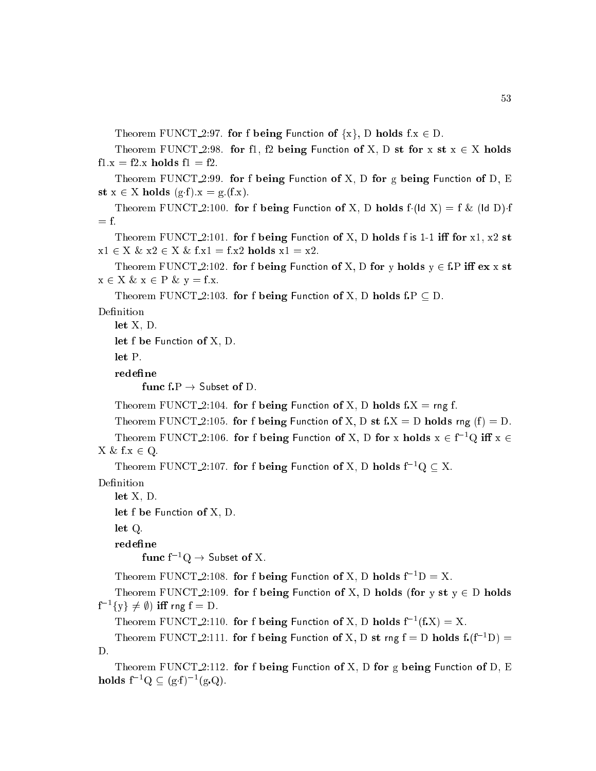Theorem FUNCT_2:97. **for** f **being** Function **of** {x}, D **holds** f.x ∈ D.

Theorem FUNCT_2:98. **for** f1, f2 **being** Function **of** X, D **st for** x **st** x ∈ X **holds** f1.x = f2.x **holds** f1 = f2.

Theorem FUNCT_2:99. **for** f **being** Function **of** X, D **for** g **being** Function **of** D, E **st** x ∈ X **holds** (g·f).x = g.(f.x).

Theorem FUNCT_2:100. **for** f **being** Function **of** X, D **holds** f·(Id X) = f & (Id D)·f = f.

Theorem FUNCT_2:101. **for** f **being** Function **of** X, D **holds** f is 1-1 **iff for** x1, x2 **st** x1 ∈ X & x2 ∈ X & f.x1 = f.x2 **holds** x1 = x2.

Theorem FUNCT_2:102. **for** f **being** Function **of** X, D **for** y **holds** y ∈ f.P **iff ex** x **st** x ∈ X & x ∈ P & y = f.x.

Theorem FUNCT_2:103. **for** f **being** Function **of** X, D **holds** f.P ⊆ D.

Definition

**let** X, D.

**let** f **be** Function **of** X, D.

**let** P.

**redefine**

**func** f.P → Subset **of** D.

Theorem FUNCT_2:104. **for** f **being** Function **of** X, D **holds** f.X = rng f.

Theorem FUNCT_2:105. **for** f **being** Function **of** X, D **st** f.X = D **holds** rng (f) = D.

Theorem FUNCT_2:106. **for** f **being** Function **of** X, D **for** x **holds** x ∈ $f^{-1}$Q **iff** x ∈ X & f.x ∈ Q.

Theorem FUNCT_2:107. **for** f **being** Function **of** X, D **holds** $f^{-1}$Q ⊆ X.

Definition

**let** X, D.

**let** f **be** Function **of** X, D.

**let** Q.

**redefine**

**func** $f^{-1}$Q → Subset **of** X.

Theorem FUNCT_2:108. **for** f **being** Function **of** X, D **holds** $f^{-1}$D = X.

Theorem FUNCT_2:109. **for** f **being** Function **of** X, D **holds** (**for** y **st** y ∈ D **holds** $f^{-1}${y} ≠ ∅) **iff** rng f = D.

Theorem FUNCT_2:110. **for** f **being** Function **of** X, D **holds** $f^{-1}$(f.X) = X.

Theorem FUNCT_2:111. **for** f **being** Function **of** X, D **st** rng f = D **holds** f.($f^{-1}$D) = D.

Theorem FUNCT_2:112. **for** f **being** Function **of** X, D **for** g **being** Function **of** D, E **holds** $f^{-1}$Q ⊆ $(g·f)^{-1}$(g.Q).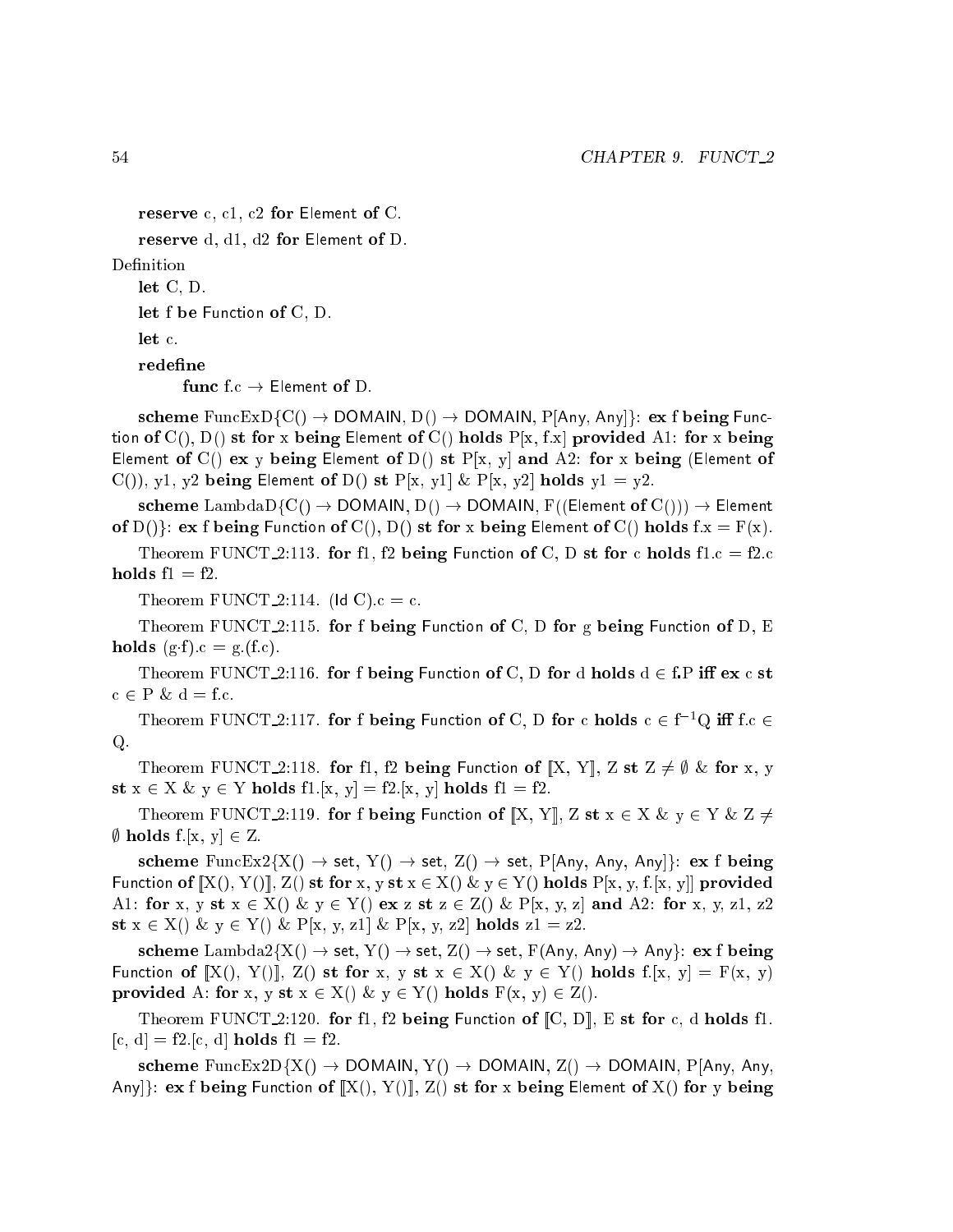**reserve** c, c1, c2 **for** Element **of** C.

**reserve** d, d1, d2 **for** Element **of** D.

Definition

**let** C, D.

**let** f **be** Function **of** C, D.

**let** c.

**redefine**

**func** f.c → Element **of** D.

**scheme** FuncExD{C() → DOMAIN, D() → DOMAIN, P[Any, Any]}: **ex** f **being** Function **of** C(), D() **st for** x **being** Element **of** C() **holds** P[x, f.x] **provided** A1: **for** x **being** Element **of** C() **ex** y **being** Element **of** D() **st** P[x, y] **and** A2: **for** x **being** (Element **of** C()), y1, y2 **being** Element **of** D() **st** P[x, y1] & P[x, y2] **holds** y1 = y2.

**scheme** LambdaD{C() → DOMAIN, D() → DOMAIN, F((Element **of** C())) → Element **of** D()}: **ex** f **being** Function **of** C(), D() **st for** x **being** Element **of** C() **holds** f.x = F(x).

Theorem FUNCT_2:113. **for** f1, f2 **being** Function **of** C, D **st for** c **holds** f1.c = f2.c **holds** f1 = f2.

Theorem FUNCT_2:114. (Id C).c = c.

Theorem FUNCT_2:115. **for** f **being** Function **of** C, D **for** g **being** Function **of** D, E **holds** (g·f).c = g.(f.c).

Theorem FUNCT_2:116. **for** f **being** Function **of** C, D **for** d **holds** d ∈ f.P **iff ex** c **st** c ∈ P & d = f.c.

Theorem FUNCT_2:117. **for** f **being** Function **of** C, D **for** c **holds** c ∈ $f^{-1}$Q **iff** f.c ∈ Q.

Theorem FUNCT_2:118. **for** f1, f2 **being** Function **of** ⟦X, Y⟧, Z **st** Z ≠ ∅ & **for** x, y **st** x ∈ X & y ∈ Y **holds** f1.[x, y] = f2.[x, y] **holds** f1 = f2.

Theorem FUNCT_2:119. **for** f **being** Function **of** ⟦X, Y⟧, Z **st** x ∈ X & y ∈ Y & Z ≠ ∅ **holds** f.[x, y] ∈ Z.

**scheme** FuncEx2{X() → set, Y() → set, Z() → set, P[Any, Any, Any]}: **ex** f **being** Function **of** ⟦X(), Y()⟧, Z() **st for** x, y **st** x ∈ X() & y ∈ Y() **holds** P[x, y, f.[x, y]] **provided** A1: **for** x, y **st** x ∈ X() & y ∈ Y() **ex** z **st** z ∈ Z() & P[x, y, z] **and** A2: **for** x, y, z1, z2 **st** x ∈ X() & y ∈ Y() & P[x, y, z1] & P[x, y, z2] **holds** z1 = z2.

**scheme** Lambda2{X() → set, Y() → set, Z() → set, F(Any, Any) → Any}: **ex** f **being** Function **of** ⟦X(), Y()⟧, Z() **st for** x, y **st** x ∈ X() & y ∈ Y() **holds** f.[x, y] = F(x, y) **provided** A: **for** x, y **st** x ∈ X() & y ∈ Y() **holds** F(x, y) ∈ Z().

Theorem FUNCT_2:120. **for** f1, f2 **being** Function **of** ⟦C, D⟧, E **st for** c, d **holds** f1.[c, d] = f2.[c, d] **holds** f1 = f2.

**scheme** FuncEx2D{X() → DOMAIN, Y() → DOMAIN, Z() → DOMAIN, P[Any, Any, Any]}: **ex** f **being** Function **of** ⟦X(), Y()⟧, Z() **st for** x **being** Element **of** X() **for** y **being**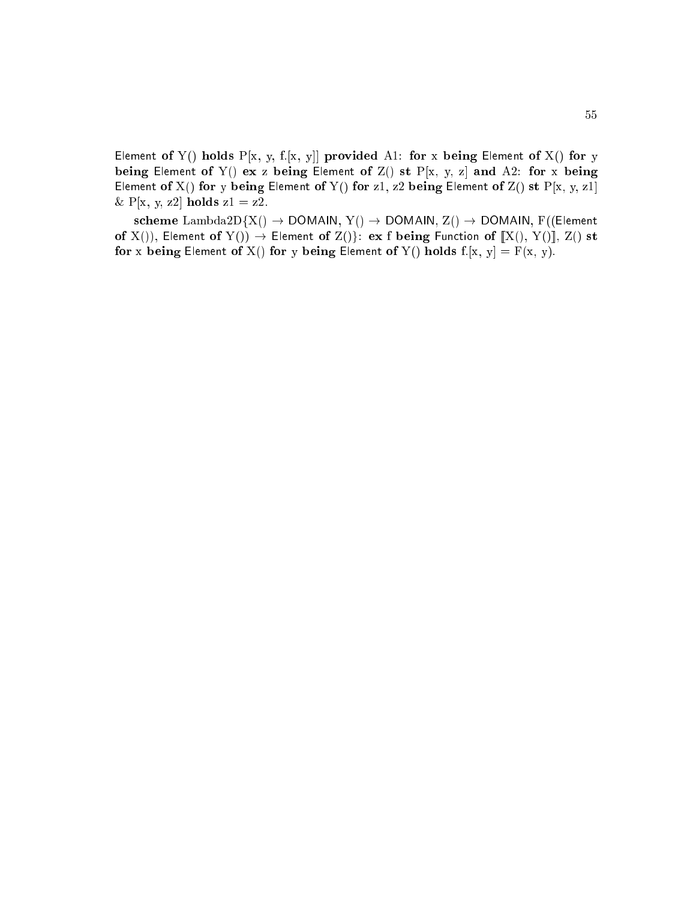Element **of** Y() **holds** P[x, y, f.[x, y]] **provided** A1: **for** x **being** Element **of** X() **for** y **being** Element **of** Y() **ex** z **being** Element **of** Z() **st** P[x, y, z] **and** A2: **for** x **being** Element **of** X() **for** y **being** Element **of** Y() **for** z1, z2 **being** Element **of** Z() **st** P[x, y, z1] & P[x, y, z2] **holds** z1 = z2.

**scheme** Lambda2D{X() → DOMAIN, Y() → DOMAIN, Z() → DOMAIN, F((Element **of** X()), Element **of** Y()) → Element **of** Z()}: **ex** f **being** Function **of** ⟦X(), Y()⟧, Z() **st** **for** x **being** Element **of** X() **for** y **being** Element **of** Y() **holds** f.[x, y] = F(x, y).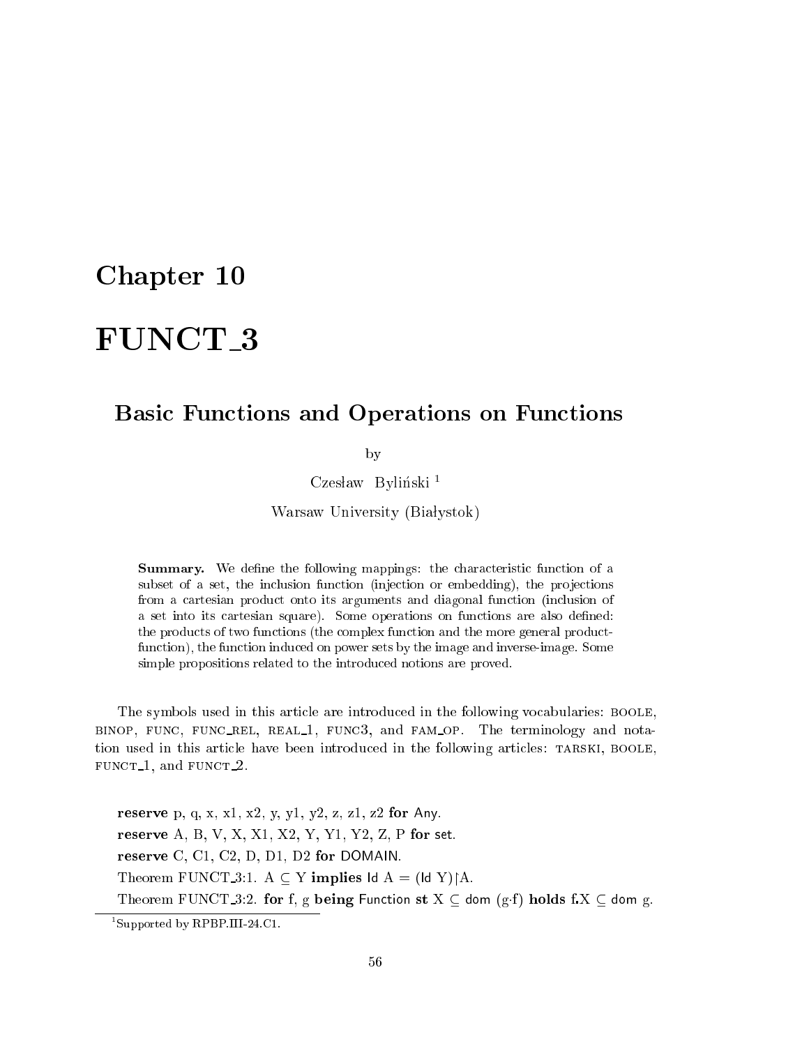# Chapter 10

# FUNCT_3

## Basic Functions and Operations on Functions

by

Czesław Byliński [1]

Warsaw University (Białystok)

**Summary.** We define the following mappings: the characteristic function of a subset of a set, the inclusion function (injection or embedding), the projections from a cartesian product onto its arguments and diagonal function (inclusion of a set into its cartesian square). Some operations on functions are also defined: the products of two functions (the complex function and the more general product-function), the function induced on power sets by the image and inverse-image. Some simple propositions related to the introduced notions are proved.

The symbols used in this article are introduced in the following vocabularies: BOOLE, BINOP, FUNC, FUNC_REL, REAL_1, FUNC3, and FAM_OP. The terminology and notation used in this article have been introduced in the following articles: TARSKI, BOOLE, FUNCT_1, and FUNCT_2.

**reserve** p, q, x, x1, x2, y, y1, y2, z, z1, z2 **for** Any.

**reserve** A, B, V, X, X1, X2, Y, Y1, Y2, Z, P **for** set.

**reserve** C, C1, C2, D, D1, D2 **for** DOMAIN.

Theorem FUNCT_3:1. $A \subseteq Y$ **implies** $\mathsf{Id}\ A = (\mathsf{Id}\ Y)|A$.

Theorem FUNCT_3:2. **for** f, g **being** Function **st** $X \subseteq \mathsf{dom}\ (g \cdot f)$ **holds** $f.X \subseteq \mathsf{dom}\ g$.

[1] Supported by RPBP.III-24.C1.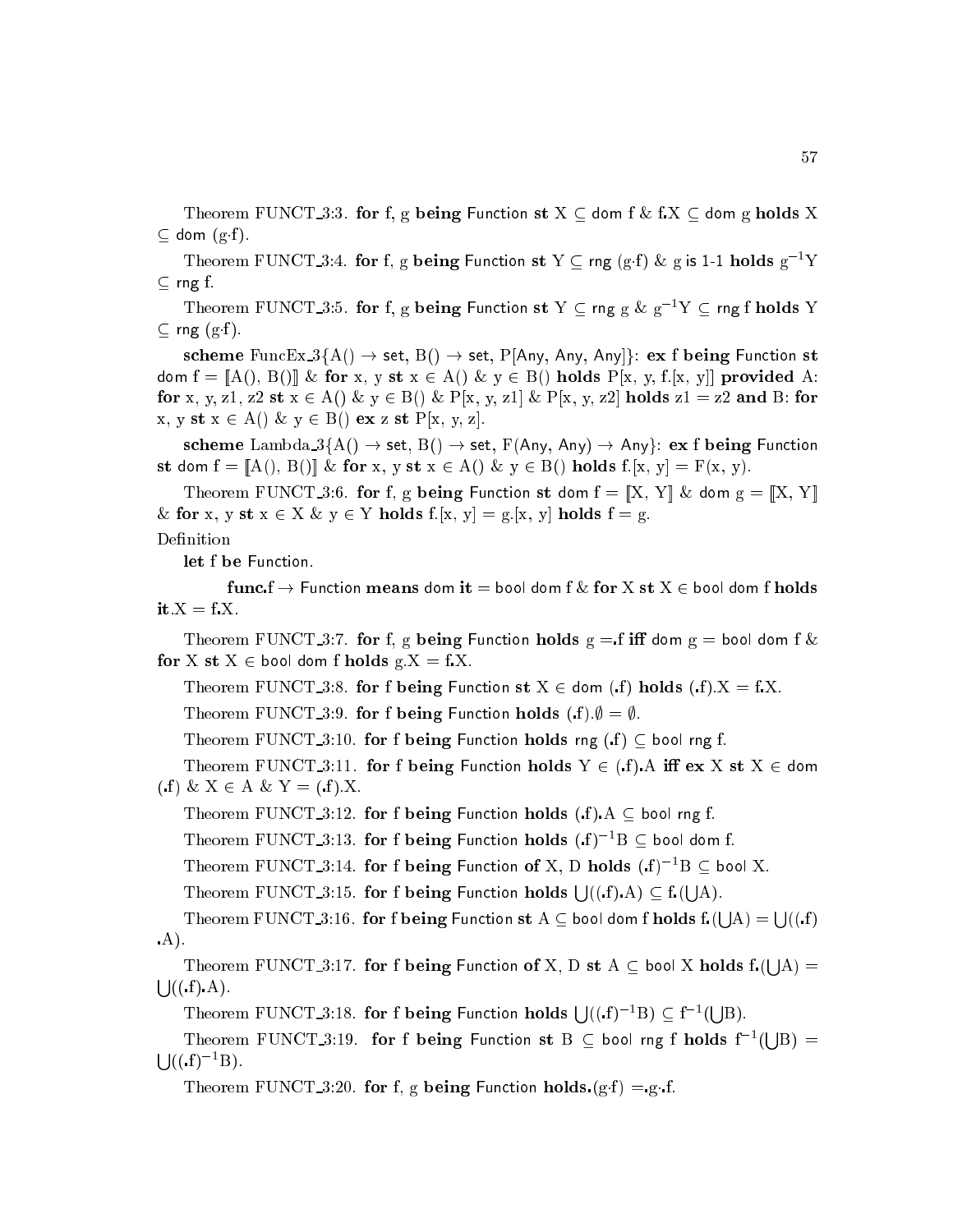Theorem FUNCT_3:3. **for** f, g **being** Function **st** $X \subseteq$ dom f & f.X $\subseteq$ dom g **holds** X $\subseteq$ dom (g·f).

Theorem FUNCT_3:4. **for** f, g **being** Function **st** $Y \subseteq$ rng (g·f) & g is 1-1 **holds** $g^{-1}Y \subseteq$ rng f.

Theorem FUNCT_3:5. **for** f, g **being** Function **st** $Y \subseteq$ rng g & $g^{-1}Y \subseteq$ rng f **holds** Y $\subseteq$ rng (g·f).

**scheme** FuncEx_3{A() → set, B() → set, P[Any, Any, Any]}: **ex** f **being** Function **st** dom f = ⟦A(), B()⟧ & **for** x, y **st** x ∈ A() & y ∈ B() **holds** P[x, y, f.[x, y]] **provided** A: **for** x, y, z1, z2 **st** x ∈ A() & y ∈ B() & P[x, y, z1] & P[x, y, z2] **holds** z1 = z2 **and** B: **for** x, y **st** x ∈ A() & y ∈ B() **ex** z **st** P[x, y, z].

**scheme** Lambda_3{A() → set, B() → set, F(Any, Any) → Any}: **ex** f **being** Function **st** dom f = ⟦A(), B()⟧ & **for** x, y **st** x ∈ A() & y ∈ B() **holds** f.[x, y] = F(x, y).

Theorem FUNCT_3:6. **for** f, g **being** Function **st** dom f = ⟦X, Y⟧ & dom g = ⟦X, Y⟧ & **for** x, y **st** x ∈ X & y ∈ Y **holds** f.[x, y] = g.[x, y] **holds** f = g.

Definition

**let** f **be** Function.

**func**.f → Function **means** dom **it** = bool dom f & **for** X **st** X ∈ bool dom f **holds** **it**.X = f.X.

Theorem FUNCT_3:7. **for** f, g **being** Function **holds** g =.f **iff** dom g = bool dom f & **for** X **st** X ∈ bool dom f **holds** g.X = f.X.

Theorem FUNCT_3:8. **for** f **being** Function **st** X ∈ dom (.f) **holds** (.f).X = f.X.

Theorem FUNCT_3:9. **for** f **being** Function **holds** (.f).∅ = ∅.

Theorem FUNCT_3:10. **for** f **being** Function **holds** rng (.f) $\subseteq$ bool rng f.

Theorem FUNCT_3:11. **for** f **being** Function **holds** Y ∈ (.f).A **iff** **ex** X **st** X ∈ dom (.f) & X ∈ A & Y = (.f).X.

Theorem FUNCT_3:12. **for** f **being** Function **holds** (.f).A $\subseteq$ bool rng f.

Theorem FUNCT_3:13. **for** f **being** Function **holds** $(.f)^{-1}B \subseteq$ bool dom f.

Theorem FUNCT_3:14. **for** f **being** Function **of** X, D **holds** $(.f)^{-1}B \subseteq$ bool X.

Theorem FUNCT_3:15. **for** f **being** Function **holds** $\bigcup((.f).A) \subseteq f.(\bigcup A)$.

Theorem FUNCT_3:16. **for** f **being** Function **st** A $\subseteq$ bool dom f **holds** $f.(\bigcup A) = \bigcup((.f).A)$.

Theorem FUNCT_3:17. **for** f **being** Function **of** X, D **st** A $\subseteq$ bool X **holds** $f.(\bigcup A) = \bigcup((.f).A)$.

Theorem FUNCT_3:18. **for** f **being** Function **holds** $\bigcup((.f)^{-1}B) \subseteq f^{-1}(\bigcup B)$.

Theorem FUNCT_3:19. **for** f **being** Function **st** B $\subseteq$ bool rng f **holds** $f^{-1}(\bigcup B) = \bigcup((.f)^{-1}B)$.

Theorem FUNCT_3:20. **for** f, g **being** Function **holds**.(g·f) =.g·.f.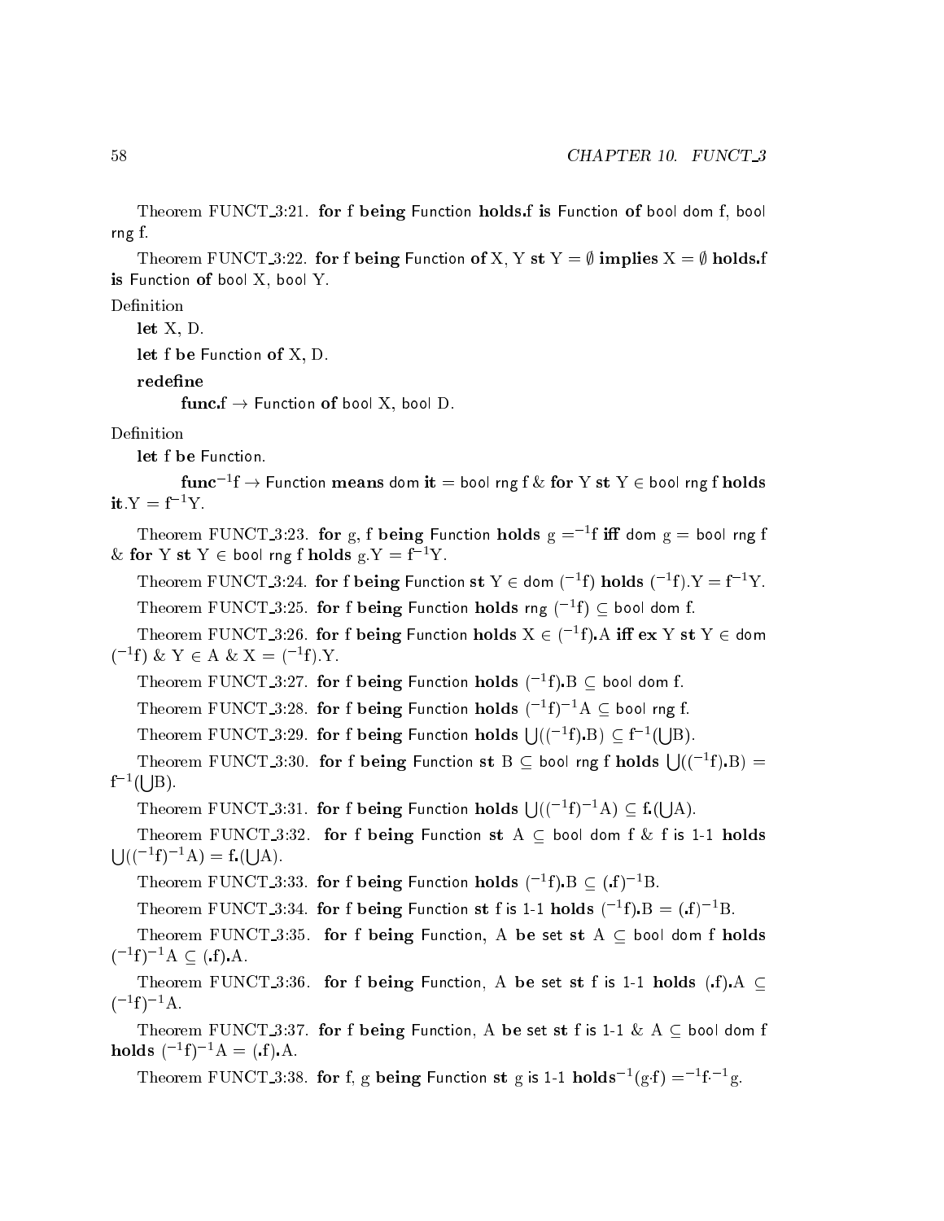Theorem FUNCT_3:21. **for** f **being** Function **holds**.f **is** Function **of** bool dom f, bool rng f.

Theorem FUNCT_3:22. **for** f **being** Function **of** X, Y **st** Y = ∅ **implies** X = ∅ **holds**.f **is** Function **of** bool X, bool Y.

Definition

**let** X, D.

**let** f **be** Function **of** X, D.

**redefine**

**func**.f → Function **of** bool X, bool D.

Definition

**let** f **be** Function.

**func**$^{-1}$f → Function **means** dom **it** = bool rng f & **for** Y **st** Y ∈ bool rng f **holds** **it**.Y = f$^{-1}$Y.

Theorem FUNCT_3:23. **for** g, f **being** Function **holds** g =$^{-1}$f **iff** dom g = bool rng f & **for** Y **st** Y ∈ bool rng f **holds** g.Y = f$^{-1}$Y.

Theorem FUNCT_3:24. **for** f **being** Function **st** Y ∈ dom ($^{-1}$f) **holds** ($^{-1}$f).Y = f$^{-1}$Y.

Theorem FUNCT_3:25. **for** f **being** Function **holds** rng ($^{-1}$f) ⊆ bool dom f.

Theorem FUNCT_3:26. **for** f **being** Function **holds** X ∈ ($^{-1}$f).A **iff ex** Y **st** Y ∈ dom ($^{-1}$f) & Y ∈ A & X = ($^{-1}$f).Y.

Theorem FUNCT_3:27. **for** f **being** Function **holds** ($^{-1}$f).B ⊆ bool dom f.

Theorem FUNCT_3:28. **for** f **being** Function **holds** ($^{-1}$f)$^{-1}$A ⊆ bool rng f.

Theorem FUNCT_3:29. **for** f **being** Function **holds** ⋃(($^{-1}$f).B) ⊆ f$^{-1}$(⋃B).

Theorem FUNCT_3:30. **for** f **being** Function **st** B ⊆ bool rng f **holds** ⋃(($^{-1}$f).B) = f$^{-1}$(⋃B).

Theorem FUNCT_3:31. **for** f **being** Function **holds** ⋃(($^{-1}$f)$^{-1}$A) ⊆ f.(⋃A).

Theorem FUNCT_3:32. **for** f **being** Function **st** A ⊆ bool dom f & f is 1-1 **holds** ⋃(($^{-1}$f)$^{-1}$A) = f.(⋃A).

Theorem FUNCT_3:33. **for** f **being** Function **holds** ($^{-1}$f).B ⊆ (.f)$^{-1}$B.

Theorem FUNCT_3:34. **for** f **being** Function **st** f is 1-1 **holds** ($^{-1}$f).B = (.f)$^{-1}$B.

Theorem FUNCT_3:35. **for** f **being** Function, A **be** set **st** A ⊆ bool dom f **holds** ($^{-1}$f)$^{-1}$A ⊆ (.f).A.

Theorem FUNCT_3:36. **for** f **being** Function, A **be** set **st** f is 1-1 **holds** (.f).A ⊆ ($^{-1}$f)$^{-1}$A.

Theorem FUNCT_3:37. **for** f **being** Function, A **be** set **st** f is 1-1 & A ⊆ bool dom f **holds** ($^{-1}$f)$^{-1}$A = (.f).A.

Theorem FUNCT_3:38. **for** f, g **being** Function **st** g is 1-1 **holds**$^{-1}$(g·f) =$^{-1}$f·$^{-1}$g.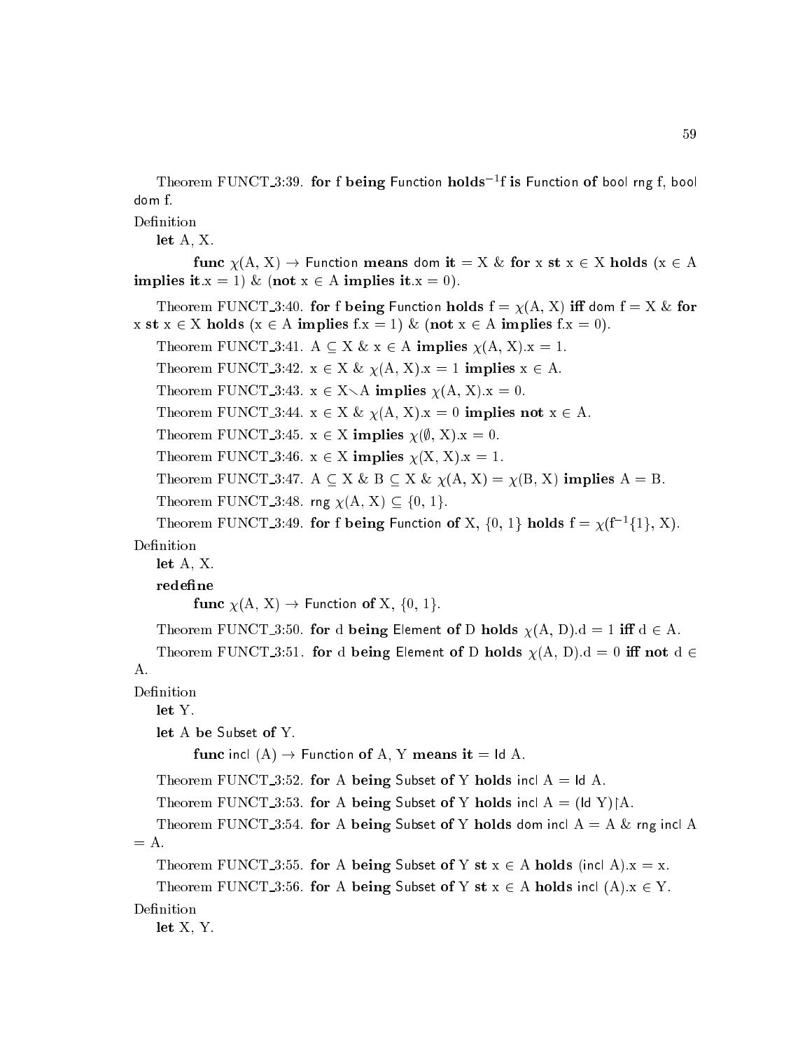Theorem FUNCT_3:39. **for** f **being** Function **holds** $^{-1}$f **is** Function **of** bool rng f, bool dom f.

Definition

**let** A, X.

**func** $\chi$(A, X) $\rightarrow$ Function **means** dom **it** = X & **for** x **st** x $\in$ X **holds** (x $\in$ A **implies it**.x = 1) & (**not** x $\in$ A **implies it**.x = 0).

Theorem FUNCT_3:40. **for** f **being** Function **holds** f = $\chi$(A, X) **iff** dom f = X & **for** x **st** x $\in$ X **holds** (x $\in$ A **implies** f.x = 1) & (**not** x $\in$ A **implies** f.x = 0).

Theorem FUNCT_3:41. A $\subseteq$ X & x $\in$ A **implies** $\chi$(A, X).x = 1.

Theorem FUNCT_3:42. x $\in$ X & $\chi$(A, X).x = 1 **implies** x $\in$ A.

Theorem FUNCT_3:43. x $\in$ X$\setminus$A **implies** $\chi$(A, X).x = 0.

Theorem FUNCT_3:44. x $\in$ X & $\chi$(A, X).x = 0 **implies not** x $\in$ A.

Theorem FUNCT_3:45. x $\in$ X **implies** $\chi$($\emptyset$, X).x = 0.

Theorem FUNCT_3:46. x $\in$ X **implies** $\chi$(X, X).x = 1.

Theorem FUNCT_3:47. A $\subseteq$ X & B $\subseteq$ X & $\chi$(A, X) = $\chi$(B, X) **implies** A = B.

Theorem FUNCT_3:48. rng $\chi$(A, X) $\subseteq$ {0, 1}.

Theorem FUNCT_3:49. **for** f **being** Function **of** X, {0, 1} **holds** f = $\chi$(f$^{-1}${1}, X).

Definition

**let** A, X.

**redefine**

**func** $\chi$(A, X) $\rightarrow$ Function **of** X, {0, 1}.

Theorem FUNCT_3:50. **for** d **being** Element **of** D **holds** $\chi$(A, D).d = 1 **iff** d $\in$ A.

Theorem FUNCT_3:51. **for** d **being** Element **of** D **holds** $\chi$(A, D).d = 0 **iff not** d $\in$ A.

Definition

**let** Y.

**let** A **be** Subset **of** Y.

**func** incl (A) $\rightarrow$ Function **of** A, Y **means it** = Id A.

Theorem FUNCT_3:52. **for** A **being** Subset **of** Y **holds** incl A = Id A.

Theorem FUNCT_3:53. **for** A **being** Subset **of** Y **holds** incl A = (Id Y)$\restriction$A.

Theorem FUNCT_3:54. **for** A **being** Subset **of** Y **holds** dom incl A = A & rng incl A = A.

Theorem FUNCT_3:55. **for** A **being** Subset **of** Y **st** x $\in$ A **holds** (incl A).x = x.

Theorem FUNCT_3:56. **for** A **being** Subset **of** Y **st** x $\in$ A **holds** incl (A).x $\in$ Y.

Definition

**let** X, Y.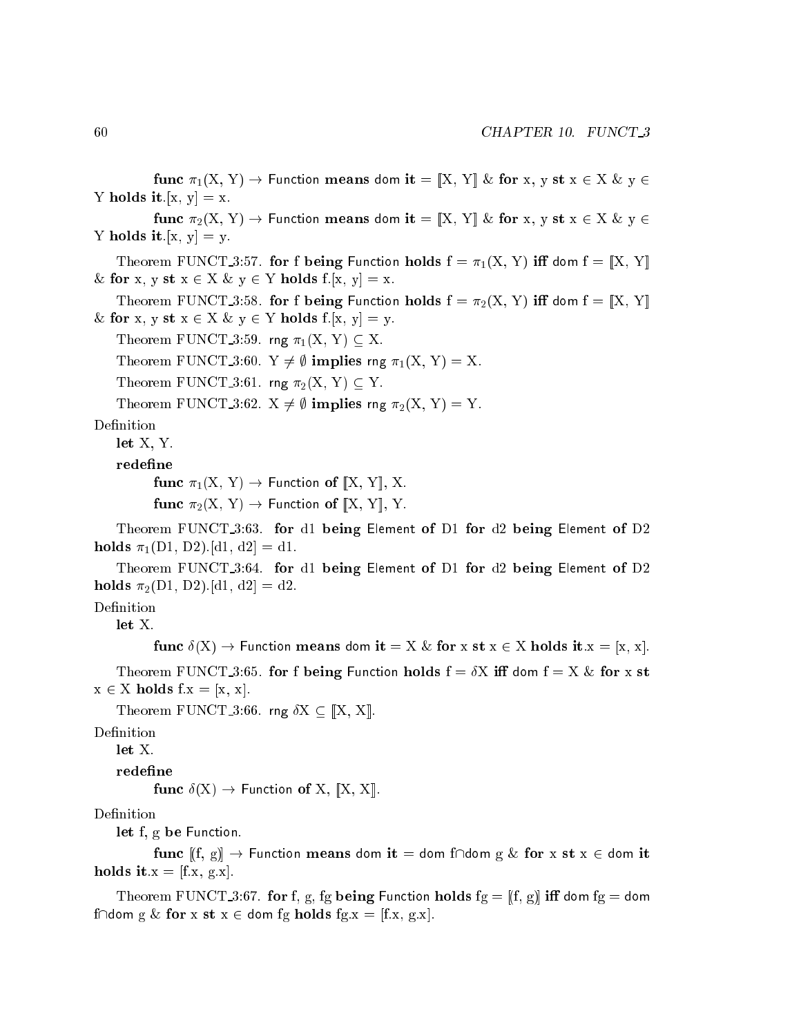**func** $\pi_1$(X, Y) $\to$ Function **means** dom **it** = [:X, Y:] & **for** x, y **st** x $\in$ X & y $\in$ Y **holds** **it**.[x, y] = x.

**func** $\pi_2$(X, Y) $\to$ Function **means** dom **it** = [:X, Y:] & **for** x, y **st** x $\in$ X & y $\in$ Y **holds** **it**.[x, y] = y.

Theorem FUNCT_3:57. **for** f **being** Function **holds** f = $\pi_1$(X, Y) **iff** dom f = [:X, Y:] & **for** x, y **st** x $\in$ X & y $\in$ Y **holds** f.[x, y] = x.

Theorem FUNCT_3:58. **for** f **being** Function **holds** f = $\pi_2$(X, Y) **iff** dom f = [:X, Y:] & **for** x, y **st** x $\in$ X & y $\in$ Y **holds** f.[x, y] = y.

Theorem FUNCT_3:59. rng $\pi_1$(X, Y) $\subseteq$ X.

Theorem FUNCT_3:60. Y $\neq \emptyset$ **implies** rng $\pi_1$(X, Y) = X.

Theorem FUNCT_3:61. rng $\pi_2$(X, Y) $\subseteq$ Y.

Theorem FUNCT_3:62. X $\neq \emptyset$ **implies** rng $\pi_2$(X, Y) = Y.

Definition

**let** X, Y.

**redefine**

**func** $\pi_1$(X, Y) $\to$ Function **of** [:X, Y:], X.

**func** $\pi_2$(X, Y) $\to$ Function **of** [:X, Y:], Y.

Theorem FUNCT_3:63. **for** d1 **being** Element **of** D1 **for** d2 **being** Element **of** D2 **holds** $\pi_1$(D1, D2).[d1, d2] = d1.

Theorem FUNCT_3:64. **for** d1 **being** Element **of** D1 **for** d2 **being** Element **of** D2 **holds** $\pi_2$(D1, D2).[d1, d2] = d2.

Definition

**let** X.

**func** $\delta$(X) $\to$ Function **means** dom **it** = X & **for** x **st** x $\in$ X **holds** **it**.x = [x, x].

Theorem FUNCT_3:65. **for** f **being** Function **holds** f = $\delta$X **iff** dom f = X & **for** x **st** x $\in$ X **holds** f.x = [x, x].

Theorem FUNCT_3:66. rng $\delta$X $\subseteq$ [:X, X:].

Definition

**let** X.

**redefine**

**func** $\delta$(X) $\to$ Function **of** X, [:X, X:].

Definition

**let** f, g **be** Function.

**func** <:f, g:> $\to$ Function **means** dom **it** = dom f$\cap$dom g & **for** x **st** x $\in$ dom **it** **holds** **it**.x = [f.x, g.x].

Theorem FUNCT_3:67. **for** f, g, fg **being** Function **holds** fg = <:f, g:> **iff** dom fg = dom f$\cap$dom g & **for** x **st** x $\in$ dom fg **holds** fg.x = [f.x, g.x].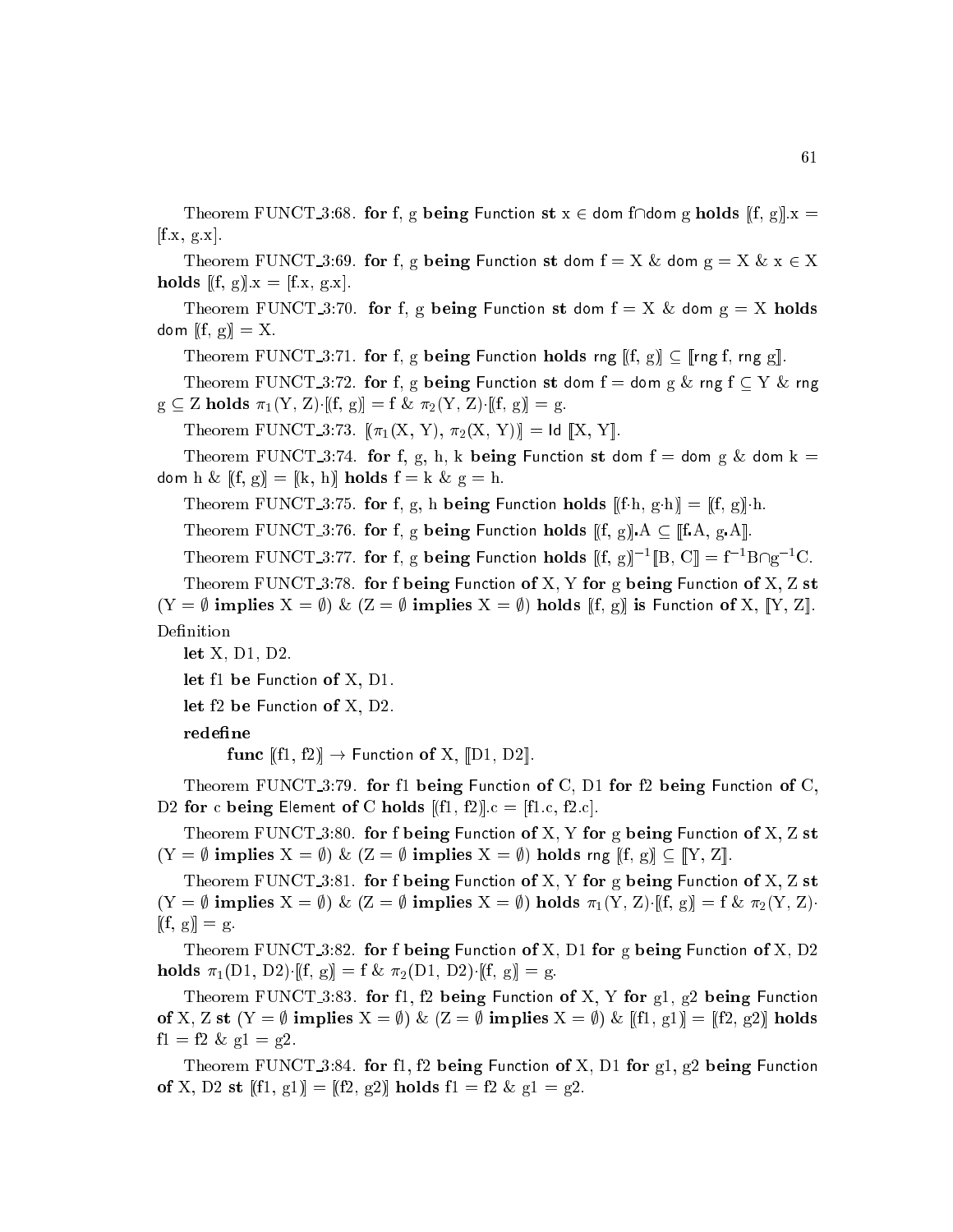Theorem FUNCT_3:68. **for** f, g **being** Function **st** $x \in$ dom f$\cap$dom g **holds** $[\![$f, g$]\!]$.x = [f.x, g.x].

Theorem FUNCT_3:69. **for** f, g **being** Function **st** dom f = X & dom g = X & $x \in X$ **holds** $[\![$f, g$]\!]$.x = [f.x, g.x].

Theorem FUNCT_3:70. **for** f, g **being** Function **st** dom f = X & dom g = X **holds** dom $[\![$f, g$]\!]$ = X.

Theorem FUNCT_3:71. **for** f, g **being** Function **holds** rng $[\![$f, g$]\!] \subseteq [\![$rng f, rng g$]\!]$.

Theorem FUNCT_3:72. **for** f, g **being** Function **st** dom f = dom g & rng f $\subseteq$ Y & rng g $\subseteq$ Z **holds** $\pi_1$(Y, Z)$\cdot[\![$f, g$]\!]$ = f & $\pi_2$(Y, Z)$\cdot[\![$f, g$]\!]$ = g.

Theorem FUNCT_3:73. $[\![\pi_1$(X, Y), $\pi_2$(X, Y)$]\!]$ = Id $[\![$X, Y$]\!]$.

Theorem FUNCT_3:74. **for** f, g, h, k **being** Function **st** dom f = dom g & dom k = dom h & $[\![$f, g$]\!]$ = $[\![$k, h$]\!]$ **holds** f = k & g = h.

Theorem FUNCT_3:75. **for** f, g, h **being** Function **holds** $[\![$f$\cdot$h, g$\cdot$h$]\!]$ = $[\![$f, g$]\!]\cdot$h.

Theorem FUNCT_3:76. **for** f, g **being** Function **holds** $[\![$f, g$]\!]$.A $\subseteq [\![$f.A, g.A$]\!]$.

Theorem FUNCT_3:77. **for** f, g **being** Function **holds** $[\![$f, g$]\!]^{-1}[\![$B, C$]\!]$ = f$^{-1}$B$\cap$g$^{-1}$C.

Theorem FUNCT_3:78. **for** f **being** Function **of** X, Y **for** g **being** Function **of** X, Z **st** (Y = $\emptyset$ **implies** X = $\emptyset$) & (Z = $\emptyset$ **implies** X = $\emptyset$) **holds** $[\![$f, g$]\!]$ **is** Function **of** X, $[\![$Y, Z$]\!]$.

Definition

**let** X, D1, D2.

**let** f1 **be** Function **of** X, D1.

**let** f2 **be** Function **of** X, D2.

**redefine**

**func** $[\![$f1, f2$]\!]$ $\rightarrow$ Function **of** X, $[\![$D1, D2$]\!]$.

Theorem FUNCT_3:79. **for** f1 **being** Function **of** C, D1 **for** f2 **being** Function **of** C, D2 **for** c **being** Element **of** C **holds** $[\![$f1, f2$]\!]$.c = [f1.c, f2.c].

Theorem FUNCT_3:80. **for** f **being** Function **of** X, Y **for** g **being** Function **of** X, Z **st** (Y = $\emptyset$ **implies** X = $\emptyset$) & (Z = $\emptyset$ **implies** X = $\emptyset$) **holds** rng $[\![$f, g$]\!] \subseteq [\![$Y, Z$]\!]$.

Theorem FUNCT_3:81. **for** f **being** Function **of** X, Y **for** g **being** Function **of** X, Z **st** (Y = $\emptyset$ **implies** X = $\emptyset$) & (Z = $\emptyset$ **implies** X = $\emptyset$) **holds** $\pi_1$(Y, Z)$\cdot[\![$f, g$]\!]$ = f & $\pi_2$(Y, Z)$\cdot$ $[\![$f, g$]\!]$ = g.

Theorem FUNCT_3:82. **for** f **being** Function **of** X, D1 **for** g **being** Function **of** X, D2 **holds** $\pi_1$(D1, D2)$\cdot[\![$f, g$]\!]$ = f & $\pi_2$(D1, D2)$\cdot[\![$f, g$]\!]$ = g.

Theorem FUNCT_3:83. **for** f1, f2 **being** Function **of** X, Y **for** g1, g2 **being** Function **of** X, Z **st** (Y = $\emptyset$ **implies** X = $\emptyset$) & (Z = $\emptyset$ **implies** X = $\emptyset$) & $[\![$f1, g1$]\!]$ = $[\![$f2, g2$]\!]$ **holds** f1 = f2 & g1 = g2.

Theorem FUNCT_3:84. **for** f1, f2 **being** Function **of** X, D1 **for** g1, g2 **being** Function **of** X, D2 **st** $[\![$f1, g1$]\!]$ = $[\![$f2, g2$]\!]$ **holds** f1 = f2 & g1 = g2.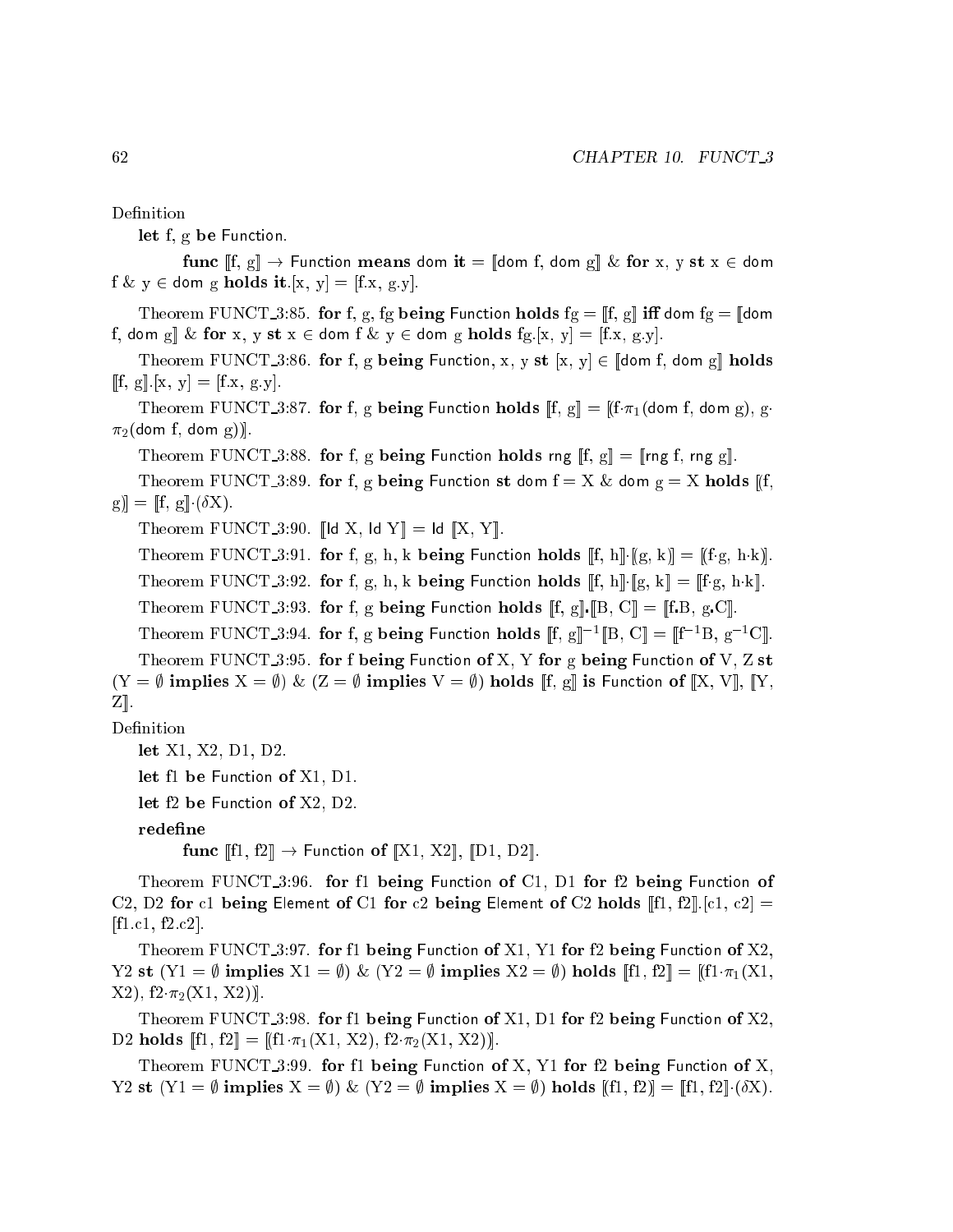Definition

**let** f, g **be** Function.

**func** $[\![$f, g$]\!]$ → Function **means** dom **it** = $[\![$dom f, dom g$]\!]$ & **for** x, y **st** x ∈ dom f & y ∈ dom g **holds** **it**.[x, y] = [f.x, g.y].

Theorem FUNCT_3:85. **for** f, g, fg **being** Function **holds** fg = $[\![$f, g$]\!]$ **iff** dom fg = $[\![$dom f, dom g$]\!]$ & **for** x, y **st** x ∈ dom f & y ∈ dom g **holds** fg.[x, y] = [f.x, g.y].

Theorem FUNCT_3:86. **for** f, g **being** Function, x, y **st** [x, y] ∈ $[\![$dom f, dom g$]\!]$ **holds** $[\![$f, g$]\!]$.[x, y] = [f.x, g.y].

Theorem FUNCT_3:87. **for** f, g **being** Function **holds** $[\![$f, g$]\!]$ = [(f·$\pi_1$(dom f, dom g), g·$\pi_2$(dom f, dom g))].

Theorem FUNCT_3:88. **for** f, g **being** Function **holds** rng $[\![$f, g$]\!]$ = $[\![$rng f, rng g$]\!]$.

Theorem FUNCT_3:89. **for** f, g **being** Function **st** dom f = X & dom g = X **holds** [(f, g)] = $[\![$f, g$]\!]$·($\delta$X).

Theorem FUNCT_3:90. $[\![$Id X, Id Y$]\!]$ = Id $[\![$X, Y$]\!]$.

Theorem FUNCT_3:91. **for** f, g, h, k **being** Function **holds** $[\![$f, h$]\!]$·[(g, k)] = [(f·g, h·k)].

Theorem FUNCT_3:92. **for** f, g, h, k **being** Function **holds** $[\![$f, h$]\!]$·$[\![$g, k$]\!]$ = $[\![$f·g, h·k$]\!]$.

Theorem FUNCT_3:93. **for** f, g **being** Function **holds** $[\![$f, g$]\!]$.$[\![$B, C$]\!]$ = $[\![$f.B, g.C$]\!]$.

Theorem FUNCT_3:94. **for** f, g **being** Function **holds** $[\![$f, g$]\!]^{-1}$$[\![$B, C$]\!]$ = $[\![$f$^{-1}$B, g$^{-1}$C$]\!]$.

Theorem FUNCT_3:95. **for** f **being** Function **of** X, Y **for** g **being** Function **of** V, Z **st** (Y = ∅ **implies** X = ∅) & (Z = ∅ **implies** V = ∅) **holds** $[\![$f, g$]\!]$ **is** Function **of** $[\![$X, V$]\!]$, $[\![$Y, Z$]\!]$.

Definition

**let** X1, X2, D1, D2.

**let** f1 **be** Function **of** X1, D1.

**let** f2 **be** Function **of** X2, D2.

**redefine**

**func** $[\![$f1, f2$]\!]$ → Function **of** $[\![$X1, X2$]\!]$, $[\![$D1, D2$]\!]$.

Theorem FUNCT_3:96. **for** f1 **being** Function **of** C1, D1 **for** f2 **being** Function **of** C2, D2 **for** c1 **being** Element **of** C1 **for** c2 **being** Element **of** C2 **holds** $[\![$f1, f2$]\!]$.[c1, c2] = [f1.c1, f2.c2].

Theorem FUNCT_3:97. **for** f1 **being** Function **of** X1, Y1 **for** f2 **being** Function **of** X2, Y2 **st** (Y1 = ∅ **implies** X1 = ∅) & (Y2 = ∅ **implies** X2 = ∅) **holds** $[\![$f1, f2$]\!]$ = [(f1·$\pi_1$(X1, X2), f2·$\pi_2$(X1, X2))].

Theorem FUNCT_3:98. **for** f1 **being** Function **of** X1, D1 **for** f2 **being** Function **of** X2, D2 **holds** $[\![$f1, f2$]\!]$ = [(f1·$\pi_1$(X1, X2), f2·$\pi_2$(X1, X2))].

Theorem FUNCT_3:99. **for** f1 **being** Function **of** X, Y1 **for** f2 **being** Function **of** X, Y2 **st** (Y1 = ∅ **implies** X = ∅) & (Y2 = ∅ **implies** X = ∅) **holds** [(f1, f2)] = $[\![$f1, f2$]\!]$·($\delta$X).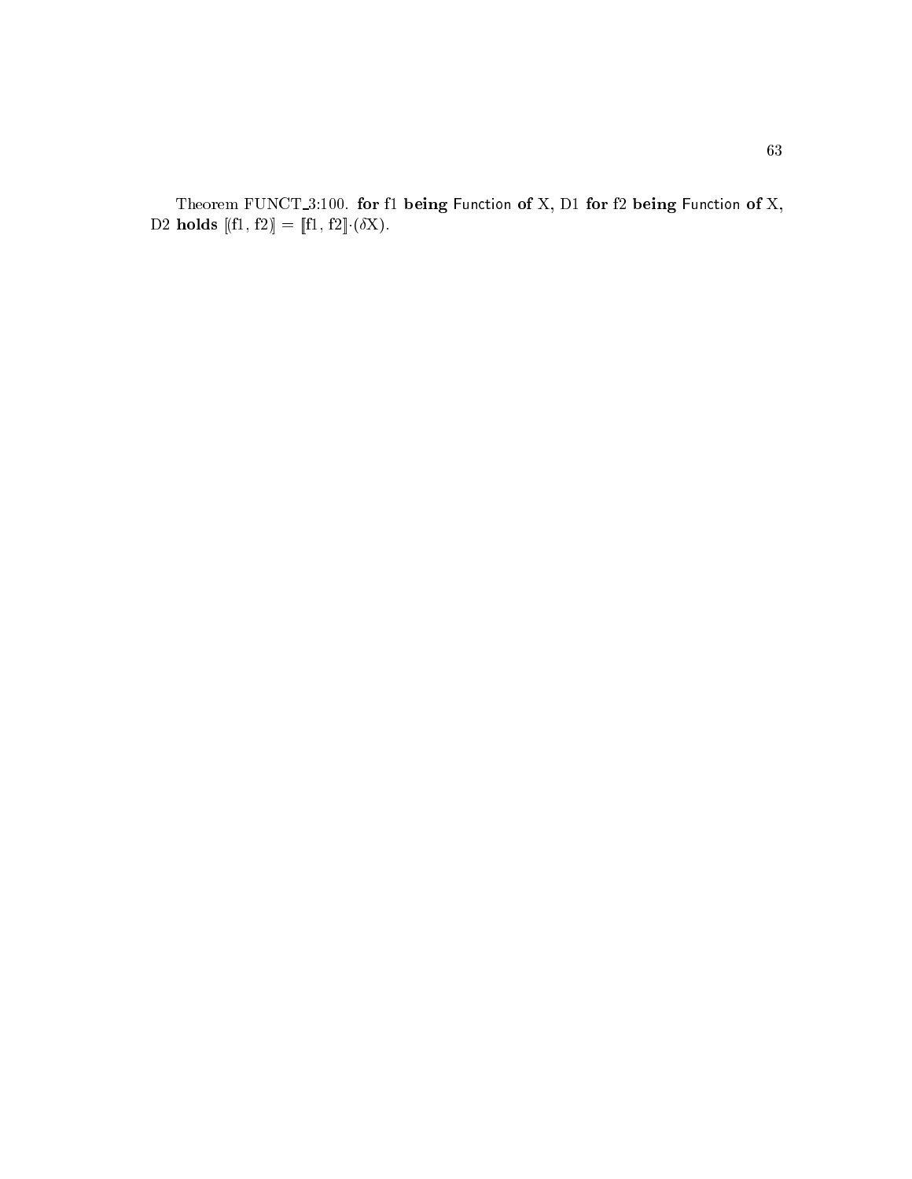Theorem FUNCT_3:100. **for** f1 **being** Function **of** X, D1 **for** f2 **being** Function **of** X, D2 **holds** $[(\text{f1}, \text{f2})] = [\![\text{f1}, \text{f2}]\!] \cdot (\delta \text{X})$.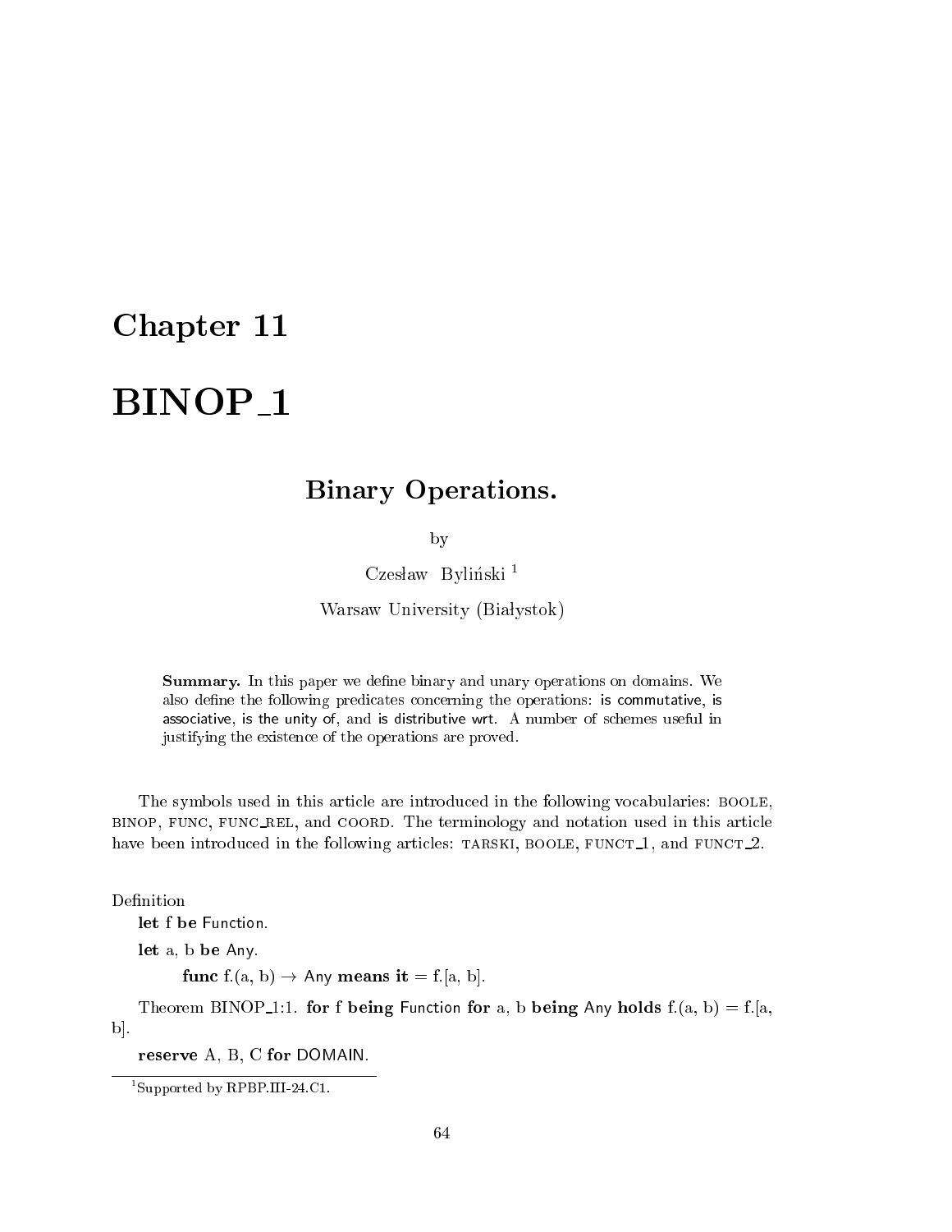# Chapter 11

# BINOP_1

## Binary Operations.

by

Czesław Byliński [1]

Warsaw University (Białystok)

**Summary.** In this paper we define binary and unary operations on domains. We also define the following predicates concerning the operations: is commutative, is associative, is the unity of, and is distributive wrt. A number of schemes useful in justifying the existence of the operations are proved.

The symbols used in this article are introduced in the following vocabularies: BOOLE, BINOP, FUNC, FUNC_REL, and COORD. The terminology and notation used in this article have been introduced in the following articles: TARSKI, BOOLE, FUNCT_1, and FUNCT_2.

Definition

**let** f **be** Function.

**let** a, b **be** Any.

**func** f.(a, b) → Any **means** **it** = f.[a, b].

Theorem BINOP_1:1. **for** f **being** Function **for** a, b **being** Any **holds** f.(a, b) = f.[a, b].

**reserve** A, B, C **for** DOMAIN.

[1] Supported by RPBP.III-24.C1.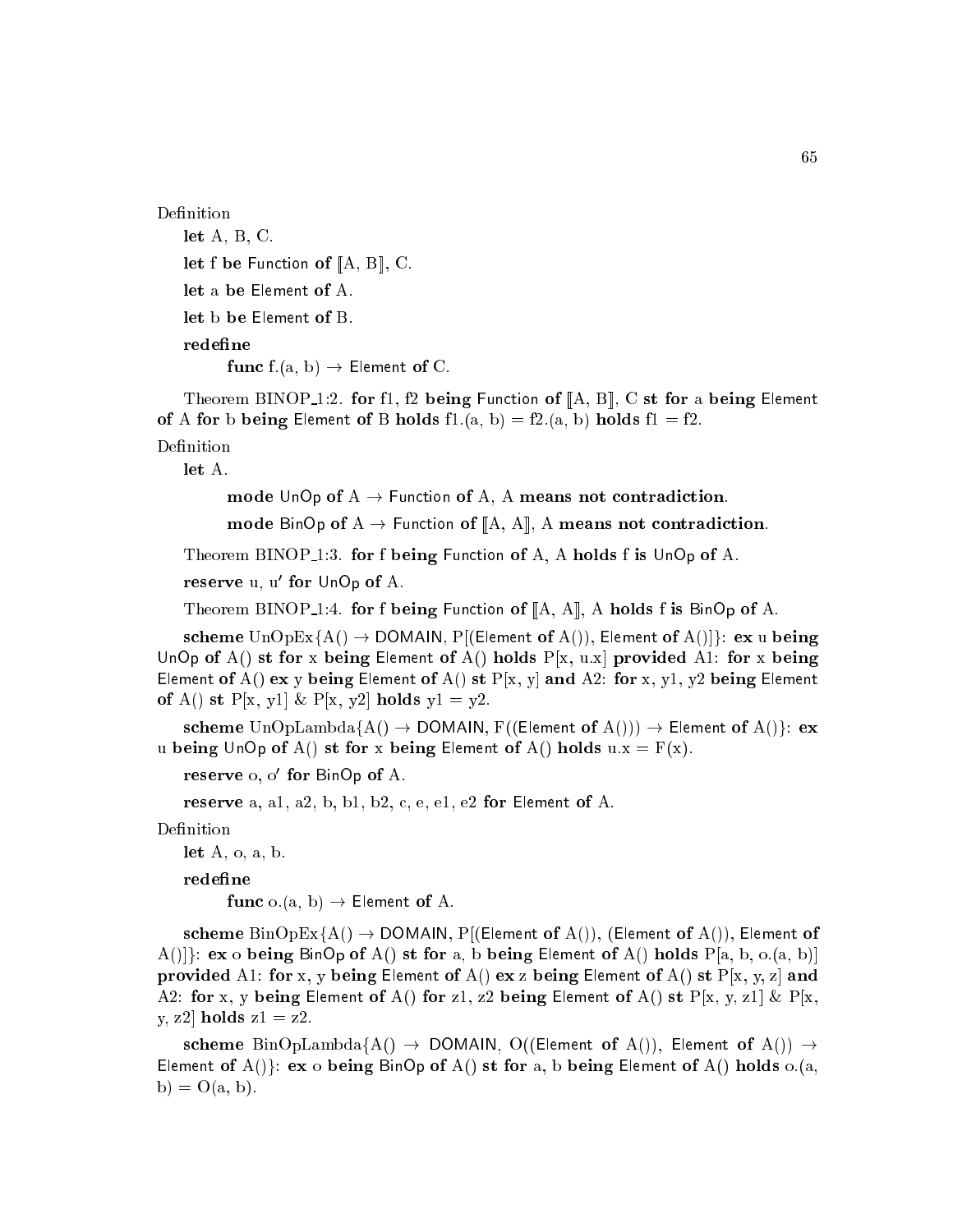Definition

let A, B, C.

let f **be** Function **of** [:A, B:], C.

let a **be** Element **of** A.

let b **be** Element **of** B.

**redefine**

**func** f.(a, b) → Element **of** C.

Theorem BINOP_1:2. **for** f1, f2 **being** Function **of** [:A, B:], C **st for** a **being** Element **of** A **for** b **being** Element **of** B **holds** f1.(a, b) = f2.(a, b) **holds** f1 = f2.

Definition

let A.

**mode** UnOp **of** A → Function **of** A, A **means not contradiction**.

**mode** BinOp **of** A → Function **of** [:A, A:], A **means not contradiction**.

Theorem BINOP_1:3. **for** f **being** Function **of** A, A **holds** f **is** UnOp **of** A.

**reserve** u, u′ **for** UnOp **of** A.

Theorem BINOP_1:4. **for** f **being** Function **of** [:A, A:], A **holds** f **is** BinOp **of** A.

**scheme** UnOpEx{A() → DOMAIN, P[(Element **of** A()), Element **of** A()]}: **ex** u **being** UnOp **of** A() **st for** x **being** Element **of** A() **holds** P[x, u.x] **provided** A1: **for** x **being** Element **of** A() **ex** y **being** Element **of** A() **st** P[x, y] **and** A2: **for** x, y1, y2 **being** Element **of** A() **st** P[x, y1] & P[x, y2] **holds** y1 = y2.

**scheme** UnOpLambda{A() → DOMAIN, F((Element **of** A())) → Element **of** A()}: **ex** u **being** UnOp **of** A() **st for** x **being** Element **of** A() **holds** u.x = F(x).

**reserve** o, o′ **for** BinOp **of** A.

**reserve** a, a1, a2, b, b1, b2, c, e, e1, e2 **for** Element **of** A.

Definition

let A, o, a, b.

**redefine**

**func** o.(a, b) → Element **of** A.

**scheme** BinOpEx{A() → DOMAIN, P[(Element **of** A()), (Element **of** A()), Element **of** A()]}: **ex** o **being** BinOp **of** A() **st for** a, b **being** Element **of** A() **holds** P[a, b, o.(a, b)] **provided** A1: **for** x, y **being** Element **of** A() **ex** z **being** Element **of** A() **st** P[x, y, z] **and** A2: **for** x, y **being** Element **of** A() **for** z1, z2 **being** Element **of** A() **st** P[x, y, z1] & P[x, y, z2] **holds** z1 = z2.

**scheme** BinOpLambda{A() → DOMAIN, O((Element **of** A()), Element **of** A()) → Element **of** A()}: **ex** o **being** BinOp **of** A() **st for** a, b **being** Element **of** A() **holds** o.(a, b) = O(a, b).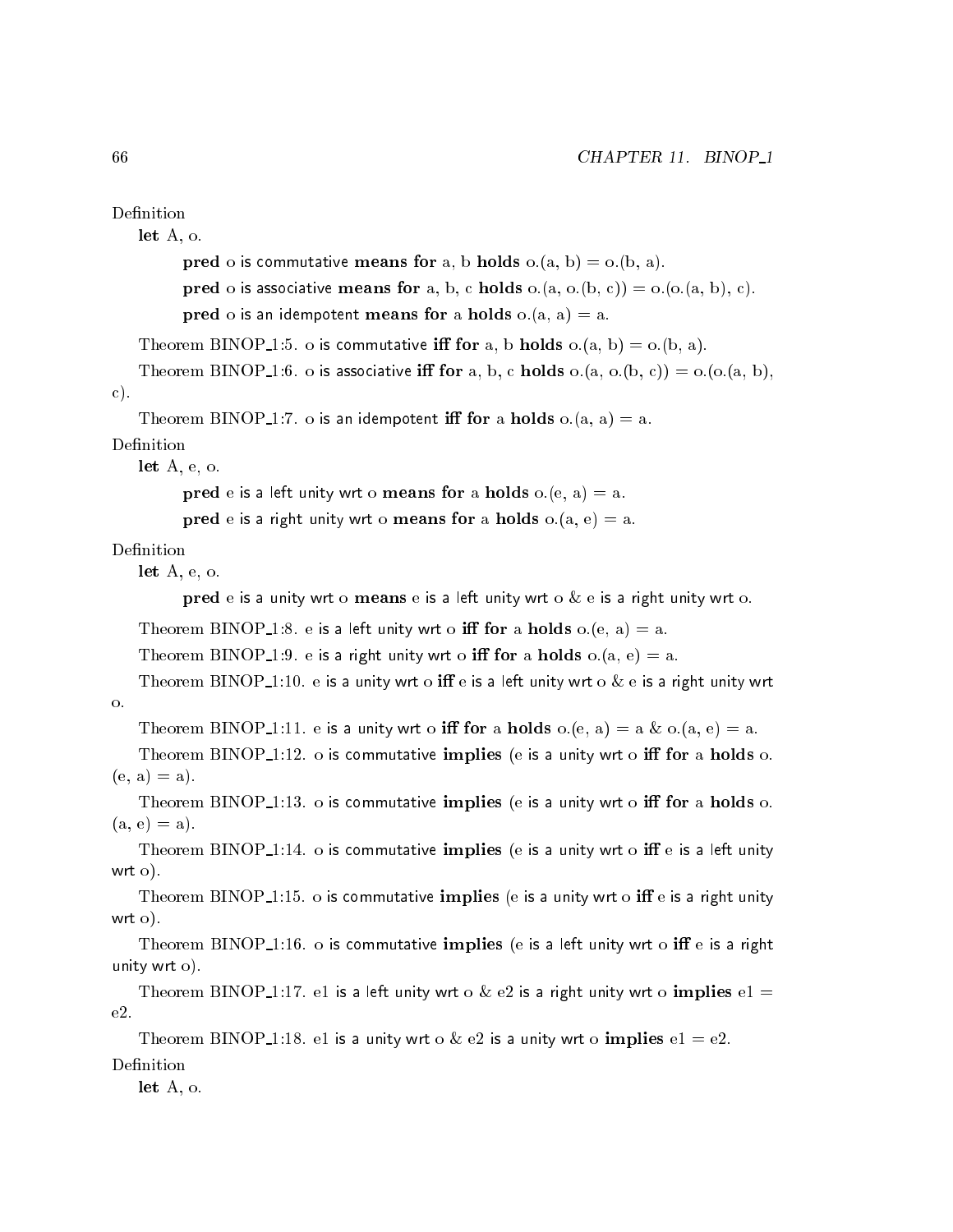Definition

let A, o.

**pred** o is commutative **means for** a, b **holds** o.(a, b) = o.(b, a).

**pred** o is associative **means for** a, b, c **holds** o.(a, o.(b, c)) = o.(o.(a, b), c).

**pred** o is an idempotent **means for** a **holds** o.(a, a) = a.

Theorem BINOP_1:5. o is commutative **iff for** a, b **holds** o.(a, b) = o.(b, a).

Theorem BINOP_1:6. o is associative **iff for** a, b, c **holds** o.(a, o.(b, c)) = o.(o.(a, b), c).

Theorem BINOP_1:7. o is an idempotent **iff for** a **holds** o.(a, a) = a.

Definition

let A, e, o.

**pred** e is a left unity wrt o **means for** a **holds** o.(e, a) = a.

**pred** e is a right unity wrt o **means for** a **holds** o.(a, e) = a.

Definition

let A, e, o.

**pred** e is a unity wrt o **means** e is a left unity wrt o & e is a right unity wrt o.

Theorem BINOP_1:8. e is a left unity wrt o **iff for** a **holds** o.(e, a) = a.

Theorem BINOP_1:9. e is a right unity wrt o **iff for** a **holds** o.(a, e) = a.

Theorem BINOP_1:10. e is a unity wrt o **iff** e is a left unity wrt o & e is a right unity wrt o.

Theorem BINOP_1:11. e is a unity wrt o **iff for** a **holds** o.(e, a) = a & o.(a, e) = a.

Theorem BINOP_1:12. o is commutative **implies** (e is a unity wrt o **iff for** a **holds** o.(e, a) = a).

Theorem BINOP_1:13. o is commutative **implies** (e is a unity wrt o **iff for** a **holds** o.(a, e) = a).

Theorem BINOP_1:14. o is commutative **implies** (e is a unity wrt o **iff** e is a left unity wrt o).

Theorem BINOP_1:15. o is commutative **implies** (e is a unity wrt o **iff** e is a right unity wrt o).

Theorem BINOP_1:16. o is commutative **implies** (e is a left unity wrt o **iff** e is a right unity wrt o).

Theorem BINOP_1:17. e1 is a left unity wrt o & e2 is a right unity wrt o **implies** e1 = e2.

Theorem BINOP_1:18. e1 is a unity wrt o & e2 is a unity wrt o **implies** e1 = e2.

Definition

let A, o.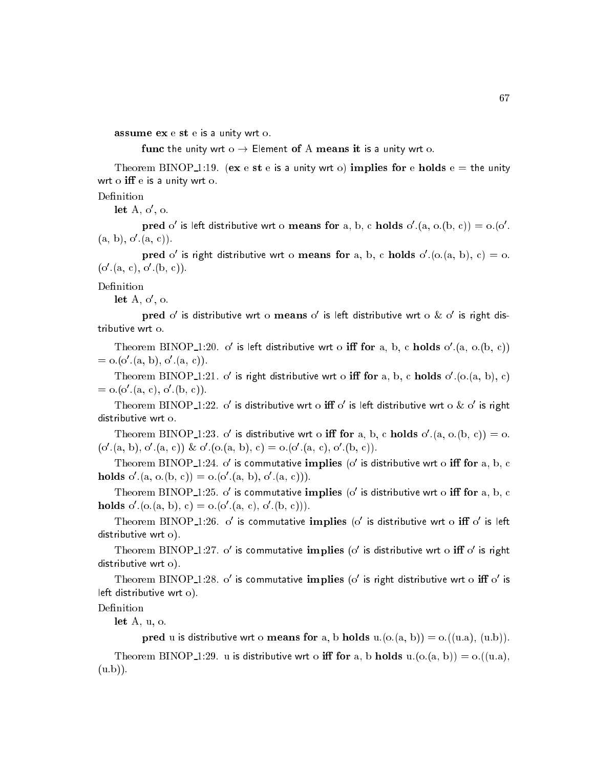**assume ex** e **st** e is a unity wrt o.

**func** the unity wrt o → Element **of** A **means it** is a unity wrt o.

Theorem BINOP_1:19. (**ex** e **st** e is a unity wrt o) **implies for** e **holds** e = the unity wrt o **iff** e is a unity wrt o.

Definition

**let** A, o′, o.

**pred** o′ is left distributive wrt o **means for** a, b, c **holds** o′.(a, o.(b, c)) = o.(o′.(a, b), o′.(a, c)).

**pred** o′ is right distributive wrt o **means for** a, b, c **holds** o′.(o.(a, b), c) = o.(o′.(a, c), o′.(b, c)).

Definition

**let** A, o′, o.

**pred** o′ is distributive wrt o **means** o′ is left distributive wrt o & o′ is right distributive wrt o.

Theorem BINOP_1:20. o′ is left distributive wrt o **iff for** a, b, c **holds** o′.(a, o.(b, c)) = o.(o′.(a, b), o′.(a, c)).

Theorem BINOP_1:21. o′ is right distributive wrt o **iff for** a, b, c **holds** o′.(o.(a, b), c) = o.(o′.(a, c), o′.(b, c)).

Theorem BINOP_1:22. o′ is distributive wrt o **iff** o′ is left distributive wrt o & o′ is right distributive wrt o.

Theorem BINOP_1:23. o′ is distributive wrt o **iff for** a, b, c **holds** o′.(a, o.(b, c)) = o.(o′.(a, b), o′.(a, c)) & o′.(o.(a, b), c) = o.(o′.(a, c), o′.(b, c)).

Theorem BINOP_1:24. o′ is commutative **implies** (o′ is distributive wrt o **iff for** a, b, c **holds** o′.(a, o.(b, c)) = o.(o′.(a, b), o′.(a, c))).

Theorem BINOP_1:25. o′ is commutative **implies** (o′ is distributive wrt o **iff for** a, b, c **holds** o′.(o.(a, b), c) = o.(o′.(a, c), o′.(b, c))).

Theorem BINOP_1:26. o′ is commutative **implies** (o′ is distributive wrt o **iff** o′ is left distributive wrt o).

Theorem BINOP_1:27. o′ is commutative **implies** (o′ is distributive wrt o **iff** o′ is right distributive wrt o).

Theorem BINOP_1:28. o′ is commutative **implies** (o′ is right distributive wrt o **iff** o′ is left distributive wrt o).

Definition

**let** A, u, o.

**pred** u is distributive wrt o **means for** a, b **holds** u.(o.(a, b)) = o.((u.a), (u.b)).

Theorem BINOP_1:29. u is distributive wrt o **iff for** a, b **holds** u.(o.(a, b)) = o.((u.a), (u.b)).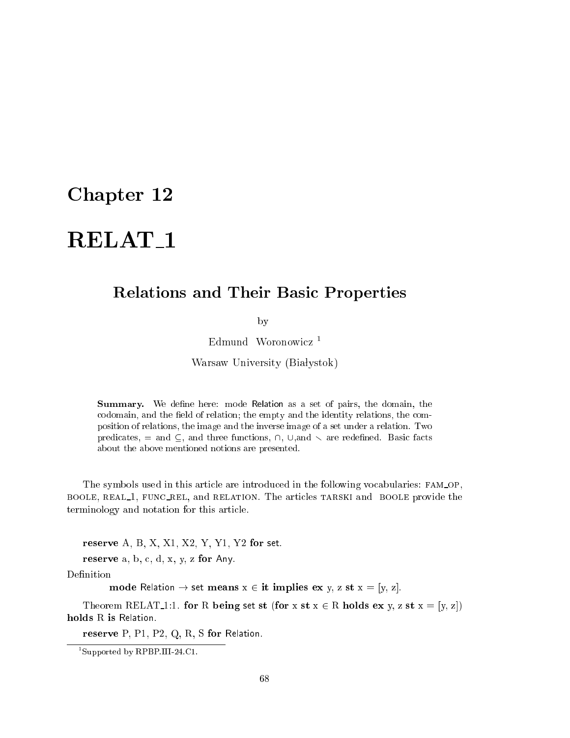# Chapter 12

# RELAT_1

## Relations and Their Basic Properties

by

Edmund Woronowicz [1]

Warsaw University (Białystok)

> **Summary.** We define here: mode Relation as a set of pairs, the domain, the codomain, and the field of relation; the empty and the identity relations, the composition of relations, the image and the inverse image of a set under a relation. Two predicates, = and ⊆, and three functions, ∩, ∪,and ∖ are redefined. Basic facts about the above mentioned notions are presented.

The symbols used in this article are introduced in the following vocabularies: FAM_OP, BOOLE, REAL_1, FUNC_REL, and RELATION. The articles TARSKI and BOOLE provide the terminology and notation for this article.

**reserve** A, B, X, X1, X2, Y, Y1, Y2 **for** set.

**reserve** a, b, c, d, x, y, z **for** Any.

Definition

> **mode** Relation → set **means** x ∈ **it implies ex** y, z **st** x = [y, z].

Theorem RELAT_1:1. **for** R **being** set **st** (**for** x **st** x ∈ R **holds ex** y, z **st** x = [y, z]) **holds** R **is** Relation.

**reserve** P, P1, P2, Q, R, S **for** Relation.

[1] Supported by RPBP.III-24.C1.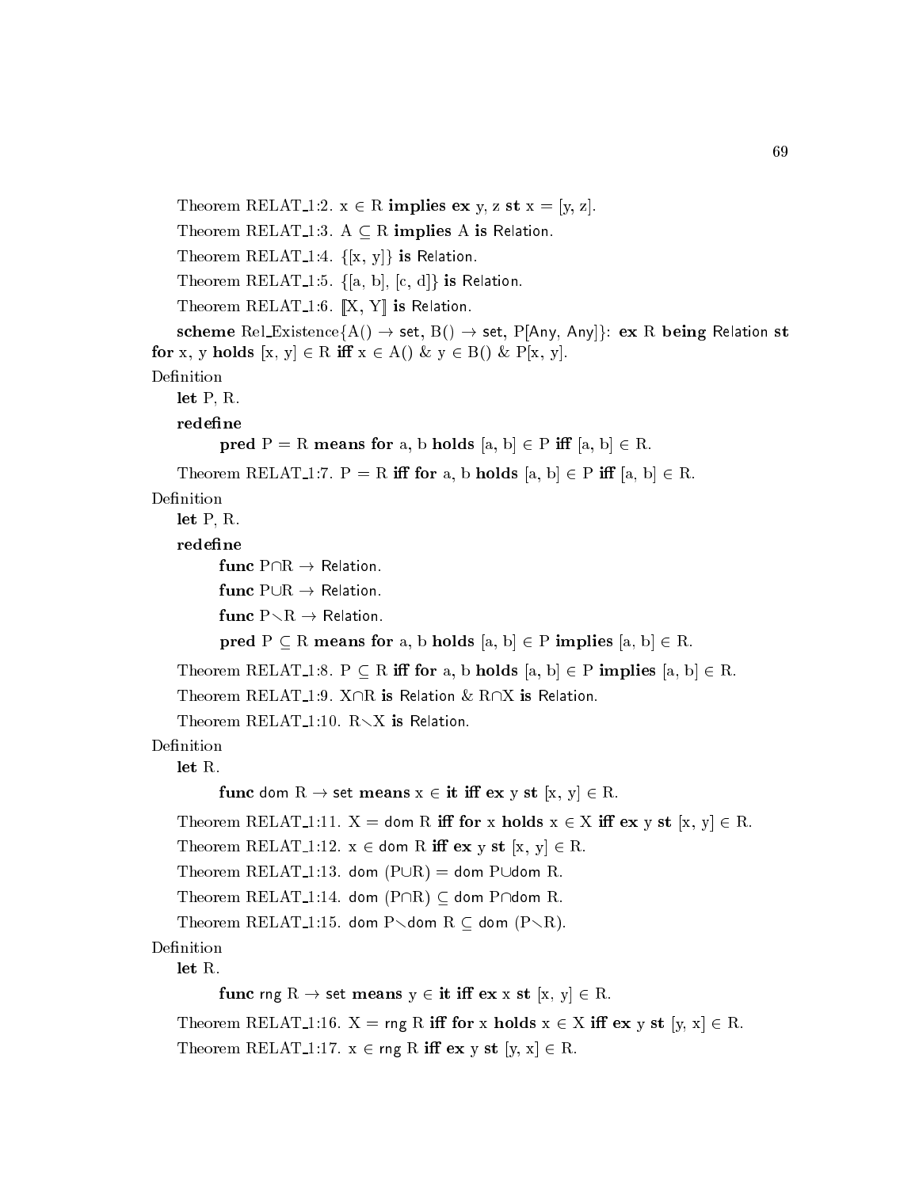Theorem RELAT_1:2. $x \in R$ **implies ex** y, z **st** $x = [y, z]$.

Theorem RELAT_1:3. $A \subseteq R$ **implies** A **is** Relation.

Theorem RELAT_1:4. $\{[x, y]\}$ **is** Relation.

Theorem RELAT_1:5. $\{[a, b], [c, d]\}$ **is** Relation.

Theorem RELAT_1:6. $[\![X, Y]\!]$ **is** Relation.

**scheme** Rel_Existence{A() $\rightarrow$ set, B() $\rightarrow$ set, P[Any, Any]}: **ex** R **being** Relation **st for** x, y **holds** $[x, y] \in R$ **iff** $x \in A()$ & $y \in B()$ & P[x, y].

Definition

**let** P, R.

**redefine**

**pred** $P = R$ **means for** a, b **holds** $[a, b] \in P$ **iff** $[a, b] \in R$.

Theorem RELAT_1:7. $P = R$ **iff for** a, b **holds** $[a, b] \in P$ **iff** $[a, b] \in R$.

Definition

**let** P, R.

**redefine**

**func** $P \cap R \rightarrow$ Relation.

**func** $P \cup R \rightarrow$ Relation.

**func** $P \setminus R \rightarrow$ Relation.

**pred** $P \subseteq R$ **means for** a, b **holds** $[a, b] \in P$ **implies** $[a, b] \in R$.

Theorem RELAT_1:8. $P \subseteq R$ **iff for** a, b **holds** $[a, b] \in P$ **implies** $[a, b] \in R$.

Theorem RELAT_1:9. $X \cap R$ **is** Relation & $R \cap X$ **is** Relation.

Theorem RELAT_1:10. $R \setminus X$ **is** Relation.

Definition

**let** R.

**func** dom R $\rightarrow$ set **means** $x \in$ **it iff ex** y **st** $[x, y] \in R$.

Theorem RELAT_1:11. X = dom R **iff for** x **holds** $x \in X$ **iff ex** y **st** $[x, y] \in R$.

Theorem RELAT_1:12. $x \in$ dom R **iff ex** y **st** $[x, y] \in R$.

Theorem RELAT_1:13. dom $(P \cup R)$ = dom $P \cup$ dom R.

Theorem RELAT_1:14. dom $(P \cap R) \subseteq$ dom $P \cap$ dom R.

Theorem RELAT_1:15. dom $P \setminus$ dom $R \subseteq$ dom $(P \setminus R)$.

Definition

**let** R.

**func** rng R $\rightarrow$ set **means** $y \in$ **it iff ex** x **st** $[x, y] \in R$.

Theorem RELAT_1:16. X = rng R **iff for** x **holds** $x \in X$ **iff ex** y **st** $[y, x] \in R$.

Theorem RELAT_1:17. $x \in$ rng R **iff ex** y **st** $[y, x] \in R$.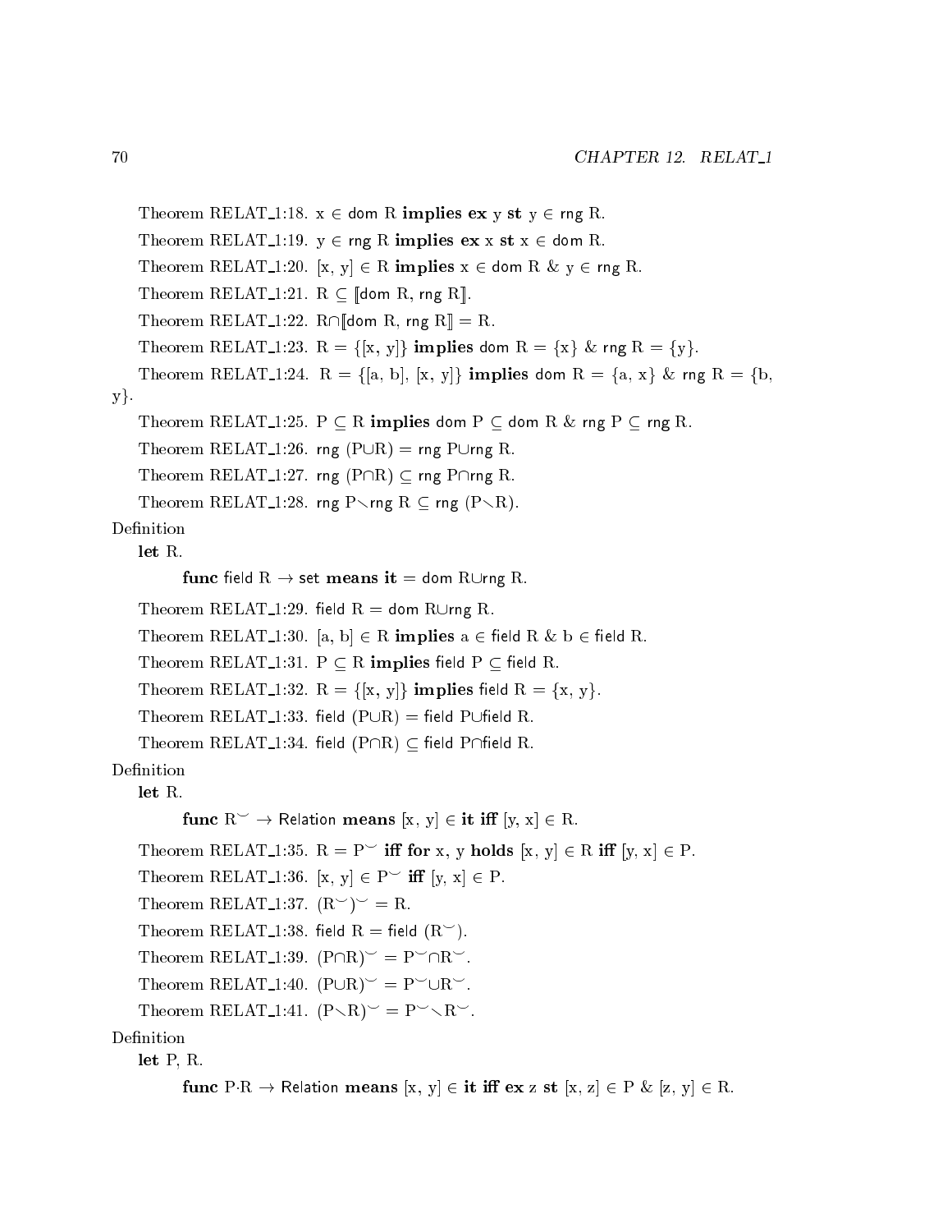Theorem RELAT_1:18. x ∈ dom R **implies ex** y **st** y ∈ rng R.

Theorem RELAT_1:19. y ∈ rng R **implies ex** x **st** x ∈ dom R.

Theorem RELAT_1:20. [x, y] ∈ R **implies** x ∈ dom R & y ∈ rng R.

Theorem RELAT_1:21. R ⊆ [:dom R, rng R:].

Theorem RELAT_1:22. R∩[:dom R, rng R:] = R.

Theorem RELAT_1:23. R = {[x, y]} **implies** dom R = {x} & rng R = {y}.

Theorem RELAT_1:24. R = {[a, b], [x, y]} **implies** dom R = {a, x} & rng R = {b, y}.

Theorem RELAT_1:25. P ⊆ R **implies** dom P ⊆ dom R & rng P ⊆ rng R.

Theorem RELAT_1:26. rng (P∪R) = rng P∪rng R.

Theorem RELAT_1:27. rng (P∩R) ⊆ rng P∩rng R.

Theorem RELAT_1:28. rng P∖rng R ⊆ rng (P∖R).

Definition

**let** R.

**func** field R → set **means it** = dom R∪rng R.

Theorem RELAT_1:29. field R = dom R∪rng R.

Theorem RELAT_1:30. [a, b] ∈ R **implies** a ∈ field R & b ∈ field R.

Theorem RELAT_1:31. P ⊆ R **implies** field P ⊆ field R.

Theorem RELAT_1:32. R = {[x, y]} **implies** field R = {x, y}.

Theorem RELAT_1:33. field (P∪R) = field P∪field R.

Theorem RELAT_1:34. field (P∩R) ⊆ field P∩field R.

Definition

**let** R.

**func** R$^\smile$ → Relation **means** [x, y] ∈ **it iff** [y, x] ∈ R.

Theorem RELAT_1:35. R = P$^\smile$ **iff for** x, y **holds** [x, y] ∈ R **iff** [y, x] ∈ P.

Theorem RELAT_1:36. [x, y] ∈ P$^\smile$ **iff** [y, x] ∈ P.

Theorem RELAT_1:37. (R$^\smile$)$^\smile$ = R.

Theorem RELAT_1:38. field R = field (R$^\smile$).

Theorem RELAT_1:39. (P∩R)$^\smile$ = P$^\smile$∩R$^\smile$.

Theorem RELAT_1:40. (P∪R)$^\smile$ = P$^\smile$∪R$^\smile$.

Theorem RELAT_1:41. (P∖R)$^\smile$ = P$^\smile$∖R$^\smile$.

Definition

**let** P, R.

**func** P·R → Relation **means** [x, y] ∈ **it iff ex** z **st** [x, z] ∈ P & [z, y] ∈ R.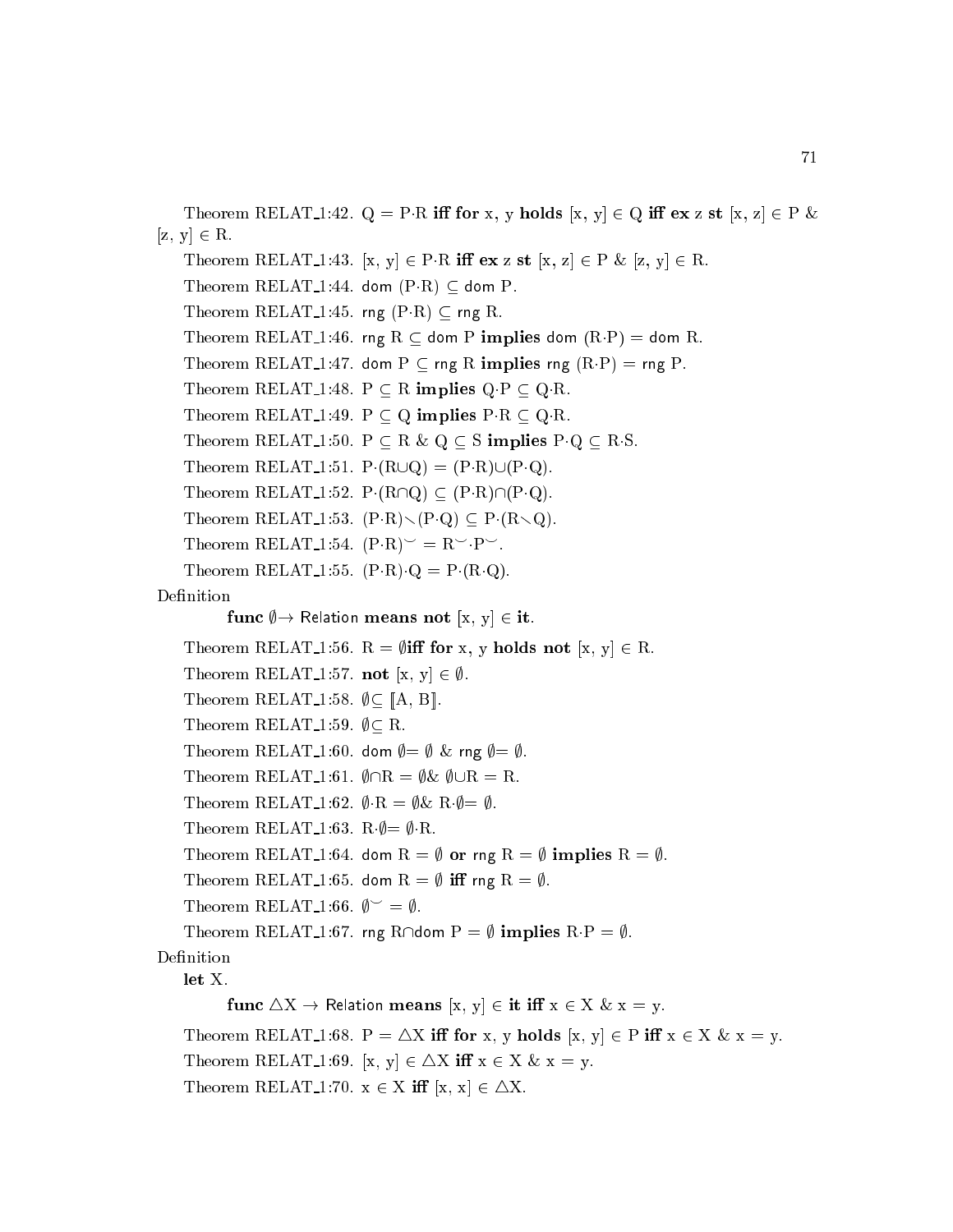Theorem RELAT_1:42. $Q = P \cdot R$ **iff** **for** x, y **holds** $[x, y] \in Q$ **iff** **ex** z **st** $[x, z] \in P$ & $[z, y] \in R$.

Theorem RELAT_1:43. $[x, y] \in P \cdot R$ **iff** **ex** z **st** $[x, z] \in P$ & $[z, y] \in R$.

Theorem RELAT_1:44. $\mathsf{dom}\ (P \cdot R) \subseteq \mathsf{dom}\ P$.

Theorem RELAT_1:45. $\mathsf{rng}\ (P \cdot R) \subseteq \mathsf{rng}\ R$.

Theorem RELAT_1:46. $\mathsf{rng}\ R \subseteq \mathsf{dom}\ P$ **implies** $\mathsf{dom}\ (R \cdot P) = \mathsf{dom}\ R$.

Theorem RELAT_1:47. $\mathsf{dom}\ P \subseteq \mathsf{rng}\ R$ **implies** $\mathsf{rng}\ (R \cdot P) = \mathsf{rng}\ P$.

Theorem RELAT_1:48. $P \subseteq R$ **implies** $Q \cdot P \subseteq Q \cdot R$.

Theorem RELAT_1:49. $P \subseteq Q$ **implies** $P \cdot R \subseteq Q \cdot R$.

Theorem RELAT_1:50. $P \subseteq R$ & $Q \subseteq S$ **implies** $P \cdot Q \subseteq R \cdot S$.

Theorem RELAT_1:51. $P \cdot (R \cup Q) = (P \cdot R) \cup (P \cdot Q)$.

Theorem RELAT_1:52. $P \cdot (R \cap Q) \subseteq (P \cdot R) \cap (P \cdot Q)$.

Theorem RELAT_1:53. $(P \cdot R) \setminus (P \cdot Q) \subseteq P \cdot (R \setminus Q)$.

Theorem RELAT_1:54. $(P \cdot R)^{\smile} = R^{\smile} \cdot P^{\smile}$.

Theorem RELAT_1:55. $(P \cdot R) \cdot Q = P \cdot (R \cdot Q)$.

Definition

**func** $\emptyset \rightarrow$ Relation **means** **not** $[x, y] \in$ **it**.

Theorem RELAT_1:56. $R = \emptyset$ **iff** **for** x, y **holds** **not** $[x, y] \in R$.

Theorem RELAT_1:57. **not** $[x, y] \in \emptyset$.

Theorem RELAT_1:58. $\emptyset \subseteq [\![A, B]\!]$.

Theorem RELAT_1:59. $\emptyset \subseteq R$.

Theorem RELAT_1:60. $\mathsf{dom}\ \emptyset = \emptyset$ & $\mathsf{rng}\ \emptyset = \emptyset$.

Theorem RELAT_1:61. $\emptyset \cap R = \emptyset$ & $\emptyset \cup R = R$.

Theorem RELAT_1:62. $\emptyset \cdot R = \emptyset$ & $R \cdot \emptyset = \emptyset$.

Theorem RELAT_1:63. $R \cdot \emptyset = \emptyset \cdot R$.

Theorem RELAT_1:64. $\mathsf{dom}\ R = \emptyset$ **or** $\mathsf{rng}\ R = \emptyset$ **implies** $R = \emptyset$.

Theorem RELAT_1:65. $\mathsf{dom}\ R = \emptyset$ **iff** $\mathsf{rng}\ R = \emptyset$.

Theorem RELAT_1:66. $\emptyset^{\smile} = \emptyset$.

Theorem RELAT_1:67. $\mathsf{rng}\ R \cap \mathsf{dom}\ P = \emptyset$ **implies** $R \cdot P = \emptyset$.

Definition

**let** X.

**func** $\triangle X \rightarrow$ Relation **means** $[x, y] \in$ **it** **iff** $x \in X$ & $x = y$.

Theorem RELAT_1:68. $P = \triangle X$ **iff** **for** x, y **holds** $[x, y] \in P$ **iff** $x \in X$ & $x = y$.

Theorem RELAT_1:69. $[x, y] \in \triangle X$ **iff** $x \in X$ & $x = y$.

Theorem RELAT_1:70. $x \in X$ **iff** $[x, x] \in \triangle X$.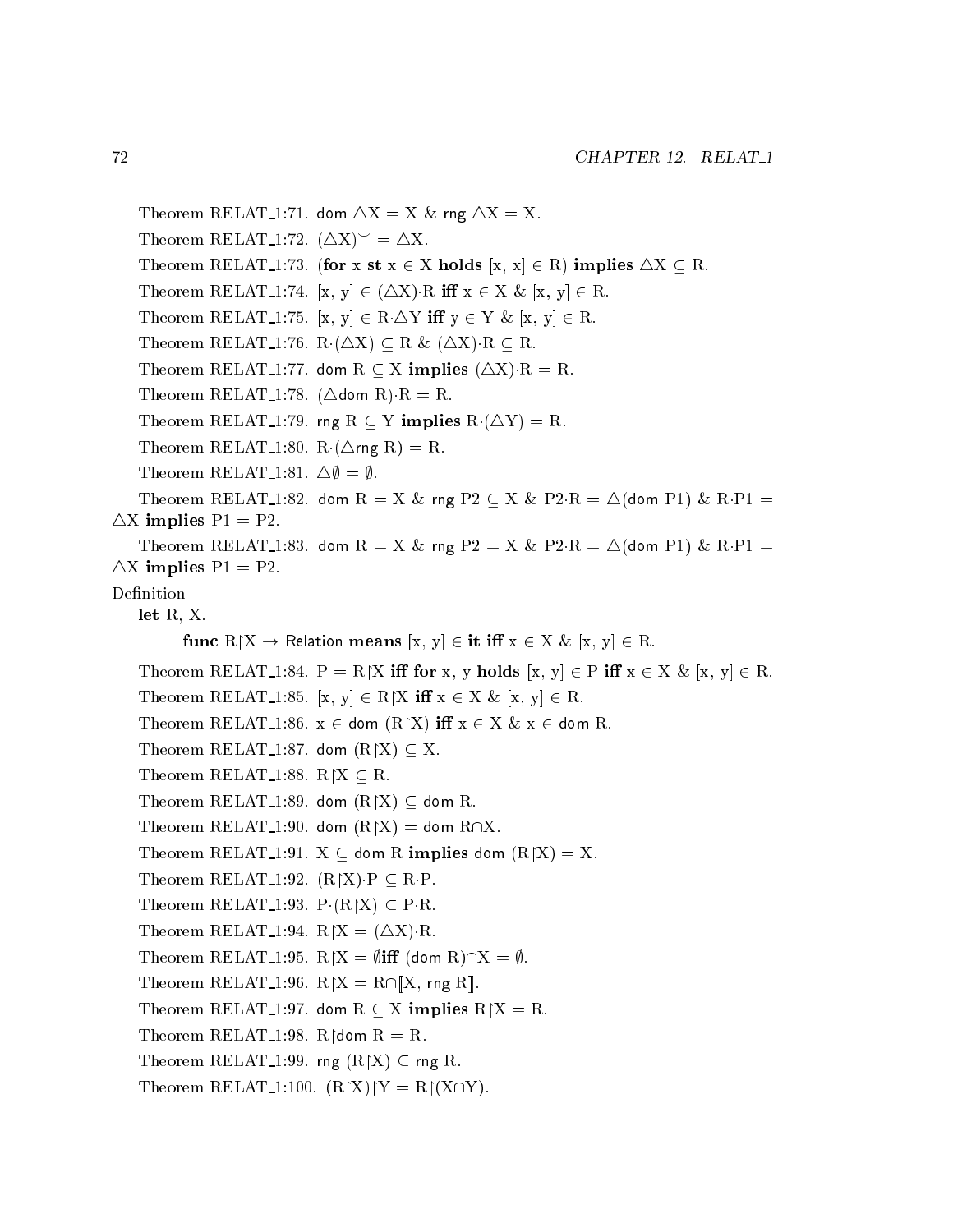Theorem RELAT_1:71. $\mathsf{dom}\ \triangle X = X$ & $\mathsf{rng}\ \triangle X = X$.

Theorem RELAT_1:72. $(\triangle X)^{\smile} = \triangle X$.

Theorem RELAT_1:73. (**for** x **st** $x \in X$ **holds** $[x, x] \in R$) **implies** $\triangle X \subseteq R$.

Theorem RELAT_1:74. $[x, y] \in (\triangle X)\cdot R$ **iff** $x \in X$ & $[x, y] \in R$.

Theorem RELAT_1:75. $[x, y] \in R\cdot\triangle Y$ **iff** $y \in Y$ & $[x, y] \in R$.

Theorem RELAT_1:76. $R\cdot(\triangle X) \subseteq R$ & $(\triangle X)\cdot R \subseteq R$.

Theorem RELAT_1:77. $\mathsf{dom}\ R \subseteq X$ **implies** $(\triangle X)\cdot R = R$.

Theorem RELAT_1:78. $(\triangle \mathsf{dom}\ R)\cdot R = R$.

Theorem RELAT_1:79. $\mathsf{rng}\ R \subseteq Y$ **implies** $R\cdot(\triangle Y) = R$.

Theorem RELAT_1:80. $R\cdot(\triangle \mathsf{rng}\ R) = R$.

Theorem RELAT_1:81. $\triangle\emptyset = \emptyset$.

Theorem RELAT_1:82. $\mathsf{dom}\ R = X$ & $\mathsf{rng}\ P2 \subseteq X$ & $P2\cdot R = \triangle(\mathsf{dom}\ P1)$ & $R\cdot P1 = \triangle X$ **implies** $P1 = P2$.

Theorem RELAT_1:83. $\mathsf{dom}\ R = X$ & $\mathsf{rng}\ P2 = X$ & $P2\cdot R = \triangle(\mathsf{dom}\ P1)$ & $R\cdot P1 = \triangle X$ **implies** $P1 = P2$.

Definition

**let** R, X.

**func** $R{\restriction}X \to$ Relation **means** $[x, y] \in$ **it** **iff** $x \in X$ & $[x, y] \in R$.

Theorem RELAT_1:84. $P = R{\restriction}X$ **iff** **for** x, y **holds** $[x, y] \in P$ **iff** $x \in X$ & $[x, y] \in R$.

Theorem RELAT_1:85. $[x, y] \in R{\restriction}X$ **iff** $x \in X$ & $[x, y] \in R$.

Theorem RELAT_1:86. $x \in \mathsf{dom}\ (R{\restriction}X)$ **iff** $x \in X$ & $x \in \mathsf{dom}\ R$.

Theorem RELAT_1:87. $\mathsf{dom}\ (R{\restriction}X) \subseteq X$.

Theorem RELAT_1:88. $R{\restriction}X \subseteq R$.

Theorem RELAT_1:89. $\mathsf{dom}\ (R{\restriction}X) \subseteq \mathsf{dom}\ R$.

Theorem RELAT_1:90. $\mathsf{dom}\ (R{\restriction}X) = \mathsf{dom}\ R \cap X$.

Theorem RELAT_1:91. $X \subseteq \mathsf{dom}\ R$ **implies** $\mathsf{dom}\ (R{\restriction}X) = X$.

Theorem RELAT_1:92. $(R{\restriction}X)\cdot P \subseteq R\cdot P$.

Theorem RELAT_1:93. $P\cdot(R{\restriction}X) \subseteq P\cdot R$.

Theorem RELAT_1:94. $R{\restriction}X = (\triangle X)\cdot R$.

Theorem RELAT_1:95. $R{\restriction}X = \emptyset$ **iff** $(\mathsf{dom}\ R)\cap X = \emptyset$.

Theorem RELAT_1:96. $R{\restriction}X = R\cap[\![X, \mathsf{rng}\ R]\!]$.

Theorem RELAT_1:97. $\mathsf{dom}\ R \subseteq X$ **implies** $R{\restriction}X = R$.

Theorem RELAT_1:98. $R{\restriction}\mathsf{dom}\ R = R$.

Theorem RELAT_1:99. $\mathsf{rng}\ (R{\restriction}X) \subseteq \mathsf{rng}\ R$.

Theorem RELAT_1:100. $(R{\restriction}X){\restriction}Y = R{\restriction}(X\cap Y)$.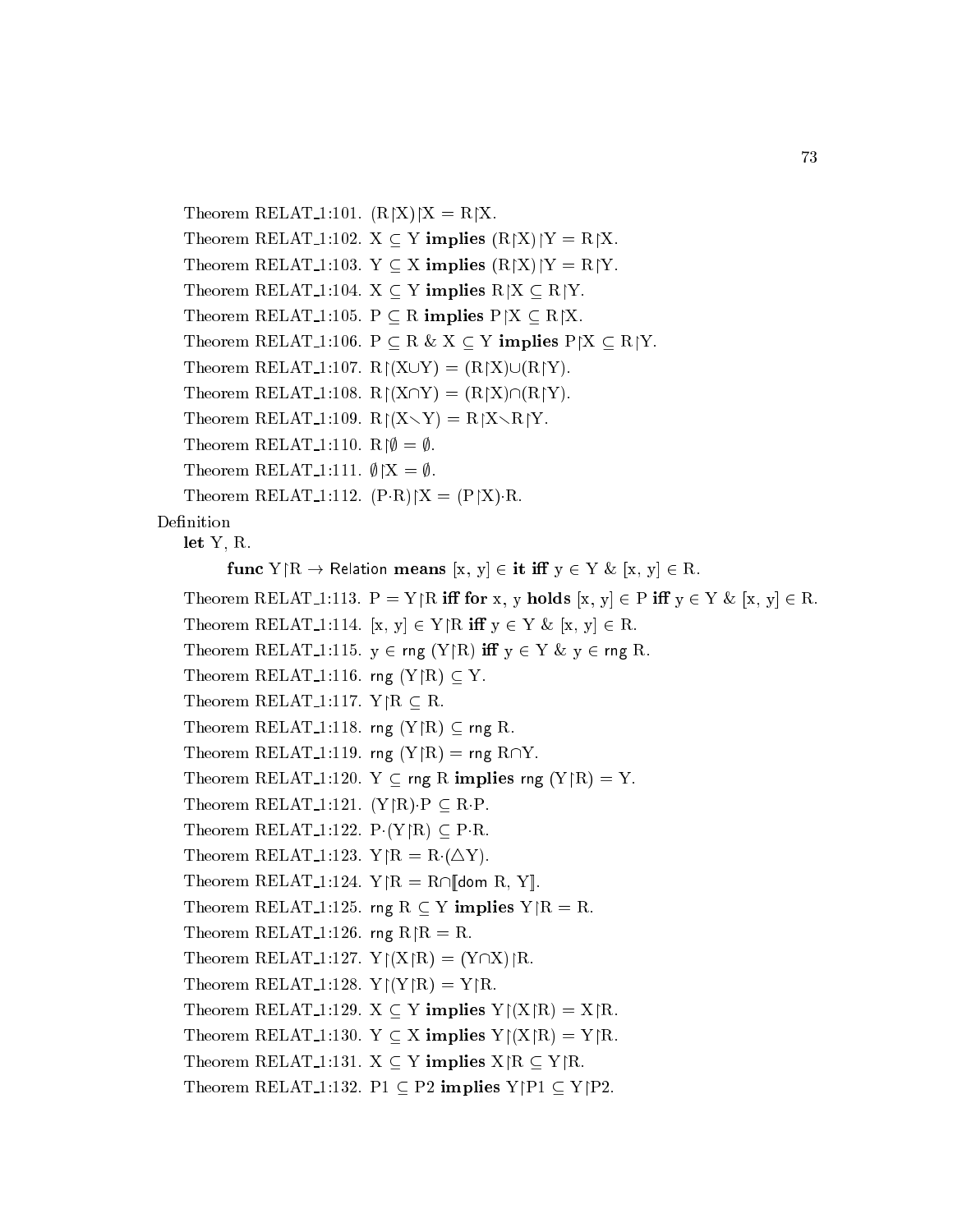Theorem RELAT_1:101. $(R \restriction X) \restriction X = R \restriction X$.

Theorem RELAT_1:102. $X \subseteq Y$ **implies** $(R \restriction X) \restriction Y = R \restriction X$.

Theorem RELAT_1:103. $Y \subseteq X$ **implies** $(R \restriction X) \restriction Y = R \restriction Y$.

Theorem RELAT_1:104. $X \subseteq Y$ **implies** $R \restriction X \subseteq R \restriction Y$.

Theorem RELAT_1:105. $P \subseteq R$ **implies** $P \restriction X \subseteq R \restriction X$.

Theorem RELAT_1:106. $P \subseteq R$ & $X \subseteq Y$ **implies** $P \restriction X \subseteq R \restriction Y$.

Theorem RELAT_1:107. $R \restriction (X \cup Y) = (R \restriction X) \cup (R \restriction Y)$.

Theorem RELAT_1:108. $R \restriction (X \cap Y) = (R \restriction X) \cap (R \restriction Y)$.

Theorem RELAT_1:109. $R \restriction (X \setminus Y) = R \restriction X \setminus R \restriction Y$.

Theorem RELAT_1:110. $R \restriction \emptyset = \emptyset$.

Theorem RELAT_1:111. $\emptyset \restriction X = \emptyset$.

Theorem RELAT_1:112. $(P \cdot R) \restriction X = (P \restriction X) \cdot R$.

Definition

**let** Y, R.

**func** $Y \restriction R \to$ Relation **means** $[x, y] \in$ **it iff** $y \in Y$ & $[x, y] \in R$.

Theorem RELAT_1:113. $P = Y \restriction R$ **iff for** x, y **holds** $[x, y] \in P$ **iff** $y \in Y$ & $[x, y] \in R$.

Theorem RELAT_1:114. $[x, y] \in Y \restriction R$ **iff** $y \in Y$ & $[x, y] \in R$.

Theorem RELAT_1:115. $y \in \mathsf{rng}\ (Y \restriction R)$ **iff** $y \in Y$ & $y \in \mathsf{rng}\ R$.

Theorem RELAT_1:116. $\mathsf{rng}\ (Y \restriction R) \subseteq Y$.

Theorem RELAT_1:117. $Y \restriction R \subseteq R$.

Theorem RELAT_1:118. $\mathsf{rng}\ (Y \restriction R) \subseteq \mathsf{rng}\ R$.

Theorem RELAT_1:119. $\mathsf{rng}\ (Y \restriction R) = \mathsf{rng}\ R \cap Y$.

Theorem RELAT_1:120. $Y \subseteq \mathsf{rng}\ R$ **implies** $\mathsf{rng}\ (Y \restriction R) = Y$.

Theorem RELAT_1:121. $(Y \restriction R) \cdot P \subseteq R \cdot P$.

Theorem RELAT_1:122. $P \cdot (Y \restriction R) \subseteq P \cdot R$.

Theorem RELAT_1:123. $Y \restriction R = R \cdot (\triangle Y)$.

Theorem RELAT_1:124. $Y \restriction R = R \cap [\![\mathsf{dom}\ R, Y]\!]$.

Theorem RELAT_1:125. $\mathsf{rng}\ R \subseteq Y$ **implies** $Y \restriction R = R$.

Theorem RELAT_1:126. $\mathsf{rng}\ R \restriction R = R$.

Theorem RELAT_1:127. $Y \restriction (X \restriction R) = (Y \cap X) \restriction R$.

Theorem RELAT_1:128. $Y \restriction (Y \restriction R) = Y \restriction R$.

Theorem RELAT_1:129. $X \subseteq Y$ **implies** $Y \restriction (X \restriction R) = X \restriction R$.

Theorem RELAT_1:130. $Y \subseteq X$ **implies** $Y \restriction (X \restriction R) = Y \restriction R$.

Theorem RELAT_1:131. $X \subseteq Y$ **implies** $X \restriction R \subseteq Y \restriction R$.

Theorem RELAT_1:132. $P1 \subseteq P2$ **implies** $Y \restriction P1 \subseteq Y \restriction P2$.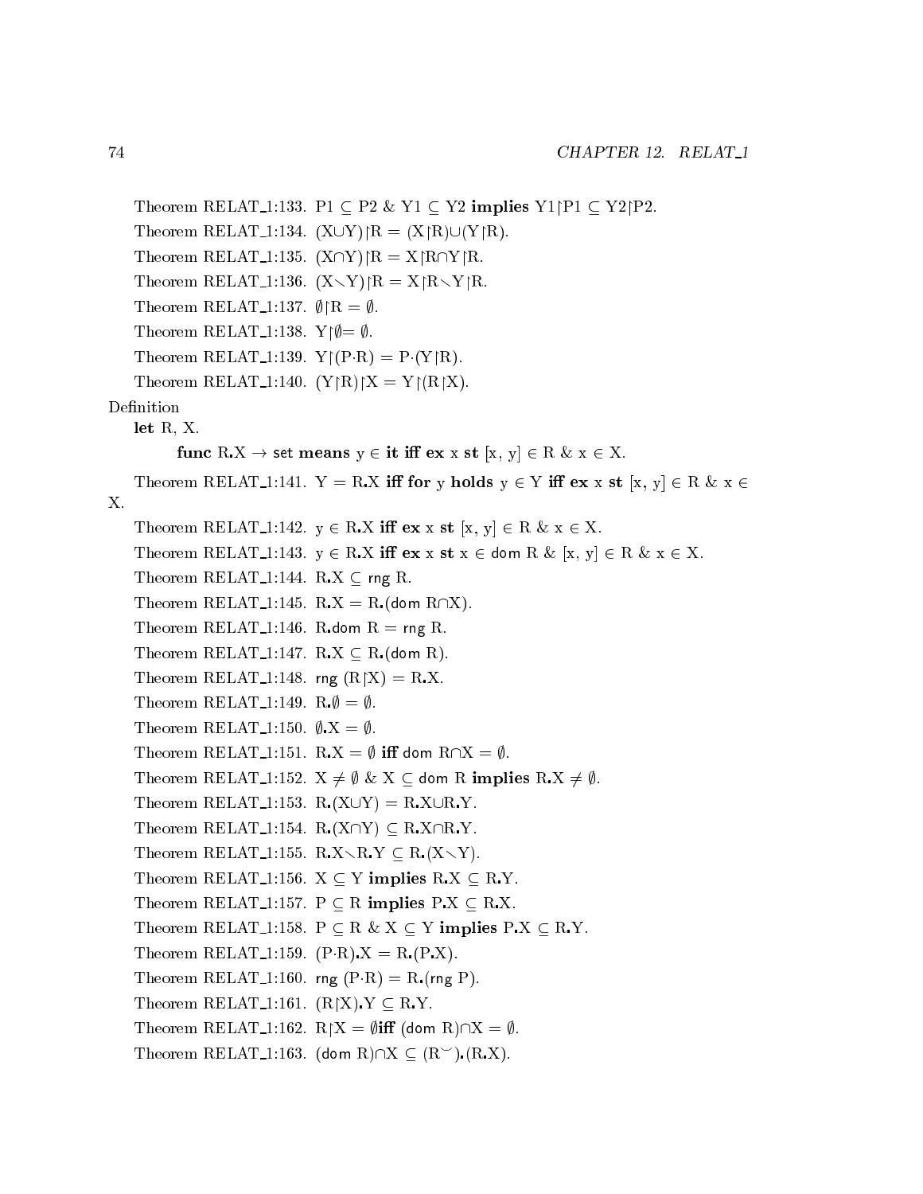Theorem RELAT_1:133. P1 $\subseteq$ P2 & Y1 $\subseteq$ Y2 **implies** Y1$\restriction$P1 $\subseteq$ Y2$\restriction$P2.

Theorem RELAT_1:134. (X$\cup$Y)$\restriction$R = (X$\restriction$R)$\cup$(Y$\restriction$R).

Theorem RELAT_1:135. (X$\cap$Y)$\restriction$R = X$\restriction$R$\cap$Y$\restriction$R.

Theorem RELAT_1:136. (X$\setminus$Y)$\restriction$R = X$\restriction$R$\setminus$Y$\restriction$R.

Theorem RELAT_1:137. $\emptyset\restriction$R = $\emptyset$.

Theorem RELAT_1:138. Y$\restriction\emptyset$= $\emptyset$.

Theorem RELAT_1:139. Y$\restriction$(P$\cdot$R) = P$\cdot$(Y$\restriction$R).

Theorem RELAT_1:140. (Y$\restriction$R)$\restriction$X = Y$\restriction$(R$\restriction$X).

Definition

**let** R, X.

**func** R.X $\to$ set **means** y $\in$ **it iff ex** x **st** [x, y] $\in$ R & x $\in$ X.

Theorem RELAT_1:141. Y = R.X **iff for** y **holds** y $\in$ Y **iff ex** x **st** [x, y] $\in$ R & x $\in$ X.

Theorem RELAT_1:142. y $\in$ R.X **iff ex** x **st** [x, y] $\in$ R & x $\in$ X.

Theorem RELAT_1:143. y $\in$ R.X **iff ex** x **st** x $\in$ dom R & [x, y] $\in$ R & x $\in$ X.

Theorem RELAT_1:144. R.X $\subseteq$ rng R.

Theorem RELAT_1:145. R.X = R.(dom R$\cap$X).

Theorem RELAT_1:146. R.dom R = rng R.

Theorem RELAT_1:147. R.X $\subseteq$ R.(dom R).

Theorem RELAT_1:148. rng (R$\restriction$X) = R.X.

Theorem RELAT_1:149. R.$\emptyset$ = $\emptyset$.

Theorem RELAT_1:150. $\emptyset$.X = $\emptyset$.

Theorem RELAT_1:151. R.X = $\emptyset$ **iff** dom R$\cap$X = $\emptyset$.

Theorem RELAT_1:152. X $\neq \emptyset$ & X $\subseteq$ dom R **implies** R.X $\neq \emptyset$.

Theorem RELAT_1:153. R.(X$\cup$Y) = R.X$\cup$R.Y.

Theorem RELAT_1:154. R.(X$\cap$Y) $\subseteq$ R.X$\cap$R.Y.

Theorem RELAT_1:155. R.X$\setminus$R.Y $\subseteq$ R.(X$\setminus$Y).

Theorem RELAT_1:156. X $\subseteq$ Y **implies** R.X $\subseteq$ R.Y.

Theorem RELAT_1:157. P $\subseteq$ R **implies** P.X $\subseteq$ R.X.

Theorem RELAT_1:158. P $\subseteq$ R & X $\subseteq$ Y **implies** P.X $\subseteq$ R.Y.

Theorem RELAT_1:159. (P$\cdot$R).X = R.(P.X).

Theorem RELAT_1:160. rng (P$\cdot$R) = R.(rng P).

Theorem RELAT_1:161. (R$\restriction$X).Y $\subseteq$ R.Y.

Theorem RELAT_1:162. R$\restriction$X = $\emptyset$**iff** (dom R)$\cap$X = $\emptyset$.

Theorem RELAT_1:163. (dom R)$\cap$X $\subseteq$ (R$^\smile$).(R.X).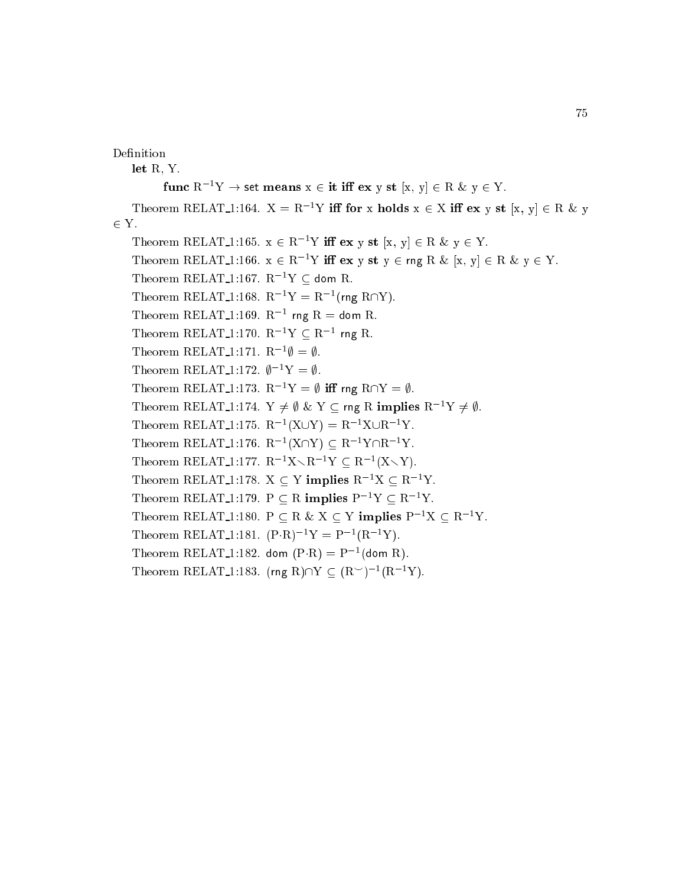Definition

**let** R, Y.

**func** $R^{-1}Y \rightarrow$ set **means** $x \in$ **it iff ex** y **st** $[x, y] \in R$ & $y \in Y$.

Theorem RELAT_1:164. $X = R^{-1}Y$ **iff for** x **holds** $x \in X$ **iff ex** y **st** $[x, y] \in R$ & $y \in Y$.

Theorem RELAT_1:165. $x \in R^{-1}Y$ **iff ex** y **st** $[x, y] \in R$ & $y \in Y$.

Theorem RELAT_1:166. $x \in R^{-1}Y$ **iff ex** y **st** $y \in \mathsf{rng}\ R$ & $[x, y] \in R$ & $y \in Y$.

Theorem RELAT_1:167. $R^{-1}Y \subseteq \mathsf{dom}\ R$.

Theorem RELAT_1:168. $R^{-1}Y = R^{-1}(\mathsf{rng}\ R \cap Y)$.

Theorem RELAT_1:169. $R^{-1}\ \mathsf{rng}\ R = \mathsf{dom}\ R$.

Theorem RELAT_1:170. $R^{-1}Y \subseteq R^{-1}\ \mathsf{rng}\ R$.

Theorem RELAT_1:171. $R^{-1}\emptyset = \emptyset$.

Theorem RELAT_1:172. $\emptyset^{-1}Y = \emptyset$.

Theorem RELAT_1:173. $R^{-1}Y = \emptyset$ **iff** $\mathsf{rng}\ R \cap Y = \emptyset$.

Theorem RELAT_1:174. $Y \neq \emptyset$ & $Y \subseteq \mathsf{rng}\ R$ **implies** $R^{-1}Y \neq \emptyset$.

Theorem RELAT_1:175. $R^{-1}(X \cup Y) = R^{-1}X \cup R^{-1}Y$.

Theorem RELAT_1:176. $R^{-1}(X \cap Y) \subseteq R^{-1}Y \cap R^{-1}Y$.

Theorem RELAT_1:177. $R^{-1}X \setminus R^{-1}Y \subseteq R^{-1}(X \setminus Y)$.

Theorem RELAT_1:178. $X \subseteq Y$ **implies** $R^{-1}X \subseteq R^{-1}Y$.

Theorem RELAT_1:179. $P \subseteq R$ **implies** $P^{-1}Y \subseteq R^{-1}Y$.

Theorem RELAT_1:180. $P \subseteq R$ & $X \subseteq Y$ **implies** $P^{-1}X \subseteq R^{-1}Y$.

Theorem RELAT_1:181. $(P \cdot R)^{-1}Y = P^{-1}(R^{-1}Y)$.

Theorem RELAT_1:182. $\mathsf{dom}\ (P \cdot R) = P^{-1}(\mathsf{dom}\ R)$.

Theorem RELAT_1:183. $(\mathsf{rng}\ R) \cap Y \subseteq (R^{\smile})^{-1}(R^{-1}Y)$.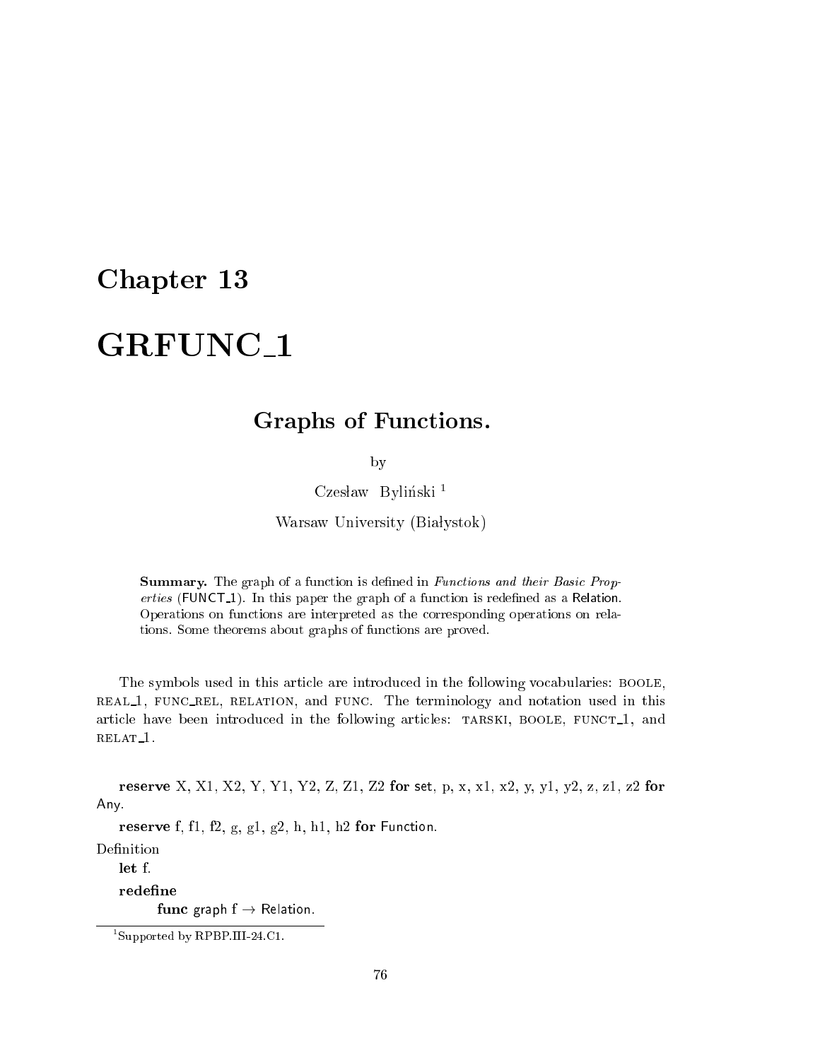# Chapter 13

# GRFUNC_1

## Graphs of Functions.

by

Czesław Byliński [1]

Warsaw University (Białystok)

**Summary.** The graph of a function is defined in *Functions and their Basic Properties* (FUNCT_1). In this paper the graph of a function is redefined as a Relation. Operations on functions are interpreted as the corresponding operations on relations. Some theorems about graphs of functions are proved.

The symbols used in this article are introduced in the following vocabularies: BOOLE, REAL_1, FUNC_REL, RELATION, and FUNC. The terminology and notation used in this article have been introduced in the following articles: TARSKI, BOOLE, FUNCT_1, and RELAT_1.

**reserve** X, X1, X2, Y, Y1, Y2, Z, Z1, Z2 **for** set, p, x, x1, x2, y, y1, y2, z, z1, z2 **for** Any.

**reserve** f, f1, f2, g, g1, g2, h, h1, h2 **for** Function.

Definition

**let** f.

**redefine**

**func** graph f → Relation.

[1] Supported by RPBP.III-24.C1.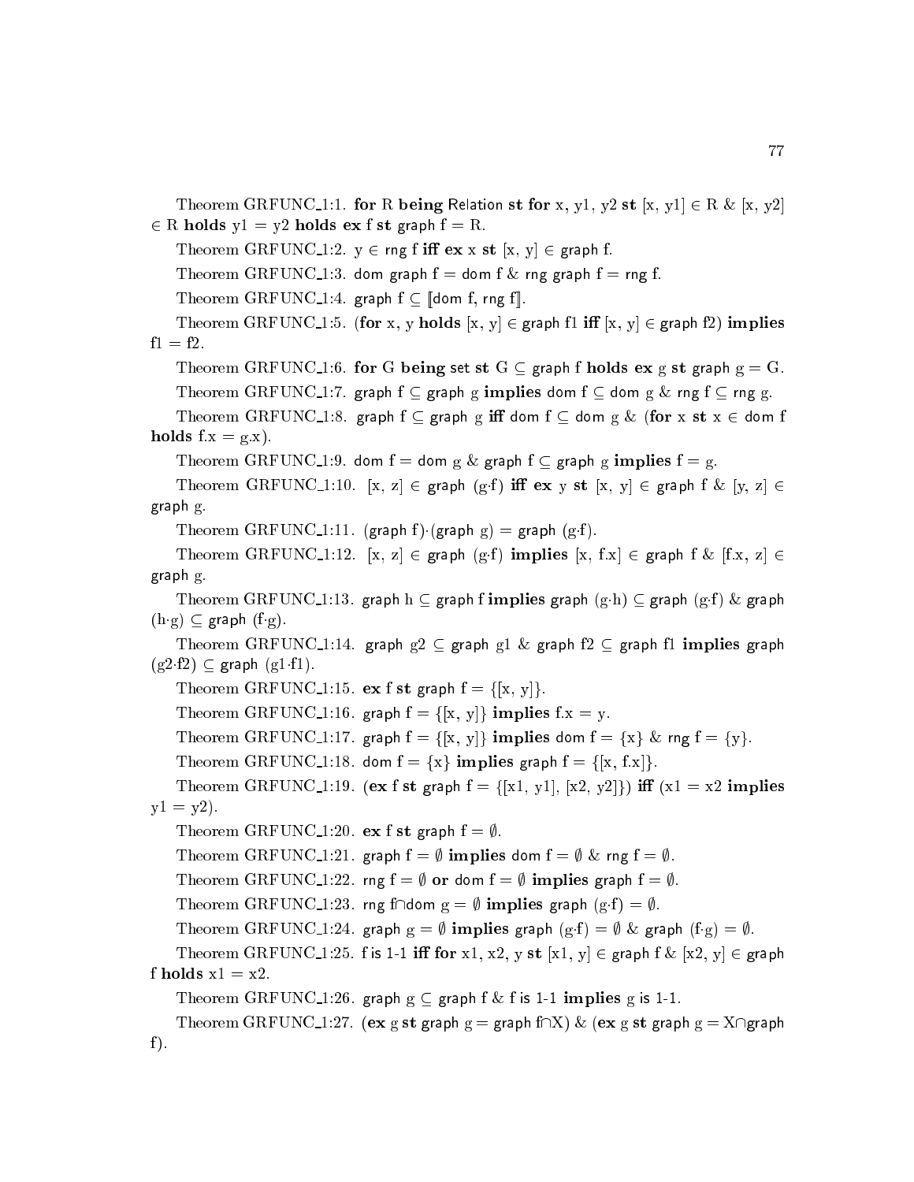Theorem GRFUNC_1:1. **for** R **being** Relation **st** **for** x, y1, y2 **st** [x, y1] ∈ R & [x, y2] ∈ R **holds** y1 = y2 **holds** **ex** f **st** graph f = R.

Theorem GRFUNC_1:2. y ∈ rng f **iff** **ex** x **st** [x, y] ∈ graph f.

Theorem GRFUNC_1:3. dom graph f = dom f & rng graph f = rng f.

Theorem GRFUNC_1:4. graph f ⊆ ⟦dom f, rng f⟧.

Theorem GRFUNC_1:5. (**for** x, y **holds** [x, y] ∈ graph f1 **iff** [x, y] ∈ graph f2) **implies** f1 = f2.

Theorem GRFUNC_1:6. **for** G **being** set **st** G ⊆ graph f **holds** **ex** g **st** graph g = G.

Theorem GRFUNC_1:7. graph f ⊆ graph g **implies** dom f ⊆ dom g & rng f ⊆ rng g.

Theorem GRFUNC_1:8. graph f ⊆ graph g **iff** dom f ⊆ dom g & (**for** x **st** x ∈ dom f **holds** f.x = g.x).

Theorem GRFUNC_1:9. dom f = dom g & graph f ⊆ graph g **implies** f = g.

Theorem GRFUNC_1:10. [x, z] ∈ graph (g·f) **iff** **ex** y **st** [x, y] ∈ graph f & [y, z] ∈ graph g.

Theorem GRFUNC_1:11. (graph f)·(graph g) = graph (g·f).

Theorem GRFUNC_1:12. [x, z] ∈ graph (g·f) **implies** [x, f.x] ∈ graph f & [f.x, z] ∈ graph g.

Theorem GRFUNC_1:13. graph h ⊆ graph f **implies** graph (g·h) ⊆ graph (g·f) & graph (h·g) ⊆ graph (f·g).

Theorem GRFUNC_1:14. graph g2 ⊆ graph g1 & graph f2 ⊆ graph f1 **implies** graph (g2·f2) ⊆ graph (g1·f1).

Theorem GRFUNC_1:15. **ex** f **st** graph f = {[x, y]}.

Theorem GRFUNC_1:16. graph f = {[x, y]} **implies** f.x = y.

Theorem GRFUNC_1:17. graph f = {[x, y]} **implies** dom f = {x} & rng f = {y}.

Theorem GRFUNC_1:18. dom f = {x} **implies** graph f = {[x, f.x]}.

Theorem GRFUNC_1:19. (**ex** f **st** graph f = {[x1, y1], [x2, y2]}) **iff** (x1 = x2 **implies** y1 = y2).

Theorem GRFUNC_1:20. **ex** f **st** graph f = ∅.

Theorem GRFUNC_1:21. graph f = ∅ **implies** dom f = ∅ & rng f = ∅.

Theorem GRFUNC_1:22. rng f = ∅ **or** dom f = ∅ **implies** graph f = ∅.

Theorem GRFUNC_1:23. rng f∩dom g = ∅ **implies** graph (g·f) = ∅.

Theorem GRFUNC_1:24. graph g = ∅ **implies** graph (g·f) = ∅ & graph (f·g) = ∅.

Theorem GRFUNC_1:25. f is 1-1 **iff** **for** x1, x2, y **st** [x1, y] ∈ graph f & [x2, y] ∈ graph f **holds** x1 = x2.

Theorem GRFUNC_1:26. graph g ⊆ graph f & f is 1-1 **implies** g is 1-1.

Theorem GRFUNC_1:27. (**ex** g **st** graph g = graph f∩X) & (**ex** g **st** graph g = X∩graph f).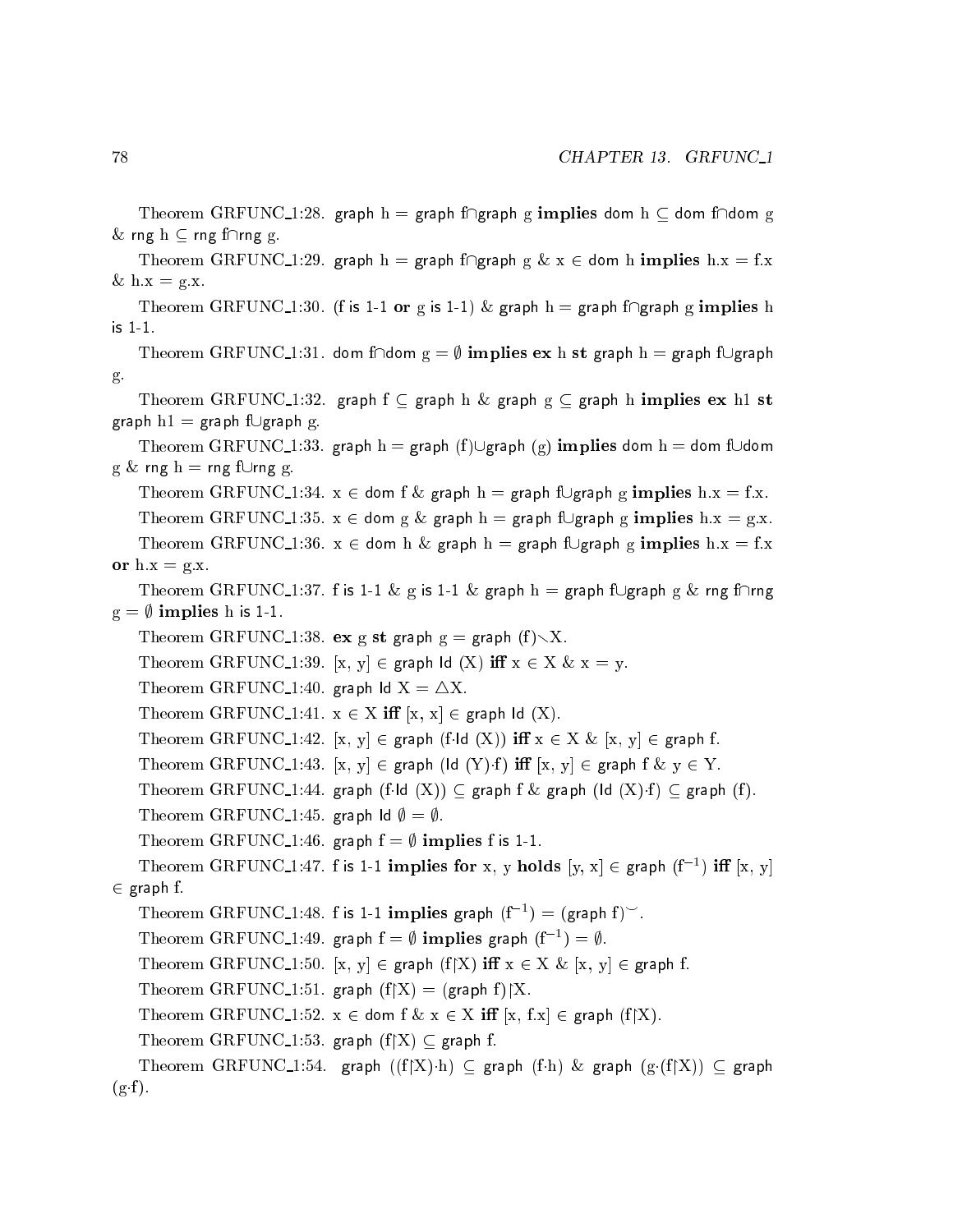Theorem GRFUNC_1:28. graph h = graph f∩graph g **implies** dom h ⊆ dom f∩dom g & rng h ⊆ rng f∩rng g.

Theorem GRFUNC_1:29. graph h = graph f∩graph g & x ∈ dom h **implies** h.x = f.x & h.x = g.x.

Theorem GRFUNC_1:30. (f is 1-1 **or** g is 1-1) & graph h = graph f∩graph g **implies** h is 1-1.

Theorem GRFUNC_1:31. dom f∩dom g = ∅ **implies ex** h **st** graph h = graph f∪graph g.

Theorem GRFUNC_1:32. graph f ⊆ graph h & graph g ⊆ graph h **implies ex** h1 **st** graph h1 = graph f∪graph g.

Theorem GRFUNC_1:33. graph h = graph (f)∪graph (g) **implies** dom h = dom f∪dom g & rng h = rng f∪rng g.

Theorem GRFUNC_1:34. x ∈ dom f & graph h = graph f∪graph g **implies** h.x = f.x.

Theorem GRFUNC_1:35. x ∈ dom g & graph h = graph f∪graph g **implies** h.x = g.x.

Theorem GRFUNC_1:36. x ∈ dom h & graph h = graph f∪graph g **implies** h.x = f.x **or** h.x = g.x.

Theorem GRFUNC_1:37. f is 1-1 & g is 1-1 & graph h = graph f∪graph g & rng f∩rng g = ∅ **implies** h is 1-1.

Theorem GRFUNC_1:38. **ex** g **st** graph g = graph (f)∖X.

Theorem GRFUNC_1:39. [x, y] ∈ graph Id (X) **iff** x ∈ X & x = y.

Theorem GRFUNC_1:40. graph Id X = △X.

Theorem GRFUNC_1:41. x ∈ X **iff** [x, x] ∈ graph Id (X).

Theorem GRFUNC_1:42. [x, y] ∈ graph (f·Id (X)) **iff** x ∈ X & [x, y] ∈ graph f.

Theorem GRFUNC_1:43. [x, y] ∈ graph (Id (Y)·f) **iff** [x, y] ∈ graph f & y ∈ Y.

Theorem GRFUNC_1:44. graph (f·Id (X)) ⊆ graph f & graph (Id (X)·f) ⊆ graph (f).

Theorem GRFUNC_1:45. graph Id ∅ = ∅.

Theorem GRFUNC_1:46. graph f = ∅ **implies** f is 1-1.

Theorem GRFUNC_1:47. f is 1-1 **implies for** x, y **holds** [y, x] ∈ graph ($f^{-1}$) **iff** [x, y] ∈ graph f.

Theorem GRFUNC_1:48. f is 1-1 **implies** graph ($f^{-1}$) = (graph f)$^{\smile}$.

Theorem GRFUNC_1:49. graph f = ∅ **implies** graph ($f^{-1}$) = ∅.

Theorem GRFUNC_1:50. [x, y] ∈ graph (f↾X) **iff** x ∈ X & [x, y] ∈ graph f.

Theorem GRFUNC_1:51. graph (f↾X) = (graph f)↾X.

Theorem GRFUNC_1:52. x ∈ dom f & x ∈ X **iff** [x, f.x] ∈ graph (f↾X).

Theorem GRFUNC_1:53. graph (f↾X) ⊆ graph f.

Theorem GRFUNC_1:54. graph ((f↾X)·h) ⊆ graph (f·h) & graph (g·(f↾X)) ⊆ graph (g·f).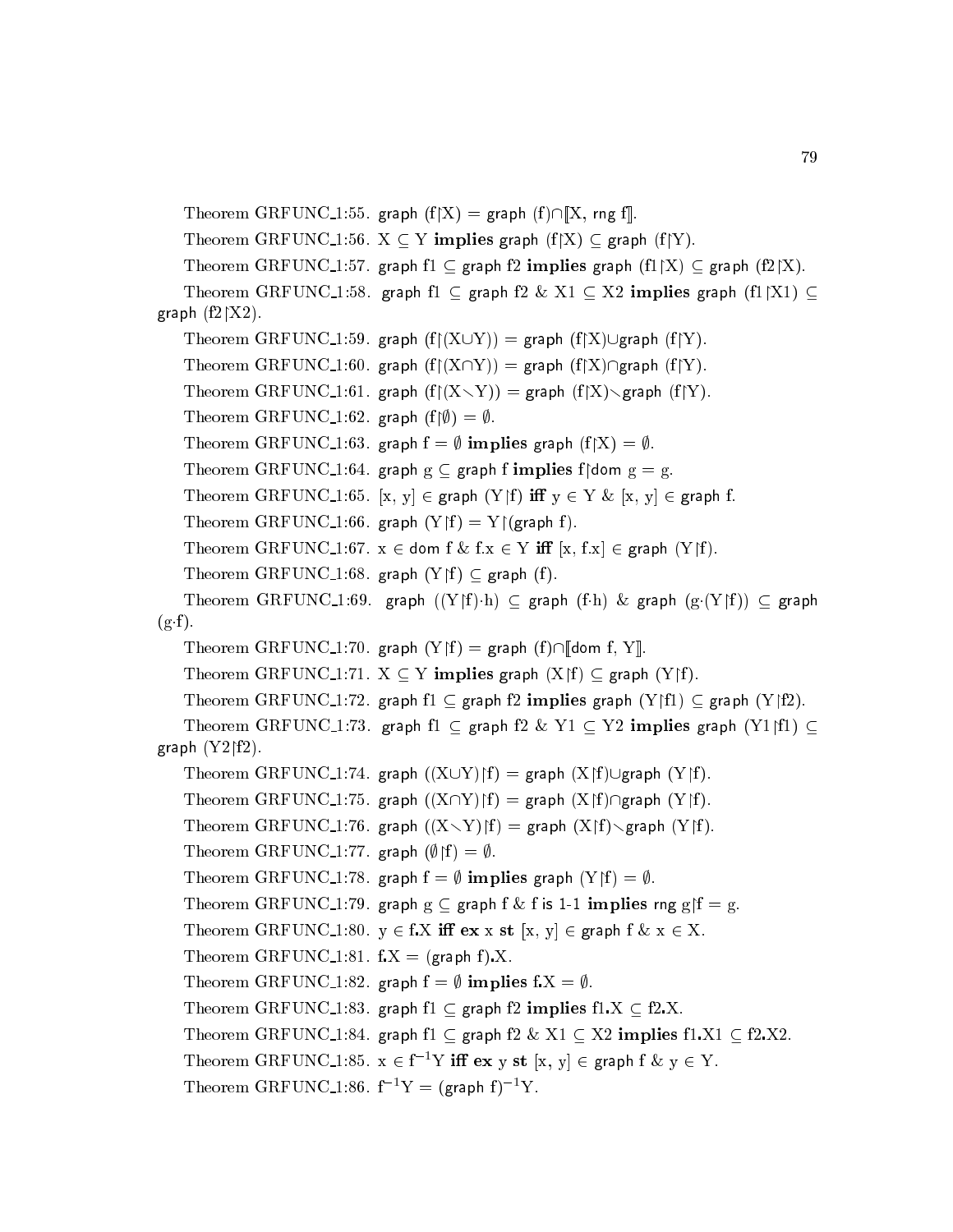Theorem GRFUNC_1:55. graph $(f{\restriction}X) =$ graph $(f) \cap [\![X, \text{rng } f]\!]$.

Theorem GRFUNC_1:56. $X \subseteq Y$ **implies** graph $(f{\restriction}X) \subseteq$ graph $(f{\restriction}Y)$.

Theorem GRFUNC_1:57. graph f1 $\subseteq$ graph f2 **implies** graph $(f1{\restriction}X) \subseteq$ graph $(f2{\restriction}X)$.

Theorem GRFUNC_1:58. graph f1 $\subseteq$ graph f2 & $X1 \subseteq X2$ **implies** graph $(f1{\restriction}X1) \subseteq$ graph $(f2{\restriction}X2)$.

Theorem GRFUNC_1:59. graph $(f{\restriction}(X \cup Y)) =$ graph $(f{\restriction}X) \cup$ graph $(f{\restriction}Y)$.

Theorem GRFUNC_1:60. graph $(f{\restriction}(X \cap Y)) =$ graph $(f{\restriction}X) \cap$ graph $(f{\restriction}Y)$.

Theorem GRFUNC_1:61. graph $(f{\restriction}(X \setminus Y)) =$ graph $(f{\restriction}X) \setminus$ graph $(f{\restriction}Y)$.

Theorem GRFUNC_1:62. graph $(f{\restriction}\emptyset) = \emptyset$.

Theorem GRFUNC_1:63. graph $f = \emptyset$ **implies** graph $(f{\restriction}X) = \emptyset$.

Theorem GRFUNC_1:64. graph g $\subseteq$ graph f **implies** $f{\restriction}$dom $g = g$.

Theorem GRFUNC_1:65. $[x, y] \in$ graph $(Y{\restriction}f)$ **iff** $y \in Y$ & $[x, y] \in$ graph f.

Theorem GRFUNC_1:66. graph $(Y{\restriction}f) = Y{\restriction}$(graph f).

Theorem GRFUNC_1:67. $x \in$ dom f & $f.x \in Y$ **iff** $[x, f.x] \in$ graph $(Y{\restriction}f)$.

Theorem GRFUNC_1:68. graph $(Y{\restriction}f) \subseteq$ graph (f).

Theorem GRFUNC_1:69. graph $((Y{\restriction}f) \cdot h) \subseteq$ graph $(f \cdot h)$ & graph $(g \cdot (Y{\restriction}f)) \subseteq$ graph $(g \cdot f)$.

Theorem GRFUNC_1:70. graph $(Y{\restriction}f) =$ graph $(f) \cap [\![\text{dom } f, Y]\!]$.

Theorem GRFUNC_1:71. $X \subseteq Y$ **implies** graph $(X{\restriction}f) \subseteq$ graph $(Y{\restriction}f)$.

Theorem GRFUNC_1:72. graph f1 $\subseteq$ graph f2 **implies** graph $(Y{\restriction}f1) \subseteq$ graph $(Y{\restriction}f2)$.

Theorem GRFUNC_1:73. graph f1 $\subseteq$ graph f2 & $Y1 \subseteq Y2$ **implies** graph $(Y1{\restriction}f1) \subseteq$ graph $(Y2{\restriction}f2)$.

Theorem GRFUNC_1:74. graph $((X \cup Y){\restriction}f) =$ graph $(X{\restriction}f) \cup$ graph $(Y{\restriction}f)$.

Theorem GRFUNC_1:75. graph $((X \cap Y){\restriction}f) =$ graph $(X{\restriction}f) \cap$ graph $(Y{\restriction}f)$.

Theorem GRFUNC_1:76. graph $((X \setminus Y){\restriction}f) =$ graph $(X{\restriction}f) \setminus$ graph $(Y{\restriction}f)$.

Theorem GRFUNC_1:77. graph $(\emptyset{\restriction}f) = \emptyset$.

Theorem GRFUNC_1:78. graph $f = \emptyset$ **implies** graph $(Y{\restriction}f) = \emptyset$.

Theorem GRFUNC_1:79. graph g $\subseteq$ graph f & f is 1-1 **implies** rng $g{\restriction}f = g$.

Theorem GRFUNC_1:80. $y \in f.X$ **iff** **ex** x **st** $[x, y] \in$ graph f & $x \in X$.

Theorem GRFUNC_1:81. $f.X =$ (graph f)$.X$.

Theorem GRFUNC_1:82. graph $f = \emptyset$ **implies** $f.X = \emptyset$.

Theorem GRFUNC_1:83. graph f1 $\subseteq$ graph f2 **implies** $f1.X \subseteq f2.X$.

Theorem GRFUNC_1:84. graph f1 $\subseteq$ graph f2 & $X1 \subseteq X2$ **implies** $f1.X1 \subseteq f2.X2$.

Theorem GRFUNC_1:85. $x \in f^{-1}Y$ **iff** **ex** y **st** $[x, y] \in$ graph f & $y \in Y$.

Theorem GRFUNC_1:86. $f^{-1}Y = (\text{graph } f)^{-1}Y$.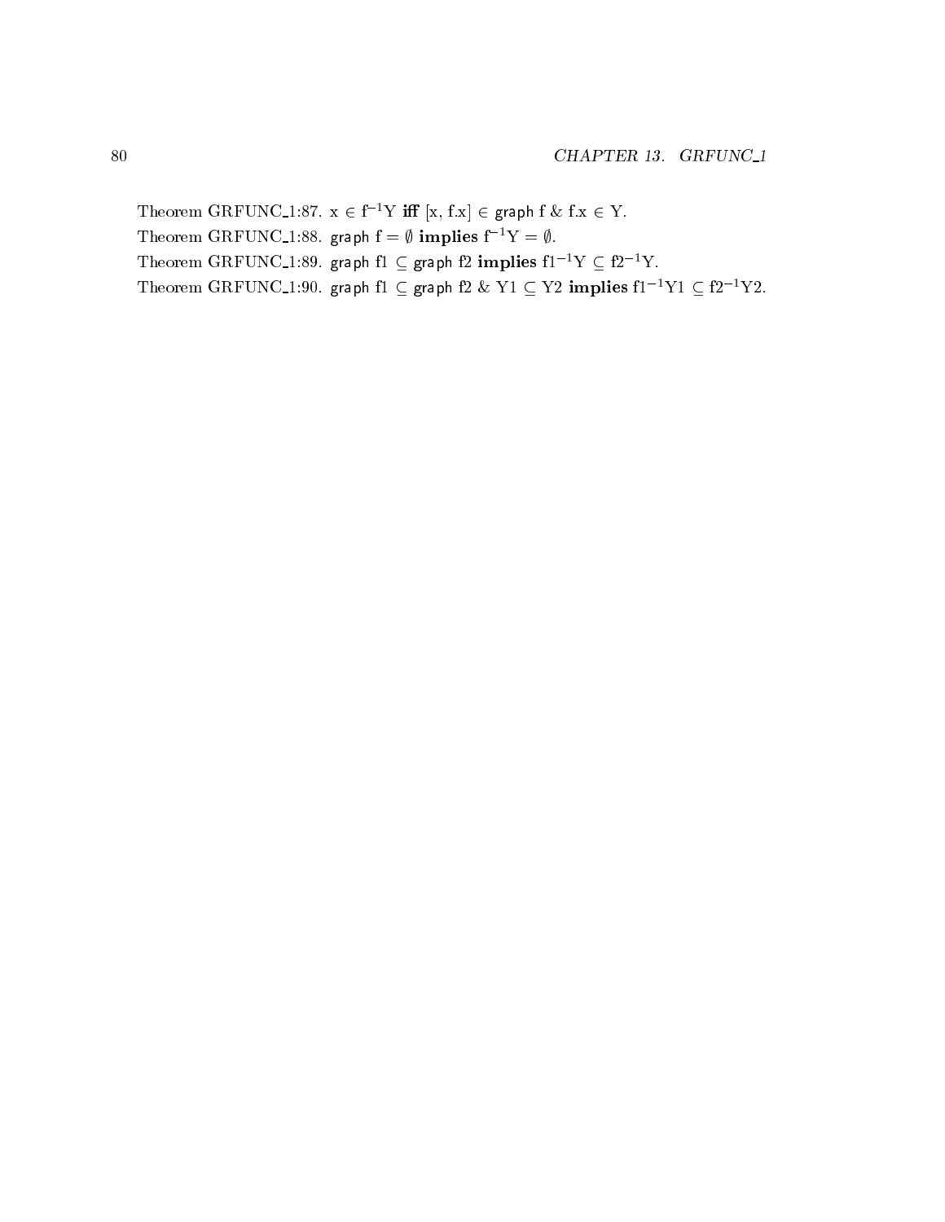Theorem GRFUNC_1:87. $x \in f^{-1}Y$ **iff** $[x, f.x] \in \mathsf{graph}\ f$ & $f.x \in Y$.

Theorem GRFUNC_1:88. $\mathsf{graph}\ f = \emptyset$ **implies** $f^{-1}Y = \emptyset$.

Theorem GRFUNC_1:89. $\mathsf{graph}\ f1 \subseteq \mathsf{graph}\ f2$ **implies** $f1^{-1}Y \subseteq f2^{-1}Y$.

Theorem GRFUNC_1:90. $\mathsf{graph}\ f1 \subseteq \mathsf{graph}\ f2$ & $Y1 \subseteq Y2$ **implies** $f1^{-1}Y1 \subseteq f2^{-1}Y2$.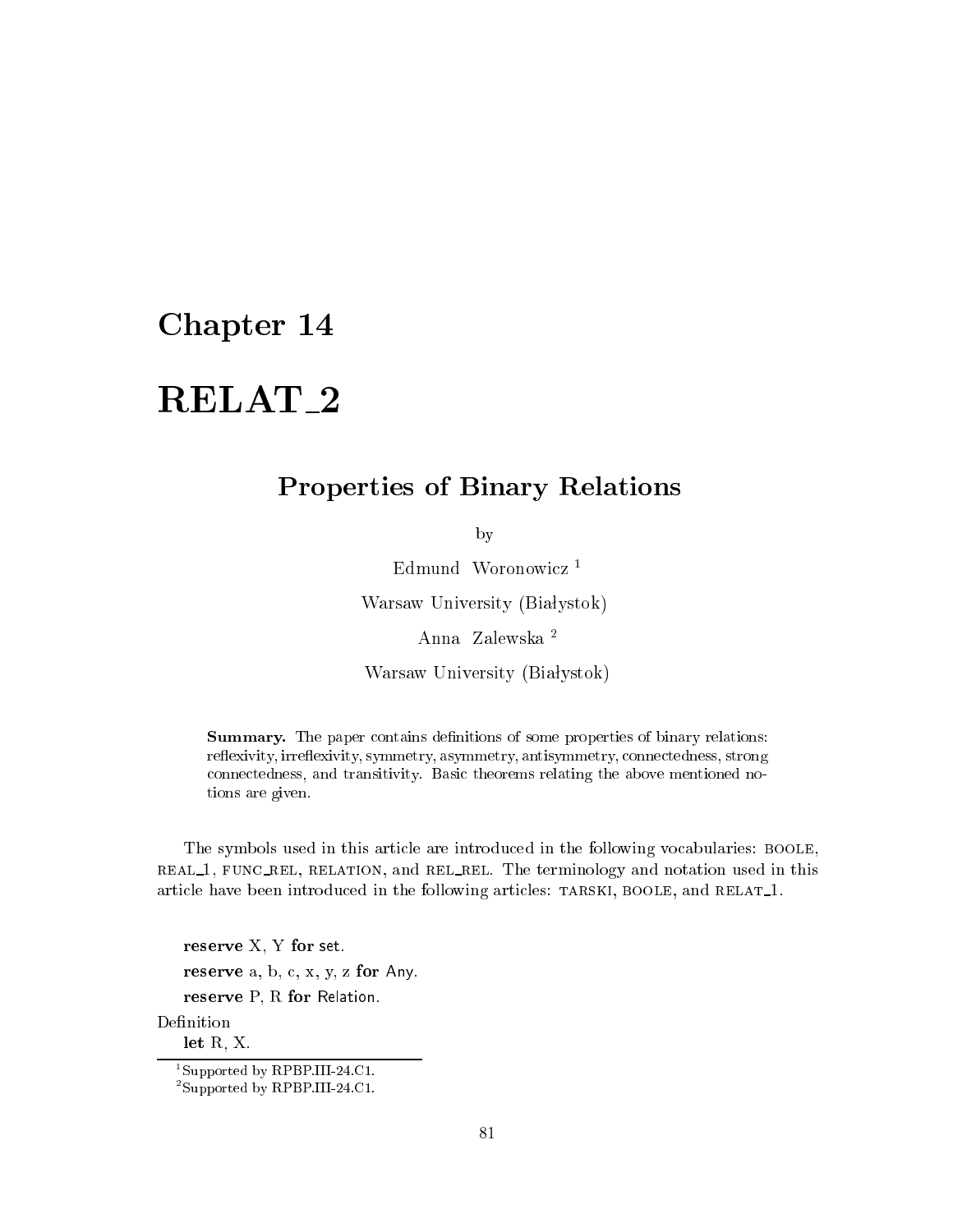# Chapter 14

# RELAT_2

## Properties of Binary Relations

by

Edmund Woronowicz [1]

Warsaw University (Białystok)

Anna Zalewska [2]

Warsaw University (Białystok)

**Summary.** The paper contains definitions of some properties of binary relations: reflexivity, irreflexivity, symmetry, asymmetry, antisymmetry, connectedness, strong connectedness, and transitivity. Basic theorems relating the above mentioned notions are given.

The symbols used in this article are introduced in the following vocabularies: BOOLE, REAL_1, FUNC_REL, RELATION, and REL_REL. The terminology and notation used in this article have been introduced in the following articles: TARSKI, BOOLE, and RELAT_1.

**reserve** X, Y **for** set.

**reserve** a, b, c, x, y, z **for** Any.

**reserve** P, R **for** Relation.

Definition

**let** R, X.

[1] Supported by RPBP.III-24.C1.

[2] Supported by RPBP.III-24.C1.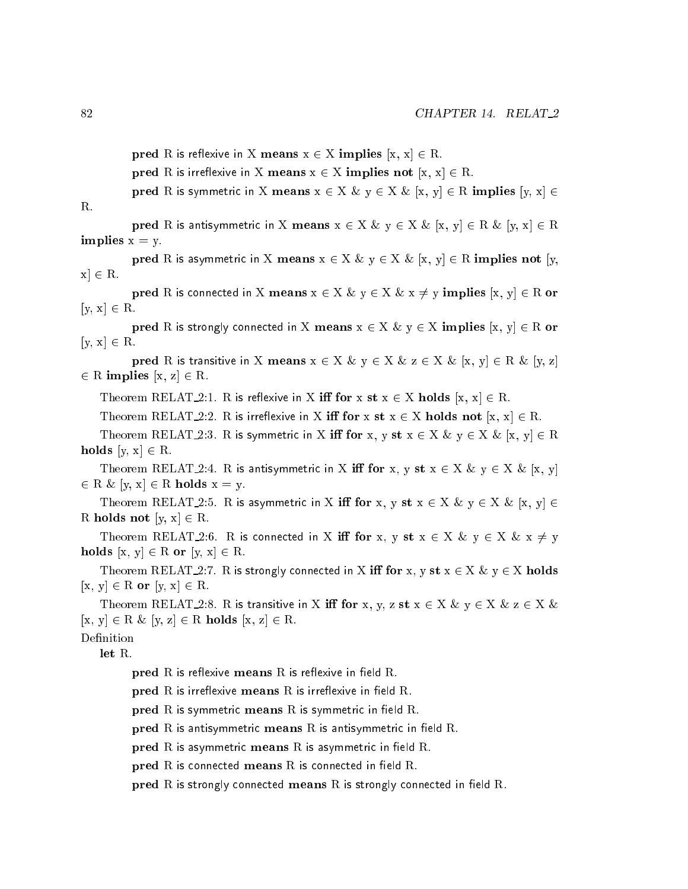**pred** R is reflexive in X **means** $x \in X$ **implies** $[x, x] \in R$.

**pred** R is irreflexive in X **means** $x \in X$ **implies** **not** $[x, x] \in R$.

**pred** R is symmetric in X **means** $x \in X$ & $y \in X$ & $[x, y] \in R$ **implies** $[y, x] \in R$.

**pred** R is antisymmetric in X **means** $x \in X$ & $y \in X$ & $[x, y] \in R$ & $[y, x] \in R$ **implies** $x = y$.

**pred** R is asymmetric in X **means** $x \in X$ & $y \in X$ & $[x, y] \in R$ **implies** **not** $[y, x] \in R$.

**pred** R is connected in X **means** $x \in X$ & $y \in X$ & $x \neq y$ **implies** $[x, y] \in R$ **or** $[y, x] \in R$.

**pred** R is strongly connected in X **means** $x \in X$ & $y \in X$ **implies** $[x, y] \in R$ **or** $[y, x] \in R$.

**pred** R is transitive in X **means** $x \in X$ & $y \in X$ & $z \in X$ & $[x, y] \in R$ & $[y, z] \in R$ **implies** $[x, z] \in R$.

Theorem RELAT_2:1. R is reflexive in X **iff** **for** x **st** $x \in X$ **holds** $[x, x] \in R$.

Theorem RELAT_2:2. R is irreflexive in X **iff** **for** x **st** $x \in X$ **holds** **not** $[x, x] \in R$.

Theorem RELAT_2:3. R is symmetric in X **iff** **for** x, y **st** $x \in X$ & $y \in X$ & $[x, y] \in R$ **holds** $[y, x] \in R$.

Theorem RELAT_2:4. R is antisymmetric in X **iff** **for** x, y **st** $x \in X$ & $y \in X$ & $[x, y] \in R$ & $[y, x] \in R$ **holds** $x = y$.

Theorem RELAT_2:5. R is asymmetric in X **iff** **for** x, y **st** $x \in X$ & $y \in X$ & $[x, y] \in R$ **holds** **not** $[y, x] \in R$.

Theorem RELAT_2:6. R is connected in X **iff** **for** x, y **st** $x \in X$ & $y \in X$ & $x \neq y$ **holds** $[x, y] \in R$ **or** $[y, x] \in R$.

Theorem RELAT_2:7. R is strongly connected in X **iff** **for** x, y **st** $x \in X$ & $y \in X$ **holds** $[x, y] \in R$ **or** $[y, x] \in R$.

Theorem RELAT_2:8. R is transitive in X **iff** **for** x, y, z **st** $x \in X$ & $y \in X$ & $z \in X$ & $[x, y] \in R$ & $[y, z] \in R$ **holds** $[x, z] \in R$.

Definition

**let** R.

**pred** R is reflexive **means** R is reflexive in field R.

**pred** R is irreflexive **means** R is irreflexive in field R.

**pred** R is symmetric **means** R is symmetric in field R.

**pred** R is antisymmetric **means** R is antisymmetric in field R.

**pred** R is asymmetric **means** R is asymmetric in field R.

**pred** R is connected **means** R is connected in field R.

**pred** R is strongly connected **means** R is strongly connected in field R.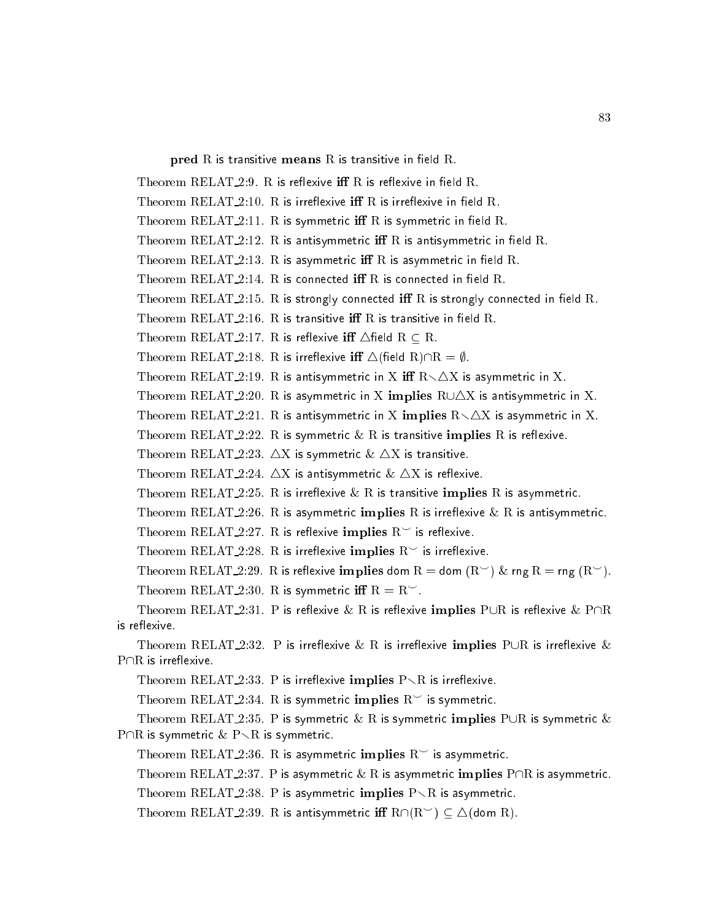**pred** R is transitive **means** R is transitive in field R.

Theorem RELAT_2:9. R is reflexive **iff** R is reflexive in field R.

Theorem RELAT_2:10. R is irreflexive **iff** R is irreflexive in field R.

Theorem RELAT_2:11. R is symmetric **iff** R is symmetric in field R.

Theorem RELAT_2:12. R is antisymmetric **iff** R is antisymmetric in field R.

Theorem RELAT_2:13. R is asymmetric **iff** R is asymmetric in field R.

Theorem RELAT_2:14. R is connected **iff** R is connected in field R.

Theorem RELAT_2:15. R is strongly connected **iff** R is strongly connected in field R.

Theorem RELAT_2:16. R is transitive **iff** R is transitive in field R.

Theorem RELAT_2:17. R is reflexive **iff** $\triangle$field R $\subseteq$ R.

Theorem RELAT_2:18. R is irreflexive **iff** $\triangle$(field R)$\cap$R = $\emptyset$.

Theorem RELAT_2:19. R is antisymmetric in X **iff** R$\setminus\triangle$X is asymmetric in X.

Theorem RELAT_2:20. R is asymmetric in X **implies** R$\cup\triangle$X is antisymmetric in X.

Theorem RELAT_2:21. R is antisymmetric in X **implies** R$\setminus\triangle$X is asymmetric in X.

Theorem RELAT_2:22. R is symmetric & R is transitive **implies** R is reflexive.

Theorem RELAT_2:23. $\triangle$X is symmetric & $\triangle$X is transitive.

Theorem RELAT_2:24. $\triangle$X is antisymmetric & $\triangle$X is reflexive.

Theorem RELAT_2:25. R is irreflexive & R is transitive **implies** R is asymmetric.

Theorem RELAT_2:26. R is asymmetric **implies** R is irreflexive & R is antisymmetric.

Theorem RELAT_2:27. R is reflexive **implies** $R^\smile$ is reflexive.

Theorem RELAT_2:28. R is irreflexive **implies** $R^\smile$ is irreflexive.

Theorem RELAT_2:29. R is reflexive **implies** dom R = dom ($R^\smile$) & rng R = rng ($R^\smile$).

Theorem RELAT_2:30. R is symmetric **iff** R = $R^\smile$.

Theorem RELAT_2:31. P is reflexive & R is reflexive **implies** P$\cup$R is reflexive & P$\cap$R is reflexive.

Theorem RELAT_2:32. P is irreflexive & R is irreflexive **implies** P$\cup$R is irreflexive & P$\cap$R is irreflexive.

Theorem RELAT_2:33. P is irreflexive **implies** P$\setminus$R is irreflexive.

Theorem RELAT_2:34. R is symmetric **implies** $R^\smile$ is symmetric.

Theorem RELAT_2:35. P is symmetric & R is symmetric **implies** P$\cup$R is symmetric & P$\cap$R is symmetric & P$\setminus$R is symmetric.

Theorem RELAT_2:36. R is asymmetric **implies** $R^\smile$ is asymmetric.

Theorem RELAT_2:37. P is asymmetric & R is asymmetric **implies** P$\cap$R is asymmetric.

Theorem RELAT_2:38. P is asymmetric **implies** P$\setminus$R is asymmetric.

Theorem RELAT_2:39. R is antisymmetric **iff** R$\cap$($R^\smile$) $\subseteq$ $\triangle$(dom R).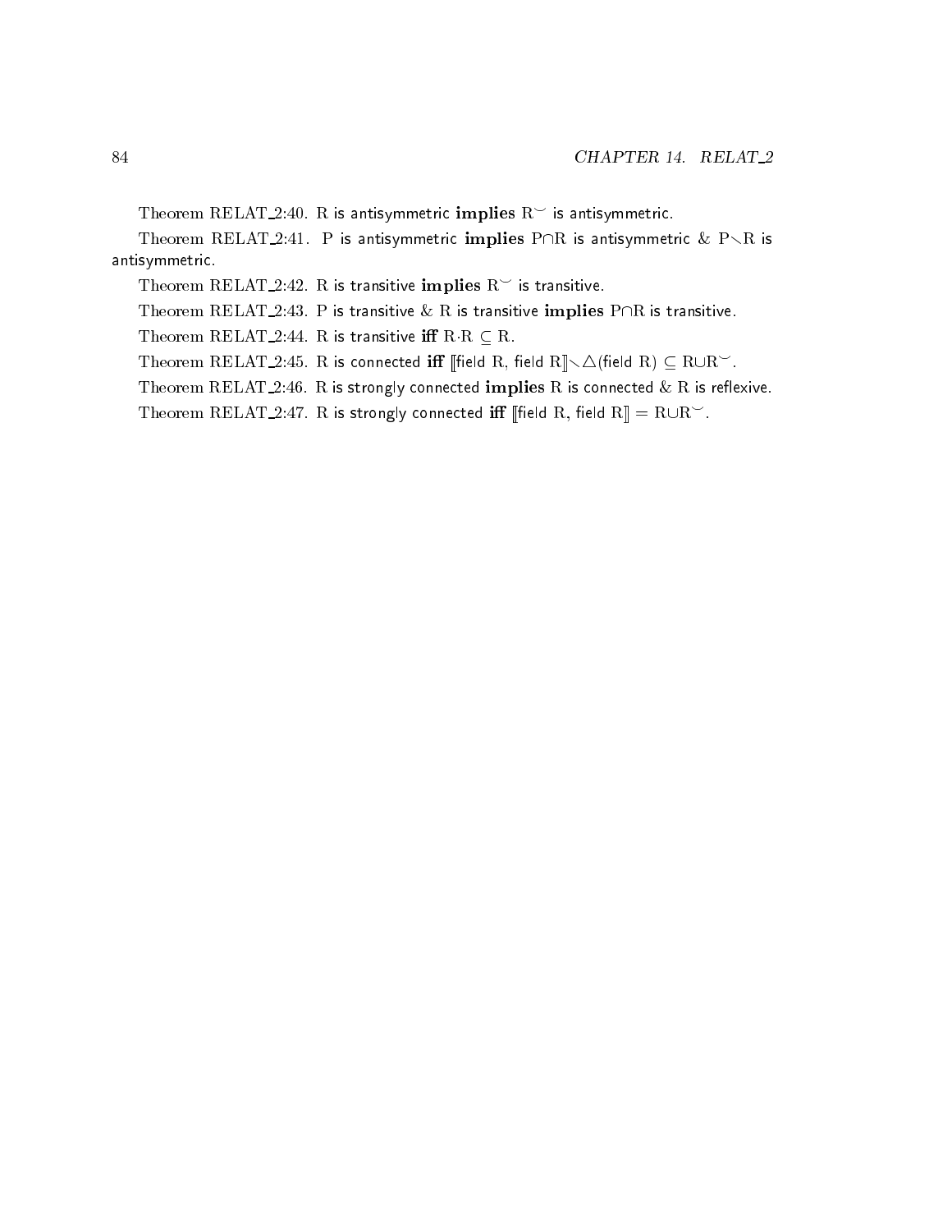Theorem RELAT_2:40. R is antisymmetric **implies** $R^{\smile}$ is antisymmetric.

Theorem RELAT_2:41. P is antisymmetric **implies** $P \cap R$ is antisymmetric & $P \setminus R$ is antisymmetric.

Theorem RELAT_2:42. R is transitive **implies** $R^{\smile}$ is transitive.

Theorem RELAT_2:43. P is transitive & R is transitive **implies** $P \cap R$ is transitive.

Theorem RELAT_2:44. R is transitive **iff** $R \cdot R \subseteq R$.

Theorem RELAT_2:45. R is connected **iff** $[\![\text{field } R, \text{field } R]\!] \setminus \triangle(\text{field } R) \subseteq R \cup R^{\smile}$.

Theorem RELAT_2:46. R is strongly connected **implies** R is connected & R is reflexive.

Theorem RELAT_2:47. R is strongly connected **iff** $[\![\text{field } R, \text{field } R]\!] = R \cup R^{\smile}$.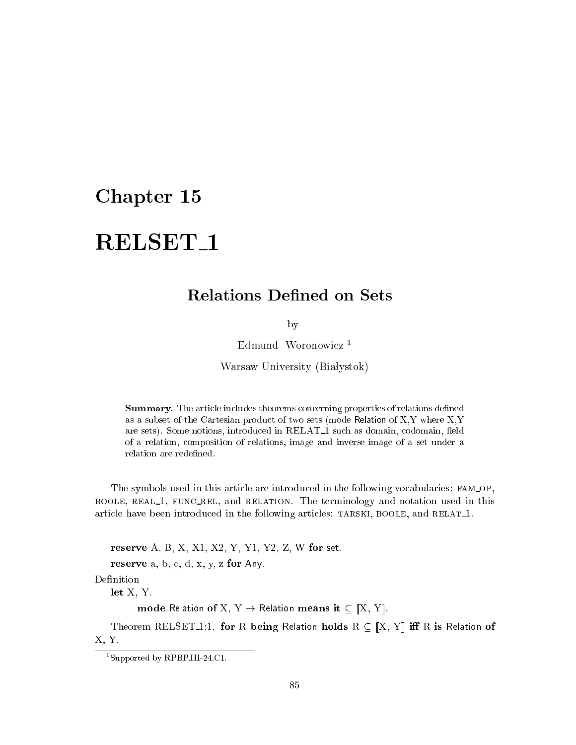# Chapter 15

# RELSET_1

## Relations Defined on Sets

by

Edmund Woronowicz [1]

Warsaw University (Białystok)

> **Summary.** The article includes theorems concerning properties of relations defined as a subset of the Cartesian product of two sets (mode Relation of X,Y where X,Y are sets). Some notions, introduced in RELAT_1 such as domain, codomain, field of a relation, composition of relations, image and inverse image of a set under a relation are redefined.

The symbols used in this article are introduced in the following vocabularies: FAM_OP, BOOLE, REAL_1, FUNC_REL, and RELATION. The terminology and notation used in this article have been introduced in the following articles: TARSKI, BOOLE, and RELAT_1.

**reserve** A, B, X, X1, X2, Y, Y1, Y2, Z, W **for** set.

**reserve** a, b, c, d, x, y, z **for** Any.

Definition

**let** X, Y.

**mode** Relation **of** X, Y → Relation **means it** ⊆ ⟦X, Y⟧.

Theorem RELSET_1:1. **for** R **being** Relation **holds** R ⊆ ⟦X, Y⟧ **iff** R **is** Relation **of** X, Y.

[1] Supported by RPBP.III-24.C1.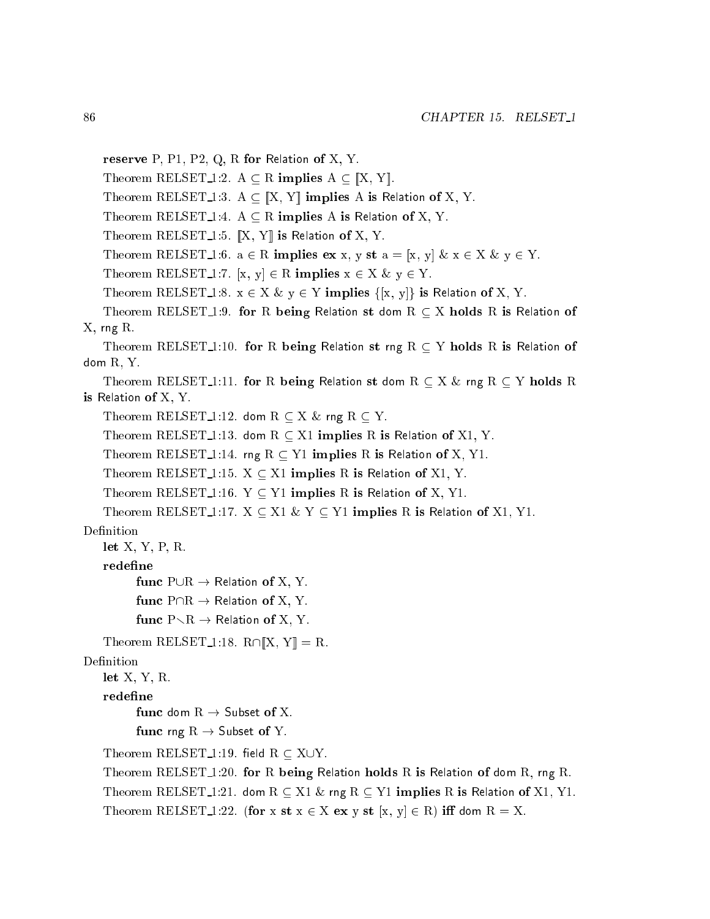**reserve** P, P1, P2, Q, R **for** Relation **of** X, Y.

Theorem RELSET_1:2. A ⊆ R **implies** A ⊆ [:X, Y:].

Theorem RELSET_1:3. A ⊆ [:X, Y:] **implies** A **is** Relation **of** X, Y.

Theorem RELSET_1:4. A ⊆ R **implies** A **is** Relation **of** X, Y.

Theorem RELSET_1:5. [:X, Y:] **is** Relation **of** X, Y.

Theorem RELSET_1:6. a ∈ R **implies** **ex** x, y **st** a = [x, y] & x ∈ X & y ∈ Y.

Theorem RELSET_1:7. [x, y] ∈ R **implies** x ∈ X & y ∈ Y.

Theorem RELSET_1:8. x ∈ X & y ∈ Y **implies** {[x, y]} **is** Relation **of** X, Y.

Theorem RELSET_1:9. **for** R **being** Relation **st** dom R ⊆ X **holds** R **is** Relation **of** X, rng R.

Theorem RELSET_1:10. **for** R **being** Relation **st** rng R ⊆ Y **holds** R **is** Relation **of** dom R, Y.

Theorem RELSET_1:11. **for** R **being** Relation **st** dom R ⊆ X & rng R ⊆ Y **holds** R **is** Relation **of** X, Y.

Theorem RELSET_1:12. dom R ⊆ X & rng R ⊆ Y.

Theorem RELSET_1:13. dom R ⊆ X1 **implies** R **is** Relation **of** X1, Y.

Theorem RELSET_1:14. rng R ⊆ Y1 **implies** R **is** Relation **of** X, Y1.

Theorem RELSET_1:15. X ⊆ X1 **implies** R **is** Relation **of** X1, Y.

Theorem RELSET_1:16. Y ⊆ Y1 **implies** R **is** Relation **of** X, Y1.

Theorem RELSET_1:17. X ⊆ X1 & Y ⊆ Y1 **implies** R **is** Relation **of** X1, Y1.

Definition

**let** X, Y, P, R.

**redefine**

**func** P∪R → Relation **of** X, Y.

**func** P∩R → Relation **of** X, Y.

**func** P\R → Relation **of** X, Y.

Theorem RELSET_1:18. R∩[:X, Y:] = R.

Definition

**let** X, Y, R.

**redefine**

**func** dom R → Subset **of** X.

**func** rng R → Subset **of** Y.

Theorem RELSET_1:19. field R ⊆ X∪Y.

Theorem RELSET_1:20. **for** R **being** Relation **holds** R **is** Relation **of** dom R, rng R.

Theorem RELSET_1:21. dom R ⊆ X1 & rng R ⊆ Y1 **implies** R **is** Relation **of** X1, Y1.

Theorem RELSET_1:22. (**for** x **st** x ∈ X **ex** y **st** [x, y] ∈ R) **iff** dom R = X.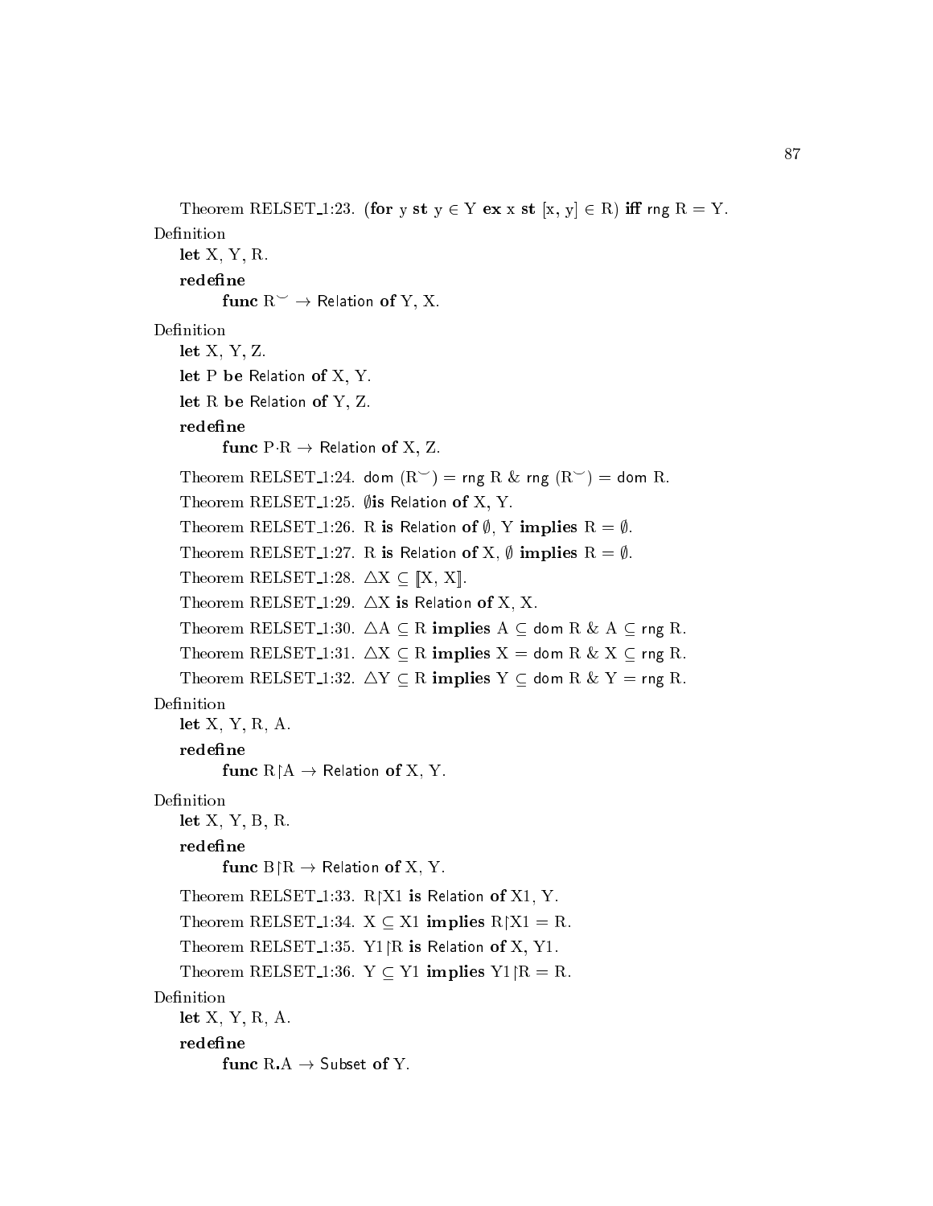Theorem RELSET_1:23. (**for** y **st** $y \in Y$ **ex** x **st** $[x, y] \in R$) **iff** $\mathsf{rng}\ R = Y$.

Definition

**let** X, Y, R.

**redefine**

**func** $R^{\smile} \to$ Relation **of** Y, X.

Definition

**let** X, Y, Z.

**let** P **be** Relation **of** X, Y.

**let** R **be** Relation **of** Y, Z.

**redefine**

**func** $P \cdot R \to$ Relation **of** X, Z.

Theorem RELSET_1:24. $\mathsf{dom}\ (R^{\smile}) = \mathsf{rng}\ R\ \&\ \mathsf{rng}\ (R^{\smile}) = \mathsf{dom}\ R$.

Theorem RELSET_1:25. $\emptyset$**is** Relation **of** X, Y.

Theorem RELSET_1:26. R **is** Relation **of** $\emptyset$, Y **implies** $R = \emptyset$.

Theorem RELSET_1:27. R **is** Relation **of** X, $\emptyset$ **implies** $R = \emptyset$.

Theorem RELSET_1:28. $\triangle X \subseteq [\![X, X]\!]$.

Theorem RELSET_1:29. $\triangle X$ **is** Relation **of** X, X.

Theorem RELSET_1:30. $\triangle A \subseteq R$ **implies** $A \subseteq \mathsf{dom}\ R\ \&\ A \subseteq \mathsf{rng}\ R$.

Theorem RELSET_1:31. $\triangle X \subseteq R$ **implies** $X = \mathsf{dom}\ R\ \&\ X \subseteq \mathsf{rng}\ R$.

Theorem RELSET_1:32. $\triangle Y \subseteq R$ **implies** $Y \subseteq \mathsf{dom}\ R\ \&\ Y = \mathsf{rng}\ R$.

Definition

**let** X, Y, R, A.

**redefine**

**func** $R \restriction A \to$ Relation **of** X, Y.

Definition

**let** X, Y, B, R.

**redefine**

**func** $B \restriction R \to$ Relation **of** X, Y.

Theorem RELSET_1:33. $R \restriction X1$ **is** Relation **of** X1, Y.

Theorem RELSET_1:34. $X \subseteq X1$ **implies** $R \restriction X1 = R$.

Theorem RELSET_1:35. $Y1 \restriction R$ **is** Relation **of** X, Y1.

Theorem RELSET_1:36. $Y \subseteq Y1$ **implies** $Y1 \restriction R = R$.

Definition

**let** X, Y, R, A.

**redefine**

**func** $R.A \to$ Subset **of** Y.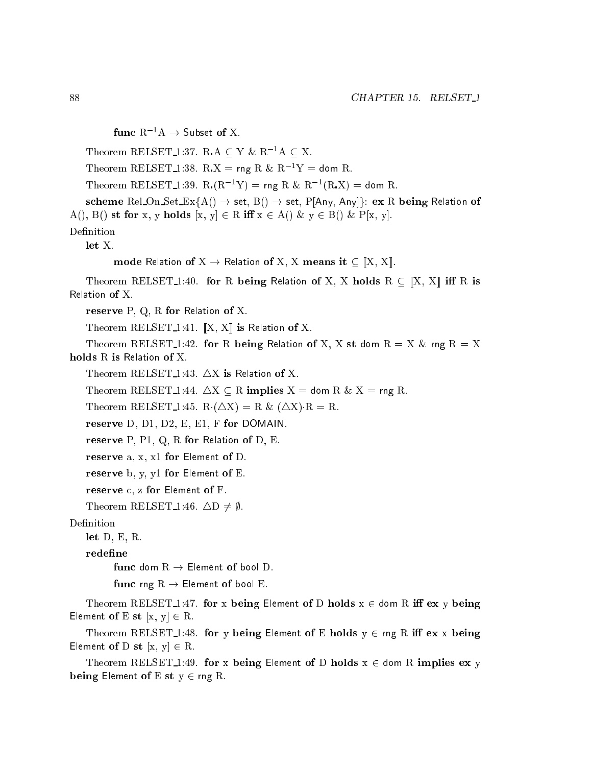**func** $R^{-1}A \rightarrow$ Subset **of** X.

Theorem RELSET_1:37. $R.A \subseteq Y$ & $R^{-1}A \subseteq X$.

Theorem RELSET_1:38. $R.X$ = rng R & $R^{-1}Y$ = dom R.

Theorem RELSET_1:39. $R.(R^{-1}Y)$ = rng R & $R^{-1}(R.X)$ = dom R.

**scheme** Rel_On_Set_Ex{A() → set, B() → set, P[Any, Any]}: **ex** R **being** Relation **of** A(), B() **st for** x, y **holds** $[x, y] \in R$ **iff** $x \in A()$ & $y \in B()$ & P[x, y].

Definition

**let** X.

**mode** Relation **of** X → Relation **of** X, X **means it** $\subseteq [\![X, X]\!]$.

Theorem RELSET_1:40. **for** R **being** Relation **of** X, X **holds** $R \subseteq [\![X, X]\!]$ **iff** R **is** Relation **of** X.

**reserve** P, Q, R **for** Relation **of** X.

Theorem RELSET_1:41. $[\![X, X]\!]$ **is** Relation **of** X.

Theorem RELSET_1:42. **for** R **being** Relation **of** X, X **st** dom R = X & rng R = X **holds** R **is** Relation **of** X.

Theorem RELSET_1:43. $\triangle X$ **is** Relation **of** X.

Theorem RELSET_1:44. $\triangle X \subseteq R$ **implies** X = dom R & X = rng R.

Theorem RELSET_1:45. $R \cdot (\triangle X) = R$ & $(\triangle X) \cdot R = R$.

**reserve** D, D1, D2, E, E1, F **for** DOMAIN.

**reserve** P, P1, Q, R **for** Relation **of** D, E.

**reserve** a, x, x1 **for** Element **of** D.

**reserve** b, y, y1 **for** Element **of** E.

**reserve** c, z **for** Element **of** F.

Theorem RELSET_1:46. $\triangle D \neq \emptyset$.

Definition

**let** D, E, R.

**redefine**

**func** dom R → Element **of** bool D.

**func** rng R → Element **of** bool E.

Theorem RELSET_1:47. **for** x **being** Element **of** D **holds** $x \in$ dom R **iff ex** y **being** Element **of** E **st** $[x, y] \in R$.

Theorem RELSET_1:48. **for** y **being** Element **of** E **holds** $y \in$ rng R **iff ex** x **being** Element **of** D **st** $[x, y] \in R$.

Theorem RELSET_1:49. **for** x **being** Element **of** D **holds** $x \in$ dom R **implies ex** y **being** Element **of** E **st** $y \in$ rng R.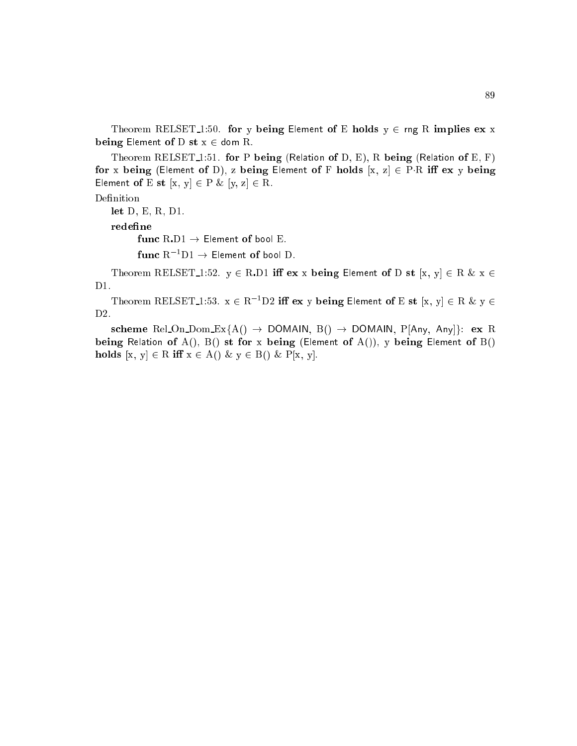Theorem RELSET_1:50. **for** y **being** Element **of** E **holds** y ∈ rng R **implies** **ex** x **being** Element **of** D **st** x ∈ dom R.

Theorem RELSET_1:51. **for** P **being** (Relation **of** D, E), R **being** (Relation **of** E, F) **for** x **being** (Element **of** D), z **being** Element **of** F **holds** [x, z] ∈ P·R **iff** **ex** y **being** Element **of** E **st** [x, y] ∈ P & [y, z] ∈ R.

Definition

**let** D, E, R, D1.

**redefine**

**func** R.D1 → Element **of** bool E.

**func** $R^{-1}$D1 → Element **of** bool D.

Theorem RELSET_1:52. y ∈ R.D1 **iff** **ex** x **being** Element **of** D **st** [x, y] ∈ R & x ∈ D1.

Theorem RELSET_1:53. x ∈ $R^{-1}$D2 **iff** **ex** y **being** Element **of** E **st** [x, y] ∈ R & y ∈ D2.

**scheme** Rel_On_Dom_Ex{A() → DOMAIN, B() → DOMAIN, P[Any, Any]}: **ex** R **being** Relation **of** A(), B() **st** **for** x **being** (Element **of** A()), y **being** Element **of** B() **holds** [x, y] ∈ R **iff** x ∈ A() & y ∈ B() & P[x, y].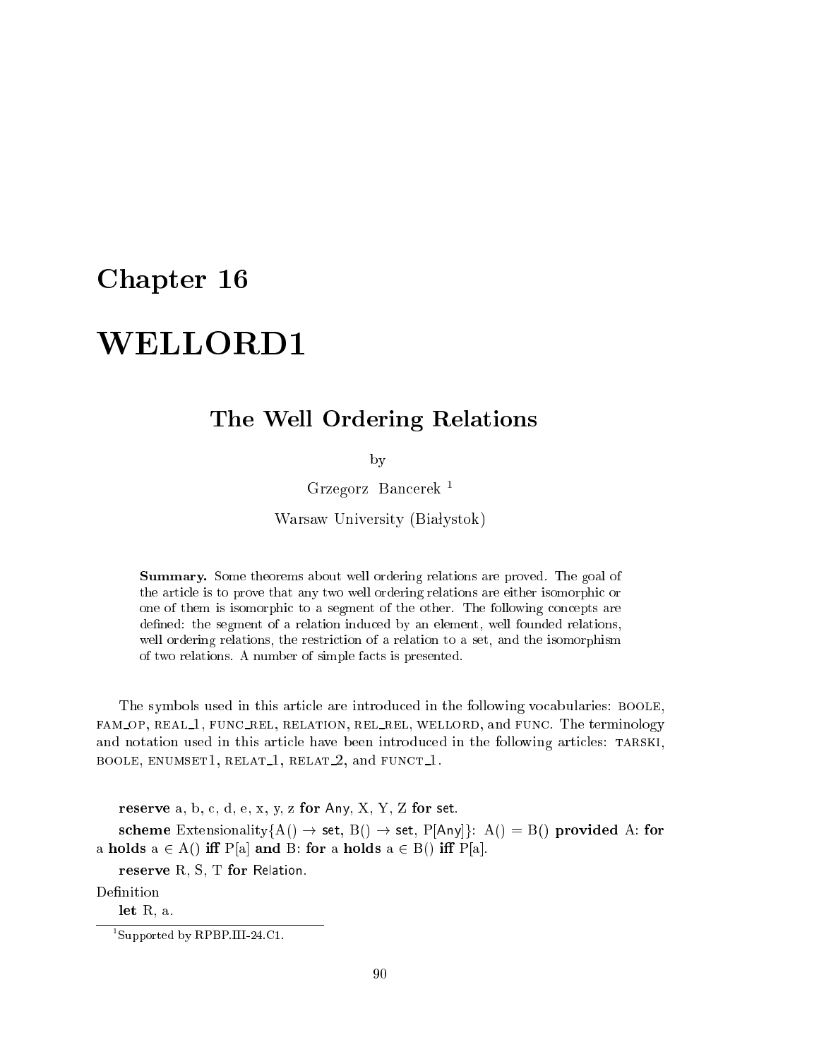# Chapter 16

# WELLORD1

## The Well Ordering Relations

by

Grzegorz Bancerek [1]

Warsaw University (Białystok)

> **Summary.** Some theorems about well ordering relations are proved. The goal of the article is to prove that any two well ordering relations are either isomorphic or one of them is isomorphic to a segment of the other. The following concepts are defined: the segment of a relation induced by an element, well founded relations, well ordering relations, the restriction of a relation to a set, and the isomorphism of two relations. A number of simple facts is presented.

The symbols used in this article are introduced in the following vocabularies: BOOLE, FAM_OP, REAL_1, FUNC_REL, RELATION, REL_REL, WELLORD, and FUNC. The terminology and notation used in this article have been introduced in the following articles: TARSKI, BOOLE, ENUMSET1, RELAT_1, RELAT_2, and FUNCT_1.

**reserve** a, b, c, d, e, x, y, z **for** Any, X, Y, Z **for** set.

**scheme** Extensionality{A() → set, B() → set, P[Any]}: A() = B() **provided** A: **for** a **holds** a ∈ A() **iff** P[a] **and** B: **for** a **holds** a ∈ B() **iff** P[a].

**reserve** R, S, T **for** Relation.

Definition

**let** R, a.

[1] Supported by RPBP.III-24.C1.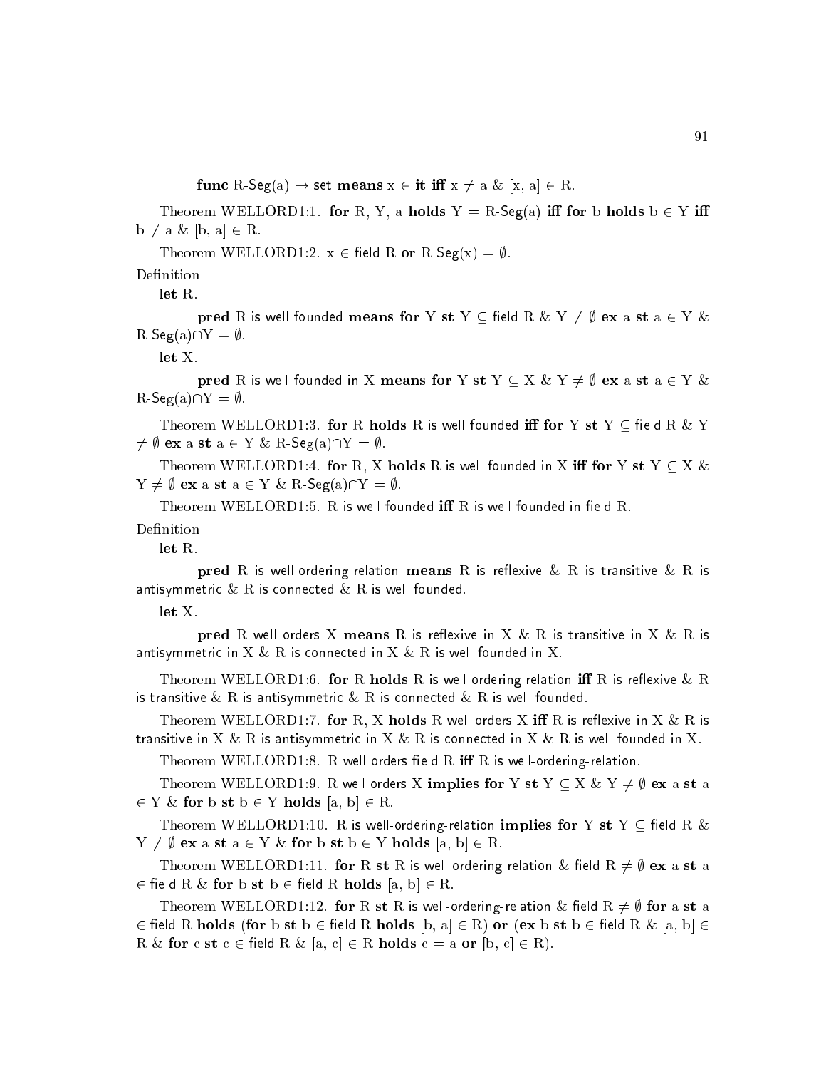**func** R-Seg(a) → set **means** x ∈ **it** **iff** x ≠ a & [x, a] ∈ R.

Theorem WELLORD1:1. **for** R, Y, a **holds** Y = R-Seg(a) **iff** **for** b **holds** b ∈ Y **iff** b ≠ a & [b, a] ∈ R.

Theorem WELLORD1:2. x ∈ field R **or** R-Seg(x) = ∅.

Definition

**let** R.

**pred** R is well founded **means** **for** Y **st** Y ⊆ field R & Y ≠ ∅ **ex** a **st** a ∈ Y & R-Seg(a)∩Y = ∅.

**let** X.

**pred** R is well founded in X **means** **for** Y **st** Y ⊆ X & Y ≠ ∅ **ex** a **st** a ∈ Y & R-Seg(a)∩Y = ∅.

Theorem WELLORD1:3. **for** R **holds** R is well founded **iff** **for** Y **st** Y ⊆ field R & Y ≠ ∅ **ex** a **st** a ∈ Y & R-Seg(a)∩Y = ∅.

Theorem WELLORD1:4. **for** R, X **holds** R is well founded in X **iff** **for** Y **st** Y ⊆ X & Y ≠ ∅ **ex** a **st** a ∈ Y & R-Seg(a)∩Y = ∅.

Theorem WELLORD1:5. R is well founded **iff** R is well founded in field R.

Definition

**let** R.

**pred** R is well-ordering-relation **means** R is reflexive & R is transitive & R is antisymmetric & R is connected & R is well founded.

**let** X.

**pred** R well orders X **means** R is reflexive in X & R is transitive in X & R is antisymmetric in X & R is connected in X & R is well founded in X.

Theorem WELLORD1:6. **for** R **holds** R is well-ordering-relation **iff** R is reflexive & R is transitive & R is antisymmetric & R is connected & R is well founded.

Theorem WELLORD1:7. **for** R, X **holds** R well orders X **iff** R is reflexive in X & R is transitive in X & R is antisymmetric in X & R is connected in X & R is well founded in X.

Theorem WELLORD1:8. R well orders field R **iff** R is well-ordering-relation.

Theorem WELLORD1:9. R well orders X **implies** **for** Y **st** Y ⊆ X & Y ≠ ∅ **ex** a **st** a ∈ Y & **for** b **st** b ∈ Y **holds** [a, b] ∈ R.

Theorem WELLORD1:10. R is well-ordering-relation **implies** **for** Y **st** Y ⊆ field R & Y ≠ ∅ **ex** a **st** a ∈ Y & **for** b **st** b ∈ Y **holds** [a, b] ∈ R.

Theorem WELLORD1:11. **for** R **st** R is well-ordering-relation & field R ≠ ∅ **ex** a **st** a ∈ field R & **for** b **st** b ∈ field R **holds** [a, b] ∈ R.

Theorem WELLORD1:12. **for** R **st** R is well-ordering-relation & field R ≠ ∅ **for** a **st** a ∈ field R **holds** (**for** b **st** b ∈ field R **holds** [b, a] ∈ R) **or** (**ex** b **st** b ∈ field R & [a, b] ∈ R & **for** c **st** c ∈ field R & [a, c] ∈ R **holds** c = a **or** [b, c] ∈ R).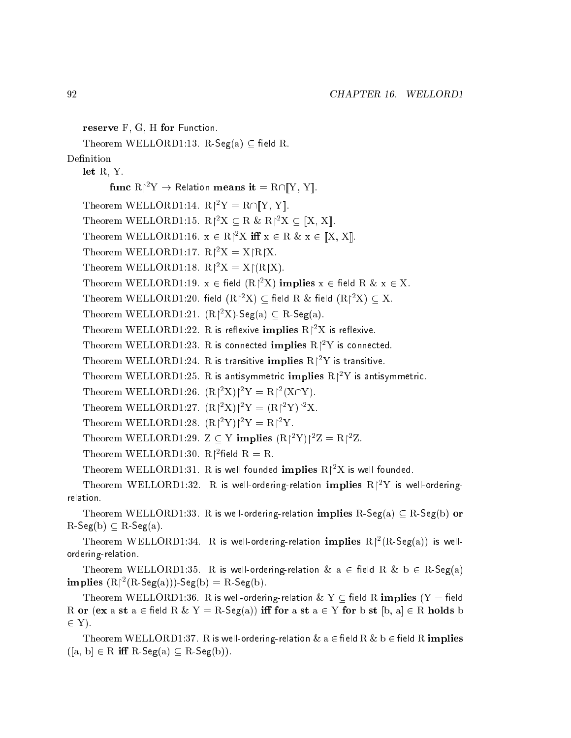**reserve** F, G, H **for** Function.

Theorem WELLORD1:13. R-Seg(a) ⊆ field R.

Definition

**let** R, Y.

**func** $R|^2Y$ → Relation **means** **it** = R∩[:Y, Y:].

Theorem WELLORD1:14. $R|^2Y$ = R∩[:Y, Y:].

Theorem WELLORD1:15. $R|^2X$ ⊆ R & $R|^2X$ ⊆ [:X, X:].

Theorem WELLORD1:16. x ∈ $R|^2X$ **iff** x ∈ R & x ∈ [:X, X:].

Theorem WELLORD1:17. $R|^2X$ = X|R|X.

Theorem WELLORD1:18. $R|^2X$ = X|(R|X).

Theorem WELLORD1:19. x ∈ field ($R|^2X$) **implies** x ∈ field R & x ∈ X.

Theorem WELLORD1:20. field ($R|^2X$) ⊆ field R & field ($R|^2X$) ⊆ X.

Theorem WELLORD1:21. ($R|^2X$)-Seg(a) ⊆ R-Seg(a).

Theorem WELLORD1:22. R is reflexive **implies** $R|^2X$ is reflexive.

Theorem WELLORD1:23. R is connected **implies** $R|^2Y$ is connected.

Theorem WELLORD1:24. R is transitive **implies** $R|^2Y$ is transitive.

Theorem WELLORD1:25. R is antisymmetric **implies** $R|^2Y$ is antisymmetric.

Theorem WELLORD1:26. ($R|^2X$)$|^2Y$ = $R|^2$(X∩Y).

Theorem WELLORD1:27. ($R|^2X$)$|^2Y$ = ($R|^2Y$)$|^2X$.

Theorem WELLORD1:28. ($R|^2Y$)$|^2Y$ = $R|^2Y$.

Theorem WELLORD1:29. Z ⊆ Y **implies** ($R|^2Y$)$|^2Z$ = $R|^2Z$.

Theorem WELLORD1:30. $R|^2$field R = R.

Theorem WELLORD1:31. R is well founded **implies** $R|^2X$ is well founded.

Theorem WELLORD1:32. R is well-ordering-relation **implies** $R|^2Y$ is well-ordering-relation.

Theorem WELLORD1:33. R is well-ordering-relation **implies** R-Seg(a) ⊆ R-Seg(b) **or** R-Seg(b) ⊆ R-Seg(a).

Theorem WELLORD1:34. R is well-ordering-relation **implies** $R|^2$(R-Seg(a)) is well-ordering-relation.

Theorem WELLORD1:35. R is well-ordering-relation & a ∈ field R & b ∈ R-Seg(a) **implies** ($R|^2$(R-Seg(a)))-Seg(b) = R-Seg(b).

Theorem WELLORD1:36. R is well-ordering-relation & Y ⊆ field R **implies** (Y = field R **or** (**ex** a **st** a ∈ field R & Y = R-Seg(a)) **iff** **for** a **st** a ∈ Y **for** b **st** [b, a] ∈ R **holds** b ∈ Y).

Theorem WELLORD1:37. R is well-ordering-relation & a ∈ field R & b ∈ field R **implies** ([a, b] ∈ R **iff** R-Seg(a) ⊆ R-Seg(b)).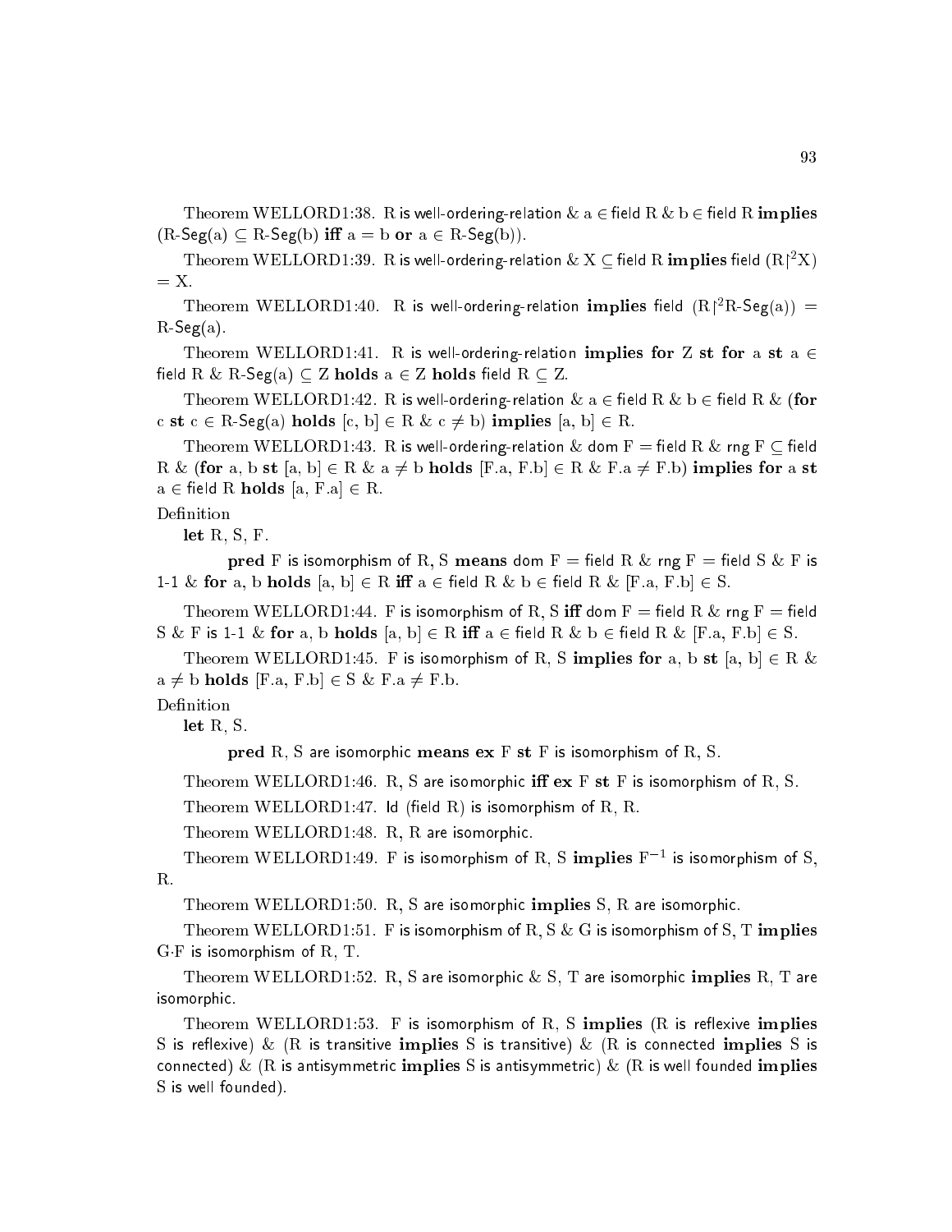Theorem WELLORD1:38. R is well-ordering-relation & a ∈ field R & b ∈ field R **implies** (R-Seg(a) ⊆ R-Seg(b) **iff** a = b **or** a ∈ R-Seg(b)).

Theorem WELLORD1:39. R is well-ordering-relation & X ⊆ field R **implies** field (R|²X) = X.

Theorem WELLORD1:40. R is well-ordering-relation **implies** field (R|²R-Seg(a)) = R-Seg(a).

Theorem WELLORD1:41. R is well-ordering-relation **implies** **for** Z **st** **for** a **st** a ∈ field R & R-Seg(a) ⊆ Z **holds** a ∈ Z **holds** field R ⊆ Z.

Theorem WELLORD1:42. R is well-ordering-relation & a ∈ field R & b ∈ field R & (**for** c **st** c ∈ R-Seg(a) **holds** [c, b] ∈ R & c ≠ b) **implies** [a, b] ∈ R.

Theorem WELLORD1:43. R is well-ordering-relation & dom F = field R & rng F ⊆ field R & (**for** a, b **st** [a, b] ∈ R & a ≠ b **holds** [F.a, F.b] ∈ R & F.a ≠ F.b) **implies** **for** a **st** a ∈ field R **holds** [a, F.a] ∈ R.

Definition

**let** R, S, F.

**pred** F is isomorphism of R, S **means** dom F = field R & rng F = field S & F is 1-1 & **for** a, b **holds** [a, b] ∈ R **iff** a ∈ field R & b ∈ field R & [F.a, F.b] ∈ S.

Theorem WELLORD1:44. F is isomorphism of R, S **iff** dom F = field R & rng F = field S & F is 1-1 & **for** a, b **holds** [a, b] ∈ R **iff** a ∈ field R & b ∈ field R & [F.a, F.b] ∈ S.

Theorem WELLORD1:45. F is isomorphism of R, S **implies** **for** a, b **st** [a, b] ∈ R & a ≠ b **holds** [F.a, F.b] ∈ S & F.a ≠ F.b.

Definition

**let** R, S.

**pred** R, S are isomorphic **means** **ex** F **st** F is isomorphism of R, S.

Theorem WELLORD1:46. R, S are isomorphic **iff** **ex** F **st** F is isomorphism of R, S.

Theorem WELLORD1:47. id (field R) is isomorphism of R, R.

Theorem WELLORD1:48. R, R are isomorphic.

Theorem WELLORD1:49. F is isomorphism of R, S **implies** $F^{-1}$ is isomorphism of S, R.

Theorem WELLORD1:50. R, S are isomorphic **implies** S, R are isomorphic.

Theorem WELLORD1:51. F is isomorphism of R, S & G is isomorphism of S, T **implies** G·F is isomorphism of R, T.

Theorem WELLORD1:52. R, S are isomorphic & S, T are isomorphic **implies** R, T are isomorphic.

Theorem WELLORD1:53. F is isomorphism of R, S **implies** (R is reflexive **implies** S is reflexive) & (R is transitive **implies** S is transitive) & (R is connected **implies** S is connected) & (R is antisymmetric **implies** S is antisymmetric) & (R is well founded **implies** S is well founded).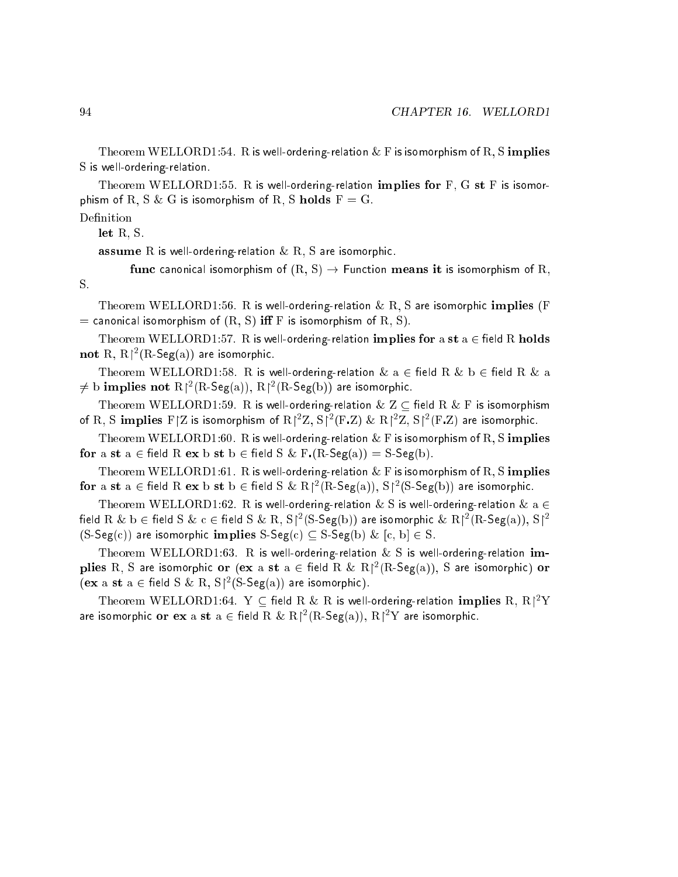Theorem WELLORD1:54. R is well-ordering-relation & F is isomorphism of R, S **implies** S is well-ordering-relation.

Theorem WELLORD1:55. R is well-ordering-relation **implies for** F, G **st** F is isomorphism of R, S & G is isomorphism of R, S **holds** F = G.

Definition

**let** R, S.

**assume** R is well-ordering-relation & R, S are isomorphic.

**func** canonical isomorphism of (R, S) → Function **means it** is isomorphism of R, S.

Theorem WELLORD1:56. R is well-ordering-relation & R, S are isomorphic **implies** (F = canonical isomorphism of (R, S) **iff** F is isomorphism of R, S).

Theorem WELLORD1:57. R is well-ordering-relation **implies for** a **st** a ∈ field R **holds not** R, $R|^2$(R-Seg(a)) are isomorphic.

Theorem WELLORD1:58. R is well-ordering-relation & a ∈ field R & b ∈ field R & a ≠ b **implies not** $R|^2$(R-Seg(a)), $R|^2$(R-Seg(b)) are isomorphic.

Theorem WELLORD1:59. R is well-ordering-relation & Z ⊆ field R & F is isomorphism of R, S **implies** F|Z is isomorphism of $R|^2$Z, $S|^2$(F.Z) & $R|^2$Z, $S|^2$(F.Z) are isomorphic.

Theorem WELLORD1:60. R is well-ordering-relation & F is isomorphism of R, S **implies for** a **st** a ∈ field R **ex** b **st** b ∈ field S & F.(R-Seg(a)) = S-Seg(b).

Theorem WELLORD1:61. R is well-ordering-relation & F is isomorphism of R, S **implies for** a **st** a ∈ field R **ex** b **st** b ∈ field S & $R|^2$(R-Seg(a)), $S|^2$(S-Seg(b)) are isomorphic.

Theorem WELLORD1:62. R is well-ordering-relation & S is well-ordering-relation & a ∈ field R & b ∈ field S & c ∈ field S & R, $S|^2$(S-Seg(b)) are isomorphic & $R|^2$(R-Seg(a)), $S|^2$(S-Seg(c)) are isomorphic **implies** S-Seg(c) ⊆ S-Seg(b) & [c, b] ∈ S.

Theorem WELLORD1:63. R is well-ordering-relation & S is well-ordering-relation **implies** R, S are isomorphic **or** (**ex** a **st** a ∈ field R & $R|^2$(R-Seg(a)), S are isomorphic) **or** (**ex** a **st** a ∈ field S & R, $S|^2$(S-Seg(a)) are isomorphic).

Theorem WELLORD1:64. Y ⊆ field R & R is well-ordering-relation **implies** R, $R|^2$Y are isomorphic **or ex** a **st** a ∈ field R & $R|^2$(R-Seg(a)), $R|^2$Y are isomorphic.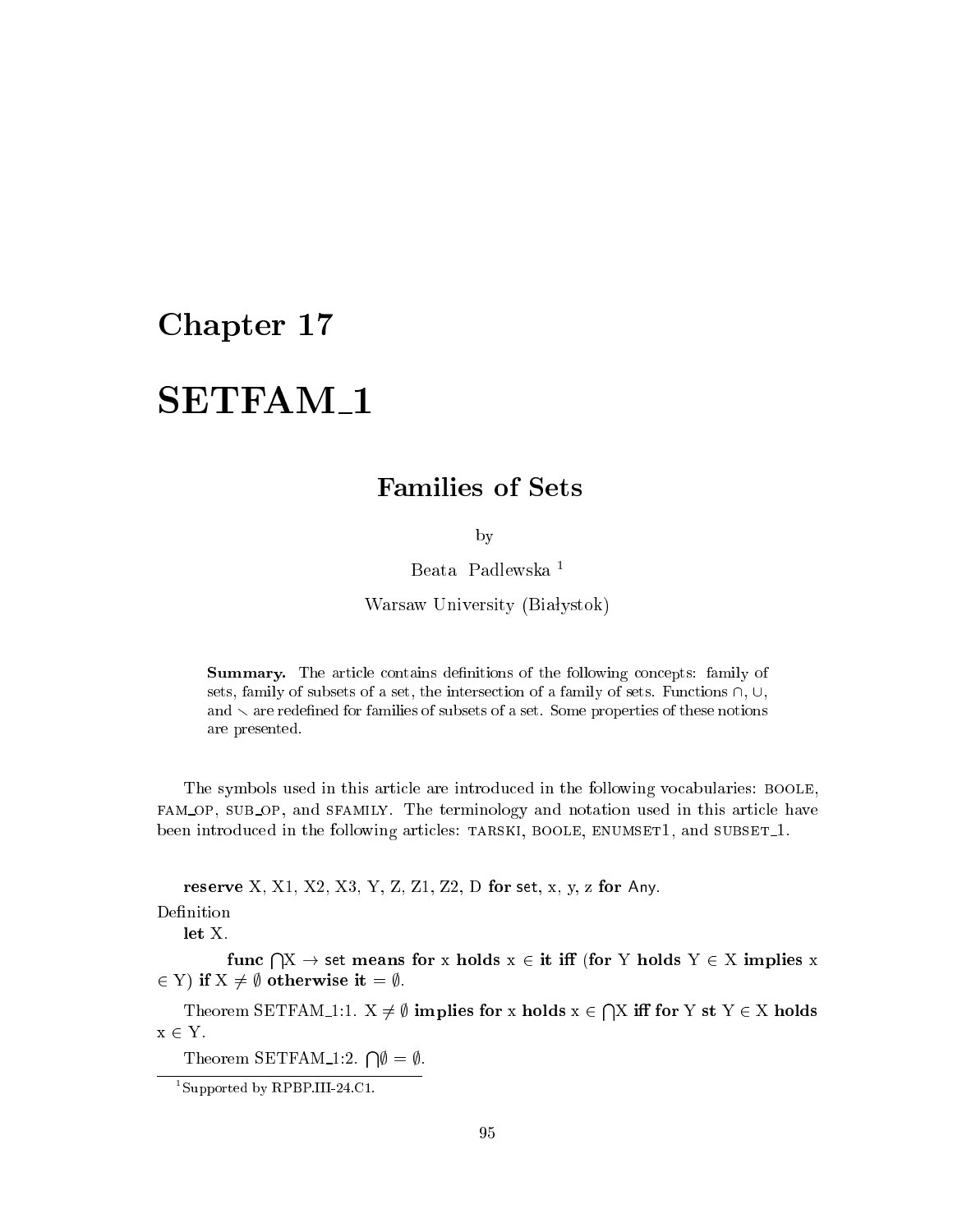# Chapter 17

# SETFAM_1

## Families of Sets

by

Beata Padlewska [1]

Warsaw University (Białystok)

> **Summary.** The article contains definitions of the following concepts: family of sets, family of subsets of a set, the intersection of a family of sets. Functions $\cap$, $\cup$, and $\setminus$ are redefined for families of subsets of a set. Some properties of these notions are presented.

The symbols used in this article are introduced in the following vocabularies: BOOLE, FAM_OP, SUB_OP, and SFAMILY. The terminology and notation used in this article have been introduced in the following articles: TARSKI, BOOLE, ENUMSET1, and SUBSET_1.

**reserve** X, X1, X2, X3, Y, Z, Z1, Z2, D **for** set, x, y, z **for** Any.

Definition

**let** X.

**func** $\bigcap$X $\to$ set **means for** x **holds** x $\in$ **it iff** (**for** Y **holds** Y $\in$ X **implies** x $\in$ Y) **if** X $\neq \emptyset$ **otherwise it** = $\emptyset$.

Theorem SETFAM_1:1. X $\neq \emptyset$ **implies for** x **holds** x $\in \bigcap$X **iff for** Y **st** Y $\in$ X **holds** x $\in$ Y.

Theorem SETFAM_1:2. $\bigcap\emptyset = \emptyset$.

[1] Supported by RPBP.III-24.C1.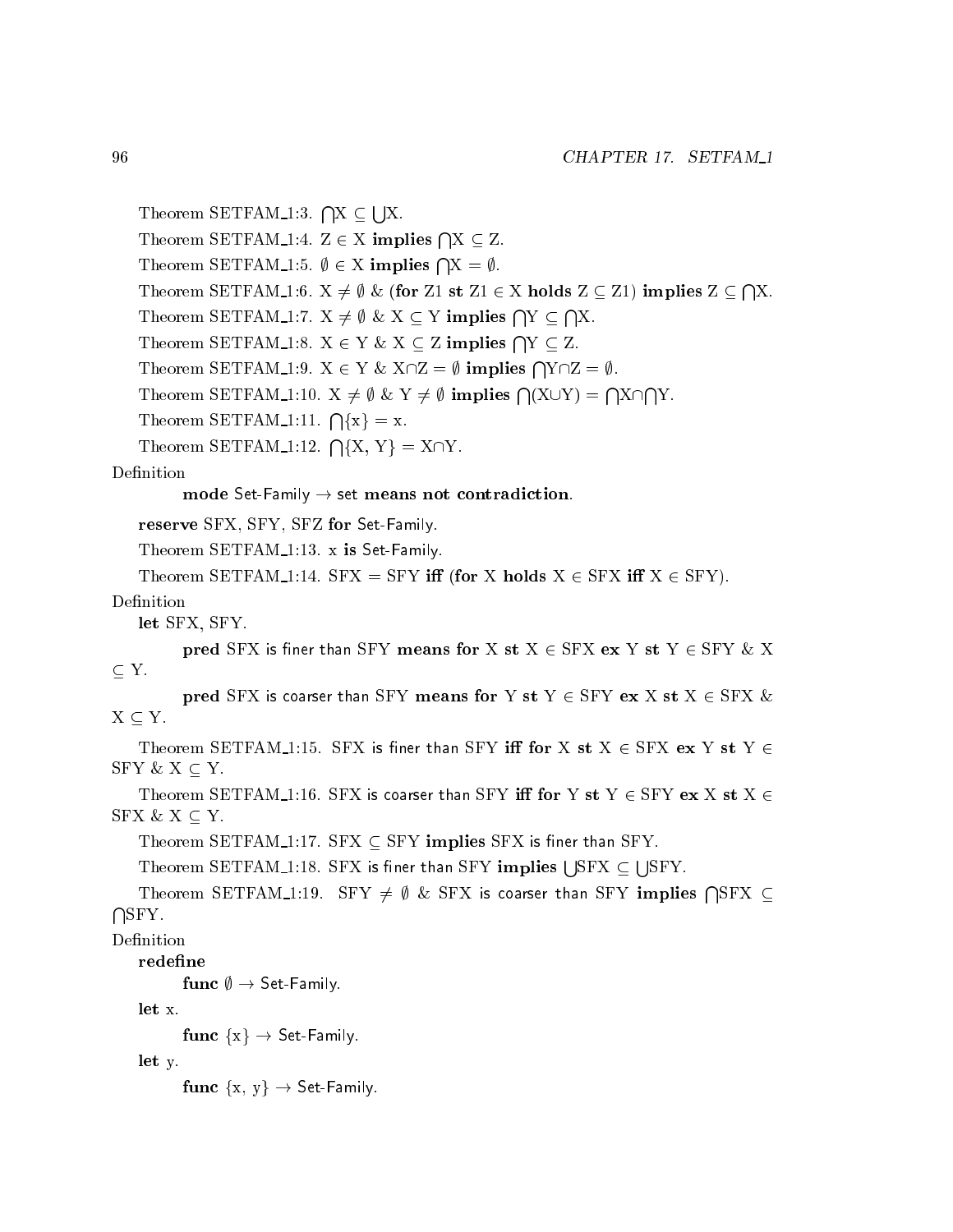Theorem SETFAM_1:3. $\bigcap$X $\subseteq$ $\bigcup$X.

Theorem SETFAM_1:4. Z $\in$ X **implies** $\bigcap$X $\subseteq$ Z.

Theorem SETFAM_1:5. $\emptyset$ $\in$ X **implies** $\bigcap$X = $\emptyset$.

Theorem SETFAM_1:6. X $\neq$ $\emptyset$ & (**for** Z1 **st** Z1 $\in$ X **holds** Z $\subseteq$ Z1) **implies** Z $\subseteq$ $\bigcap$X.

Theorem SETFAM_1:7. X $\neq$ $\emptyset$ & X $\subseteq$ Y **implies** $\bigcap$Y $\subseteq$ $\bigcap$X.

Theorem SETFAM_1:8. X $\in$ Y & X $\subseteq$ Z **implies** $\bigcap$Y $\subseteq$ Z.

Theorem SETFAM_1:9. X $\in$ Y & X$\cap$Z = $\emptyset$ **implies** $\bigcap$Y$\cap$Z = $\emptyset$.

Theorem SETFAM_1:10. X $\neq$ $\emptyset$ & Y $\neq$ $\emptyset$ **implies** $\bigcap$(X$\cup$Y) = $\bigcap$X$\cap$$\bigcap$Y.

Theorem SETFAM_1:11. $\bigcap$\{x\} = x.

Theorem SETFAM_1:12. $\bigcap$\{X, Y\} = X$\cap$Y.

Definition

**mode** Set-Family $\rightarrow$ set **means not contradiction**.

**reserve** SFX, SFY, SFZ **for** Set-Family.

Theorem SETFAM_1:13. x **is** Set-Family.

Theorem SETFAM_1:14. SFX = SFY **iff** (**for** X **holds** X $\in$ SFX **iff** X $\in$ SFY).

Definition

**let** SFX, SFY.

**pred** SFX is finer than SFY **means for** X **st** X $\in$ SFX **ex** Y **st** Y $\in$ SFY & X $\subseteq$ Y.

**pred** SFX is coarser than SFY **means for** Y **st** Y $\in$ SFY **ex** X **st** X $\in$ SFX & X $\subseteq$ Y.

Theorem SETFAM_1:15. SFX is finer than SFY **iff for** X **st** X $\in$ SFX **ex** Y **st** Y $\in$ SFY & X $\subseteq$ Y.

Theorem SETFAM_1:16. SFX is coarser than SFY **iff for** Y **st** Y $\in$ SFY **ex** X **st** X $\in$ SFX & X $\subseteq$ Y.

Theorem SETFAM_1:17. SFX $\subseteq$ SFY **implies** SFX is finer than SFY.

Theorem SETFAM_1:18. SFX is finer than SFY **implies** $\bigcup$SFX $\subseteq$ $\bigcup$SFY.

Theorem SETFAM_1:19. SFY $\neq$ $\emptyset$ & SFX is coarser than SFY **implies** $\bigcap$SFX $\subseteq$ $\bigcap$SFY.

Definition

**redefine**

**func** $\emptyset$ $\rightarrow$ Set-Family.

**let** x.

**func** \{x\} $\rightarrow$ Set-Family.

**let** y.

**func** \{x, y\} $\rightarrow$ Set-Family.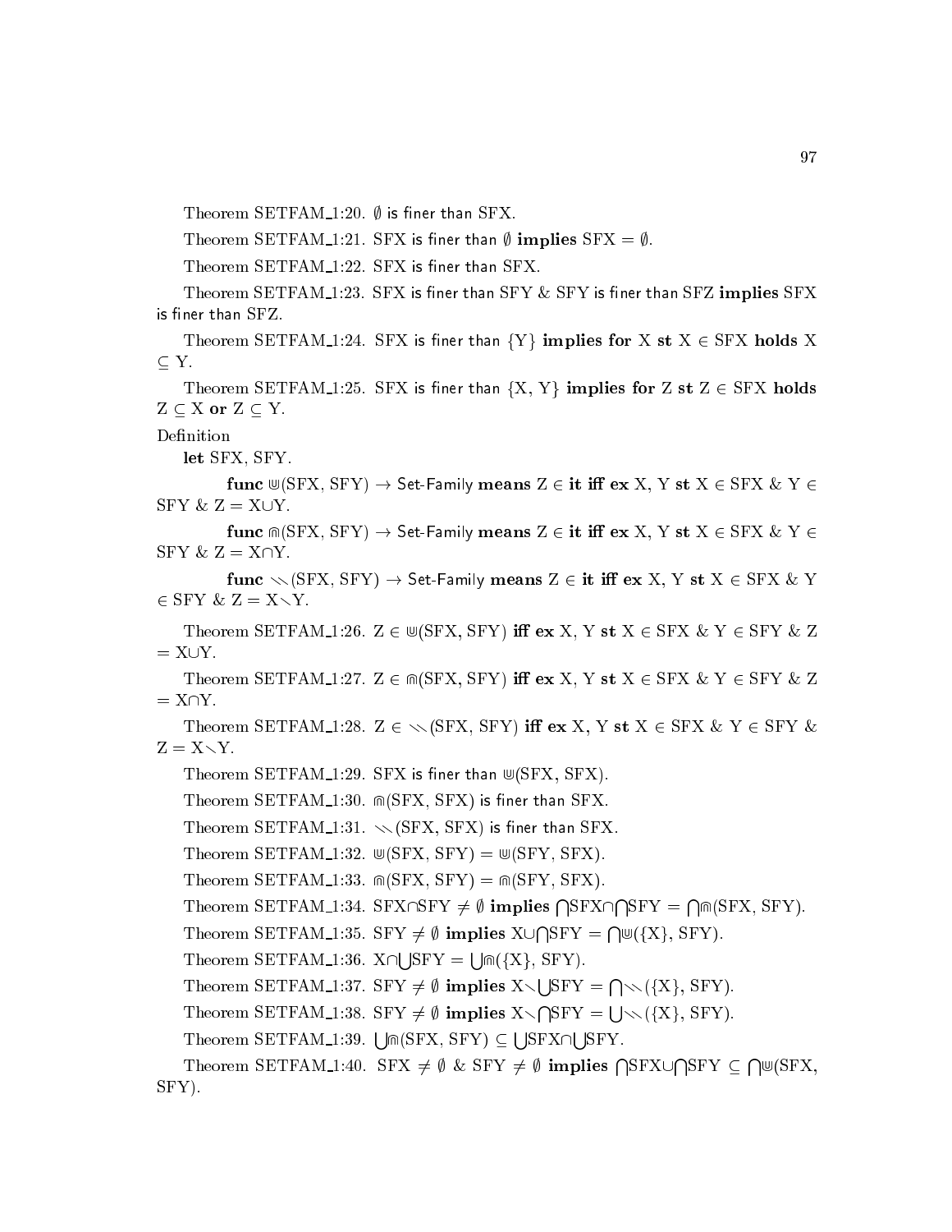Theorem SETFAM_1:20. $\emptyset$ is finer than SFX.

Theorem SETFAM_1:21. SFX is finer than $\emptyset$ **implies** SFX = $\emptyset$.

Theorem SETFAM_1:22. SFX is finer than SFX.

Theorem SETFAM_1:23. SFX is finer than SFY & SFY is finer than SFZ **implies** SFX is finer than SFZ.

Theorem SETFAM_1:24. SFX is finer than {Y} **implies for** X **st** X $\in$ SFX **holds** X $\subseteq$ Y.

Theorem SETFAM_1:25. SFX is finer than {X, Y} **implies for** Z **st** Z $\in$ SFX **holds** Z $\subseteq$ X **or** Z $\subseteq$ Y.

Definition

**let** SFX, SFY.

**func** $\Cup$(SFX, SFY) $\to$ Set-Family **means** Z $\in$ **it iff ex** X, Y **st** X $\in$ SFX & Y $\in$ SFY & Z = X$\cup$Y.

**func** $\Cap$(SFX, SFY) $\to$ Set-Family **means** Z $\in$ **it iff ex** X, Y **st** X $\in$ SFX & Y $\in$ SFY & Z = X$\cap$Y.

**func** $\setminus\setminus$(SFX, SFY) $\to$ Set-Family **means** Z $\in$ **it iff ex** X, Y **st** X $\in$ SFX & Y $\in$ SFY & Z = X$\setminus$Y.

Theorem SETFAM_1:26. Z $\in$ $\Cup$(SFX, SFY) **iff ex** X, Y **st** X $\in$ SFX & Y $\in$ SFY & Z = X$\cup$Y.

Theorem SETFAM_1:27. Z $\in$ $\Cap$(SFX, SFY) **iff ex** X, Y **st** X $\in$ SFX & Y $\in$ SFY & Z = X$\cap$Y.

Theorem SETFAM_1:28. Z $\in$ $\setminus\setminus$(SFX, SFY) **iff ex** X, Y **st** X $\in$ SFX & Y $\in$ SFY & Z = X$\setminus$Y.

Theorem SETFAM_1:29. SFX is finer than $\Cup$(SFX, SFX).

Theorem SETFAM_1:30. $\Cap$(SFX, SFX) is finer than SFX.

Theorem SETFAM_1:31. $\setminus\setminus$(SFX, SFX) is finer than SFX.

Theorem SETFAM_1:32. $\Cup$(SFX, SFY) = $\Cup$(SFY, SFX).

Theorem SETFAM_1:33. $\Cap$(SFX, SFY) = $\Cap$(SFY, SFX).

Theorem SETFAM_1:34. SFX$\cap$SFY $\neq \emptyset$ **implies** $\bigcap$SFX$\cap\bigcap$SFY = $\bigcap\Cap$(SFX, SFY).

Theorem SETFAM_1:35. SFY $\neq \emptyset$ **implies** X$\cup\bigcap$SFY = $\bigcap\Cup$({X}, SFY).

Theorem SETFAM_1:36. X$\cap\bigcup$SFY = $\bigcup\Cap$({X}, SFY).

Theorem SETFAM_1:37. SFY $\neq \emptyset$ **implies** X$\setminus\bigcup$SFY = $\bigcap\setminus\setminus$({X}, SFY).

Theorem SETFAM_1:38. SFY $\neq \emptyset$ **implies** X$\setminus\bigcap$SFY = $\bigcup\setminus\setminus$({X}, SFY).

Theorem SETFAM_1:39. $\bigcup\Cap$(SFX, SFY) $\subseteq$ $\bigcup$SFX$\cap\bigcup$SFY.

Theorem SETFAM_1:40. SFX $\neq \emptyset$ & SFY $\neq \emptyset$ **implies** $\bigcap$SFX$\cup\bigcap$SFY $\subseteq$ $\bigcap\Cup$(SFX, SFY).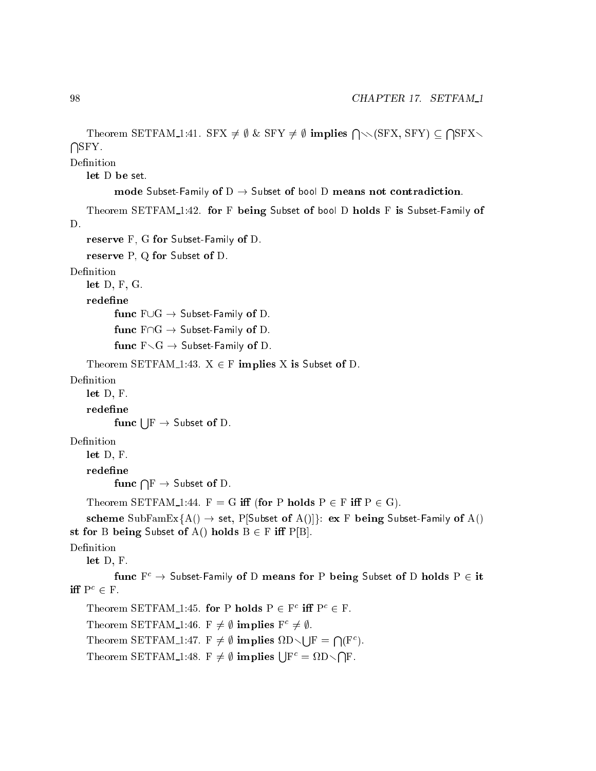Theorem SETFAM_1:41. SFX $\neq \emptyset$ & SFY $\neq \emptyset$ **implies** $\bigcap\setminus\setminus$(SFX, SFY) $\subseteq \bigcap$SFX$\setminus$ $\bigcap$SFY.

Definition

**let** D **be** set.

**mode** Subset-Family **of** D $\rightarrow$ Subset **of** bool D **means not contradiction**.

Theorem SETFAM_1:42. **for** F **being** Subset **of** bool D **holds** F **is** Subset-Family **of** D.

**reserve** F, G **for** Subset-Family **of** D.

**reserve** P, Q **for** Subset **of** D.

Definition

**let** D, F, G.

**redefine**

**func** F$\cup$G $\rightarrow$ Subset-Family **of** D.

**func** F$\cap$G $\rightarrow$ Subset-Family **of** D.

**func** F$\setminus$G $\rightarrow$ Subset-Family **of** D.

Theorem SETFAM_1:43. X $\in$ F **implies** X **is** Subset **of** D.

Definition

**let** D, F.

**redefine**

**func** $\bigcup$F $\rightarrow$ Subset **of** D.

Definition

**let** D, F.

**redefine**

**func** $\bigcap$F $\rightarrow$ Subset **of** D.

Theorem SETFAM_1:44. F = G **iff** (**for** P **holds** P $\in$ F **iff** P $\in$ G).

**scheme** SubFamEx{A() $\rightarrow$ set, P[Subset **of** A()]}: **ex** F **being** Subset-Family **of** A() **st for** B **being** Subset **of** A() **holds** B $\in$ F **iff** P[B].

Definition

**let** D, F.

**func** $F^c$ $\rightarrow$ Subset-Family **of** D **means for** P **being** Subset **of** D **holds** P $\in$ **it iff** $P^c \in$ F.

Theorem SETFAM_1:45. **for** P **holds** P $\in F^c$ **iff** $P^c \in$ F.

Theorem SETFAM_1:46. F $\neq \emptyset$ **implies** $F^c \neq \emptyset$.

Theorem SETFAM_1:47. F $\neq \emptyset$ **implies** $\Omega$D$\setminus\bigcup$F = $\bigcap(F^c)$.

Theorem SETFAM_1:48. F $\neq \emptyset$ **implies** $\bigcup F^c$ = $\Omega$D$\setminus\bigcap$F.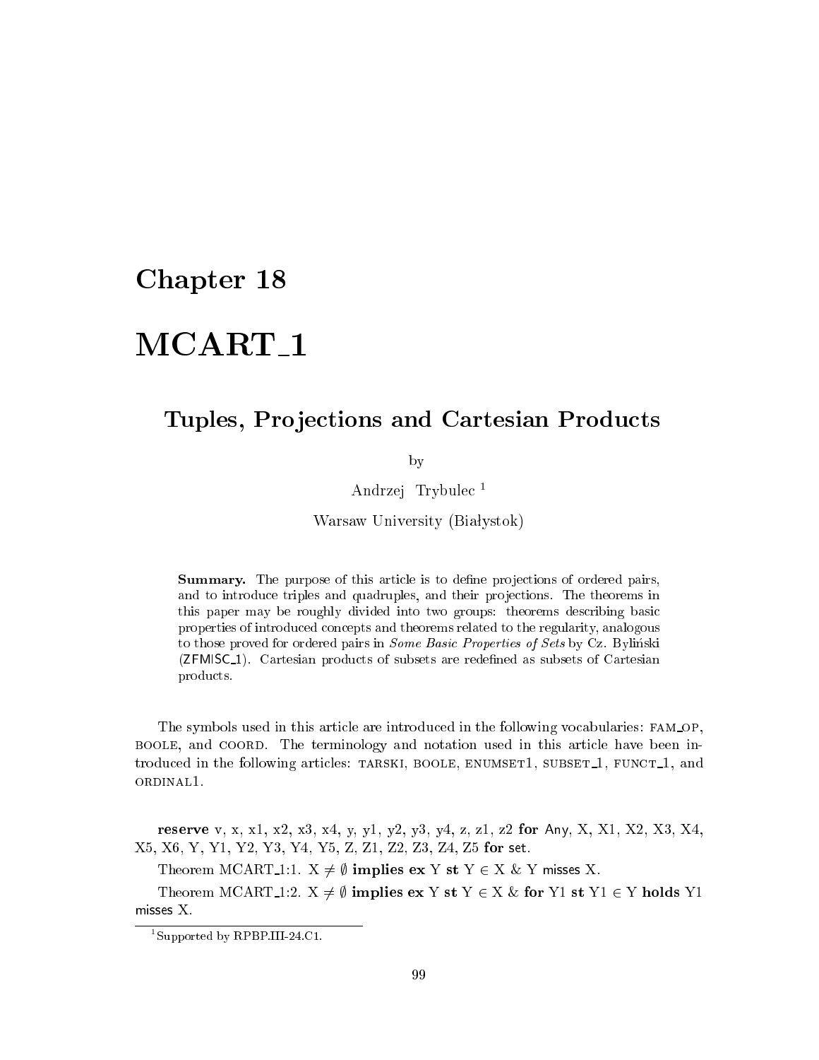# Chapter 18

# MCART_1

## Tuples, Projections and Cartesian Products

by

Andrzej Trybulec [1]

Warsaw University (Białystok)

> **Summary.** The purpose of this article is to define projections of ordered pairs, and to introduce triples and quadruples, and their projections. The theorems in this paper may be roughly divided into two groups: theorems describing basic properties of introduced concepts and theorems related to the regularity, analogous to those proved for ordered pairs in *Some Basic Properties of Sets* by Cz. Byliński (ZFMISC_1). Cartesian products of subsets are redefined as subsets of Cartesian products.

The symbols used in this article are introduced in the following vocabularies: FAM_OP, BOOLE, and COORD. The terminology and notation used in this article have been introduced in the following articles: TARSKI, BOOLE, ENUMSET1, SUBSET_1, FUNCT_1, and ORDINAL1.

**reserve** v, x, x1, x2, x3, x4, y, y1, y2, y3, y4, z, z1, z2 **for** Any, X, X1, X2, X3, X4, X5, X6, Y, Y1, Y2, Y3, Y4, Y5, Z, Z1, Z2, Z3, Z4, Z5 **for** set.

Theorem MCART_1:1. X $\neq \emptyset$ **implies ex** Y **st** Y $\in$ X & Y misses X.

Theorem MCART_1:2. X $\neq \emptyset$ **implies ex** Y **st** Y $\in$ X & **for** Y1 **st** Y1 $\in$ Y **holds** Y1 misses X.

[1] Supported by RPBP.III-24.C1.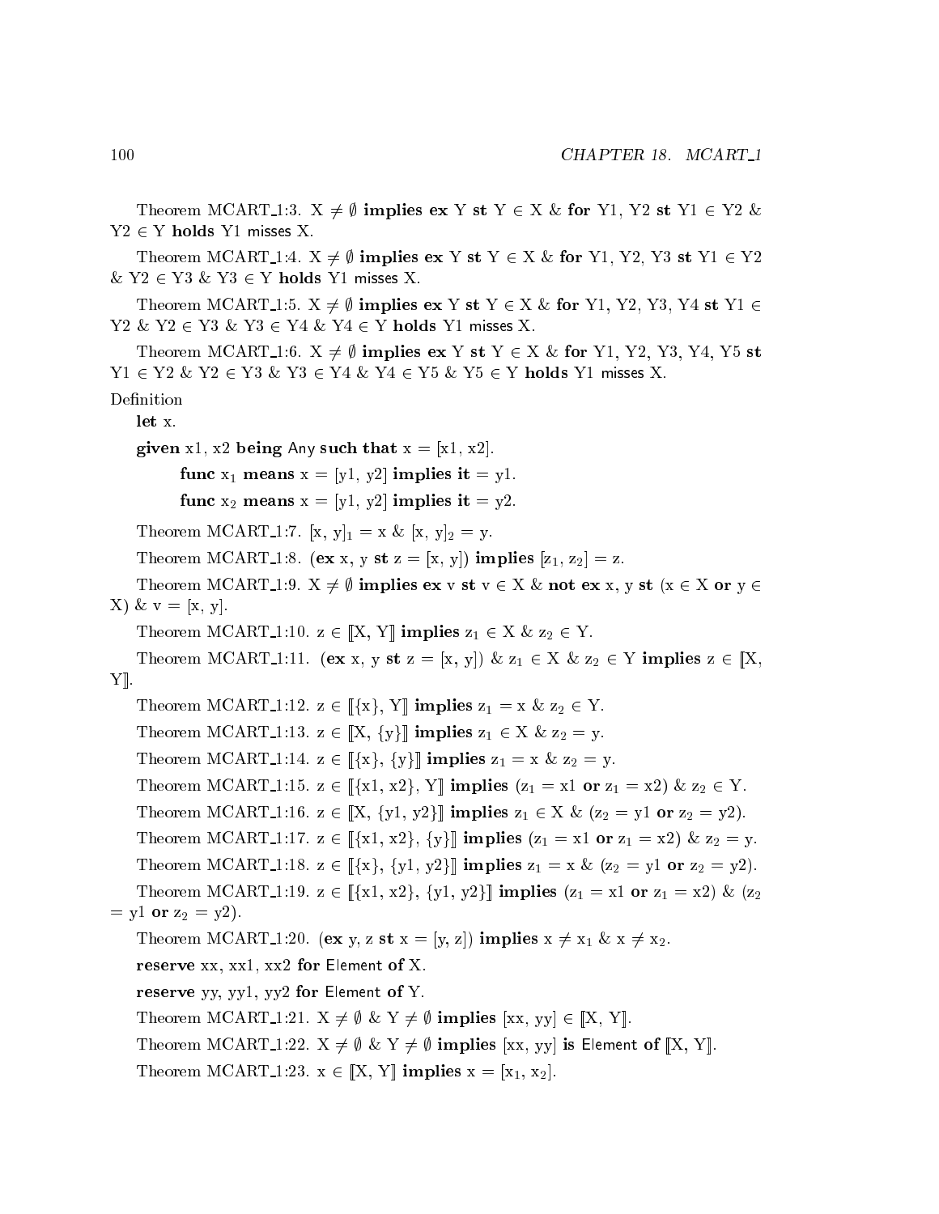Theorem MCART_1:3. X $\neq \emptyset$ **implies ex** Y **st** Y $\in$ X & **for** Y1, Y2 **st** Y1 $\in$ Y2 & Y2 $\in$ Y **holds** Y1 misses X.

Theorem MCART_1:4. X $\neq \emptyset$ **implies ex** Y **st** Y $\in$ X & **for** Y1, Y2, Y3 **st** Y1 $\in$ Y2 & Y2 $\in$ Y3 & Y3 $\in$ Y **holds** Y1 misses X.

Theorem MCART_1:5. X $\neq \emptyset$ **implies ex** Y **st** Y $\in$ X & **for** Y1, Y2, Y3, Y4 **st** Y1 $\in$ Y2 & Y2 $\in$ Y3 & Y3 $\in$ Y4 & Y4 $\in$ Y **holds** Y1 misses X.

Theorem MCART_1:6. X $\neq \emptyset$ **implies ex** Y **st** Y $\in$ X & **for** Y1, Y2, Y3, Y4, Y5 **st** Y1 $\in$ Y2 & Y2 $\in$ Y3 & Y3 $\in$ Y4 & Y4 $\in$ Y5 & Y5 $\in$ Y **holds** Y1 misses X.

Definition

**let** x.

**given** x1, x2 **being** Any **such that** x = [x1, x2].

**func** $x_1$ **means** x = [y1, y2] **implies it** = y1.

**func** $x_2$ **means** x = [y1, y2] **implies it** = y2.

Theorem MCART_1:7. $[x, y]_1$ = x & $[x, y]_2$ = y.

Theorem MCART_1:8. (**ex** x, y **st** z = [x, y]) **implies** [$z_1$, $z_2$] = z.

Theorem MCART_1:9. X $\neq \emptyset$ **implies ex** v **st** v $\in$ X & **not ex** x, y **st** (x $\in$ X **or** y $\in$ X) & v = [x, y].

Theorem MCART_1:10. z $\in$ [:X, Y:] **implies** $z_1 \in$ X & $z_2 \in$ Y.

Theorem MCART_1:11. (**ex** x, y **st** z = [x, y]) & $z_1 \in$ X & $z_2 \in$ Y **implies** z $\in$ [:X, Y:].

Theorem MCART_1:12. z $\in$ [:{x}, Y:] **implies** $z_1$ = x & $z_2 \in$ Y.

Theorem MCART_1:13. z $\in$ [:X, {y}:] **implies** $z_1 \in$ X & $z_2$ = y.

Theorem MCART_1:14. z $\in$ [:{x}, {y}:] **implies** $z_1$ = x & $z_2$ = y.

Theorem MCART_1:15. z $\in$ [:{x1, x2}, Y:] **implies** ($z_1$ = x1 **or** $z_1$ = x2) & $z_2 \in$ Y.

Theorem MCART_1:16. z $\in$ [:X, {y1, y2}:] **implies** $z_1 \in$ X & ($z_2$ = y1 **or** $z_2$ = y2).

Theorem MCART_1:17. z $\in$ [:{x1, x2}, {y}:] **implies** ($z_1$ = x1 **or** $z_1$ = x2) & $z_2$ = y.

Theorem MCART_1:18. z $\in$ [:{x}, {y1, y2}:] **implies** $z_1$ = x & ($z_2$ = y1 **or** $z_2$ = y2).

Theorem MCART_1:19. z $\in$ [:{x1, x2}, {y1, y2}:] **implies** ($z_1$ = x1 **or** $z_1$ = x2) & ($z_2$ = y1 **or** $z_2$ = y2).

Theorem MCART_1:20. (**ex** y, z **st** x = [y, z]) **implies** x $\neq x_1$ & x $\neq x_2$.

**reserve** xx, xx1, xx2 **for** Element **of** X.

**reserve** yy, yy1, yy2 **for** Element **of** Y.

Theorem MCART_1:21. X $\neq \emptyset$ & Y $\neq \emptyset$ **implies** [xx, yy] $\in$ [:X, Y:].

Theorem MCART_1:22. X $\neq \emptyset$ & Y $\neq \emptyset$ **implies** [xx, yy] **is** Element **of** [:X, Y:].

Theorem MCART_1:23. x $\in$ [:X, Y:] **implies** x = [$x_1$, $x_2$].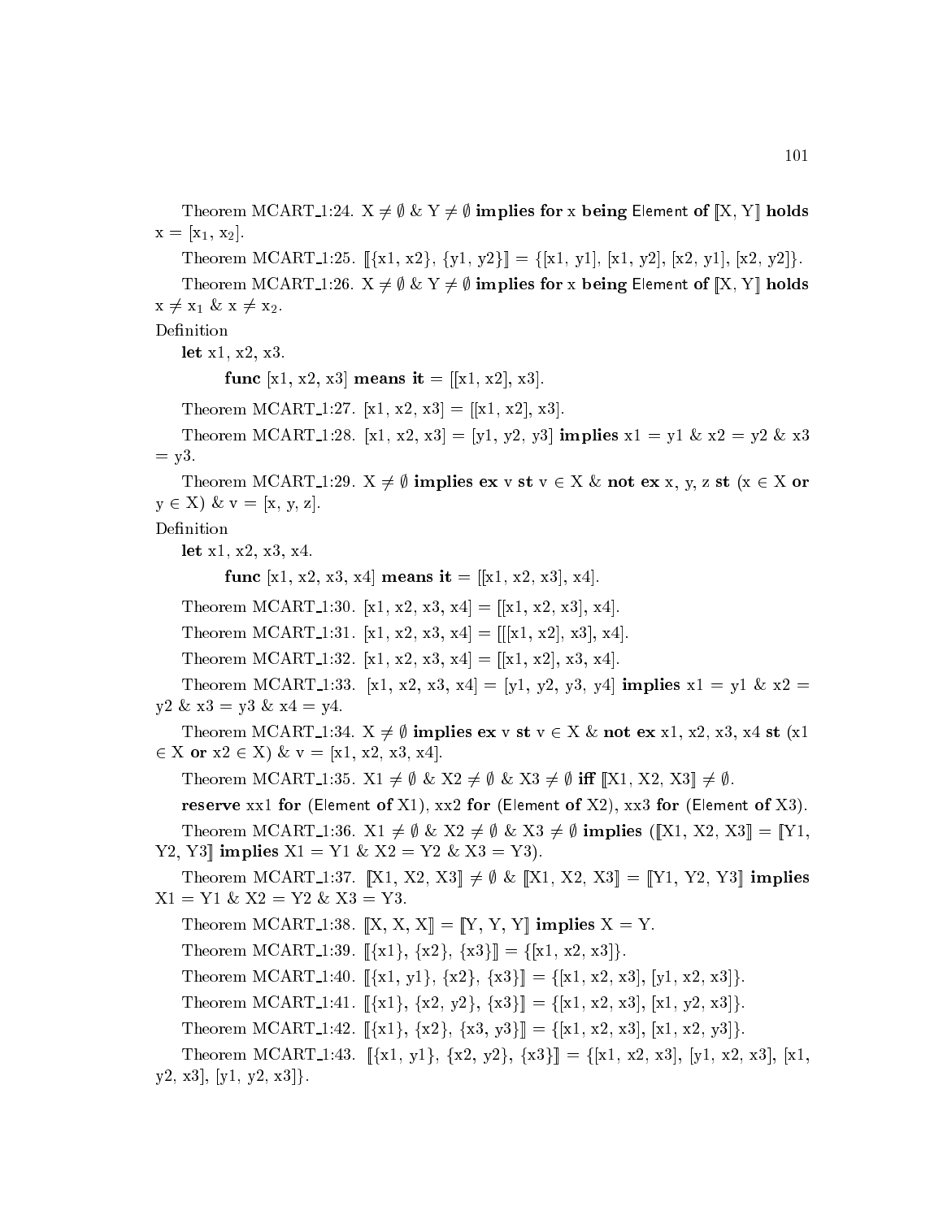Theorem MCART_1:24. $X \neq \emptyset$ & $Y \neq \emptyset$ **implies for** x **being** Element **of** $[\![X, Y]\!]$ **holds** $x = [x_1, x_2]$.

Theorem MCART_1:25. $[\![\{x1, x2\}, \{y1, y2\}]\!] = \{[x1, y1], [x1, y2], [x2, y1], [x2, y2]\}$.

Theorem MCART_1:26. $X \neq \emptyset$ & $Y \neq \emptyset$ **implies for** x **being** Element **of** $[\![X, Y]\!]$ **holds** $x \neq x_1$ & $x \neq x_2$.

Definition

**let** x1, x2, x3.

**func** [x1, x2, x3] **means it** = [[x1, x2], x3].

Theorem MCART_1:27. [x1, x2, x3] = [[x1, x2], x3].

Theorem MCART_1:28. [x1, x2, x3] = [y1, y2, y3] **implies** x1 = y1 & x2 = y2 & x3 = y3.

Theorem MCART_1:29. $X \neq \emptyset$ **implies ex** v **st** $v \in X$ & **not ex** x, y, z **st** ($x \in X$ **or** $y \in X$) & v = [x, y, z].

Definition

**let** x1, x2, x3, x4.

**func** [x1, x2, x3, x4] **means it** = [[x1, x2, x3], x4].

Theorem MCART_1:30. [x1, x2, x3, x4] = [[x1, x2, x3], x4].

Theorem MCART_1:31. [x1, x2, x3, x4] = [[[x1, x2], x3], x4].

Theorem MCART_1:32. [x1, x2, x3, x4] = [[x1, x2], x3, x4].

Theorem MCART_1:33. [x1, x2, x3, x4] = [y1, y2, y3, y4] **implies** x1 = y1 & x2 = y2 & x3 = y3 & x4 = y4.

Theorem MCART_1:34. $X \neq \emptyset$ **implies ex** v **st** $v \in X$ & **not ex** x1, x2, x3, x4 **st** ($x1 \in X$ **or** $x2 \in X$) & v = [x1, x2, x3, x4].

Theorem MCART_1:35. $X1 \neq \emptyset$ & $X2 \neq \emptyset$ & $X3 \neq \emptyset$ **iff** $[\![X1, X2, X3]\!] \neq \emptyset$.

**reserve** xx1 **for** (Element **of** X1), xx2 **for** (Element **of** X2), xx3 **for** (Element **of** X3).

Theorem MCART_1:36. $X1 \neq \emptyset$ & $X2 \neq \emptyset$ & $X3 \neq \emptyset$ **implies** ($[\![X1, X2, X3]\!] = [\![Y1, Y2, Y3]\!]$ **implies** X1 = Y1 & X2 = Y2 & X3 = Y3).

Theorem MCART_1:37. $[\![X1, X2, X3]\!] \neq \emptyset$ & $[\![X1, X2, X3]\!] = [\![Y1, Y2, Y3]\!]$ **implies** X1 = Y1 & X2 = Y2 & X3 = Y3.

Theorem MCART_1:38. $[\![X, X, X]\!] = [\![Y, Y, Y]\!]$ **implies** X = Y.

Theorem MCART_1:39. $[\![\{x1\}, \{x2\}, \{x3\}]\!] = \{[x1, x2, x3]\}$.

Theorem MCART_1:40. $[\![\{x1, y1\}, \{x2\}, \{x3\}]\!] = \{[x1, x2, x3], [y1, x2, x3]\}$.

Theorem MCART_1:41. $[\![\{x1\}, \{x2, y2\}, \{x3\}]\!] = \{[x1, x2, x3], [x1, y2, x3]\}$.

Theorem MCART_1:42. $[\![\{x1\}, \{x2\}, \{x3, y3\}]\!] = \{[x1, x2, x3], [x1, x2, y3]\}$.

Theorem MCART_1:43. $[\![\{x1, y1\}, \{x2, y2\}, \{x3\}]\!] = \{[x1, x2, x3], [y1, x2, x3], [x1, y2, x3], [y1, y2, x3]\}$.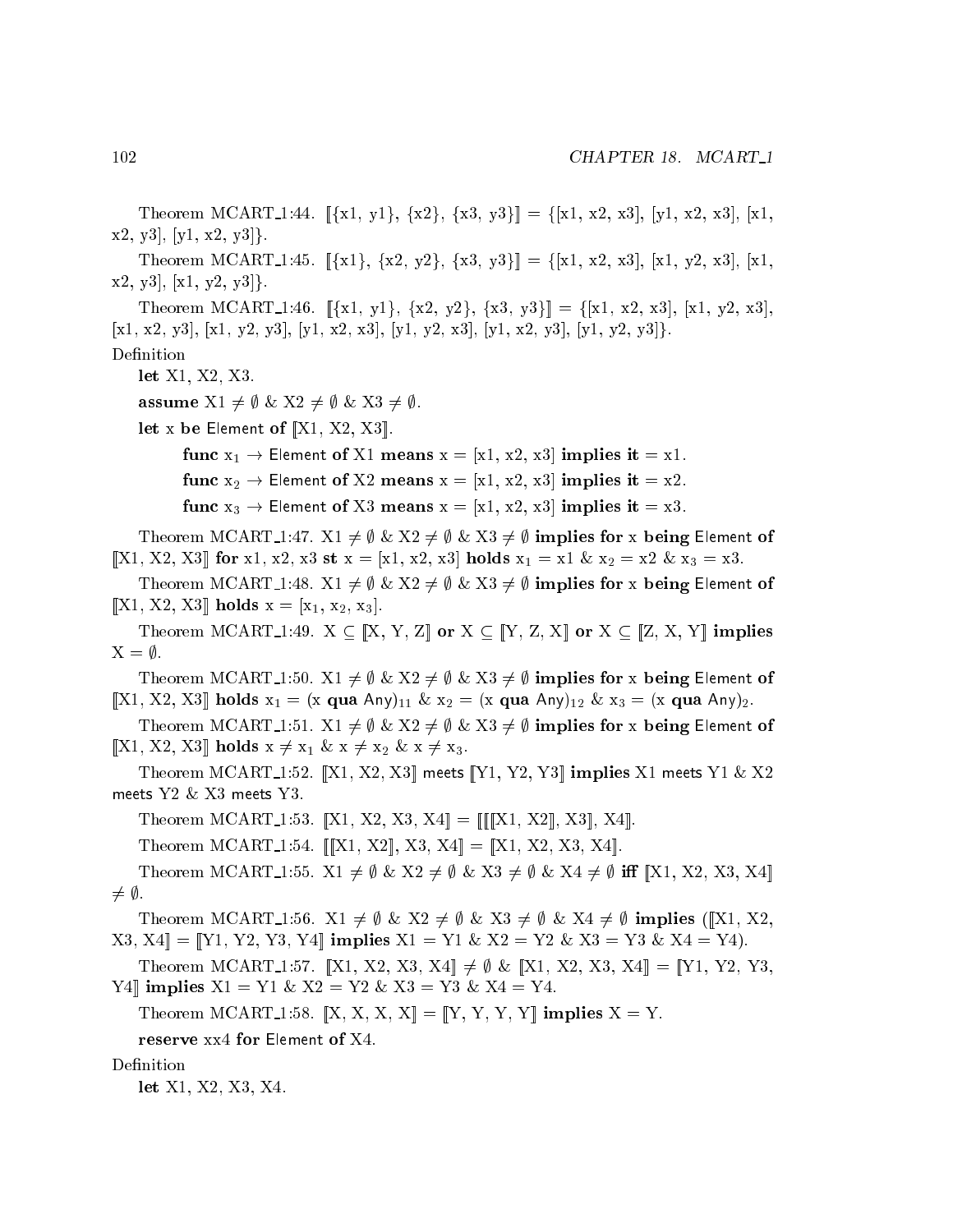Theorem MCART_1:44. $[\![\{x1, y1\}, \{x2\}, \{x3, y3\}]\!] = \{[x1, x2, x3], [y1, x2, x3], [x1, x2, y3], [y1, x2, y3]\}$.

Theorem MCART_1:45. $[\![\{x1\}, \{x2, y2\}, \{x3, y3\}]\!] = \{[x1, x2, x3], [x1, y2, x3], [x1, x2, y3], [x1, y2, y3]\}$.

Theorem MCART_1:46. $[\![\{x1, y1\}, \{x2, y2\}, \{x3, y3\}]\!] = \{[x1, x2, x3], [x1, y2, x3], [x1, x2, y3], [x1, y2, y3], [y1, x2, x3], [y1, y2, x3], [y1, x2, y3], [y1, y2, y3]\}$.

Definition

**let** X1, X2, X3.

**assume** $X1 \neq \emptyset$ & $X2 \neq \emptyset$ & $X3 \neq \emptyset$.

**let** x **be** Element **of** $[\![X1, X2, X3]\!]$.

**func** $x_1 \rightarrow$ Element **of** X1 **means** x = [x1, x2, x3] **implies it** = x1.

**func** $x_2 \rightarrow$ Element **of** X2 **means** x = [x1, x2, x3] **implies it** = x2.

**func** $x_3 \rightarrow$ Element **of** X3 **means** x = [x1, x2, x3] **implies it** = x3.

Theorem MCART_1:47. $X1 \neq \emptyset$ & $X2 \neq \emptyset$ & $X3 \neq \emptyset$ **implies for** x **being** Element **of** $[\![X1, X2, X3]\!]$ **for** x1, x2, x3 **st** x = [x1, x2, x3] **holds** $x_1$ = x1 & $x_2$ = x2 & $x_3$ = x3.

Theorem MCART_1:48. $X1 \neq \emptyset$ & $X2 \neq \emptyset$ & $X3 \neq \emptyset$ **implies for** x **being** Element **of** $[\![X1, X2, X3]\!]$ **holds** x = $[x_1, x_2, x_3]$.

Theorem MCART_1:49. $X \subseteq [\![X, Y, Z]\!]$ **or** $X \subseteq [\![Y, Z, X]\!]$ **or** $X \subseteq [\![Z, X, Y]\!]$ **implies** $X = \emptyset$.

Theorem MCART_1:50. $X1 \neq \emptyset$ & $X2 \neq \emptyset$ & $X3 \neq \emptyset$ **implies for** x **being** Element **of** $[\![X1, X2, X3]\!]$ **holds** $x_1$ = (x **qua** Any)$_{11}$ & $x_2$ = (x **qua** Any)$_{12}$ & $x_3$ = (x **qua** Any)$_2$.

Theorem MCART_1:51. $X1 \neq \emptyset$ & $X2 \neq \emptyset$ & $X3 \neq \emptyset$ **implies for** x **being** Element **of** $[\![X1, X2, X3]\!]$ **holds** $x \neq x_1$ & $x \neq x_2$ & $x \neq x_3$.

Theorem MCART_1:52. $[\![X1, X2, X3]\!]$ meets $[\![Y1, Y2, Y3]\!]$ **implies** X1 meets Y1 & X2 meets Y2 & X3 meets Y3.

Theorem MCART_1:53. $[\![X1, X2, X3, X4]\!] = [\![[\![[\![X1, X2]\!], X3]\!], X4]\!]$.

Theorem MCART_1:54. $[\![[\![X1, X2]\!], X3, X4]\!] = [\![X1, X2, X3, X4]\!]$.

Theorem MCART_1:55. $X1 \neq \emptyset$ & $X2 \neq \emptyset$ & $X3 \neq \emptyset$ & $X4 \neq \emptyset$ **iff** $[\![X1, X2, X3, X4]\!] \neq \emptyset$.

Theorem MCART_1:56. $X1 \neq \emptyset$ & $X2 \neq \emptyset$ & $X3 \neq \emptyset$ & $X4 \neq \emptyset$ **implies** ($[\![X1, X2, X3, X4]\!] = [\![Y1, Y2, Y3, Y4]\!]$ **implies** X1 = Y1 & X2 = Y2 & X3 = Y3 & X4 = Y4).

Theorem MCART_1:57. $[\![X1, X2, X3, X4]\!] \neq \emptyset$ & $[\![X1, X2, X3, X4]\!] = [\![Y1, Y2, Y3, Y4]\!]$ **implies** X1 = Y1 & X2 = Y2 & X3 = Y3 & X4 = Y4.

Theorem MCART_1:58. $[\![X, X, X, X]\!] = [\![Y, Y, Y, Y]\!]$ **implies** X = Y.

**reserve** xx4 **for** Element **of** X4.

Definition

**let** X1, X2, X3, X4.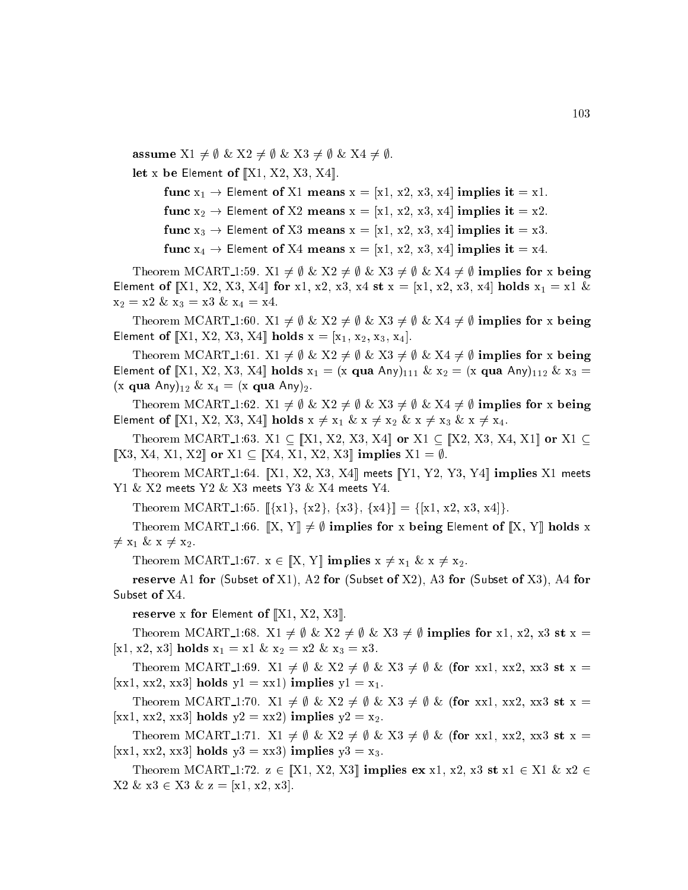**assume** X1 $\neq \emptyset$ & X2 $\neq \emptyset$ & X3 $\neq \emptyset$ & X4 $\neq \emptyset$.

**let** x **be** Element **of** ⟦X1, X2, X3, X4⟧.

**func** $x_1 \rightarrow$ Element **of** X1 **means** x = [x1, x2, x3, x4] **implies it** = x1.

**func** $x_2 \rightarrow$ Element **of** X2 **means** x = [x1, x2, x3, x4] **implies it** = x2.

**func** $x_3 \rightarrow$ Element **of** X3 **means** x = [x1, x2, x3, x4] **implies it** = x3.

**func** $x_4 \rightarrow$ Element **of** X4 **means** x = [x1, x2, x3, x4] **implies it** = x4.

Theorem MCART_1:59. X1 $\neq \emptyset$ & X2 $\neq \emptyset$ & X3 $\neq \emptyset$ & X4 $\neq \emptyset$ **implies for** x **being** Element **of** ⟦X1, X2, X3, X4⟧ **for** x1, x2, x3, x4 **st** x = [x1, x2, x3, x4] **holds** $x_1$ = x1 & $x_2$ = x2 & $x_3$ = x3 & $x_4$ = x4.

Theorem MCART_1:60. X1 $\neq \emptyset$ & X2 $\neq \emptyset$ & X3 $\neq \emptyset$ & X4 $\neq \emptyset$ **implies for** x **being** Element **of** ⟦X1, X2, X3, X4⟧ **holds** x = [$x_1$, $x_2$, $x_3$, $x_4$].

Theorem MCART_1:61. X1 $\neq \emptyset$ & X2 $\neq \emptyset$ & X3 $\neq \emptyset$ & X4 $\neq \emptyset$ **implies for** x **being** Element **of** ⟦X1, X2, X3, X4⟧ **holds** $x_1$ = (x **qua** Any)$_{111}$ & $x_2$ = (x **qua** Any)$_{112}$ & $x_3$ = (x **qua** Any)$_{12}$ & $x_4$ = (x **qua** Any)$_{2}$.

Theorem MCART_1:62. X1 $\neq \emptyset$ & X2 $\neq \emptyset$ & X3 $\neq \emptyset$ & X4 $\neq \emptyset$ **implies for** x **being** Element **of** ⟦X1, X2, X3, X4⟧ **holds** x $\neq$ $x_1$ & x $\neq$ $x_2$ & x $\neq$ $x_3$ & x $\neq$ $x_4$.

Theorem MCART_1:63. X1 $\subseteq$ ⟦X1, X2, X3, X4⟧ **or** X1 $\subseteq$ ⟦X2, X3, X4, X1⟧ **or** X1 $\subseteq$ ⟦X3, X4, X1, X2⟧ **or** X1 $\subseteq$ ⟦X4, X1, X2, X3⟧ **implies** X1 = $\emptyset$.

Theorem MCART_1:64. ⟦X1, X2, X3, X4⟧ meets ⟦Y1, Y2, Y3, Y4⟧ **implies** X1 meets Y1 & X2 meets Y2 & X3 meets Y3 & X4 meets Y4.

Theorem MCART_1:65. ⟦{x1}, {x2}, {x3}, {x4}⟧ = {[x1, x2, x3, x4]}.

Theorem MCART_1:66. ⟦X, Y⟧ $\neq \emptyset$ **implies for** x **being** Element **of** ⟦X, Y⟧ **holds** x $\neq$ $x_1$ & x $\neq$ $x_2$.

Theorem MCART_1:67. x $\in$ ⟦X, Y⟧ **implies** x $\neq$ $x_1$ & x $\neq$ $x_2$.

**reserve** A1 **for** (Subset **of** X1), A2 **for** (Subset **of** X2), A3 **for** (Subset **of** X3), A4 **for** Subset **of** X4.

**reserve** x **for** Element **of** ⟦X1, X2, X3⟧.

Theorem MCART_1:68. X1 $\neq \emptyset$ & X2 $\neq \emptyset$ & X3 $\neq \emptyset$ **implies for** x1, x2, x3 **st** x = [x1, x2, x3] **holds** $x_1$ = x1 & $x_2$ = x2 & $x_3$ = x3.

Theorem MCART_1:69. X1 $\neq \emptyset$ & X2 $\neq \emptyset$ & X3 $\neq \emptyset$ & (**for** xx1, xx2, xx3 **st** x = [xx1, xx2, xx3] **holds** y1 = xx1) **implies** y1 = $x_1$.

Theorem MCART_1:70. X1 $\neq \emptyset$ & X2 $\neq \emptyset$ & X3 $\neq \emptyset$ & (**for** xx1, xx2, xx3 **st** x = [xx1, xx2, xx3] **holds** y2 = xx2) **implies** y2 = $x_2$.

Theorem MCART_1:71. X1 $\neq \emptyset$ & X2 $\neq \emptyset$ & X3 $\neq \emptyset$ & (**for** xx1, xx2, xx3 **st** x = [xx1, xx2, xx3] **holds** y3 = xx3) **implies** y3 = $x_3$.

Theorem MCART_1:72. z $\in$ ⟦X1, X2, X3⟧ **implies ex** x1, x2, x3 **st** x1 $\in$ X1 & x2 $\in$ X2 & x3 $\in$ X3 & z = [x1, x2, x3].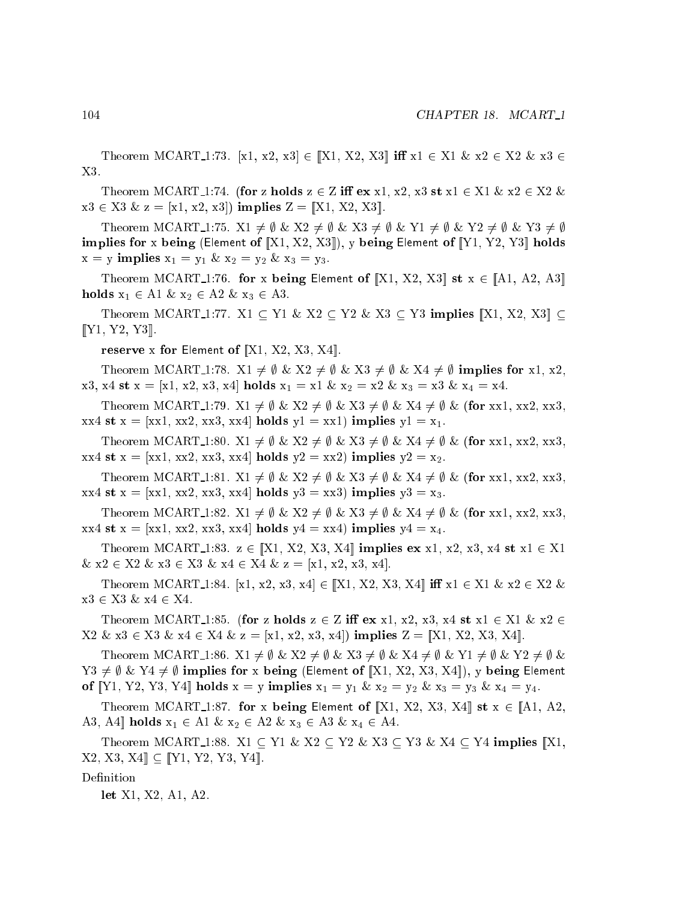Theorem MCART_1:73. $[x1, x2, x3] \in [\![X1, X2, X3]\!]$ **iff** $x1 \in X1$ & $x2 \in X2$ & $x3 \in X3$.

Theorem MCART_1:74. (**for** z **holds** $z \in Z$ **iff** **ex** x1, x2, x3 **st** $x1 \in X1$ & $x2 \in X2$ & $x3 \in X3$ & $z = [x1, x2, x3]$) **implies** $Z = [\![X1, X2, X3]\!]$.

Theorem MCART_1:75. $X1 \neq \emptyset$ & $X2 \neq \emptyset$ & $X3 \neq \emptyset$ & $Y1 \neq \emptyset$ & $Y2 \neq \emptyset$ & $Y3 \neq \emptyset$ **implies for** x **being** (Element **of** $[\![X1, X2, X3]\!]$), y **being** Element **of** $[\![Y1, Y2, Y3]\!]$ **holds** $x = y$ **implies** $x_1 = y_1$ & $x_2 = y_2$ & $x_3 = y_3$.

Theorem MCART_1:76. **for** x **being** Element **of** $[\![X1, X2, X3]\!]$ **st** $x \in [\![A1, A2, A3]\!]$ **holds** $x_1 \in A1$ & $x_2 \in A2$ & $x_3 \in A3$.

Theorem MCART_1:77. $X1 \subseteq Y1$ & $X2 \subseteq Y2$ & $X3 \subseteq Y3$ **implies** $[\![X1, X2, X3]\!] \subseteq [\![Y1, Y2, Y3]\!]$.

**reserve** x **for** Element **of** $[\![X1, X2, X3, X4]\!]$.

Theorem MCART_1:78. $X1 \neq \emptyset$ & $X2 \neq \emptyset$ & $X3 \neq \emptyset$ & $X4 \neq \emptyset$ **implies for** x1, x2, x3, x4 **st** $x = [x1, x2, x3, x4]$ **holds** $x_1 = x1$ & $x_2 = x2$ & $x_3 = x3$ & $x_4 = x4$.

Theorem MCART_1:79. $X1 \neq \emptyset$ & $X2 \neq \emptyset$ & $X3 \neq \emptyset$ & $X4 \neq \emptyset$ & (**for** xx1, xx2, xx3, xx4 **st** $x = [xx1, xx2, xx3, xx4]$ **holds** $y1 = xx1$) **implies** $y1 = x_1$.

Theorem MCART_1:80. $X1 \neq \emptyset$ & $X2 \neq \emptyset$ & $X3 \neq \emptyset$ & $X4 \neq \emptyset$ & (**for** xx1, xx2, xx3, xx4 **st** $x = [xx1, xx2, xx3, xx4]$ **holds** $y2 = xx2$) **implies** $y2 = x_2$.

Theorem MCART_1:81. $X1 \neq \emptyset$ & $X2 \neq \emptyset$ & $X3 \neq \emptyset$ & $X4 \neq \emptyset$ & (**for** xx1, xx2, xx3, xx4 **st** $x = [xx1, xx2, xx3, xx4]$ **holds** $y3 = xx3$) **implies** $y3 = x_3$.

Theorem MCART_1:82. $X1 \neq \emptyset$ & $X2 \neq \emptyset$ & $X3 \neq \emptyset$ & $X4 \neq \emptyset$ & (**for** xx1, xx2, xx3, xx4 **st** $x = [xx1, xx2, xx3, xx4]$ **holds** $y4 = xx4$) **implies** $y4 = x_4$.

Theorem MCART_1:83. $z \in [\![X1, X2, X3, X4]\!]$ **implies ex** x1, x2, x3, x4 **st** $x1 \in X1$ & $x2 \in X2$ & $x3 \in X3$ & $x4 \in X4$ & $z = [x1, x2, x3, x4]$.

Theorem MCART_1:84. $[x1, x2, x3, x4] \in [\![X1, X2, X3, X4]\!]$ **iff** $x1 \in X1$ & $x2 \in X2$ & $x3 \in X3$ & $x4 \in X4$.

Theorem MCART_1:85. (**for** z **holds** $z \in Z$ **iff ex** x1, x2, x3, x4 **st** $x1 \in X1$ & $x2 \in X2$ & $x3 \in X3$ & $x4 \in X4$ & $z = [x1, x2, x3, x4]$) **implies** $Z = [\![X1, X2, X3, X4]\!]$.

Theorem MCART_1:86. $X1 \neq \emptyset$ & $X2 \neq \emptyset$ & $X3 \neq \emptyset$ & $X4 \neq \emptyset$ & $Y1 \neq \emptyset$ & $Y2 \neq \emptyset$ & $Y3 \neq \emptyset$ & $Y4 \neq \emptyset$ **implies for** x **being** (Element **of** $[\![X1, X2, X3, X4]\!]$), y **being** Element **of** $[\![Y1, Y2, Y3, Y4]\!]$ **holds** $x = y$ **implies** $x_1 = y_1$ & $x_2 = y_2$ & $x_3 = y_3$ & $x_4 = y_4$.

Theorem MCART_1:87. **for** x **being** Element **of** $[\![X1, X2, X3, X4]\!]$ **st** $x \in [\![A1, A2, A3, A4]\!]$ **holds** $x_1 \in A1$ & $x_2 \in A2$ & $x_3 \in A3$ & $x_4 \in A4$.

Theorem MCART_1:88. $X1 \subseteq Y1$ & $X2 \subseteq Y2$ & $X3 \subseteq Y3$ & $X4 \subseteq Y4$ **implies** $[\![X1, X2, X3, X4]\!] \subseteq [\![Y1, Y2, Y3, Y4]\!]$.

Definition

**let** X1, X2, A1, A2.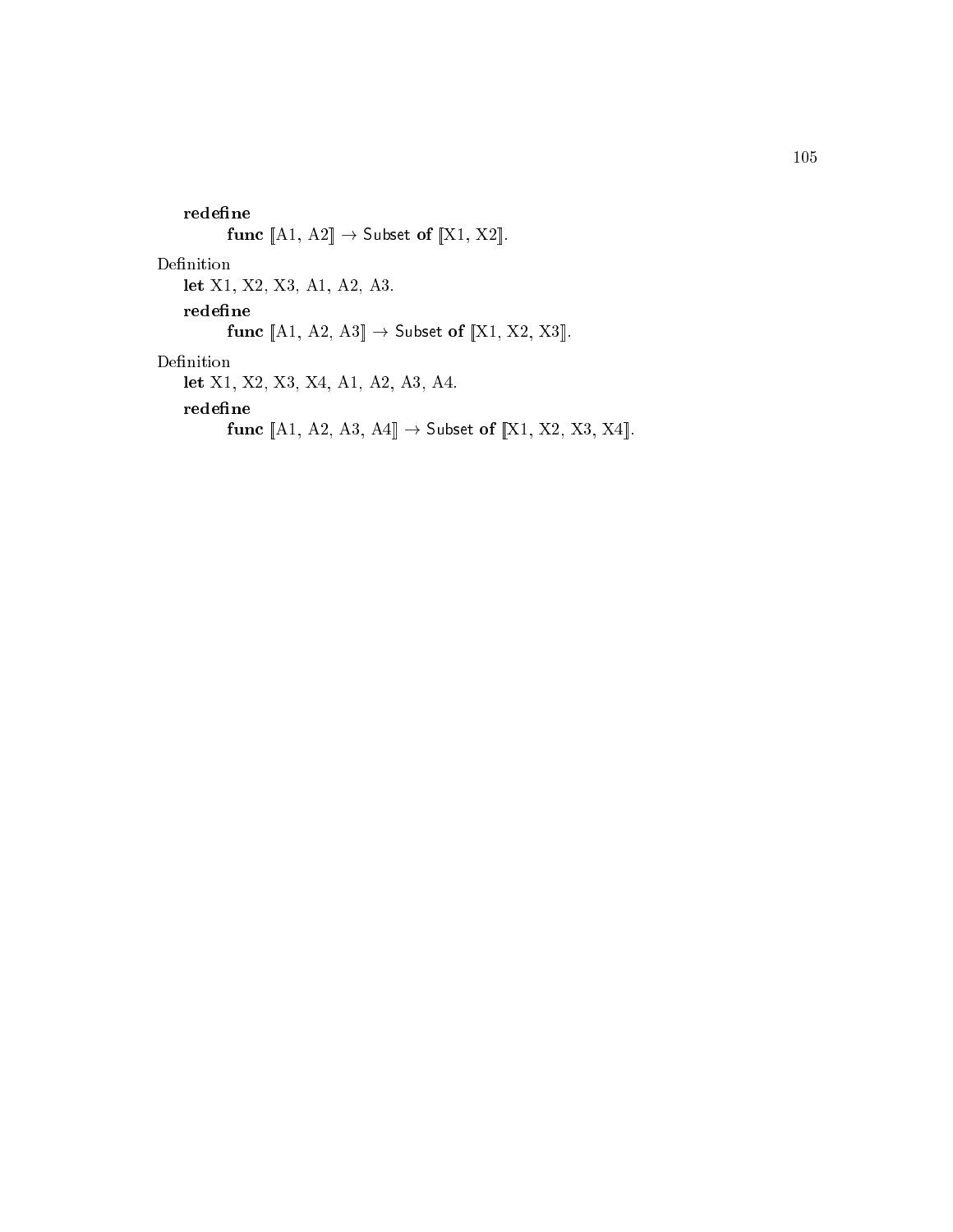**redefine**

&nbsp;&nbsp;&nbsp;&nbsp;**func** ⟦A1, A2⟧ → Subset **of** ⟦X1, X2⟧.

Definition

**let** X1, X2, X3, A1, A2, A3.

**redefine**

&nbsp;&nbsp;&nbsp;&nbsp;**func** ⟦A1, A2, A3⟧ → Subset **of** ⟦X1, X2, X3⟧.

Definition

**let** X1, X2, X3, X4, A1, A2, A3, A4.

**redefine**

&nbsp;&nbsp;&nbsp;&nbsp;**func** ⟦A1, A2, A3, A4⟧ → Subset **of** ⟦X1, X2, X3, X4⟧.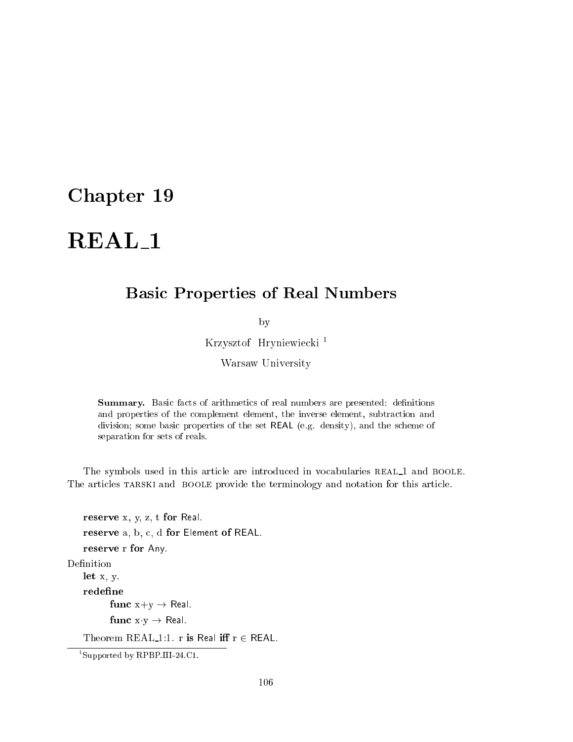# Chapter 19

# REAL_1

## Basic Properties of Real Numbers

by

Krzysztof Hryniewiecki [1]

Warsaw University

**Summary.** Basic facts of arithmetics of real numbers are presented: definitions and properties of the complement element, the inverse element, subtraction and division; some basic properties of the set REAL (e.g. density), and the scheme of separation for sets of reals.

The symbols used in this article are introduced in vocabularies REAL_1 and BOOLE. The articles TARSKI and BOOLE provide the terminology and notation for this article.

**reserve** x, y, z, t **for** Real.

**reserve** a, b, c, d **for** Element **of** REAL.

**reserve** r **for** Any.

Definition

**let** x, y.

**redefine**

**func** x+y → Real.

**func** x·y → Real.

Theorem REAL_1:1. r **is** Real **iff** r ∈ REAL.

[1] Supported by RPBP.III-24.C1.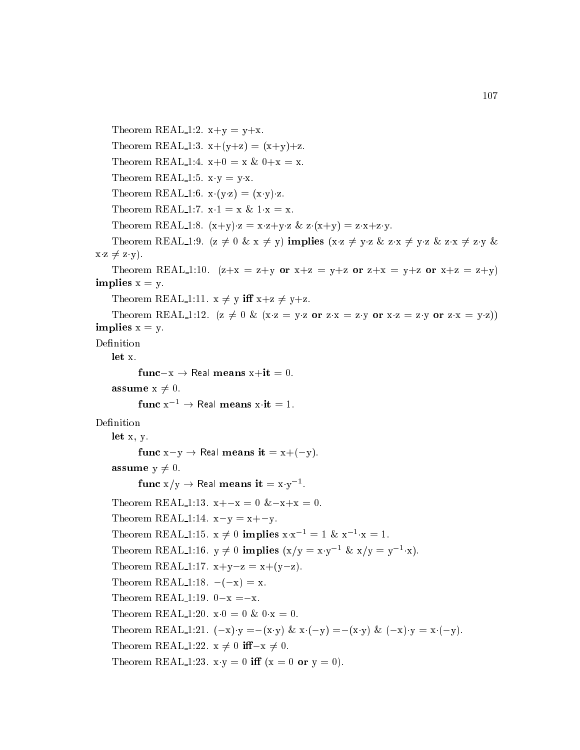Theorem REAL_1:2. $x+y = y+x$.

Theorem REAL_1:3. $x+(y+z) = (x+y)+z$.

Theorem REAL_1:4. $x+0 = x$ & $0+x = x$.

Theorem REAL_1:5. $x \cdot y = y \cdot x$.

Theorem REAL_1:6. $x \cdot (y \cdot z) = (x \cdot y) \cdot z$.

Theorem REAL_1:7. $x \cdot 1 = x$ & $1 \cdot x = x$.

Theorem REAL_1:8. $(x+y) \cdot z = x \cdot z+y \cdot z$ & $z \cdot (x+y) = z \cdot x+z \cdot y$.

Theorem REAL_1:9. ($z \neq 0$ & $x \neq y$) **implies** ($x \cdot z \neq y \cdot z$ & $z \cdot x \neq y \cdot z$ & $z \cdot x \neq z \cdot y$ & $x \cdot z \neq z \cdot y$).

Theorem REAL_1:10. ($z+x = z+y$ **or** $x+z = y+z$ **or** $z+x = y+z$ **or** $x+z = z+y$) **implies** $x = y$.

Theorem REAL_1:11. $x \neq y$ **iff** $x+z \neq y+z$.

Theorem REAL_1:12. ($z \neq 0$ & ($x \cdot z = y \cdot z$ **or** $z \cdot x = z \cdot y$ **or** $x \cdot z = z \cdot y$ **or** $z \cdot x = y \cdot z$)) **implies** $x = y$.

Definition

**let** x.

**func** $-x \to$ Real **means** $x+$**it** $= 0$.

**assume** $x \neq 0$.

**func** $x^{-1} \to$ Real **means** $x \cdot$**it** $= 1$.

Definition

**let** x, y.

**func** $x-y \to$ Real **means it** $= x+(-y)$.

**assume** $y \neq 0$.

**func** $x/y \to$ Real **means it** $= x \cdot y^{-1}$.

Theorem REAL_1:13. $x+-x = 0$ & $-x+x = 0$.

Theorem REAL_1:14. $x-y = x+-y$.

Theorem REAL_1:15. $x \neq 0$ **implies** $x \cdot x^{-1} = 1$ & $x^{-1} \cdot x = 1$.

Theorem REAL_1:16. $y \neq 0$ **implies** ($x/y = x \cdot y^{-1}$ & $x/y = y^{-1} \cdot x$).

Theorem REAL_1:17. $x+y-z = x+(y-z)$.

Theorem REAL_1:18. $-(-x) = x$.

Theorem REAL_1:19. $0-x = -x$.

Theorem REAL_1:20. $x \cdot 0 = 0$ & $0 \cdot x = 0$.

Theorem REAL_1:21. $(-x) \cdot y = -(x \cdot y)$ & $x \cdot (-y) = -(x \cdot y)$ & $(-x) \cdot y = x \cdot (-y)$.

Theorem REAL_1:22. $x \neq 0$ **iff** $-x \neq 0$.

Theorem REAL_1:23. $x \cdot y = 0$ **iff** ($x = 0$ **or** $y = 0$).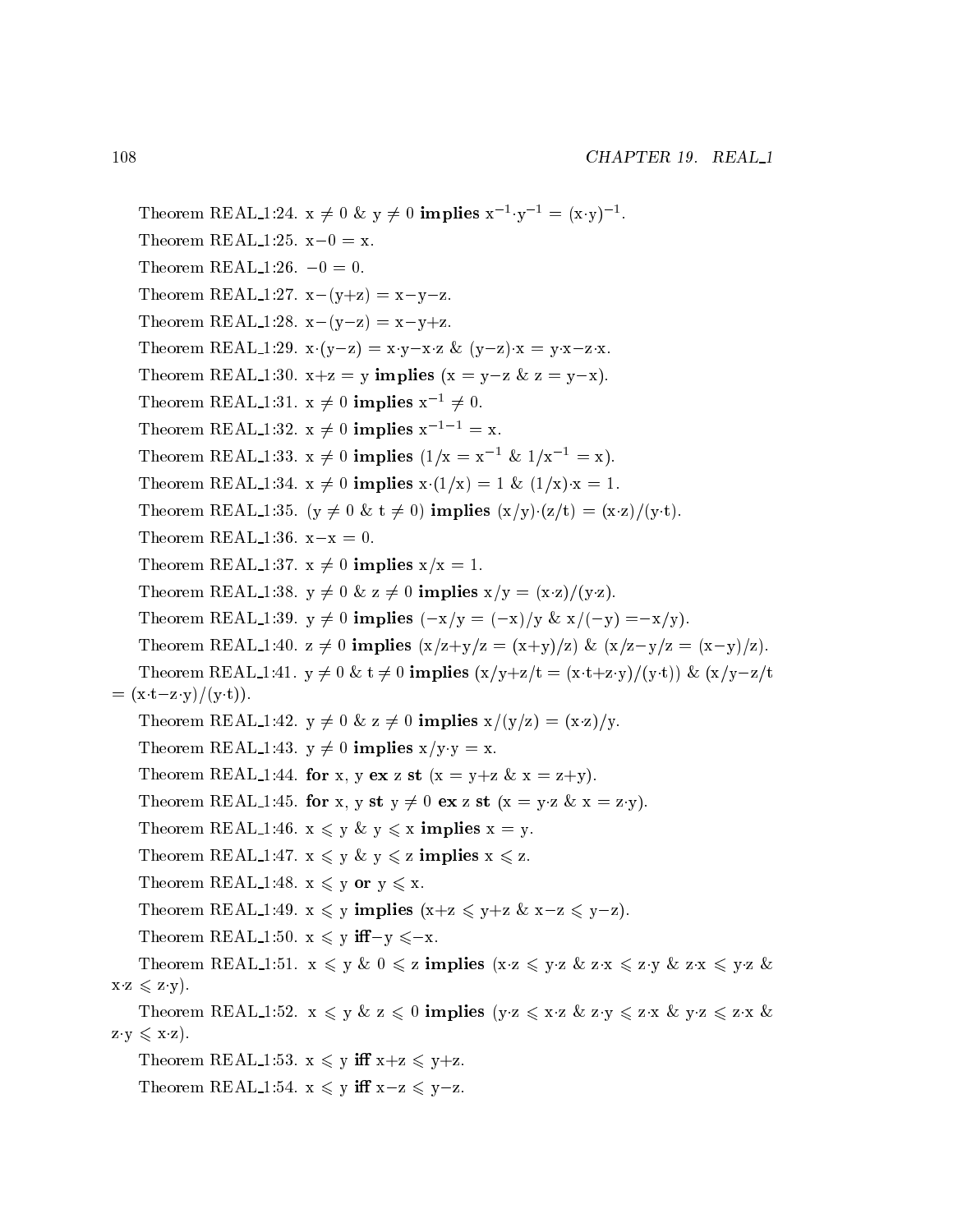Theorem REAL_1:24. $x \neq 0$ & $y \neq 0$ **implies** $x^{-1} \cdot y^{-1} = (x \cdot y)^{-1}$.

Theorem REAL_1:25. $x - 0 = x$.

Theorem REAL_1:26. $-0 = 0$.

Theorem REAL_1:27. $x - (y+z) = x - y - z$.

Theorem REAL_1:28. $x - (y - z) = x - y + z$.

Theorem REAL_1:29. $x \cdot (y - z) = x \cdot y - x \cdot z$ & $(y - z) \cdot x = y \cdot x - z \cdot x$.

Theorem REAL_1:30. $x + z = y$ **implies** ($x = y - z$ & $z = y - x$).

Theorem REAL_1:31. $x \neq 0$ **implies** $x^{-1} \neq 0$.

Theorem REAL_1:32. $x \neq 0$ **implies** $x^{-1-1} = x$.

Theorem REAL_1:33. $x \neq 0$ **implies** ($1/x = x^{-1}$ & $1/x^{-1} = x$).

Theorem REAL_1:34. $x \neq 0$ **implies** $x \cdot (1/x) = 1$ & $(1/x) \cdot x = 1$.

Theorem REAL_1:35. ($y \neq 0$ & $t \neq 0$) **implies** $(x/y) \cdot (z/t) = (x \cdot z)/(y \cdot t)$.

Theorem REAL_1:36. $x - x = 0$.

Theorem REAL_1:37. $x \neq 0$ **implies** $x/x = 1$.

Theorem REAL_1:38. $y \neq 0$ & $z \neq 0$ **implies** $x/y = (x \cdot z)/(y \cdot z)$.

Theorem REAL_1:39. $y \neq 0$ **implies** ($-x/y = (-x)/y$ & $x/(-y) = -x/y$).

Theorem REAL_1:40. $z \neq 0$ **implies** ($x/z + y/z = (x+y)/z$) & ($x/z - y/z = (x-y)/z$).

Theorem REAL_1:41. $y \neq 0$ & $t \neq 0$ **implies** ($x/y + z/t = (x \cdot t + z \cdot y)/(y \cdot t)$) & ($x/y - z/t = (x \cdot t - z \cdot y)/(y \cdot t)$).

Theorem REAL_1:42. $y \neq 0$ & $z \neq 0$ **implies** $x/(y/z) = (x \cdot z)/y$.

Theorem REAL_1:43. $y \neq 0$ **implies** $x/y \cdot y = x$.

Theorem REAL_1:44. **for** x, y **ex** z **st** ($x = y + z$ & $x = z + y$).

Theorem REAL_1:45. **for** x, y **st** $y \neq 0$ **ex** z **st** ($x = y \cdot z$ & $x = z \cdot y$).

Theorem REAL_1:46. $x \leqslant y$ & $y \leqslant x$ **implies** $x = y$.

Theorem REAL_1:47. $x \leqslant y$ & $y \leqslant z$ **implies** $x \leqslant z$.

Theorem REAL_1:48. $x \leqslant y$ **or** $y \leqslant x$.

Theorem REAL_1:49. $x \leqslant y$ **implies** ($x + z \leqslant y + z$ & $x - z \leqslant y - z$).

Theorem REAL_1:50. $x \leqslant y$ **iff** $-y \leqslant -x$.

Theorem REAL_1:51. $x \leqslant y$ & $0 \leqslant z$ **implies** ($x \cdot z \leqslant y \cdot z$ & $z \cdot x \leqslant z \cdot y$ & $z \cdot x \leqslant y \cdot z$ & $x \cdot z \leqslant z \cdot y$).

Theorem REAL_1:52. $x \leqslant y$ & $z \leqslant 0$ **implies** ($y \cdot z \leqslant x \cdot z$ & $z \cdot y \leqslant z \cdot x$ & $y \cdot z \leqslant z \cdot x$ & $z \cdot y \leqslant x \cdot z$).

Theorem REAL_1:53. $x \leqslant y$ **iff** $x + z \leqslant y + z$.

Theorem REAL_1:54. $x \leqslant y$ **iff** $x - z \leqslant y - z$.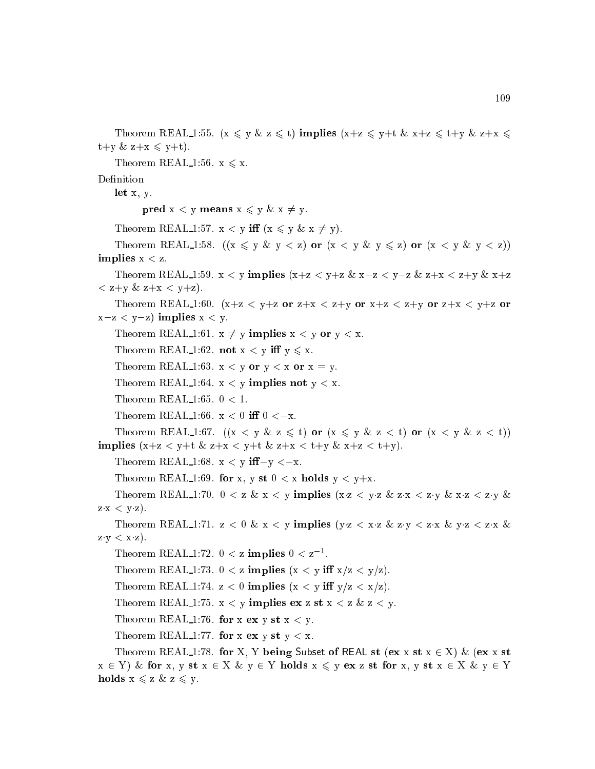Theorem REAL_1:55. (x $\leqslant$ y & z $\leqslant$ t) **implies** (x+z $\leqslant$ y+t & x+z $\leqslant$ t+y & z+x $\leqslant$ t+y & z+x $\leqslant$ y+t).

Theorem REAL_1:56. x $\leqslant$ x.

Definition

**let** x, y.

**pred** x < y **means** x $\leqslant$ y & x $\neq$ y.

Theorem REAL_1:57. x < y **iff** (x $\leqslant$ y & x $\neq$ y).

Theorem REAL_1:58. ((x $\leqslant$ y & y < z) **or** (x < y & y $\leqslant$ z) **or** (x < y & y < z)) **implies** x < z.

Theorem REAL_1:59. x < y **implies** (x+z < y+z & x−z < y−z & z+x < z+y & x+z < z+y & z+x < y+z).

Theorem REAL_1:60. (x+z < y+z **or** z+x < z+y **or** x+z < z+y **or** z+x < y+z **or** x−z < y−z) **implies** x < y.

Theorem REAL_1:61. x $\neq$ y **implies** x < y **or** y < x.

Theorem REAL_1:62. **not** x < y **iff** y $\leqslant$ x.

Theorem REAL_1:63. x < y **or** y < x **or** x = y.

Theorem REAL_1:64. x < y **implies** **not** y < x.

Theorem REAL_1:65. 0 < 1.

Theorem REAL_1:66. x < 0 **iff** 0 <−x.

Theorem REAL_1:67. ((x < y & z $\leqslant$ t) **or** (x $\leqslant$ y & z < t) **or** (x < y & z < t)) **implies** (x+z < y+t & z+x < y+t & z+x < t+y & x+z < t+y).

Theorem REAL_1:68. x < y **iff**−y <−x.

Theorem REAL_1:69. **for** x, y **st** 0 < x **holds** y < y+x.

Theorem REAL_1:70. 0 < z & x < y **implies** (x·z < y·z & z·x < z·y & x·z < z·y & z·x < y·z).

Theorem REAL_1:71. z < 0 & x < y **implies** (y·z < x·z & z·y < z·x & y·z < z·x & z·y < x·z).

Theorem REAL_1:72. 0 < z **implies** 0 < $z^{-1}$.

Theorem REAL_1:73. 0 < z **implies** (x < y **iff** x/z < y/z).

Theorem REAL_1:74. z < 0 **implies** (x < y **iff** y/z < x/z).

Theorem REAL_1:75. x < y **implies** **ex** z **st** x < z & z < y.

Theorem REAL_1:76. **for** x **ex** y **st** x < y.

Theorem REAL_1:77. **for** x **ex** y **st** y < x.

Theorem REAL_1:78. **for** X, Y **being** Subset **of** REAL **st** (**ex** x **st** x $\in$ X) & (**ex** x **st** x $\in$ Y) & **for** x, y **st** x $\in$ X & y $\in$ Y **holds** x $\leqslant$ y **ex** z **st** **for** x, y **st** x $\in$ X & y $\in$ Y **holds** x $\leqslant$ z & z $\leqslant$ y.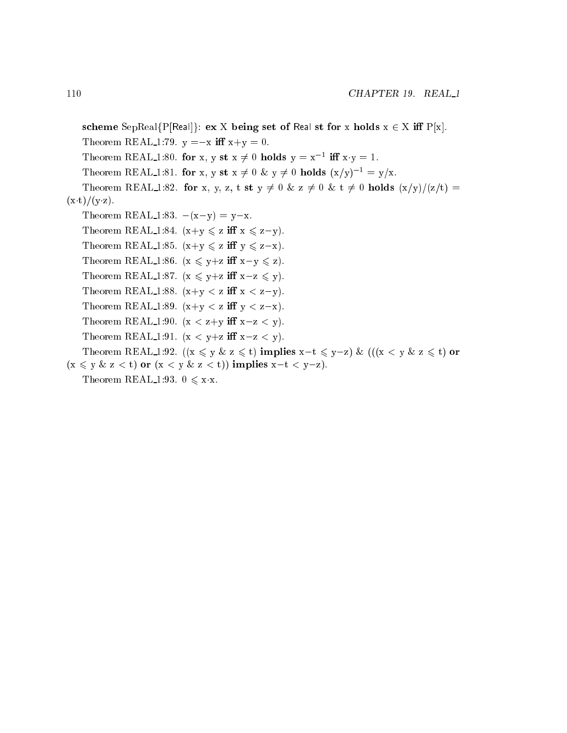**scheme** SepReal{P[Real]}: **ex** X **being set of** Real **st for** x **holds** $x \in X$ **iff** P[x].

Theorem REAL_1:79. $y = -x$ **iff** $x+y = 0$.

Theorem REAL_1:80. **for** x, y **st** $x \neq 0$ **holds** $y = x^{-1}$ **iff** $x \cdot y = 1$.

Theorem REAL_1:81. **for** x, y **st** $x \neq 0$ & $y \neq 0$ **holds** $(x/y)^{-1} = y/x$.

Theorem REAL_1:82. **for** x, y, z, t **st** $y \neq 0$ & $z \neq 0$ & $t \neq 0$ **holds** $(x/y)/(z/t) = (x \cdot t)/(y \cdot z)$.

Theorem REAL_1:83. $-(x-y) = y-x$.

Theorem REAL_1:84. ($x+y \leqslant z$ **iff** $x \leqslant z-y$).

Theorem REAL_1:85. ($x+y \leqslant z$ **iff** $y \leqslant z-x$).

Theorem REAL_1:86. ($x \leqslant y+z$ **iff** $x-y \leqslant z$).

Theorem REAL_1:87. ($x \leqslant y+z$ **iff** $x-z \leqslant y$).

Theorem REAL_1:88. ($x+y < z$ **iff** $x < z-y$).

Theorem REAL_1:89. ($x+y < z$ **iff** $y < z-x$).

Theorem REAL_1:90. ($x < z+y$ **iff** $x-z < y$).

Theorem REAL_1:91. ($x < y+z$ **iff** $x-z < y$).

Theorem REAL_1:92. (($x \leqslant y$ & $z \leqslant t$) **implies** $x-t \leqslant y-z$) & ((($x < y$ & $z \leqslant t$) **or** ($x \leqslant y$ & $z < t$) **or** ($x < y$ & $z < t$)) **implies** $x-t < y-z$).

Theorem REAL_1:93. $0 \leqslant x \cdot x$.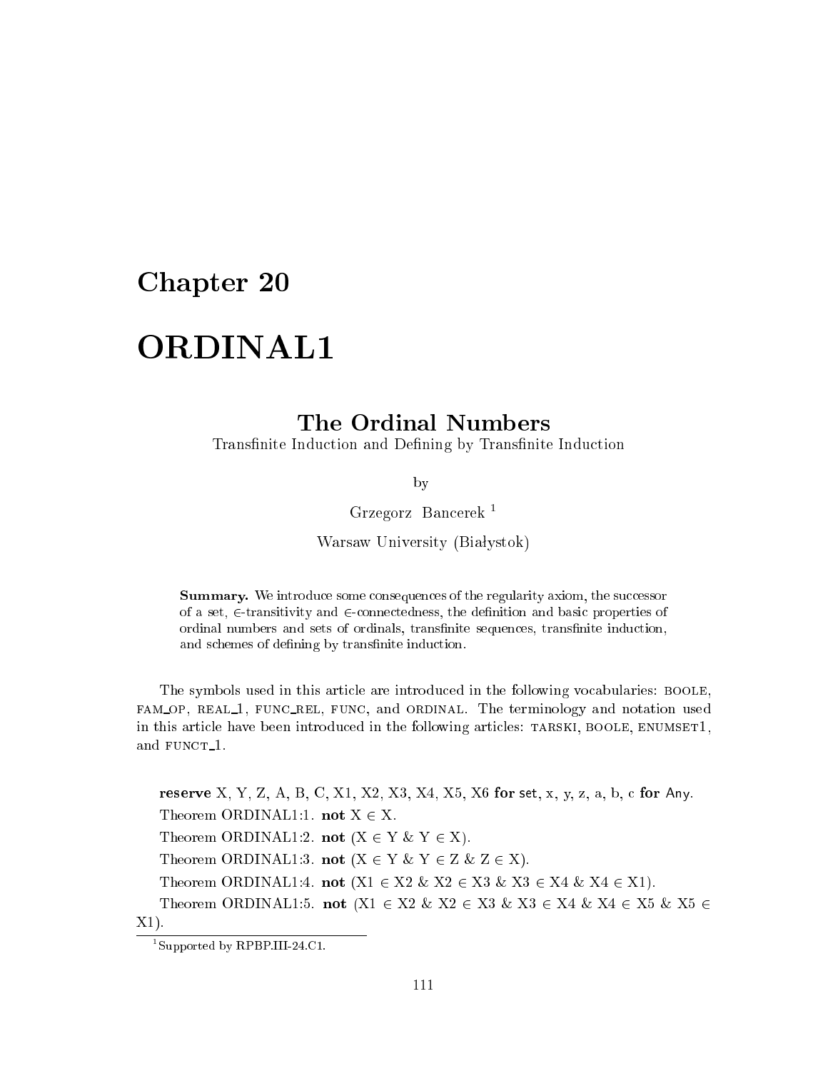# Chapter 20

# ORDINAL1

## The Ordinal Numbers

Transfinite Induction and Defining by Transfinite Induction

by

Grzegorz Bancerek [1]

Warsaw University (Białystok)

> **Summary.** We introduce some consequences of the regularity axiom, the successor of a set, $\in$-transitivity and $\in$-connectedness, the definition and basic properties of ordinal numbers and sets of ordinals, transfinite sequences, transfinite induction, and schemes of defining by transfinite induction.

The symbols used in this article are introduced in the following vocabularies: BOOLE, FAM_OP, REAL_1, FUNC_REL, FUNC, and ORDINAL. The terminology and notation used in this article have been introduced in the following articles: TARSKI, BOOLE, ENUMSET1, and FUNCT_1.

**reserve** X, Y, Z, A, B, C, X1, X2, X3, X4, X5, X6 **for** set, x, y, z, a, b, c **for** Any.

Theorem ORDINAL1:1. **not** X $\in$ X.

Theorem ORDINAL1:2. **not** (X $\in$ Y & Y $\in$ X).

Theorem ORDINAL1:3. **not** (X $\in$ Y & Y $\in$ Z & Z $\in$ X).

Theorem ORDINAL1:4. **not** (X1 $\in$ X2 & X2 $\in$ X3 & X3 $\in$ X4 & X4 $\in$ X1).

Theorem ORDINAL1:5. **not** (X1 $\in$ X2 & X2 $\in$ X3 & X3 $\in$ X4 & X4 $\in$ X5 & X5 $\in$ X1).

[1] Supported by RPBP.III-24.C1.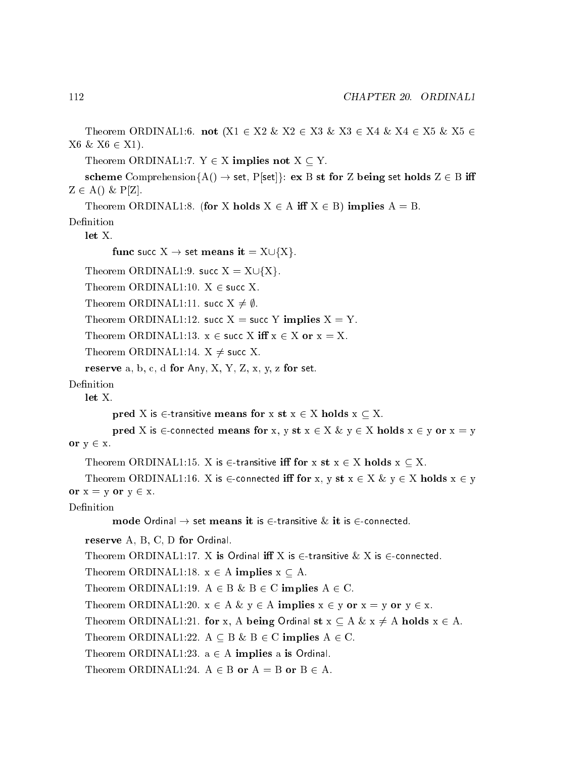Theorem ORDINAL1:6. **not** ($X1 \in X2$ & $X2 \in X3$ & $X3 \in X4$ & $X4 \in X5$ & $X5 \in X6$ & $X6 \in X1$).

Theorem ORDINAL1:7. $Y \in X$ **implies not** $X \subseteq Y$.

**scheme** Comprehension{A() → set, P[set]}: **ex** B **st for** Z **being** set **holds** $Z \in B$ **iff** $Z \in A()$ & P[Z].

Theorem ORDINAL1:8. (**for** X **holds** $X \in A$ **iff** $X \in B$) **implies** A = B.

Definition

**let** X.

**func** succ X → set **means it** = $X \cup \{X\}$.

Theorem ORDINAL1:9. succ X = $X \cup \{X\}$.

Theorem ORDINAL1:10. $X \in$ succ X.

Theorem ORDINAL1:11. succ X $\neq \emptyset$.

Theorem ORDINAL1:12. succ X = succ Y **implies** X = Y.

Theorem ORDINAL1:13. $x \in$ succ X **iff** $x \in X$ **or** x = X.

Theorem ORDINAL1:14. X $\neq$ succ X.

**reserve** a, b, c, d **for** Any, X, Y, Z, x, y, z **for** set.

Definition

**let** X.

**pred** X is $\in$-transitive **means for** x **st** $x \in X$ **holds** $x \subseteq X$.

**pred** X is $\in$-connected **means for** x, y **st** $x \in X$ & $y \in X$ **holds** $x \in y$ **or** x = y **or** $y \in x$.

Theorem ORDINAL1:15. X is $\in$-transitive **iff for** x **st** $x \in X$ **holds** $x \subseteq X$.

Theorem ORDINAL1:16. X is $\in$-connected **iff for** x, y **st** $x \in X$ & $y \in X$ **holds** $x \in y$ **or** x = y **or** $y \in x$.

Definition

**mode** Ordinal → set **means it** is $\in$-transitive & **it** is $\in$-connected.

**reserve** A, B, C, D **for** Ordinal.

Theorem ORDINAL1:17. X **is** Ordinal **iff** X is $\in$-transitive & X is $\in$-connected.

Theorem ORDINAL1:18. $x \in A$ **implies** $x \subseteq A$.

Theorem ORDINAL1:19. $A \in B$ & $B \in C$ **implies** $A \in C$.

Theorem ORDINAL1:20. $x \in A$ & $y \in A$ **implies** $x \in y$ **or** x = y **or** $y \in x$.

Theorem ORDINAL1:21. **for** x, A **being** Ordinal **st** $x \subseteq A$ & $x \neq A$ **holds** $x \in A$.

Theorem ORDINAL1:22. $A \subseteq B$ & $B \in C$ **implies** $A \in C$.

Theorem ORDINAL1:23. $a \in A$ **implies** a **is** Ordinal.

Theorem ORDINAL1:24. $A \in B$ **or** A = B **or** $B \in A$.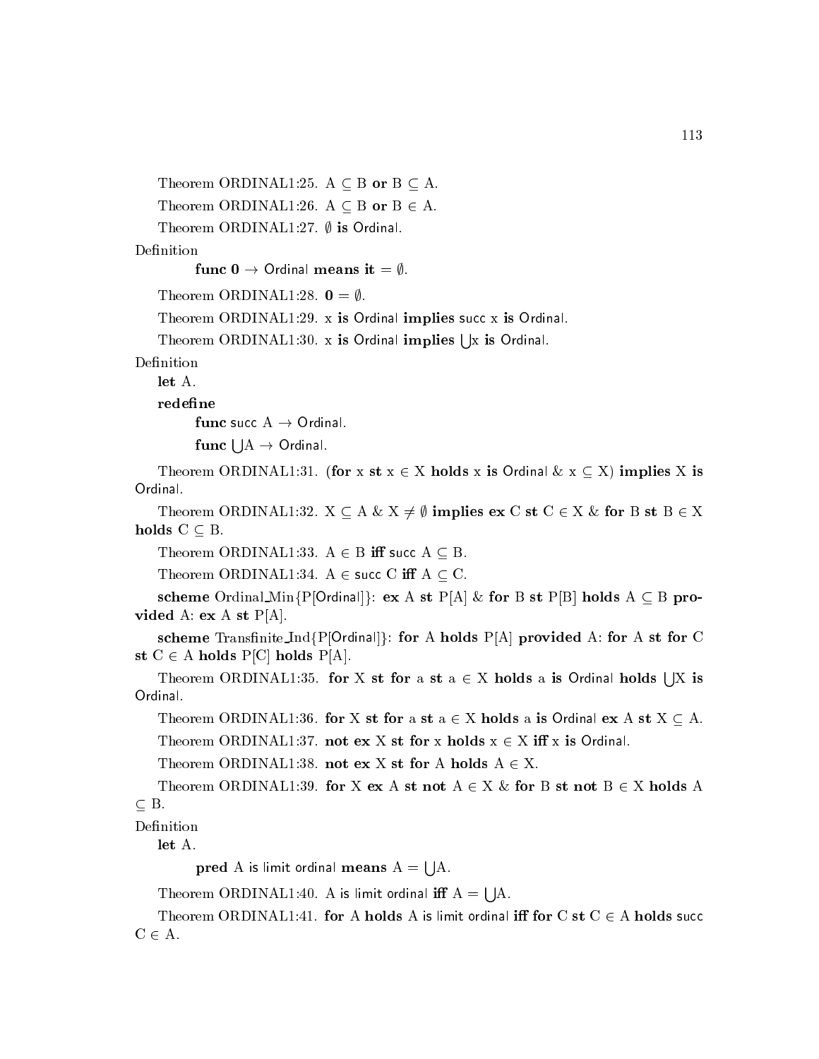Theorem ORDINAL1:25. A $\subseteq$ B **or** B $\subseteq$ A.

Theorem ORDINAL1:26. A $\subseteq$ B **or** B $\in$ A.

Theorem ORDINAL1:27. $\emptyset$ **is** Ordinal.

Definition

**func 0** $\rightarrow$ Ordinal **means it** = $\emptyset$.

Theorem ORDINAL1:28. **0** = $\emptyset$.

Theorem ORDINAL1:29. x **is** Ordinal **implies** succ x **is** Ordinal.

Theorem ORDINAL1:30. x **is** Ordinal **implies** $\bigcup$x **is** Ordinal.

Definition

**let** A.

**redefine**

**func** succ A $\rightarrow$ Ordinal.

**func** $\bigcup$A $\rightarrow$ Ordinal.

Theorem ORDINAL1:31. (**for** x **st** x $\in$ X **holds** x **is** Ordinal & x $\subseteq$ X) **implies** X **is** Ordinal.

Theorem ORDINAL1:32. X $\subseteq$ A & X $\neq$ $\emptyset$ **implies ex** C **st** C $\in$ X & **for** B **st** B $\in$ X **holds** C $\subseteq$ B.

Theorem ORDINAL1:33. A $\in$ B **iff** succ A $\subseteq$ B.

Theorem ORDINAL1:34. A $\in$ succ C **iff** A $\subseteq$ C.

**scheme** Ordinal_Min{P[Ordinal]}: **ex** A **st** P[A] & **for** B **st** P[B] **holds** A $\subseteq$ B **provided** A: **ex** A **st** P[A].

**scheme** Transfinite_Ind{P[Ordinal]}: **for** A **holds** P[A] **provided** A: **for** A **st for** C **st** C $\in$ A **holds** P[C] **holds** P[A].

Theorem ORDINAL1:35. **for** X **st for** a **st** a $\in$ X **holds** a **is** Ordinal **holds** $\bigcup$X **is** Ordinal.

Theorem ORDINAL1:36. **for** X **st for** a **st** a $\in$ X **holds** a **is** Ordinal **ex** A **st** X $\subseteq$ A.

Theorem ORDINAL1:37. **not ex** X **st for** x **holds** x $\in$ X **iff** x **is** Ordinal.

Theorem ORDINAL1:38. **not ex** X **st for** A **holds** A $\in$ X.

Theorem ORDINAL1:39. **for** X **ex** A **st not** A $\in$ X & **for** B **st not** B $\in$ X **holds** A $\subseteq$ B.

Definition

**let** A.

**pred** A is limit ordinal **means** A = $\bigcup$A.

Theorem ORDINAL1:40. A is limit ordinal **iff** A = $\bigcup$A.

Theorem ORDINAL1:41. **for** A **holds** A is limit ordinal **iff for** C **st** C $\in$ A **holds** succ C $\in$ A.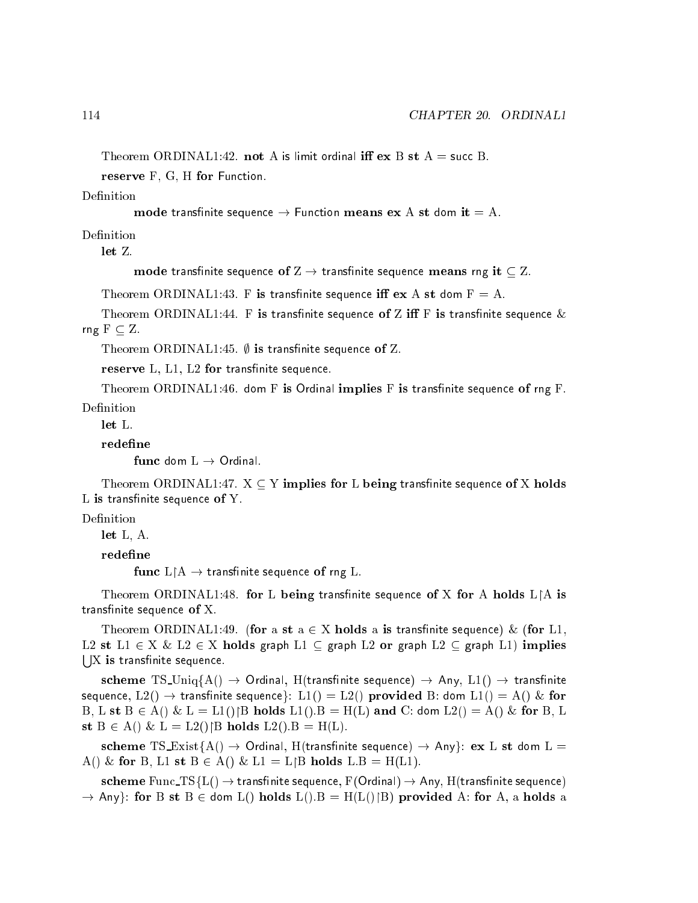Theorem ORDINAL1:42. **not** A is limit ordinal **iff** **ex** B **st** A = succ B.

**reserve** F, G, H **for** Function.

Definition

**mode** transfinite sequence → Function **means** **ex** A **st** dom **it** = A.

Definition

**let** Z.

**mode** transfinite sequence **of** Z → transfinite sequence **means** rng **it** ⊆ Z.

Theorem ORDINAL1:43. F **is** transfinite sequence **iff** **ex** A **st** dom F = A.

Theorem ORDINAL1:44. F **is** transfinite sequence **of** Z **iff** F **is** transfinite sequence & rng F ⊆ Z.

Theorem ORDINAL1:45. ∅ **is** transfinite sequence **of** Z.

**reserve** L, L1, L2 **for** transfinite sequence.

Theorem ORDINAL1:46. dom F **is** Ordinal **implies** F **is** transfinite sequence **of** rng F.

Definition

**let** L.

**redefine**

**func** dom L → Ordinal.

Theorem ORDINAL1:47. X ⊆ Y **implies** **for** L **being** transfinite sequence **of** X **holds** L **is** transfinite sequence **of** Y.

Definition

**let** L, A.

**redefine**

**func** L↾A → transfinite sequence **of** rng L.

Theorem ORDINAL1:48. **for** L **being** transfinite sequence **of** X **for** A **holds** L↾A **is** transfinite sequence **of** X.

Theorem ORDINAL1:49. (**for** a **st** a ∈ X **holds** a **is** transfinite sequence) & (**for** L1, L2 **st** L1 ∈ X & L2 ∈ X **holds** graph L1 ⊆ graph L2 **or** graph L2 ⊆ graph L1) **implies** ⋃X **is** transfinite sequence.

**scheme** TS_Uniq{A() → Ordinal, H(transfinite sequence) → Any, L1() → transfinite sequence, L2() → transfinite sequence}: L1() = L2() **provided** B: dom L1() = A() & **for** B, L **st** B ∈ A() & L = L1()↾B **holds** L1().B = H(L) **and** C: dom L2() = A() & **for** B, L **st** B ∈ A() & L = L2()↾B **holds** L2().B = H(L).

**scheme** TS_Exist{A() → Ordinal, H(transfinite sequence) → Any}: **ex** L **st** dom L = A() & **for** B, L1 **st** B ∈ A() & L1 = L↾B **holds** L.B = H(L1).

**scheme** Func_TS{L() → transfinite sequence, F(Ordinal) → Any, H(transfinite sequence) → Any}: **for** B **st** B ∈ dom L() **holds** L().B = H(L()↾B) **provided** A: **for** A, a **holds** a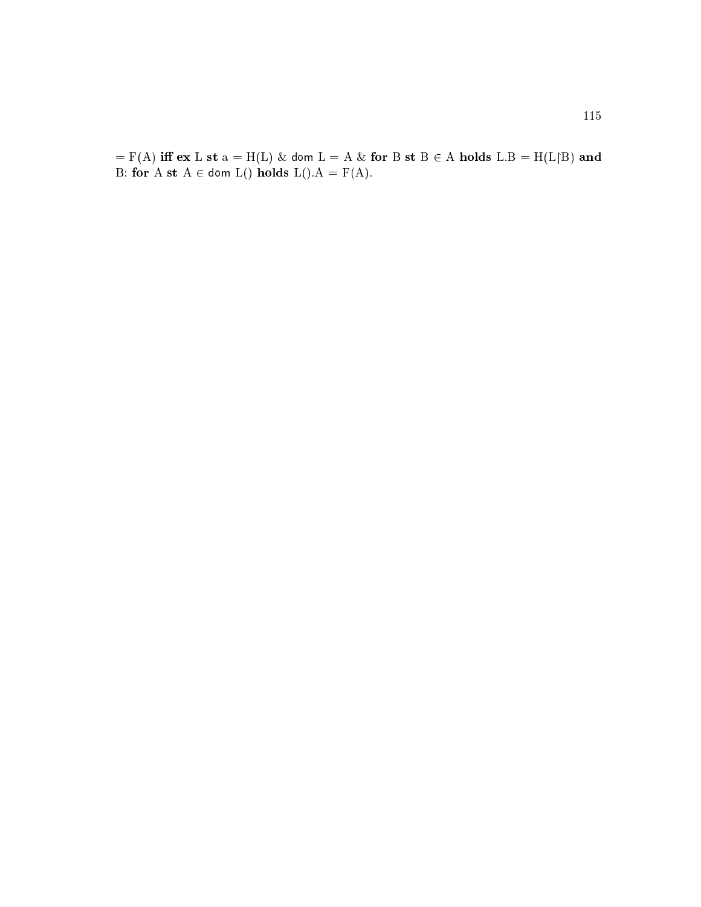= F(A) **iff** **ex** L **st** a = H(L) & dom L = A & **for** B **st** B ∈ A **holds** L.B = H(L↾B) **and** B: **for** A **st** A ∈ dom L() **holds** L().A = F(A).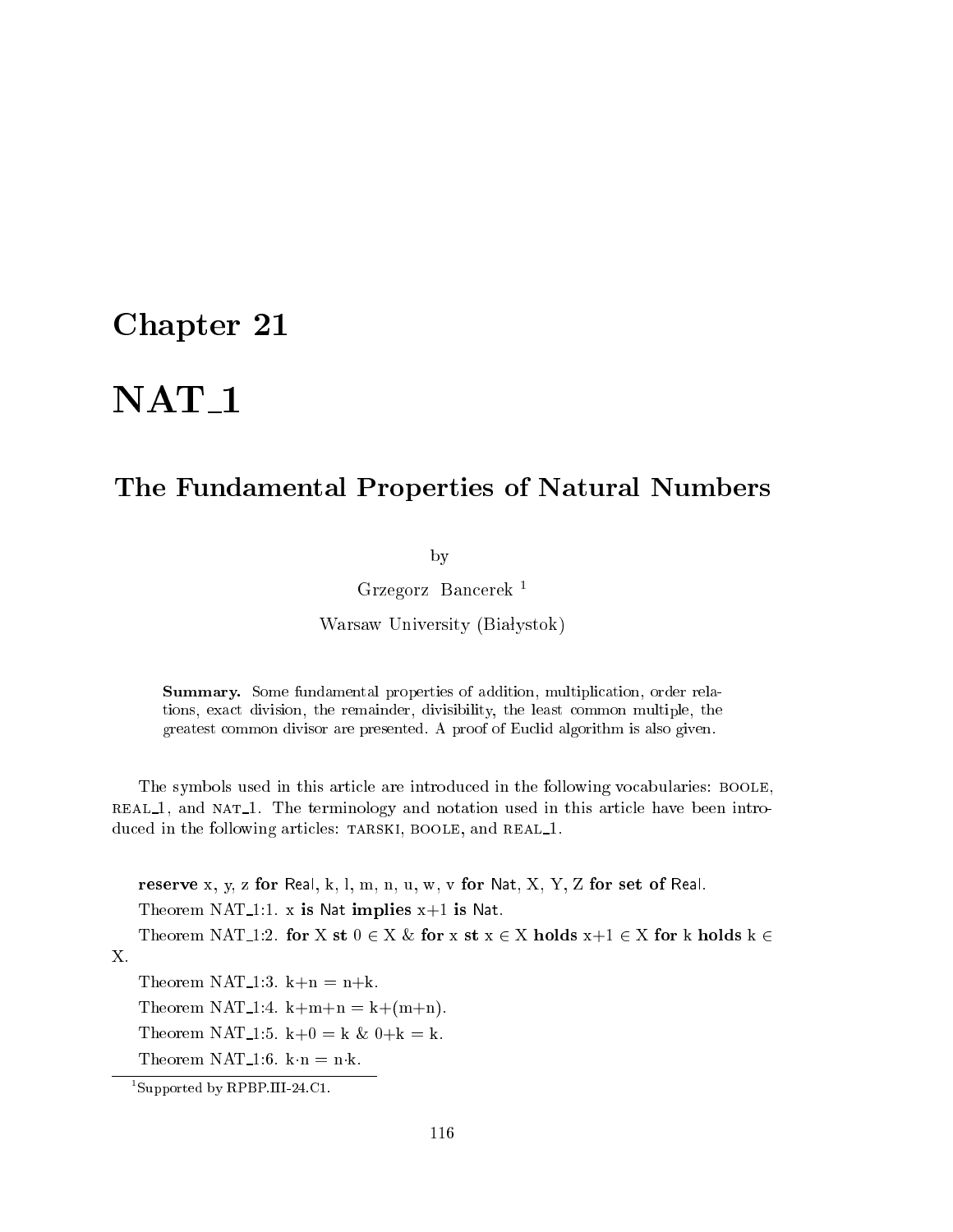# Chapter 21

# NAT_1

## The Fundamental Properties of Natural Numbers

by

Grzegorz Bancerek [1]

Warsaw University (Białystok)

**Summary.** Some fundamental properties of addition, multiplication, order relations, exact division, the remainder, divisibility, the least common multiple, the greatest common divisor are presented. A proof of Euclid algorithm is also given.

The symbols used in this article are introduced in the following vocabularies: BOOLE, REAL_1, and NAT_1. The terminology and notation used in this article have been introduced in the following articles: TARSKI, BOOLE, and REAL_1.

**reserve** x, y, z **for** Real, k, l, m, n, u, w, v **for** Nat, X, Y, Z **for set of** Real.

Theorem NAT_1:1. x **is** Nat **implies** x+1 **is** Nat.

Theorem NAT_1:2. **for** X **st** $0 \in$ X & **for** x **st** x $\in$ X **holds** x+1 $\in$ X **for** k **holds** k $\in$ X.

Theorem NAT_1:3. k+n = n+k.

Theorem NAT_1:4. k+m+n = k+(m+n).

Theorem NAT_1:5. k+0 = k & 0+k = k.

Theorem NAT_1:6. k·n = n·k.

[1] Supported by RPBP.III-24.C1.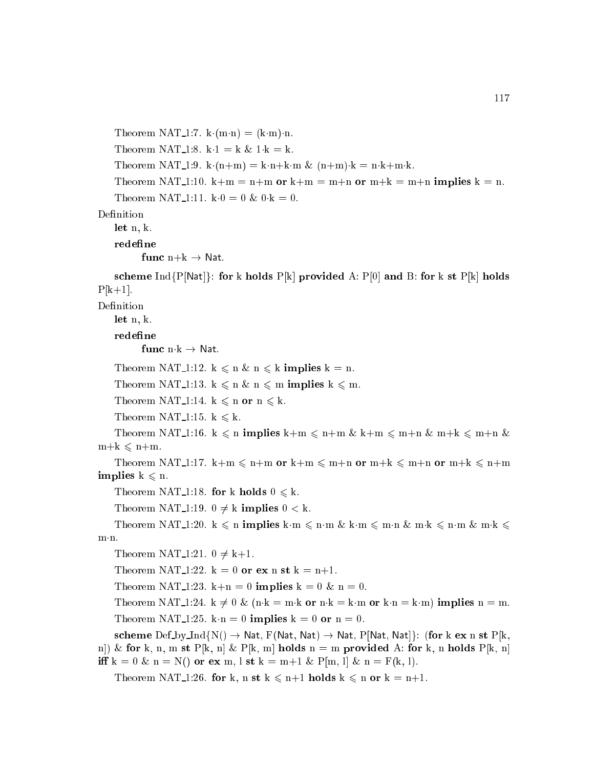Theorem NAT_1:7. k·(m·n) = (k·m)·n.

Theorem NAT_1:8. k·1 = k & 1·k = k.

Theorem NAT_1:9. k·(n+m) = k·n+k·m & (n+m)·k = n·k+m·k.

Theorem NAT_1:10. k+m = n+m **or** k+m = m+n **or** m+k = m+n **implies** k = n.

Theorem NAT_1:11. k·0 = 0 & 0·k = 0.

Definition

**let** n, k.

**redefine**

**func** n+k → Nat.

**scheme** Ind{P[Nat]}: **for** k **holds** P[k] **provided** A: P[0] **and** B: **for** k **st** P[k] **holds** P[k+1].

Definition

**let** n, k.

**redefine**

**func** n·k → Nat.

Theorem NAT_1:12. k ⩽ n & n ⩽ k **implies** k = n.

Theorem NAT_1:13. k ⩽ n & n ⩽ m **implies** k ⩽ m.

Theorem NAT_1:14. k ⩽ n **or** n ⩽ k.

Theorem NAT_1:15. k ⩽ k.

Theorem NAT_1:16. k ⩽ n **implies** k+m ⩽ n+m & k+m ⩽ m+n & m+k ⩽ m+n & m+k ⩽ n+m.

Theorem NAT_1:17. k+m ⩽ n+m **or** k+m ⩽ m+n **or** m+k ⩽ m+n **or** m+k ⩽ n+m **implies** k ⩽ n.

Theorem NAT_1:18. **for** k **holds** 0 ⩽ k.

Theorem NAT_1:19. 0 ≠ k **implies** 0 < k.

Theorem NAT_1:20. k ⩽ n **implies** k·m ⩽ n·m & k·m ⩽ m·n & m·k ⩽ n·m & m·k ⩽ m·n.

Theorem NAT_1:21. 0 ≠ k+1.

Theorem NAT_1:22. k = 0 **or ex** n **st** k = n+1.

Theorem NAT_1:23. k+n = 0 **implies** k = 0 & n = 0.

Theorem NAT_1:24. k ≠ 0 & (n·k = m·k **or** n·k = k·m **or** k·n = k·m) **implies** n = m.

Theorem NAT_1:25. k·n = 0 **implies** k = 0 **or** n = 0.

**scheme** Def_by_Ind{N() → Nat, F(Nat, Nat) → Nat, P[Nat, Nat]}: (**for** k **ex** n **st** P[k, n]) & **for** k, n, m **st** P[k, n] & P[k, m] **holds** n = m **provided** A: **for** k, n **holds** P[k, n] **iff** k = 0 & n = N() **or ex** m, l **st** k = m+1 & P[m, l] & n = F(k, l).

Theorem NAT_1:26. **for** k, n **st** k ⩽ n+1 **holds** k ⩽ n **or** k = n+1.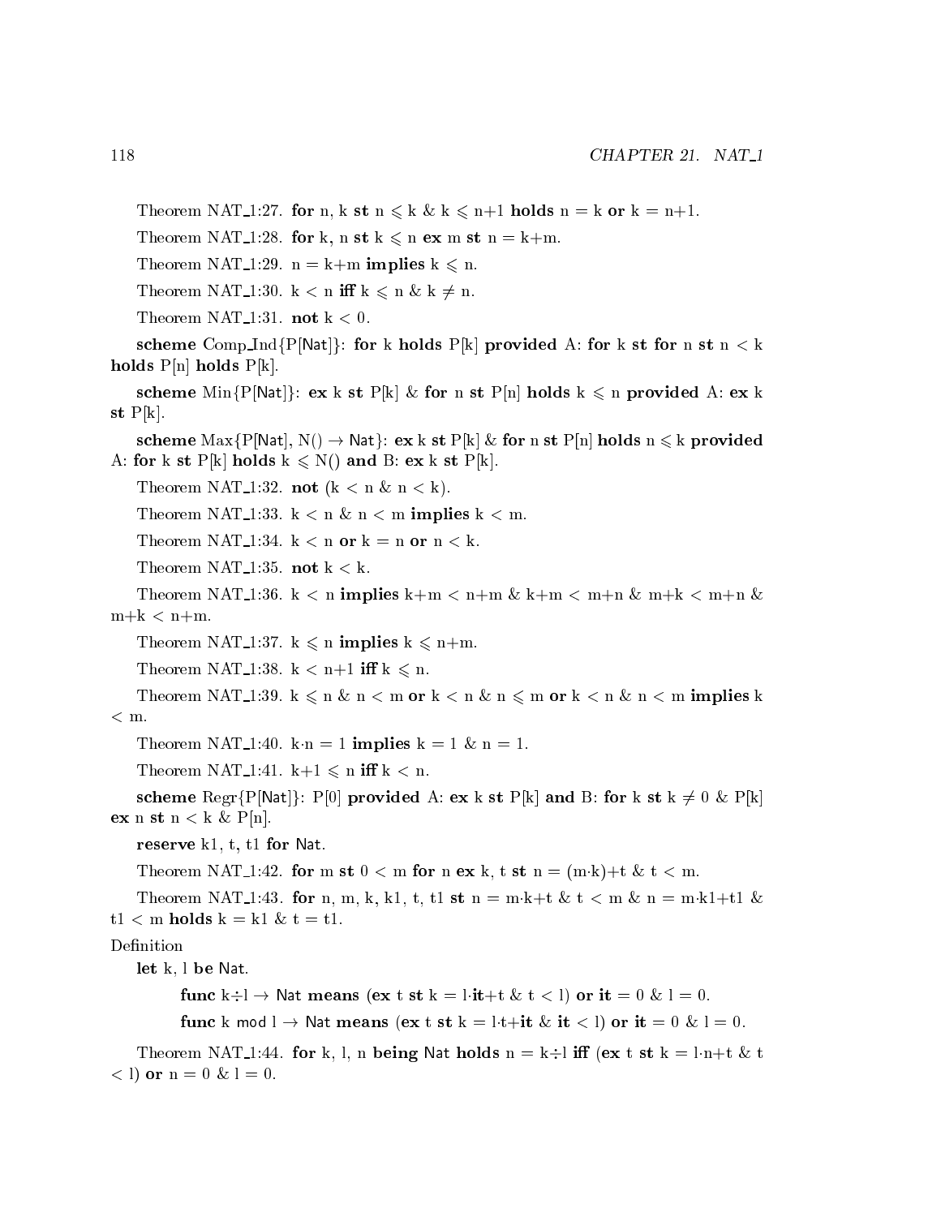Theorem NAT_1:27. **for** n, k **st** n ⩽ k & k ⩽ n+1 **holds** n = k **or** k = n+1.

Theorem NAT_1:28. **for** k, n **st** k ⩽ n **ex** m **st** n = k+m.

Theorem NAT_1:29. n = k+m **implies** k ⩽ n.

Theorem NAT_1:30. k < n **iff** k ⩽ n & k ≠ n.

Theorem NAT_1:31. **not** k < 0.

**scheme** Comp_Ind{P[Nat]}: **for** k **holds** P[k] **provided** A: **for** k **st** **for** n **st** n < k **holds** P[n] **holds** P[k].

**scheme** Min{P[Nat]}: **ex** k **st** P[k] & **for** n **st** P[n] **holds** k ⩽ n **provided** A: **ex** k **st** P[k].

**scheme** Max{P[Nat], N() → Nat}: **ex** k **st** P[k] & **for** n **st** P[n] **holds** n ⩽ k **provided** A: **for** k **st** P[k] **holds** k ⩽ N() **and** B: **ex** k **st** P[k].

Theorem NAT_1:32. **not** (k < n & n < k).

Theorem NAT_1:33. k < n & n < m **implies** k < m.

Theorem NAT_1:34. k < n **or** k = n **or** n < k.

Theorem NAT_1:35. **not** k < k.

Theorem NAT_1:36. k < n **implies** k+m < n+m & k+m < m+n & m+k < m+n & m+k < n+m.

Theorem NAT_1:37. k ⩽ n **implies** k ⩽ n+m.

Theorem NAT_1:38. k < n+1 **iff** k ⩽ n.

Theorem NAT_1:39. k ⩽ n & n < m **or** k < n & n ⩽ m **or** k < n & n < m **implies** k < m.

Theorem NAT_1:40. k·n = 1 **implies** k = 1 & n = 1.

Theorem NAT_1:41. k+1 ⩽ n **iff** k < n.

**scheme** Regr{P[Nat]}: P[0] **provided** A: **ex** k **st** P[k] **and** B: **for** k **st** k ≠ 0 & P[k] **ex** n **st** n < k & P[n].

**reserve** k1, t, t1 **for** Nat.

Theorem NAT_1:42. **for** m **st** 0 < m **for** n **ex** k, t **st** n = (m·k)+t & t < m.

Theorem NAT_1:43. **for** n, m, k, k1, t, t1 **st** n = m·k+t & t < m & n = m·k1+t1 & t1 < m **holds** k = k1 & t = t1.

Definition

**let** k, l **be** Nat.

**func** k÷l → Nat **means** (**ex** t **st** k = l·**it**+t & t < l) **or** **it** = 0 & l = 0.

**func** k mod l → Nat **means** (**ex** t **st** k = l·t+**it** & **it** < l) **or** **it** = 0 & l = 0.

Theorem NAT_1:44. **for** k, l, n **being** Nat **holds** n = k÷l **iff** (**ex** t **st** k = l·n+t & t < l) **or** n = 0 & l = 0.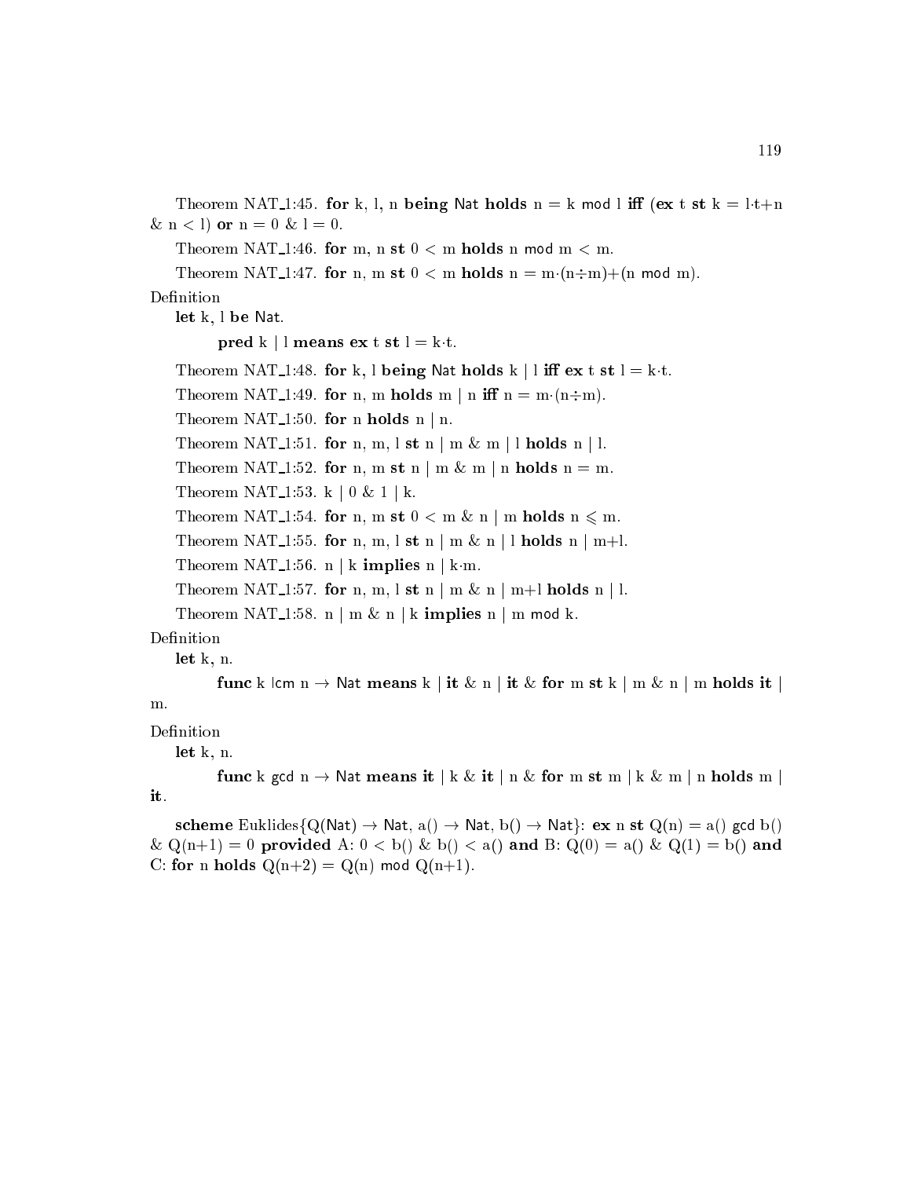Theorem NAT_1:45. **for** k, l, n **being** Nat **holds** n = k mod l **iff** (**ex** t **st** k = l·t+n & n < l) **or** n = 0 & l = 0.

Theorem NAT_1:46. **for** m, n **st** 0 < m **holds** n mod m < m.

Theorem NAT_1:47. **for** n, m **st** 0 < m **holds** n = m·(n÷m)+(n mod m).

Definition

**let** k, l **be** Nat.

**pred** k | l **means** **ex** t **st** l = k·t.

Theorem NAT_1:48. **for** k, l **being** Nat **holds** k | l **iff** **ex** t **st** l = k·t.

Theorem NAT_1:49. **for** n, m **holds** m | n **iff** n = m·(n÷m).

Theorem NAT_1:50. **for** n **holds** n | n.

Theorem NAT_1:51. **for** n, m, l **st** n | m & m | l **holds** n | l.

Theorem NAT_1:52. **for** n, m **st** n | m & m | n **holds** n = m.

Theorem NAT_1:53. k | 0 & 1 | k.

Theorem NAT_1:54. **for** n, m **st** 0 < m & n | m **holds** n ⩽ m.

Theorem NAT_1:55. **for** n, m, l **st** n | m & n | l **holds** n | m+l.

Theorem NAT_1:56. n | k **implies** n | k·m.

Theorem NAT_1:57. **for** n, m, l **st** n | m & n | m+l **holds** n | l.

Theorem NAT_1:58. n | m & n | k **implies** n | m mod k.

Definition

**let** k, n.

**func** k lcm n → Nat **means** k | **it** & n | **it** & **for** m **st** k | m & n | m **holds** **it** | m.

Definition

**let** k, n.

**func** k gcd n → Nat **means** **it** | k & **it** | n & **for** m **st** m | k & m | n **holds** m | **it**.

**scheme** Euklides{Q(Nat) → Nat, a() → Nat, b() → Nat}: **ex** n **st** Q(n) = a() gcd b() & Q(n+1) = 0 **provided** A: 0 < b() & b() < a() **and** B: Q(0) = a() & Q(1) = b() **and** C: **for** n **holds** Q(n+2) = Q(n) mod Q(n+1).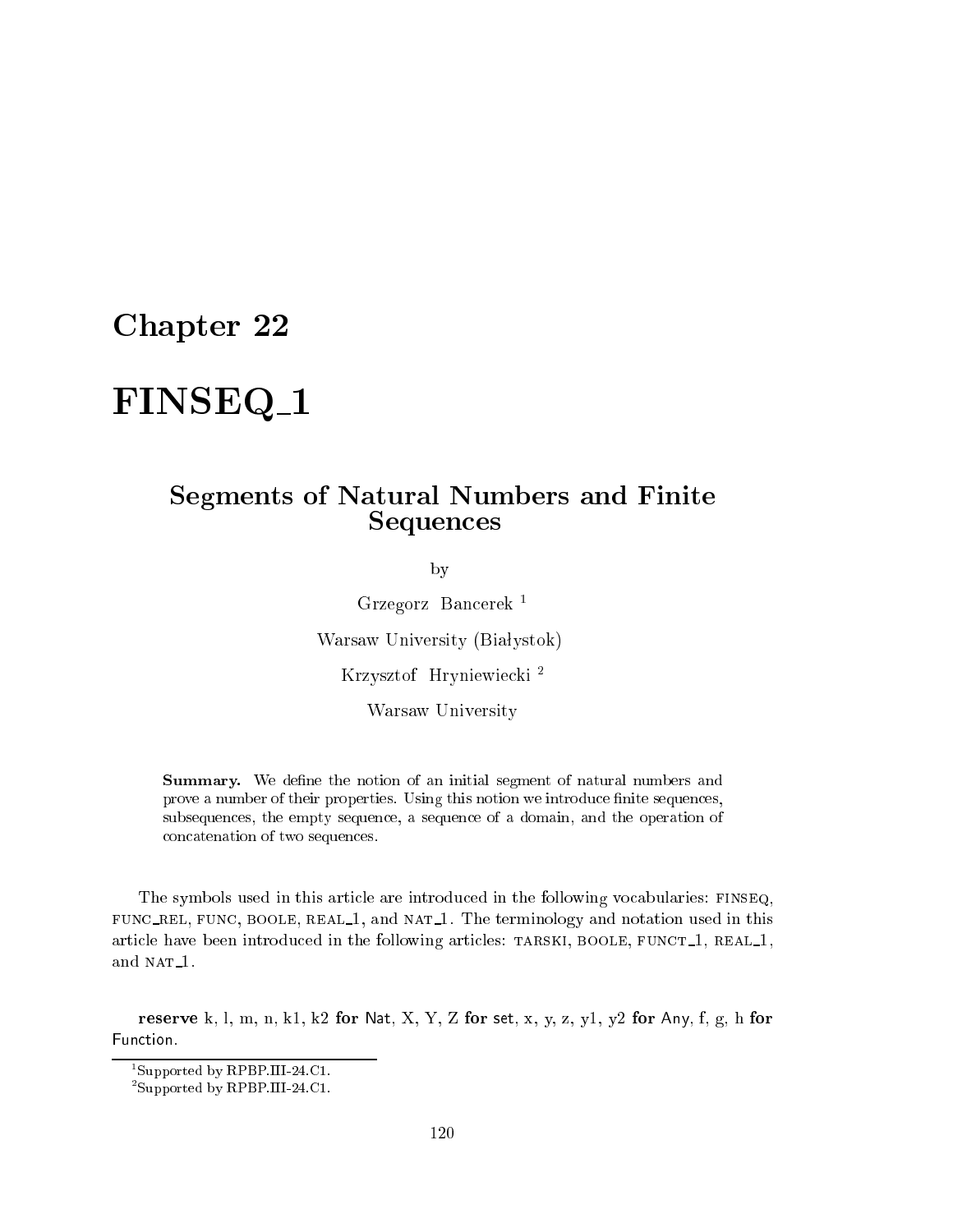# Chapter 22

# FINSEQ_1

## Segments of Natural Numbers and Finite Sequences

by

Grzegorz Bancerek [1]

Warsaw University (Białystok)

Krzysztof Hryniewiecki [2]

Warsaw University

**Summary.** We define the notion of an initial segment of natural numbers and prove a number of their properties. Using this notion we introduce finite sequences, subsequences, the empty sequence, a sequence of a domain, and the operation of concatenation of two sequences.

The symbols used in this article are introduced in the following vocabularies: FINSEQ, FUNC_REL, FUNC, BOOLE, REAL_1, and NAT_1. The terminology and notation used in this article have been introduced in the following articles: TARSKI, BOOLE, FUNCT_1, REAL_1, and NAT_1.

**reserve** k, l, m, n, k1, k2 **for** Nat, X, Y, Z **for** set, x, y, z, y1, y2 **for** Any, f, g, h **for** Function.

[1] Supported by RPBP.III-24.C1.

[2] Supported by RPBP.III-24.C1.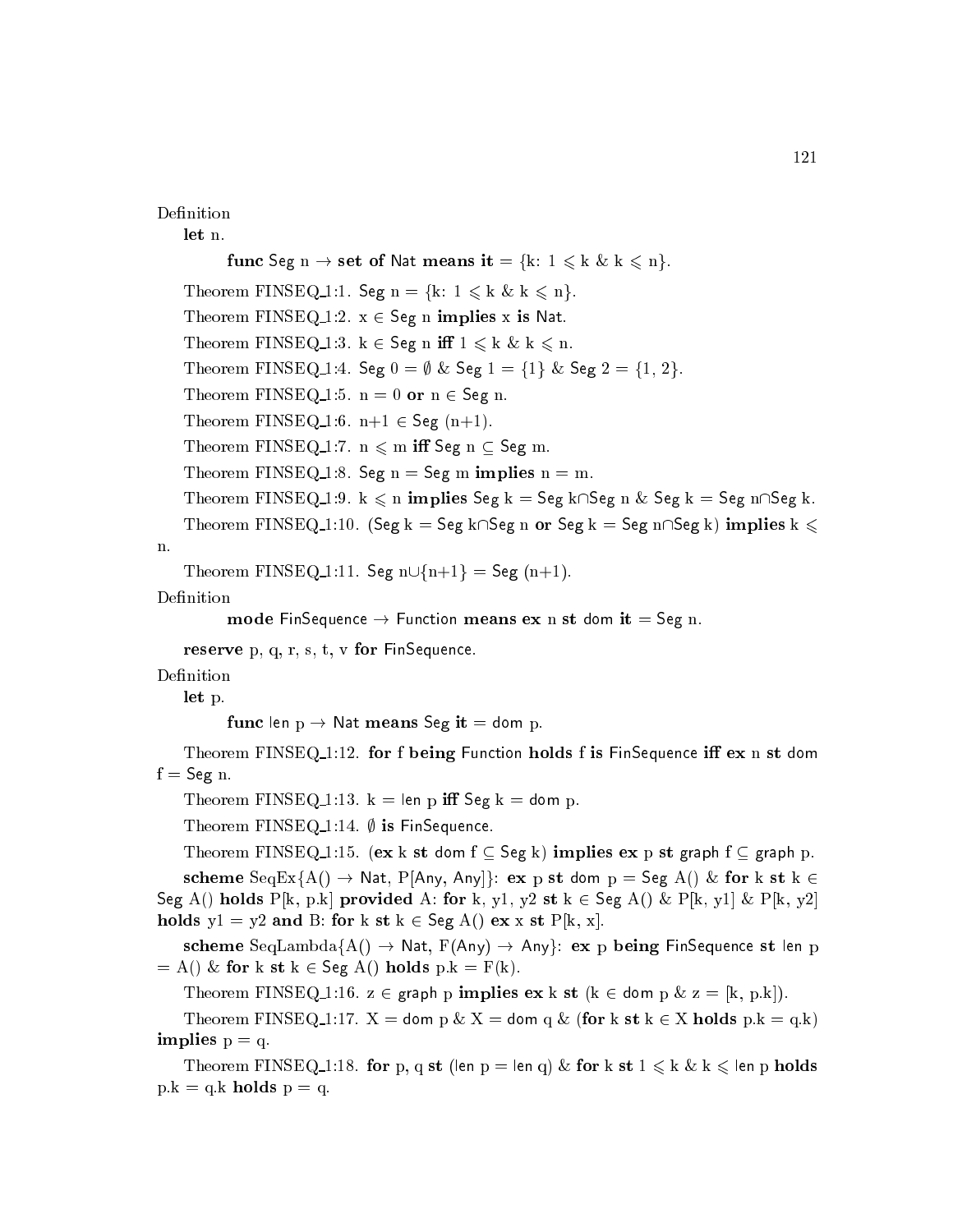Definition

**let** n.

**func** Seg n → **set of** Nat **means it** = {k: 1 ⩽ k & k ⩽ n}.

Theorem FINSEQ_1:1. Seg n = {k: 1 ⩽ k & k ⩽ n}.

Theorem FINSEQ_1:2. x ∈ Seg n **implies** x **is** Nat.

Theorem FINSEQ_1:3. k ∈ Seg n **iff** 1 ⩽ k & k ⩽ n.

Theorem FINSEQ_1:4. Seg 0 = ∅ & Seg 1 = {1} & Seg 2 = {1, 2}.

Theorem FINSEQ_1:5. n = 0 **or** n ∈ Seg n.

Theorem FINSEQ_1:6. n+1 ∈ Seg (n+1).

Theorem FINSEQ_1:7. n ⩽ m **iff** Seg n ⊆ Seg m.

Theorem FINSEQ_1:8. Seg n = Seg m **implies** n = m.

Theorem FINSEQ_1:9. k ⩽ n **implies** Seg k = Seg k∩Seg n & Seg k = Seg n∩Seg k.

Theorem FINSEQ_1:10. (Seg k = Seg k∩Seg n **or** Seg k = Seg n∩Seg k) **implies** k ⩽ n.

Theorem FINSEQ_1:11. Seg n∪{n+1} = Seg (n+1).

Definition

**mode** FinSequence → Function **means ex** n **st** dom **it** = Seg n.

**reserve** p, q, r, s, t, v **for** FinSequence.

Definition

**let** p.

**func** len p → Nat **means** Seg **it** = dom p.

Theorem FINSEQ_1:12. **for** f **being** Function **holds** f **is** FinSequence **iff ex** n **st** dom f = Seg n.

Theorem FINSEQ_1:13. k = len p **iff** Seg k = dom p.

Theorem FINSEQ_1:14. ∅ **is** FinSequence.

Theorem FINSEQ_1:15. (**ex** k **st** dom f ⊆ Seg k) **implies ex** p **st** graph f ⊆ graph p.

**scheme** SeqEx{A() → Nat, P[Any, Any]}: **ex** p **st** dom p = Seg A() & **for** k **st** k ∈ Seg A() **holds** P[k, p.k] **provided** A: **for** k, y1, y2 **st** k ∈ Seg A() & P[k, y1] & P[k, y2] **holds** y1 = y2 **and** B: **for** k **st** k ∈ Seg A() **ex** x **st** P[k, x].

**scheme** SeqLambda{A() → Nat, F(Any) → Any}: **ex** p **being** FinSequence **st** len p = A() & **for** k **st** k ∈ Seg A() **holds** p.k = F(k).

Theorem FINSEQ_1:16. z ∈ graph p **implies ex** k **st** (k ∈ dom p & z = [k, p.k]).

Theorem FINSEQ_1:17. X = dom p & X = dom q & (**for** k **st** k ∈ X **holds** p.k = q.k) **implies** p = q.

Theorem FINSEQ_1:18. **for** p, q **st** (len p = len q) & **for** k **st** 1 ⩽ k & k ⩽ len p **holds** p.k = q.k **holds** p = q.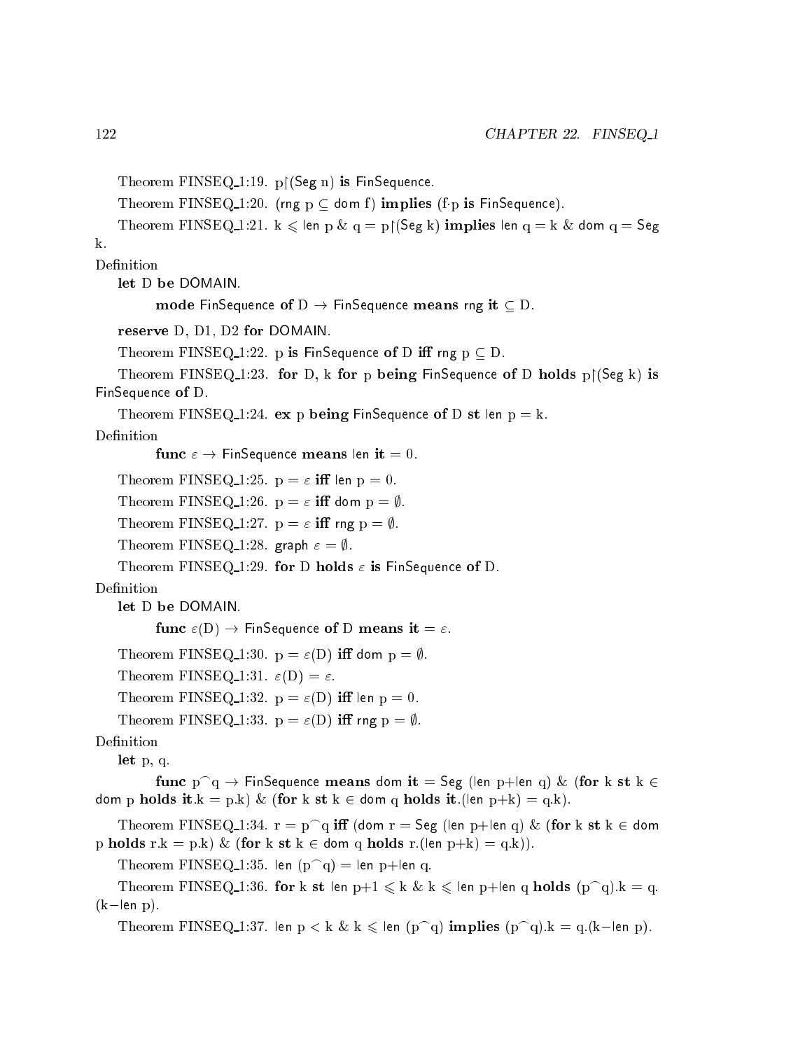Theorem FINSEQ_1:19. p↾(Seg n) **is** FinSequence.

Theorem FINSEQ_1:20. (rng p ⊆ dom f) **implies** (f·p **is** FinSequence).

Theorem FINSEQ_1:21. k ⩽ len p & q = p↾(Seg k) **implies** len q = k & dom q = Seg k.

Definition

**let** D **be** DOMAIN.

**mode** FinSequence **of** D → FinSequence **means** rng **it** ⊆ D.

**reserve** D, D1, D2 **for** DOMAIN.

Theorem FINSEQ_1:22. p **is** FinSequence **of** D **iff** rng p ⊆ D.

Theorem FINSEQ_1:23. **for** D, k **for** p **being** FinSequence **of** D **holds** p↾(Seg k) **is** FinSequence **of** D.

Theorem FINSEQ_1:24. **ex** p **being** FinSequence **of** D **st** len p = k.

Definition

**func** $\varepsilon$ → FinSequence **means** len **it** = 0.

Theorem FINSEQ_1:25. p = $\varepsilon$ **iff** len p = 0.

Theorem FINSEQ_1:26. p = $\varepsilon$ **iff** dom p = $\emptyset$.

Theorem FINSEQ_1:27. p = $\varepsilon$ **iff** rng p = $\emptyset$.

Theorem FINSEQ_1:28. graph $\varepsilon$ = $\emptyset$.

Theorem FINSEQ_1:29. **for** D **holds** $\varepsilon$ **is** FinSequence **of** D.

Definition

**let** D **be** DOMAIN.

**func** $\varepsilon$(D) → FinSequence **of** D **means** **it** = $\varepsilon$.

Theorem FINSEQ_1:30. p = $\varepsilon$(D) **iff** dom p = $\emptyset$.

Theorem FINSEQ_1:31. $\varepsilon$(D) = $\varepsilon$.

Theorem FINSEQ_1:32. p = $\varepsilon$(D) **iff** len p = 0.

Theorem FINSEQ_1:33. p = $\varepsilon$(D) **iff** rng p = $\emptyset$.

Definition

**let** p, q.

**func** p⌢q → FinSequence **means** dom **it** = Seg (len p+len q) & (**for** k **st** k ∈ dom p **holds** **it**.k = p.k) & (**for** k **st** k ∈ dom q **holds** **it**.(len p+k) = q.k).

Theorem FINSEQ_1:34. r = p⌢q **iff** (dom r = Seg (len p+len q) & (**for** k **st** k ∈ dom p **holds** r.k = p.k) & (**for** k **st** k ∈ dom q **holds** r.(len p+k) = q.k)).

Theorem FINSEQ_1:35. len (p⌢q) = len p+len q.

Theorem FINSEQ_1:36. **for** k **st** len p+1 ⩽ k & k ⩽ len p+len q **holds** (p⌢q).k = q.(k−len p).

Theorem FINSEQ_1:37. len p < k & k ⩽ len (p⌢q) **implies** (p⌢q).k = q.(k−len p).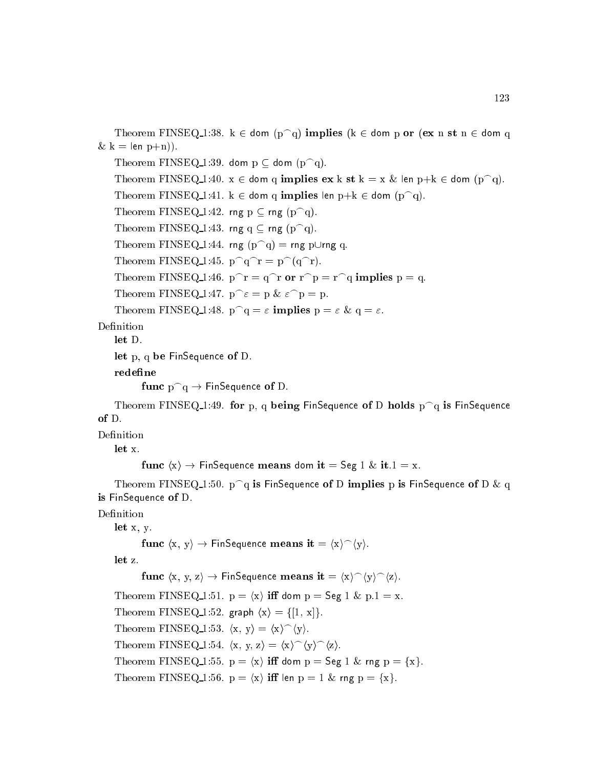Theorem FINSEQ_1:38. k ∈ dom (p⌢q) **implies** (k ∈ dom p **or** (**ex** n **st** n ∈ dom q & k = len p+n)).

Theorem FINSEQ_1:39. dom p ⊆ dom (p⌢q).

Theorem FINSEQ_1:40. x ∈ dom q **implies ex** k **st** k = x & len p+k ∈ dom (p⌢q).

Theorem FINSEQ_1:41. k ∈ dom q **implies** len p+k ∈ dom (p⌢q).

Theorem FINSEQ_1:42. rng p ⊆ rng (p⌢q).

Theorem FINSEQ_1:43. rng q ⊆ rng (p⌢q).

Theorem FINSEQ_1:44. rng (p⌢q) = rng p∪rng q.

Theorem FINSEQ_1:45. p⌢q⌢r = p⌢(q⌢r).

Theorem FINSEQ_1:46. p⌢r = q⌢r **or** r⌢p = r⌢q **implies** p = q.

Theorem FINSEQ_1:47. p⌢ε = p & ε⌢p = p.

Theorem FINSEQ_1:48. p⌢q = ε **implies** p = ε & q = ε.

Definition

  **let** D.

  **let** p, q **be** FinSequence **of** D.

  **redefine**

    **func** p⌢q → FinSequence **of** D.

Theorem FINSEQ_1:49. **for** p, q **being** FinSequence **of** D **holds** p⌢q **is** FinSequence **of** D.

Definition

  **let** x.

    **func** ⟨x⟩ → FinSequence **means** dom **it** = Seg 1 & **it**.1 = x.

Theorem FINSEQ_1:50. p⌢q **is** FinSequence **of** D **implies** p **is** FinSequence **of** D & q **is** FinSequence **of** D.

Definition

  **let** x, y.

    **func** ⟨x, y⟩ → FinSequence **means it** = ⟨x⟩⌢⟨y⟩.

  **let** z.

    **func** ⟨x, y, z⟩ → FinSequence **means it** = ⟨x⟩⌢⟨y⟩⌢⟨z⟩.

Theorem FINSEQ_1:51. p = ⟨x⟩ **iff** dom p = Seg 1 & p.1 = x.

Theorem FINSEQ_1:52. graph ⟨x⟩ = {[1, x]}.

Theorem FINSEQ_1:53. ⟨x, y⟩ = ⟨x⟩⌢⟨y⟩.

Theorem FINSEQ_1:54. ⟨x, y, z⟩ = ⟨x⟩⌢⟨y⟩⌢⟨z⟩.

Theorem FINSEQ_1:55. p = ⟨x⟩ **iff** dom p = Seg 1 & rng p = {x}.

Theorem FINSEQ_1:56. p = ⟨x⟩ **iff** len p = 1 & rng p = {x}.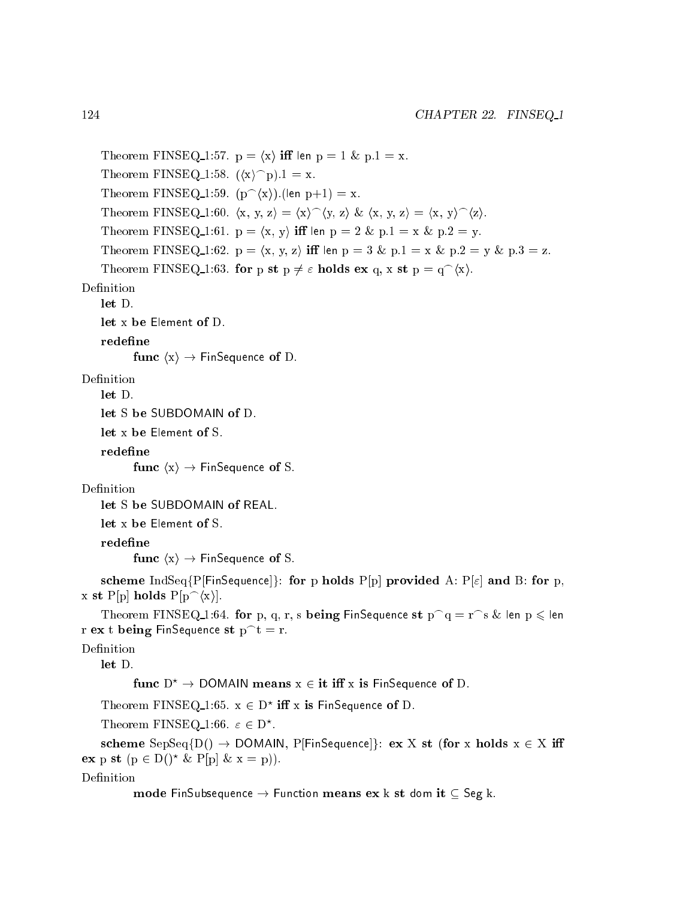Theorem FINSEQ_1:57. $p = \langle x \rangle$ **iff** len $p = 1$ & $p.1 = x$.

Theorem FINSEQ_1:58. $(\langle x \rangle ^\frown p).1 = x$.

Theorem FINSEQ_1:59. $(p ^\frown \langle x \rangle).(\text{len } p+1) = x$.

Theorem FINSEQ_1:60. $\langle x, y, z \rangle = \langle x \rangle ^\frown \langle y, z \rangle$ & $\langle x, y, z \rangle = \langle x, y \rangle ^\frown \langle z \rangle$.

Theorem FINSEQ_1:61. $p = \langle x, y \rangle$ **iff** len $p = 2$ & $p.1 = x$ & $p.2 = y$.

Theorem FINSEQ_1:62. $p = \langle x, y, z \rangle$ **iff** len $p = 3$ & $p.1 = x$ & $p.2 = y$ & $p.3 = z$.

Theorem FINSEQ_1:63. **for** p **st** $p \neq \varepsilon$ **holds ex** q, x **st** $p = q ^\frown \langle x \rangle$.

Definition

**let** D.

**let** x **be** Element **of** D.

**redefine**

**func** $\langle x \rangle \to$ FinSequence **of** D.

Definition

**let** D.

**let** S **be** SUBDOMAIN **of** D.

**let** x **be** Element **of** S.

**redefine**

**func** $\langle x \rangle \to$ FinSequence **of** S.

Definition

**let** S **be** SUBDOMAIN **of** REAL.

**let** x **be** Element **of** S.

**redefine**

**func** $\langle x \rangle \to$ FinSequence **of** S.

**scheme** IndSeq{P[FinSequence]}: **for** p **holds** P[p] **provided** A: P[$\varepsilon$] **and** B: **for** p, x **st** P[p] **holds** P[$p ^\frown \langle x \rangle$].

Theorem FINSEQ_1:64. **for** p, q, r, s **being** FinSequence **st** $p ^\frown q = r ^\frown s$ & len $p \leqslant$ len r **ex** t **being** FinSequence **st** $p ^\frown t = r$.

Definition

**let** D.

**func** $D^\star \to$ DOMAIN **means** $x \in$ **it iff** x **is** FinSequence **of** D.

Theorem FINSEQ_1:65. $x \in D^\star$ **iff** x **is** FinSequence **of** D.

Theorem FINSEQ_1:66. $\varepsilon \in D^\star$.

**scheme** SepSeq{D() $\to$ DOMAIN, P[FinSequence]}: **ex** X **st** (**for** x **holds** $x \in X$ **iff** **ex** p **st** ($p \in D()^\star$ & P[p] & x = p)).

Definition

**mode** FinSubsequence $\to$ Function **means ex** k **st** dom **it** $\subseteq$ Seg k.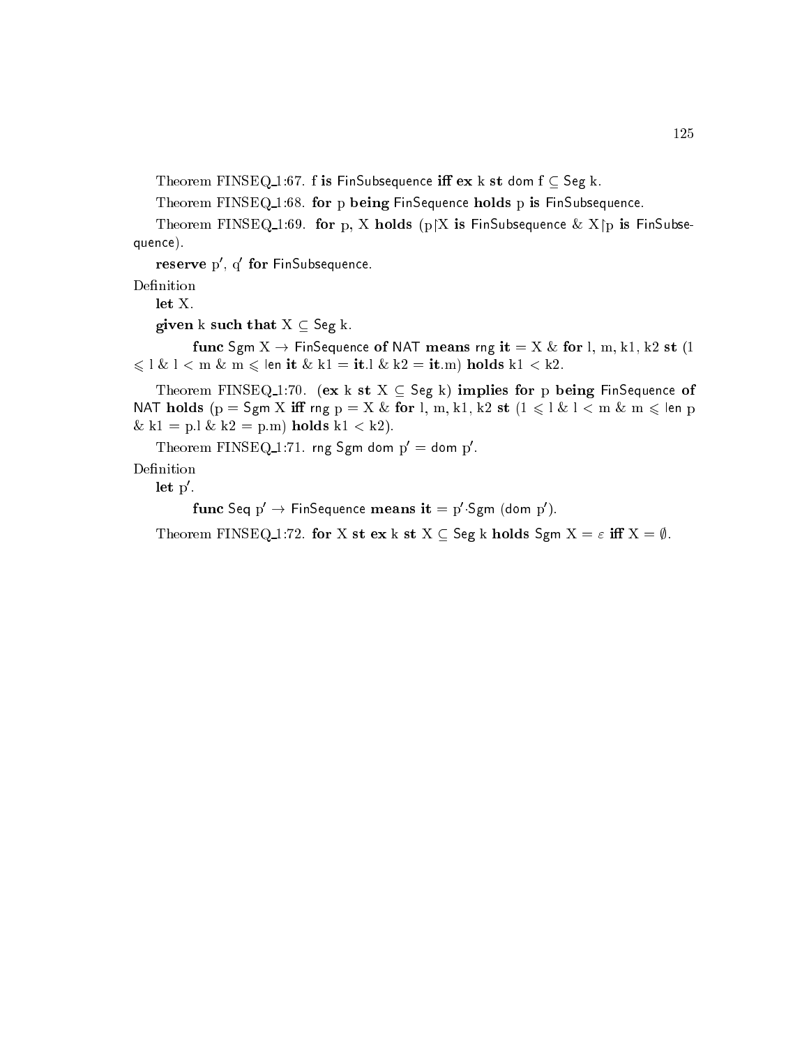Theorem FINSEQ_1:67. f **is** FinSubsequence **iff** **ex** k **st** dom f $\subseteq$ Seg k.

Theorem FINSEQ_1:68. **for** p **being** FinSequence **holds** p **is** FinSubsequence.

Theorem FINSEQ_1:69. **for** p, X **holds** (p|X **is** FinSubsequence & X|p **is** FinSubsequence).

**reserve** p′, q′ **for** FinSubsequence.

Definition

**let** X.

**given** k **such that** X $\subseteq$ Seg k.

**func** Sgm X $\to$ FinSequence **of** NAT **means** rng **it** = X & **for** l, m, k1, k2 **st** (1 $\leqslant$ l & l < m & m $\leqslant$ len **it** & k1 = **it**.l & k2 = **it**.m) **holds** k1 < k2.

Theorem FINSEQ_1:70. (**ex** k **st** X $\subseteq$ Seg k) **implies** **for** p **being** FinSequence **of** NAT **holds** (p = Sgm X **iff** rng p = X & **for** l, m, k1, k2 **st** (1 $\leqslant$ l & l < m & m $\leqslant$ len p & k1 = p.l & k2 = p.m) **holds** k1 < k2).

Theorem FINSEQ_1:71. rng Sgm dom p′ = dom p′.

Definition

**let** p′.

**func** Seq p′ $\to$ FinSequence **means** **it** = p′·Sgm (dom p′).

Theorem FINSEQ_1:72. **for** X **st** **ex** k **st** X $\subseteq$ Seg k **holds** Sgm X = $\varepsilon$ **iff** X = $\emptyset$.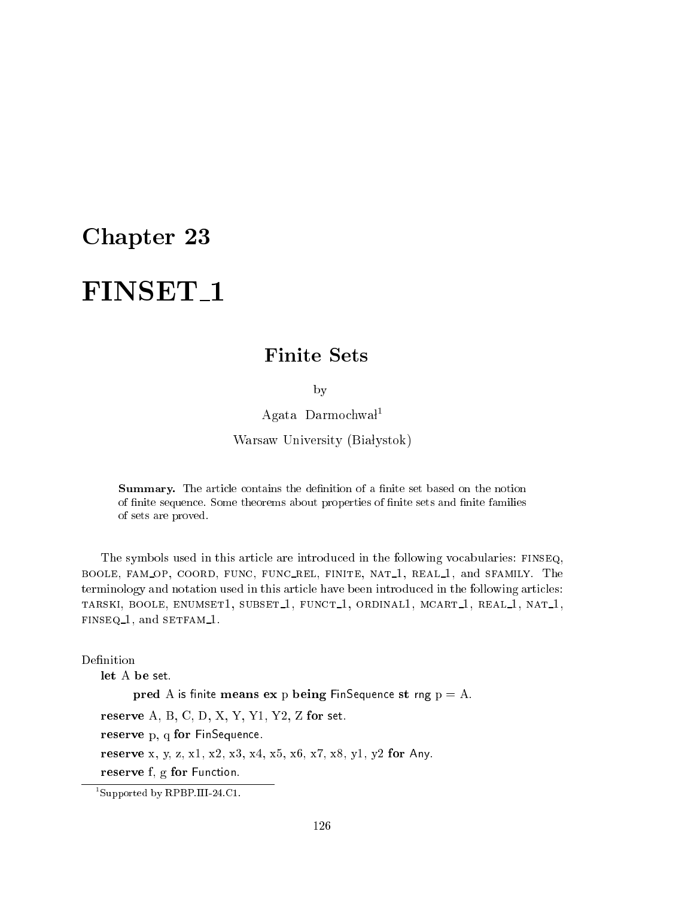# Chapter 23

# FINSET_1

## Finite Sets

by

Agata Darmochwał[1]

Warsaw University (Białystok)

**Summary.** The article contains the definition of a finite set based on the notion of finite sequence. Some theorems about properties of finite sets and finite families of sets are proved.

The symbols used in this article are introduced in the following vocabularies: FINSEQ, BOOLE, FAM_OP, COORD, FUNC, FUNC_REL, FINITE, NAT_1, REAL_1, and SFAMILY. The terminology and notation used in this article have been introduced in the following articles: TARSKI, BOOLE, ENUMSET1, SUBSET_1, FUNCT_1, ORDINAL1, MCART_1, REAL_1, NAT_1, FINSEQ_1, and SETFAM_1.

Definition

**let** A **be** set.

**pred** A is finite **means ex** p **being** FinSequence **st** rng p = A.

**reserve** A, B, C, D, X, Y, Y1, Y2, Z **for** set.

**reserve** p, q **for** FinSequence.

**reserve** x, y, z, x1, x2, x3, x4, x5, x6, x7, x8, y1, y2 **for** Any.

**reserve** f, g **for** Function.

[1] Supported by RPBP.III-24.C1.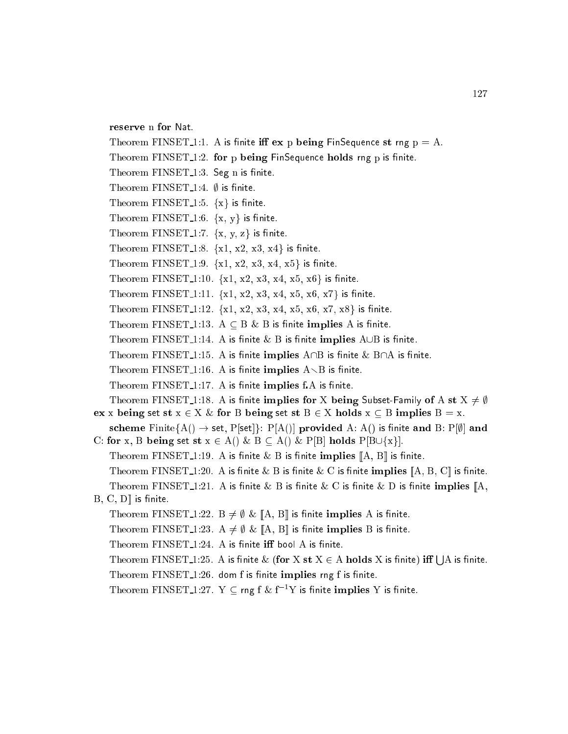**reserve** n **for** Nat.

Theorem FINSET_1:1. A is finite **iff** **ex** p **being** FinSequence **st** rng p = A.

Theorem FINSET_1:2. **for** p **being** FinSequence **holds** rng p is finite.

Theorem FINSET_1:3. Seg n is finite.

Theorem FINSET_1:4. $\emptyset$ is finite.

Theorem FINSET_1:5. {x} is finite.

Theorem FINSET_1:6. {x, y} is finite.

Theorem FINSET_1:7. {x, y, z} is finite.

Theorem FINSET_1:8. {x1, x2, x3, x4} is finite.

Theorem FINSET_1:9. {x1, x2, x3, x4, x5} is finite.

Theorem FINSET_1:10. {x1, x2, x3, x4, x5, x6} is finite.

Theorem FINSET_1:11. {x1, x2, x3, x4, x5, x6, x7} is finite.

Theorem FINSET_1:12. {x1, x2, x3, x4, x5, x6, x7, x8} is finite.

Theorem FINSET_1:13. A $\subseteq$ B & B is finite **implies** A is finite.

Theorem FINSET_1:14. A is finite & B is finite **implies** A$\cup$B is finite.

Theorem FINSET_1:15. A is finite **implies** A$\cap$B is finite & B$\cap$A is finite.

Theorem FINSET_1:16. A is finite **implies** A$\setminus$B is finite.

Theorem FINSET_1:17. A is finite **implies** f.A is finite.

Theorem FINSET_1:18. A is finite **implies** **for** X **being** Subset-Family **of** A **st** X $\neq \emptyset$ **ex** x **being** set **st** x $\in$ X & **for** B **being** set **st** B $\in$ X **holds** x $\subseteq$ B **implies** B = x.

**scheme** Finite{A() $\rightarrow$ set, P[set]}: P[A()] **provided** A: A() is finite **and** B: P[$\emptyset$] **and** C: **for** x, B **being** set **st** x $\in$ A() & B $\subseteq$ A() & P[B] **holds** P[B$\cup${x}].

Theorem FINSET_1:19. A is finite & B is finite **implies** [:A, B:] is finite.

Theorem FINSET_1:20. A is finite & B is finite & C is finite **implies** [:A, B, C:] is finite.

Theorem FINSET_1:21. A is finite & B is finite & C is finite & D is finite **implies** [:A, B, C, D:] is finite.

Theorem FINSET_1:22. B $\neq \emptyset$ & [:A, B:] is finite **implies** A is finite.

Theorem FINSET_1:23. A $\neq \emptyset$ & [:A, B:] is finite **implies** B is finite.

Theorem FINSET_1:24. A is finite **iff** bool A is finite.

Theorem FINSET_1:25. A is finite & (**for** X **st** X $\in$ A **holds** X is finite) **iff** $\bigcup$A is finite.

Theorem FINSET_1:26. dom f is finite **implies** rng f is finite.

Theorem FINSET_1:27. Y $\subseteq$ rng f & $f^{-1}$Y is finite **implies** Y is finite.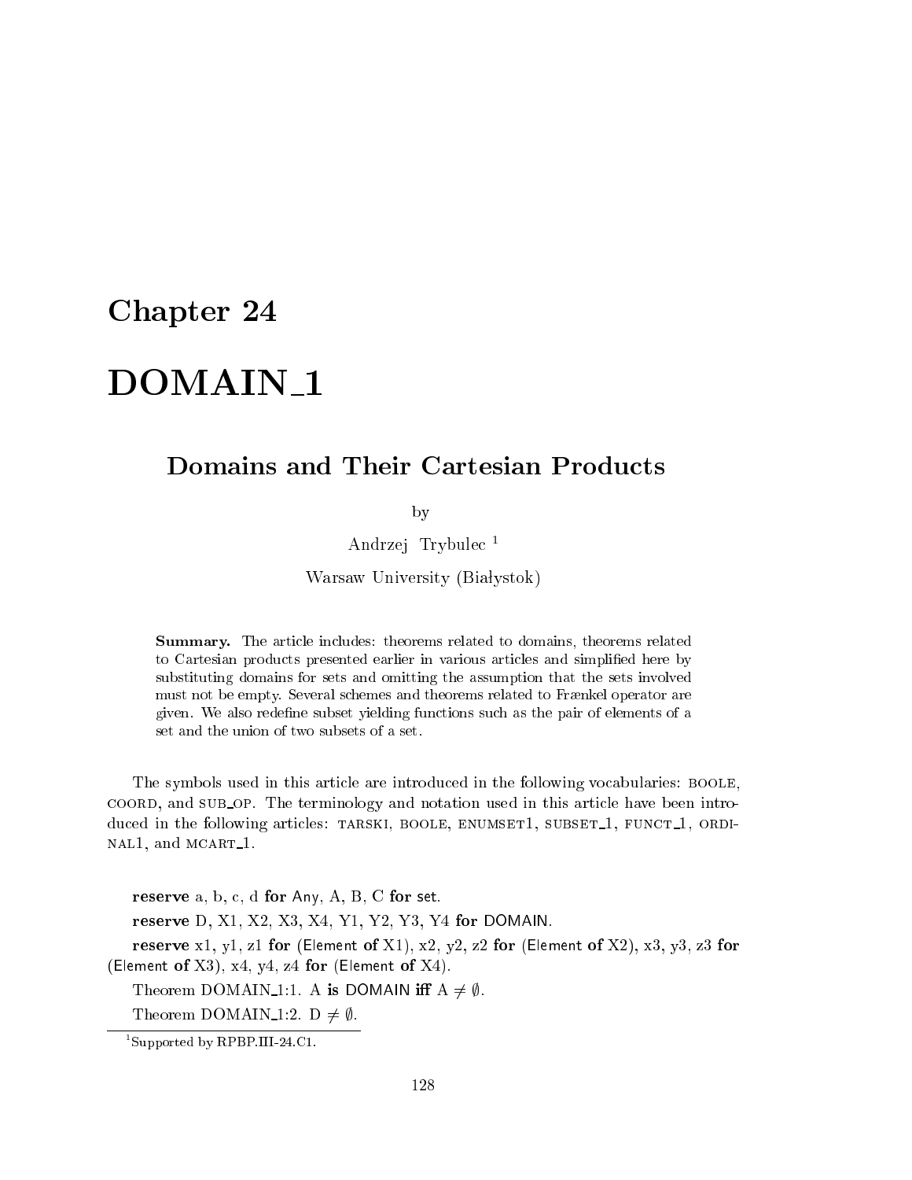# Chapter 24

# DOMAIN_1

## Domains and Their Cartesian Products

by

Andrzej Trybulec [1]

Warsaw University (Białystok)

> **Summary.** The article includes: theorems related to domains, theorems related to Cartesian products presented earlier in various articles and simplified here by substituting domains for sets and omitting the assumption that the sets involved must not be empty. Several schemes and theorems related to Frænkel operator are given. We also redefine subset yielding functions such as the pair of elements of a set and the union of two subsets of a set.

The symbols used in this article are introduced in the following vocabularies: BOOLE, COORD, and SUB_OP. The terminology and notation used in this article have been introduced in the following articles: TARSKI, BOOLE, ENUMSET1, SUBSET_1, FUNCT_1, ORDINAL1, and MCART_1.

**reserve** a, b, c, d **for** Any, A, B, C **for** set.

**reserve** D, X1, X2, X3, X4, Y1, Y2, Y3, Y4 **for** DOMAIN.

**reserve** x1, y1, z1 **for** (Element **of** X1), x2, y2, z2 **for** (Element **of** X2), x3, y3, z3 **for** (Element **of** X3), x4, y4, z4 **for** (Element **of** X4).

Theorem DOMAIN_1:1. A **is** DOMAIN **iff** A $\neq \emptyset$.

Theorem DOMAIN_1:2. D $\neq \emptyset$.

[1] Supported by RPBP.III-24.C1.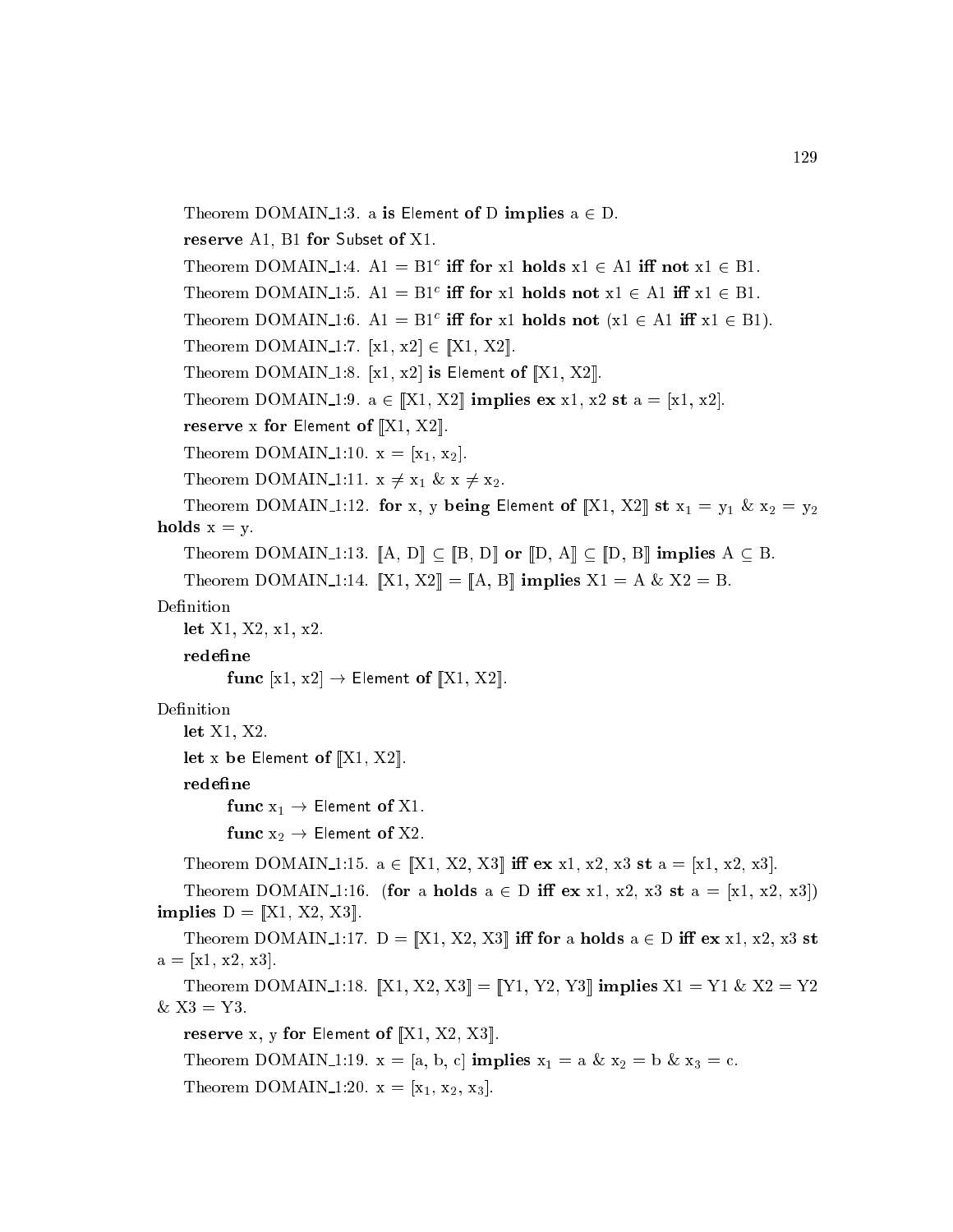Theorem DOMAIN_1:3. a **is** Element **of** D **implies** $a \in D$.

**reserve** A1, B1 **for** Subset **of** X1.

Theorem DOMAIN_1:4. $A1 = B1^c$ **iff for** x1 **holds** $x1 \in A1$ **iff not** $x1 \in B1$.

Theorem DOMAIN_1:5. $A1 = B1^c$ **iff for** x1 **holds not** $x1 \in A1$ **iff** $x1 \in B1$.

Theorem DOMAIN_1:6. $A1 = B1^c$ **iff for** x1 **holds not** ($x1 \in A1$ **iff** $x1 \in B1$).

Theorem DOMAIN_1:7. $[x1, x2] \in [\![X1, X2]\!]$.

Theorem DOMAIN_1:8. $[x1, x2]$ **is** Element **of** $[\![X1, X2]\!]$.

Theorem DOMAIN_1:9. $a \in [\![X1, X2]\!]$ **implies ex** x1, x2 **st** $a = [x1, x2]$.

**reserve** x **for** Element **of** $[\![X1, X2]\!]$.

Theorem DOMAIN_1:10. $x = [x_1, x_2]$.

Theorem DOMAIN_1:11. $x \neq x_1$ & $x \neq x_2$.

Theorem DOMAIN_1:12. **for** x, y **being** Element **of** $[\![X1, X2]\!]$ **st** $x_1 = y_1$ & $x_2 = y_2$ **holds** $x = y$.

Theorem DOMAIN_1:13. $[\![A, D]\!] \subseteq [\![B, D]\!]$ **or** $[\![D, A]\!] \subseteq [\![D, B]\!]$ **implies** $A \subseteq B$.

Theorem DOMAIN_1:14. $[\![X1, X2]\!] = [\![A, B]\!]$ **implies** $X1 = A$ & $X2 = B$.

Definition

**let** X1, X2, x1, x2.

**redefine**

**func** $[x1, x2] \to$ Element **of** $[\![X1, X2]\!]$.

Definition

**let** X1, X2.

**let** x **be** Element **of** $[\![X1, X2]\!]$.

**redefine**

**func** $x_1 \to$ Element **of** X1.

**func** $x_2 \to$ Element **of** X2.

Theorem DOMAIN_1:15. $a \in [\![X1, X2, X3]\!]$ **iff ex** x1, x2, x3 **st** $a = [x1, x2, x3]$.

Theorem DOMAIN_1:16. (**for** a **holds** $a \in D$ **iff ex** x1, x2, x3 **st** $a = [x1, x2, x3]$) **implies** $D = [\![X1, X2, X3]\!]$.

Theorem DOMAIN_1:17. $D = [\![X1, X2, X3]\!]$ **iff for** a **holds** $a \in D$ **iff ex** x1, x2, x3 **st** $a = [x1, x2, x3]$.

Theorem DOMAIN_1:18. $[\![X1, X2, X3]\!] = [\![Y1, Y2, Y3]\!]$ **implies** $X1 = Y1$ & $X2 = Y2$ & $X3 = Y3$.

**reserve** x, y **for** Element **of** $[\![X1, X2, X3]\!]$.

Theorem DOMAIN_1:19. $x = [a, b, c]$ **implies** $x_1 = a$ & $x_2 = b$ & $x_3 = c$.

Theorem DOMAIN_1:20. $x = [x_1, x_2, x_3]$.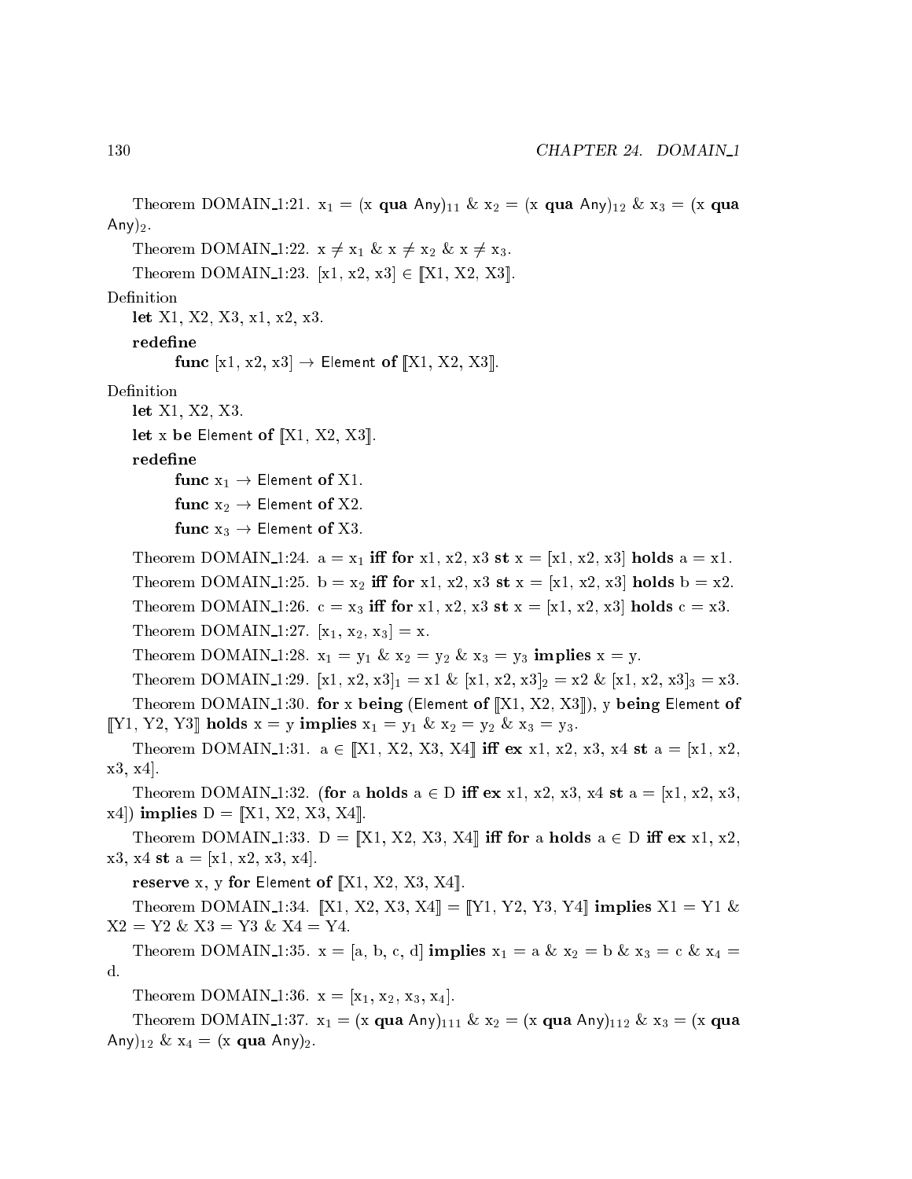Theorem DOMAIN_1:21. $x_1$ = (x **qua** Any)$_{11}$ & $x_2$ = (x **qua** Any)$_{12}$ & $x_3$ = (x **qua** Any)$_2$.

Theorem DOMAIN_1:22. x ≠ $x_1$ & x ≠ $x_2$ & x ≠ $x_3$.

Theorem DOMAIN_1:23. [x1, x2, x3] ∈ ⟦X1, X2, X3⟧.

Definition

**let** X1, X2, X3, x1, x2, x3.

**redefine**

**func** [x1, x2, x3] → Element **of** ⟦X1, X2, X3⟧.

Definition

**let** X1, X2, X3.

**let** x **be** Element **of** ⟦X1, X2, X3⟧.

**redefine**

**func** $x_1$ → Element **of** X1.

**func** $x_2$ → Element **of** X2.

**func** $x_3$ → Element **of** X3.

Theorem DOMAIN_1:24. a = $x_1$ **iff for** x1, x2, x3 **st** x = [x1, x2, x3] **holds** a = x1.

Theorem DOMAIN_1:25. b = $x_2$ **iff for** x1, x2, x3 **st** x = [x1, x2, x3] **holds** b = x2.

Theorem DOMAIN_1:26. c = $x_3$ **iff for** x1, x2, x3 **st** x = [x1, x2, x3] **holds** c = x3.

Theorem DOMAIN_1:27. [$x_1$, $x_2$, $x_3$] = x.

Theorem DOMAIN_1:28. $x_1$ = $y_1$ & $x_2$ = $y_2$ & $x_3$ = $y_3$ **implies** x = y.

Theorem DOMAIN_1:29. [x1, x2, x3]$_1$ = x1 & [x1, x2, x3]$_2$ = x2 & [x1, x2, x3]$_3$ = x3.

Theorem DOMAIN_1:30. **for** x **being** (Element **of** ⟦X1, X2, X3⟧), y **being** Element **of** ⟦Y1, Y2, Y3⟧ **holds** x = y **implies** $x_1$ = $y_1$ & $x_2$ = $y_2$ & $x_3$ = $y_3$.

Theorem DOMAIN_1:31. a ∈ ⟦X1, X2, X3, X4⟧ **iff ex** x1, x2, x3, x4 **st** a = [x1, x2, x3, x4].

Theorem DOMAIN_1:32. (**for** a **holds** a ∈ D **iff ex** x1, x2, x3, x4 **st** a = [x1, x2, x3, x4]) **implies** D = ⟦X1, X2, X3, X4⟧.

Theorem DOMAIN_1:33. D = ⟦X1, X2, X3, X4⟧ **iff for** a **holds** a ∈ D **iff ex** x1, x2, x3, x4 **st** a = [x1, x2, x3, x4].

**reserve** x, y **for** Element **of** ⟦X1, X2, X3, X4⟧.

Theorem DOMAIN_1:34. ⟦X1, X2, X3, X4⟧ = ⟦Y1, Y2, Y3, Y4⟧ **implies** X1 = Y1 & X2 = Y2 & X3 = Y3 & X4 = Y4.

Theorem DOMAIN_1:35. x = [a, b, c, d] **implies** $x_1$ = a & $x_2$ = b & $x_3$ = c & $x_4$ = d.

Theorem DOMAIN_1:36. x = [$x_1$, $x_2$, $x_3$, $x_4$].

Theorem DOMAIN_1:37. $x_1$ = (x **qua** Any)$_{111}$ & $x_2$ = (x **qua** Any)$_{112}$ & $x_3$ = (x **qua** Any)$_{12}$ & $x_4$ = (x **qua** Any)$_2$.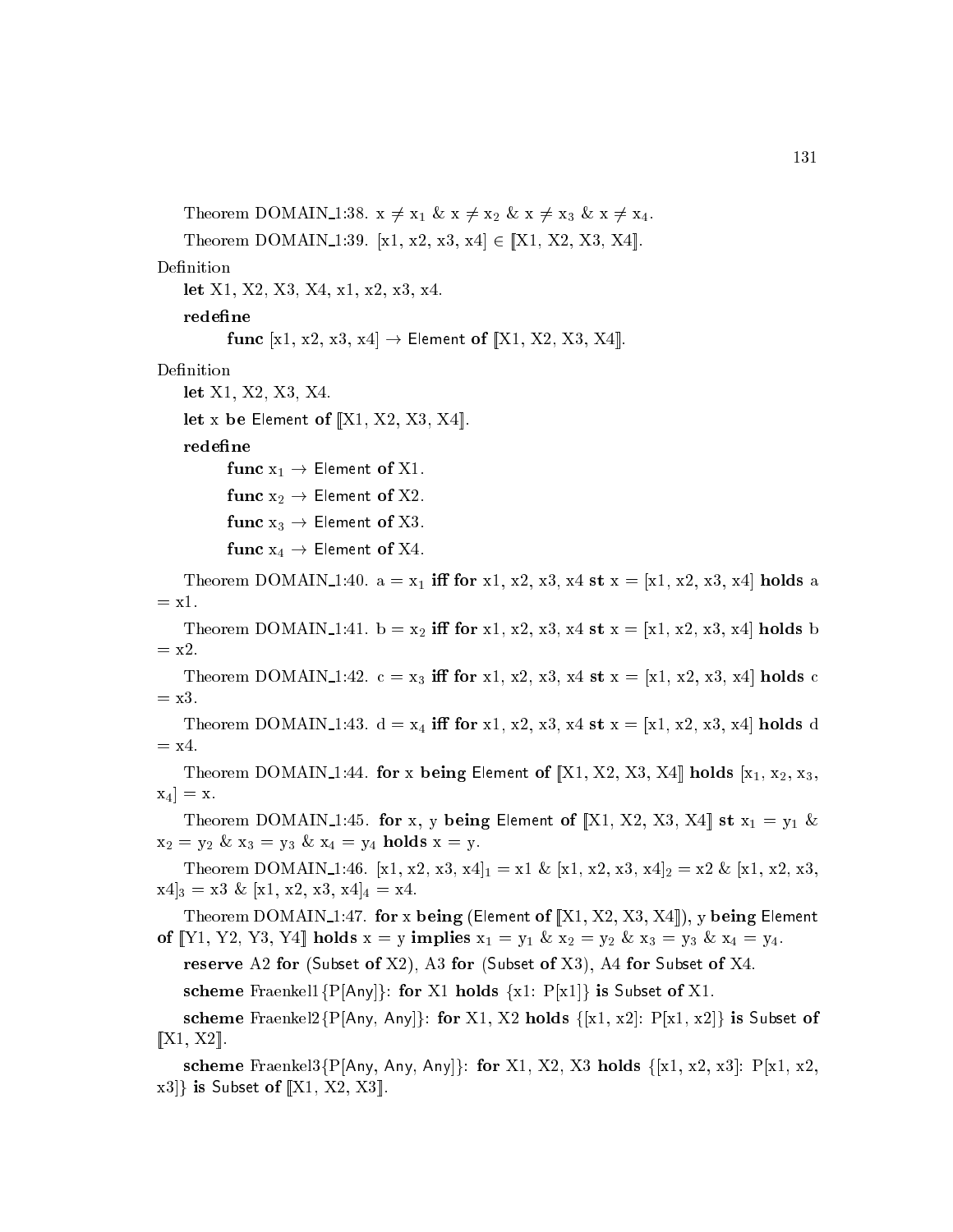Theorem DOMAIN_1:38. $x \neq x_1$ & $x \neq x_2$ & $x \neq x_3$ & $x \neq x_4$.

Theorem DOMAIN_1:39. [x1, x2, x3, x4] $\in$ ⟦X1, X2, X3, X4⟧.

Definition

**let** X1, X2, X3, X4, x1, x2, x3, x4.

**redefine**

**func** [x1, x2, x3, x4] $\rightarrow$ Element **of** ⟦X1, X2, X3, X4⟧.

Definition

**let** X1, X2, X3, X4.

**let** x **be** Element **of** ⟦X1, X2, X3, X4⟧.

**redefine**

**func** $x_1 \rightarrow$ Element **of** X1.

**func** $x_2 \rightarrow$ Element **of** X2.

**func** $x_3 \rightarrow$ Element **of** X3.

**func** $x_4 \rightarrow$ Element **of** X4.

Theorem DOMAIN_1:40. a = $x_1$ **iff for** x1, x2, x3, x4 **st** x = [x1, x2, x3, x4] **holds** a = x1.

Theorem DOMAIN_1:41. b = $x_2$ **iff for** x1, x2, x3, x4 **st** x = [x1, x2, x3, x4] **holds** b = x2.

Theorem DOMAIN_1:42. c = $x_3$ **iff for** x1, x2, x3, x4 **st** x = [x1, x2, x3, x4] **holds** c = x3.

Theorem DOMAIN_1:43. d = $x_4$ **iff for** x1, x2, x3, x4 **st** x = [x1, x2, x3, x4] **holds** d = x4.

Theorem DOMAIN_1:44. **for** x **being** Element **of** ⟦X1, X2, X3, X4⟧ **holds** [$x_1$, $x_2$, $x_3$, $x_4$] = x.

Theorem DOMAIN_1:45. **for** x, y **being** Element **of** ⟦X1, X2, X3, X4⟧ **st** $x_1 = y_1$ & $x_2 = y_2$ & $x_3 = y_3$ & $x_4 = y_4$ **holds** x = y.

Theorem DOMAIN_1:46. $[x1, x2, x3, x4]_1$ = x1 & $[x1, x2, x3, x4]_2$ = x2 & $[x1, x2, x3, x4]_3$ = x3 & $[x1, x2, x3, x4]_4$ = x4.

Theorem DOMAIN_1:47. **for** x **being** (Element **of** ⟦X1, X2, X3, X4⟧), y **being** Element **of** ⟦Y1, Y2, Y3, Y4⟧ **holds** x = y **implies** $x_1 = y_1$ & $x_2 = y_2$ & $x_3 = y_3$ & $x_4 = y_4$.

**reserve** A2 **for** (Subset **of** X2), A3 **for** (Subset **of** X3), A4 **for** Subset **of** X4.

**scheme** Fraenkel1{P[Any]}: **for** X1 **holds** {x1: P[x1]} **is** Subset **of** X1.

**scheme** Fraenkel2{P[Any, Any]}: **for** X1, X2 **holds** {[x1, x2]: P[x1, x2]} **is** Subset **of** ⟦X1, X2⟧.

**scheme** Fraenkel3{P[Any, Any, Any]}: **for** X1, X2, X3 **holds** {[x1, x2, x3]: P[x1, x2, x3]} **is** Subset **of** ⟦X1, X2, X3⟧.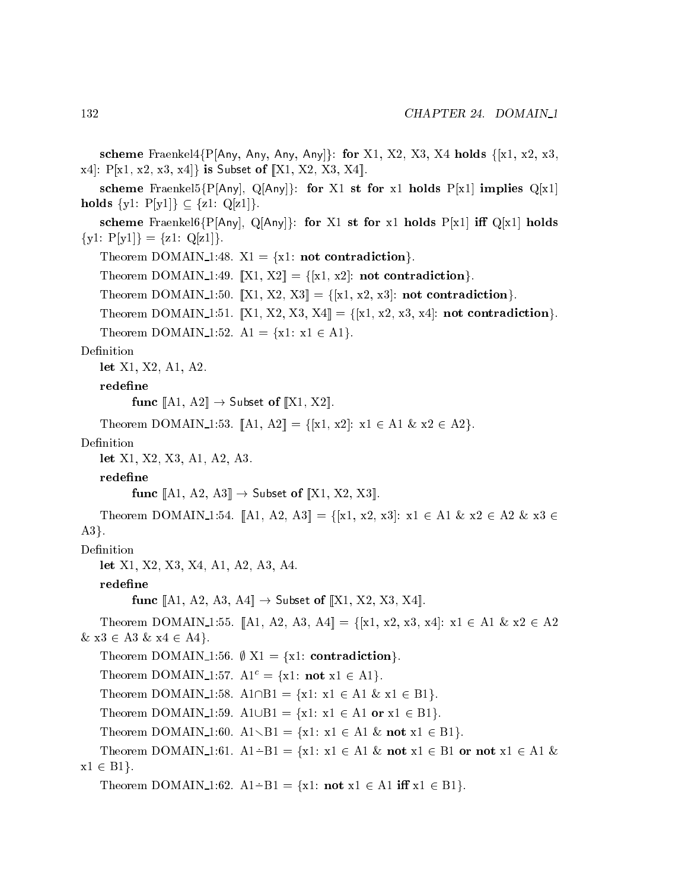**scheme** Fraenkel4{P[Any, Any, Any, Any]}: **for** X1, X2, X3, X4 **holds** {[x1, x2, x3, x4]: P[x1, x2, x3, x4]} **is** Subset **of** ⟦X1, X2, X3, X4⟧.

**scheme** Fraenkel5{P[Any], Q[Any]}: **for** X1 **st** **for** x1 **holds** P[x1] **implies** Q[x1] **holds** {y1: P[y1]} ⊆ {z1: Q[z1]}.

**scheme** Fraenkel6{P[Any], Q[Any]}: **for** X1 **st** **for** x1 **holds** P[x1] **iff** Q[x1] **holds** {y1: P[y1]} = {z1: Q[z1]}.

Theorem DOMAIN_1:48. X1 = {x1: **not contradiction**}.

Theorem DOMAIN_1:49. ⟦X1, X2⟧ = {[x1, x2]: **not contradiction**}.

Theorem DOMAIN_1:50. ⟦X1, X2, X3⟧ = {[x1, x2, x3]: **not contradiction**}.

Theorem DOMAIN_1:51. ⟦X1, X2, X3, X4⟧ = {[x1, x2, x3, x4]: **not contradiction**}.

Theorem DOMAIN_1:52. A1 = {x1: x1 ∈ A1}.

Definition

**let** X1, X2, A1, A2.

**redefine**

**func** ⟦A1, A2⟧ → Subset **of** ⟦X1, X2⟧.

Theorem DOMAIN_1:53. ⟦A1, A2⟧ = {[x1, x2]: x1 ∈ A1 & x2 ∈ A2}.

Definition

**let** X1, X2, X3, A1, A2, A3.

**redefine**

**func** ⟦A1, A2, A3⟧ → Subset **of** ⟦X1, X2, X3⟧.

Theorem DOMAIN_1:54. ⟦A1, A2, A3⟧ = {[x1, x2, x3]: x1 ∈ A1 & x2 ∈ A2 & x3 ∈ A3}.

Definition

**let** X1, X2, X3, X4, A1, A2, A3, A4.

**redefine**

**func** ⟦A1, A2, A3, A4⟧ → Subset **of** ⟦X1, X2, X3, X4⟧.

Theorem DOMAIN_1:55. ⟦A1, A2, A3, A4⟧ = {[x1, x2, x3, x4]: x1 ∈ A1 & x2 ∈ A2 & x3 ∈ A3 & x4 ∈ A4}.

Theorem DOMAIN_1:56. ∅ X1 = {x1: **contradiction**}.

Theorem DOMAIN_1:57. $A1^c$ = {x1: **not** x1 ∈ A1}.

Theorem DOMAIN_1:58. A1∩B1 = {x1: x1 ∈ A1 & x1 ∈ B1}.

Theorem DOMAIN_1:59. A1∪B1 = {x1: x1 ∈ A1 **or** x1 ∈ B1}.

Theorem DOMAIN_1:60. A1∖B1 = {x1: x1 ∈ A1 & **not** x1 ∈ B1}.

Theorem DOMAIN_1:61. A1∸B1 = {x1: x1 ∈ A1 & **not** x1 ∈ B1 **or** **not** x1 ∈ A1 & x1 ∈ B1}.

Theorem DOMAIN_1:62. A1∸B1 = {x1: **not** x1 ∈ A1 **iff** x1 ∈ B1}.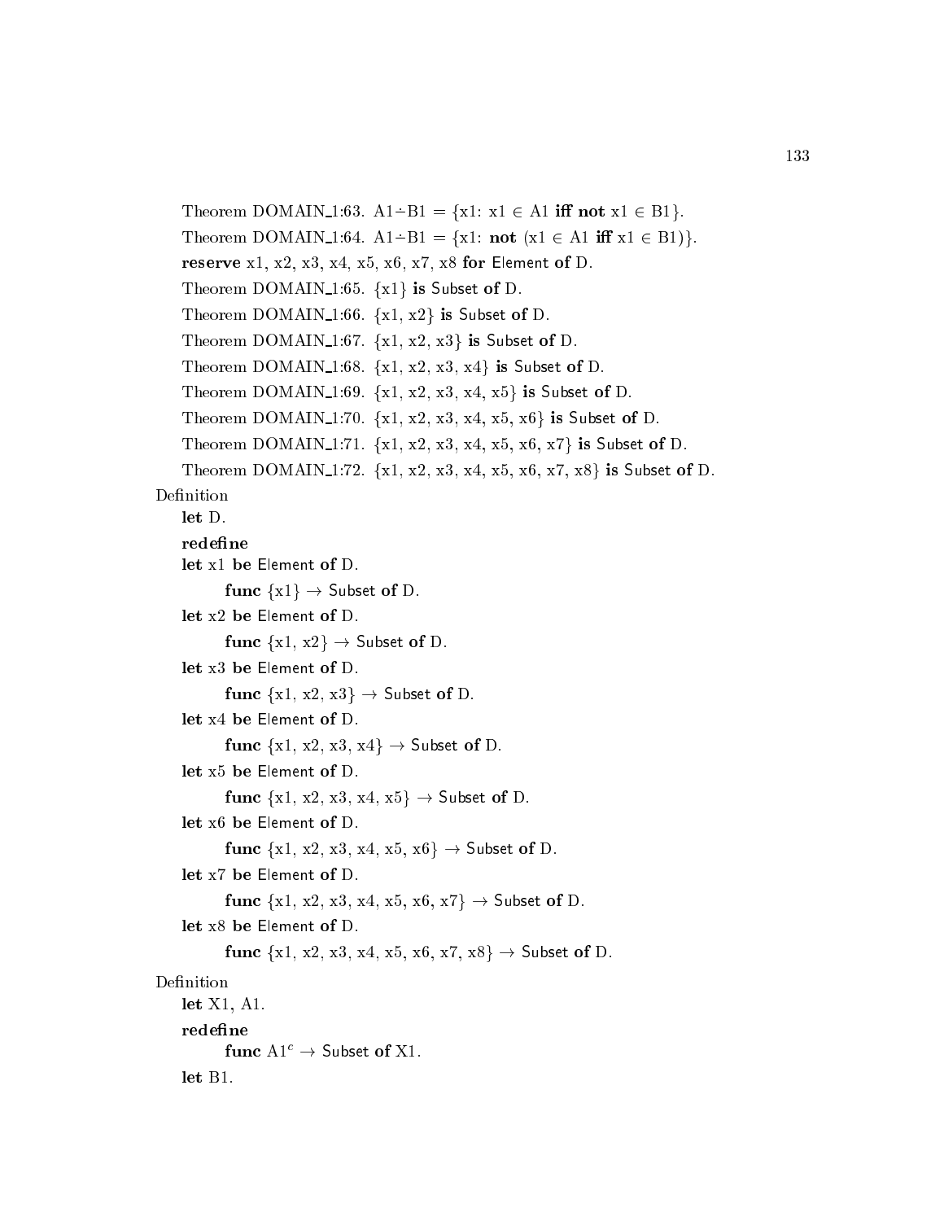Theorem DOMAIN_1:63. A1 $\dot{-}$ B1 = {x1: x1 $\in$ A1 **iff** **not** x1 $\in$ B1}.

Theorem DOMAIN_1:64. A1 $\dot{-}$ B1 = {x1: **not** (x1 $\in$ A1 **iff** x1 $\in$ B1)}.

**reserve** x1, x2, x3, x4, x5, x6, x7, x8 **for** Element **of** D.

Theorem DOMAIN_1:65. {x1} **is** Subset **of** D.

Theorem DOMAIN_1:66. {x1, x2} **is** Subset **of** D.

Theorem DOMAIN_1:67. {x1, x2, x3} **is** Subset **of** D.

Theorem DOMAIN_1:68. {x1, x2, x3, x4} **is** Subset **of** D.

Theorem DOMAIN_1:69. {x1, x2, x3, x4, x5} **is** Subset **of** D.

Theorem DOMAIN_1:70. {x1, x2, x3, x4, x5, x6} **is** Subset **of** D.

Theorem DOMAIN_1:71. {x1, x2, x3, x4, x5, x6, x7} **is** Subset **of** D.

Theorem DOMAIN_1:72. {x1, x2, x3, x4, x5, x6, x7, x8} **is** Subset **of** D.

Definition

**let** D.

**redefine**

**let** x1 **be** Element **of** D.

**func** {x1} $\rightarrow$ Subset **of** D.

**let** x2 **be** Element **of** D.

**func** {x1, x2} $\rightarrow$ Subset **of** D.

**let** x3 **be** Element **of** D.

**func** {x1, x2, x3} $\rightarrow$ Subset **of** D.

**let** x4 **be** Element **of** D.

**func** {x1, x2, x3, x4} $\rightarrow$ Subset **of** D.

**let** x5 **be** Element **of** D.

**func** {x1, x2, x3, x4, x5} $\rightarrow$ Subset **of** D.

**let** x6 **be** Element **of** D.

**func** {x1, x2, x3, x4, x5, x6} $\rightarrow$ Subset **of** D.

**let** x7 **be** Element **of** D.

**func** {x1, x2, x3, x4, x5, x6, x7} $\rightarrow$ Subset **of** D.

**let** x8 **be** Element **of** D.

**func** {x1, x2, x3, x4, x5, x6, x7, x8} $\rightarrow$ Subset **of** D.

Definition

**let** X1, A1.

**redefine**

**func** $A1^c$ $\rightarrow$ Subset **of** X1.

**let** B1.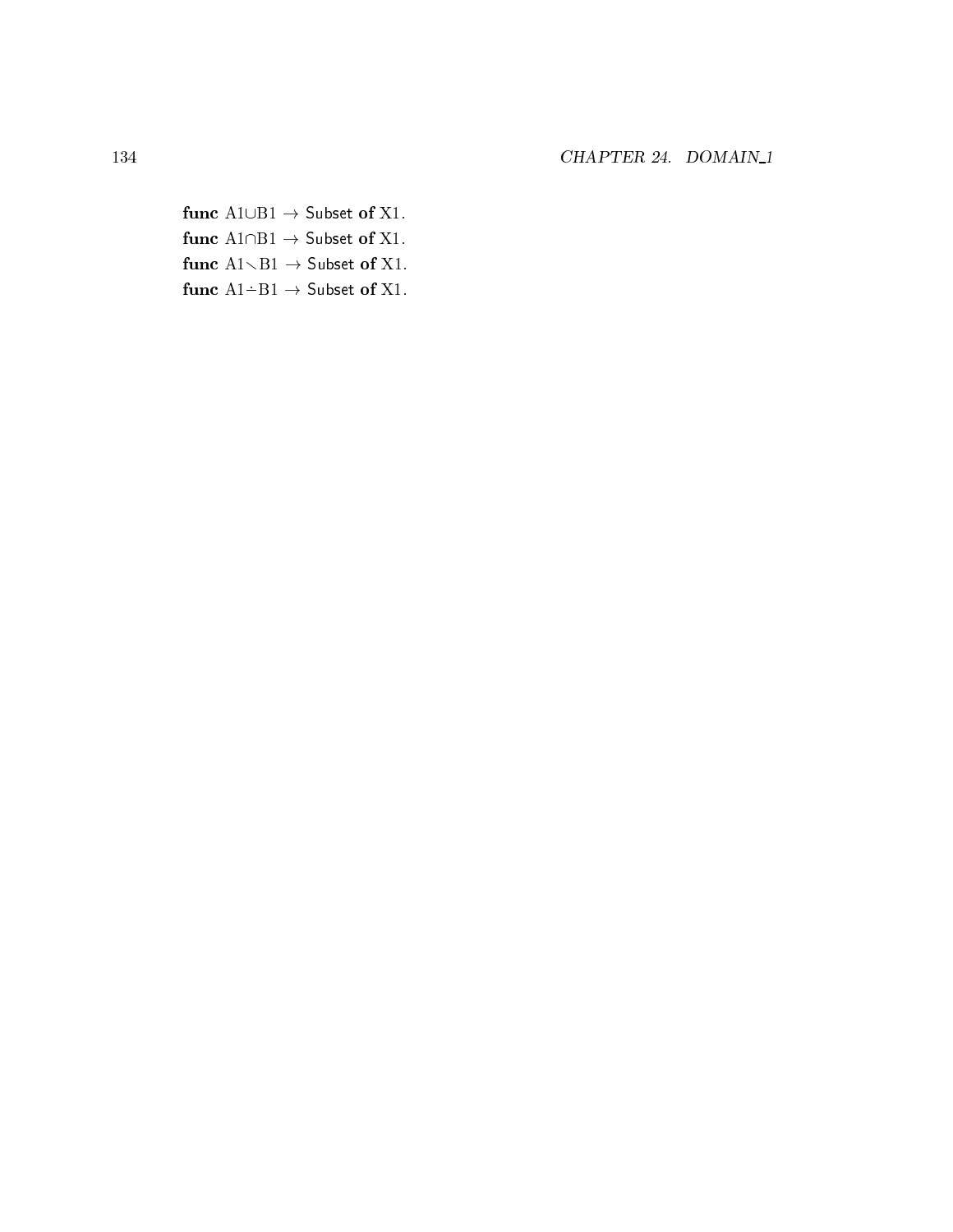**func** $A1 \cup B1 \rightarrow$ Subset **of** X1.

**func** $A1 \cap B1 \rightarrow$ Subset **of** X1.

**func** $A1 \setminus B1 \rightarrow$ Subset **of** X1.

**func** $A1 \dot{-} B1 \rightarrow$ Subset **of** X1.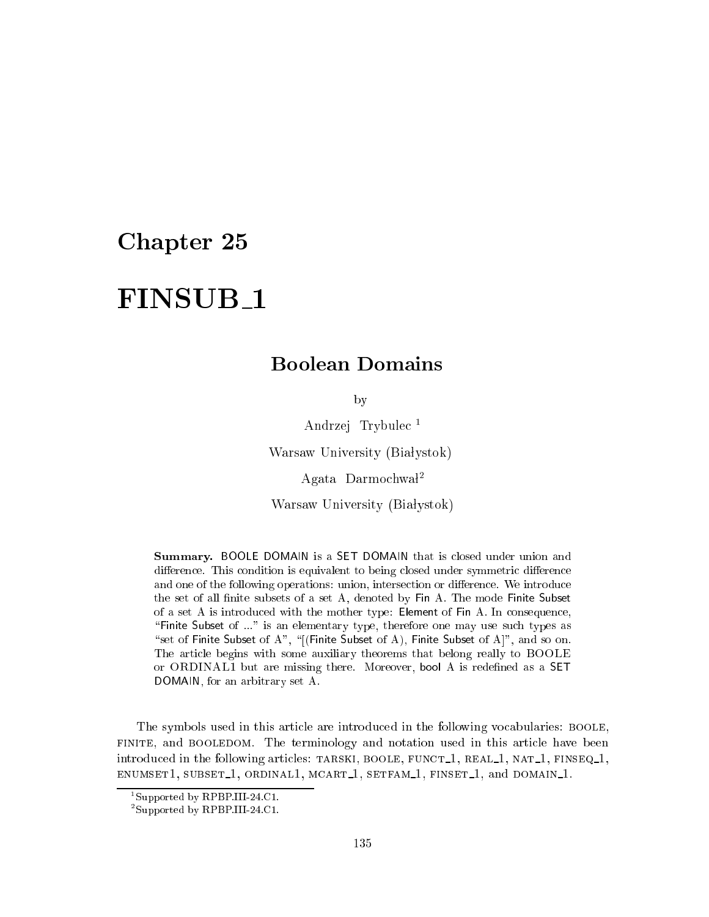# Chapter 25

# FINSUB_1

## Boolean Domains

by

Andrzej Trybulec [1]

Warsaw University (Białystok)

Agata Darmochwał[2]

Warsaw University (Białystok)

**Summary.** BOOLE DOMAIN is a SET DOMAIN that is closed under union and difference. This condition is equivalent to being closed under symmetric difference and one of the following operations: union, intersection or difference. We introduce the set of all finite subsets of a set A, denoted by Fin A. The mode Finite Subset of a set A is introduced with the mother type: Element of Fin A. In consequence, "Finite Subset of ..." is an elementary type, therefore one may use such types as "set of Finite Subset of A", "[(Finite Subset of A), Finite Subset of A]", and so on. The article begins with some auxiliary theorems that belong really to BOOLE or ORDINAL1 but are missing there. Moreover, bool A is redefined as a SET DOMAIN, for an arbitrary set A.

The symbols used in this article are introduced in the following vocabularies: BOOLE, FINITE, and BOOLEDOM. The terminology and notation used in this article have been introduced in the following articles: TARSKI, BOOLE, FUNCT_1, REAL_1, NAT_1, FINSEQ_1, ENUMSET1, SUBSET_1, ORDINAL1, MCART_1, SETFAM_1, FINSET_1, and DOMAIN_1.

[1] Supported by RPBP.III-24.C1.

[2] Supported by RPBP.III-24.C1.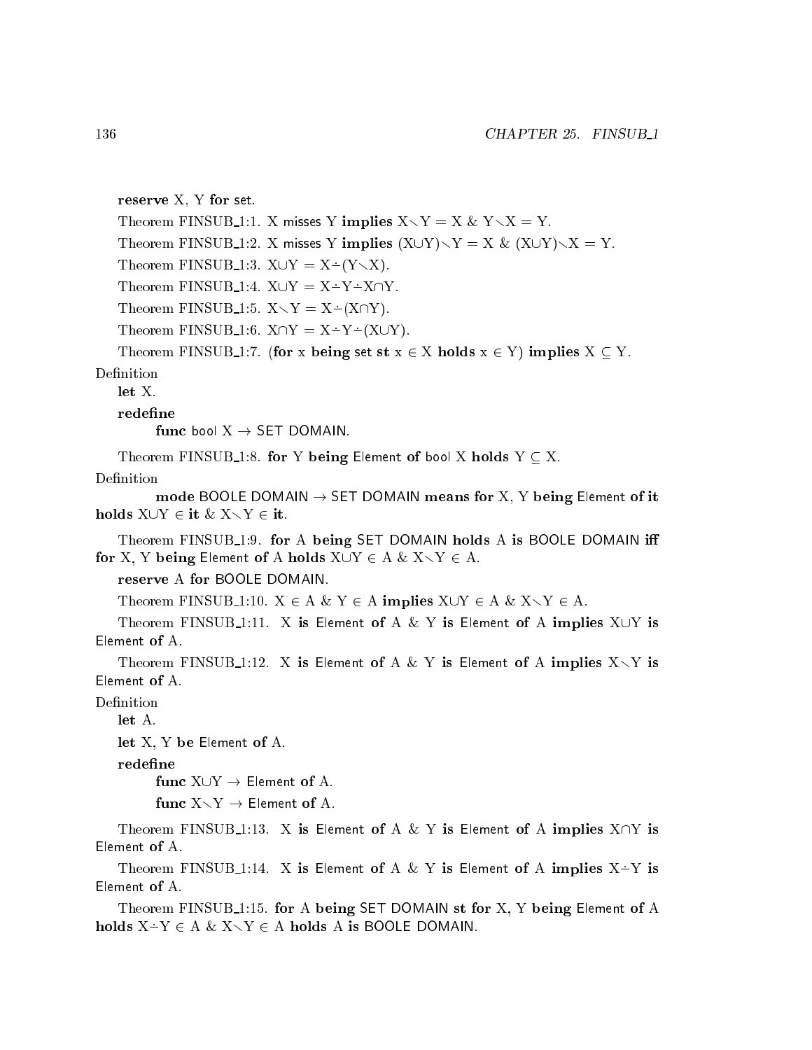**reserve** X, Y **for** set.

Theorem FINSUB_1:1. X misses Y **implies** $X \setminus Y = X$ & $Y \setminus X = Y$.

Theorem FINSUB_1:2. X misses Y **implies** $(X \cup Y) \setminus Y = X$ & $(X \cup Y) \setminus X = Y$.

Theorem FINSUB_1:3. $X \cup Y = X \dot{-} (Y \setminus X)$.

Theorem FINSUB_1:4. $X \cup Y = X \dot{-} Y \dot{-} X \cap Y$.

Theorem FINSUB_1:5. $X \setminus Y = X \dot{-} (X \cap Y)$.

Theorem FINSUB_1:6. $X \cap Y = X \dot{-} Y \dot{-} (X \cup Y)$.

Theorem FINSUB_1:7. (**for** x **being** set **st** $x \in X$ **holds** $x \in Y$) **implies** $X \subseteq Y$.

Definition

**let** X.

**redefine**

**func** bool X → SET DOMAIN.

Theorem FINSUB_1:8. **for** Y **being** Element **of** bool X **holds** $Y \subseteq X$.

Definition

**mode** BOOLE DOMAIN → SET DOMAIN **means for** X, Y **being** Element **of it holds** $X \cup Y \in$ **it** & $X \setminus Y \in$ **it**.

Theorem FINSUB_1:9. **for** A **being** SET DOMAIN **holds** A **is** BOOLE DOMAIN **iff for** X, Y **being** Element **of** A **holds** $X \cup Y \in A$ & $X \setminus Y \in A$.

**reserve** A **for** BOOLE DOMAIN.

Theorem FINSUB_1:10. $X \in A$ & $Y \in A$ **implies** $X \cup Y \in A$ & $X \setminus Y \in A$.

Theorem FINSUB_1:11. X **is** Element **of** A & Y **is** Element **of** A **implies** $X \cup Y$ **is** Element **of** A.

Theorem FINSUB_1:12. X **is** Element **of** A & Y **is** Element **of** A **implies** $X \setminus Y$ **is** Element **of** A.

Definition

**let** A.

**let** X, Y **be** Element **of** A.

**redefine**

**func** $X \cup Y$ → Element **of** A.

**func** $X \setminus Y$ → Element **of** A.

Theorem FINSUB_1:13. X **is** Element **of** A & Y **is** Element **of** A **implies** $X \cap Y$ **is** Element **of** A.

Theorem FINSUB_1:14. X **is** Element **of** A & Y **is** Element **of** A **implies** $X \dot{-} Y$ **is** Element **of** A.

Theorem FINSUB_1:15. **for** A **being** SET DOMAIN **st for** X, Y **being** Element **of** A **holds** $X \dot{-} Y \in A$ & $X \setminus Y \in A$ **holds** A **is** BOOLE DOMAIN.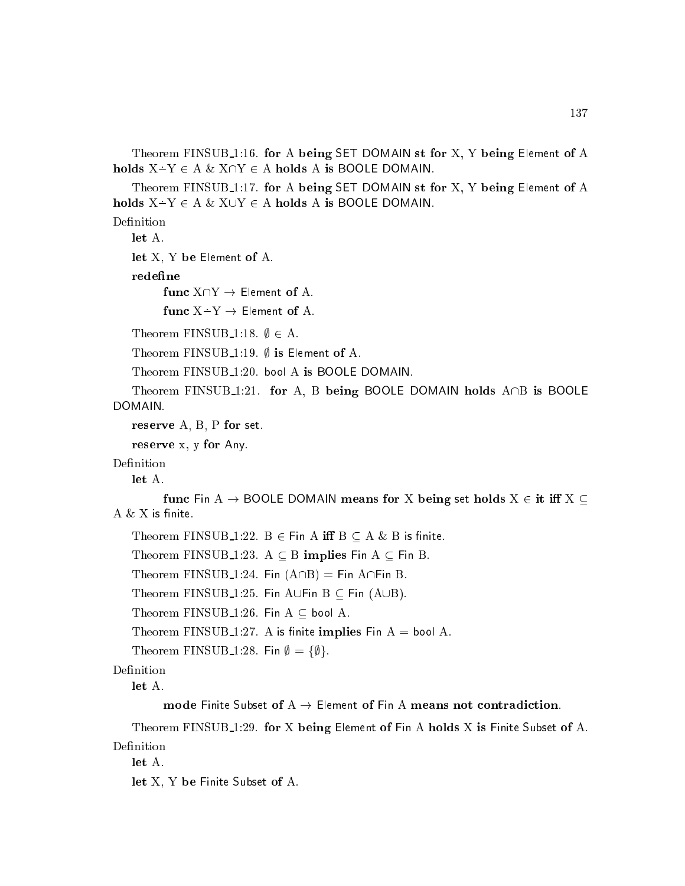Theorem FINSUB_1:16. **for** A **being** SET DOMAIN **st for** X, Y **being** Element **of** A **holds** X$\dot{-}$Y $\in$ A & X$\cap$Y $\in$ A **holds** A **is** BOOLE DOMAIN.

Theorem FINSUB_1:17. **for** A **being** SET DOMAIN **st for** X, Y **being** Element **of** A **holds** X$\dot{-}$Y $\in$ A & X$\cup$Y $\in$ A **holds** A **is** BOOLE DOMAIN.

Definition

**let** A.

**let** X, Y **be** Element **of** A.

**redefine**

**func** X$\cap$Y $\to$ Element **of** A.

**func** X$\dot{-}$Y $\to$ Element **of** A.

Theorem FINSUB_1:18. $\emptyset \in$ A.

Theorem FINSUB_1:19. $\emptyset$ **is** Element **of** A.

Theorem FINSUB_1:20. bool A **is** BOOLE DOMAIN.

Theorem FINSUB_1:21. **for** A, B **being** BOOLE DOMAIN **holds** A$\cap$B **is** BOOLE DOMAIN.

**reserve** A, B, P **for** set.

**reserve** x, y **for** Any.

Definition

**let** A.

**func** Fin A $\to$ BOOLE DOMAIN **means for** X **being** set **holds** X $\in$ **it iff** X $\subseteq$ A & X is finite.

Theorem FINSUB_1:22. B $\in$ Fin A **iff** B $\subseteq$ A & B is finite.

Theorem FINSUB_1:23. A $\subseteq$ B **implies** Fin A $\subseteq$ Fin B.

Theorem FINSUB_1:24. Fin (A$\cap$B) = Fin A$\cap$Fin B.

Theorem FINSUB_1:25. Fin A$\cup$Fin B $\subseteq$ Fin (A$\cup$B).

Theorem FINSUB_1:26. Fin A $\subseteq$ bool A.

Theorem FINSUB_1:27. A is finite **implies** Fin A = bool A.

Theorem FINSUB_1:28. Fin $\emptyset$ = $\{\emptyset\}$.

Definition

**let** A.

**mode** Finite Subset of A $\to$ Element **of** Fin A **means not contradiction**.

Theorem FINSUB_1:29. **for** X **being** Element **of** Fin A **holds** X **is** Finite Subset **of** A.

Definition

**let** A.

**let** X, Y **be** Finite Subset **of** A.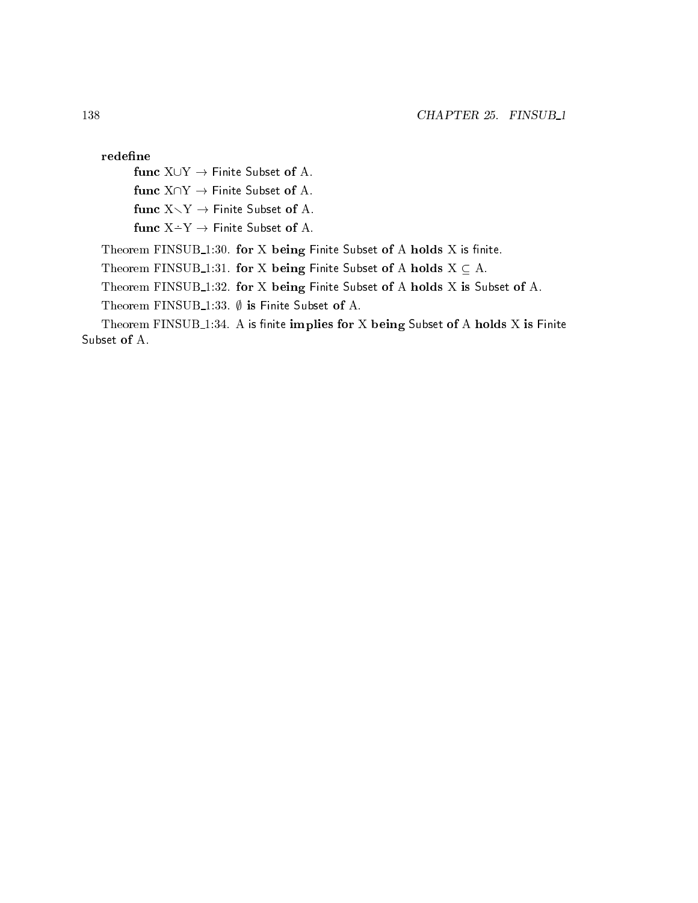**redefine**

**func** $X \cup Y$ → Finite Subset **of** A.

**func** $X \cap Y$ → Finite Subset **of** A.

**func** $X \setminus Y$ → Finite Subset **of** A.

**func** $X \dot{-} Y$ → Finite Subset **of** A.

Theorem FINSUB_1:30. **for** X **being** Finite Subset **of** A **holds** X is finite.

Theorem FINSUB_1:31. **for** X **being** Finite Subset **of** A **holds** $X \subseteq A$.

Theorem FINSUB_1:32. **for** X **being** Finite Subset **of** A **holds** X **is** Subset **of** A.

Theorem FINSUB_1:33. $\emptyset$ **is** Finite Subset **of** A.

Theorem FINSUB_1:34. A is finite **implies for** X **being** Subset **of** A **holds** X **is** Finite Subset **of** A.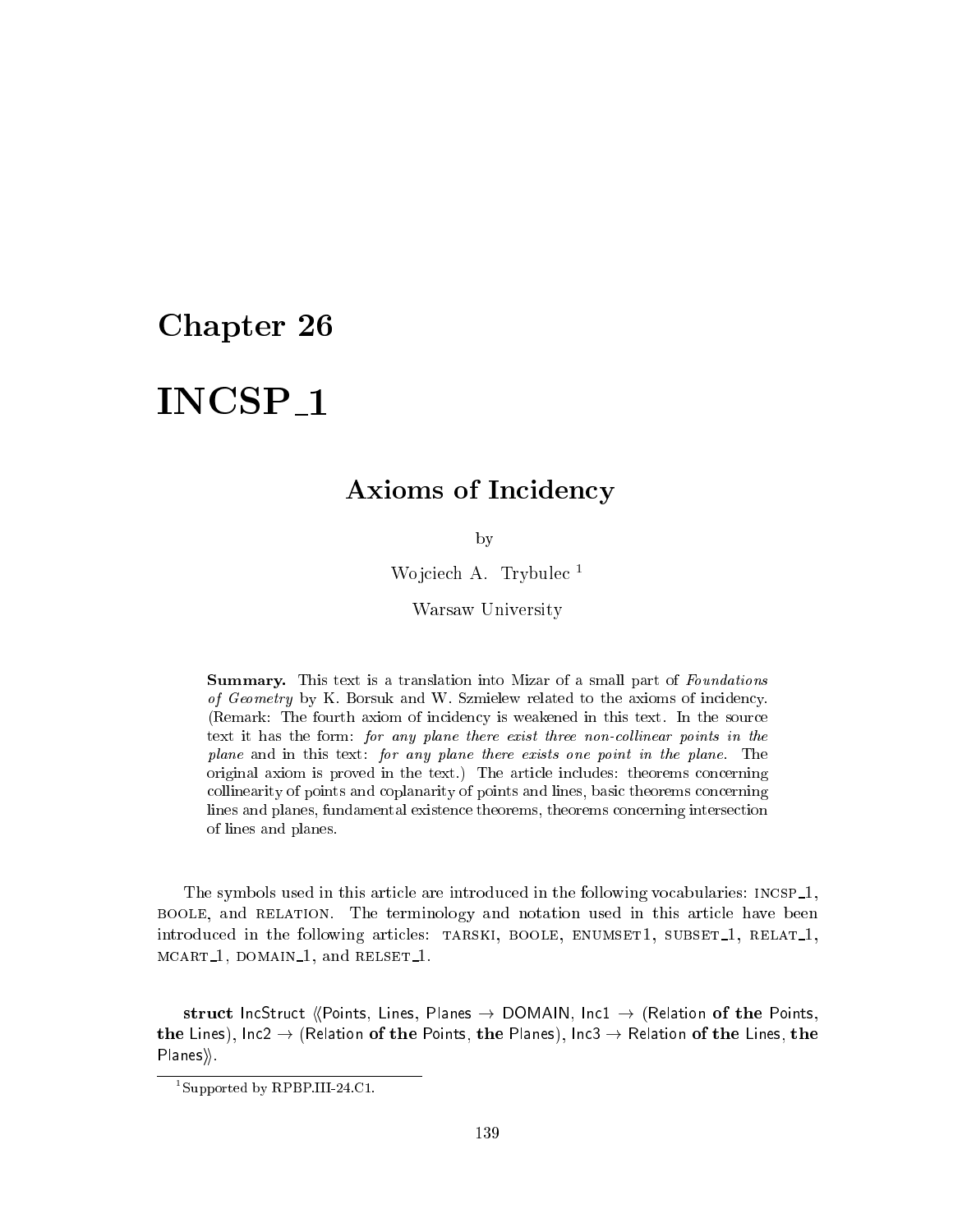# Chapter 26

# INCSP_1

## Axioms of Incidency

by

Wojciech A. Trybulec [1]

Warsaw University

**Summary.** This text is a translation into Mizar of a small part of *Foundations of Geometry* by K. Borsuk and W. Szmielew related to the axioms of incidency. (Remark: The fourth axiom of incidency is weakened in this text. In the source text it has the form: *for any plane there exist three non-collinear points in the plane* and in this text: *for any plane there exists one point in the plane*. The original axiom is proved in the text.) The article includes: theorems concerning collinearity of points and coplanarity of points and lines, basic theorems concerning lines and planes, fundamental existence theorems, theorems concerning intersection of lines and planes.

The symbols used in this article are introduced in the following vocabularies: INCSP_1, BOOLE, and RELATION. The terminology and notation used in this article have been introduced in the following articles: TARSKI, BOOLE, ENUMSET1, SUBSET_1, RELAT_1, MCART_1, DOMAIN_1, and RELSET_1.

**struct** IncStruct ⟨⟨Points, Lines, Planes → DOMAIN, Inc1 → (Relation **of the** Points, **the** Lines), Inc2 → (Relation **of the** Points, **the** Planes), Inc3 → Relation **of the** Lines, **the** Planes⟩⟩.

[1] Supported by RPBP.III-24.C1.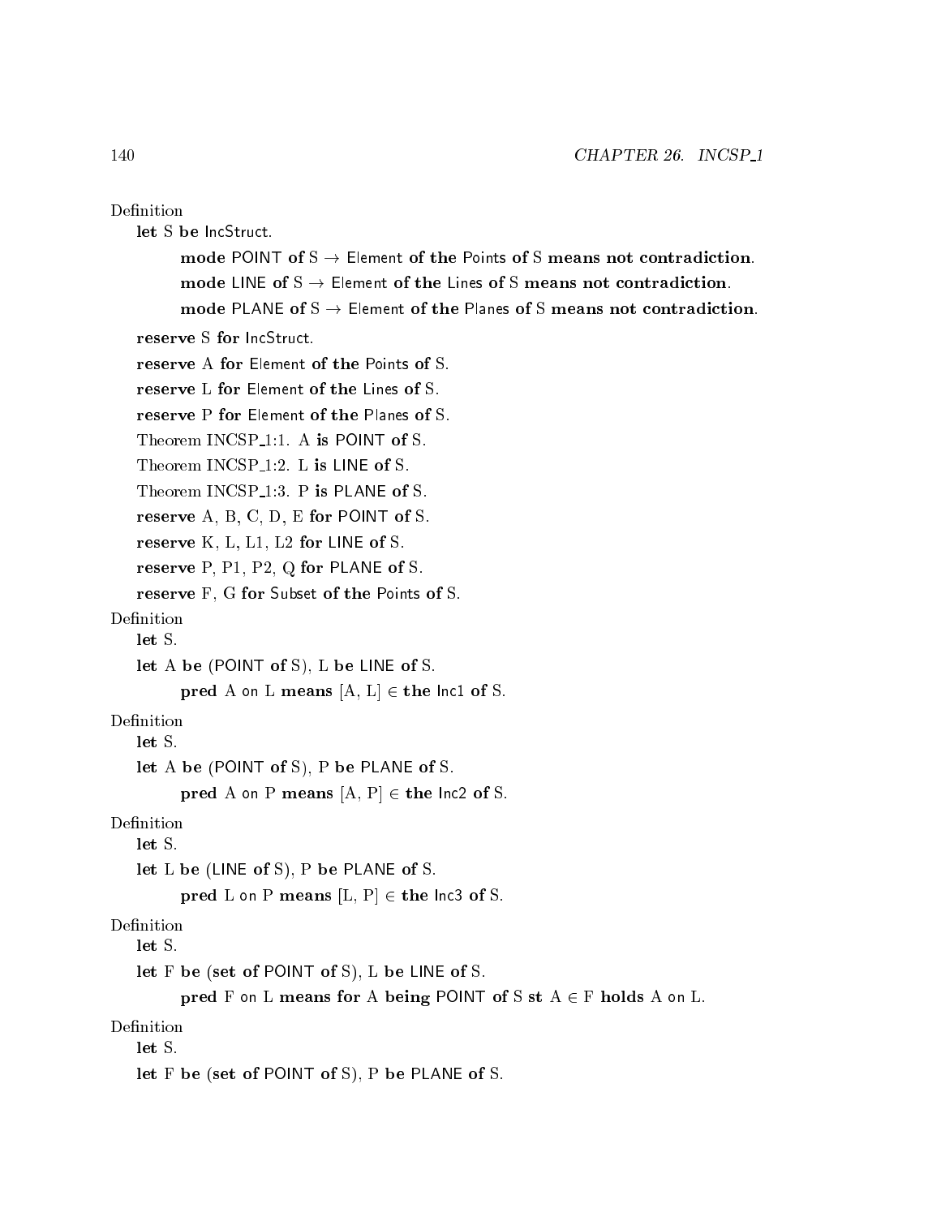Definition

let S be IncStruct.

mode POINT of S → Element of the Points of S means not contradiction.

mode LINE of S → Element of the Lines of S means not contradiction.

mode PLANE of S → Element of the Planes of S means not contradiction.

reserve S for IncStruct.

reserve A for Element of the Points of S.

reserve L for Element of the Lines of S.

reserve P for Element of the Planes of S.

Theorem INCSP_1:1. A is POINT of S.

Theorem INCSP_1:2. L is LINE of S.

Theorem INCSP_1:3. P is PLANE of S.

reserve A, B, C, D, E for POINT of S.

reserve K, L, L1, L2 for LINE of S.

reserve P, P1, P2, Q for PLANE of S.

reserve F, G for Subset of the Points of S.

Definition

let S.

let A be (POINT of S), L be LINE of S.

pred A on L means [A, L] ∈ the Inc1 of S.

Definition

let S.

let A be (POINT of S), P be PLANE of S.

pred A on P means [A, P] ∈ the Inc2 of S.

Definition

let S.

let L be (LINE of S), P be PLANE of S.

pred L on P means [L, P] ∈ the Inc3 of S.

Definition

let S.

let F be (set of POINT of S), L be LINE of S.

pred F on L means for A being POINT of S st A ∈ F holds A on L.

Definition

let S.

let F be (set of POINT of S), P be PLANE of S.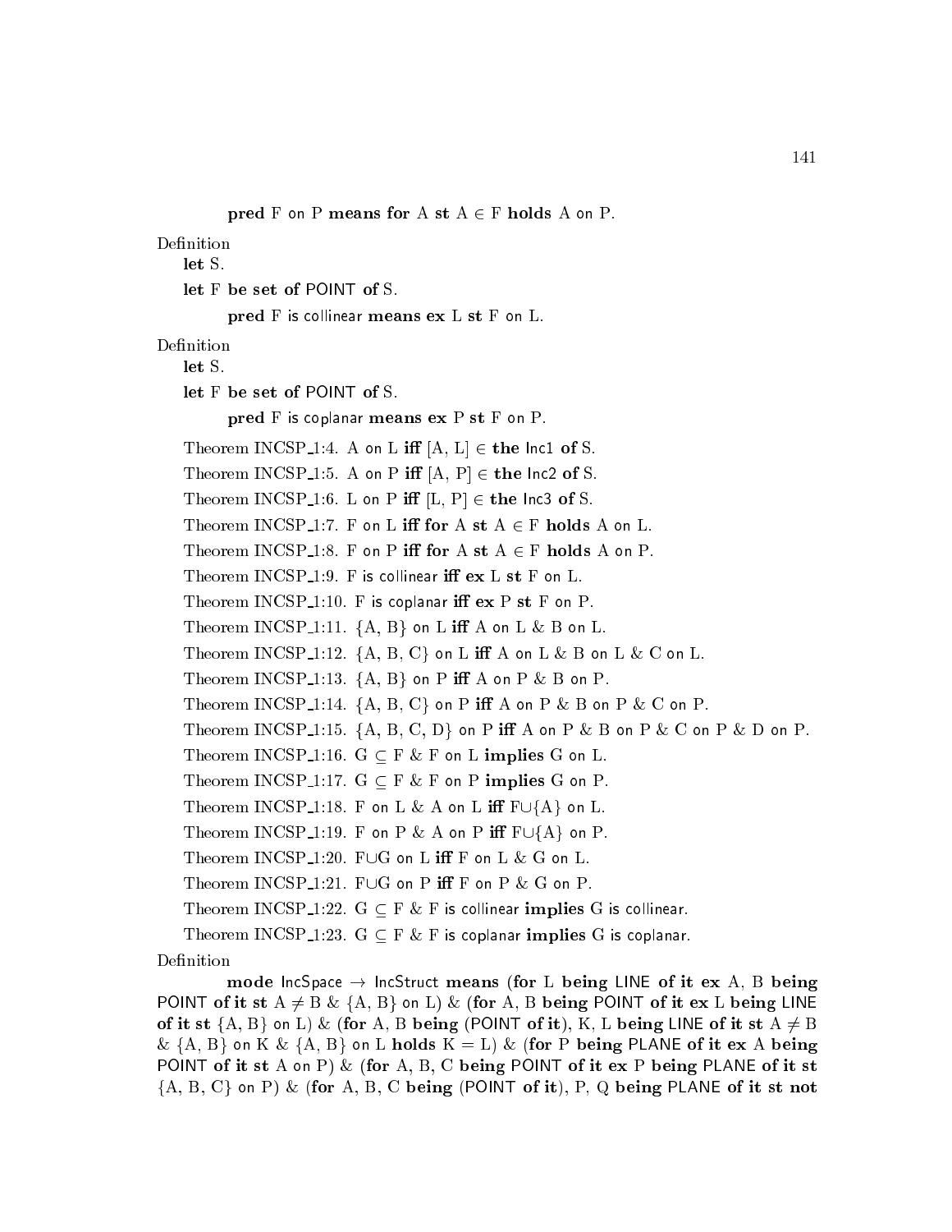**pred** F on P **means for** A **st** A ∈ F **holds** A on P.

Definition

**let** S.

**let** F **be set of** POINT **of** S.

**pred** F is collinear **means ex** L **st** F on L.

Definition

**let** S.

**let** F **be set of** POINT **of** S.

**pred** F is coplanar **means ex** P **st** F on P.

Theorem INCSP_1:4. A on L **iff** [A, L] ∈ **the** Inc1 **of** S.

Theorem INCSP_1:5. A on P **iff** [A, P] ∈ **the** Inc2 **of** S.

Theorem INCSP_1:6. L on P **iff** [L, P] ∈ **the** Inc3 **of** S.

Theorem INCSP_1:7. F on L **iff for** A **st** A ∈ F **holds** A on L.

Theorem INCSP_1:8. F on P **iff for** A **st** A ∈ F **holds** A on P.

Theorem INCSP_1:9. F is collinear **iff ex** L **st** F on L.

Theorem INCSP_1:10. F is coplanar **iff ex** P **st** F on P.

Theorem INCSP_1:11. {A, B} on L **iff** A on L & B on L.

Theorem INCSP_1:12. {A, B, C} on L **iff** A on L & B on L & C on L.

Theorem INCSP_1:13. {A, B} on P **iff** A on P & B on P.

Theorem INCSP_1:14. {A, B, C} on P **iff** A on P & B on P & C on P.

Theorem INCSP_1:15. {A, B, C, D} on P **iff** A on P & B on P & C on P & D on P.

Theorem INCSP_1:16. G ⊆ F & F on L **implies** G on L.

Theorem INCSP_1:17. G ⊆ F & F on P **implies** G on P.

Theorem INCSP_1:18. F on L & A on L **iff** F∪{A} on L.

Theorem INCSP_1:19. F on P & A on P **iff** F∪{A} on P.

Theorem INCSP_1:20. F∪G on L **iff** F on L & G on L.

Theorem INCSP_1:21. F∪G on P **iff** F on P & G on P.

Theorem INCSP_1:22. G ⊆ F & F is collinear **implies** G is collinear.

Theorem INCSP_1:23. G ⊆ F & F is coplanar **implies** G is coplanar.

Definition

**mode** IncSpace → IncStruct **means** (**for** L **being** LINE **of it ex** A, B **being** POINT **of it st** A ≠ B & {A, B} on L) & (**for** A, B **being** POINT **of it ex** L **being** LINE **of it st** {A, B} on L) & (**for** A, B **being** (POINT **of it**), K, L **being** LINE **of it st** A ≠ B & {A, B} on K & {A, B} on L **holds** K = L) & (**for** P **being** PLANE **of it ex** A **being** POINT **of it st** A on P) & (**for** A, B, C **being** POINT **of it ex** P **being** PLANE **of it st** {A, B, C} on P) & (**for** A, B, C **being** (POINT **of it**), P, Q **being** PLANE **of it st not**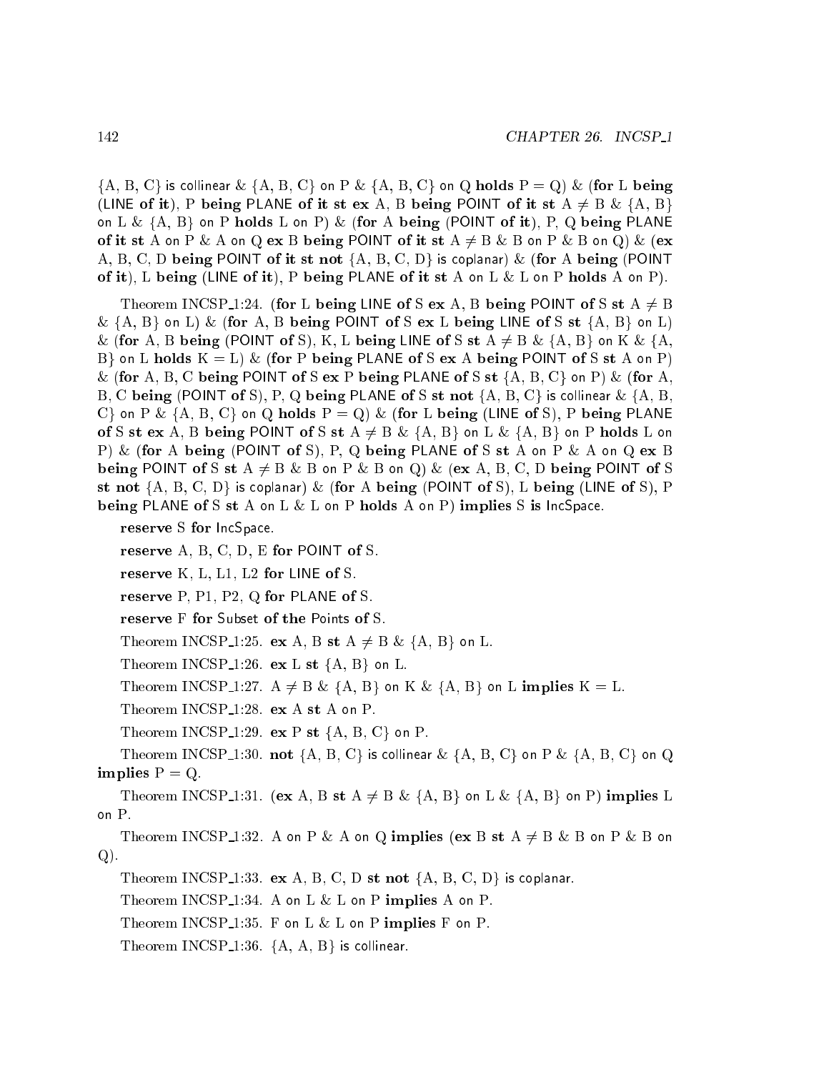{A, B, C} is collinear & {A, B, C} on P & {A, B, C} on Q **holds** P = Q) & (**for** L **being** (LINE **of it**), P **being** PLANE **of it st ex** A, B **being** POINT **of it st** A ≠ B & {A, B} on L & {A, B} on P **holds** L on P) & (**for** A **being** (POINT **of it**), P, Q **being** PLANE **of it st** A on P & A on Q **ex** B **being** POINT **of it st** A ≠ B & B on P & B on Q) & (**ex** A, B, C, D **being** POINT **of it st not** {A, B, C, D} is coplanar) & (**for** A **being** (POINT **of it**), L **being** (LINE **of it**), P **being** PLANE **of it st** A on L & L on P **holds** A on P).

Theorem INCSP_1:24. (**for** L **being** LINE **of** S **ex** A, B **being** POINT **of** S **st** A ≠ B & {A, B} on L) & (**for** A, B **being** POINT **of** S **ex** L **being** LINE **of** S **st** {A, B} on L) & (**for** A, B **being** (POINT **of** S), K, L **being** LINE **of** S **st** A ≠ B & {A, B} on K & {A, B} on L **holds** K = L) & (**for** P **being** PLANE **of** S **ex** A **being** POINT **of** S **st** A on P) & (**for** A, B, C **being** POINT **of** S **ex** P **being** PLANE **of** S **st** {A, B, C} on P) & (**for** A, B, C **being** (POINT **of** S), P, Q **being** PLANE **of** S **st not** {A, B, C} is collinear & {A, B, C} on P & {A, B, C} on Q **holds** P = Q) & (**for** L **being** (LINE **of** S), P **being** PLANE **of** S **st ex** A, B **being** POINT **of** S **st** A ≠ B & {A, B} on L & {A, B} on P **holds** L on P) & (**for** A **being** (POINT **of** S), P, Q **being** PLANE **of** S **st** A on P & A on Q **ex** B **being** POINT **of** S **st** A ≠ B & B on P & B on Q) & (**ex** A, B, C, D **being** POINT **of** S **st not** {A, B, C, D} is coplanar) & (**for** A **being** (POINT **of** S), L **being** (LINE **of** S), P **being** PLANE **of** S **st** A on L & L on P **holds** A on P) **implies** S **is** IncSpace.

**reserve** S **for** IncSpace.

**reserve** A, B, C, D, E **for** POINT **of** S.

**reserve** K, L, L1, L2 **for** LINE **of** S.

**reserve** P, P1, P2, Q **for** PLANE **of** S.

**reserve** F **for** Subset **of the** Points **of** S.

Theorem INCSP_1:25. **ex** A, B **st** A ≠ B & {A, B} on L.

Theorem INCSP_1:26. **ex** L **st** {A, B} on L.

Theorem INCSP_1:27. A ≠ B & {A, B} on K & {A, B} on L **implies** K = L.

Theorem INCSP_1:28. **ex** A **st** A on P.

Theorem INCSP_1:29. **ex** P **st** {A, B, C} on P.

Theorem INCSP_1:30. **not** {A, B, C} is collinear & {A, B, C} on P & {A, B, C} on Q **implies** P = Q.

Theorem INCSP_1:31. (**ex** A, B **st** A ≠ B & {A, B} on L & {A, B} on P) **implies** L on P.

Theorem INCSP_1:32. A on P & A on Q **implies** (**ex** B **st** A ≠ B & B on P & B on Q).

Theorem INCSP_1:33. **ex** A, B, C, D **st not** {A, B, C, D} is coplanar.

Theorem INCSP_1:34. A on L & L on P **implies** A on P.

Theorem INCSP_1:35. F on L & L on P **implies** F on P.

Theorem INCSP_1:36. {A, A, B} is collinear.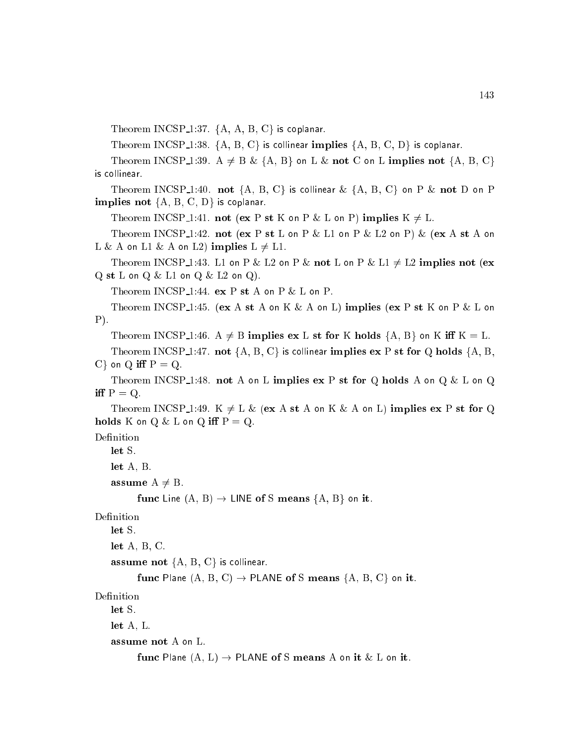Theorem INCSP_1:37. {A, A, B, C} is coplanar.

Theorem INCSP_1:38. {A, B, C} is collinear **implies** {A, B, C, D} is coplanar.

Theorem INCSP_1:39. A $\neq$ B & {A, B} on L & **not** C on L **implies not** {A, B, C} is collinear.

Theorem INCSP_1:40. **not** {A, B, C} is collinear & {A, B, C} on P & **not** D on P **implies not** {A, B, C, D} is coplanar.

Theorem INCSP_1:41. **not** (**ex** P **st** K on P & L on P) **implies** K $\neq$ L.

Theorem INCSP_1:42. **not** (**ex** P **st** L on P & L1 on P & L2 on P) & (**ex** A **st** A on L & A on L1 & A on L2) **implies** L $\neq$ L1.

Theorem INCSP_1:43. L1 on P & L2 on P & **not** L on P & L1 $\neq$ L2 **implies not** (**ex** Q **st** L on Q & L1 on Q & L2 on Q).

Theorem INCSP_1:44. **ex** P **st** A on P & L on P.

Theorem INCSP_1:45. (**ex** A **st** A on K & A on L) **implies** (**ex** P **st** K on P & L on P).

Theorem INCSP_1:46. A $\neq$ B **implies ex** L **st for** K **holds** {A, B} on K **iff** K = L.

Theorem INCSP_1:47. **not** {A, B, C} is collinear **implies ex** P **st for** Q **holds** {A, B, C} on Q **iff** P = Q.

Theorem INCSP_1:48. **not** A on L **implies ex** P **st for** Q **holds** A on Q & L on Q **iff** P = Q.

Theorem INCSP_1:49. K $\neq$ L & (**ex** A **st** A on K & A on L) **implies ex** P **st for** Q **holds** K on Q & L on Q **iff** P = Q.

Definition

**let** S.

**let** A, B.

**assume** A $\neq$ B.

**func** Line (A, B) $\rightarrow$ LINE **of** S **means** {A, B} on **it**.

Definition

**let** S.

**let** A, B, C.

**assume not** {A, B, C} is collinear.

**func** Plane (A, B, C) $\rightarrow$ PLANE **of** S **means** {A, B, C} on **it**.

Definition

**let** S.

**let** A, L.

**assume not** A on L.

**func** Plane (A, L) $\rightarrow$ PLANE **of** S **means** A on **it** & L on **it**.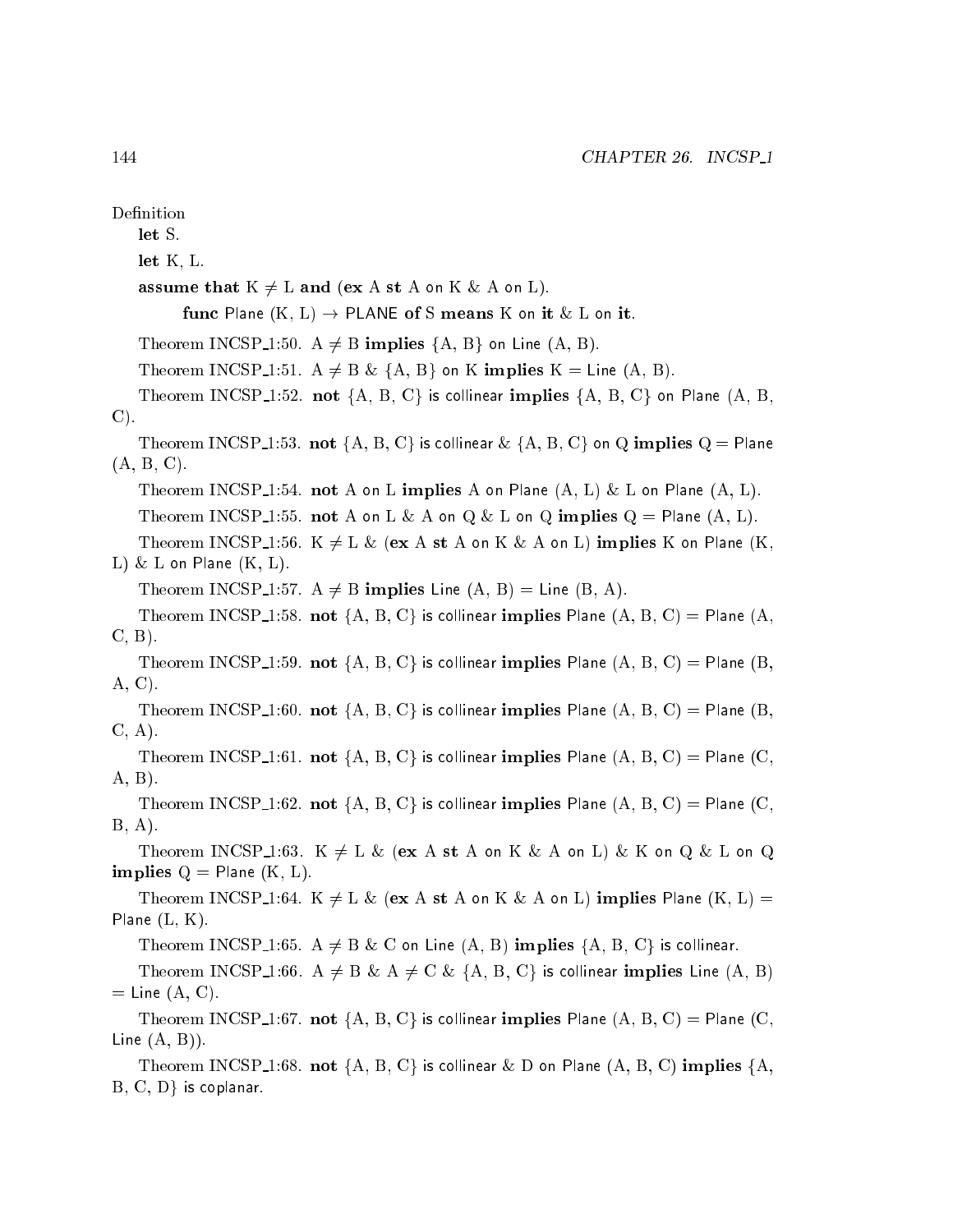Definition

**let** S.

**let** K, L.

**assume that** K $\neq$ L **and** (**ex** A **st** A on K & A on L).

**func** Plane (K, L) $\rightarrow$ PLANE **of** S **means** K on **it** & L on **it**.

Theorem INCSP_1:50. A $\neq$ B **implies** {A, B} on Line (A, B).

Theorem INCSP_1:51. A $\neq$ B & {A, B} on K **implies** K = Line (A, B).

Theorem INCSP_1:52. **not** {A, B, C} is collinear **implies** {A, B, C} on Plane (A, B, C).

Theorem INCSP_1:53. **not** {A, B, C} is collinear & {A, B, C} on Q **implies** Q = Plane (A, B, C).

Theorem INCSP_1:54. **not** A on L **implies** A on Plane (A, L) & L on Plane (A, L).

Theorem INCSP_1:55. **not** A on L & A on Q & L on Q **implies** Q = Plane (A, L).

Theorem INCSP_1:56. K $\neq$ L & (**ex** A **st** A on K & A on L) **implies** K on Plane (K, L) & L on Plane (K, L).

Theorem INCSP_1:57. A $\neq$ B **implies** Line (A, B) = Line (B, A).

Theorem INCSP_1:58. **not** {A, B, C} is collinear **implies** Plane (A, B, C) = Plane (A, C, B).

Theorem INCSP_1:59. **not** {A, B, C} is collinear **implies** Plane (A, B, C) = Plane (B, A, C).

Theorem INCSP_1:60. **not** {A, B, C} is collinear **implies** Plane (A, B, C) = Plane (B, C, A).

Theorem INCSP_1:61. **not** {A, B, C} is collinear **implies** Plane (A, B, C) = Plane (C, A, B).

Theorem INCSP_1:62. **not** {A, B, C} is collinear **implies** Plane (A, B, C) = Plane (C, B, A).

Theorem INCSP_1:63. K $\neq$ L & (**ex** A **st** A on K & A on L) & K on Q & L on Q **implies** Q = Plane (K, L).

Theorem INCSP_1:64. K $\neq$ L & (**ex** A **st** A on K & A on L) **implies** Plane (K, L) = Plane (L, K).

Theorem INCSP_1:65. A $\neq$ B & C on Line (A, B) **implies** {A, B, C} is collinear.

Theorem INCSP_1:66. A $\neq$ B & A $\neq$ C & {A, B, C} is collinear **implies** Line (A, B) = Line (A, C).

Theorem INCSP_1:67. **not** {A, B, C} is collinear **implies** Plane (A, B, C) = Plane (C, Line (A, B)).

Theorem INCSP_1:68. **not** {A, B, C} is collinear & D on Plane (A, B, C) **implies** {A, B, C, D} is coplanar.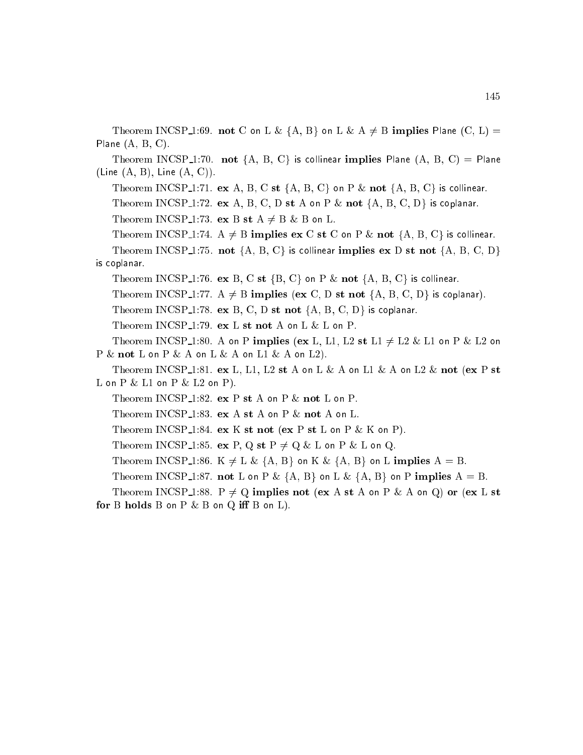Theorem INCSP_1:69. **not** C on L & {A, B} on L & A $\neq$ B **implies** Plane (C, L) = Plane (A, B, C).

Theorem INCSP_1:70. **not** {A, B, C} is collinear **implies** Plane (A, B, C) = Plane (Line (A, B), Line (A, C)).

Theorem INCSP_1:71. **ex** A, B, C **st** {A, B, C} on P & **not** {A, B, C} is collinear.

Theorem INCSP_1:72. **ex** A, B, C, D **st** A on P & **not** {A, B, C, D} is coplanar.

Theorem INCSP_1:73. **ex** B **st** A $\neq$ B & B on L.

Theorem INCSP_1:74. A $\neq$ B **implies ex** C **st** C on P & **not** {A, B, C} is collinear.

Theorem INCSP_1:75. **not** {A, B, C} is collinear **implies ex** D **st not** {A, B, C, D} is coplanar.

Theorem INCSP_1:76. **ex** B, C **st** {B, C} on P & **not** {A, B, C} is collinear.

Theorem INCSP_1:77. A $\neq$ B **implies** (**ex** C, D **st not** {A, B, C, D} is coplanar).

Theorem INCSP_1:78. **ex** B, C, D **st not** {A, B, C, D} is coplanar.

Theorem INCSP_1:79. **ex** L **st not** A on L & L on P.

Theorem INCSP_1:80. A on P **implies** (**ex** L, L1, L2 **st** L1 $\neq$ L2 & L1 on P & L2 on P & **not** L on P & A on L & A on L1 & A on L2).

Theorem INCSP_1:81. **ex** L, L1, L2 **st** A on L & A on L1 & A on L2 & **not** (**ex** P **st** L on P & L1 on P & L2 on P).

Theorem INCSP_1:82. **ex** P **st** A on P & **not** L on P.

Theorem INCSP_1:83. **ex** A **st** A on P & **not** A on L.

Theorem INCSP_1:84. **ex** K **st not** (**ex** P **st** L on P & K on P).

Theorem INCSP_1:85. **ex** P, Q **st** P $\neq$ Q & L on P & L on Q.

Theorem INCSP_1:86. K $\neq$ L & {A, B} on K & {A, B} on L **implies** A = B.

Theorem INCSP_1:87. **not** L on P & {A, B} on L & {A, B} on P **implies** A = B.

Theorem INCSP_1:88. P $\neq$ Q **implies not** (**ex** A **st** A on P & A on Q) **or** (**ex** L **st for** B **holds** B on P & B on Q **iff** B on L).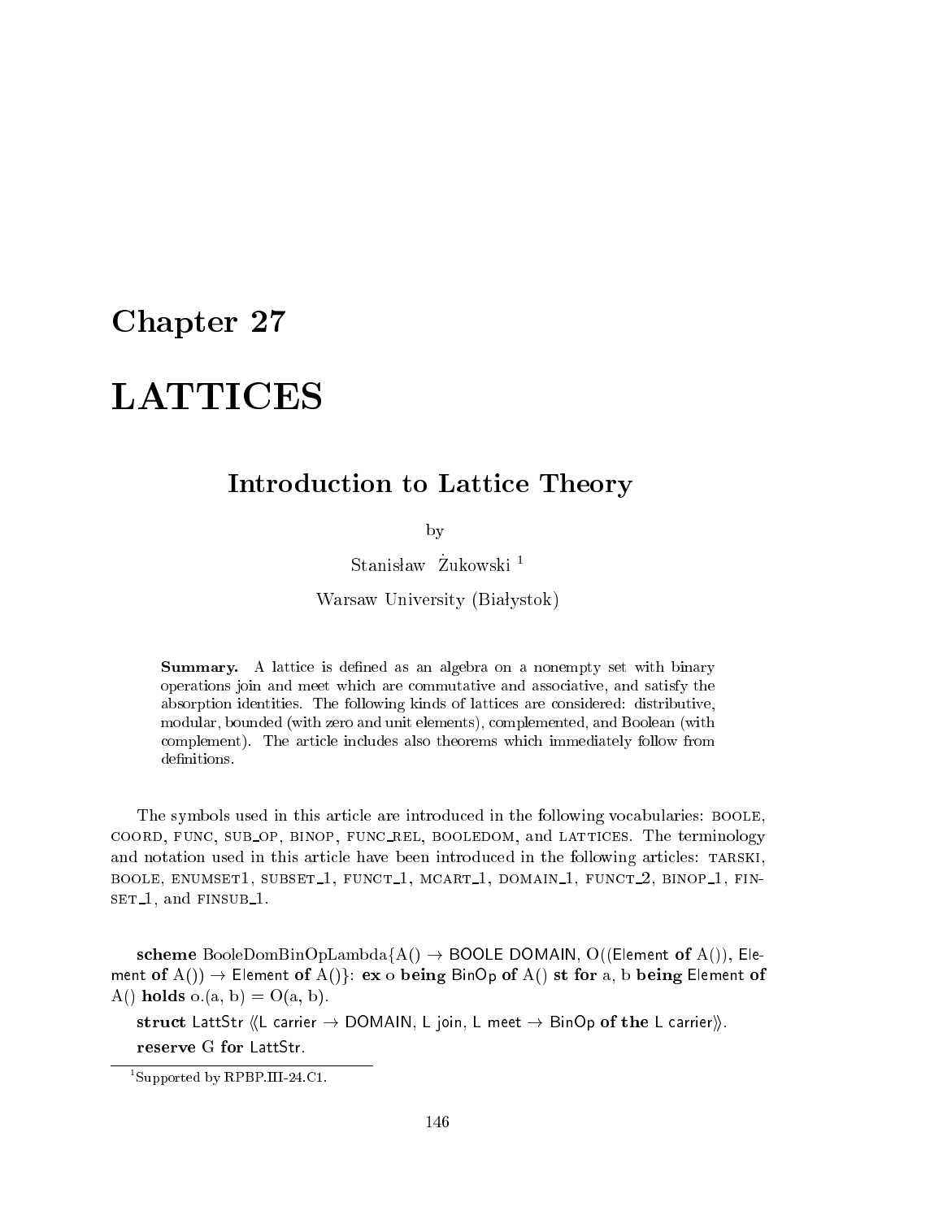# Chapter 27

# LATTICES

## Introduction to Lattice Theory

by

Stanisław Żukowski [1]

Warsaw University (Białystok)

**Summary.** A lattice is defined as an algebra on a nonempty set with binary operations join and meet which are commutative and associative, and satisfy the absorption identities. The following kinds of lattices are considered: distributive, modular, bounded (with zero and unit elements), complemented, and Boolean (with complement). The article includes also theorems which immediately follow from definitions.

The symbols used in this article are introduced in the following vocabularies: BOOLE, COORD, FUNC, SUB_OP, BINOP, FUNC_REL, BOOLEDOM, and LATTICES. The terminology and notation used in this article have been introduced in the following articles: TARSKI, BOOLE, ENUMSET1, SUBSET_1, FUNCT_1, MCART_1, DOMAIN_1, FUNCT_2, BINOP_1, FINSET_1, and FINSUB_1.

**scheme** BooleDomBinOpLambda{A() → BOOLE DOMAIN, O((Element **of** A()), Element **of** A()) → Element **of** A()}: **ex** o **being** BinOp **of** A() **st for** a, b **being** Element **of** A() **holds** o.(a, b) = O(a, b).

**struct** LattStr ⟨⟨L carrier → DOMAIN, L join, L meet → BinOp **of the** L carrier⟩⟩.

**reserve** G **for** LattStr.

[1] Supported by RPBP.III-24.C1.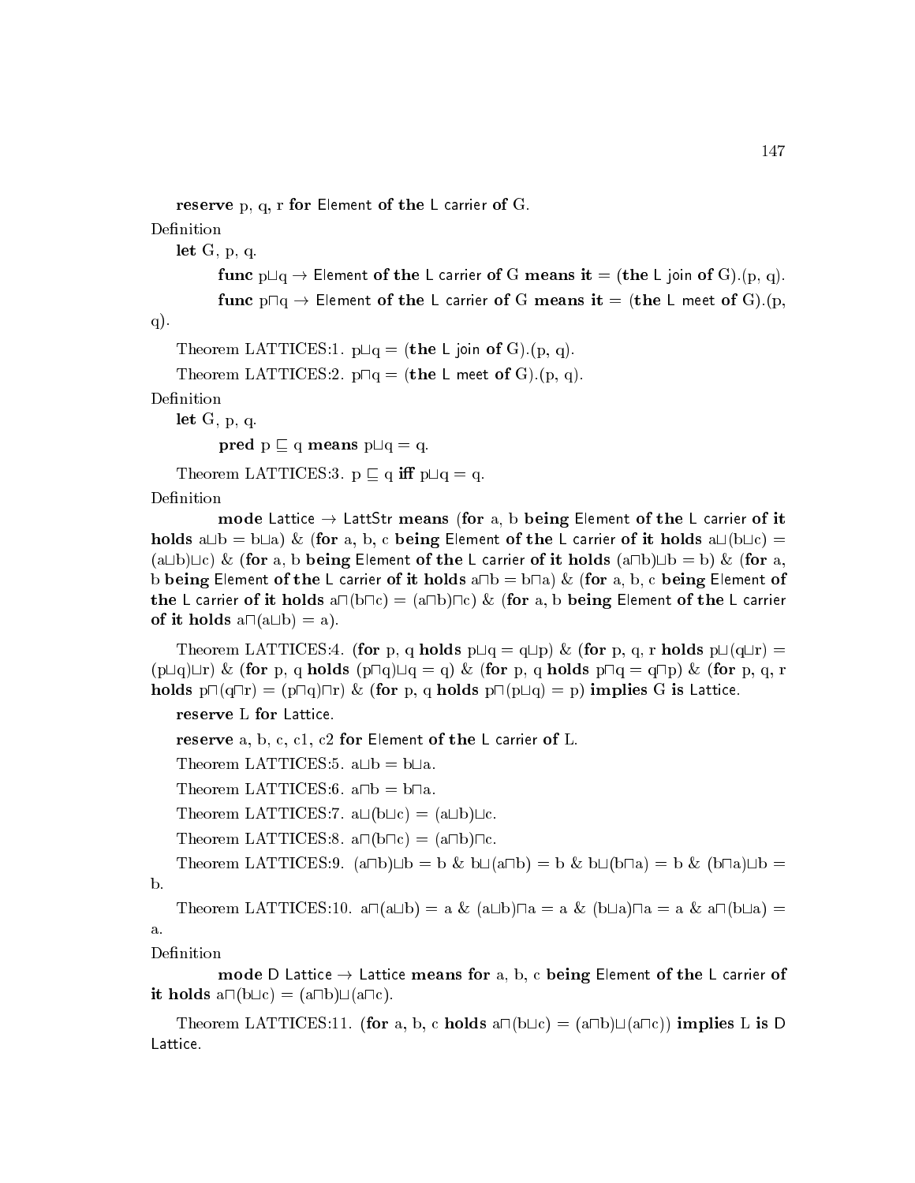**reserve** p, q, r **for** Element **of the** L carrier **of** G.

Definition

**let** G, p, q.

**func** p⊔q → Element **of the** L carrier **of** G **means** **it** = (**the** L join **of** G).(p, q).

**func** p⊓q → Element **of the** L carrier **of** G **means** **it** = (**the** L meet **of** G).(p, q).

Theorem LATTICES:1. p⊔q = (**the** L join **of** G).(p, q).

Theorem LATTICES:2. p⊓q = (**the** L meet **of** G).(p, q).

Definition

**let** G, p, q.

**pred** p ⊑ q **means** p⊔q = q.

Theorem LATTICES:3. p ⊑ q **iff** p⊔q = q.

Definition

**mode** Lattice → LattStr **means** (**for** a, b **being** Element **of the** L carrier **of it holds** a⊔b = b⊔a) & (**for** a, b, c **being** Element **of the** L carrier **of it holds** a⊔(b⊔c) = (a⊔b)⊔c) & (**for** a, b **being** Element **of the** L carrier **of it holds** (a⊓b)⊔b = b) & (**for** a, b **being** Element **of the** L carrier **of it holds** a⊓b = b⊓a) & (**for** a, b, c **being** Element **of the** L carrier **of it holds** a⊓(b⊓c) = (a⊓b)⊓c) & (**for** a, b **being** Element **of the** L carrier **of it holds** a⊓(a⊔b) = a).

Theorem LATTICES:4. (**for** p, q **holds** p⊔q = q⊔p) & (**for** p, q, r **holds** p⊔(q⊔r) = (p⊔q)⊔r) & (**for** p, q **holds** (p⊓q)⊔q = q) & (**for** p, q **holds** p⊓q = q⊓p) & (**for** p, q, r **holds** p⊓(q⊓r) = (p⊓q)⊓r) & (**for** p, q **holds** p⊓(p⊔q) = p) **implies** G **is** Lattice.

**reserve** L **for** Lattice.

**reserve** a, b, c, c1, c2 **for** Element **of the** L carrier **of** L.

Theorem LATTICES:5. a⊔b = b⊔a.

Theorem LATTICES:6. a⊓b = b⊓a.

Theorem LATTICES:7. a⊔(b⊔c) = (a⊔b)⊔c.

Theorem LATTICES:8. a⊓(b⊓c) = (a⊓b)⊓c.

Theorem LATTICES:9. (a⊓b)⊔b = b & b⊔(a⊓b) = b & b⊔(b⊓a) = b & (b⊓a)⊔b = b.

Theorem LATTICES:10. a⊓(a⊔b) = a & (a⊔b)⊓a = a & (b⊔a)⊓a = a & a⊓(b⊔a) = a.

Definition

**mode** D Lattice → Lattice **means** **for** a, b, c **being** Element **of the** L carrier **of it holds** a⊓(b⊔c) = (a⊓b)⊔(a⊓c).

Theorem LATTICES:11. (**for** a, b, c **holds** a⊓(b⊔c) = (a⊓b)⊔(a⊓c)) **implies** L **is** D Lattice.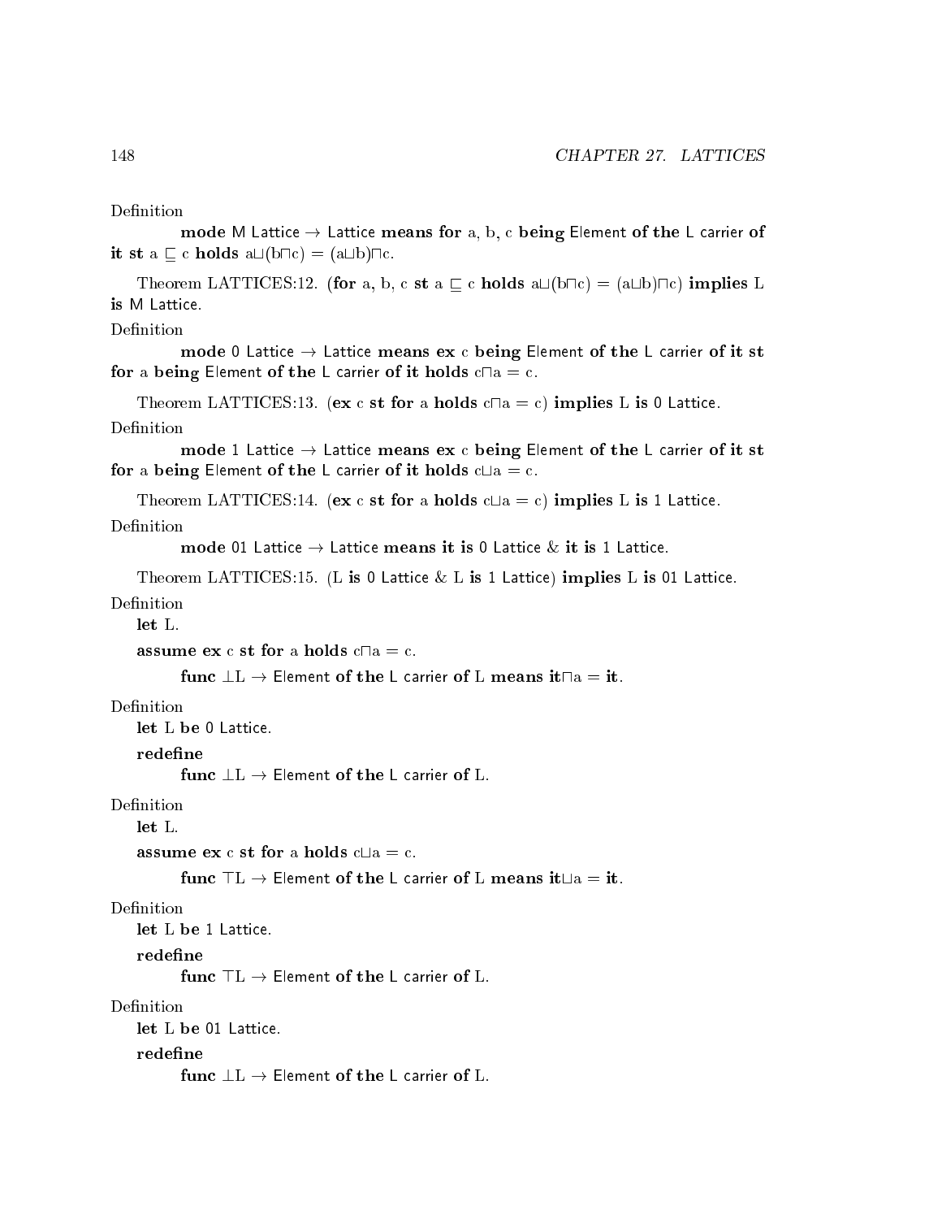Definition

**mode** M Lattice → Lattice **means for** a, b, c **being** Element **of the** L carrier **of it st** a ⊑ c **holds** a⊔(b⊓c) = (a⊔b)⊓c.

Theorem LATTICES:12. (**for** a, b, c **st** a ⊑ c **holds** a⊔(b⊓c) = (a⊔b)⊓c) **implies** L **is** M Lattice.

Definition

**mode** 0 Lattice → Lattice **means ex** c **being** Element **of the** L carrier **of it st for** a **being** Element **of the** L carrier **of it holds** c⊓a = c.

Theorem LATTICES:13. (**ex** c **st for** a **holds** c⊓a = c) **implies** L **is** 0 Lattice.

Definition

**mode** 1 Lattice → Lattice **means ex** c **being** Element **of the** L carrier **of it st for** a **being** Element **of the** L carrier **of it holds** c⊔a = c.

Theorem LATTICES:14. (**ex** c **st for** a **holds** c⊔a = c) **implies** L **is** 1 Lattice.

Definition

**mode** 01 Lattice → Lattice **means it is** 0 Lattice & **it is** 1 Lattice.

Theorem LATTICES:15. (L **is** 0 Lattice & L **is** 1 Lattice) **implies** L **is** 01 Lattice.

Definition

**let** L.

**assume ex** c **st for** a **holds** c⊓a = c.

**func** ⊥L → Element **of the** L carrier **of** L **means it**⊓a = **it**.

Definition

**let** L **be** 0 Lattice.

**redefine**

**func** ⊥L → Element **of the** L carrier **of** L.

Definition

**let** L.

**assume ex** c **st for** a **holds** c⊔a = c.

**func** ⊤L → Element **of the** L carrier **of** L **means it**⊔a = **it**.

Definition

**let** L **be** 1 Lattice.

**redefine**

**func** ⊤L → Element **of the** L carrier **of** L.

Definition

**let** L **be** 01 Lattice.

**redefine**

**func** ⊥L → Element **of the** L carrier **of** L.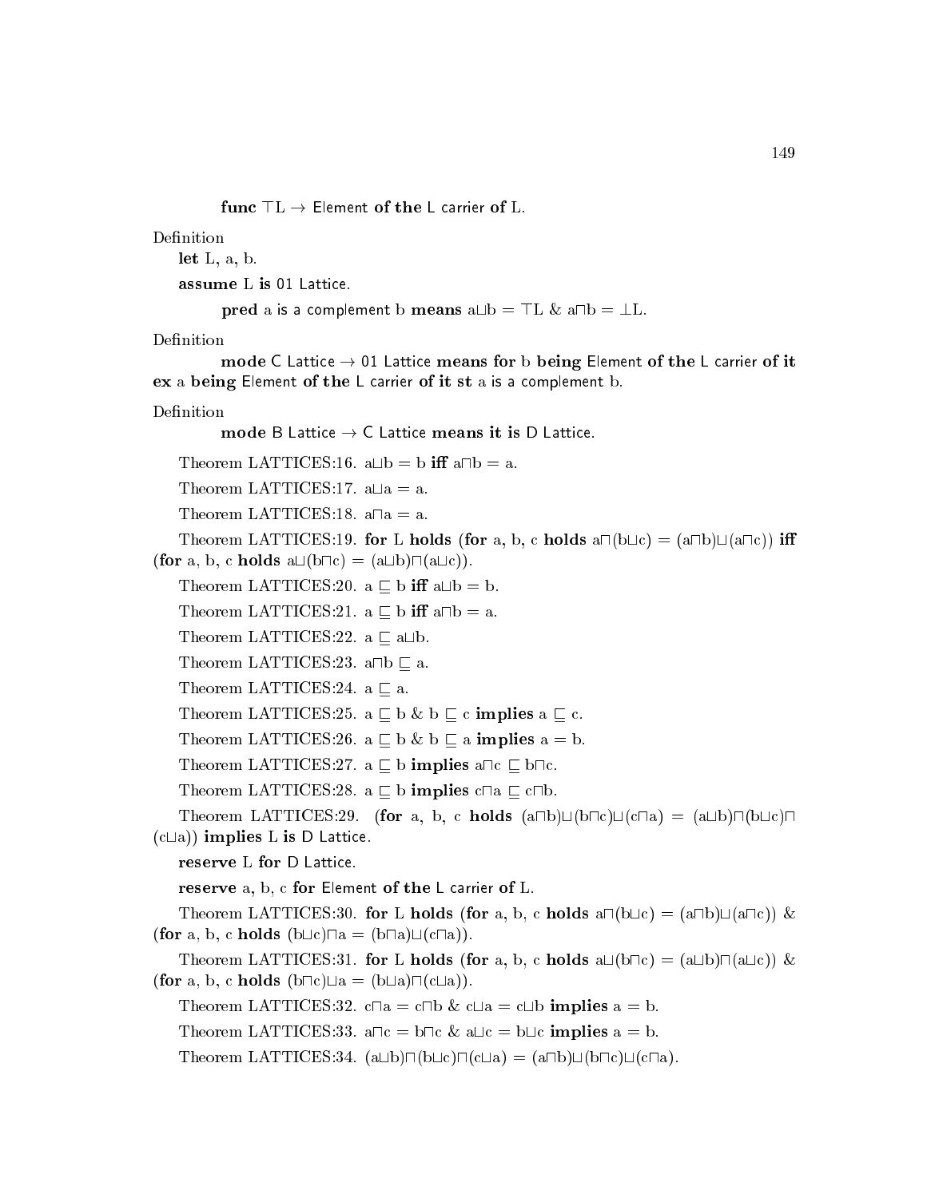**func** ⊤L → Element **of the** L carrier **of** L.

Definition

**let** L, a, b.

**assume** L **is** 01 Lattice.

**pred** a is a complement b **means** a⊔b = ⊤L & a⊓b = ⊥L.

Definition

**mode** C Lattice → 01 Lattice **means for** b **being** Element **of the** L carrier **of it ex** a **being** Element **of the** L carrier **of it st** a is a complement b.

Definition

**mode** B Lattice → C Lattice **means it is** D Lattice.

Theorem LATTICES:16. a⊔b = b **iff** a⊓b = a.

Theorem LATTICES:17. a⊔a = a.

Theorem LATTICES:18. a⊓a = a.

Theorem LATTICES:19. **for** L **holds** (**for** a, b, c **holds** a⊓(b⊔c) = (a⊓b)⊔(a⊓c)) **iff** (**for** a, b, c **holds** a⊔(b⊓c) = (a⊔b)⊓(a⊔c)).

Theorem LATTICES:20. a ⊑ b **iff** a⊔b = b.

Theorem LATTICES:21. a ⊑ b **iff** a⊓b = a.

Theorem LATTICES:22. a ⊑ a⊔b.

Theorem LATTICES:23. a⊓b ⊑ a.

Theorem LATTICES:24. a ⊑ a.

Theorem LATTICES:25. a ⊑ b & b ⊑ c **implies** a ⊑ c.

Theorem LATTICES:26. a ⊑ b & b ⊑ a **implies** a = b.

Theorem LATTICES:27. a ⊑ b **implies** a⊓c ⊑ b⊓c.

Theorem LATTICES:28. a ⊑ b **implies** c⊓a ⊑ c⊓b.

Theorem LATTICES:29. (**for** a, b, c **holds** (a⊓b)⊔(b⊓c)⊔(c⊓a) = (a⊔b)⊓(b⊔c)⊓(c⊔a)) **implies** L **is** D Lattice.

**reserve** L **for** D Lattice.

**reserve** a, b, c **for** Element **of the** L carrier **of** L.

Theorem LATTICES:30. **for** L **holds** (**for** a, b, c **holds** a⊓(b⊔c) = (a⊓b)⊔(a⊓c)) & (**for** a, b, c **holds** (b⊔c)⊓a = (b⊓a)⊔(c⊓a)).

Theorem LATTICES:31. **for** L **holds** (**for** a, b, c **holds** a⊔(b⊓c) = (a⊔b)⊓(a⊔c)) & (**for** a, b, c **holds** (b⊓c)⊔a = (b⊔a)⊓(c⊔a)).

Theorem LATTICES:32. c⊓a = c⊓b & c⊔a = c⊔b **implies** a = b.

Theorem LATTICES:33. a⊓c = b⊓c & a⊔c = b⊔c **implies** a = b.

Theorem LATTICES:34. (a⊔b)⊓(b⊔c)⊓(c⊔a) = (a⊓b)⊔(b⊓c)⊔(c⊓a).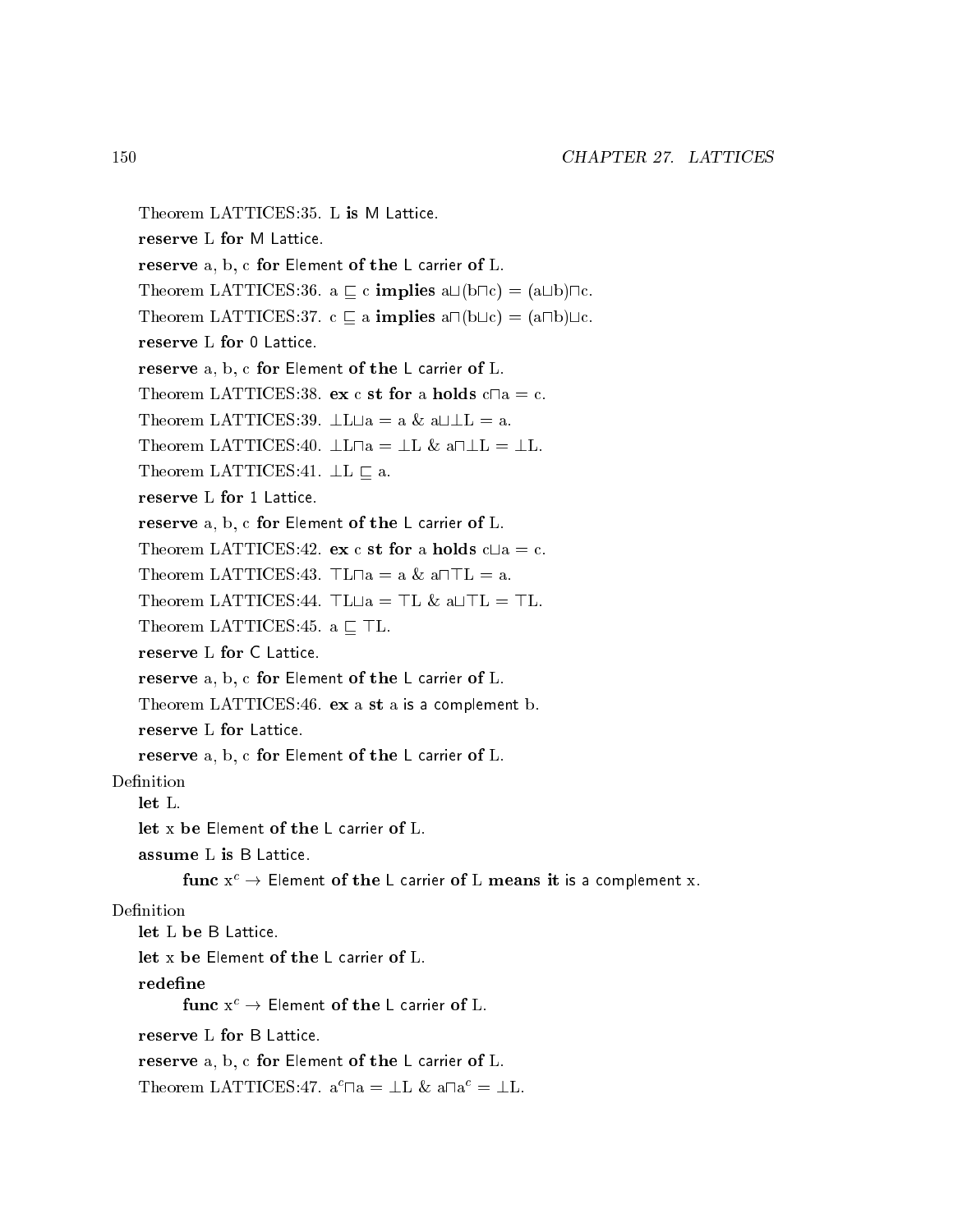Theorem LATTICES:35. L **is** M Lattice.

**reserve** L **for** M Lattice.

**reserve** a, b, c **for** Element **of the** L carrier **of** L.

Theorem LATTICES:36. a $\sqsubseteq$ c **implies** a$\sqcup$(b$\sqcap$c) = (a$\sqcup$b)$\sqcap$c.

Theorem LATTICES:37. c $\sqsubseteq$ a **implies** a$\sqcap$(b$\sqcup$c) = (a$\sqcap$b)$\sqcup$c.

**reserve** L **for** 0 Lattice.

**reserve** a, b, c **for** Element **of the** L carrier **of** L.

Theorem LATTICES:38. **ex** c **st for** a **holds** c$\sqcap$a = c.

Theorem LATTICES:39. $\bot$L$\sqcup$a = a & a$\sqcup\bot$L = a.

Theorem LATTICES:40. $\bot$L$\sqcap$a = $\bot$L & a$\sqcap\bot$L = $\bot$L.

Theorem LATTICES:41. $\bot$L $\sqsubseteq$ a.

**reserve** L **for** 1 Lattice.

**reserve** a, b, c **for** Element **of the** L carrier **of** L.

Theorem LATTICES:42. **ex** c **st for** a **holds** c$\sqcup$a = c.

Theorem LATTICES:43. $\top$L$\sqcap$a = a & a$\sqcap\top$L = a.

Theorem LATTICES:44. $\top$L$\sqcup$a = $\top$L & a$\sqcup\top$L = $\top$L.

Theorem LATTICES:45. a $\sqsubseteq$ $\top$L.

**reserve** L **for** C Lattice.

**reserve** a, b, c **for** Element **of the** L carrier **of** L.

Theorem LATTICES:46. **ex** a **st** a is a complement b.

**reserve** L **for** Lattice.

**reserve** a, b, c **for** Element **of the** L carrier **of** L.

Definition

**let** L.

**let** x **be** Element **of the** L carrier **of** L.

**assume** L **is** B Lattice.

**func** $x^c$ $\to$ Element **of the** L carrier **of** L **means it** is a complement x.

Definition

**let** L **be** B Lattice.

**let** x **be** Element **of the** L carrier **of** L.

**redefine**

**func** $x^c$ $\to$ Element **of the** L carrier **of** L.

**reserve** L **for** B Lattice.

**reserve** a, b, c **for** Element **of the** L carrier **of** L.

Theorem LATTICES:47. $a^c$$\sqcap$a = $\bot$L & a$\sqcap$$a^c$ = $\bot$L.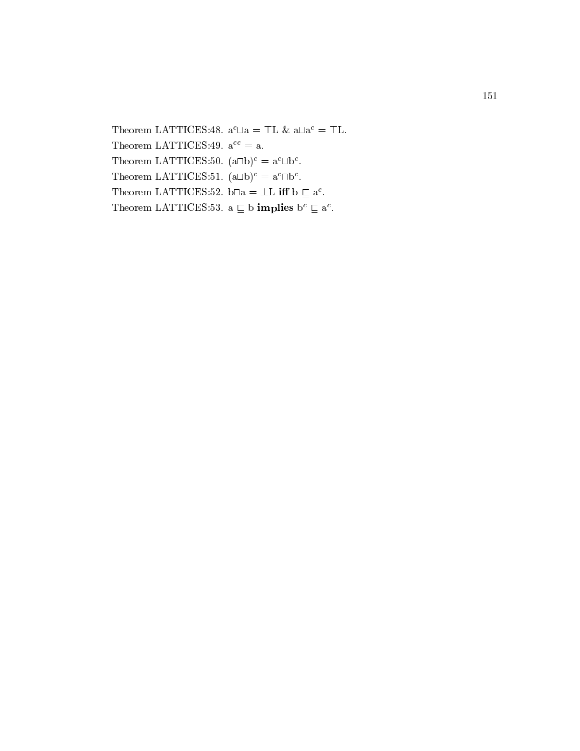Theorem LATTICES:48. $a^c \sqcup a = \top L$ & $a \sqcup a^c = \top L$.

Theorem LATTICES:49. $a^{cc} = a$.

Theorem LATTICES:50. $(a \sqcap b)^c = a^c \sqcup b^c$.

Theorem LATTICES:51. $(a \sqcup b)^c = a^c \sqcap b^c$.

Theorem LATTICES:52. $b \sqcap a = \bot L$ **iff** $b \sqsubseteq a^c$.

Theorem LATTICES:53. $a \sqsubseteq b$ **implies** $b^c \sqsubseteq a^c$.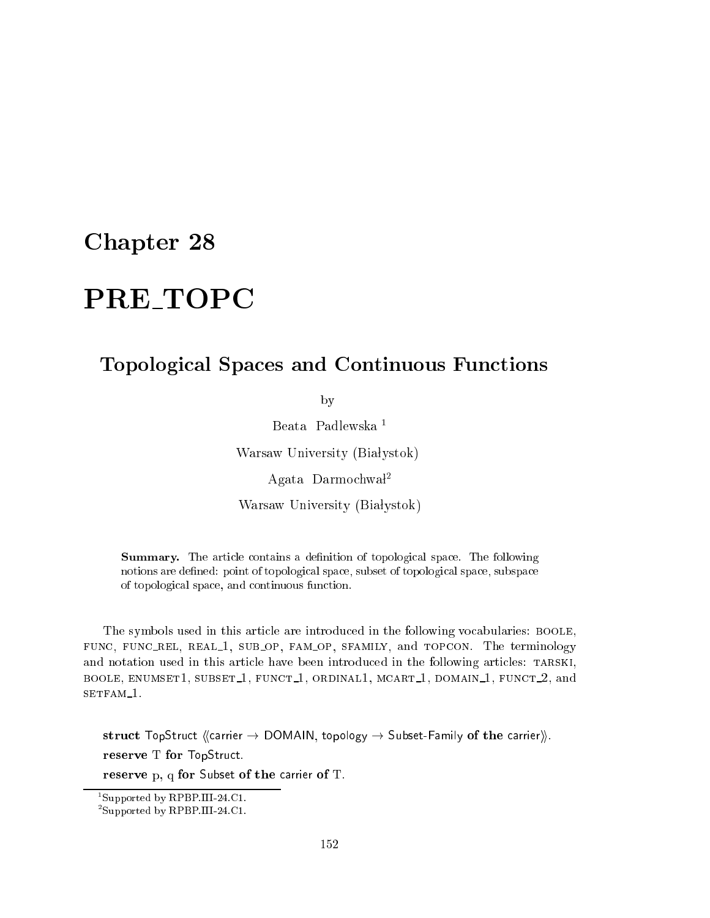# Chapter 28

# PRE_TOPC

## Topological Spaces and Continuous Functions

by

Beata Padlewska [1]

Warsaw University (Białystok)

Agata Darmochwał[2]

Warsaw University (Białystok)

**Summary.** The article contains a definition of topological space. The following notions are defined: point of topological space, subset of topological space, subspace of topological space, and continuous function.

The symbols used in this article are introduced in the following vocabularies: BOOLE, FUNC, FUNC_REL, REAL_1, SUB_OP, FAM_OP, SFAMILY, and TOPCON. The terminology and notation used in this article have been introduced in the following articles: TARSKI, BOOLE, ENUMSET1, SUBSET_1, FUNCT_1, ORDINAL1, MCART_1, DOMAIN_1, FUNCT_2, and SETFAM_1.

**struct** TopStruct ⟨⟨carrier → DOMAIN, topology → Subset-Family **of the** carrier⟩⟩.

**reserve** T **for** TopStruct.

**reserve** p, q **for** Subset **of the** carrier **of** T.

[1] Supported by RPBP.III-24.C1.

[2] Supported by RPBP.III-24.C1.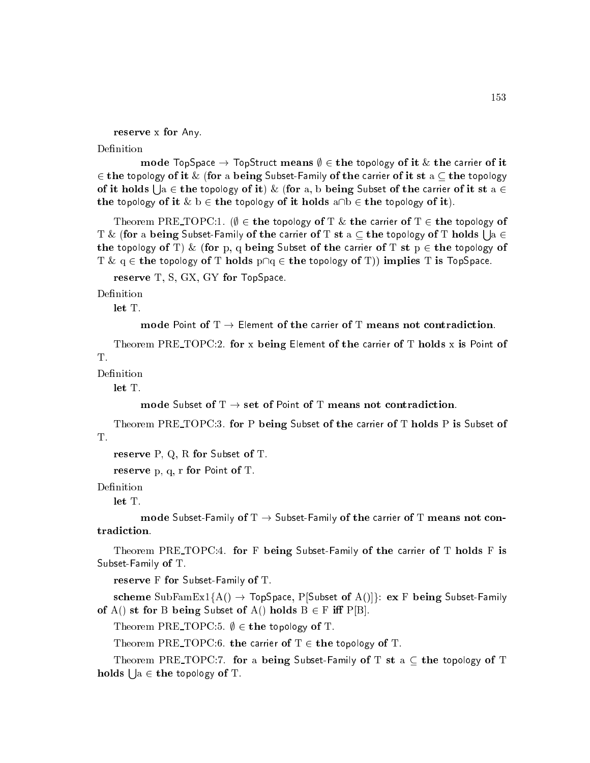**reserve** x **for** Any.

Definition

**mode** TopSpace → TopStruct **means** ∅ ∈ **the** topology **of it** & **the** carrier **of it** ∈ **the** topology **of it** & (**for** a **being** Subset-Family **of the** carrier **of it st** a ⊆ **the** topology **of it holds** ⋃a ∈ **the** topology **of it**) & (**for** a, b **being** Subset **of the** carrier **of it st** a ∈ **the** topology **of it** & b ∈ **the** topology **of it holds** a∩b ∈ **the** topology **of it**).

Theorem PRE_TOPC:1. (∅ ∈ **the** topology **of** T & **the** carrier **of** T ∈ **the** topology **of** T & (**for** a **being** Subset-Family **of the** carrier **of** T **st** a ⊆ **the** topology **of** T **holds** ⋃a ∈ **the** topology **of** T) & (**for** p, q **being** Subset **of the** carrier **of** T **st** p ∈ **the** topology **of** T & q ∈ **the** topology **of** T **holds** p∩q ∈ **the** topology **of** T)) **implies** T **is** TopSpace.

**reserve** T, S, GX, GY **for** TopSpace.

Definition

**let** T.

**mode** Point **of** T → Element **of the** carrier **of** T **means not contradiction**.

Theorem PRE_TOPC:2. **for** x **being** Element **of the** carrier **of** T **holds** x **is** Point **of** T.

Definition

**let** T.

**mode** Subset **of** T → **set of** Point **of** T **means not contradiction**.

Theorem PRE_TOPC:3. **for** P **being** Subset **of the** carrier **of** T **holds** P **is** Subset **of** T.

**reserve** P, Q, R **for** Subset **of** T.

**reserve** p, q, r **for** Point **of** T.

Definition

**let** T.

**mode** Subset-Family **of** T → Subset-Family **of the** carrier **of** T **means not contradiction**.

Theorem PRE_TOPC:4. **for** F **being** Subset-Family **of the** carrier **of** T **holds** F **is** Subset-Family **of** T.

**reserve** F **for** Subset-Family **of** T.

**scheme** SubFamEx1{A() → TopSpace, P[Subset **of** A()]}: **ex** F **being** Subset-Family **of** A() **st for** B **being** Subset **of** A() **holds** B ∈ F **iff** P[B].

Theorem PRE_TOPC:5. ∅ ∈ **the** topology **of** T.

Theorem PRE_TOPC:6. **the** carrier **of** T ∈ **the** topology **of** T.

Theorem PRE_TOPC:7. **for** a **being** Subset-Family **of** T **st** a ⊆ **the** topology **of** T **holds** ⋃a ∈ **the** topology **of** T.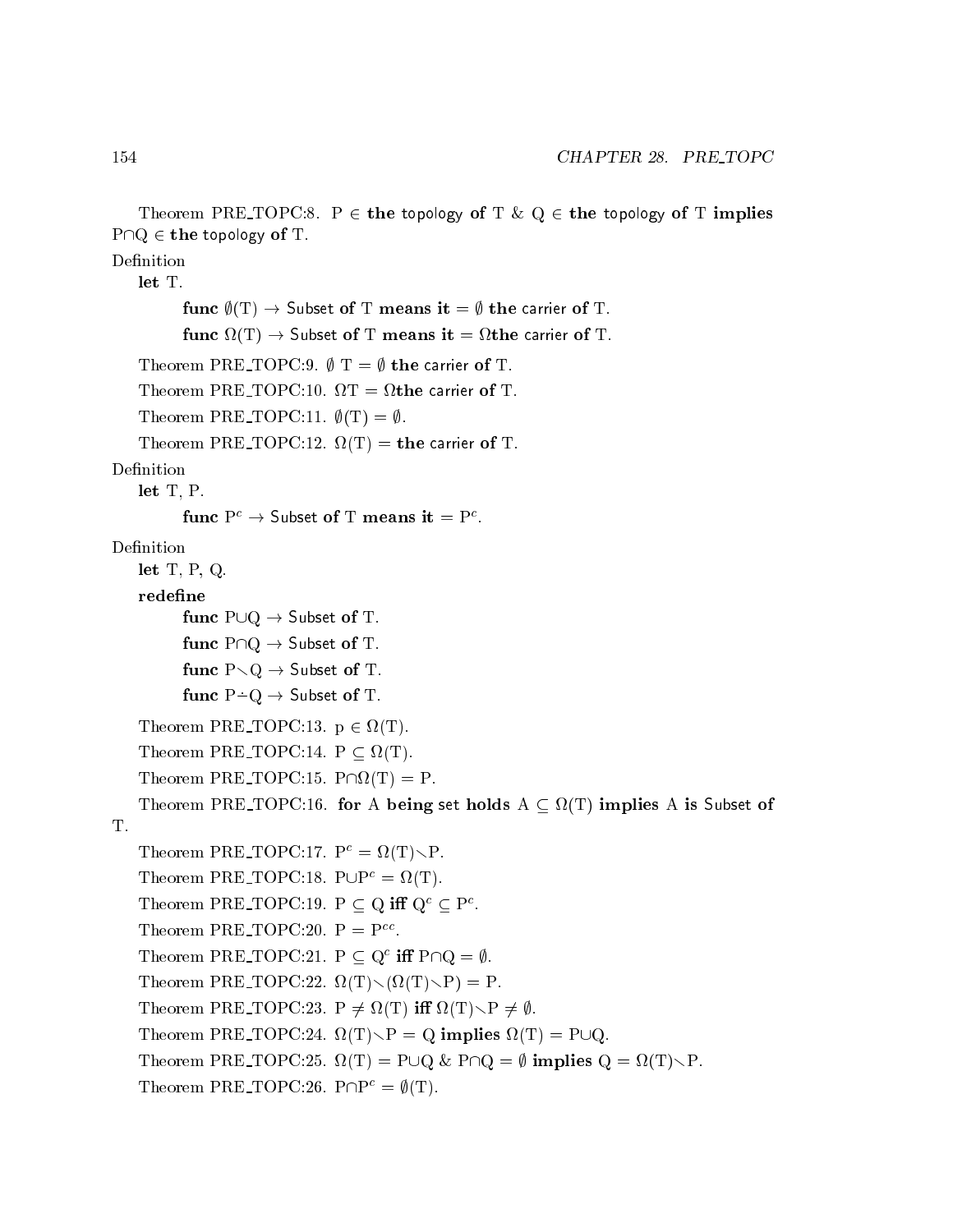Theorem PRE_TOPC:8. P $\in$ **the** topology **of** T & Q $\in$ **the** topology **of** T **implies** P$\cap$Q $\in$ **the** topology **of** T.

Definition

**let** T.

**func** $\emptyset$(T) $\rightarrow$ Subset **of** T **means** **it** = $\emptyset$ **the** carrier **of** T.

**func** $\Omega$(T) $\rightarrow$ Subset **of** T **means** **it** = $\Omega$**the** carrier **of** T.

Theorem PRE_TOPC:9. $\emptyset$ T = $\emptyset$ **the** carrier **of** T.

Theorem PRE_TOPC:10. $\Omega$T = $\Omega$**the** carrier **of** T.

Theorem PRE_TOPC:11. $\emptyset$(T) = $\emptyset$.

Theorem PRE_TOPC:12. $\Omega$(T) = **the** carrier **of** T.

Definition

**let** T, P.

**func** $P^c$ $\rightarrow$ Subset **of** T **means** **it** = $P^c$.

Definition

**let** T, P, Q.

**redefine**

**func** P$\cup$Q $\rightarrow$ Subset **of** T.

**func** P$\cap$Q $\rightarrow$ Subset **of** T.

**func** P$\setminus$Q $\rightarrow$ Subset **of** T.

**func** P$\dot{-}$Q $\rightarrow$ Subset **of** T.

Theorem PRE_TOPC:13. p $\in$ $\Omega$(T).

Theorem PRE_TOPC:14. P $\subseteq$ $\Omega$(T).

Theorem PRE_TOPC:15. P$\cap\Omega$(T) = P.

Theorem PRE_TOPC:16. **for** A **being** set **holds** A $\subseteq$ $\Omega$(T) **implies** A **is** Subset **of** T.

Theorem PRE_TOPC:17. $P^c$ = $\Omega$(T)$\setminus$P.

Theorem PRE_TOPC:18. P$\cup P^c$ = $\Omega$(T).

Theorem PRE_TOPC:19. P $\subseteq$ Q **iff** $Q^c \subseteq P^c$.

Theorem PRE_TOPC:20. P = $P^{cc}$.

Theorem PRE_TOPC:21. P $\subseteq$ $Q^c$ **iff** P$\cap$Q = $\emptyset$.

Theorem PRE_TOPC:22. $\Omega$(T)$\setminus$($\Omega$(T)$\setminus$P) = P.

Theorem PRE_TOPC:23. P $\neq$ $\Omega$(T) **iff** $\Omega$(T)$\setminus$P $\neq$ $\emptyset$.

Theorem PRE_TOPC:24. $\Omega$(T)$\setminus$P = Q **implies** $\Omega$(T) = P$\cup$Q.

Theorem PRE_TOPC:25. $\Omega$(T) = P$\cup$Q & P$\cap$Q = $\emptyset$ **implies** Q = $\Omega$(T)$\setminus$P.

Theorem PRE_TOPC:26. P$\cap P^c$ = $\emptyset$(T).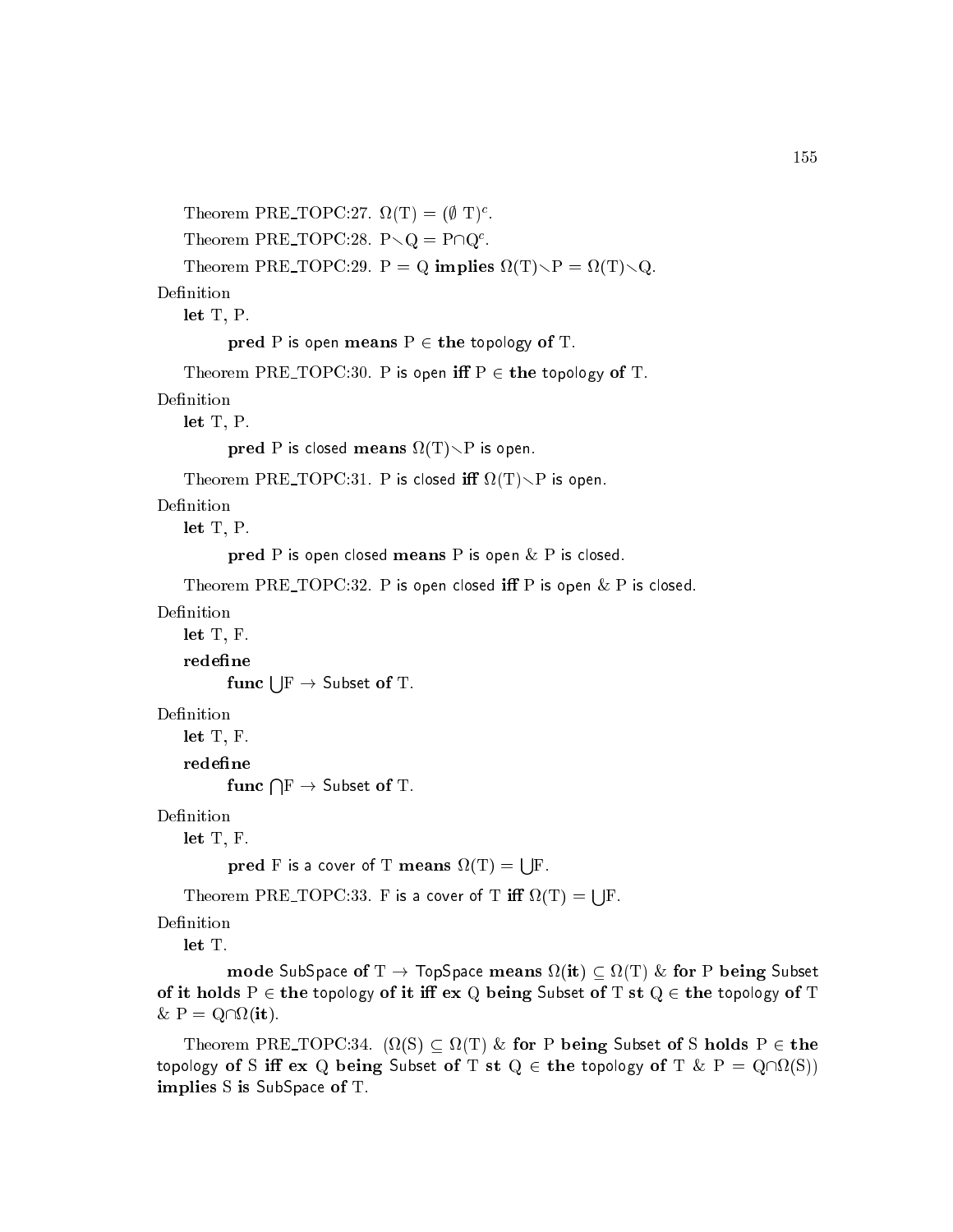Theorem PRE_TOPC:27. $\Omega(\mathrm{T}) = (\emptyset\ \mathrm{T})^c$.

Theorem PRE_TOPC:28. $\mathrm{P} \setminus \mathrm{Q} = \mathrm{P} \cap \mathrm{Q}^c$.

Theorem PRE_TOPC:29. P = Q **implies** $\Omega(\mathrm{T}) \setminus \mathrm{P} = \Omega(\mathrm{T}) \setminus \mathrm{Q}$.

Definition

**let** T, P.

**pred** P is open **means** P $\in$ **the** topology **of** T.

Theorem PRE_TOPC:30. P is open **iff** P $\in$ **the** topology **of** T.

Definition

**let** T, P.

**pred** P is closed **means** $\Omega(\mathrm{T}) \setminus \mathrm{P}$ is open.

Theorem PRE_TOPC:31. P is closed **iff** $\Omega(\mathrm{T}) \setminus \mathrm{P}$ is open.

Definition

**let** T, P.

**pred** P is open closed **means** P is open & P is closed.

Theorem PRE_TOPC:32. P is open closed **iff** P is open & P is closed.

Definition

**let** T, F.

**redefine**

**func** $\bigcup$F $\to$ Subset **of** T.

Definition

**let** T, F.

**redefine**

**func** $\bigcap$F $\to$ Subset **of** T.

Definition

**let** T, F.

**pred** F is a cover of T **means** $\Omega(\mathrm{T}) = \bigcup$F.

Theorem PRE_TOPC:33. F is a cover of T **iff** $\Omega(\mathrm{T}) = \bigcup$F.

Definition

**let** T.

**mode** SubSpace **of** T $\to$ TopSpace **means** $\Omega(\mathbf{it}) \subseteq \Omega(\mathrm{T})$ & **for** P **being** Subset **of it holds** P $\in$ **the** topology **of it iff ex** Q **being** Subset **of** T **st** Q $\in$ **the** topology **of** T & P = Q$\cap\Omega(\mathbf{it})$.

Theorem PRE_TOPC:34. ($\Omega(\mathrm{S}) \subseteq \Omega(\mathrm{T})$ & **for** P **being** Subset **of** S **holds** P $\in$ **the** topology **of** S **iff ex** Q **being** Subset **of** T **st** Q $\in$ **the** topology **of** T & P = Q$\cap\Omega(\mathrm{S})$) **implies** S **is** SubSpace **of** T.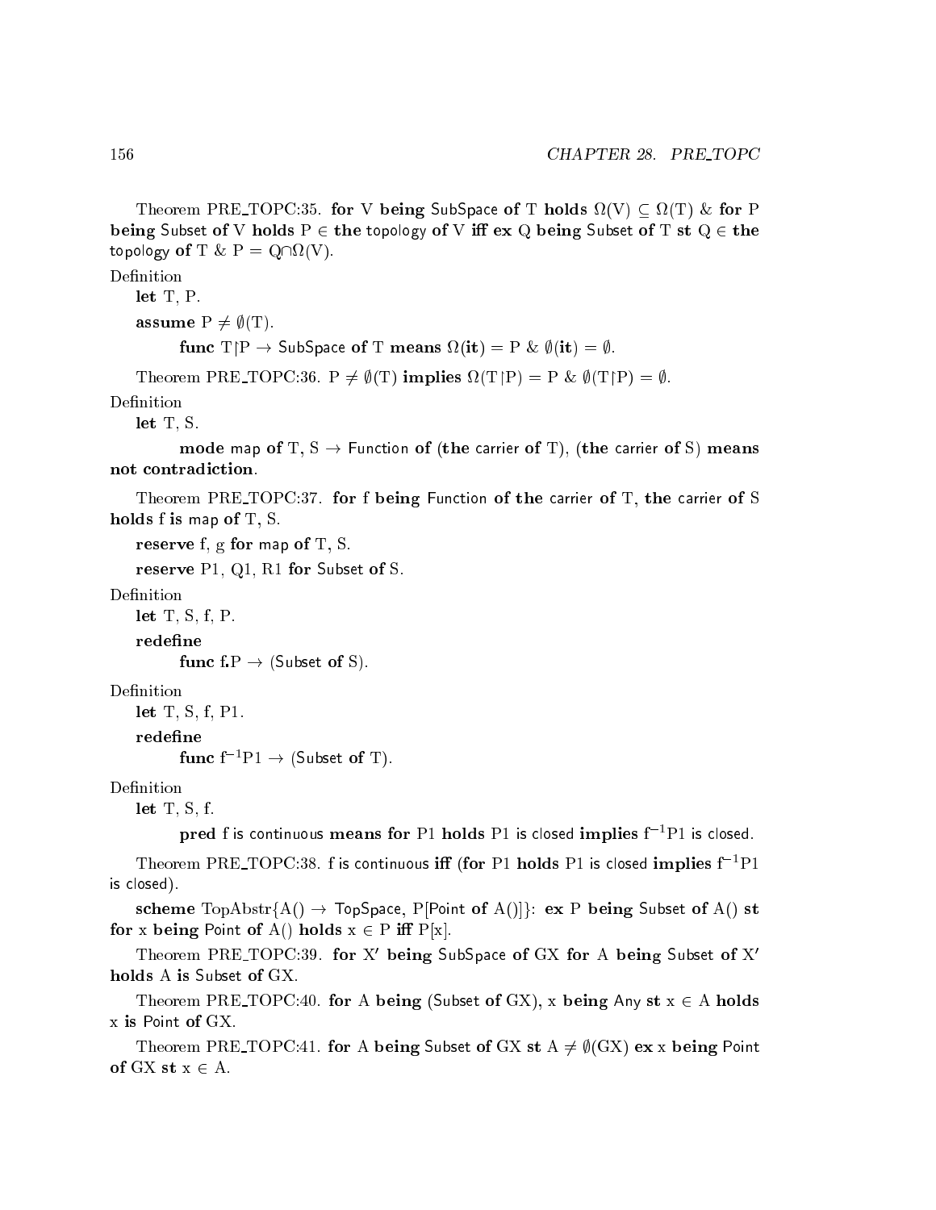Theorem PRE_TOPC:35. **for** V **being** SubSpace **of** T **holds** $\Omega(V) \subseteq \Omega(T)$ & **for** P **being** Subset **of** V **holds** P $\in$ **the** topology **of** V **iff ex** Q **being** Subset **of** T **st** Q $\in$ **the** topology **of** T & P = Q$\cap\Omega$(V).

Definition

**let** T, P.

**assume** P $\neq \emptyset$(T).

**func** T$\restriction$P $\rightarrow$ SubSpace **of** T **means** $\Omega$(**it**) = P & $\emptyset$(**it**) = $\emptyset$.

Theorem PRE_TOPC:36. P $\neq \emptyset$(T) **implies** $\Omega$(T$\restriction$P) = P & $\emptyset$(T$\restriction$P) = $\emptyset$.

Definition

**let** T, S.

**mode** map **of** T, S $\rightarrow$ Function **of** (**the** carrier **of** T), (**the** carrier **of** S) **means not contradiction**.

Theorem PRE_TOPC:37. **for** f **being** Function **of the** carrier **of** T, **the** carrier **of** S **holds** f **is** map **of** T, S.

**reserve** f, g **for** map **of** T, S.

**reserve** P1, Q1, R1 **for** Subset **of** S.

Definition

**let** T, S, f, P.

**redefine**

**func** f.P $\rightarrow$ (Subset **of** S).

Definition

**let** T, S, f, P1.

**redefine**

**func** $f^{-1}$P1 $\rightarrow$ (Subset **of** T).

Definition

**let** T, S, f.

**pred** f is continuous **means for** P1 **holds** P1 is closed **implies** $f^{-1}$P1 is closed.

Theorem PRE_TOPC:38. f is continuous **iff** (**for** P1 **holds** P1 is closed **implies** $f^{-1}$P1 is closed).

**scheme** TopAbstr{A() $\rightarrow$ TopSpace, P[Point **of** A()]}: **ex** P **being** Subset **of** A() **st for** x **being** Point **of** A() **holds** x $\in$ P **iff** P[x].

Theorem PRE_TOPC:39. **for** X′ **being** SubSpace **of** GX **for** A **being** Subset **of** X′ **holds** A **is** Subset **of** GX.

Theorem PRE_TOPC:40. **for** A **being** (Subset **of** GX), x **being** Any **st** x $\in$ A **holds** x **is** Point **of** GX.

Theorem PRE_TOPC:41. **for** A **being** Subset **of** GX **st** A $\neq \emptyset$(GX) **ex** x **being** Point **of** GX **st** x $\in$ A.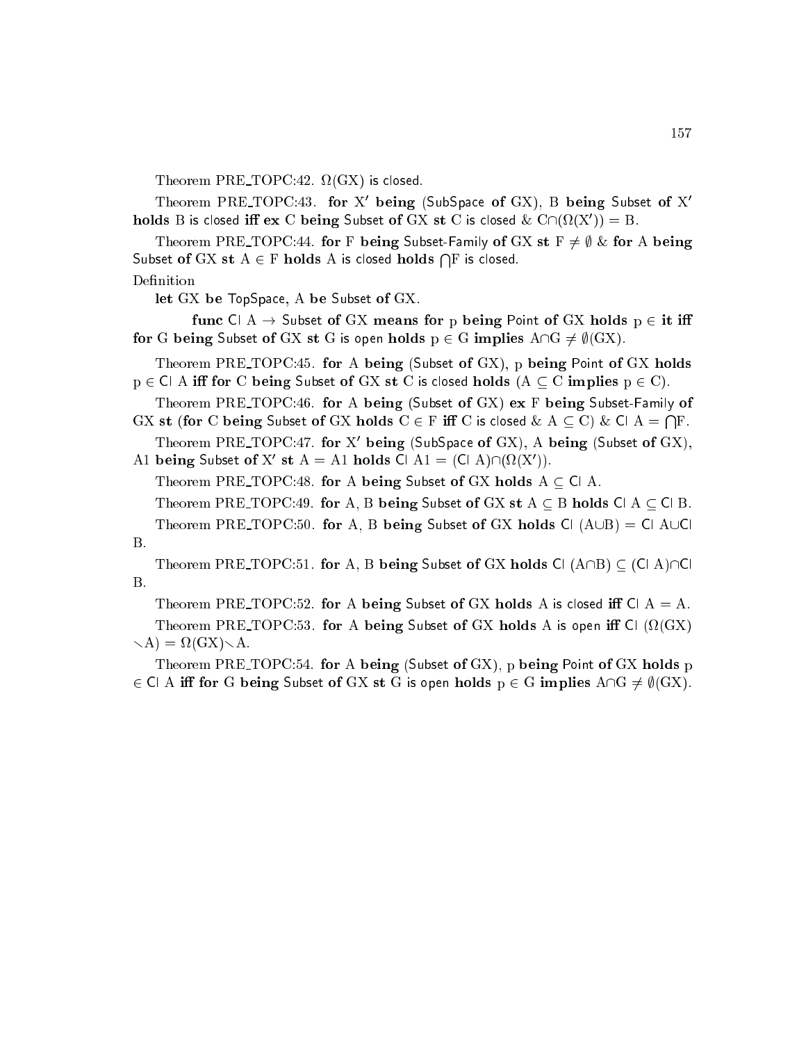Theorem PRE_TOPC:42. $\Omega(\mathrm{GX})$ is closed.

Theorem PRE_TOPC:43. **for** $\mathrm{X'}$ **being** (SubSpace **of** GX), B **being** Subset **of** $\mathrm{X'}$ **holds** B is closed **iff ex** C **being** Subset **of** GX **st** C is closed & $\mathrm{C} \cap (\Omega(\mathrm{X'})) = \mathrm{B}$.

Theorem PRE_TOPC:44. **for** F **being** Subset-Family **of** GX **st** $\mathrm{F} \neq \emptyset$ & **for** A **being** Subset **of** GX **st** $\mathrm{A} \in \mathrm{F}$ **holds** A is closed **holds** $\bigcap \mathrm{F}$ is closed.

Definition

**let** GX **be** TopSpace, A **be** Subset **of** GX.

**func** Cl A $\rightarrow$ Subset **of** GX **means for** p **being** Point **of** GX **holds** $\mathrm{p} \in$ **it iff for** G **being** Subset **of** GX **st** G is open **holds** $\mathrm{p} \in \mathrm{G}$ **implies** $\mathrm{A} \cap \mathrm{G} \neq \emptyset(\mathrm{GX})$.

Theorem PRE_TOPC:45. **for** A **being** (Subset **of** GX), p **being** Point **of** GX **holds** $\mathrm{p} \in$ Cl A **iff for** C **being** Subset **of** GX **st** C is closed **holds** ($\mathrm{A} \subseteq \mathrm{C}$ **implies** $\mathrm{p} \in \mathrm{C}$).

Theorem PRE_TOPC:46. **for** A **being** (Subset **of** GX) **ex** F **being** Subset-Family **of** GX **st** (**for** C **being** Subset **of** GX **holds** $\mathrm{C} \in \mathrm{F}$ **iff** C is closed & $\mathrm{A} \subseteq \mathrm{C}$) & Cl A $= \bigcap \mathrm{F}$.

Theorem PRE_TOPC:47. **for** $\mathrm{X'}$ **being** (SubSpace **of** GX), A **being** (Subset **of** GX), A1 **being** Subset **of** $\mathrm{X'}$ **st** $\mathrm{A} = \mathrm{A1}$ **holds** Cl A1 = (Cl A)$\cap(\Omega(\mathrm{X'}))$.

Theorem PRE_TOPC:48. **for** A **being** Subset **of** GX **holds** $\mathrm{A} \subseteq$ Cl A.

Theorem PRE_TOPC:49. **for** A, B **being** Subset **of** GX **st** $\mathrm{A} \subseteq \mathrm{B}$ **holds** Cl A $\subseteq$ Cl B.

Theorem PRE_TOPC:50. **for** A, B **being** Subset **of** GX **holds** Cl ($\mathrm{A} \cup \mathrm{B}$) = Cl A$\cup$Cl B.

Theorem PRE_TOPC:51. **for** A, B **being** Subset **of** GX **holds** Cl ($\mathrm{A} \cap \mathrm{B}$) $\subseteq$ (Cl A)$\cap$Cl B.

Theorem PRE_TOPC:52. **for** A **being** Subset **of** GX **holds** A is closed **iff** Cl A = A.

Theorem PRE_TOPC:53. **for** A **being** Subset **of** GX **holds** A is open **iff** Cl ($\Omega(\mathrm{GX}) \setminus \mathrm{A}$) = $\Omega(\mathrm{GX}) \setminus \mathrm{A}$.

Theorem PRE_TOPC:54. **for** A **being** (Subset **of** GX), p **being** Point **of** GX **holds** $\mathrm{p} \in$ Cl A **iff for** G **being** Subset **of** GX **st** G is open **holds** $\mathrm{p} \in \mathrm{G}$ **implies** $\mathrm{A} \cap \mathrm{G} \neq \emptyset(\mathrm{GX})$.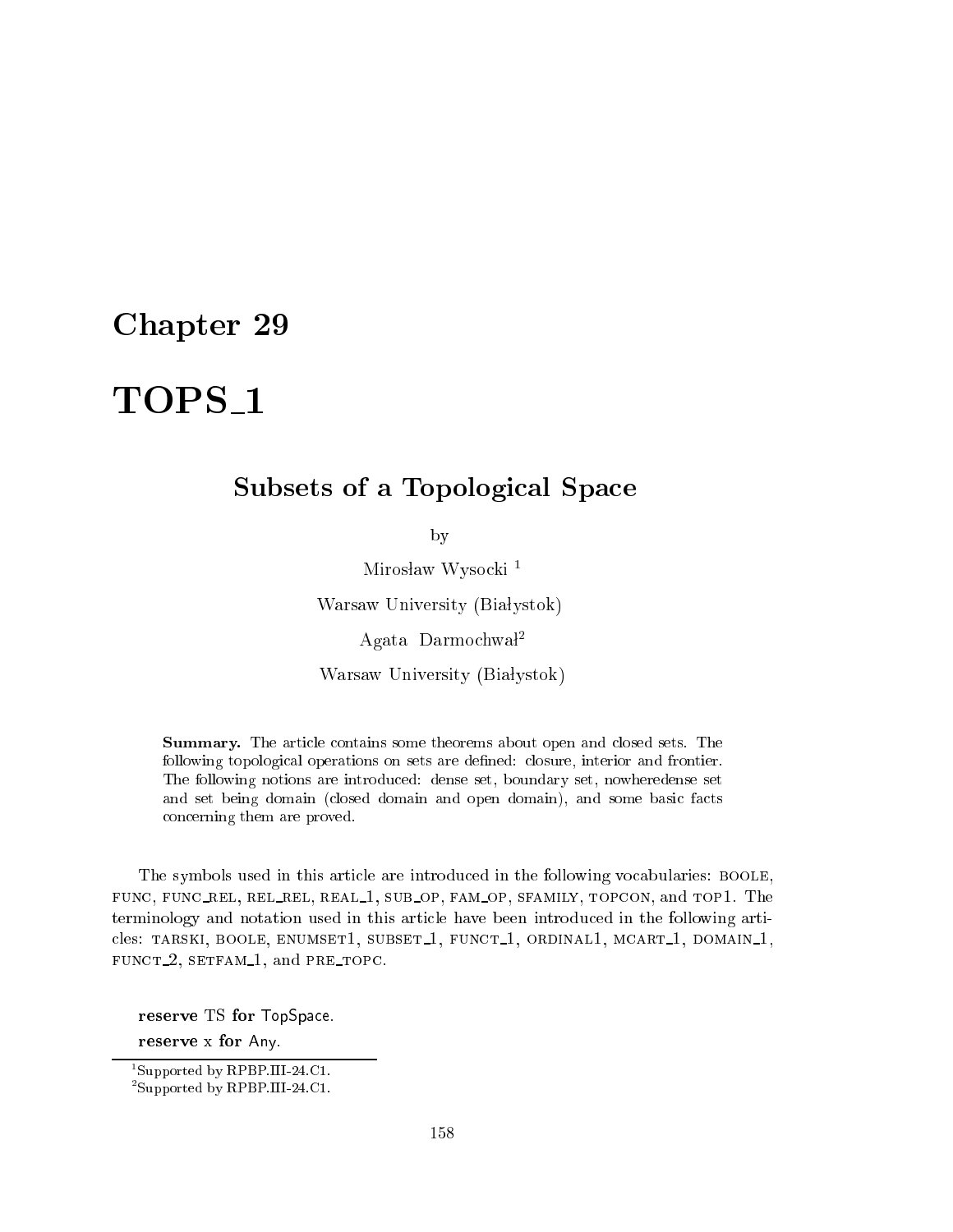# Chapter 29

# TOPS_1

## Subsets of a Topological Space

by

Mirosław Wysocki [1]

Warsaw University (Białystok)

Agata Darmochwał[2]

Warsaw University (Białystok)

**Summary.** The article contains some theorems about open and closed sets. The following topological operations on sets are defined: closure, interior and frontier. The following notions are introduced: dense set, boundary set, nowheredense set and set being domain (closed domain and open domain), and some basic facts concerning them are proved.

The symbols used in this article are introduced in the following vocabularies: BOOLE, FUNC, FUNC_REL, REL_REL, REAL_1, SUB_OP, FAM_OP, SFAMILY, TOPCON, and TOP1. The terminology and notation used in this article have been introduced in the following articles: TARSKI, BOOLE, ENUMSET1, SUBSET_1, FUNCT_1, ORDINAL1, MCART_1, DOMAIN_1, FUNCT_2, SETFAM_1, and PRE_TOPC.

**reserve** TS **for** TopSpace.

**reserve** x **for** Any.

---

[1] Supported by RPBP.III-24.C1.

[2] Supported by RPBP.III-24.C1.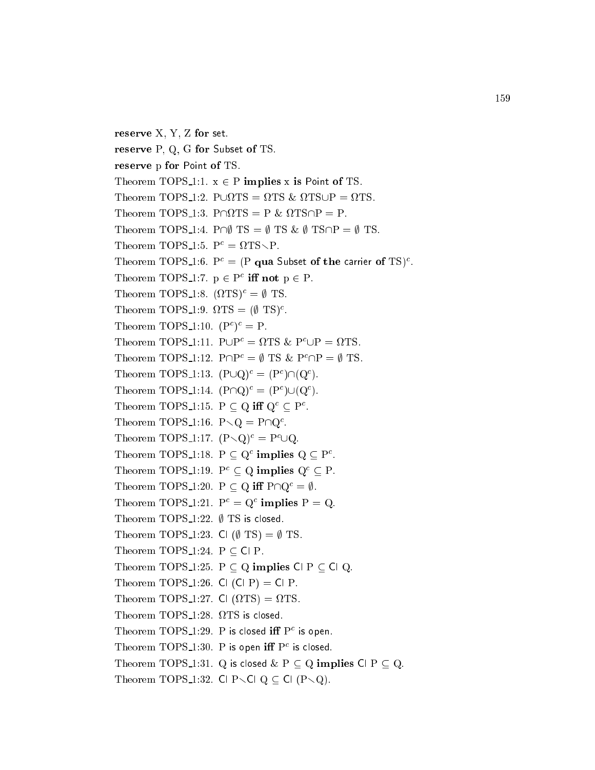**reserve** X, Y, Z **for** set.

**reserve** P, Q, G **for** Subset **of** TS.

**reserve** p **for** Point **of** TS.

Theorem TOPS_1:1. $x \in P$ **implies** x **is** Point **of** TS.

Theorem TOPS_1:2. $P \cup \Omega TS = \Omega TS$ & $\Omega TS \cup P = \Omega TS$.

Theorem TOPS_1:3. $P \cap \Omega TS = P$ & $\Omega TS \cap P = P$.

Theorem TOPS_1:4. $P \cap \emptyset$ TS $= \emptyset$ TS & $\emptyset$ TS$\cap P = \emptyset$ TS.

Theorem TOPS_1:5. $P^c = \Omega TS \setminus P$.

Theorem TOPS_1:6. $P^c = (P$ **qua** Subset **of the** carrier **of** $TS)^c$.

Theorem TOPS_1:7. $p \in P^c$ **iff not** $p \in P$.

Theorem TOPS_1:8. $(\Omega TS)^c = \emptyset$ TS.

Theorem TOPS_1:9. $\Omega TS = (\emptyset\ TS)^c$.

Theorem TOPS_1:10. $(P^c)^c = P$.

Theorem TOPS_1:11. $P \cup P^c = \Omega TS$ & $P^c \cup P = \Omega TS$.

Theorem TOPS_1:12. $P \cap P^c = \emptyset$ TS & $P^c \cap P = \emptyset$ TS.

Theorem TOPS_1:13. $(P \cup Q)^c = (P^c) \cap (Q^c)$.

Theorem TOPS_1:14. $(P \cap Q)^c = (P^c) \cup (Q^c)$.

Theorem TOPS_1:15. $P \subseteq Q$ **iff** $Q^c \subseteq P^c$.

Theorem TOPS_1:16. $P \setminus Q = P \cap Q^c$.

Theorem TOPS_1:17. $(P \setminus Q)^c = P^c \cup Q$.

Theorem TOPS_1:18. $P \subseteq Q^c$ **implies** $Q \subseteq P^c$.

Theorem TOPS_1:19. $P^c \subseteq Q$ **implies** $Q^c \subseteq P$.

Theorem TOPS_1:20. $P \subseteq Q$ **iff** $P \cap Q^c = \emptyset$.

Theorem TOPS_1:21. $P^c = Q^c$ **implies** $P = Q$.

Theorem TOPS_1:22. $\emptyset$ TS is closed.

Theorem TOPS_1:23. Cl ($\emptyset$ TS) $= \emptyset$ TS.

Theorem TOPS_1:24. $P \subseteq$ Cl P.

Theorem TOPS_1:25. $P \subseteq Q$ **implies** Cl P $\subseteq$ Cl Q.

Theorem TOPS_1:26. Cl (Cl P) = Cl P.

Theorem TOPS_1:27. Cl ($\Omega$TS) $= \Omega$TS.

Theorem TOPS_1:28. $\Omega$TS is closed.

Theorem TOPS_1:29. P is closed **iff** $P^c$ is open.

Theorem TOPS_1:30. P is open **iff** $P^c$ is closed.

Theorem TOPS_1:31. Q is closed & $P \subseteq Q$ **implies** Cl P $\subseteq$ Q.

Theorem TOPS_1:32. Cl P$\setminus$Cl Q $\subseteq$ Cl $(P \setminus Q)$.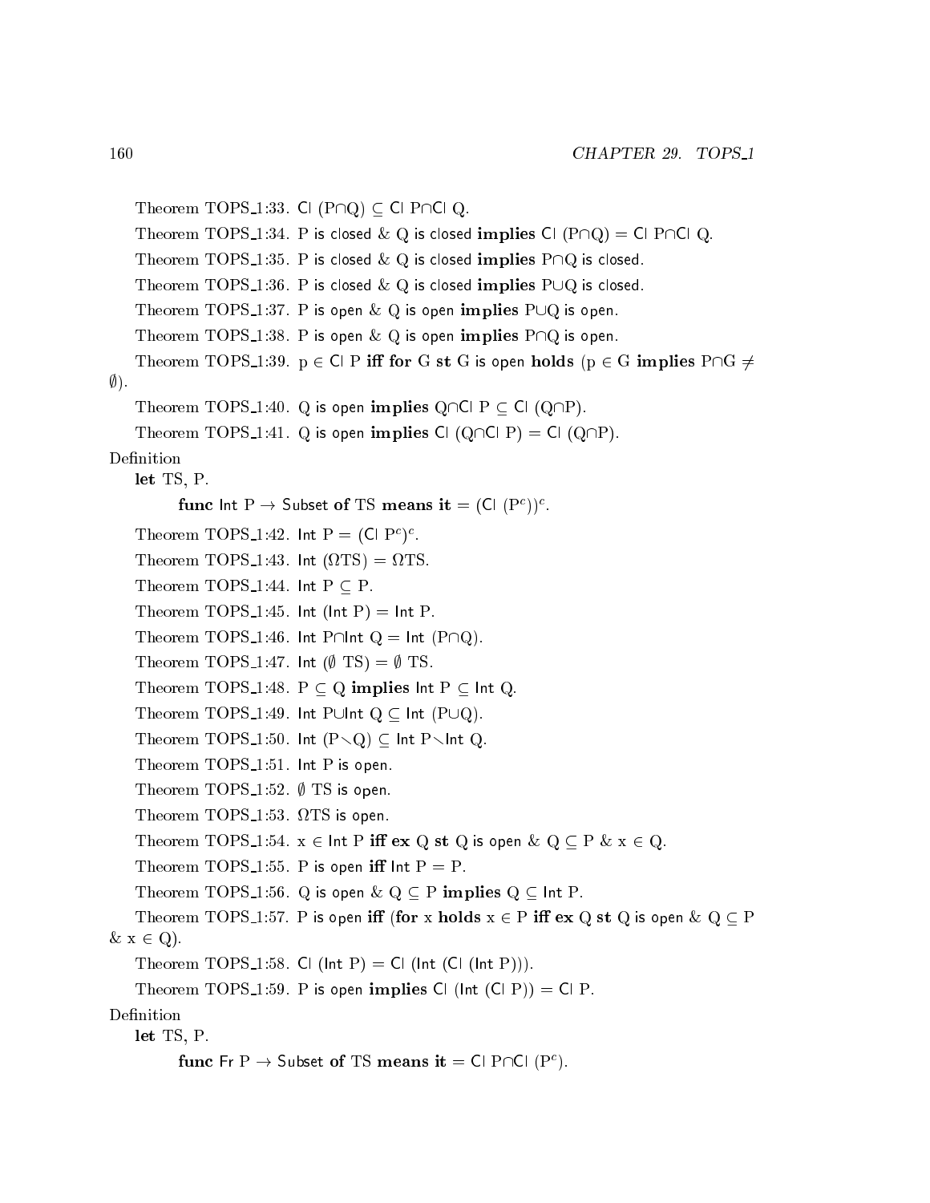Theorem TOPS_1:33. $\mathsf{Cl}\ (P \cap Q) \subseteq \mathsf{Cl}\ P \cap \mathsf{Cl}\ Q$.

Theorem TOPS_1:34. P $\mathsf{is\ closed}$ & Q $\mathsf{is\ closed}$ **implies** $\mathsf{Cl}\ (P \cap Q) = \mathsf{Cl}\ P \cap \mathsf{Cl}\ Q$.

Theorem TOPS_1:35. P $\mathsf{is\ closed}$ & Q $\mathsf{is\ closed}$ **implies** $P \cap Q$ $\mathsf{is\ closed}$.

Theorem TOPS_1:36. P $\mathsf{is\ closed}$ & Q $\mathsf{is\ closed}$ **implies** $P \cup Q$ $\mathsf{is\ closed}$.

Theorem TOPS_1:37. P $\mathsf{is\ open}$ & Q $\mathsf{is\ open}$ **implies** $P \cup Q$ $\mathsf{is\ open}$.

Theorem TOPS_1:38. P $\mathsf{is\ open}$ & Q $\mathsf{is\ open}$ **implies** $P \cap Q$ $\mathsf{is\ open}$.

Theorem TOPS_1:39. $p \in \mathsf{Cl}\ P$ **iff for** G **st** G $\mathsf{is\ open}$ **holds** ($p \in G$ **implies** $P \cap G \neq \emptyset$).

Theorem TOPS_1:40. Q $\mathsf{is\ open}$ **implies** $Q \cap \mathsf{Cl}\ P \subseteq \mathsf{Cl}\ (Q \cap P)$.

Theorem TOPS_1:41. Q $\mathsf{is\ open}$ **implies** $\mathsf{Cl}\ (Q \cap \mathsf{Cl}\ P) = \mathsf{Cl}\ (Q \cap P)$.

Definition

**let** TS, P.

**func** $\mathsf{Int}\ P \rightarrow$ $\mathsf{Subset}$ **of** TS **means it** $= (\mathsf{Cl}\ (P^c))^c$.

Theorem TOPS_1:42. $\mathsf{Int}\ P = (\mathsf{Cl}\ P^c)^c$.

Theorem TOPS_1:43. $\mathsf{Int}\ (\Omega TS) = \Omega TS$.

Theorem TOPS_1:44. $\mathsf{Int}\ P \subseteq P$.

Theorem TOPS_1:45. $\mathsf{Int}\ (\mathsf{Int}\ P) = \mathsf{Int}\ P$.

Theorem TOPS_1:46. $\mathsf{Int}\ P \cap \mathsf{Int}\ Q = \mathsf{Int}\ (P \cap Q)$.

Theorem TOPS_1:47. $\mathsf{Int}\ (\emptyset\ TS) = \emptyset\ TS$.

Theorem TOPS_1:48. $P \subseteq Q$ **implies** $\mathsf{Int}\ P \subseteq \mathsf{Int}\ Q$.

Theorem TOPS_1:49. $\mathsf{Int}\ P \cup \mathsf{Int}\ Q \subseteq \mathsf{Int}\ (P \cup Q)$.

Theorem TOPS_1:50. $\mathsf{Int}\ (P \setminus Q) \subseteq \mathsf{Int}\ P \setminus \mathsf{Int}\ Q$.

Theorem TOPS_1:51. $\mathsf{Int}\ P$ $\mathsf{is\ open}$.

Theorem TOPS_1:52. $\emptyset\ TS$ $\mathsf{is\ open}$.

Theorem TOPS_1:53. $\Omega TS$ $\mathsf{is\ open}$.

Theorem TOPS_1:54. $x \in \mathsf{Int}\ P$ **iff ex** Q **st** Q $\mathsf{is\ open}$ & $Q \subseteq P$ & $x \in Q$.

Theorem TOPS_1:55. P $\mathsf{is\ open}$ **iff** $\mathsf{Int}\ P = P$.

Theorem TOPS_1:56. Q $\mathsf{is\ open}$ & $Q \subseteq P$ **implies** $Q \subseteq \mathsf{Int}\ P$.

Theorem TOPS_1:57. P $\mathsf{is\ open}$ **iff** (**for** x **holds** $x \in P$ **iff ex** Q **st** Q $\mathsf{is\ open}$ & $Q \subseteq P$ & $x \in Q$).

Theorem TOPS_1:58. $\mathsf{Cl}\ (\mathsf{Int}\ P) = \mathsf{Cl}\ (\mathsf{Int}\ (\mathsf{Cl}\ (\mathsf{Int}\ P)))$.

Theorem TOPS_1:59. P $\mathsf{is\ open}$ **implies** $\mathsf{Cl}\ (\mathsf{Int}\ (\mathsf{Cl}\ P)) = \mathsf{Cl}\ P$.

Definition

**let** TS, P.

**func** $\mathsf{Fr}\ P \rightarrow$ $\mathsf{Subset}$ **of** TS **means it** $= \mathsf{Cl}\ P \cap \mathsf{Cl}\ (P^c)$.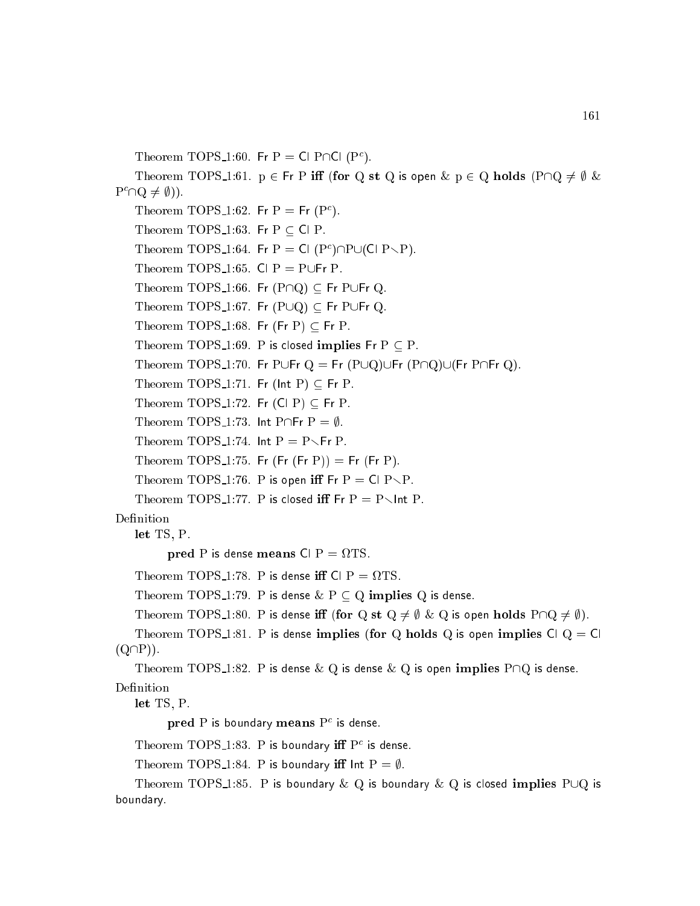Theorem TOPS_1:60. Fr P = Cl P∩Cl ($P^c$).

Theorem TOPS_1:61. p ∈ Fr P **iff** (**for** Q **st** Q is open & p ∈ Q **holds** (P∩Q ≠ ∅ & $P^c$∩Q ≠ ∅)).

Theorem TOPS_1:62. Fr P = Fr ($P^c$).

Theorem TOPS_1:63. Fr P ⊆ Cl P.

Theorem TOPS_1:64. Fr P = Cl ($P^c$)∩P∪(Cl P∖P).

Theorem TOPS_1:65. Cl P = P∪Fr P.

Theorem TOPS_1:66. Fr (P∩Q) ⊆ Fr P∪Fr Q.

Theorem TOPS_1:67. Fr (P∪Q) ⊆ Fr P∪Fr Q.

Theorem TOPS_1:68. Fr (Fr P) ⊆ Fr P.

Theorem TOPS_1:69. P is closed **implies** Fr P ⊆ P.

Theorem TOPS_1:70. Fr P∪Fr Q = Fr (P∪Q)∪Fr (P∩Q)∪(Fr P∩Fr Q).

Theorem TOPS_1:71. Fr (Int P) ⊆ Fr P.

Theorem TOPS_1:72. Fr (Cl P) ⊆ Fr P.

Theorem TOPS_1:73. Int P∩Fr P = ∅.

Theorem TOPS_1:74. Int P = P∖Fr P.

Theorem TOPS_1:75. Fr (Fr (Fr P)) = Fr (Fr P).

Theorem TOPS_1:76. P is open **iff** Fr P = Cl P∖P.

Theorem TOPS_1:77. P is closed **iff** Fr P = P∖Int P.

Definition

**let** TS, P.

**pred** P is dense **means** Cl P = ΩTS.

Theorem TOPS_1:78. P is dense **iff** Cl P = ΩTS.

Theorem TOPS_1:79. P is dense & P ⊆ Q **implies** Q is dense.

Theorem TOPS_1:80. P is dense **iff** (**for** Q **st** Q ≠ ∅ & Q is open **holds** P∩Q ≠ ∅).

Theorem TOPS_1:81. P is dense **implies** (**for** Q **holds** Q is open **implies** Cl Q = Cl (Q∩P)).

Theorem TOPS_1:82. P is dense & Q is dense & Q is open **implies** P∩Q is dense.

Definition

**let** TS, P.

**pred** P is boundary **means** $P^c$ is dense.

Theorem TOPS_1:83. P is boundary **iff** $P^c$ is dense.

Theorem TOPS_1:84. P is boundary **iff** Int P = ∅.

Theorem TOPS_1:85. P is boundary & Q is boundary & Q is closed **implies** P∪Q is boundary.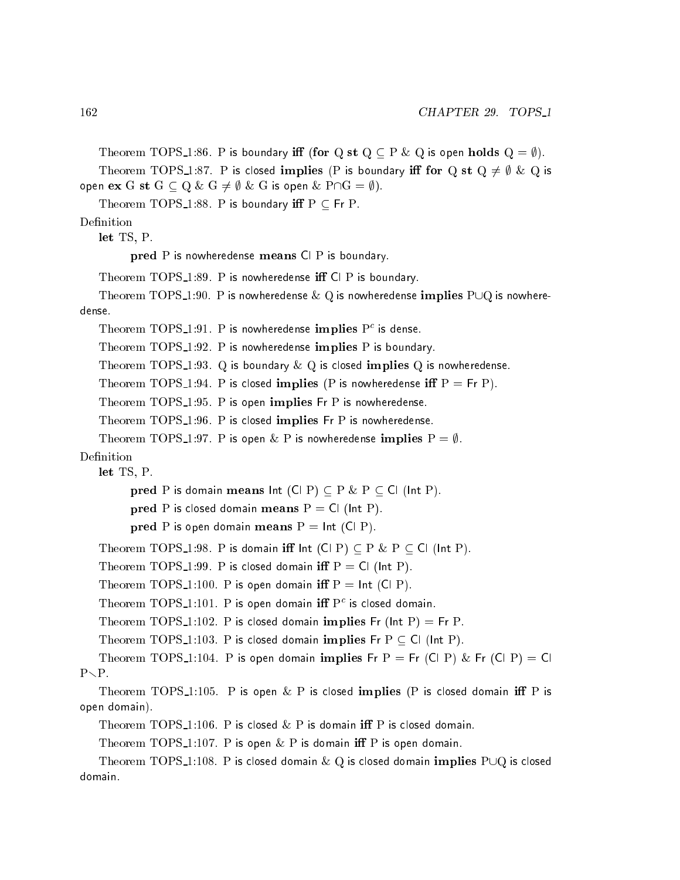Theorem TOPS_1:86. P is boundary **iff** (**for** Q **st** Q $\subseteq$ P & Q is open **holds** Q = $\emptyset$).

Theorem TOPS_1:87. P is closed **implies** (P is boundary **iff** **for** Q **st** Q $\neq \emptyset$ & Q is open **ex** G **st** G $\subseteq$ Q & G $\neq \emptyset$ & G is open & P$\cap$G = $\emptyset$).

Theorem TOPS_1:88. P is boundary **iff** P $\subseteq$ Fr P.

Definition

**let** TS, P.

**pred** P is nowheredense **means** Cl P is boundary.

Theorem TOPS_1:89. P is nowheredense **iff** Cl P is boundary.

Theorem TOPS_1:90. P is nowheredense & Q is nowheredense **implies** P$\cup$Q is nowheredense.

Theorem TOPS_1:91. P is nowheredense **implies** $P^c$ is dense.

Theorem TOPS_1:92. P is nowheredense **implies** P is boundary.

Theorem TOPS_1:93. Q is boundary & Q is closed **implies** Q is nowheredense.

Theorem TOPS_1:94. P is closed **implies** (P is nowheredense **iff** P = Fr P).

Theorem TOPS_1:95. P is open **implies** Fr P is nowheredense.

Theorem TOPS_1:96. P is closed **implies** Fr P is nowheredense.

Theorem TOPS_1:97. P is open & P is nowheredense **implies** P = $\emptyset$.

Definition

**let** TS, P.

**pred** P is domain **means** Int (Cl P) $\subseteq$ P & P $\subseteq$ Cl (Int P).

**pred** P is closed domain **means** P = Cl (Int P).

**pred** P is open domain **means** P = Int (Cl P).

Theorem TOPS_1:98. P is domain **iff** Int (Cl P) $\subseteq$ P & P $\subseteq$ Cl (Int P).

Theorem TOPS_1:99. P is closed domain **iff** P = Cl (Int P).

Theorem TOPS_1:100. P is open domain **iff** P = Int (Cl P).

Theorem TOPS_1:101. P is open domain **iff** $P^c$ is closed domain.

Theorem TOPS_1:102. P is closed domain **implies** Fr (Int P) = Fr P.

Theorem TOPS_1:103. P is closed domain **implies** Fr P $\subseteq$ Cl (Int P).

Theorem TOPS_1:104. P is open domain **implies** Fr P = Fr (Cl P) & Fr (Cl P) = Cl P$\setminus$P.

Theorem TOPS_1:105. P is open & P is closed **implies** (P is closed domain **iff** P is open domain).

Theorem TOPS_1:106. P is closed & P is domain **iff** P is closed domain.

Theorem TOPS_1:107. P is open & P is domain **iff** P is open domain.

Theorem TOPS_1:108. P is closed domain & Q is closed domain **implies** P$\cup$Q is closed domain.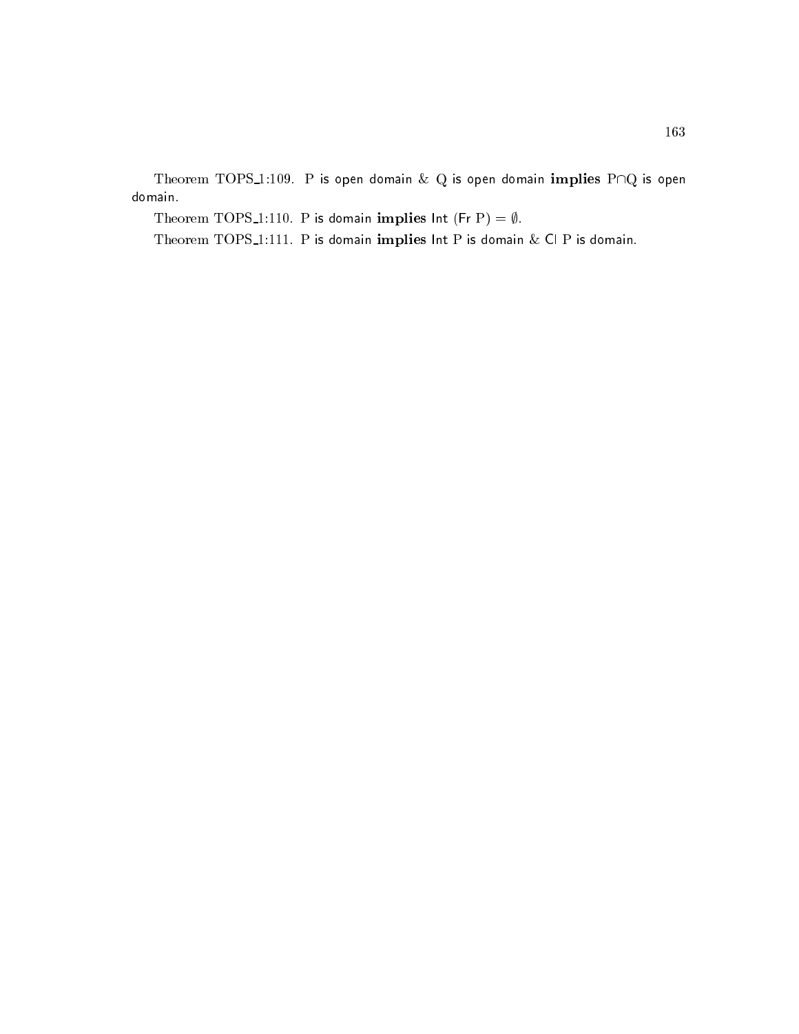Theorem TOPS_1:109. P is open domain & Q is open domain **implies** P∩Q is open domain.

Theorem TOPS_1:110. P is domain **implies** Int (Fr P) = ∅.

Theorem TOPS_1:111. P is domain **implies** Int P is domain & Cl P is domain.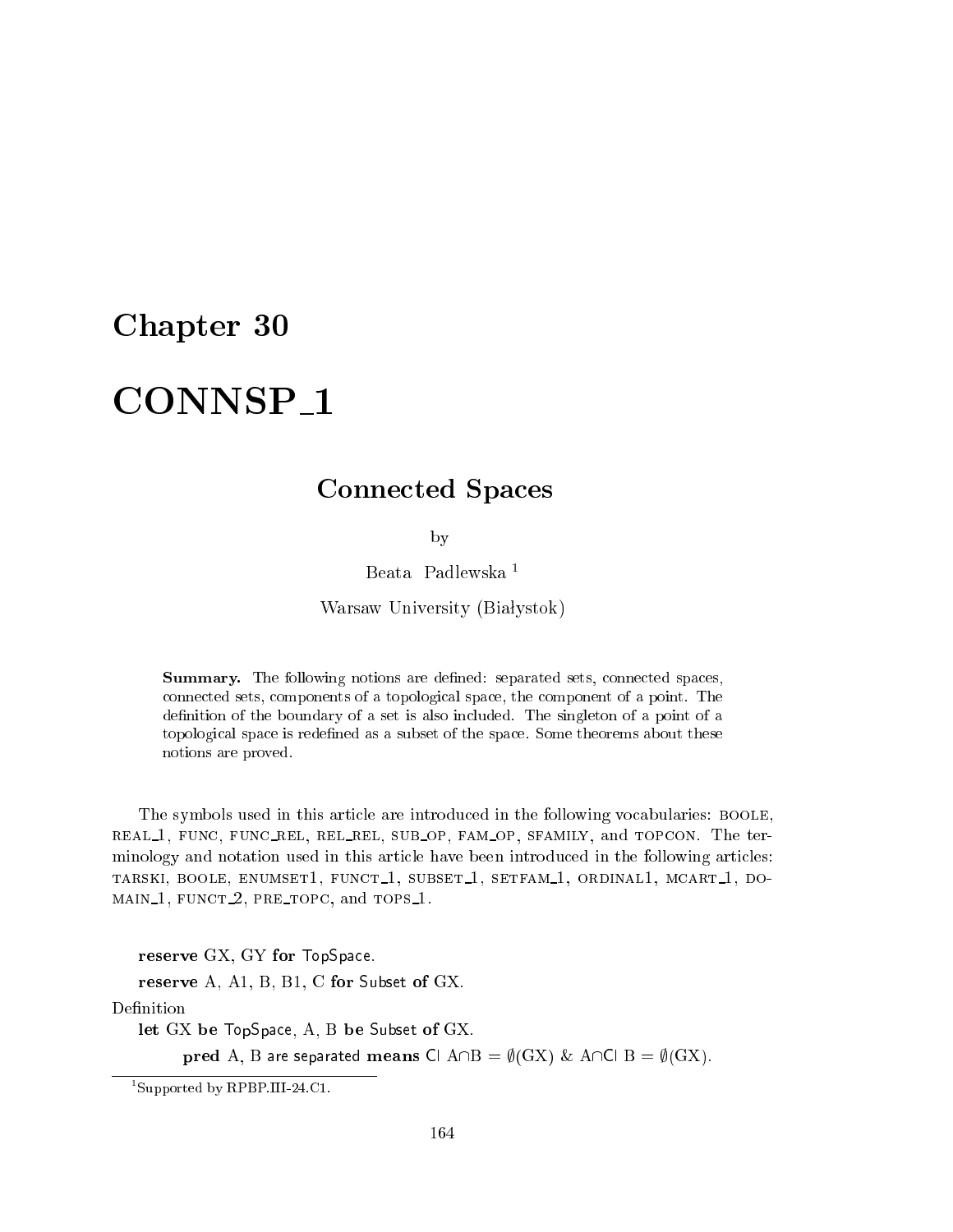# Chapter 30

# CONNSP_1

## Connected Spaces

by

Beata Padlewska [1]

Warsaw University (Białystok)

**Summary.** The following notions are defined: separated sets, connected spaces, connected sets, components of a topological space, the component of a point. The definition of the boundary of a set is also included. The singleton of a point of a topological space is redefined as a subset of the space. Some theorems about these notions are proved.

The symbols used in this article are introduced in the following vocabularies: BOOLE, REAL_1, FUNC, FUNC_REL, REL_REL, SUB_OP, FAM_OP, SFAMILY, and TOPCON. The terminology and notation used in this article have been introduced in the following articles: TARSKI, BOOLE, ENUMSET1, FUNCT_1, SUBSET_1, SETFAM_1, ORDINAL1, MCART_1, DOMAIN_1, FUNCT_2, PRE_TOPC, and TOPS_1.

**reserve** GX, GY **for** TopSpace.

**reserve** A, A1, B, B1, C **for** Subset **of** GX.

Definition

**let** GX **be** TopSpace, A, B **be** Subset **of** GX.

**pred** A, B are separated **means** Cl A∩B = ∅(GX) & A∩Cl B = ∅(GX).

[1] Supported by RPBP.III-24.C1.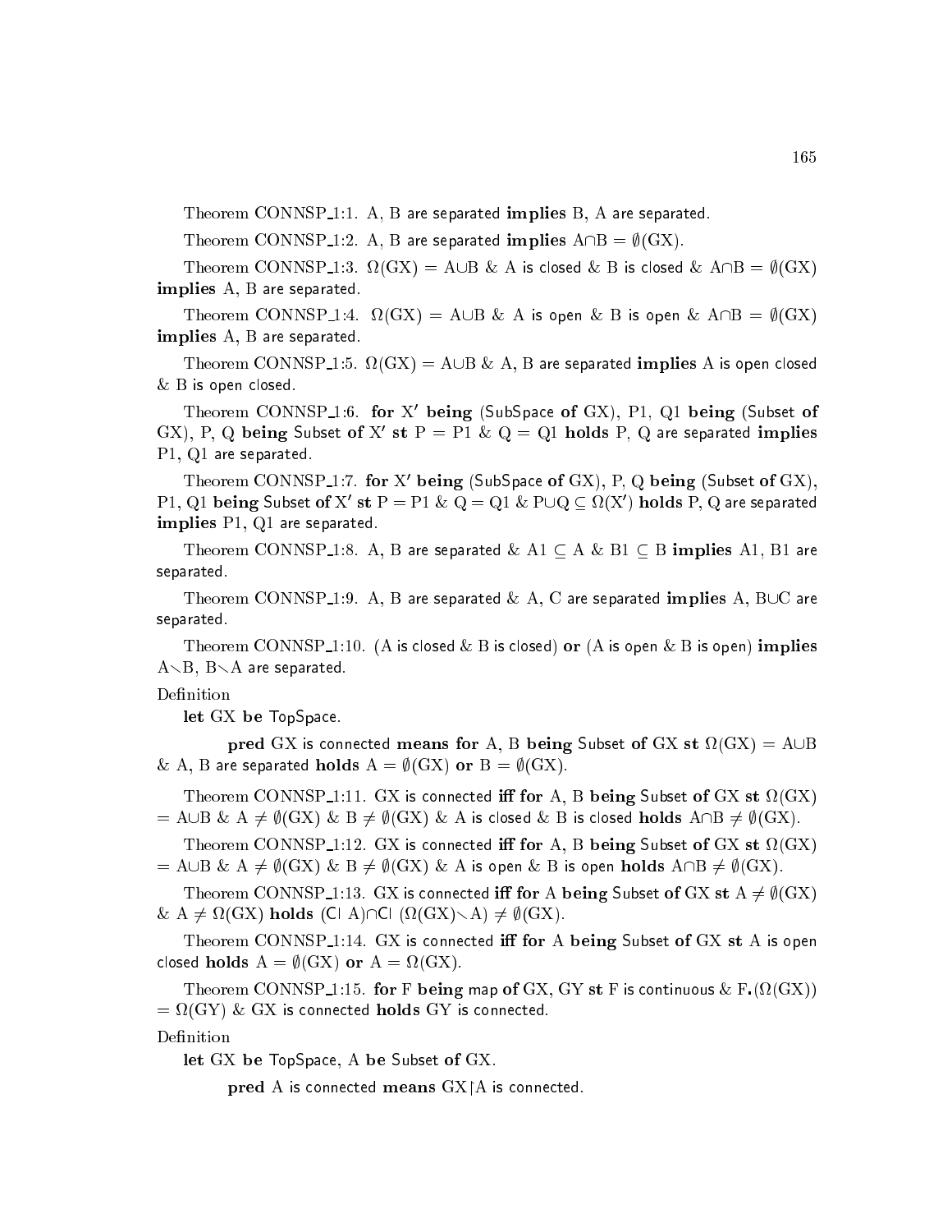Theorem CONNSP_1:1. A, B are separated **implies** B, A are separated.

Theorem CONNSP_1:2. A, B are separated **implies** $A \cap B = \emptyset(GX)$.

Theorem CONNSP_1:3. $\Omega(GX) = A \cup B$ & A is closed & B is closed & $A \cap B = \emptyset(GX)$ **implies** A, B are separated.

Theorem CONNSP_1:4. $\Omega(GX) = A \cup B$ & A is open & B is open & $A \cap B = \emptyset(GX)$ **implies** A, B are separated.

Theorem CONNSP_1:5. $\Omega(GX) = A \cup B$ & A, B are separated **implies** A is open closed & B is open closed.

Theorem CONNSP_1:6. **for** X′ **being** (SubSpace **of** GX), P1, Q1 **being** (Subset **of** GX), P, Q **being** Subset **of** X′ **st** P = P1 & Q = Q1 **holds** P, Q are separated **implies** P1, Q1 are separated.

Theorem CONNSP_1:7. **for** X′ **being** (SubSpace **of** GX), P, Q **being** (Subset **of** GX), P1, Q1 **being** Subset **of** X′ **st** P = P1 & Q = Q1 & $P \cup Q \subseteq \Omega(X')$ **holds** P, Q are separated **implies** P1, Q1 are separated.

Theorem CONNSP_1:8. A, B are separated & $A1 \subseteq A$ & $B1 \subseteq B$ **implies** A1, B1 are separated.

Theorem CONNSP_1:9. A, B are separated & A, C are separated **implies** A, $B \cup C$ are separated.

Theorem CONNSP_1:10. (A is closed & B is closed) **or** (A is open & B is open) **implies** $A \setminus B$, $B \setminus A$ are separated.

Definition

**let** GX **be** TopSpace.

**pred** GX is connected **means** **for** A, B **being** Subset **of** GX **st** $\Omega(GX) = A \cup B$ & A, B are separated **holds** $A = \emptyset(GX)$ **or** $B = \emptyset(GX)$.

Theorem CONNSP_1:11. GX is connected **iff** **for** A, B **being** Subset **of** GX **st** $\Omega(GX) = A \cup B$ & $A \neq \emptyset(GX)$ & $B \neq \emptyset(GX)$ & A is closed & B is closed **holds** $A \cap B \neq \emptyset(GX)$.

Theorem CONNSP_1:12. GX is connected **iff** **for** A, B **being** Subset **of** GX **st** $\Omega(GX) = A \cup B$ & $A \neq \emptyset(GX)$ & $B \neq \emptyset(GX)$ & A is open & B is open **holds** $A \cap B \neq \emptyset(GX)$.

Theorem CONNSP_1:13. GX is connected **iff** **for** A **being** Subset **of** GX **st** $A \neq \emptyset(GX)$ & $A \neq \Omega(GX)$ **holds** (Cl A)∩Cl $(\Omega(GX) \setminus A) \neq \emptyset(GX)$.

Theorem CONNSP_1:14. GX is connected **iff** **for** A **being** Subset **of** GX **st** A is open closed **holds** $A = \emptyset(GX)$ **or** $A = \Omega(GX)$.

Theorem CONNSP_1:15. **for** F **being** map **of** GX, GY **st** F is continuous & $F.(\Omega(GX)) = \Omega(GY)$ & GX is connected **holds** GY is connected.

Definition

**let** GX **be** TopSpace, A **be** Subset **of** GX.

**pred** A is connected **means** GX↾A is connected.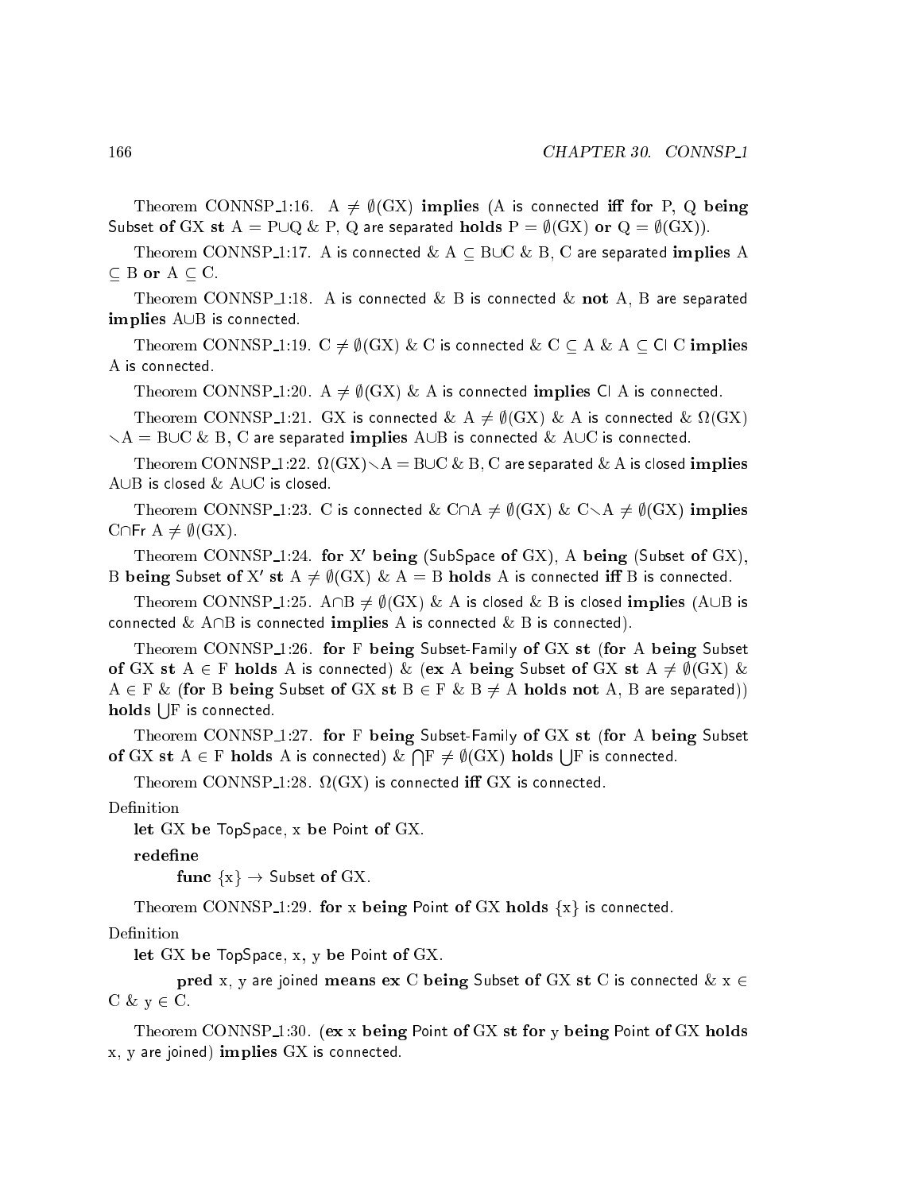Theorem CONNSP_1:16. $A \neq \emptyset(GX)$ **implies** (A is connected **iff** **for** P, Q **being** Subset **of** GX **st** $A = P \cup Q$ & P, Q are separated **holds** $P = \emptyset(GX)$ **or** $Q = \emptyset(GX)$).

Theorem CONNSP_1:17. A is connected & $A \subseteq B \cup C$ & B, C are separated **implies** $A \subseteq B$ **or** $A \subseteq C$.

Theorem CONNSP_1:18. A is connected & B is connected & **not** A, B are separated **implies** $A \cup B$ is connected.

Theorem CONNSP_1:19. $C \neq \emptyset(GX)$ & C is connected & $C \subseteq A$ & $A \subseteq$ Cl C **implies** A is connected.

Theorem CONNSP_1:20. $A \neq \emptyset(GX)$ & A is connected **implies** Cl A is connected.

Theorem CONNSP_1:21. GX is connected & $A \neq \emptyset(GX)$ & A is connected & $\Omega(GX) \setminus A = B \cup C$ & B, C are separated **implies** $A \cup B$ is connected & $A \cup C$ is connected.

Theorem CONNSP_1:22. $\Omega(GX) \setminus A = B \cup C$ & B, C are separated & A is closed **implies** $A \cup B$ is closed & $A \cup C$ is closed.

Theorem CONNSP_1:23. C is connected & $C \cap A \neq \emptyset(GX)$ & $C \setminus A \neq \emptyset(GX)$ **implies** $C \cap \text{Fr } A \neq \emptyset(GX)$.

Theorem CONNSP_1:24. **for** X′ **being** (SubSpace **of** GX), A **being** (Subset **of** GX), B **being** Subset **of** X′ **st** $A \neq \emptyset(GX)$ & $A = B$ **holds** A is connected **iff** B is connected.

Theorem CONNSP_1:25. $A \cap B \neq \emptyset(GX)$ & A is closed & B is closed **implies** ($A \cup B$ is connected & $A \cap B$ is connected **implies** A is connected & B is connected).

Theorem CONNSP_1:26. **for** F **being** Subset-Family **of** GX **st** (**for** A **being** Subset **of** GX **st** $A \in F$ **holds** A is connected) & (**ex** A **being** Subset **of** GX **st** $A \neq \emptyset(GX)$ & $A \in F$ & (**for** B **being** Subset **of** GX **st** $B \in F$ & $B \neq A$ **holds** **not** A, B are separated)) **holds** $\bigcup F$ is connected.

Theorem CONNSP_1:27. **for** F **being** Subset-Family **of** GX **st** (**for** A **being** Subset **of** GX **st** $A \in F$ **holds** A is connected) & $\bigcap F \neq \emptyset(GX)$ **holds** $\bigcup F$ is connected.

Theorem CONNSP_1:28. $\Omega(GX)$ is connected **iff** GX is connected.

Definition

**let** GX **be** TopSpace, x **be** Point **of** GX.

**redefine**

**func** $\{x\} \to$ Subset **of** GX.

Theorem CONNSP_1:29. **for** x **being** Point **of** GX **holds** $\{x\}$ is connected.

Definition

**let** GX **be** TopSpace, x, y **be** Point **of** GX.

**pred** x, y are joined **means** **ex** C **being** Subset **of** GX **st** C is connected & $x \in C$ & $y \in C$.

Theorem CONNSP_1:30. (**ex** x **being** Point **of** GX **st** **for** y **being** Point **of** GX **holds** x, y are joined) **implies** GX is connected.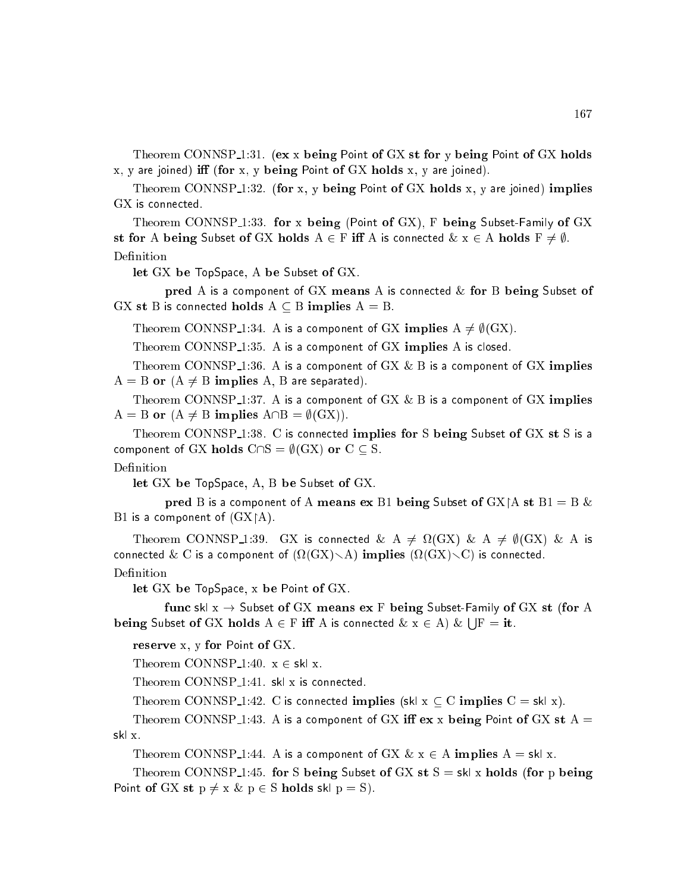Theorem CONNSP_1:31. (**ex** x **being** Point **of** GX **st** **for** y **being** Point **of** GX **holds** x, y are joined) **iff** (**for** x, y **being** Point **of** GX **holds** x, y are joined).

Theorem CONNSP_1:32. (**for** x, y **being** Point **of** GX **holds** x, y are joined) **implies** GX is connected.

Theorem CONNSP_1:33. **for** x **being** (Point **of** GX), F **being** Subset-Family **of** GX **st** **for** A **being** Subset **of** GX **holds** A $\in$ F **iff** A is connected & x $\in$ A **holds** F $\neq \emptyset$.

Definition

**let** GX **be** TopSpace, A **be** Subset **of** GX.

**pred** A is a component of GX **means** A is connected & **for** B **being** Subset **of** GX **st** B is connected **holds** A $\subseteq$ B **implies** A = B.

Theorem CONNSP_1:34. A is a component of GX **implies** A $\neq \emptyset$(GX).

Theorem CONNSP_1:35. A is a component of GX **implies** A is closed.

Theorem CONNSP_1:36. A is a component of GX & B is a component of GX **implies** A = B **or** (A $\neq$ B **implies** A, B are separated).

Theorem CONNSP_1:37. A is a component of GX & B is a component of GX **implies** A = B **or** (A $\neq$ B **implies** A$\cap$B = $\emptyset$(GX)).

Theorem CONNSP_1:38. C is connected **implies** **for** S **being** Subset **of** GX **st** S is a component of GX **holds** C$\cap$S = $\emptyset$(GX) **or** C $\subseteq$ S.

Definition

**let** GX **be** TopSpace, A, B **be** Subset **of** GX.

**pred** B is a component of A **means** **ex** B1 **being** Subset **of** GX$\restriction$A **st** B1 = B & B1 is a component of (GX$\restriction$A).

Theorem CONNSP_1:39. GX is connected & A $\neq \Omega$(GX) & A $\neq \emptyset$(GX) & A is connected & C is a component of ($\Omega$(GX)$\setminus$A) **implies** ($\Omega$(GX)$\setminus$C) is connected.

Definition

**let** GX **be** TopSpace, x **be** Point **of** GX.

**func** skl x $\rightarrow$ Subset **of** GX **means** **ex** F **being** Subset-Family **of** GX **st** (**for** A **being** Subset **of** GX **holds** A $\in$ F **iff** A is connected & x $\in$ A) & $\bigcup$F = **it**.

**reserve** x, y **for** Point **of** GX.

Theorem CONNSP_1:40. x $\in$ skl x.

Theorem CONNSP_1:41. skl x is connected.

Theorem CONNSP_1:42. C is connected **implies** (skl x $\subseteq$ C **implies** C = skl x).

Theorem CONNSP_1:43. A is a component of GX **iff** **ex** x **being** Point **of** GX **st** A = skl x.

Theorem CONNSP_1:44. A is a component of GX & x $\in$ A **implies** A = skl x.

Theorem CONNSP_1:45. **for** S **being** Subset **of** GX **st** S = skl x **holds** (**for** p **being** Point **of** GX **st** p $\neq$ x & p $\in$ S **holds** skl p = S).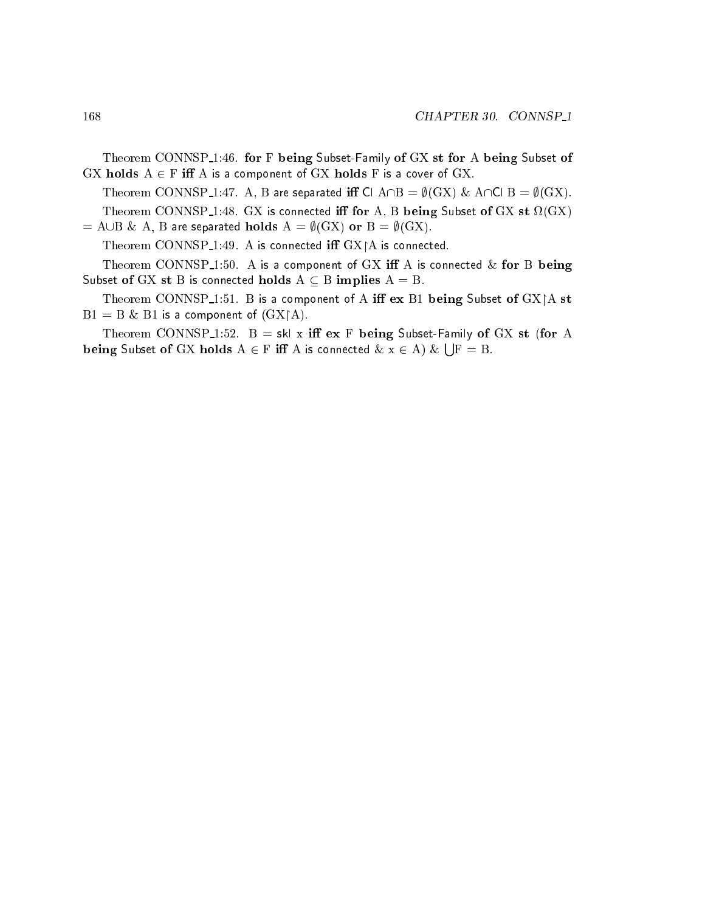Theorem CONNSP_1:46. **for** F **being** Subset-Family **of** GX **st** **for** A **being** Subset **of** GX **holds** A ∈ F **iff** A is a component of GX **holds** F is a cover of GX.

Theorem CONNSP_1:47. A, B are separated **iff** Cl A∩B = ∅(GX) & A∩Cl B = ∅(GX).

Theorem CONNSP_1:48. GX is connected **iff** **for** A, B **being** Subset **of** GX **st** Ω(GX) = A∪B & A, B are separated **holds** A = ∅(GX) **or** B = ∅(GX).

Theorem CONNSP_1:49. A is connected **iff** GX↾A is connected.

Theorem CONNSP_1:50. A is a component of GX **iff** A is connected & **for** B **being** Subset **of** GX **st** B is connected **holds** A ⊆ B **implies** A = B.

Theorem CONNSP_1:51. B is a component of A **iff** **ex** B1 **being** Subset **of** GX↾A **st** B1 = B & B1 is a component of (GX↾A).

Theorem CONNSP_1:52. B = skl x **iff** **ex** F **being** Subset-Family **of** GX **st** (**for** A **being** Subset **of** GX **holds** A ∈ F **iff** A is connected & x ∈ A) & ⋃F = B.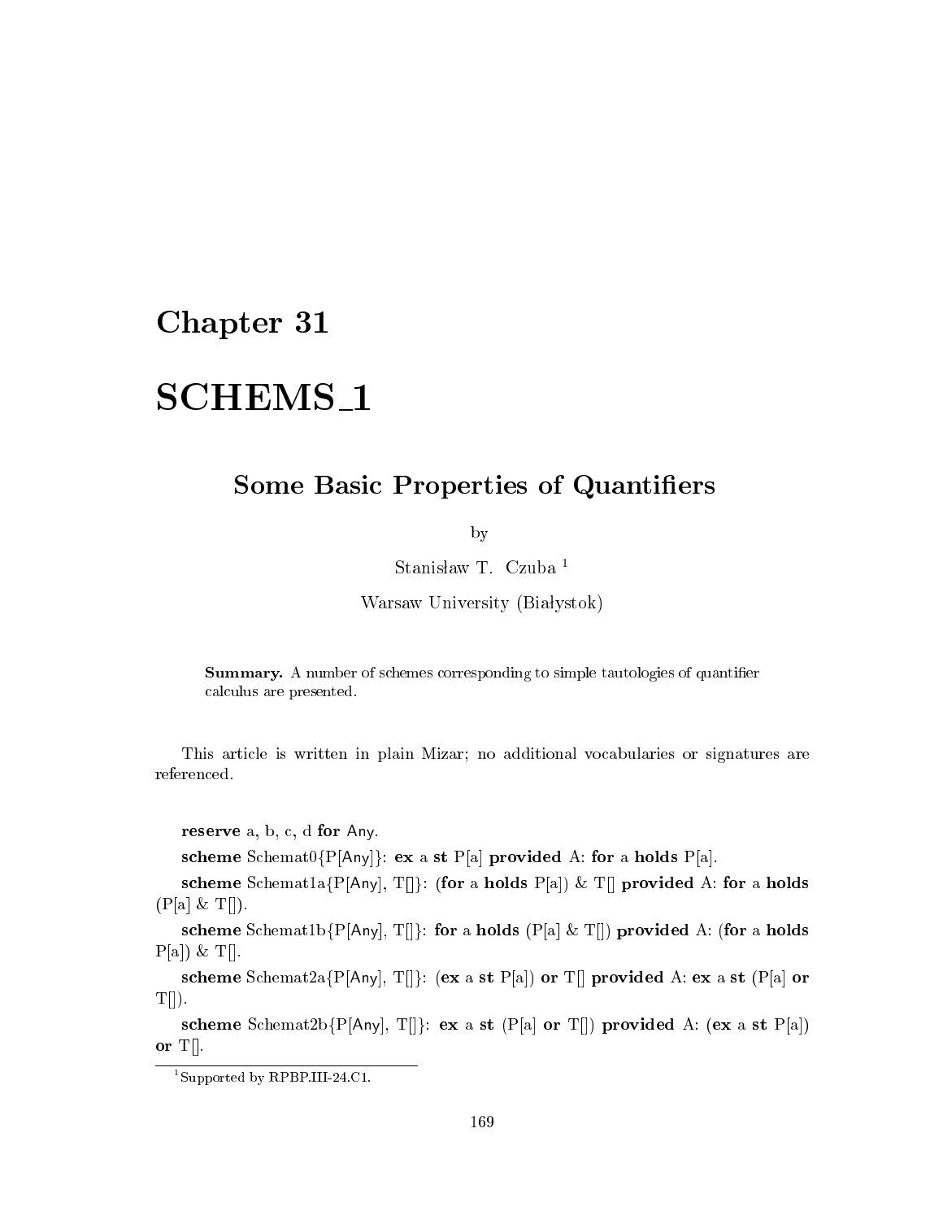## Chapter 31

# SCHEMS_1

## Some Basic Properties of Quantifiers

by

Stanisław T. Czuba [1]

Warsaw University (Białystok)

> **Summary.** A number of schemes corresponding to simple tautologies of quantifier calculus are presented.

This article is written in plain Mizar; no additional vocabularies or signatures are referenced.

**reserve** a, b, c, d **for** Any.

**scheme** Schemat0{P[Any]}: **ex** a **st** P[a] **provided** A: **for** a **holds** P[a].

**scheme** Schemat1a{P[Any], T[]}: (**for** a **holds** P[a]) & T[] **provided** A: **for** a **holds** (P[a] & T[]).

**scheme** Schemat1b{P[Any], T[]}: **for** a **holds** (P[a] & T[]) **provided** A: (**for** a **holds** P[a]) & T[].

**scheme** Schemat2a{P[Any], T[]}: (**ex** a **st** P[a]) **or** T[] **provided** A: **ex** a **st** (P[a] **or** T[]).

**scheme** Schemat2b{P[Any], T[]}: **ex** a **st** (P[a] **or** T[]) **provided** A: (**ex** a **st** P[a]) **or** T[].

---

[1] Supported by RPBP.III-24.C1.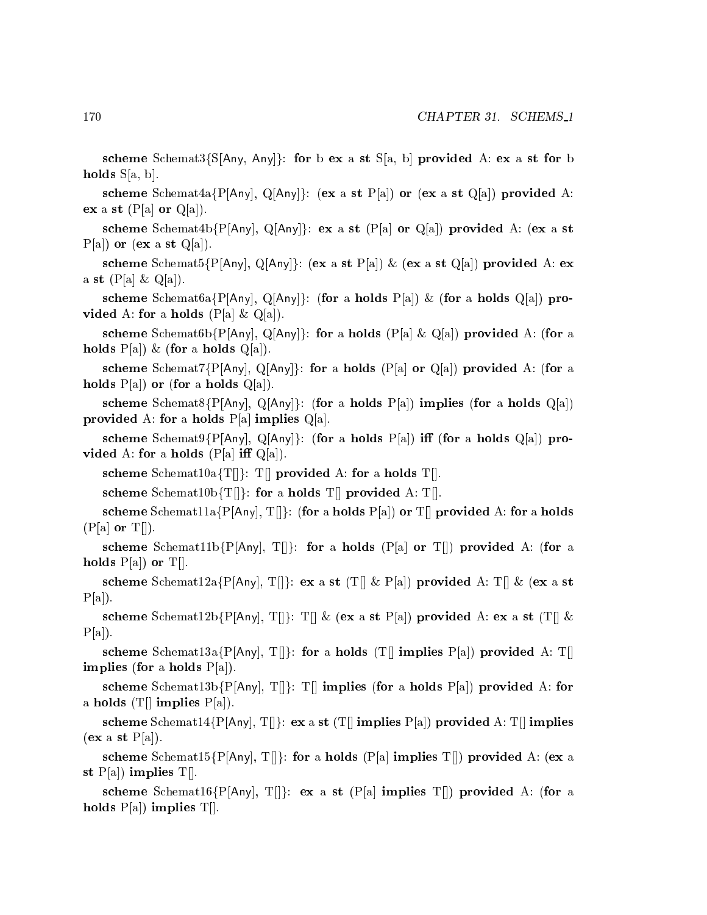**scheme** Schemat3{S[Any, Any]}: **for** b **ex** a **st** S[a, b] **provided** A: **ex** a **st** **for** b **holds** S[a, b].

**scheme** Schemat4a{P[Any], Q[Any]}: (**ex** a **st** P[a]) **or** (**ex** a **st** Q[a]) **provided** A: **ex** a **st** (P[a] **or** Q[a]).

**scheme** Schemat4b{P[Any], Q[Any]}: **ex** a **st** (P[a] **or** Q[a]) **provided** A: (**ex** a **st** P[a]) **or** (**ex** a **st** Q[a]).

**scheme** Schemat5{P[Any], Q[Any]}: (**ex** a **st** P[a]) & (**ex** a **st** Q[a]) **provided** A: **ex** a **st** (P[a] & Q[a]).

**scheme** Schemat6a{P[Any], Q[Any]}: (**for** a **holds** P[a]) & (**for** a **holds** Q[a]) **provided** A: **for** a **holds** (P[a] & Q[a]).

**scheme** Schemat6b{P[Any], Q[Any]}: **for** a **holds** (P[a] & Q[a]) **provided** A: (**for** a **holds** P[a]) & (**for** a **holds** Q[a]).

**scheme** Schemat7{P[Any], Q[Any]}: **for** a **holds** (P[a] **or** Q[a]) **provided** A: (**for** a **holds** P[a]) **or** (**for** a **holds** Q[a]).

**scheme** Schemat8{P[Any], Q[Any]}: (**for** a **holds** P[a]) **implies** (**for** a **holds** Q[a]) **provided** A: **for** a **holds** P[a] **implies** Q[a].

**scheme** Schemat9{P[Any], Q[Any]}: (**for** a **holds** P[a]) **iff** (**for** a **holds** Q[a]) **provided** A: **for** a **holds** (P[a] **iff** Q[a]).

**scheme** Schemat10a{T[]}: T[] **provided** A: **for** a **holds** T[].

**scheme** Schemat10b{T[]}: **for** a **holds** T[] **provided** A: T[].

**scheme** Schemat11a{P[Any], T[]}: (**for** a **holds** P[a]) **or** T[] **provided** A: **for** a **holds** (P[a] **or** T[]).

**scheme** Schemat11b{P[Any], T[]}: **for** a **holds** (P[a] **or** T[]) **provided** A: (**for** a **holds** P[a]) **or** T[].

**scheme** Schemat12a{P[Any], T[]}: **ex** a **st** (T[] & P[a]) **provided** A: T[] & (**ex** a **st** P[a]).

**scheme** Schemat12b{P[Any], T[]}: T[] & (**ex** a **st** P[a]) **provided** A: **ex** a **st** (T[] & P[a]).

**scheme** Schemat13a{P[Any], T[]}: **for** a **holds** (T[] **implies** P[a]) **provided** A: T[] **implies** (**for** a **holds** P[a]).

**scheme** Schemat13b{P[Any], T[]}: T[] **implies** (**for** a **holds** P[a]) **provided** A: **for** a **holds** (T[] **implies** P[a]).

**scheme** Schemat14{P[Any], T[]}: **ex** a **st** (T[] **implies** P[a]) **provided** A: T[] **implies** (**ex** a **st** P[a]).

**scheme** Schemat15{P[Any], T[]}: **for** a **holds** (P[a] **implies** T[]) **provided** A: (**ex** a **st** P[a]) **implies** T[].

**scheme** Schemat16{P[Any], T[]}: **ex** a **st** (P[a] **implies** T[]) **provided** A: (**for** a **holds** P[a]) **implies** T[].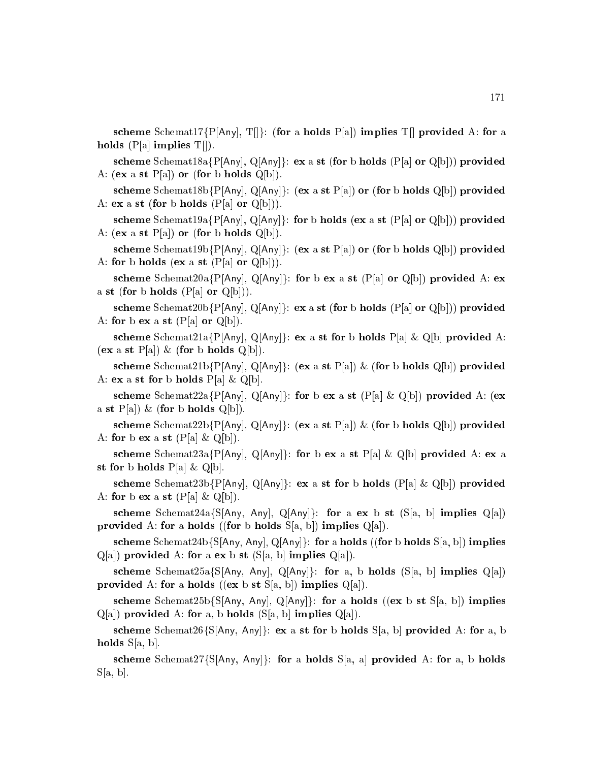**scheme** Schemat17{P[Any], T[]}: (**for** a **holds** P[a]) **implies** T[] **provided** A: **for** a **holds** (P[a] **implies** T[]).

**scheme** Schemat18a{P[Any], Q[Any]}: **ex** a **st** (**for** b **holds** (P[a] **or** Q[b])) **provided** A: (**ex** a **st** P[a]) **or** (**for** b **holds** Q[b]).

**scheme** Schemat18b{P[Any], Q[Any]}: (**ex** a **st** P[a]) **or** (**for** b **holds** Q[b]) **provided** A: **ex** a **st** (**for** b **holds** (P[a] **or** Q[b])).

**scheme** Schemat19a{P[Any], Q[Any]}: **for** b **holds** (**ex** a **st** (P[a] **or** Q[b])) **provided** A: (**ex** a **st** P[a]) **or** (**for** b **holds** Q[b]).

**scheme** Schemat19b{P[Any], Q[Any]}: (**ex** a **st** P[a]) **or** (**for** b **holds** Q[b]) **provided** A: **for** b **holds** (**ex** a **st** (P[a] **or** Q[b])).

**scheme** Schemat20a{P[Any], Q[Any]}: **for** b **ex** a **st** (P[a] **or** Q[b]) **provided** A: **ex** a **st** (**for** b **holds** (P[a] **or** Q[b])).

**scheme** Schemat20b{P[Any], Q[Any]}: **ex** a **st** (**for** b **holds** (P[a] **or** Q[b])) **provided** A: **for** b **ex** a **st** (P[a] **or** Q[b]).

**scheme** Schemat21a{P[Any], Q[Any]}: **ex** a **st for** b **holds** P[a] & Q[b] **provided** A: (**ex** a **st** P[a]) & (**for** b **holds** Q[b]).

**scheme** Schemat21b{P[Any], Q[Any]}: (**ex** a **st** P[a]) & (**for** b **holds** Q[b]) **provided** A: **ex** a **st for** b **holds** P[a] & Q[b].

**scheme** Schemat22a{P[Any], Q[Any]}: **for** b **ex** a **st** (P[a] & Q[b]) **provided** A: (**ex** a **st** P[a]) & (**for** b **holds** Q[b]).

**scheme** Schemat22b{P[Any], Q[Any]}: (**ex** a **st** P[a]) & (**for** b **holds** Q[b]) **provided** A: **for** b **ex** a **st** (P[a] & Q[b]).

**scheme** Schemat23a{P[Any], Q[Any]}: **for** b **ex** a **st** P[a] & Q[b] **provided** A: **ex** a **st for** b **holds** P[a] & Q[b].

**scheme** Schemat23b{P[Any], Q[Any]}: **ex** a **st for** b **holds** (P[a] & Q[b]) **provided** A: **for** b **ex** a **st** (P[a] & Q[b]).

**scheme** Schemat24a{S[Any, Any], Q[Any]}: **for** a **ex** b **st** (S[a, b] **implies** Q[a]) **provided** A: **for** a **holds** ((**for** b **holds** S[a, b]) **implies** Q[a]).

**scheme** Schemat24b{S[Any, Any], Q[Any]}: **for** a **holds** ((**for** b **holds** S[a, b]) **implies** Q[a]) **provided** A: **for** a **ex** b **st** (S[a, b] **implies** Q[a]).

**scheme** Schemat25a{S[Any, Any], Q[Any]}: **for** a, b **holds** (S[a, b] **implies** Q[a]) **provided** A: **for** a **holds** ((**ex** b **st** S[a, b]) **implies** Q[a]).

**scheme** Schemat25b{S[Any, Any], Q[Any]}: **for** a **holds** ((**ex** b **st** S[a, b]) **implies** Q[a]) **provided** A: **for** a, b **holds** (S[a, b] **implies** Q[a]).

**scheme** Schemat26{S[Any, Any]}: **ex** a **st for** b **holds** S[a, b] **provided** A: **for** a, b **holds** S[a, b].

**scheme** Schemat27{S[Any, Any]}: **for** a **holds** S[a, a] **provided** A: **for** a, b **holds** S[a, b].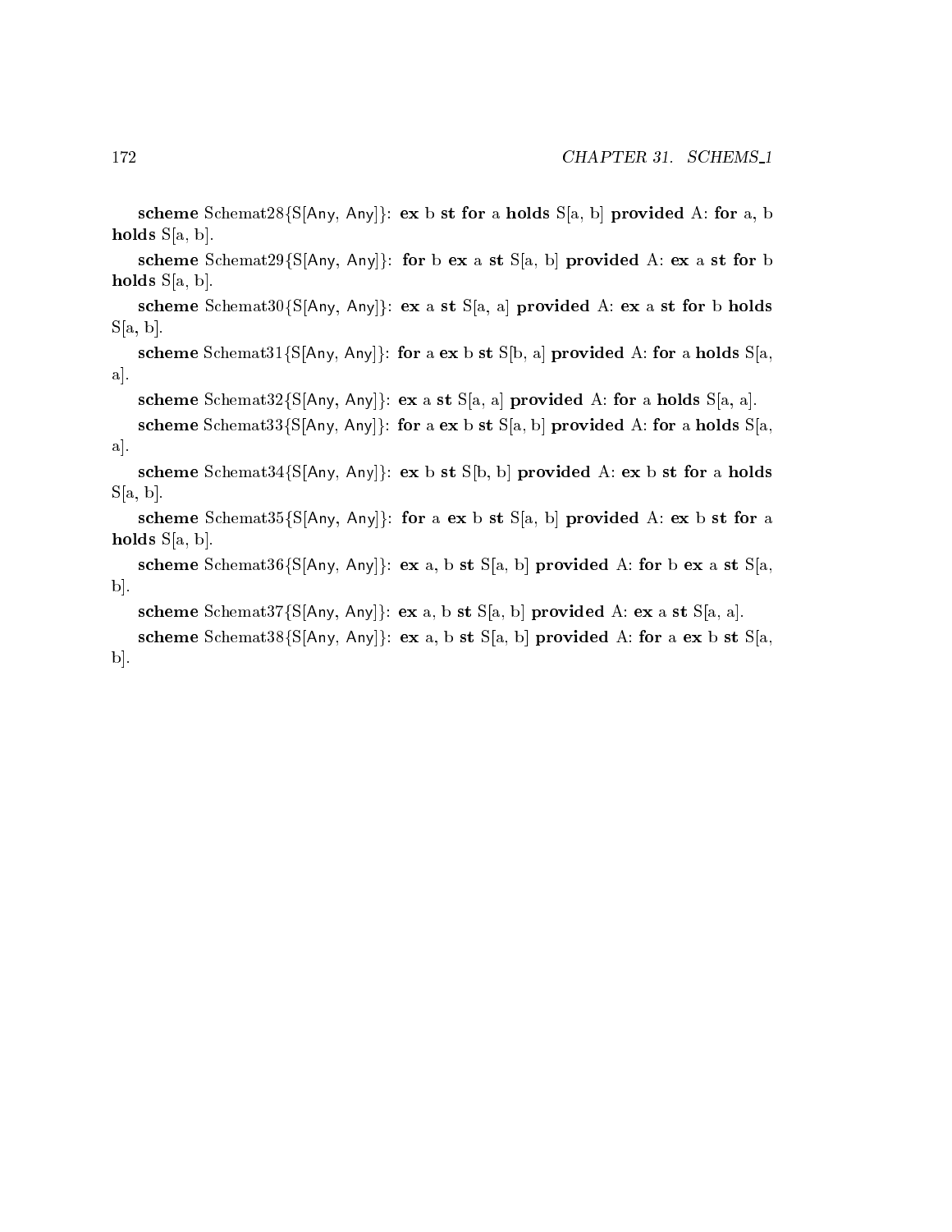**scheme** Schemat28{S[Any, Any]}: **ex** b **st** **for** a **holds** S[a, b] **provided** A: **for** a, b **holds** S[a, b].

**scheme** Schemat29{S[Any, Any]}: **for** b **ex** a **st** S[a, b] **provided** A: **ex** a **st** **for** b **holds** S[a, b].

**scheme** Schemat30{S[Any, Any]}: **ex** a **st** S[a, a] **provided** A: **ex** a **st** **for** b **holds** S[a, b].

**scheme** Schemat31{S[Any, Any]}: **for** a **ex** b **st** S[b, a] **provided** A: **for** a **holds** S[a, a].

**scheme** Schemat32{S[Any, Any]}: **ex** a **st** S[a, a] **provided** A: **for** a **holds** S[a, a].

**scheme** Schemat33{S[Any, Any]}: **for** a **ex** b **st** S[a, b] **provided** A: **for** a **holds** S[a, a].

**scheme** Schemat34{S[Any, Any]}: **ex** b **st** S[b, b] **provided** A: **ex** b **st** **for** a **holds** S[a, b].

**scheme** Schemat35{S[Any, Any]}: **for** a **ex** b **st** S[a, b] **provided** A: **ex** b **st** **for** a **holds** S[a, b].

**scheme** Schemat36{S[Any, Any]}: **ex** a, b **st** S[a, b] **provided** A: **for** b **ex** a **st** S[a, b].

**scheme** Schemat37{S[Any, Any]}: **ex** a, b **st** S[a, b] **provided** A: **ex** a **st** S[a, a].

**scheme** Schemat38{S[Any, Any]}: **ex** a, b **st** S[a, b] **provided** A: **for** a **ex** b **st** S[a, b].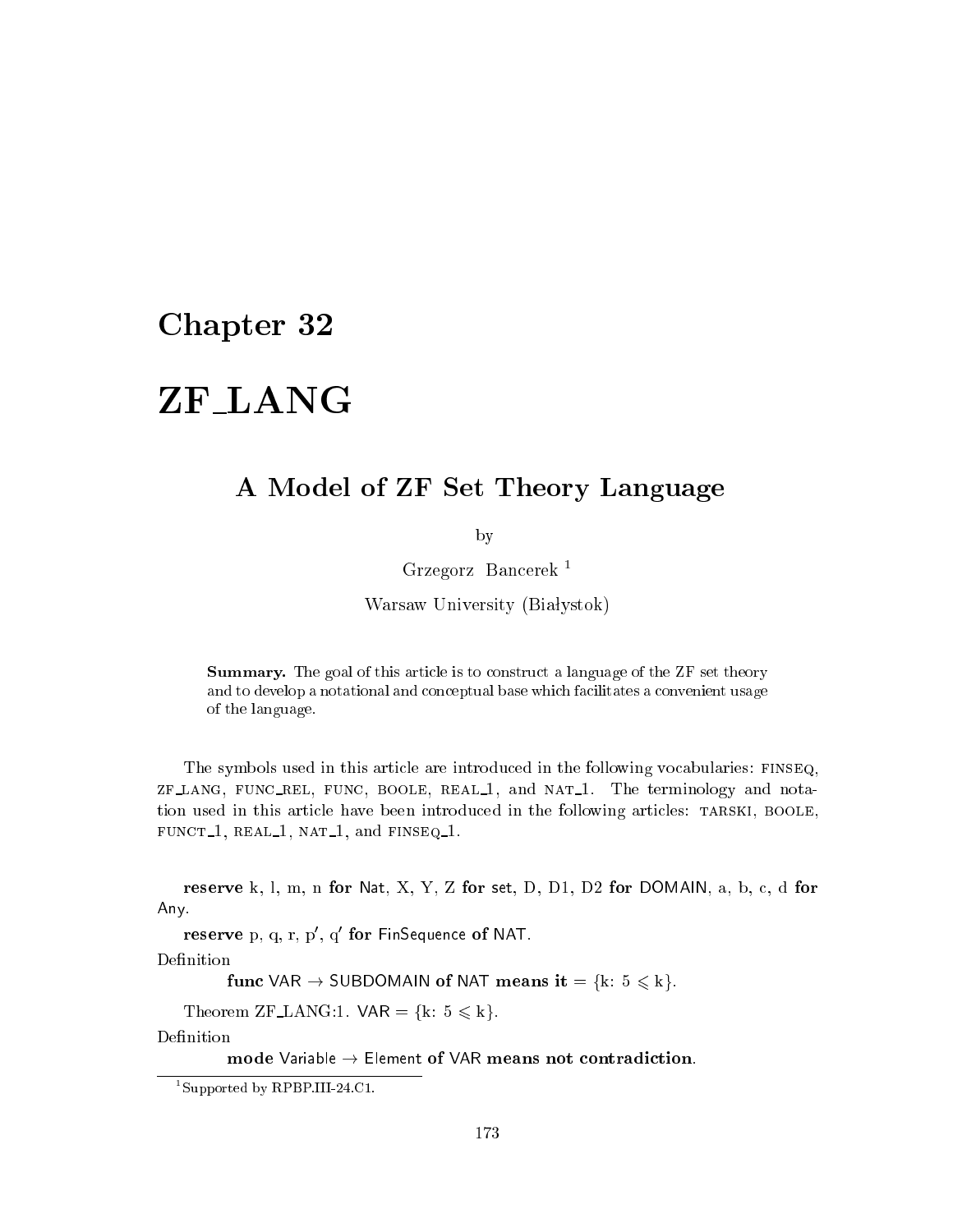# Chapter 32

# ZF_LANG

## A Model of ZF Set Theory Language

by

Grzegorz Bancerek [1]

Warsaw University (Białystok)

> **Summary.** The goal of this article is to construct a language of the ZF set theory and to develop a notational and conceptual base which facilitates a convenient usage of the language.

The symbols used in this article are introduced in the following vocabularies: FINSEQ, ZF_LANG, FUNC_REL, FUNC, BOOLE, REAL_1, and NAT_1. The terminology and notation used in this article have been introduced in the following articles: TARSKI, BOOLE, FUNCT_1, REAL_1, NAT_1, and FINSEQ_1.

**reserve** k, l, m, n **for** Nat, X, Y, Z **for** set, D, D1, D2 **for** DOMAIN, a, b, c, d **for** Any.

**reserve** p, q, r, p′, q′ **for** FinSequence **of** NAT.

Definition

**func** VAR → SUBDOMAIN **of** NAT **means it** = {k: $5 \leqslant$ k}.

Theorem ZF_LANG:1. VAR = {k: $5 \leqslant$ k}.

Definition

**mode** Variable → Element **of** VAR **means not contradiction**.

[1] Supported by RPBP.III-24.C1.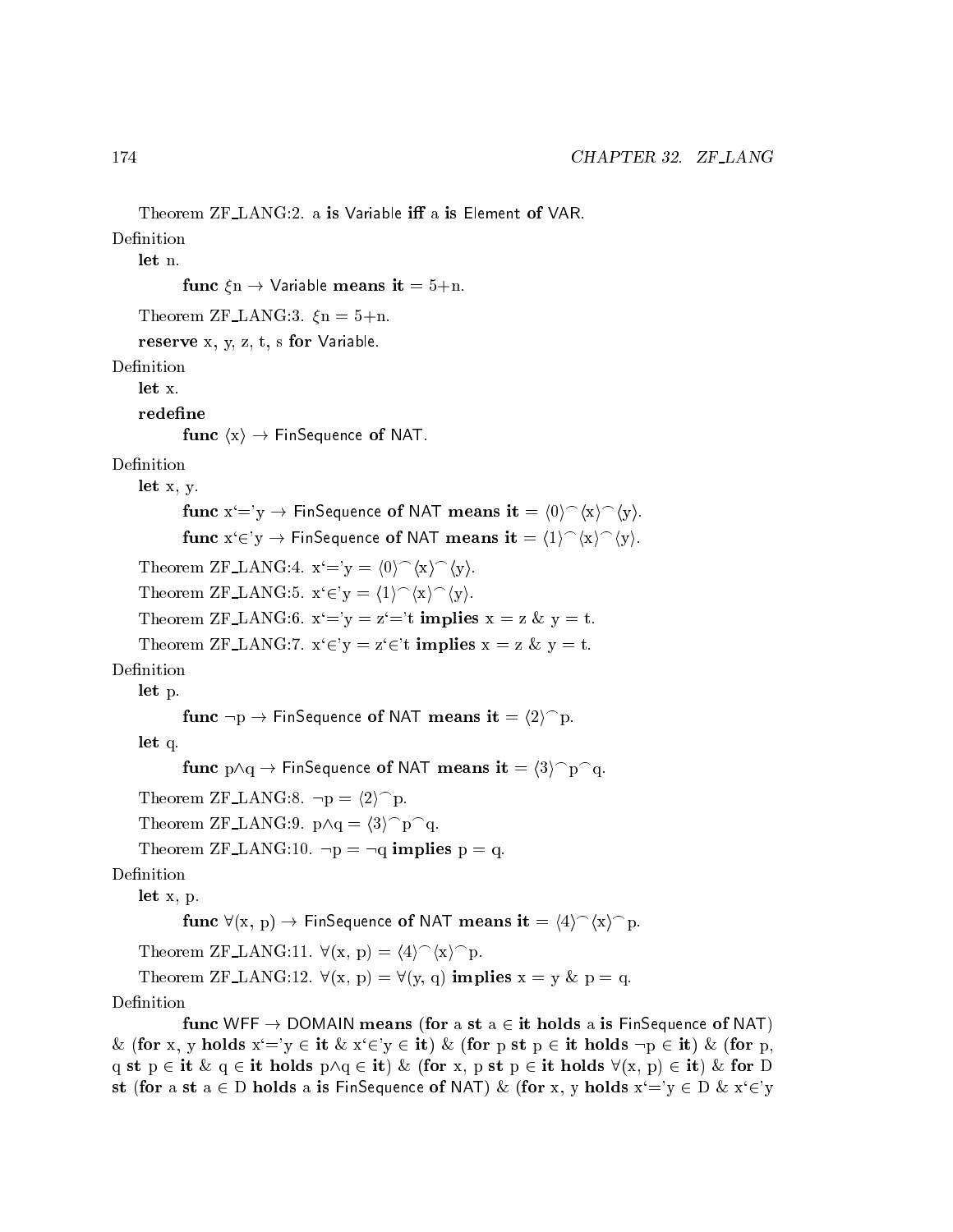Theorem ZF_LANG:2. a **is** Variable **iff** a **is** Element **of** VAR.

Definition

**let** n.

**func** $\xi$n → Variable **means** **it** = 5+n.

Theorem ZF_LANG:3. $\xi$n = 5+n.

**reserve** x, y, z, t, s **for** Variable.

Definition

**let** x.

**redefine**

**func** $\langle$x$\rangle$ → FinSequence **of** NAT.

Definition

**let** x, y.

**func** x‘=’y → FinSequence **of** NAT **means** **it** = $\langle 0\rangle ^\frown \langle x\rangle ^\frown \langle y\rangle$.

**func** x‘∈’y → FinSequence **of** NAT **means** **it** = $\langle 1\rangle ^\frown \langle x\rangle ^\frown \langle y\rangle$.

Theorem ZF_LANG:4. x‘=’y = $\langle 0\rangle ^\frown \langle x\rangle ^\frown \langle y\rangle$.

Theorem ZF_LANG:5. x‘∈’y = $\langle 1\rangle ^\frown \langle x\rangle ^\frown \langle y\rangle$.

Theorem ZF_LANG:6. x‘=’y = z‘=’t **implies** x = z & y = t.

Theorem ZF_LANG:7. x‘∈’y = z‘∈’t **implies** x = z & y = t.

Definition

**let** p.

**func** ¬p → FinSequence **of** NAT **means** **it** = $\langle 2\rangle ^\frown$p.

**let** q.

**func** p∧q → FinSequence **of** NAT **means** **it** = $\langle 3\rangle ^\frown$p$^\frown$q.

Theorem ZF_LANG:8. ¬p = $\langle 2\rangle ^\frown$p.

Theorem ZF_LANG:9. p∧q = $\langle 3\rangle ^\frown$p$^\frown$q.

Theorem ZF_LANG:10. ¬p = ¬q **implies** p = q.

Definition

**let** x, p.

**func** ∀(x, p) → FinSequence **of** NAT **means** **it** = $\langle 4\rangle ^\frown \langle x\rangle ^\frown$p.

Theorem ZF_LANG:11. ∀(x, p) = $\langle 4\rangle ^\frown \langle x\rangle ^\frown$p.

Theorem ZF_LANG:12. ∀(x, p) = ∀(y, q) **implies** x = y & p = q.

Definition

**func** WFF → DOMAIN **means** (**for** a **st** a ∈ **it** **holds** a **is** FinSequence **of** NAT) & (**for** x, y **holds** x‘=’y ∈ **it** & x‘∈’y ∈ **it**) & (**for** p **st** p ∈ **it** **holds** ¬p ∈ **it**) & (**for** p, q **st** p ∈ **it** & q ∈ **it** **holds** p∧q ∈ **it**) & (**for** x, p **st** p ∈ **it** **holds** ∀(x, p) ∈ **it**) & **for** D **st** (**for** a **st** a ∈ D **holds** a **is** FinSequence **of** NAT) & (**for** x, y **holds** x‘=’y ∈ D & x‘∈’y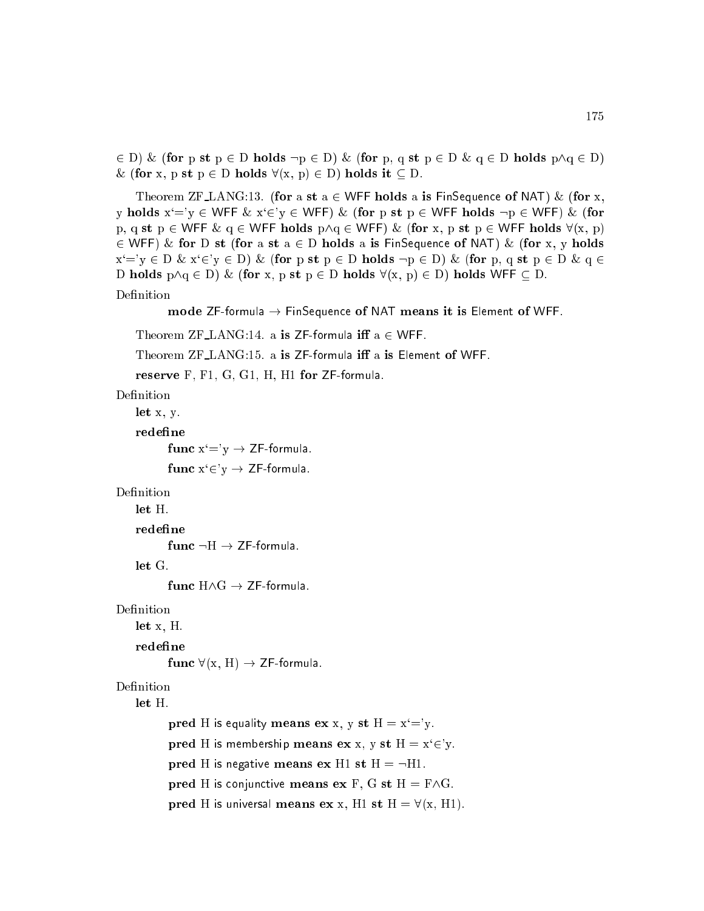∈ D) & (**for** p **st** p ∈ D **holds** ¬p ∈ D) & (**for** p, q **st** p ∈ D & q ∈ D **holds** p∧q ∈ D) & (**for** x, p **st** p ∈ D **holds** ∀(x, p) ∈ D) **holds it** ⊆ D.

Theorem ZF_LANG:13. (**for** a **st** a ∈ WFF **holds** a **is** FinSequence **of** NAT) & (**for** x, y **holds** x'='y ∈ WFF & x'∈'y ∈ WFF) & (**for** p **st** p ∈ WFF **holds** ¬p ∈ WFF) & (**for** p, q **st** p ∈ WFF & q ∈ WFF **holds** p∧q ∈ WFF) & (**for** x, p **st** p ∈ WFF **holds** ∀(x, p) ∈ WFF) & **for** D **st** (**for** a **st** a ∈ D **holds** a **is** FinSequence **of** NAT) & (**for** x, y **holds** x'='y ∈ D & x'∈'y ∈ D) & (**for** p **st** p ∈ D **holds** ¬p ∈ D) & (**for** p, q **st** p ∈ D & q ∈ D **holds** p∧q ∈ D) & (**for** x, p **st** p ∈ D **holds** ∀(x, p) ∈ D) **holds** WFF ⊆ D.

Definition

**mode** ZF-formula → FinSequence **of** NAT **means it is** Element **of** WFF.

Theorem ZF_LANG:14. a **is** ZF-formula **iff** a ∈ WFF.

Theorem ZF_LANG:15. a **is** ZF-formula **iff** a **is** Element **of** WFF.

**reserve** F, F1, G, G1, H, H1 **for** ZF-formula.

Definition

**let** x, y.

**redefine**

**func** x'='y → ZF-formula.

**func** x'∈'y → ZF-formula.

Definition

**let** H.

**redefine**

**func** ¬H → ZF-formula.

**let** G.

**func** H∧G → ZF-formula.

Definition

**let** x, H.

**redefine**

**func** ∀(x, H) → ZF-formula.

Definition

**let** H.

**pred** H is equality **means ex** x, y **st** H = x'='y.

**pred** H is membership **means ex** x, y **st** H = x'∈'y.

**pred** H is negative **means ex** H1 **st** H = ¬H1.

**pred** H is conjunctive **means ex** F, G **st** H = F∧G.

**pred** H is universal **means ex** x, H1 **st** H = ∀(x, H1).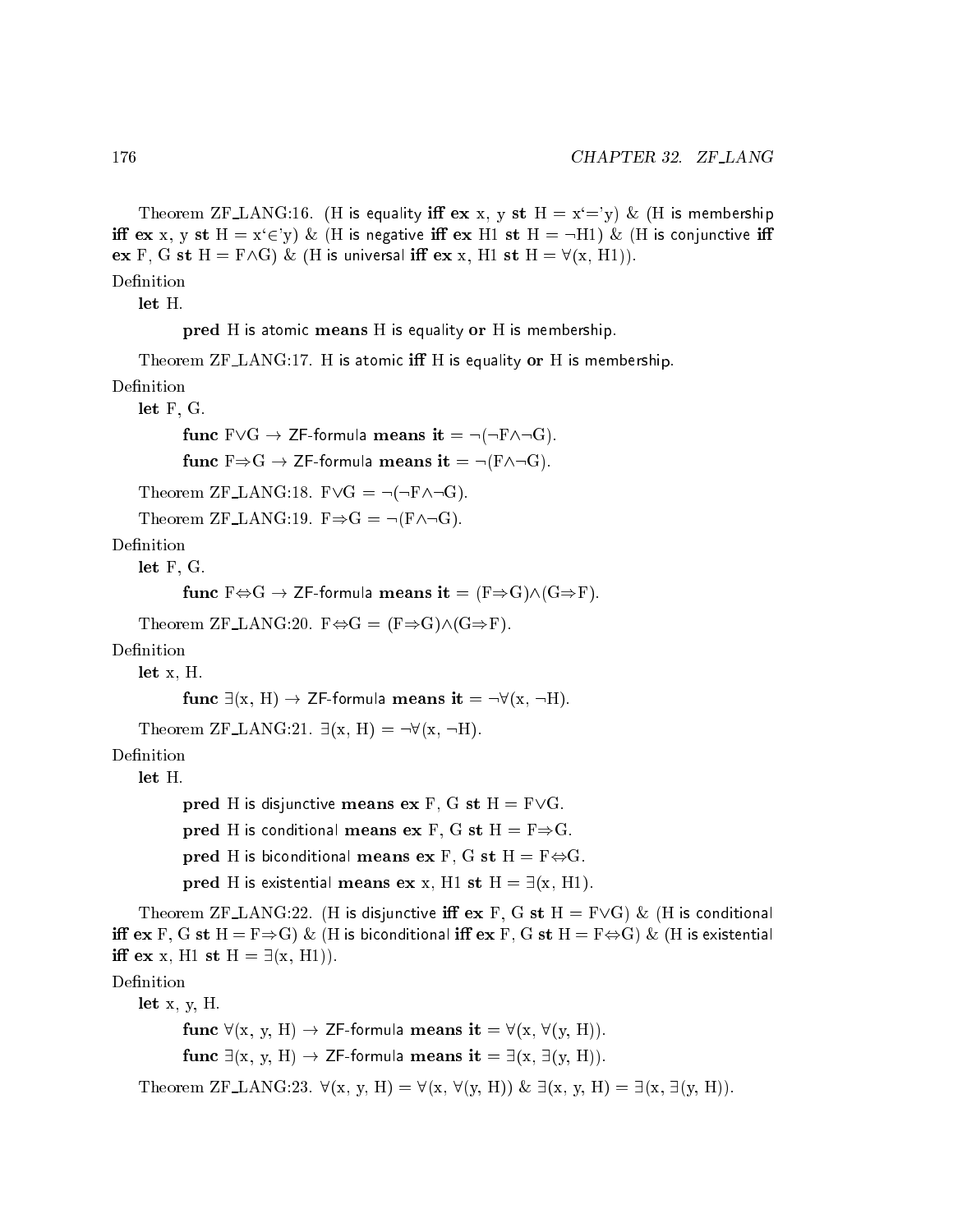Theorem ZF_LANG:16. (H is equality **iff** **ex** x, y **st** H = x'='y) & (H is membership **iff** **ex** x, y **st** H = x'∈'y) & (H is negative **iff** **ex** H1 **st** H = ¬H1) & (H is conjunctive **iff** **ex** F, G **st** H = F∧G) & (H is universal **iff** **ex** x, H1 **st** H = ∀(x, H1)).

Definition

**let** H.

**pred** H is atomic **means** H is equality **or** H is membership.

Theorem ZF_LANG:17. H is atomic **iff** H is equality **or** H is membership.

Definition

**let** F, G.

**func** F∨G → ZF-formula **means** **it** = ¬(¬F∧¬G).

**func** F⇒G → ZF-formula **means** **it** = ¬(F∧¬G).

Theorem ZF_LANG:18. F∨G = ¬(¬F∧¬G).

Theorem ZF_LANG:19. F⇒G = ¬(F∧¬G).

Definition

**let** F, G.

**func** F⇔G → ZF-formula **means** **it** = (F⇒G)∧(G⇒F).

Theorem ZF_LANG:20. F⇔G = (F⇒G)∧(G⇒F).

Definition

**let** x, H.

**func** ∃(x, H) → ZF-formula **means** **it** = ¬∀(x, ¬H).

Theorem ZF_LANG:21. ∃(x, H) = ¬∀(x, ¬H).

Definition

**let** H.

**pred** H is disjunctive **means** **ex** F, G **st** H = F∨G.

**pred** H is conditional **means** **ex** F, G **st** H = F⇒G.

**pred** H is biconditional **means** **ex** F, G **st** H = F⇔G.

**pred** H is existential **means** **ex** x, H1 **st** H = ∃(x, H1).

Theorem ZF_LANG:22. (H is disjunctive **iff** **ex** F, G **st** H = F∨G) & (H is conditional **iff** **ex** F, G **st** H = F⇒G) & (H is biconditional **iff** **ex** F, G **st** H = F⇔G) & (H is existential **iff** **ex** x, H1 **st** H = ∃(x, H1)).

Definition

**let** x, y, H.

**func** ∀(x, y, H) → ZF-formula **means** **it** = ∀(x, ∀(y, H)).

**func** ∃(x, y, H) → ZF-formula **means** **it** = ∃(x, ∃(y, H)).

Theorem ZF_LANG:23. ∀(x, y, H) = ∀(x, ∀(y, H)) & ∃(x, y, H) = ∃(x, ∃(y, H)).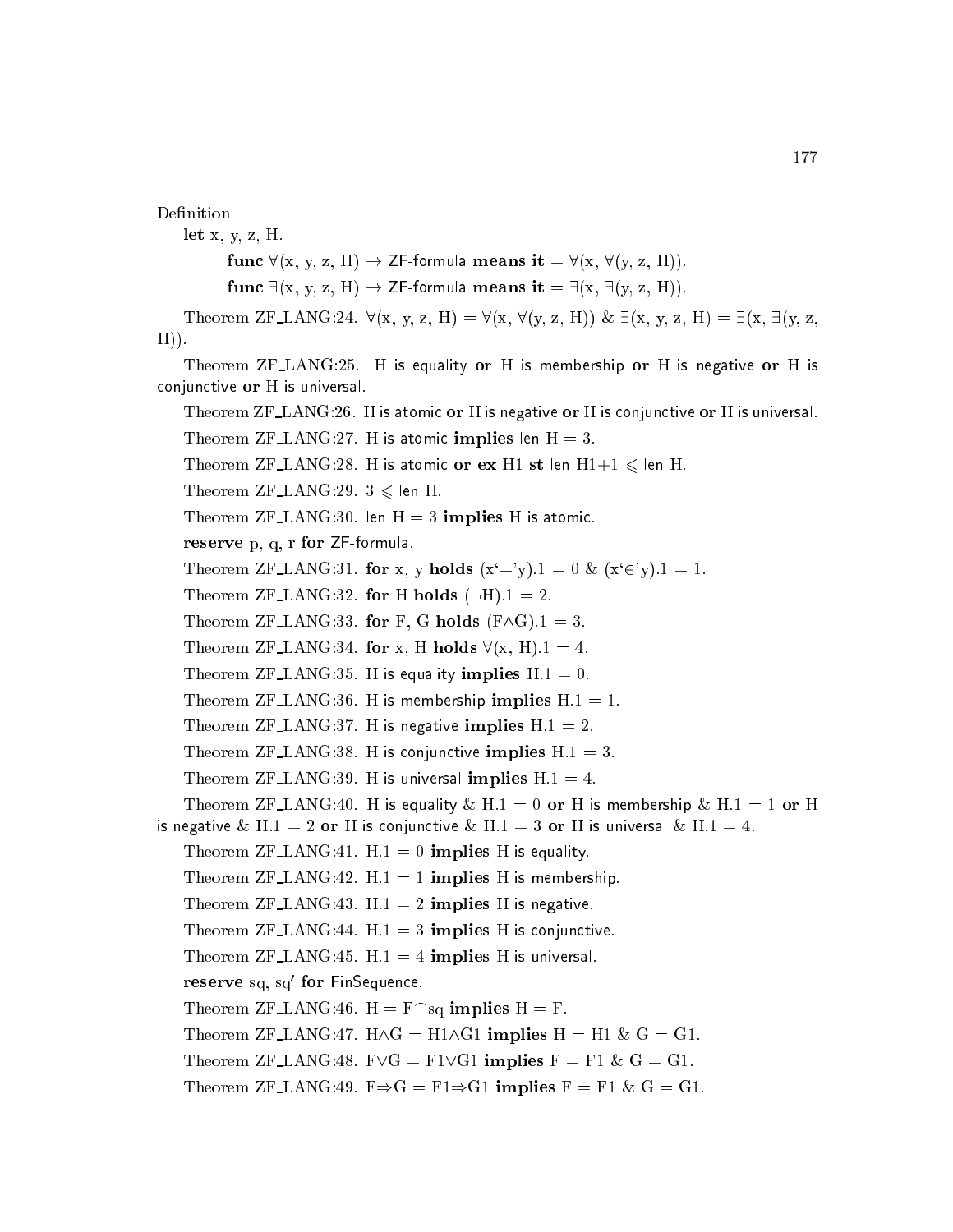Definition

**let** x, y, z, H.

> **func** ∀(x, y, z, H) → ZF-formula **means it** = ∀(x, ∀(y, z, H)).
>
> **func** ∃(x, y, z, H) → ZF-formula **means it** = ∃(x, ∃(y, z, H)).

Theorem ZF_LANG:24. ∀(x, y, z, H) = ∀(x, ∀(y, z, H)) & ∃(x, y, z, H) = ∃(x, ∃(y, z, H)).

Theorem ZF_LANG:25. H is equality **or** H is membership **or** H is negative **or** H is conjunctive **or** H is universal.

Theorem ZF_LANG:26. H is atomic **or** H is negative **or** H is conjunctive **or** H is universal.

Theorem ZF_LANG:27. H is atomic **implies** len H = 3.

Theorem ZF_LANG:28. H is atomic **or ex** H1 **st** len H1+1 ⩽ len H.

Theorem ZF_LANG:29. 3 ⩽ len H.

Theorem ZF_LANG:30. len H = 3 **implies** H is atomic.

**reserve** p, q, r **for** ZF-formula.

Theorem ZF_LANG:31. **for** x, y **holds** (x‘=’y).1 = 0 & (x‘∈’y).1 = 1.

Theorem ZF_LANG:32. **for** H **holds** (¬H).1 = 2.

Theorem ZF_LANG:33. **for** F, G **holds** (F∧G).1 = 3.

Theorem ZF_LANG:34. **for** x, H **holds** ∀(x, H).1 = 4.

Theorem ZF_LANG:35. H is equality **implies** H.1 = 0.

Theorem ZF_LANG:36. H is membership **implies** H.1 = 1.

Theorem ZF_LANG:37. H is negative **implies** H.1 = 2.

Theorem ZF_LANG:38. H is conjunctive **implies** H.1 = 3.

Theorem ZF_LANG:39. H is universal **implies** H.1 = 4.

Theorem ZF_LANG:40. H is equality & H.1 = 0 **or** H is membership & H.1 = 1 **or** H is negative & H.1 = 2 **or** H is conjunctive & H.1 = 3 **or** H is universal & H.1 = 4.

Theorem ZF_LANG:41. H.1 = 0 **implies** H is equality.

Theorem ZF_LANG:42. H.1 = 1 **implies** H is membership.

Theorem ZF_LANG:43. H.1 = 2 **implies** H is negative.

Theorem ZF_LANG:44. H.1 = 3 **implies** H is conjunctive.

Theorem ZF_LANG:45. H.1 = 4 **implies** H is universal.

**reserve** sq, sq′ **for** FinSequence.

Theorem ZF_LANG:46. H = F⌢sq **implies** H = F.

Theorem ZF_LANG:47. H∧G = H1∧G1 **implies** H = H1 & G = G1.

Theorem ZF_LANG:48. F∨G = F1∨G1 **implies** F = F1 & G = G1.

Theorem ZF_LANG:49. F⇒G = F1⇒G1 **implies** F = F1 & G = G1.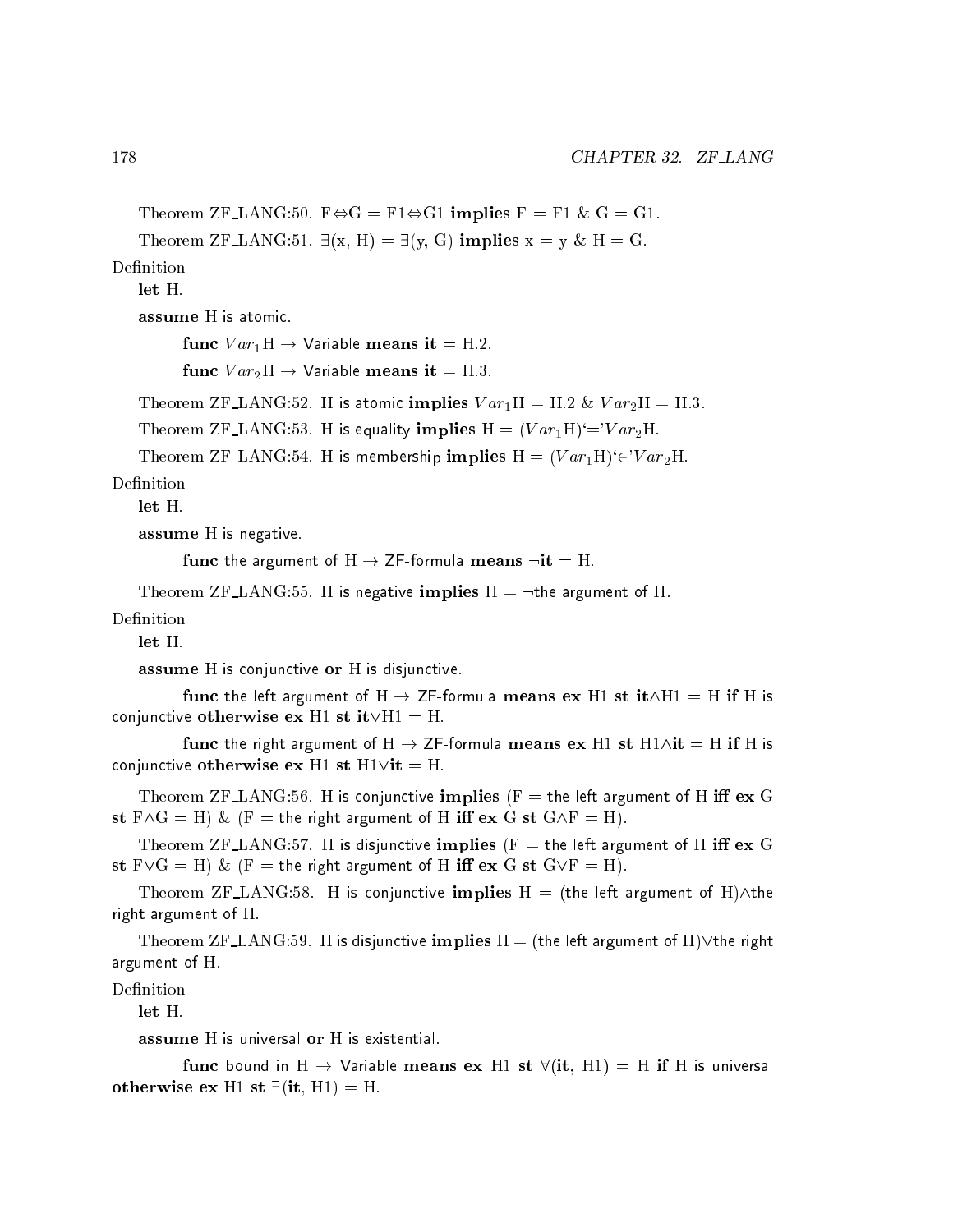Theorem ZF_LANG:50. F⇔G = F1⇔G1 **implies** F = F1 & G = G1.

Theorem ZF_LANG:51. ∃(x, H) = ∃(y, G) **implies** x = y & H = G.

Definition

**let** H.

**assume** H is atomic.

**func** $Var_1$H → Variable **means** **it** = H.2.

**func** $Var_2$H → Variable **means** **it** = H.3.

Theorem ZF_LANG:52. H is atomic **implies** $Var_1$H = H.2 & $Var_2$H = H.3.

Theorem ZF_LANG:53. H is equality **implies** H = ($Var_1$H)'='$Var_2$H.

Theorem ZF_LANG:54. H is membership **implies** H = ($Var_1$H)'∈'$Var_2$H.

Definition

**let** H.

**assume** H is negative.

**func** the argument of H → ZF-formula **means** ¬**it** = H.

Theorem ZF_LANG:55. H is negative **implies** H = ¬the argument of H.

Definition

**let** H.

**assume** H is conjunctive **or** H is disjunctive.

**func** the left argument of H → ZF-formula **means** **ex** H1 **st** **it**∧H1 = H **if** H is conjunctive **otherwise** **ex** H1 **st** **it**∨H1 = H.

**func** the right argument of H → ZF-formula **means** **ex** H1 **st** H1∧**it** = H **if** H is conjunctive **otherwise** **ex** H1 **st** H1∨**it** = H.

Theorem ZF_LANG:56. H is conjunctive **implies** (F = the left argument of H **iff** **ex** G **st** F∧G = H) & (F = the right argument of H **iff** **ex** G **st** G∧F = H).

Theorem ZF_LANG:57. H is disjunctive **implies** (F = the left argument of H **iff** **ex** G **st** F∨G = H) & (F = the right argument of H **iff** **ex** G **st** G∨F = H).

Theorem ZF_LANG:58. H is conjunctive **implies** H = (the left argument of H)∧the right argument of H.

Theorem ZF_LANG:59. H is disjunctive **implies** H = (the left argument of H)∨the right argument of H.

Definition

**let** H.

**assume** H is universal **or** H is existential.

**func** bound in H → Variable **means** **ex** H1 **st** ∀(**it**, H1) = H **if** H is universal **otherwise** **ex** H1 **st** ∃(**it**, H1) = H.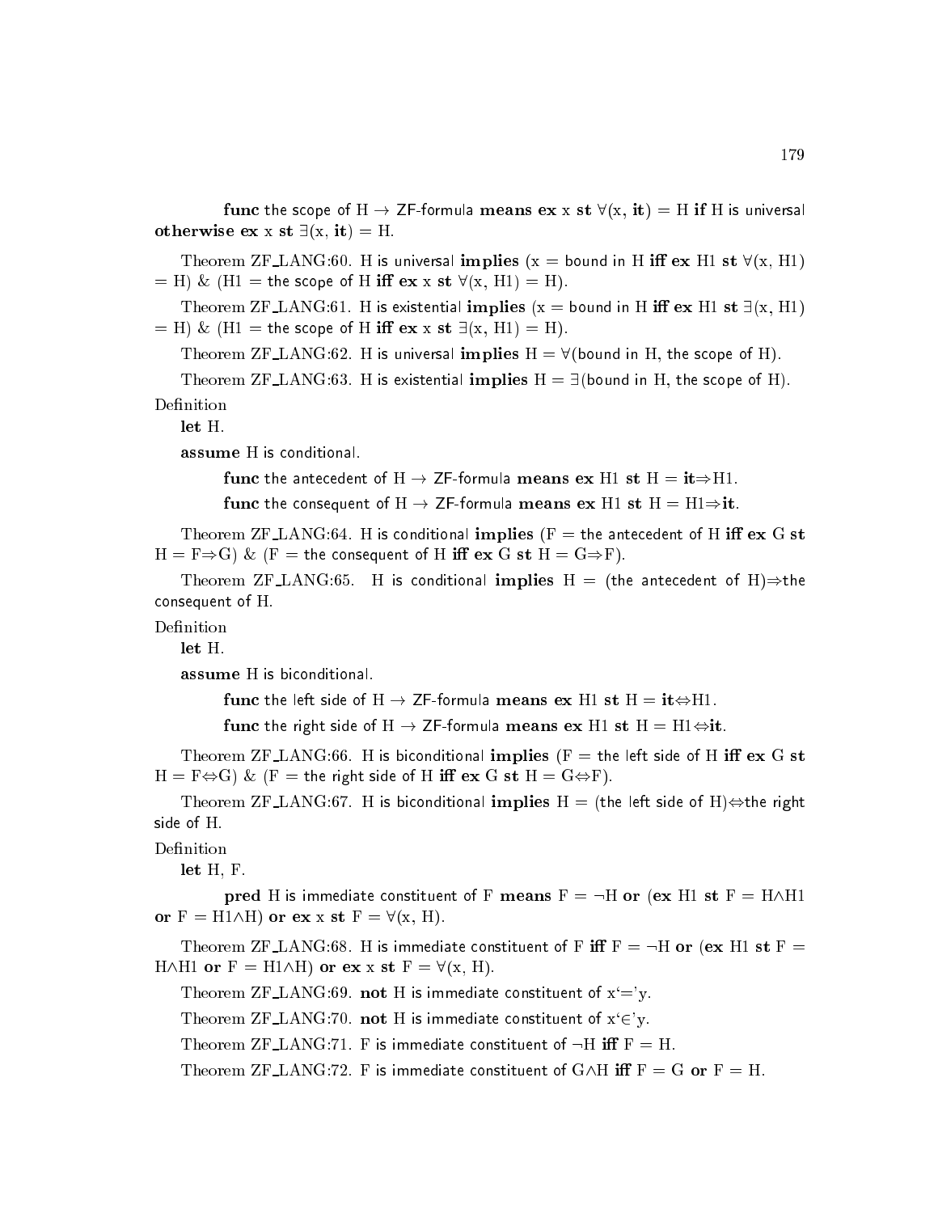**func** the scope of H → ZF-formula **means ex** x **st** ∀(x, **it**) = H **if** H is universal **otherwise ex** x **st** ∃(x, **it**) = H.

Theorem ZF_LANG:60. H is universal **implies** (x = bound in H **iff ex** H1 **st** ∀(x, H1) = H) & (H1 = the scope of H **iff ex** x **st** ∀(x, H1) = H).

Theorem ZF_LANG:61. H is existential **implies** (x = bound in H **iff ex** H1 **st** ∃(x, H1) = H) & (H1 = the scope of H **iff ex** x **st** ∃(x, H1) = H).

Theorem ZF_LANG:62. H is universal **implies** H = ∀(bound in H, the scope of H).

Theorem ZF_LANG:63. H is existential **implies** H = ∃(bound in H, the scope of H).

Definition

**let** H.

**assume** H is conditional.

**func** the antecedent of H → ZF-formula **means ex** H1 **st** H = **it**⇒H1.

**func** the consequent of H → ZF-formula **means ex** H1 **st** H = H1⇒**it**.

Theorem ZF_LANG:64. H is conditional **implies** (F = the antecedent of H **iff ex** G **st** H = F⇒G) & (F = the consequent of H **iff ex** G **st** H = G⇒F).

Theorem ZF_LANG:65. H is conditional **implies** H = (the antecedent of H)⇒the consequent of H.

Definition

**let** H.

**assume** H is biconditional.

**func** the left side of H → ZF-formula **means ex** H1 **st** H = **it**⇔H1.

**func** the right side of H → ZF-formula **means ex** H1 **st** H = H1⇔**it**.

Theorem ZF_LANG:66. H is biconditional **implies** (F = the left side of H **iff ex** G **st** H = F⇔G) & (F = the right side of H **iff ex** G **st** H = G⇔F).

Theorem ZF_LANG:67. H is biconditional **implies** H = (the left side of H)⇔the right side of H.

Definition

**let** H, F.

**pred** H is immediate constituent of F **means** F = ¬H **or** (**ex** H1 **st** F = H∧H1 **or** F = H1∧H) **or ex** x **st** F = ∀(x, H).

Theorem ZF_LANG:68. H is immediate constituent of F **iff** F = ¬H **or** (**ex** H1 **st** F = H∧H1 **or** F = H1∧H) **or ex** x **st** F = ∀(x, H).

Theorem ZF_LANG:69. **not** H is immediate constituent of x'='y.

Theorem ZF_LANG:70. **not** H is immediate constituent of x'∈'y.

Theorem ZF_LANG:71. F is immediate constituent of ¬H **iff** F = H.

Theorem ZF_LANG:72. F is immediate constituent of G∧H **iff** F = G **or** F = H.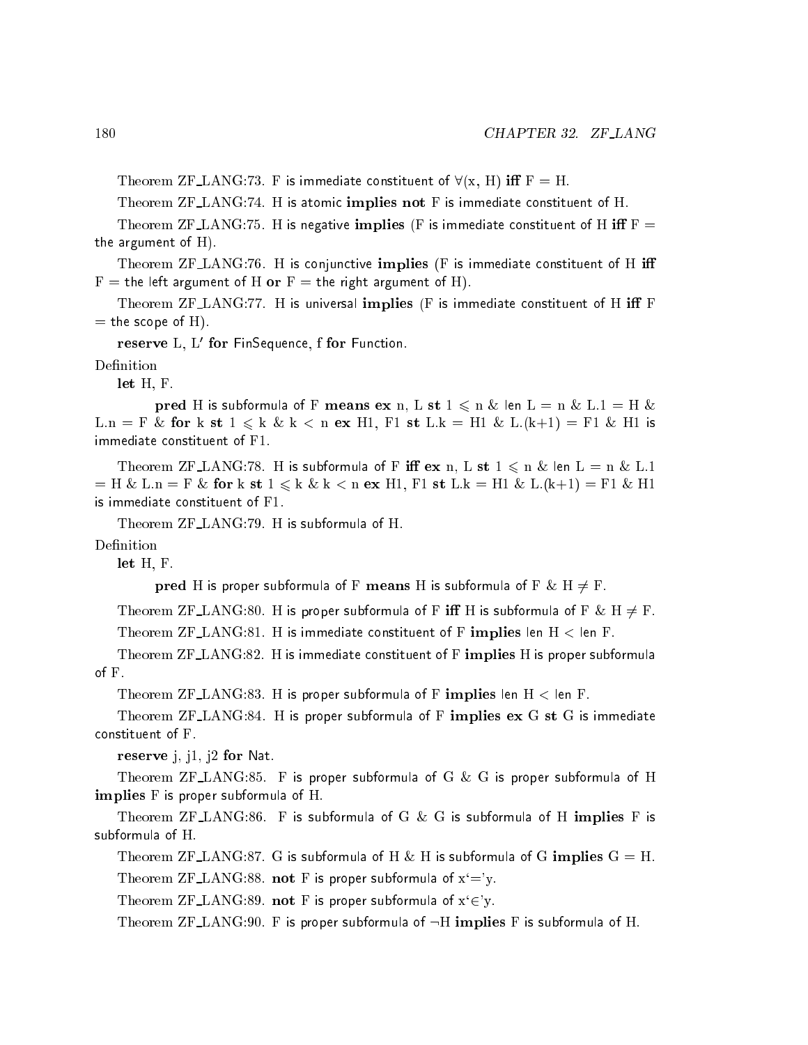Theorem ZF_LANG:73. F is immediate constituent of ∀(x, H) **iff** F = H.

Theorem ZF_LANG:74. H is atomic **implies not** F is immediate constituent of H.

Theorem ZF_LANG:75. H is negative **implies** (F is immediate constituent of H **iff** F = the argument of H).

Theorem ZF_LANG:76. H is conjunctive **implies** (F is immediate constituent of H **iff** F = the left argument of H **or** F = the right argument of H).

Theorem ZF_LANG:77. H is universal **implies** (F is immediate constituent of H **iff** F = the scope of H).

**reserve** L, L′ **for** FinSequence, f **for** Function.

Definition

**let** H, F.

**pred** H is subformula of F **means ex** n, L **st** 1 ⩽ n & len L = n & L.1 = H & L.n = F & **for** k **st** 1 ⩽ k & k < n **ex** H1, F1 **st** L.k = H1 & L.(k+1) = F1 & H1 is immediate constituent of F1.

Theorem ZF_LANG:78. H is subformula of F **iff ex** n, L **st** 1 ⩽ n & len L = n & L.1 = H & L.n = F & **for** k **st** 1 ⩽ k & k < n **ex** H1, F1 **st** L.k = H1 & L.(k+1) = F1 & H1 is immediate constituent of F1.

Theorem ZF_LANG:79. H is subformula of H.

Definition

**let** H, F.

**pred** H is proper subformula of F **means** H is subformula of F & H ≠ F.

Theorem ZF_LANG:80. H is proper subformula of F **iff** H is subformula of F & H ≠ F.

Theorem ZF_LANG:81. H is immediate constituent of F **implies** len H < len F.

Theorem ZF_LANG:82. H is immediate constituent of F **implies** H is proper subformula of F.

Theorem ZF_LANG:83. H is proper subformula of F **implies** len H < len F.

Theorem ZF_LANG:84. H is proper subformula of F **implies ex** G **st** G is immediate constituent of F.

**reserve** j, j1, j2 **for** Nat.

Theorem ZF_LANG:85. F is proper subformula of G & G is proper subformula of H **implies** F is proper subformula of H.

Theorem ZF_LANG:86. F is subformula of G & G is subformula of H **implies** F is subformula of H.

Theorem ZF_LANG:87. G is subformula of H & H is subformula of G **implies** G = H.

Theorem ZF_LANG:88. **not** F is proper subformula of x‘=’y.

Theorem ZF_LANG:89. **not** F is proper subformula of x‘∈’y.

Theorem ZF_LANG:90. F is proper subformula of ¬H **implies** F is subformula of H.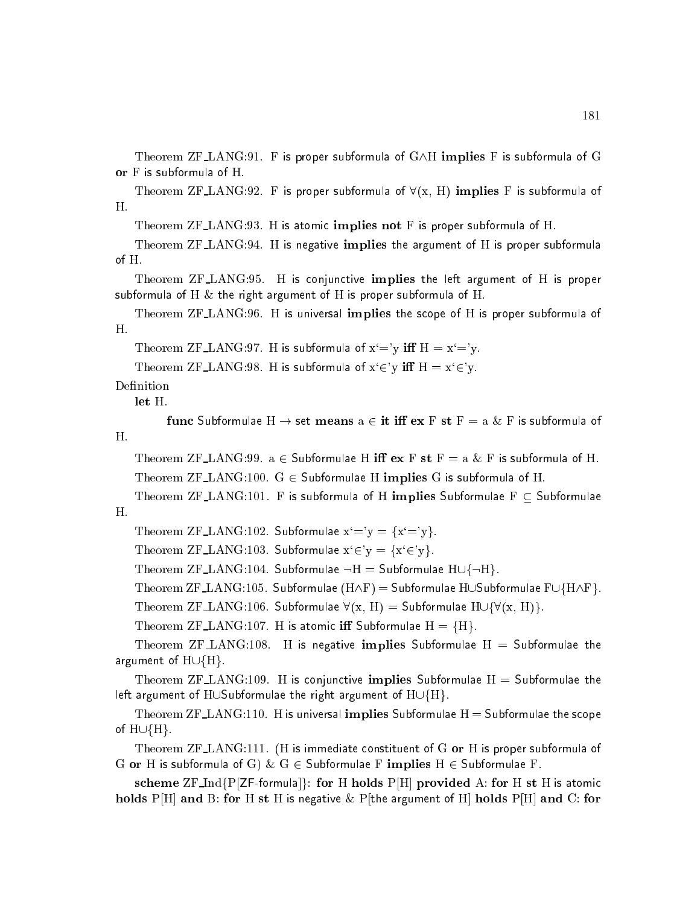Theorem ZF_LANG:91. F is proper subformula of $G \wedge H$ **implies** F is subformula of G **or** F is subformula of H.

Theorem ZF_LANG:92. F is proper subformula of $\forall$(x, H) **implies** F is subformula of H.

Theorem ZF_LANG:93. H is atomic **implies not** F is proper subformula of H.

Theorem ZF_LANG:94. H is negative **implies** the argument of H is proper subformula of H.

Theorem ZF_LANG:95. H is conjunctive **implies** the left argument of H is proper subformula of H & the right argument of H is proper subformula of H.

Theorem ZF_LANG:96. H is universal **implies** the scope of H is proper subformula of H.

Theorem ZF_LANG:97. H is subformula of x'='y **iff** H = x'='y.

Theorem ZF_LANG:98. H is subformula of x'$\in$'y **iff** H = x'$\in$'y.

Definition

**let** H.

**func** Subformulae H $\rightarrow$ set **means** a $\in$ **it iff ex** F **st** F = a & F is subformula of H.

Theorem ZF_LANG:99. a $\in$ Subformulae H **iff ex** F **st** F = a & F is subformula of H.

Theorem ZF_LANG:100. G $\in$ Subformulae H **implies** G is subformula of H.

Theorem ZF_LANG:101. F is subformula of H **implies** Subformulae F $\subseteq$ Subformulae H.

Theorem ZF_LANG:102. Subformulae x'='y = {x'='y}.

Theorem ZF_LANG:103. Subformulae x'$\in$'y = {x'$\in$'y}.

Theorem ZF_LANG:104. Subformulae $\neg$H = Subformulae H$\cup${$\neg$H}.

Theorem ZF_LANG:105. Subformulae (H$\wedge$F) = Subformulae H$\cup$Subformulae F$\cup${H$\wedge$F}.

Theorem ZF_LANG:106. Subformulae $\forall$(x, H) = Subformulae H$\cup${$\forall$(x, H)}.

Theorem ZF_LANG:107. H is atomic **iff** Subformulae H = {H}.

Theorem ZF_LANG:108. H is negative **implies** Subformulae H = Subformulae the argument of H$\cup${H}.

Theorem ZF_LANG:109. H is conjunctive **implies** Subformulae H = Subformulae the left argument of H$\cup$Subformulae the right argument of H$\cup${H}.

Theorem ZF_LANG:110. H is universal **implies** Subformulae H = Subformulae the scope of H$\cup${H}.

Theorem ZF_LANG:111. (H is immediate constituent of G **or** H is proper subformula of G **or** H is subformula of G) & G $\in$ Subformulae F **implies** H $\in$ Subformulae F.

**scheme** ZF_Ind{P[ZF-formula]}: **for** H **holds** P[H] **provided** A: **for** H **st** H is atomic **holds** P[H] **and** B: **for** H **st** H is negative & P[the argument of H] **holds** P[H] **and** C: **for**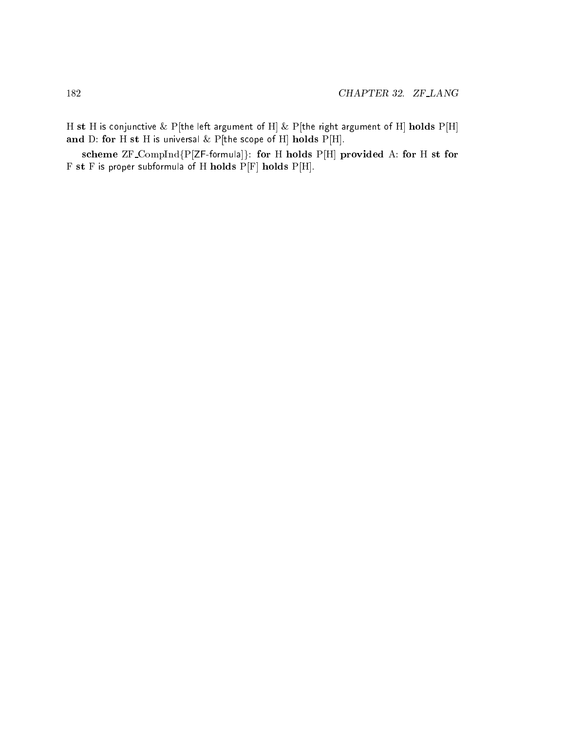H **st** H is conjunctive & P[the left argument of H] & P[the right argument of H] **holds** P[H] **and** D: **for** H **st** H is universal & P[the scope of H] **holds** P[H].

**scheme** ZF_CompInd{P[ZF-formula]}: **for** H **holds** P[H] **provided** A: **for** H **st** **for** F **st** F is proper subformula of H **holds** P[F] **holds** P[H].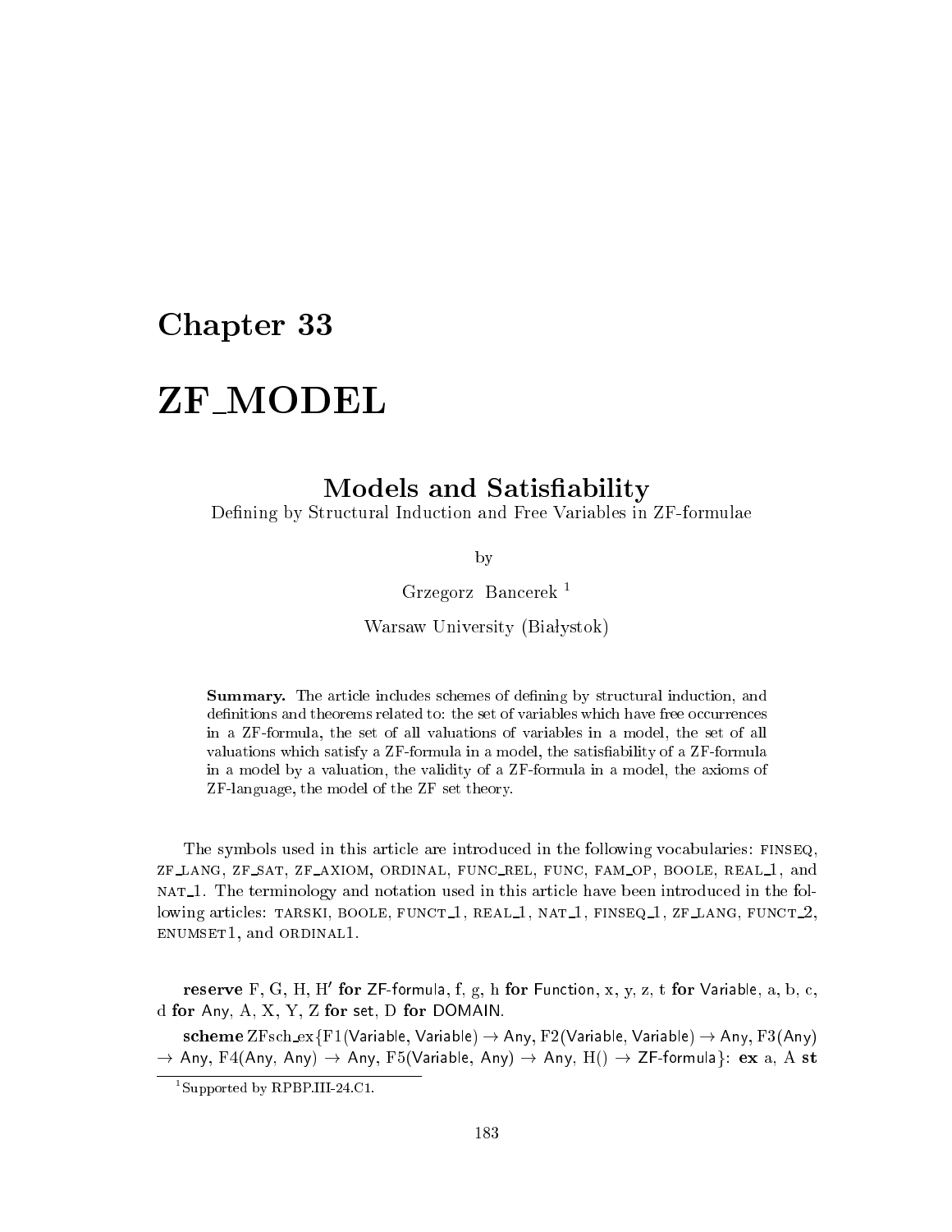# Chapter 33

# ZF_MODEL

## Models and Satisfiability

Defining by Structural Induction and Free Variables in ZF-formulae

by

Grzegorz Bancerek [1]

Warsaw University (Białystok)

> **Summary.** The article includes schemes of defining by structural induction, and definitions and theorems related to: the set of variables which have free occurrences in a ZF-formula, the set of all valuations of variables in a model, the set of all valuations which satisfy a ZF-formula in a model, the satisfiability of a ZF-formula in a model by a valuation, the validity of a ZF-formula in a model, the axioms of ZF-language, the model of the ZF set theory.

The symbols used in this article are introduced in the following vocabularies: FINSEQ, ZF_LANG, ZF_SAT, ZF_AXIOM, ORDINAL, FUNC_REL, FUNC, FAM_OP, BOOLE, REAL_1, and NAT_1. The terminology and notation used in this article have been introduced in the following articles: TARSKI, BOOLE, FUNCT_1, REAL_1, NAT_1, FINSEQ_1, ZF_LANG, FUNCT_2, ENUMSET1, and ORDINAL1.

**reserve** F, G, H, H′ **for** ZF-formula, f, g, h **for** Function, x, y, z, t **for** Variable, a, b, c, d **for** Any, A, X, Y, Z **for** set, D **for** DOMAIN.

**scheme** ZFsch_ex{F1(Variable, Variable) → Any, F2(Variable, Variable) → Any, F3(Any) → Any, F4(Any, Any) → Any, F5(Variable, Any) → Any, H() → ZF-formula}: **ex** a, A **st**

[1] Supported by RPBP.III-24.C1.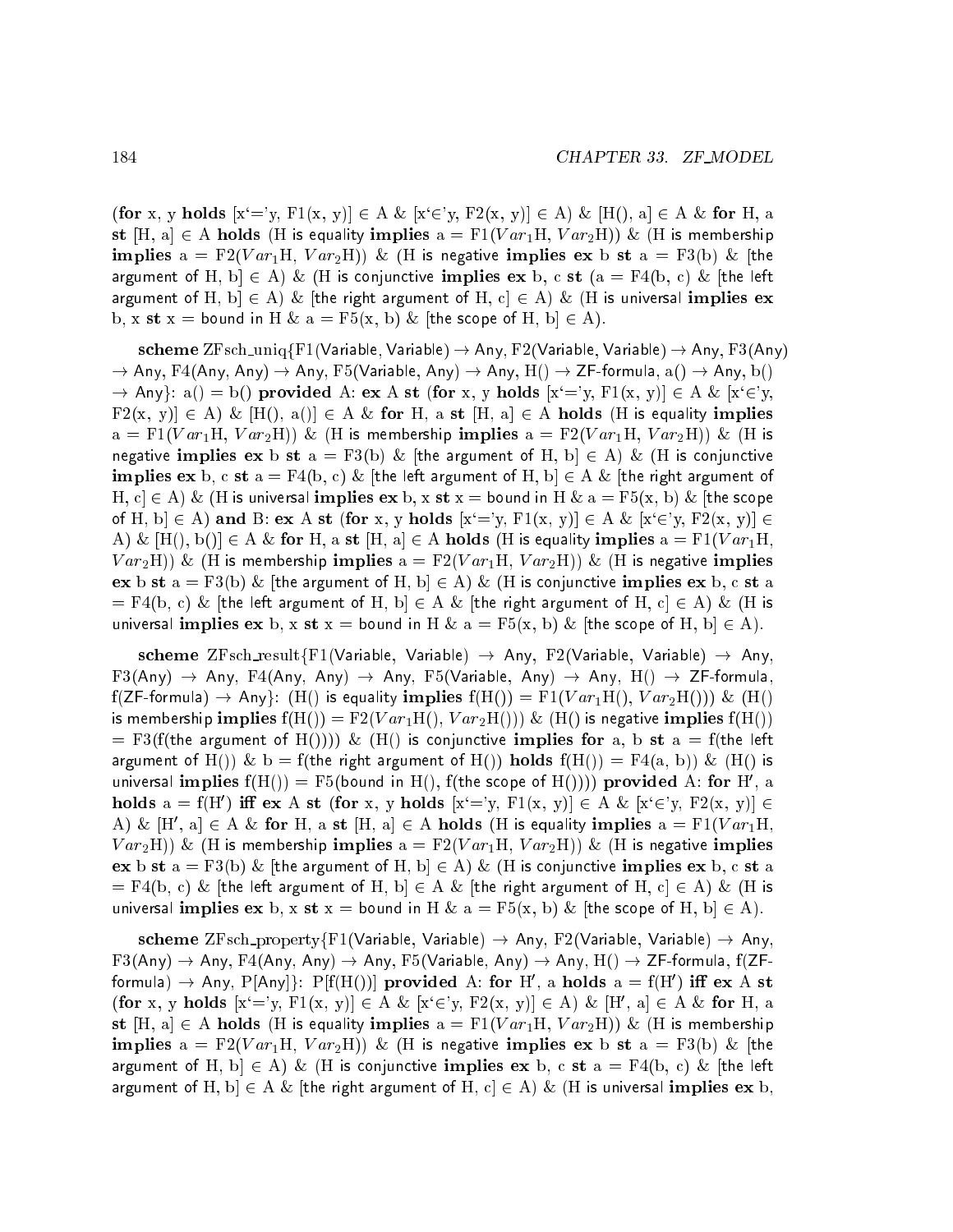(**for** x, y **holds** [x‘=’y, F1(x, y)] ∈ A & [x‘∈’y, F2(x, y)] ∈ A) & [H(), a] ∈ A & **for** H, a **st** [H, a] ∈ A **holds** (H is equality **implies** a = F1($Var_1$H, $Var_2$H)) & (H is membership **implies** a = F2($Var_1$H, $Var_2$H)) & (H is negative **implies** **ex** b **st** a = F3(b) & [the argument of H, b] ∈ A) & (H is conjunctive **implies** **ex** b, c **st** (a = F4(b, c) & [the left argument of H, b] ∈ A) & [the right argument of H, c] ∈ A) & (H is universal **implies** **ex** b, x **st** x = bound in H & a = F5(x, b) & [the scope of H, b] ∈ A).

**scheme** ZFsch_uniq{F1(Variable, Variable) → Any, F2(Variable, Variable) → Any, F3(Any) → Any, F4(Any, Any) → Any, F5(Variable, Any) → Any, H() → ZF-formula, a() → Any, b() → Any}: a() = b() **provided** A: **ex** A **st** (**for** x, y **holds** [x‘=’y, F1(x, y)] ∈ A & [x‘∈’y, F2(x, y)] ∈ A) & [H(), a()] ∈ A & **for** H, a **st** [H, a] ∈ A **holds** (H is equality **implies** a = F1($Var_1$H, $Var_2$H)) & (H is membership **implies** a = F2($Var_1$H, $Var_2$H)) & (H is negative **implies** **ex** b **st** a = F3(b) & [the argument of H, b] ∈ A) & (H is conjunctive **implies** **ex** b, c **st** a = F4(b, c) & [the left argument of H, b] ∈ A & [the right argument of H, c] ∈ A) & (H is universal **implies** **ex** b, x **st** x = bound in H & a = F5(x, b) & [the scope of H, b] ∈ A) **and** B: **ex** A **st** (**for** x, y **holds** [x‘=’y, F1(x, y)] ∈ A & [x‘∈’y, F2(x, y)] ∈ A) & [H(), b()] ∈ A & **for** H, a **st** [H, a] ∈ A **holds** (H is equality **implies** a = F1($Var_1$H, $Var_2$H)) & (H is membership **implies** a = F2($Var_1$H, $Var_2$H)) & (H is negative **implies** **ex** b **st** a = F3(b) & [the argument of H, b] ∈ A) & (H is conjunctive **implies** **ex** b, c **st** a = F4(b, c) & [the left argument of H, b] ∈ A & [the right argument of H, c] ∈ A) & (H is universal **implies** **ex** b, x **st** x = bound in H & a = F5(x, b) & [the scope of H, b] ∈ A).

**scheme** ZFsch_result{F1(Variable, Variable) → Any, F2(Variable, Variable) → Any, F3(Any) → Any, F4(Any, Any) → Any, F5(Variable, Any) → Any, H() → ZF-formula, f(ZF-formula) → Any}: (H() is equality **implies** f(H()) = F1($Var_1$H(), $Var_2$H())) & (H() is membership **implies** f(H()) = F2($Var_1$H(), $Var_2$H())) & (H() is negative **implies** f(H()) = F3(f(the argument of H()))) & (H() is conjunctive **implies** **for** a, b **st** a = f(the left argument of H()) & b = f(the right argument of H()) **holds** f(H()) = F4(a, b)) & (H() is universal **implies** f(H()) = F5(bound in H(), f(the scope of H()))) **provided** A: **for** H′, a **holds** a = f(H′) **iff** **ex** A **st** (**for** x, y **holds** [x‘=’y, F1(x, y)] ∈ A & [x‘∈’y, F2(x, y)] ∈ A) & [H′, a] ∈ A & **for** H, a **st** [H, a] ∈ A **holds** (H is equality **implies** a = F1($Var_1$H, $Var_2$H)) & (H is membership **implies** a = F2($Var_1$H, $Var_2$H)) & (H is negative **implies** **ex** b **st** a = F3(b) & [the argument of H, b] ∈ A) & (H is conjunctive **implies** **ex** b, c **st** a = F4(b, c) & [the left argument of H, b] ∈ A & [the right argument of H, c] ∈ A) & (H is universal **implies** **ex** b, x **st** x = bound in H & a = F5(x, b) & [the scope of H, b] ∈ A).

**scheme** ZFsch_property{F1(Variable, Variable) → Any, F2(Variable, Variable) → Any, F3(Any) → Any, F4(Any, Any) → Any, F5(Variable, Any) → Any, H() → ZF-formula, f(ZF-formula) → Any, P[Any]}: P[f(H())] **provided** A: **for** H′, a **holds** a = f(H′) **iff** **ex** A **st** (**for** x, y **holds** [x‘=’y, F1(x, y)] ∈ A & [x‘∈’y, F2(x, y)] ∈ A) & [H′, a] ∈ A & **for** H, a **st** [H, a] ∈ A **holds** (H is equality **implies** a = F1($Var_1$H, $Var_2$H)) & (H is membership **implies** a = F2($Var_1$H, $Var_2$H)) & (H is negative **implies** **ex** b **st** a = F3(b) & [the argument of H, b] ∈ A) & (H is conjunctive **implies** **ex** b, c **st** a = F4(b, c) & [the left argument of H, b] ∈ A & [the right argument of H, c] ∈ A) & (H is universal **implies** **ex** b,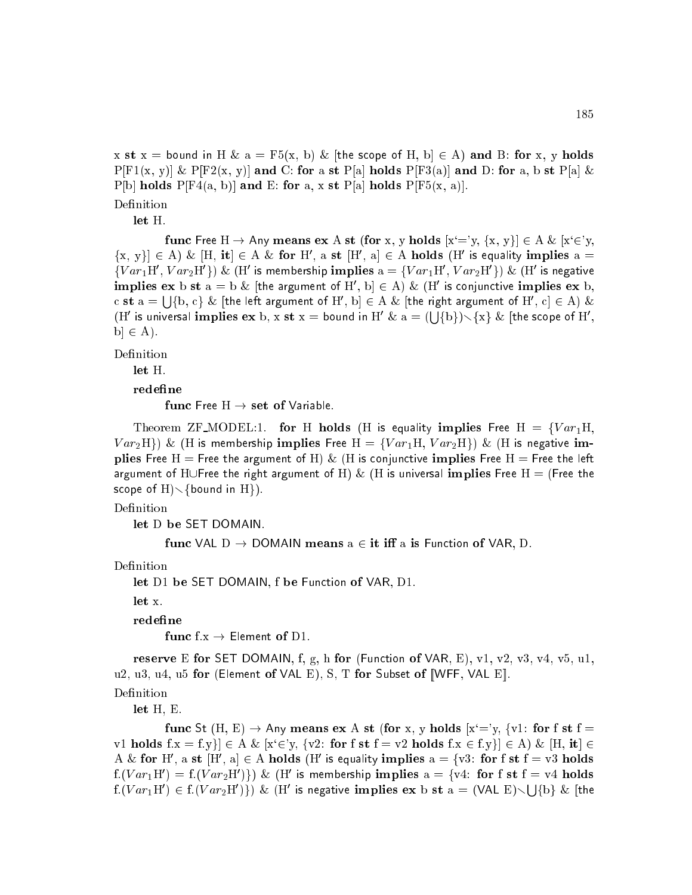x **st** x = bound in H & a = F5(x, b) & [the scope of H, b] ∈ A) **and** B: **for** x, y **holds** P[F1(x, y)] & P[F2(x, y)] **and** C: **for** a **st** P[a] **holds** P[F3(a)] **and** D: **for** a, b **st** P[a] & P[b] **holds** P[F4(a, b)] **and** E: **for** a, x **st** P[a] **holds** P[F5(x, a)].

Definition

**let** H.

**func** Free H → Any **means** **ex** A **st** (**for** x, y **holds** [x'='y, {x, y}] ∈ A & [x'∈'y, {x, y}] ∈ A) & [H, **it**] ∈ A & **for** H', a **st** [H', a] ∈ A **holds** (H' is equality **implies** a = {$Var_1$H', $Var_2$H'}) & (H' is membership **implies** a = {$Var_1$H', $Var_2$H'}) & (H' is negative **implies** **ex** b **st** a = b & [the argument of H', b] ∈ A) & (H' is conjunctive **implies** **ex** b, c **st** a = ⋃{b, c} & [the left argument of H', b] ∈ A & [the right argument of H', c] ∈ A) & (H' is universal **implies** **ex** b, x **st** x = bound in H' & a = (⋃{b})∖{x} & [the scope of H', b] ∈ A).

Definition

**let** H.

**redefine**

**func** Free H → **set of** Variable.

Theorem ZF_MODEL:1. **for** H **holds** (H is equality **implies** Free H = {$Var_1$H, $Var_2$H}) & (H is membership **implies** Free H = {$Var_1$H, $Var_2$H}) & (H is negative **implies** Free H = Free the argument of H) & (H is conjunctive **implies** Free H = Free the left argument of H∪Free the right argument of H) & (H is universal **implies** Free H = (Free the scope of H)∖{bound in H}).

Definition

**let** D **be** SET DOMAIN.

**func** VAL D → DOMAIN **means** a ∈ **it** **iff** a **is** Function **of** VAR, D.

Definition

**let** D1 **be** SET DOMAIN, f **be** Function **of** VAR, D1.

**let** x.

**redefine**

**func** f.x → Element **of** D1.

**reserve** E **for** SET DOMAIN, f, g, h **for** (Function **of** VAR, E), v1, v2, v3, v4, v5, u1, u2, u3, u4, u5 **for** (Element **of** VAL E), S, T **for** Subset **of** ⟦WFF, VAL E⟧.

Definition

**let** H, E.

**func** St (H, E) → Any **means** **ex** A **st** (**for** x, y **holds** [x'='y, {v1: **for** f **st** f = v1 **holds** f.x = f.y}] ∈ A & [x'∈'y, {v2: **for** f **st** f = v2 **holds** f.x ∈ f.y}] ∈ A) & [H, **it**] ∈ A & **for** H', a **st** [H', a] ∈ A **holds** (H' is equality **implies** a = {v3: **for** f **st** f = v3 **holds** f.($Var_1$H') = f.($Var_2$H')}) & (H' is membership **implies** a = {v4: **for** f **st** f = v4 **holds** f.($Var_1$H') ∈ f.($Var_2$H')}) & (H' is negative **implies** **ex** b **st** a = (VAL E)∖⋃{b} & [the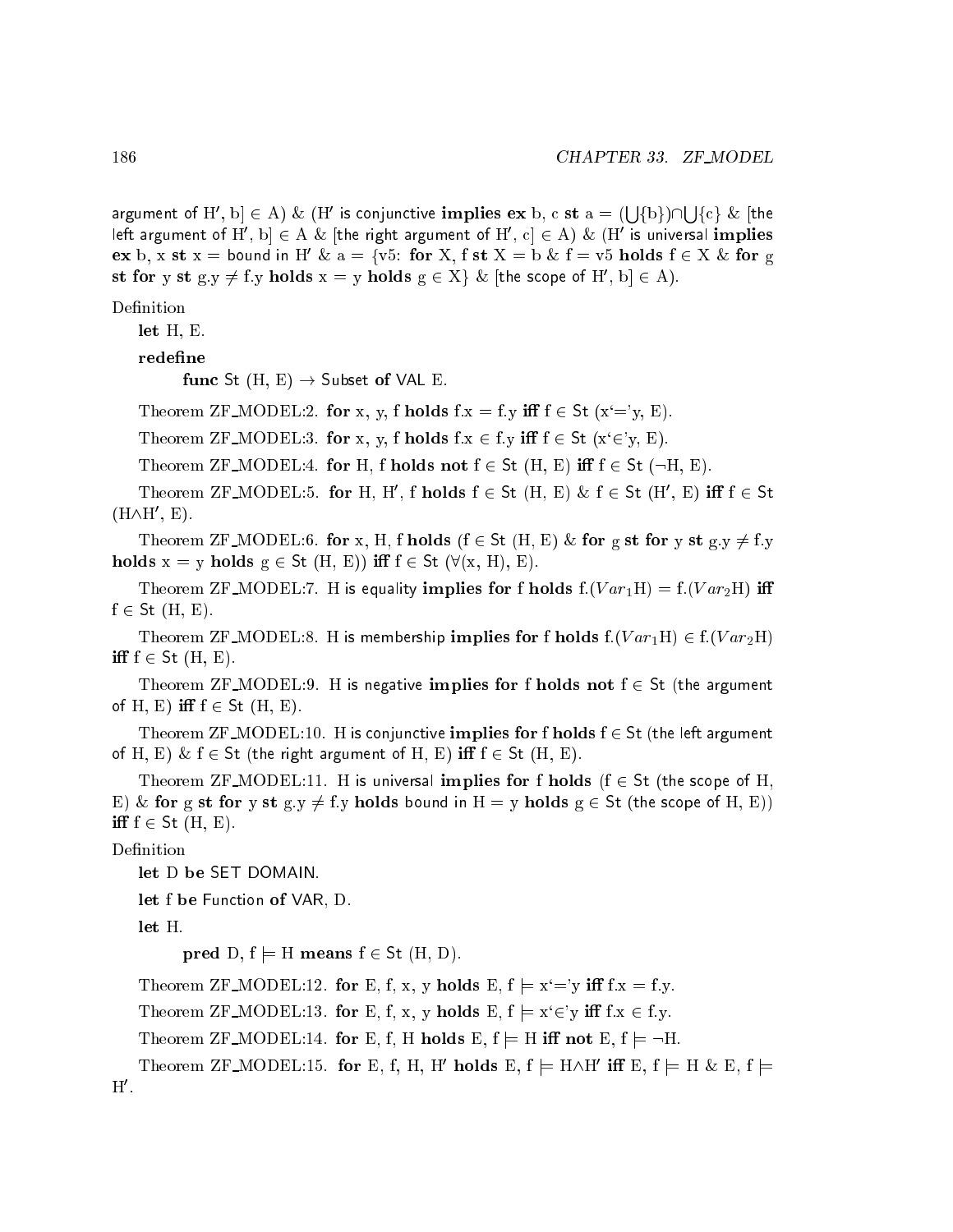argument of H′, b] ∈ A) & (H′ is conjunctive **implies** **ex** b, c **st** a = ($\bigcup${b})∩$\bigcup${c} & [the left argument of H′, b] ∈ A & [the right argument of H′, c] ∈ A) & (H′ is universal **implies** **ex** b, x **st** x = bound in H′ & a = {v5: **for** X, f **st** X = b & f = v5 **holds** f ∈ X & **for** g **st** **for** y **st** g.y ≠ f.y **holds** x = y **holds** g ∈ X} & [the scope of H′, b] ∈ A).

Definition

**let** H, E.

**redefine**

**func** St (H, E) → Subset **of** VAL E.

Theorem ZF_MODEL:2. **for** x, y, f **holds** f.x = f.y **iff** f ∈ St (x'='y, E).

Theorem ZF_MODEL:3. **for** x, y, f **holds** f.x ∈ f.y **iff** f ∈ St (x'∈'y, E).

Theorem ZF_MODEL:4. **for** H, f **holds** **not** f ∈ St (H, E) **iff** f ∈ St (¬H, E).

Theorem ZF_MODEL:5. **for** H, H′, f **holds** f ∈ St (H, E) & f ∈ St (H′, E) **iff** f ∈ St (H∧H′, E).

Theorem ZF_MODEL:6. **for** x, H, f **holds** (f ∈ St (H, E) & **for** g **st** **for** y **st** g.y ≠ f.y **holds** x = y **holds** g ∈ St (H, E)) **iff** f ∈ St (∀(x, H), E).

Theorem ZF_MODEL:7. H is equality **implies** **for** f **holds** f.($Var_1$H) = f.($Var_2$H) **iff** f ∈ St (H, E).

Theorem ZF_MODEL:8. H is membership **implies** **for** f **holds** f.($Var_1$H) ∈ f.($Var_2$H) **iff** f ∈ St (H, E).

Theorem ZF_MODEL:9. H is negative **implies** **for** f **holds** **not** f ∈ St (the argument of H, E) **iff** f ∈ St (H, E).

Theorem ZF_MODEL:10. H is conjunctive **implies** **for** f **holds** f ∈ St (the left argument of H, E) & f ∈ St (the right argument of H, E) **iff** f ∈ St (H, E).

Theorem ZF_MODEL:11. H is universal **implies** **for** f **holds** (f ∈ St (the scope of H, E) & **for** g **st** **for** y **st** g.y ≠ f.y **holds** bound in H = y **holds** g ∈ St (the scope of H, E)) **iff** f ∈ St (H, E).

Definition

**let** D **be** SET DOMAIN.

**let** f **be** Function **of** VAR, D.

**let** H.

**pred** D, f ⊨ H **means** f ∈ St (H, D).

Theorem ZF_MODEL:12. **for** E, f, x, y **holds** E, f ⊨ x'='y **iff** f.x = f.y.

Theorem ZF_MODEL:13. **for** E, f, x, y **holds** E, f ⊨ x'∈'y **iff** f.x ∈ f.y.

Theorem ZF_MODEL:14. **for** E, f, H **holds** E, f ⊨ H **iff** **not** E, f ⊨ ¬H.

Theorem ZF_MODEL:15. **for** E, f, H, H′ **holds** E, f ⊨ H∧H′ **iff** E, f ⊨ H & E, f ⊨ H′.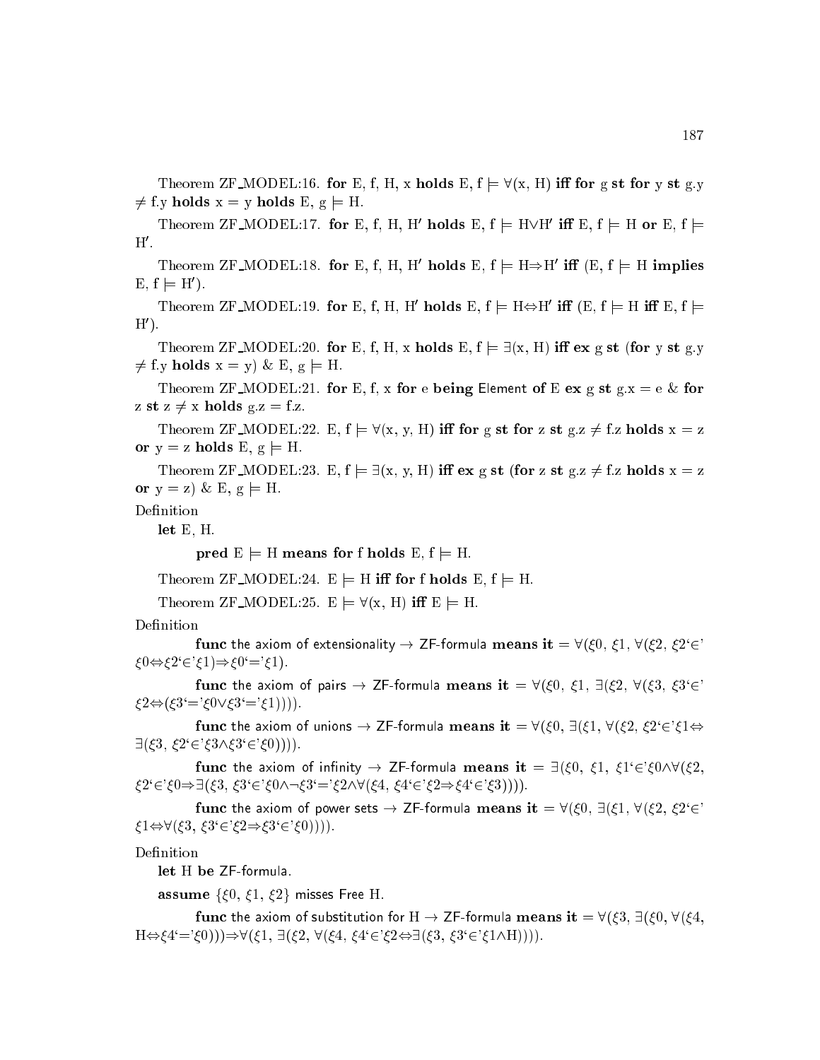Theorem ZF_MODEL:16. **for** E, f, H, x **holds** E, f $\models$ $\forall$(x, H) **iff for** g **st for** y **st** g.y $\neq$ f.y **holds** x = y **holds** E, g $\models$ H.

Theorem ZF_MODEL:17. **for** E, f, H, H′ **holds** E, f $\models$ H$\vee$H′ **iff** E, f $\models$ H **or** E, f $\models$ H′.

Theorem ZF_MODEL:18. **for** E, f, H, H′ **holds** E, f $\models$ H$\Rightarrow$H′ **iff** (E, f $\models$ H **implies** E, f $\models$ H′).

Theorem ZF_MODEL:19. **for** E, f, H, H′ **holds** E, f $\models$ H$\Leftrightarrow$H′ **iff** (E, f $\models$ H **iff** E, f $\models$ H′).

Theorem ZF_MODEL:20. **for** E, f, H, x **holds** E, f $\models$ $\exists$(x, H) **iff ex** g **st** (**for** y **st** g.y $\neq$ f.y **holds** x = y) & E, g $\models$ H.

Theorem ZF_MODEL:21. **for** E, f, x **for** e **being** Element **of** E **ex** g **st** g.x = e & **for** z **st** z $\neq$ x **holds** g.z = f.z.

Theorem ZF_MODEL:22. E, f $\models$ $\forall$(x, y, H) **iff for** g **st for** z **st** g.z $\neq$ f.z **holds** x = z **or** y = z **holds** E, g $\models$ H.

Theorem ZF_MODEL:23. E, f $\models$ $\exists$(x, y, H) **iff ex** g **st** (**for** z **st** g.z $\neq$ f.z **holds** x = z **or** y = z) & E, g $\models$ H.

Definition

**let** E, H.

**pred** E $\models$ H **means for** f **holds** E, f $\models$ H.

Theorem ZF_MODEL:24. E $\models$ H **iff for** f **holds** E, f $\models$ H.

Theorem ZF_MODEL:25. E $\models$ $\forall$(x, H) **iff** E $\models$ H.

Definition

**func** the axiom of extensionality $\rightarrow$ ZF-formula **means it** = $\forall$($\xi$0, $\xi$1, $\forall$($\xi$2, $\xi$2'$\in$'$\xi$0$\Leftrightarrow$$\xi$2'$\in$'$\xi$1)$\Rightarrow$$\xi$0'='$\xi$1).

**func** the axiom of pairs $\rightarrow$ ZF-formula **means it** = $\forall$($\xi$0, $\xi$1, $\exists$($\xi$2, $\forall$($\xi$3, $\xi$3'$\in$'$\xi$2$\Leftrightarrow$($\xi$3'='$\xi$0$\vee$$\xi$3'='$\xi$1)))).

**func** the axiom of unions $\rightarrow$ ZF-formula **means it** = $\forall$($\xi$0, $\exists$($\xi$1, $\forall$($\xi$2, $\xi$2'$\in$'$\xi$1$\Leftrightarrow$$\exists$($\xi$3, $\xi$2'$\in$'$\xi$3$\wedge$$\xi$3'$\in$'$\xi$0)))).

**func** the axiom of infinity $\rightarrow$ ZF-formula **means it** = $\exists$($\xi$0, $\xi$1, $\xi$1'$\in$'$\xi$0$\wedge$$\forall$($\xi$2, $\xi$2'$\in$'$\xi$0$\Rightarrow$$\exists$($\xi$3, $\xi$3'$\in$'$\xi$0$\wedge$$\neg$$\xi$3'='$\xi$2$\wedge$$\forall$($\xi$4, $\xi$4'$\in$'$\xi$2$\Rightarrow$$\xi$4'$\in$'$\xi$3)))).

**func** the axiom of power sets $\rightarrow$ ZF-formula **means it** = $\forall$($\xi$0, $\exists$($\xi$1, $\forall$($\xi$2, $\xi$2'$\in$'$\xi$1$\Leftrightarrow$$\forall$($\xi$3, $\xi$3'$\in$'$\xi$2$\Rightarrow$$\xi$3'$\in$'$\xi$0)))).

Definition

**let** H **be** ZF-formula.

**assume** {$\xi$0, $\xi$1, $\xi$2} misses Free H.

**func** the axiom of substitution for H $\rightarrow$ ZF-formula **means it** = $\forall$($\xi$3, $\exists$($\xi$0, $\forall$($\xi$4, H$\Leftrightarrow$$\xi$4'='$\xi$0)))$\Rightarrow$$\forall$($\xi$1, $\exists$($\xi$2, $\forall$($\xi$4, $\xi$4'$\in$'$\xi$2$\Leftrightarrow$$\exists$($\xi$3, $\xi$3'$\in$'$\xi$1$\wedge$H)))).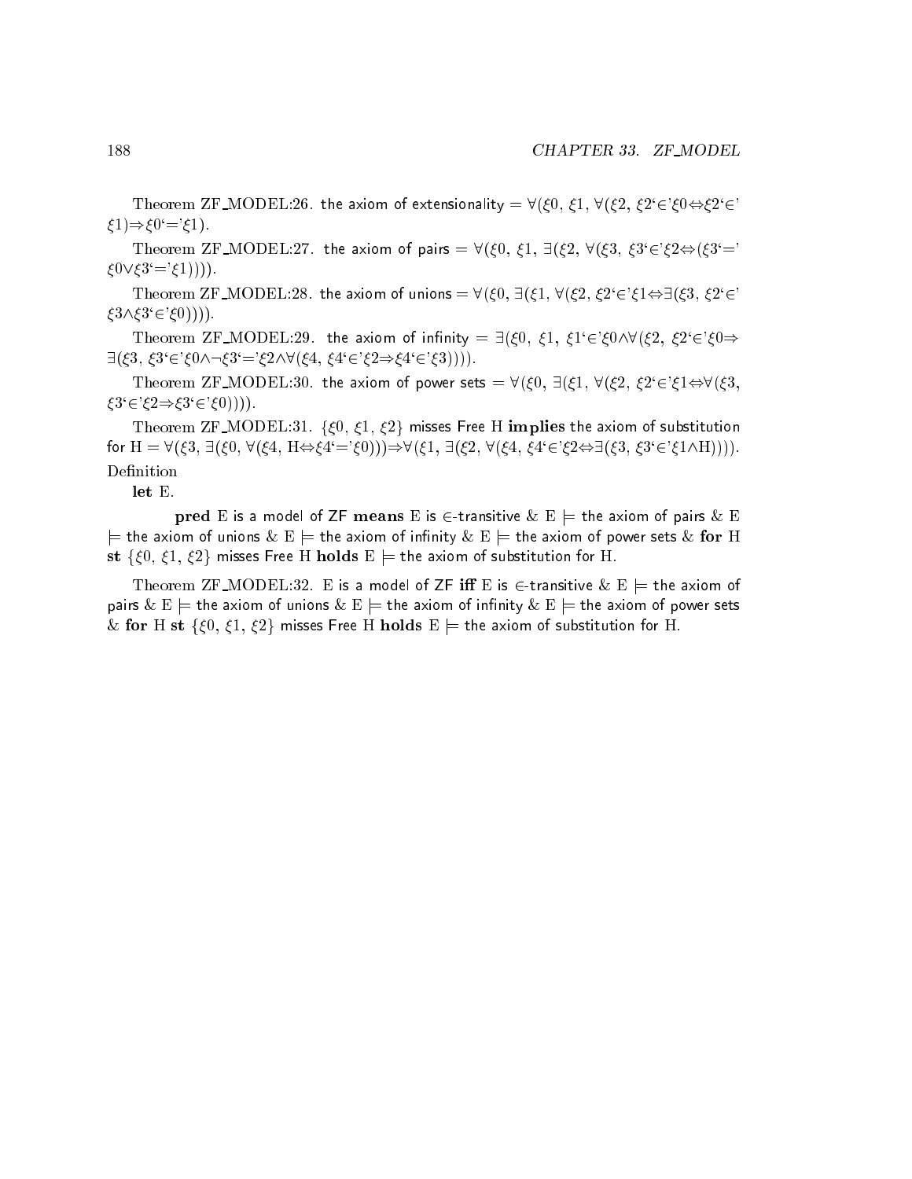Theorem ZF_MODEL:26. the axiom of extensionality = $\forall$($\xi$0, $\xi$1, $\forall$($\xi$2, $\xi$2'$\in$'$\xi$0$\Leftrightarrow$$\xi$2'$\in$'$\xi$1)$\Rightarrow$$\xi$0'='$\xi$1).

Theorem ZF_MODEL:27. the axiom of pairs = $\forall$($\xi$0, $\xi$1, $\exists$($\xi$2, $\forall$($\xi$3, $\xi$3'$\in$'$\xi$2$\Leftrightarrow$($\xi$3'='$\xi$0$\vee$$\xi$3'='$\xi$1)))).

Theorem ZF_MODEL:28. the axiom of unions = $\forall$($\xi$0, $\exists$($\xi$1, $\forall$($\xi$2, $\xi$2'$\in$'$\xi$1$\Leftrightarrow$$\exists$($\xi$3, $\xi$2'$\in$'$\xi$3$\wedge$$\xi$3'$\in$'$\xi$0)))).

Theorem ZF_MODEL:29. the axiom of infinity = $\exists$($\xi$0, $\xi$1, $\xi$1'$\in$'$\xi$0$\wedge$$\forall$($\xi$2, $\xi$2'$\in$'$\xi$0$\Rightarrow$$\exists$($\xi$3, $\xi$3'$\in$'$\xi$0$\wedge$$\neg$$\xi$3'='$\xi$2$\wedge$$\forall$($\xi$4, $\xi$4'$\in$'$\xi$2$\Rightarrow$$\xi$4'$\in$'$\xi$3)))).

Theorem ZF_MODEL:30. the axiom of power sets = $\forall$($\xi$0, $\exists$($\xi$1, $\forall$($\xi$2, $\xi$2'$\in$'$\xi$1$\Leftrightarrow$$\forall$($\xi$3, $\xi$3'$\in$'$\xi$2$\Rightarrow$$\xi$3'$\in$'$\xi$0)))).

Theorem ZF_MODEL:31. {$\xi$0, $\xi$1, $\xi$2} misses Free H **implies** the axiom of substitution for H = $\forall$($\xi$3, $\exists$($\xi$0, $\forall$($\xi$4, H$\Leftrightarrow$$\xi$4'='$\xi$0)))$\Rightarrow$$\forall$($\xi$1, $\exists$($\xi$2, $\forall$($\xi$4, $\xi$4'$\in$'$\xi$2$\Leftrightarrow$$\exists$($\xi$3, $\xi$3'$\in$'$\xi$1$\wedge$H)))).

Definition

**let** E.

**pred** E is a model of ZF **means** E is $\in$-transitive & E $\models$ the axiom of pairs & E $\models$ the axiom of unions & E $\models$ the axiom of infinity & E $\models$ the axiom of power sets & **for** H **st** {$\xi$0, $\xi$1, $\xi$2} misses Free H **holds** E $\models$ the axiom of substitution for H.

Theorem ZF_MODEL:32. E is a model of ZF **iff** E is $\in$-transitive & E $\models$ the axiom of pairs & E $\models$ the axiom of unions & E $\models$ the axiom of infinity & E $\models$ the axiom of power sets & **for** H **st** {$\xi$0, $\xi$1, $\xi$2} misses Free H **holds** E $\models$ the axiom of substitution for H.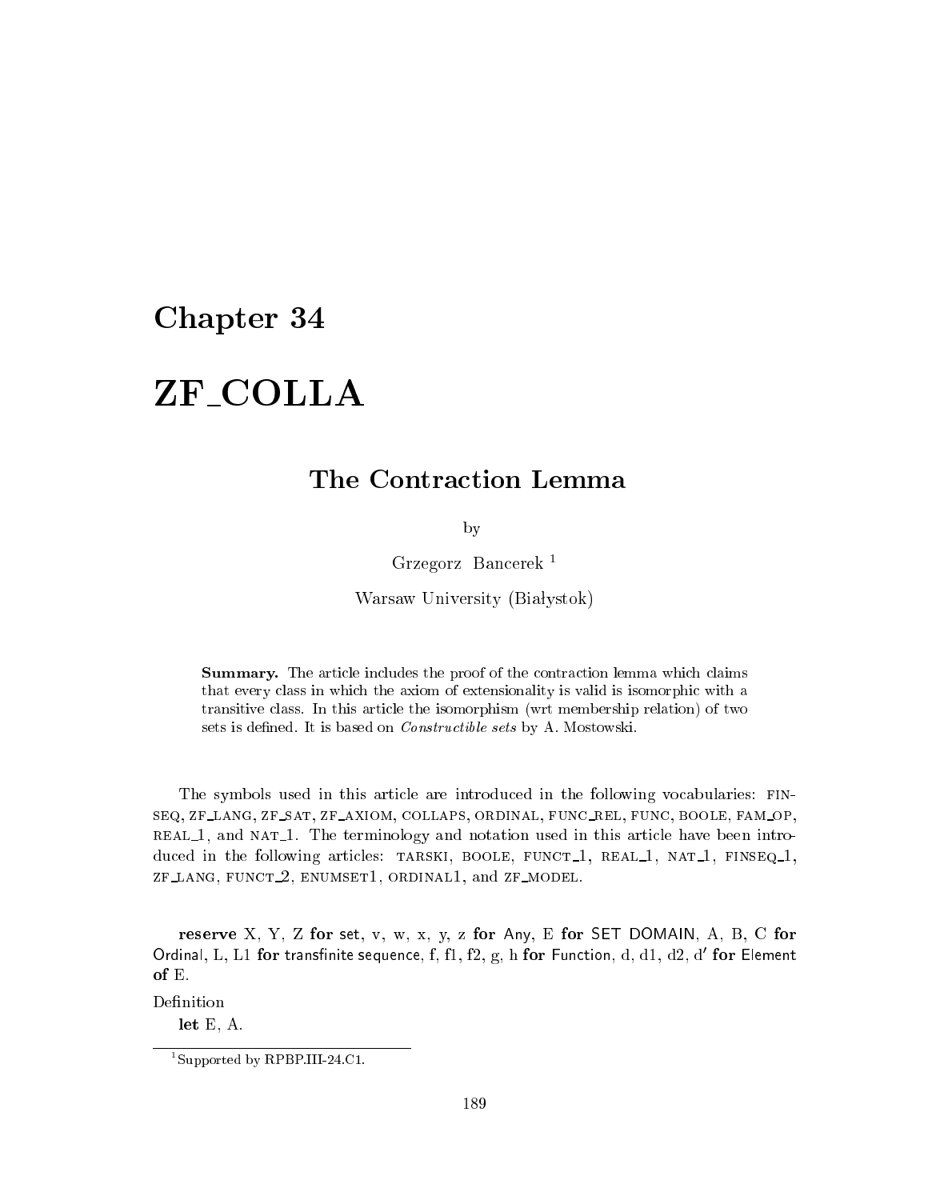# Chapter 34

# ZF_COLLA

## The Contraction Lemma

by

Grzegorz Bancerek [1]

Warsaw University (Białystok)

> **Summary.** The article includes the proof of the contraction lemma which claims that every class in which the axiom of extensionality is valid is isomorphic with a transitive class. In this article the isomorphism (wrt membership relation) of two sets is defined. It is based on *Constructible sets* by A. Mostowski.

The symbols used in this article are introduced in the following vocabularies: FINSEQ, ZF_LANG, ZF_SAT, ZF_AXIOM, COLLAPS, ORDINAL, FUNC_REL, FUNC, BOOLE, FAM_OP, REAL_1, and NAT_1. The terminology and notation used in this article have been introduced in the following articles: TARSKI, BOOLE, FUNCT_1, REAL_1, NAT_1, FINSEQ_1, ZF_LANG, FUNCT_2, ENUMSET1, ORDINAL1, and ZF_MODEL.

**reserve** X, Y, Z **for** set, v, w, x, y, z **for** Any, E **for** SET DOMAIN, A, B, C **for** Ordinal, L, L1 **for** transfinite sequence, f, f1, f2, g, h **for** Function, d, d1, d2, d′ **for** Element **of** E.

Definition

**let** E, A.

[1] Supported by RPBP.III-24.C1.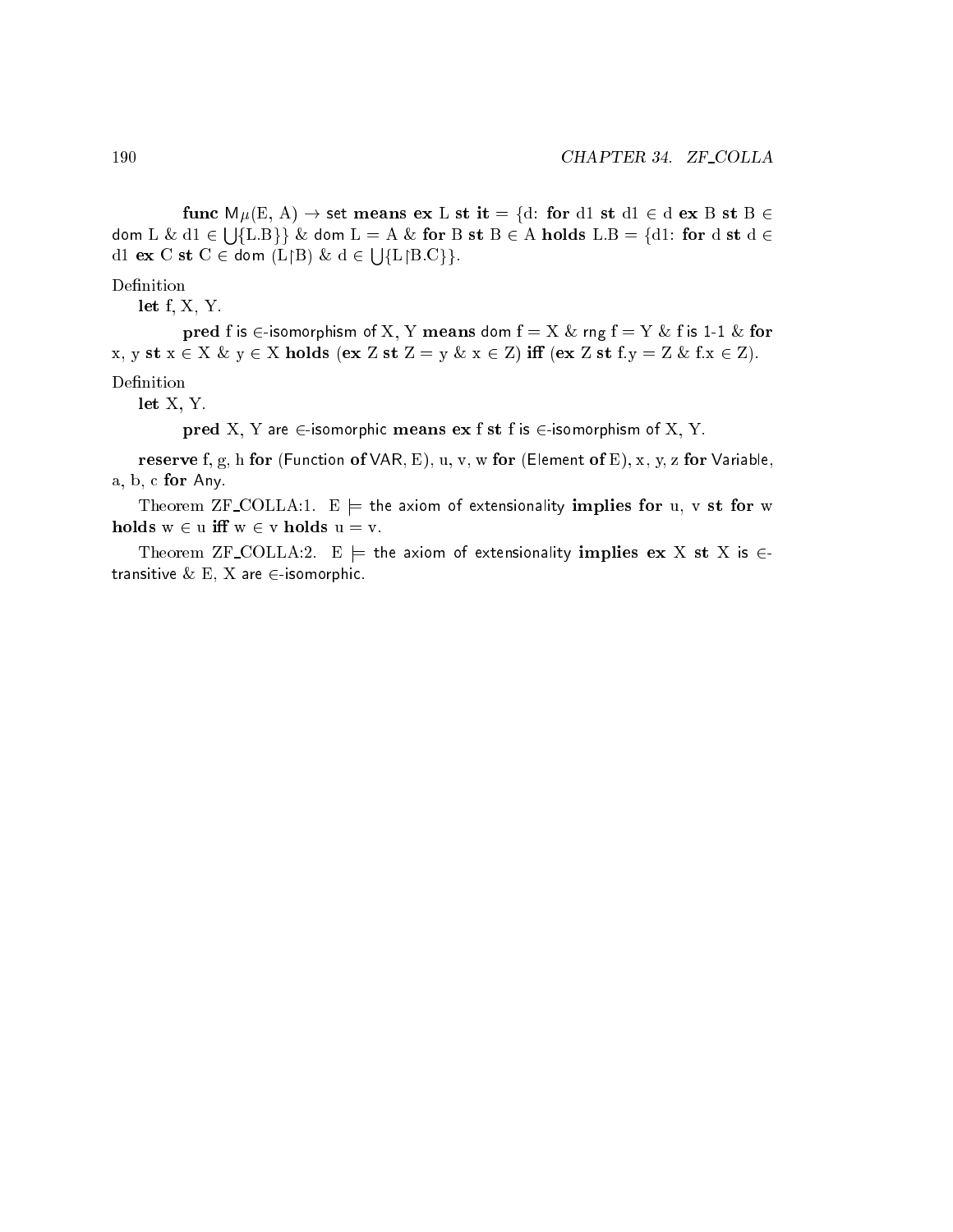**func** M$\mu$(E, A) → set **means** **ex** L **st** **it** = {d: **for** d1 **st** d1 ∈ d **ex** B **st** B ∈ dom L & d1 ∈ ⋃{L.B}} & dom L = A & **for** B **st** B ∈ A **holds** L.B = {d1: **for** d **st** d ∈ d1 **ex** C **st** C ∈ dom (L↾B) & d ∈ ⋃{L↾B.C}}.

Definition

**let** f, X, Y.

**pred** f is ∈-isomorphism of X, Y **means** dom f = X & rng f = Y & f is 1-1 & **for** x, y **st** x ∈ X & y ∈ X **holds** (**ex** Z **st** Z = y & x ∈ Z) **iff** (**ex** Z **st** f.y = Z & f.x ∈ Z).

Definition

**let** X, Y.

**pred** X, Y are ∈-isomorphic **means** **ex** f **st** f is ∈-isomorphism of X, Y.

**reserve** f, g, h **for** (Function **of** VAR, E), u, v, w **for** (Element **of** E), x, y, z **for** Variable, a, b, c **for** Any.

Theorem ZF_COLLA:1. E ⊨ the axiom of extensionality **implies** **for** u, v **st** **for** w **holds** w ∈ u **iff** w ∈ v **holds** u = v.

Theorem ZF_COLLA:2. E ⊨ the axiom of extensionality **implies** **ex** X **st** X is ∈-transitive & E, X are ∈-isomorphic.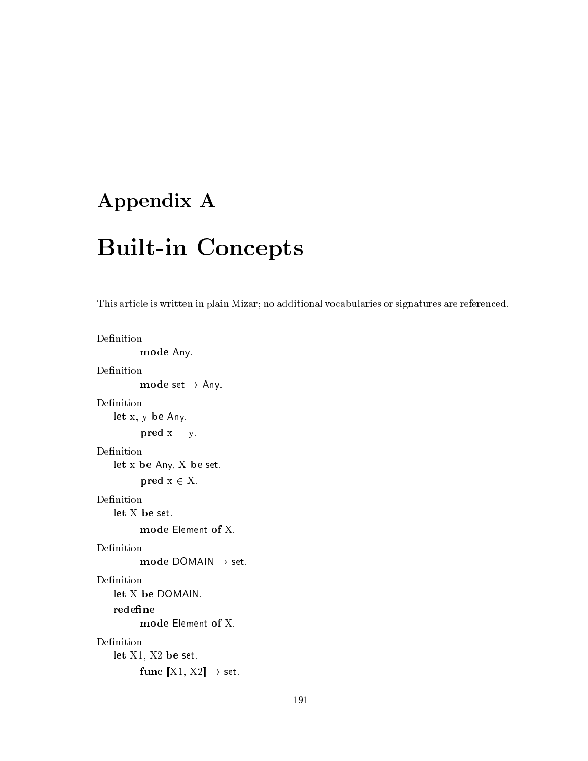# Appendix A

# Built-in Concepts

This article is written in plain Mizar; no additional vocabularies or signatures are referenced.

Definition

&emsp;&emsp;**mode** Any.

Definition

&emsp;&emsp;**mode** set $\rightarrow$ Any.

Definition

&emsp;**let** x, y **be** Any.

&emsp;&emsp;**pred** x = y.

Definition

&emsp;**let** x **be** Any, X **be** set.

&emsp;&emsp;**pred** x $\in$ X.

Definition

&emsp;**let** X **be** set.

&emsp;&emsp;**mode** Element **of** X.

Definition

&emsp;&emsp;**mode** DOMAIN $\rightarrow$ set.

Definition

&emsp;**let** X **be** DOMAIN.

&emsp;**redefine**

&emsp;&emsp;**mode** Element **of** X.

Definition

&emsp;**let** X1, X2 **be** set.

&emsp;&emsp;**func** $[\![$X1, X2$]\!]$ $\rightarrow$ set.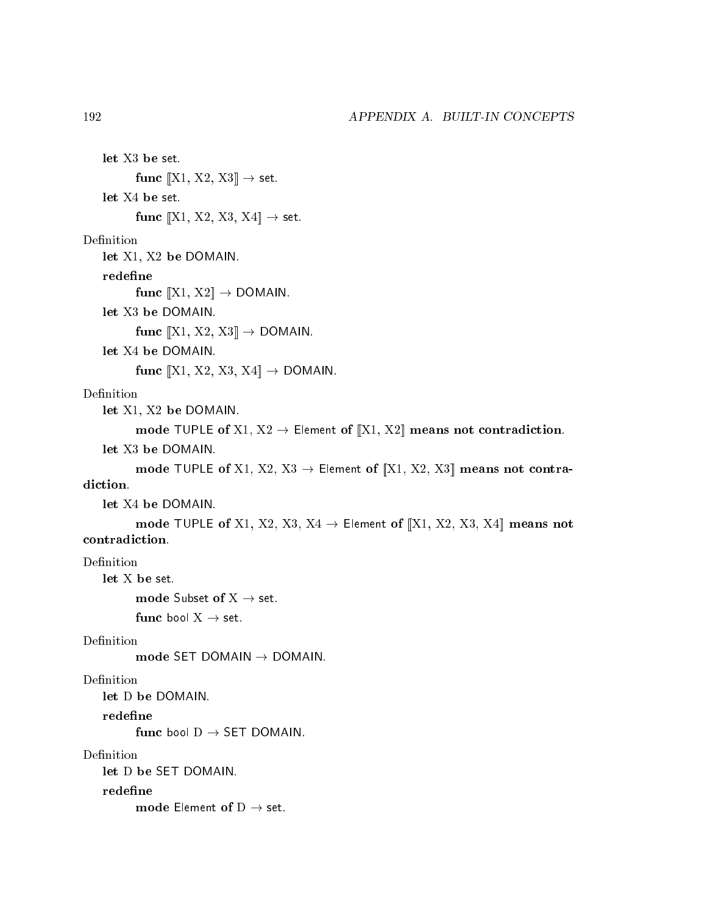**let** X3 **be** set.

**func** [[X1, X2, X3]] → set.

**let** X4 **be** set.

**func** [[X1, X2, X3, X4]] → set.

Definition

**let** X1, X2 **be** DOMAIN.

**redefine**

**func** [[X1, X2]] → DOMAIN.

**let** X3 **be** DOMAIN.

**func** [[X1, X2, X3]] → DOMAIN.

**let** X4 **be** DOMAIN.

**func** [[X1, X2, X3, X4]] → DOMAIN.

Definition

**let** X1, X2 **be** DOMAIN.

**mode** TUPLE **of** X1, X2 → Element **of** [[X1, X2]] **means not contradiction**.

**let** X3 **be** DOMAIN.

**mode** TUPLE **of** X1, X2, X3 → Element **of** [[X1, X2, X3]] **means not contradiction**.

**let** X4 **be** DOMAIN.

**mode** TUPLE **of** X1, X2, X3, X4 → Element **of** [[X1, X2, X3, X4]] **means not contradiction**.

Definition

**let** X **be** set.

**mode** Subset **of** X → set.

**func** bool X → set.

Definition

**mode** SET DOMAIN → DOMAIN.

Definition

**let** D **be** DOMAIN.

**redefine**

**func** bool D → SET DOMAIN.

Definition

**let** D **be** SET DOMAIN.

**redefine**

**mode** Element **of** D → set.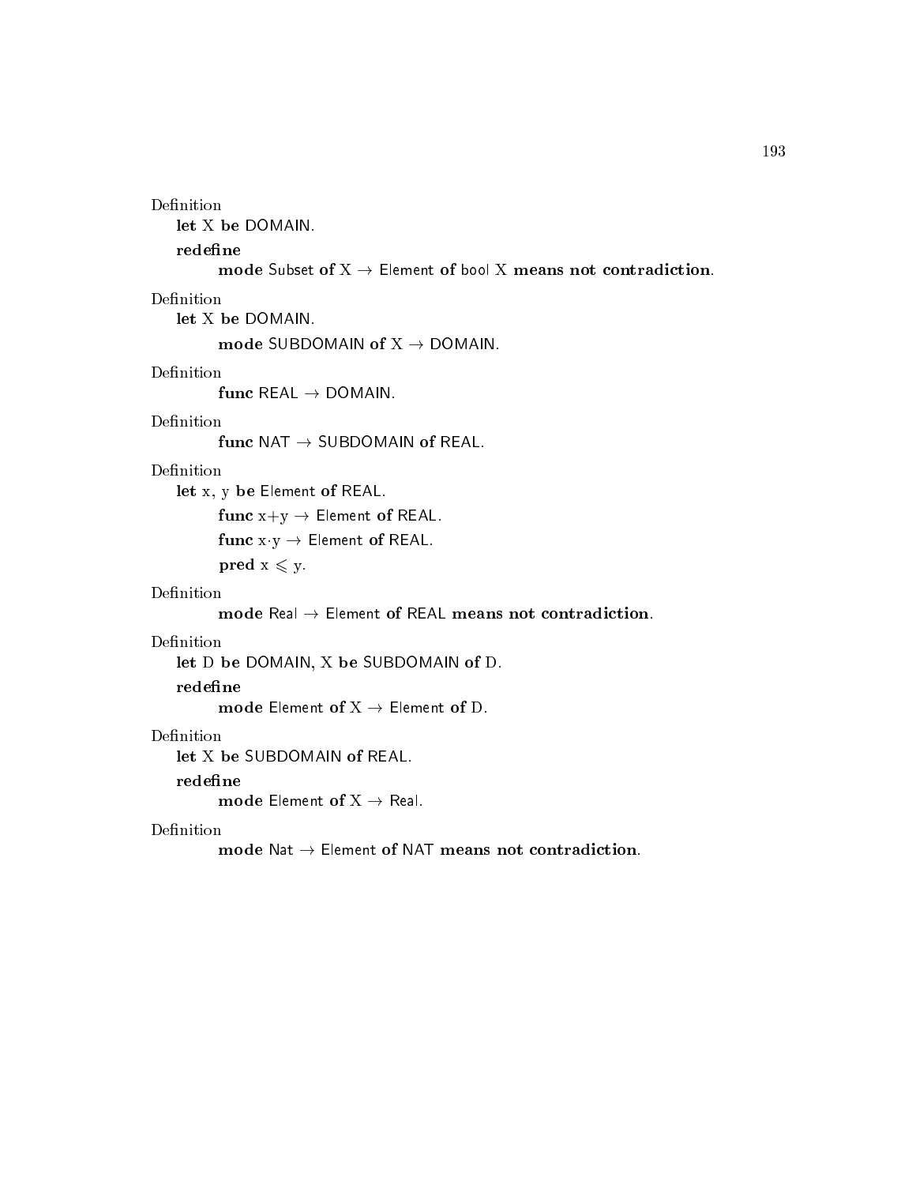Definition

**let** X **be** DOMAIN.

**redefine**

**mode** Subset **of** X → Element **of** bool X **means not contradiction**.

Definition

**let** X **be** DOMAIN.

**mode** SUBDOMAIN **of** X → DOMAIN.

Definition

**func** REAL → DOMAIN.

Definition

**func** NAT → SUBDOMAIN **of** REAL.

Definition

**let** x, y **be** Element **of** REAL.

**func** x+y → Element **of** REAL.

**func** x·y → Element **of** REAL.

**pred** x ⩽ y.

Definition

**mode** Real → Element **of** REAL **means not contradiction**.

Definition

**let** D **be** DOMAIN, X **be** SUBDOMAIN **of** D.

**redefine**

**mode** Element **of** X → Element **of** D.

Definition

**let** X **be** SUBDOMAIN **of** REAL.

**redefine**

**mode** Element **of** X → Real.

Definition

**mode** Nat → Element **of** NAT **means not contradiction**.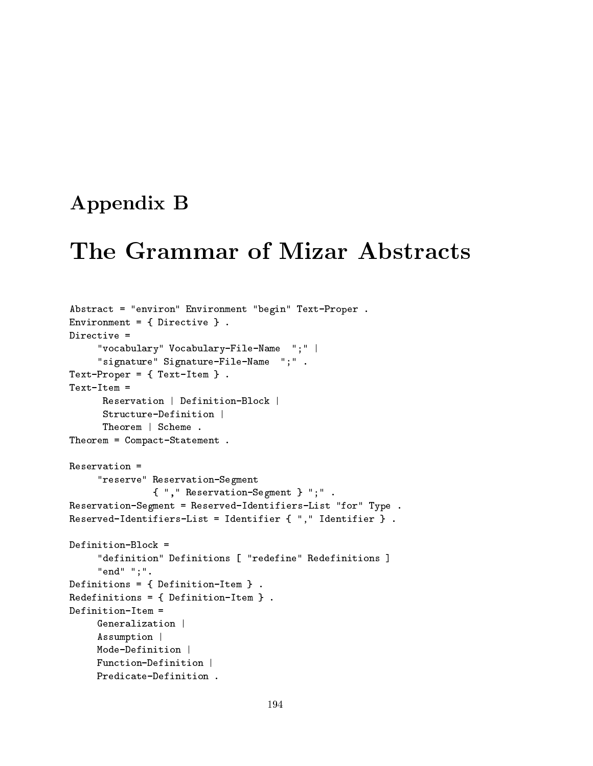# Appendix B

# The Grammar of Mizar Abstracts

```
Abstract = "environ" Environment "begin" Text-Proper .
Environment = { Directive } .
Directive =
     "vocabulary" Vocabulary-File-Name  ";" |
     "signature" Signature-File-Name  ";" .
Text-Proper = { Text-Item } .
Text-Item =
      Reservation | Definition-Block |
      Structure-Definition |
      Theorem | Scheme .
Theorem = Compact-Statement .

Reservation =
     "reserve" Reservation-Segment
               { "," Reservation-Segment } ";" .
Reservation-Segment = Reserved-Identifiers-List "for" Type .
Reserved-Identifiers-List = Identifier { "," Identifier } .

Definition-Block =
     "definition" Definitions [ "redefine" Redefinitions ]
     "end" ";".
Definitions = { Definition-Item } .
Redefinitions = { Definition-Item } .
Definition-Item =
     Generalization |
     Assumption |
     Mode-Definition |
     Function-Definition |
     Predicate-Definition .
```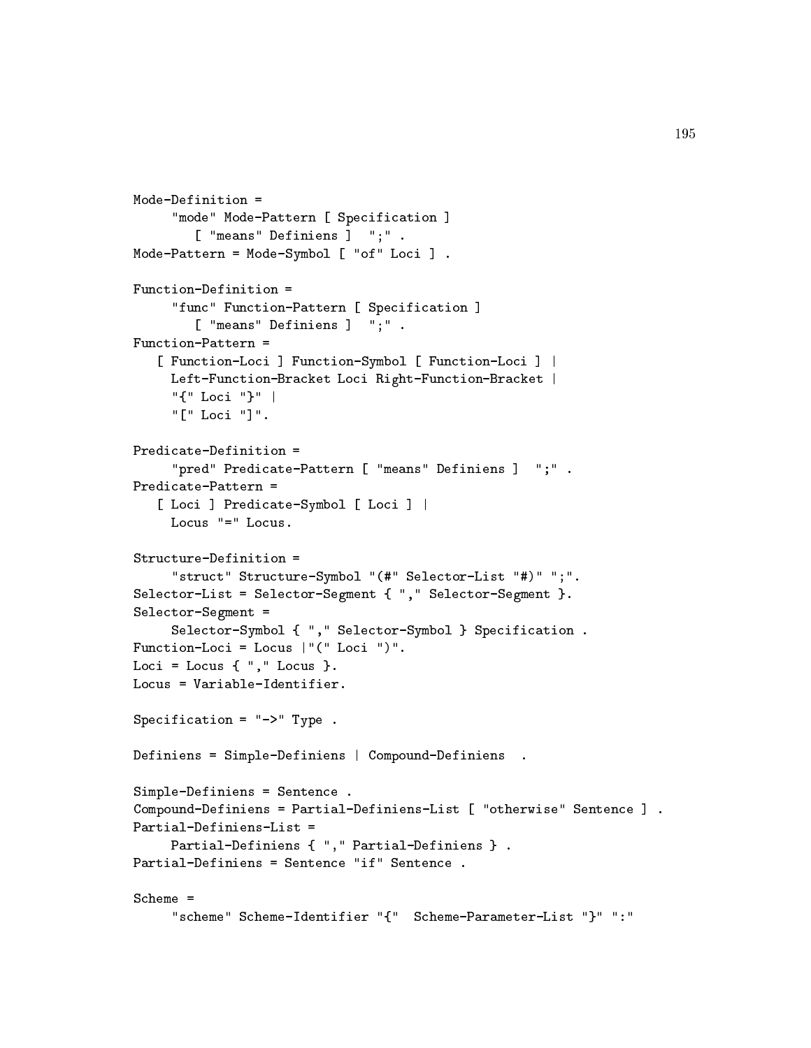```
Mode-Definition =
     "mode" Mode-Pattern [ Specification ]
        [ "means" Definiens ]  ";" .
Mode-Pattern = Mode-Symbol [ "of" Loci ] .

Function-Definition =
     "func" Function-Pattern [ Specification ]
        [ "means" Definiens ]  ";" .
Function-Pattern =
   [ Function-Loci ] Function-Symbol [ Function-Loci ] |
     Left-Function-Bracket Loci Right-Function-Bracket |
     "{" Loci "}" |
     "[" Loci "]".

Predicate-Definition =
     "pred" Predicate-Pattern [ "means" Definiens ]  ";" .
Predicate-Pattern =
   [ Loci ] Predicate-Symbol [ Loci ] |
     Locus "=" Locus.

Structure-Definition =
     "struct" Structure-Symbol "(#" Selector-List "#)" ";".
Selector-List = Selector-Segment { "," Selector-Segment }.
Selector-Segment =
     Selector-Symbol { "," Selector-Symbol } Specification .
Function-Loci = Locus |"(" Loci ")".
Loci = Locus { "," Locus }.
Locus = Variable-Identifier.

Specification = "->" Type .

Definiens = Simple-Definiens | Compound-Definiens  .

Simple-Definiens = Sentence .
Compound-Definiens = Partial-Definiens-List [ "otherwise" Sentence ] .
Partial-Definiens-List =
     Partial-Definiens { "," Partial-Definiens } .
Partial-Definiens = Sentence "if" Sentence .

Scheme =
     "scheme" Scheme-Identifier "{"  Scheme-Parameter-List "}" ":"
```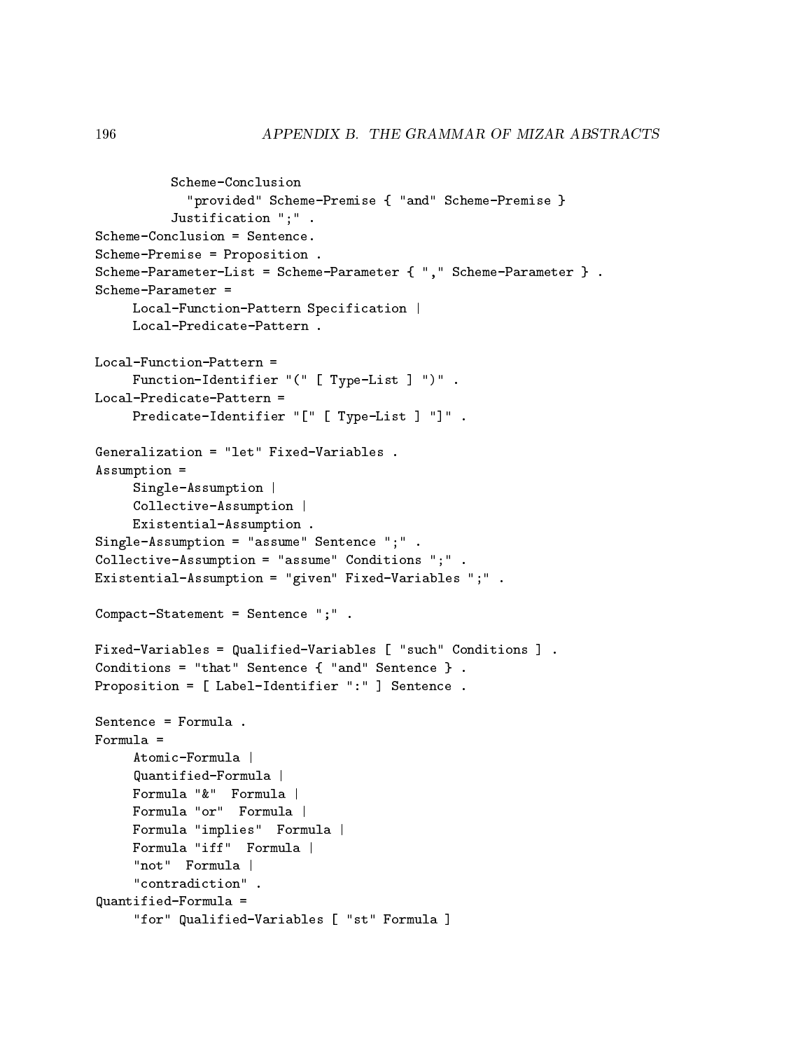```
          Scheme-Conclusion
            "provided" Scheme-Premise { "and" Scheme-Premise }
          Justification ";" .
Scheme-Conclusion = Sentence.
Scheme-Premise = Proposition .
Scheme-Parameter-List = Scheme-Parameter { "," Scheme-Parameter } .
Scheme-Parameter =
     Local-Function-Pattern Specification |
     Local-Predicate-Pattern .

Local-Function-Pattern =
     Function-Identifier "(" [ Type-List ] ")" .
Local-Predicate-Pattern =
     Predicate-Identifier "[" [ Type-List ] "]" .

Generalization = "let" Fixed-Variables .
Assumption =
     Single-Assumption |
     Collective-Assumption |
     Existential-Assumption .
Single-Assumption = "assume" Sentence ";" .
Collective-Assumption = "assume" Conditions ";" .
Existential-Assumption = "given" Fixed-Variables ";" .

Compact-Statement = Sentence ";" .

Fixed-Variables = Qualified-Variables [ "such" Conditions ] .
Conditions = "that" Sentence { "and" Sentence } .
Proposition = [ Label-Identifier ":" ] Sentence .

Sentence = Formula .
Formula =
     Atomic-Formula |
     Quantified-Formula |
     Formula "&"  Formula |
     Formula "or"  Formula |
     Formula "implies"  Formula |
     Formula "iff"  Formula |
     "not"  Formula |
     "contradiction" .
Quantified-Formula =
     "for" Qualified-Variables [ "st" Formula ]
```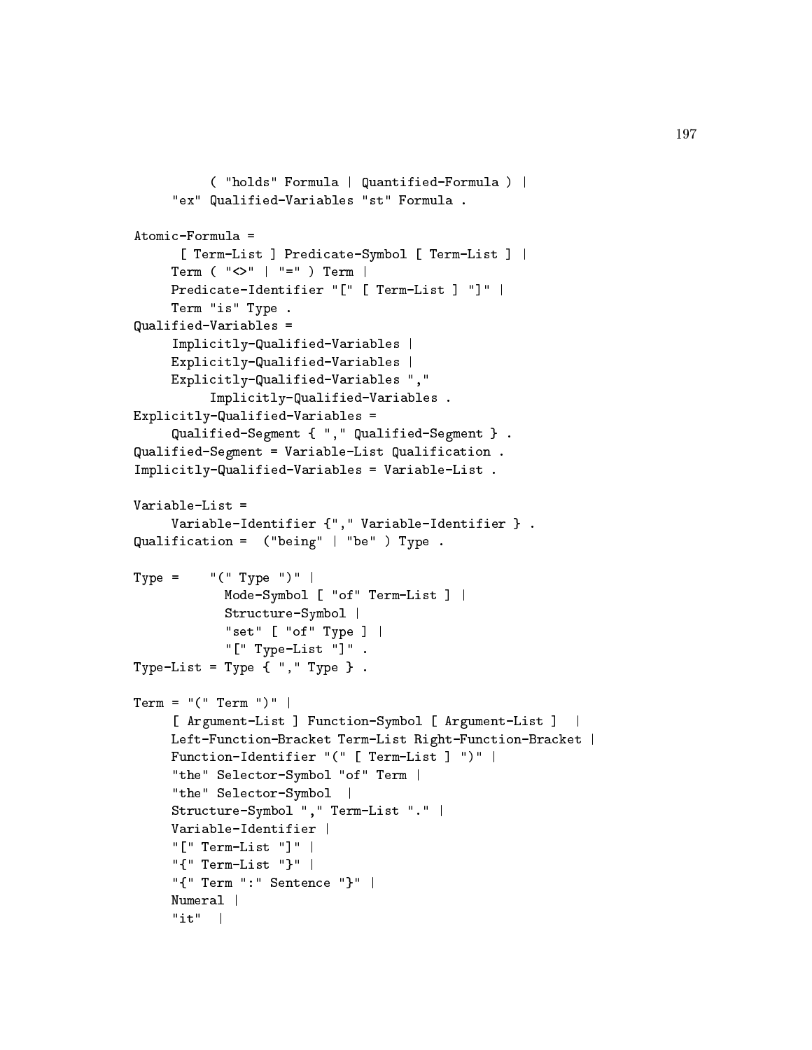```
          ( "holds" Formula | Quantified-Formula ) |
     "ex" Qualified-Variables "st" Formula .

Atomic-Formula =
      [ Term-List ] Predicate-Symbol [ Term-List ] |
     Term ( "<>" | "=" ) Term |
     Predicate-Identifier "[" [ Term-List ] "]" |
     Term "is" Type .
Qualified-Variables =
     Implicitly-Qualified-Variables |
     Explicitly-Qualified-Variables |
     Explicitly-Qualified-Variables ","
          Implicitly-Qualified-Variables .
Explicitly-Qualified-Variables =
     Qualified-Segment { "," Qualified-Segment } .
Qualified-Segment = Variable-List Qualification .
Implicitly-Qualified-Variables = Variable-List .

Variable-List =
     Variable-Identifier {"," Variable-Identifier } .
Qualification =  ("being" | "be" ) Type .

Type =    "(" Type ")" |
            Mode-Symbol [ "of" Term-List ] |
            Structure-Symbol |
            "set" [ "of" Type ] |
            "[" Type-List "]" .
Type-List = Type { "," Type } .

Term = "(" Term ")" |
     [ Argument-List ] Function-Symbol [ Argument-List ]  |
     Left-Function-Bracket Term-List Right-Function-Bracket |
     Function-Identifier "(" [ Term-List ] ")" |
     "the" Selector-Symbol "of" Term |
     "the" Selector-Symbol  |
     Structure-Symbol "," Term-List "." |
     Variable-Identifier |
     "[" Term-List "]" |
     "{" Term-List "}" |
     "{" Term ":" Sentence "}" |
     Numeral |
     "it"  |
```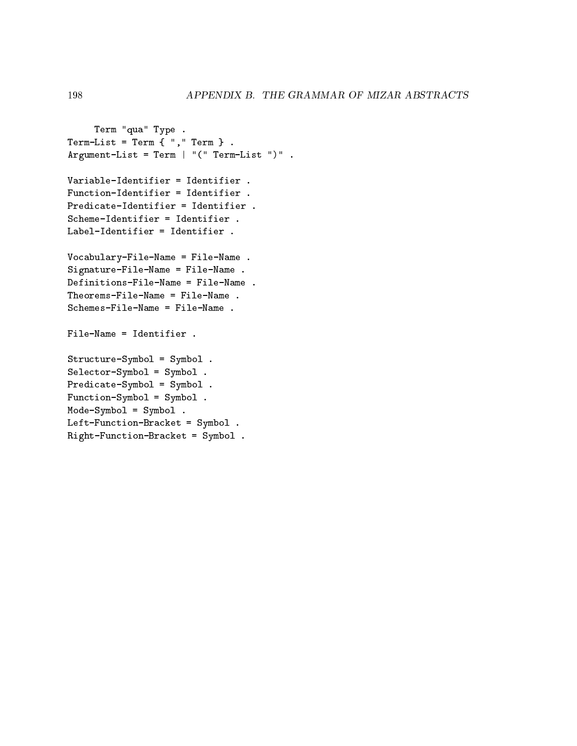```
     Term "qua" Type .
Term-List = Term { "," Term } .
Argument-List = Term | "(" Term-List ")" .

Variable-Identifier = Identifier .
Function-Identifier = Identifier .
Predicate-Identifier = Identifier .
Scheme-Identifier = Identifier .
Label-Identifier = Identifier .

Vocabulary-File-Name = File-Name .
Signature-File-Name = File-Name .
Definitions-File-Name = File-Name .
Theorems-File-Name = File-Name .
Schemes-File-Name = File-Name .

File-Name = Identifier .

Structure-Symbol = Symbol .
Selector-Symbol = Symbol .
Predicate-Symbol = Symbol .
Function-Symbol = Symbol .
Mode-Symbol = Symbol .
Left-Function-Bracket = Symbol .
Right-Function-Bracket = Symbol .
```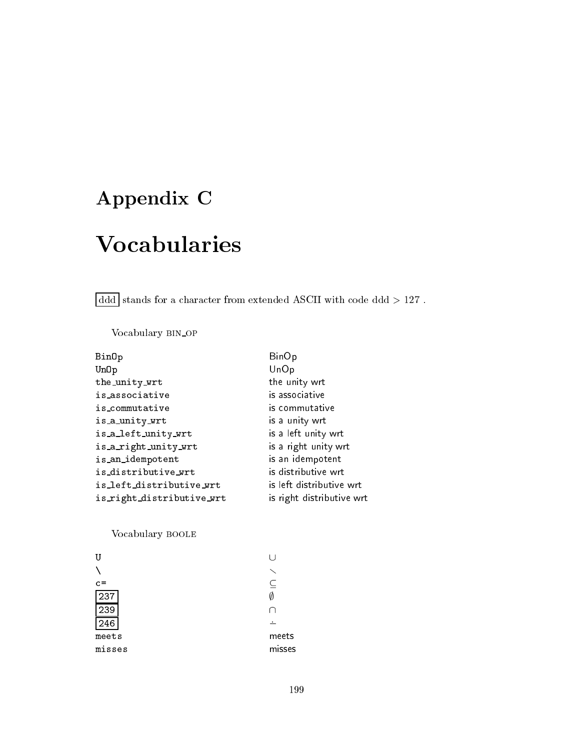# Appendix C

# Vocabularies

[ddd] stands for a character from extended ASCII with code ddd > 127 .

Vocabulary BIN_OP

| | |
|---|---|
| `BinOp` | BinOp |
| `UnOp` | UnOp |
| `the_unity_wrt` | the unity wrt |
| `is_associative` | is associative |
| `is_commutative` | is commutative |
| `is_a_unity_wrt` | is a unity wrt |
| `is_a_left_unity_wrt` | is a left unity wrt |
| `is_a_right_unity_wrt` | is a right unity wrt |
| `is_an_idempotent` | is an idempotent |
| `is_distributive_wrt` | is distributive wrt |
| `is_left_distributive_wrt` | is left distributive wrt |
| `is_right_distributive_wrt` | is right distributive wrt |

Vocabulary BOOLE

| | |
|---|---|
| `U` | $\cup$ |
| `\` | $\setminus$ |
| `c=` | $\subseteq$ |
| [237] | $\emptyset$ |
| [239] | $\cap$ |
| [246] | $\dot{-}$ |
| `meets` | meets |
| `misses` | misses |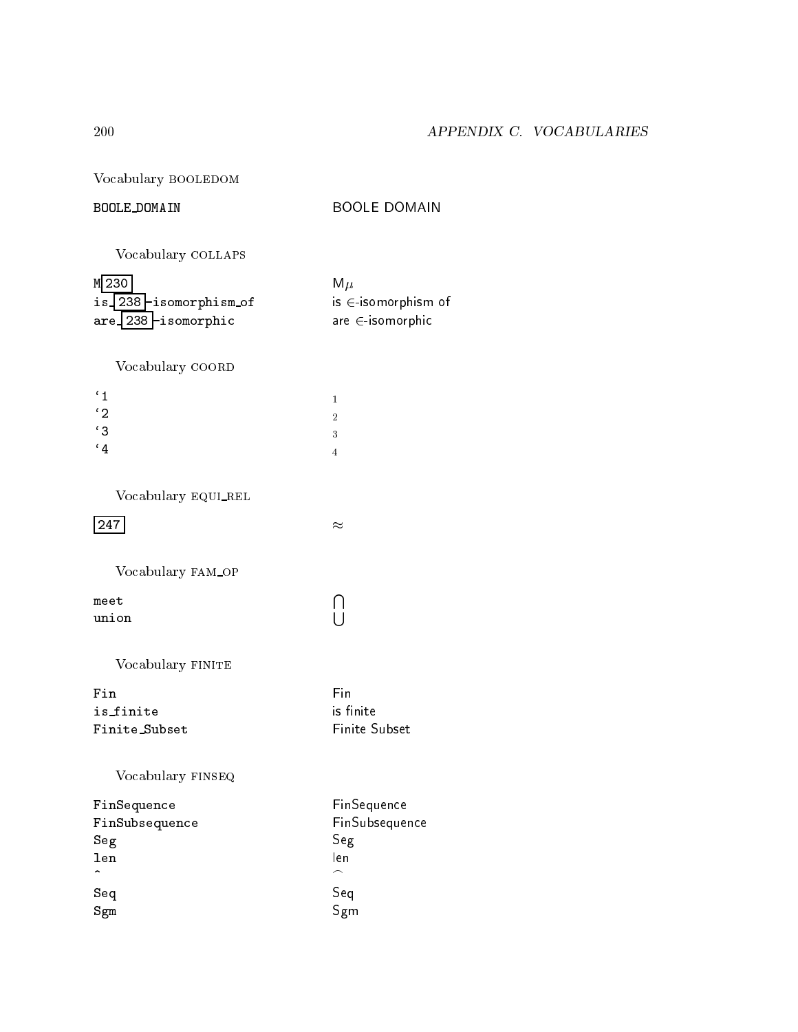Vocabulary BOOLEDOM

| | |
|---|---|
| BOOLE_DOMAIN | BOOLE DOMAIN |

Vocabulary COLLAPS

| | |
|---|---|
| M 230 | $\mathsf{M}\mu$ |
| is_ 238 -isomorphism_of | is $\in$-isomorphism of |
| are_ 238 -isomorphic | are $\in$-isomorphic |

Vocabulary COORD

| | |
|---|---|
| `1 | $_1$ |
| `2 | $_2$ |
| `3 | $_3$ |
| `4 | $_4$ |

Vocabulary EQUI_REL

| | |
|---|---|
| 247 | $\approx$ |

Vocabulary FAM_OP

| | |
|---|---|
| meet | $\bigcap$ |
| union | $\bigcup$ |

Vocabulary FINITE

| | |
|---|---|
| Fin | Fin |
| is_finite | is finite |
| Finite_Subset | Finite Subset |

Vocabulary FINSEQ

| | |
|---|---|
| FinSequence | FinSequence |
| FinSubsequence | FinSubsequence |
| Seg | Seg |
| len | len |
| ^ | $\frown$ |
| Seq | Seq |
| Sgm | Sgm |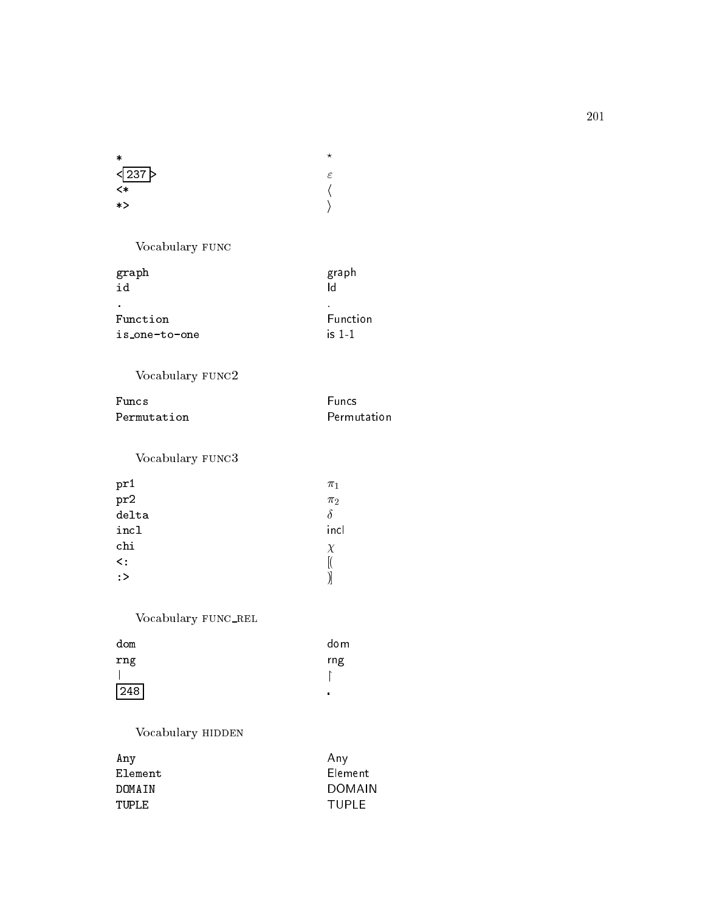| | |
|---|---|
| `*` | $\star$ |
| `<`237`>` | $\varepsilon$ |
| `<*` | $\langle$ |
| `*>` | $\rangle$ |

Vocabulary FUNC

| | |
|---|---|
| `graph` | graph |
| `id` | Id |
| `.` | . |
| `Function` | Function |
| `is_one-to-one` | is 1-1 |

Vocabulary FUNC2

| | |
|---|---|
| `Funcs` | Funcs |
| `Permutation` | Permutation |

Vocabulary FUNC3

| | |
|---|---|
| `pr1` | $\pi_1$ |
| `pr2` | $\pi_2$ |
| `delta` | $\delta$ |
| `incl` | incl |
| `chi` | $\chi$ |
| `<:` | [( |
| `:>` | )] |

Vocabulary FUNC_REL

| | |
|---|---|
| `dom` | dom |
| `rng` | rng |
| `\|` | $\upharpoonright$ |
| 248 | $\cdot$ |

Vocabulary HIDDEN

| | |
|---|---|
| `Any` | Any |
| `Element` | Element |
| `DOMAIN` | DOMAIN |
| `TUPLE` | TUPLE |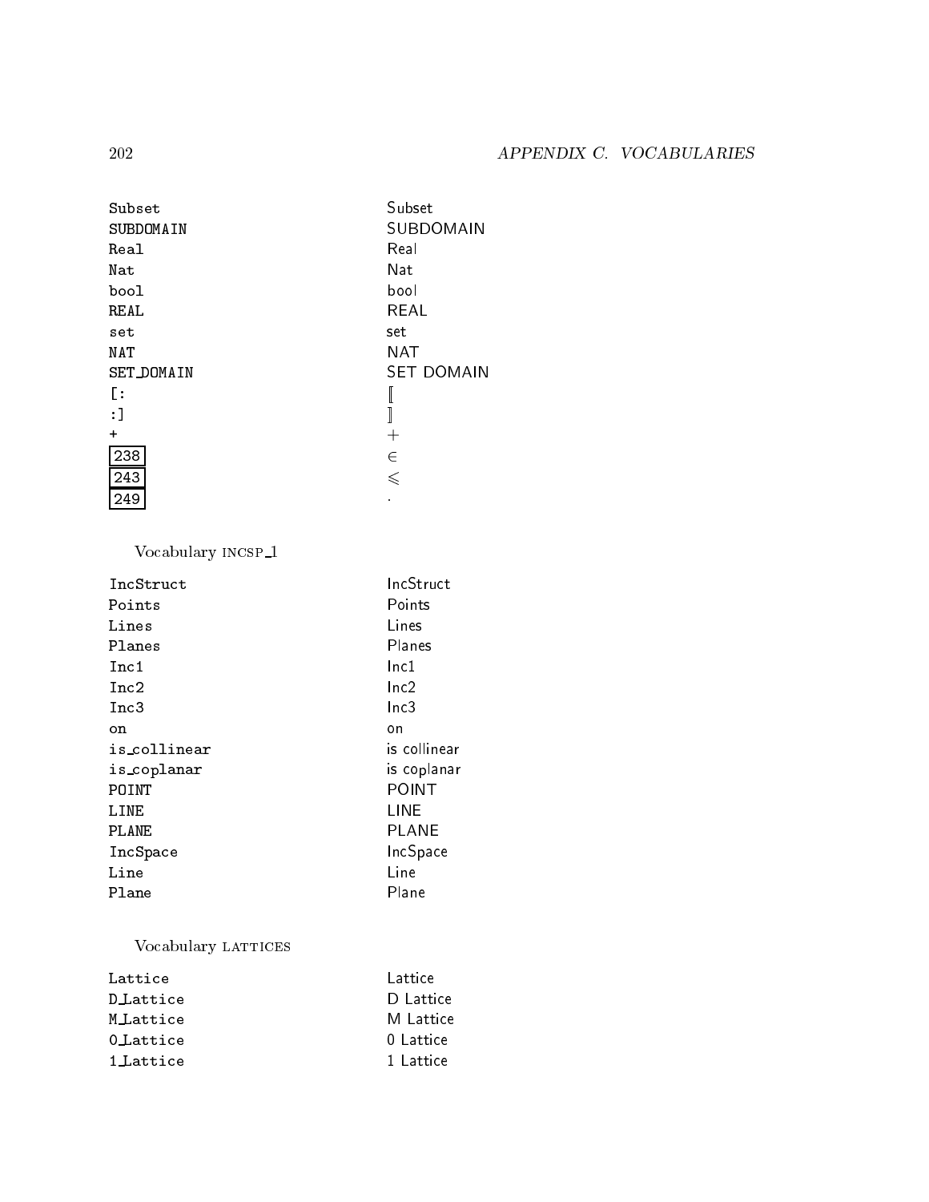| | |
|---|---|
| `Subset` | Subset |
| `SUBDOMAIN` | SUBDOMAIN |
| `Real` | Real |
| `Nat` | Nat |
| `bool` | bool |
| `REAL` | REAL |
| `set` | set |
| `NAT` | NAT |
| `SET_DOMAIN` | SET DOMAIN |
| `[:` | $\llbracket$ |
| `:]` | $\rrbracket$ |
| `+` | $+$ |
| 238 | $\in$ |
| 243 | $\leqslant$ |
| 249 | $\cdot$ |

Vocabulary INCSP_1

| | |
|---|---|
| `IncStruct` | IncStruct |
| `Points` | Points |
| `Lines` | Lines |
| `Planes` | Planes |
| `Inc1` | Inc1 |
| `Inc2` | Inc2 |
| `Inc3` | Inc3 |
| `on` | on |
| `is_collinear` | is collinear |
| `is_coplanar` | is coplanar |
| `POINT` | POINT |
| `LINE` | LINE |
| `PLANE` | PLANE |
| `IncSpace` | IncSpace |
| `Line` | Line |
| `Plane` | Plane |

Vocabulary LATTICES

| | |
|---|---|
| `Lattice` | Lattice |
| `D_Lattice` | D Lattice |
| `M_Lattice` | M Lattice |
| `0_Lattice` | 0 Lattice |
| `1_Lattice` | 1 Lattice |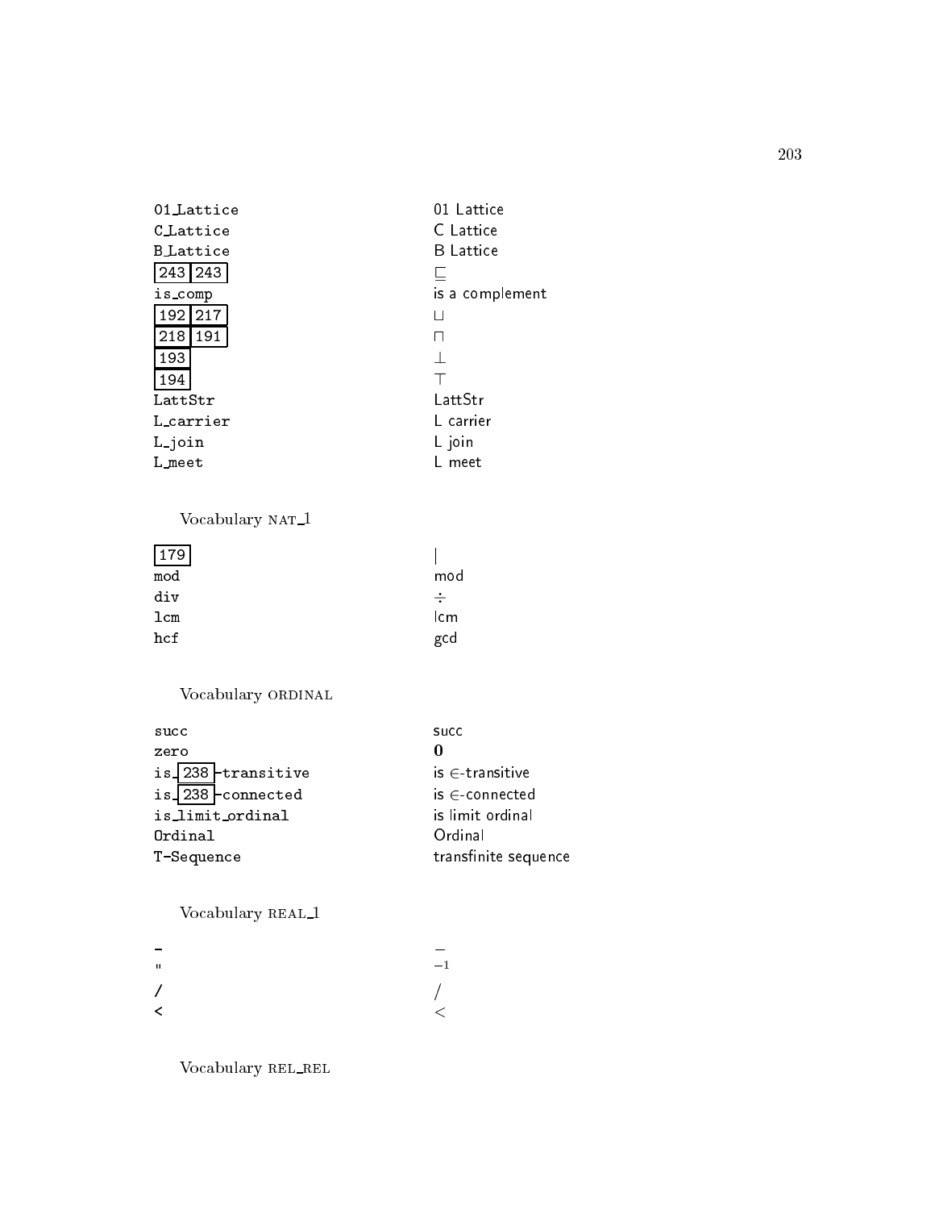| | |
|---|---|
| 01_Lattice | 01 Lattice |
| C_Lattice | C Lattice |
| B_Lattice | B Lattice |
| 243 243 | $\sqsubseteq$ |
| is_comp | is a complement |
| 192 217 | $\sqcup$ |
| 218 191 | $\sqcap$ |
| 193 | $\perp$ |
| 194 | $\top$ |
| LattStr | LattStr |
| L_carrier | L carrier |
| L_join | L join |
| L_meet | L meet |

Vocabulary NAT_1

| | |
|---|---|
| 179 | $\vert$ |
| mod | mod |
| div | $\div$ |
| lcm | lcm |
| hcf | gcd |

Vocabulary ORDINAL

| | |
|---|---|
| succ | succ |
| zero | **0** |
| is_ 238 -transitive | is $\in$-transitive |
| is_ 238 -connected | is $\in$-connected |
| is_limit_ordinal | is limit ordinal |
| Ordinal | Ordinal |
| T-Sequence | transfinite sequence |

Vocabulary REAL_1

| | |
|---|---|
| - | $-$ |
| " | $^{-1}$ |
| / | $/$ |
| < | $<$ |

Vocabulary REL_REL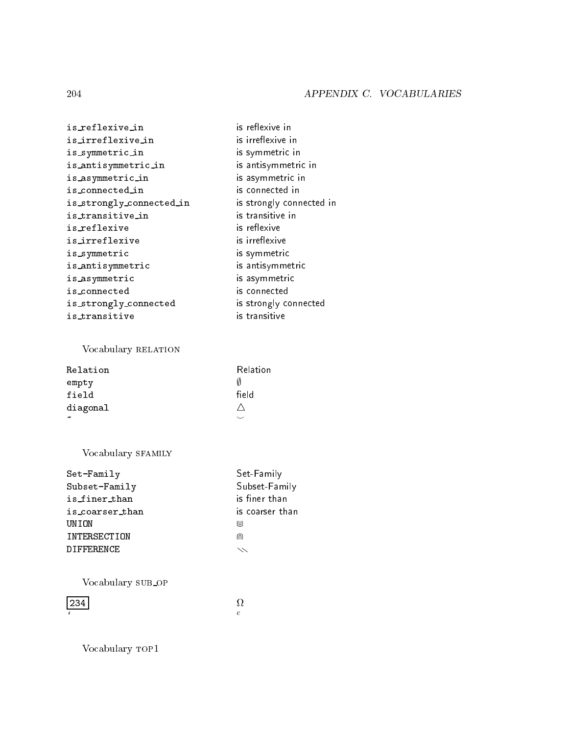| | |
|---|---|
| `is_reflexive_in` | is reflexive in |
| `is_irreflexive_in` | is irreflexive in |
| `is_symmetric_in` | is symmetric in |
| `is_antisymmetric_in` | is antisymmetric in |
| `is_asymmetric_in` | is asymmetric in |
| `is_connected_in` | is connected in |
| `is_strongly_connected_in` | is strongly connected in |
| `is_transitive_in` | is transitive in |
| `is_reflexive` | is reflexive |
| `is_irreflexive` | is irreflexive |
| `is_symmetric` | is symmetric |
| `is_antisymmetric` | is antisymmetric |
| `is_asymmetric` | is asymmetric |
| `is_connected` | is connected |
| `is_strongly_connected` | is strongly connected |
| `is_transitive` | is transitive |

Vocabulary RELATION

| | |
|---|---|
| `Relation` | Relation |
| `empty` | $\emptyset$ |
| `field` | field |
| `diagonal` | $\triangle$ |
| `~` | $\smile$ |

Vocabulary SFAMILY

| | |
|---|---|
| `Set-Family` | Set-Family |
| `Subset-Family` | Subset-Family |
| `is_finer_than` | is finer than |
| `is_coarser_than` | is coarser than |
| `UNION` | ⋓ |
| `INTERSECTION` | ⋒ |
| `DIFFERENCE` | ⑊ |

Vocabulary SUB_OP

| | |
|---|---|
| 234 | $\Omega$ |
| `‘` | $c$ |

Vocabulary TOP1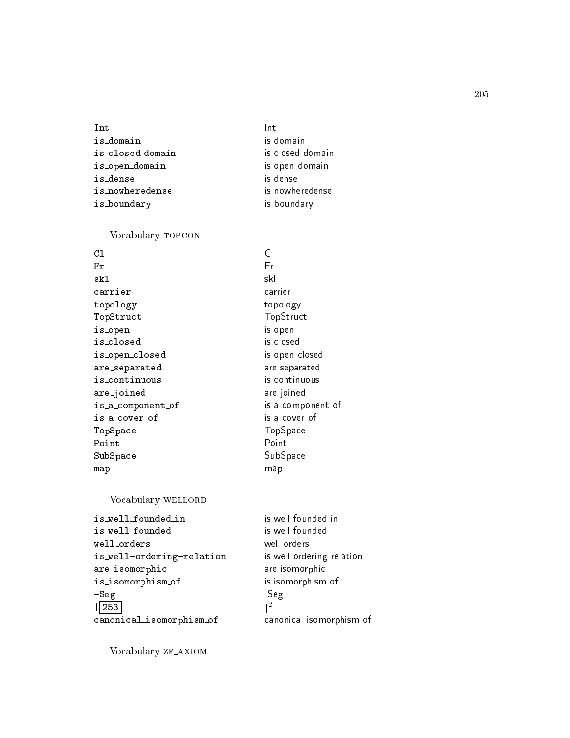| | |
|---|---|
| `Int` | Int |
| `is_domain` | is domain |
| `is_closed_domain` | is closed domain |
| `is_open_domain` | is open domain |
| `is_dense` | is dense |
| `is_nowheredense` | is nowheredense |
| `is_boundary` | is boundary |

Vocabulary TOPCON

| | |
|---|---|
| `Cl` | Cl |
| `Fr` | Fr |
| `skl` | skl |
| `carrier` | carrier |
| `topology` | topology |
| `TopStruct` | TopStruct |
| `is_open` | is open |
| `is_closed` | is closed |
| `is_open_closed` | is open closed |
| `are_separated` | are separated |
| `is_continuous` | is continuous |
| `are_joined` | are joined |
| `is_a_component_of` | is a component of |
| `is_a_cover_of` | is a cover of |
| `TopSpace` | TopSpace |
| `Point` | Point |
| `SubSpace` | SubSpace |
| `map` | map |

Vocabulary WELLORD

| | |
|---|---|
| `is_well_founded_in` | is well founded in |
| `is_well_founded` | is well founded |
| `well_orders` | well orders |
| `is_well-ordering-relation` | is well-ordering-relation |
| `are_isomorphic` | are isomorphic |
| `is_isomorphism_of` | is isomorphism of |
| `-Seg` | -Seg |
| `\|` 253 | $\restriction^2$ |
| `canonical_isomorphism_of` | canonical isomorphism of |

Vocabulary ZF_AXIOM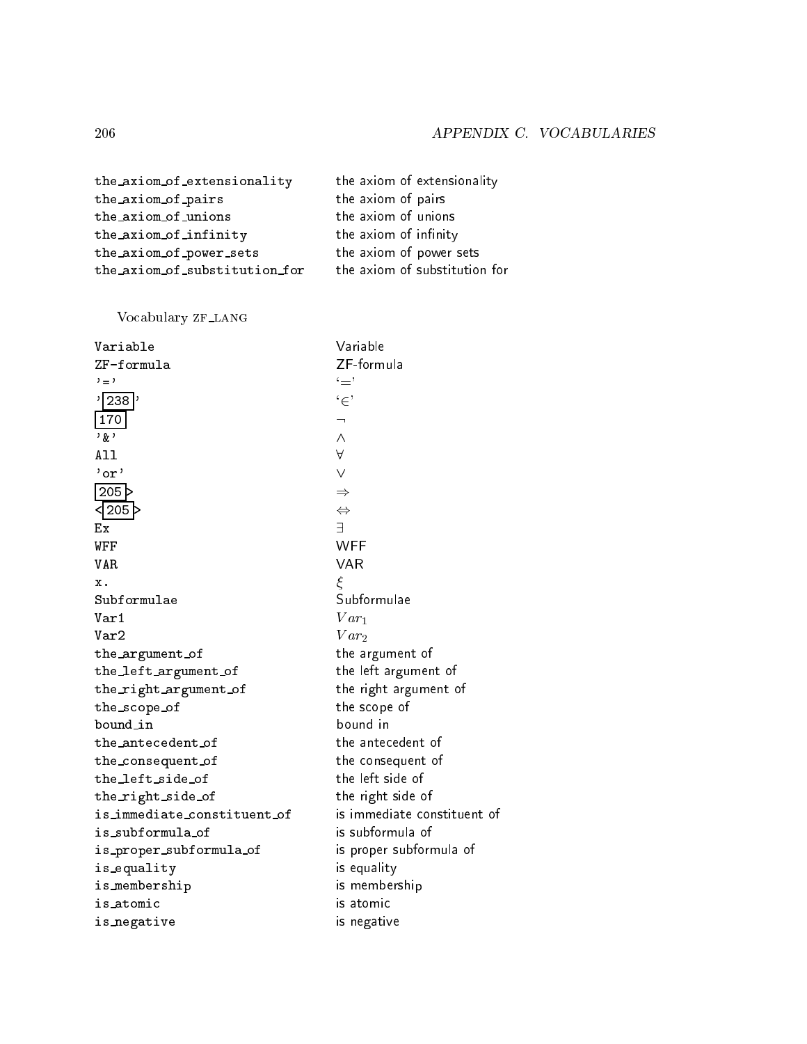| | |
|---|---|
| the_axiom_of_extensionality | the axiom of extensionality |
| the_axiom_of_pairs | the axiom of pairs |
| the_axiom_of_unions | the axiom of unions |
| the_axiom_of_infinity | the axiom of infinity |
| the_axiom_of_power_sets | the axiom of power sets |
| the_axiom_of_substitution_for | the axiom of substitution for |

Vocabulary ZF_LANG

| | |
|---|---|
| Variable | Variable |
| ZF-formula | ZF-formula |
| '=' | '$=$' |
| '[238]' | '$\in$' |
| [170] | $\neg$ |
| '&' | $\wedge$ |
| All | $\forall$ |
| 'or' | $\vee$ |
| [205]> | $\Rightarrow$ |
| <[205]> | $\Leftrightarrow$ |
| Ex | $\exists$ |
| WFF | WFF |
| VAR | VAR |
| x. | $\xi$ |
| Subformulae | Subformulae |
| Var1 | $Var_1$ |
| Var2 | $Var_2$ |
| the_argument_of | the argument of |
| the_left_argument_of | the left argument of |
| the_right_argument_of | the right argument of |
| the_scope_of | the scope of |
| bound_in | bound in |
| the_antecedent_of | the antecedent of |
| the_consequent_of | the consequent of |
| the_left_side_of | the left side of |
| the_right_side_of | the right side of |
| is_immediate_constituent_of | is immediate constituent of |
| is_subformula_of | is subformula of |
| is_proper_subformula_of | is proper subformula of |
| is_equality | is equality |
| is_membership | is membership |
| is_atomic | is atomic |
| is_negative | is negative |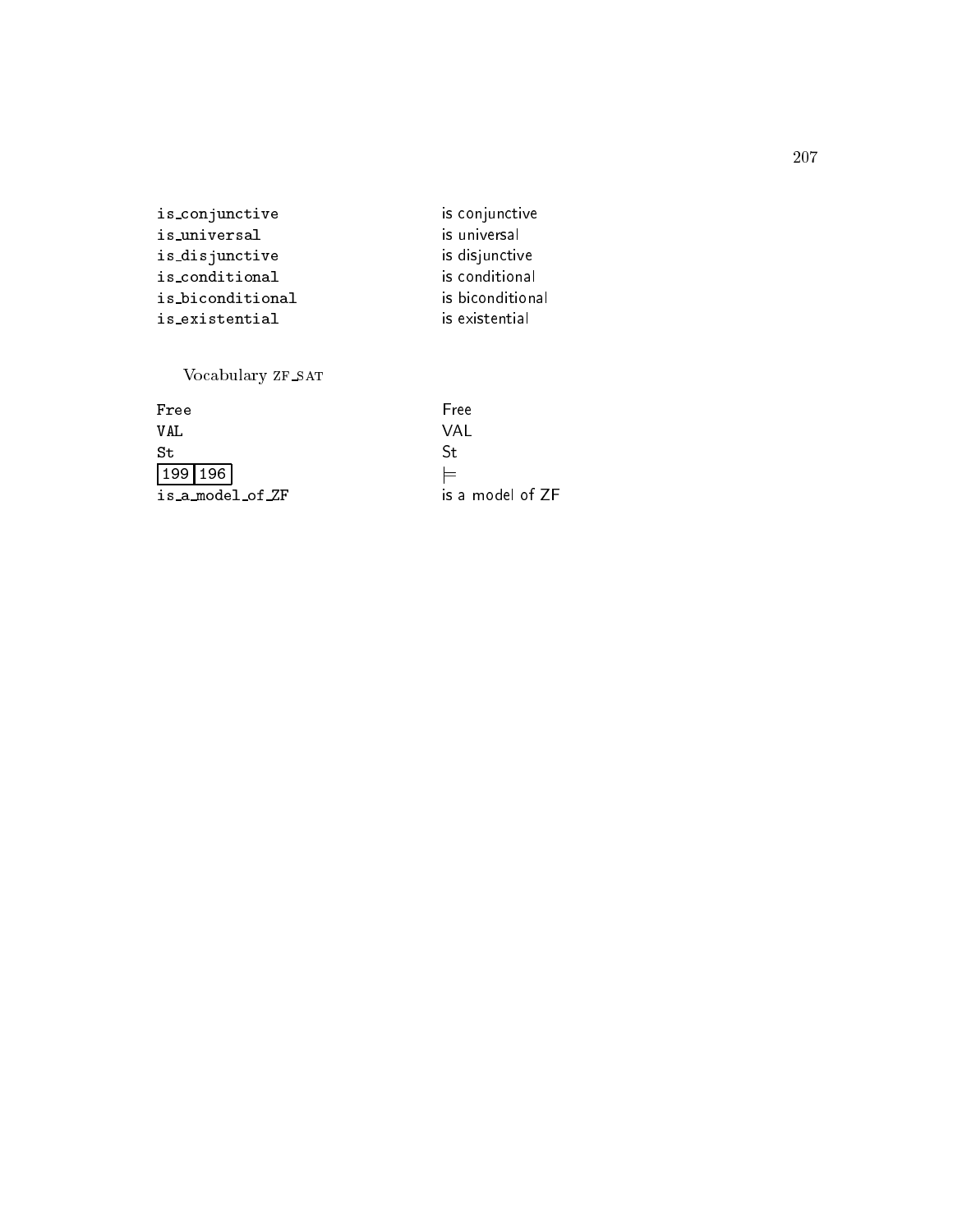| | |
|---|---|
| is_conjunctive | is conjunctive |
| is_universal | is universal |
| is_disjunctive | is disjunctive |
| is_conditional | is conditional |
| is_biconditional | is biconditional |
| is_existential | is existential |

Vocabulary ZF_SAT

| | |
|---|---|
| Free | Free |
| VAL | VAL |
| St | St |
| 199 196 | $\models$ |
| is_a_model_of_ZF | is a model of ZF |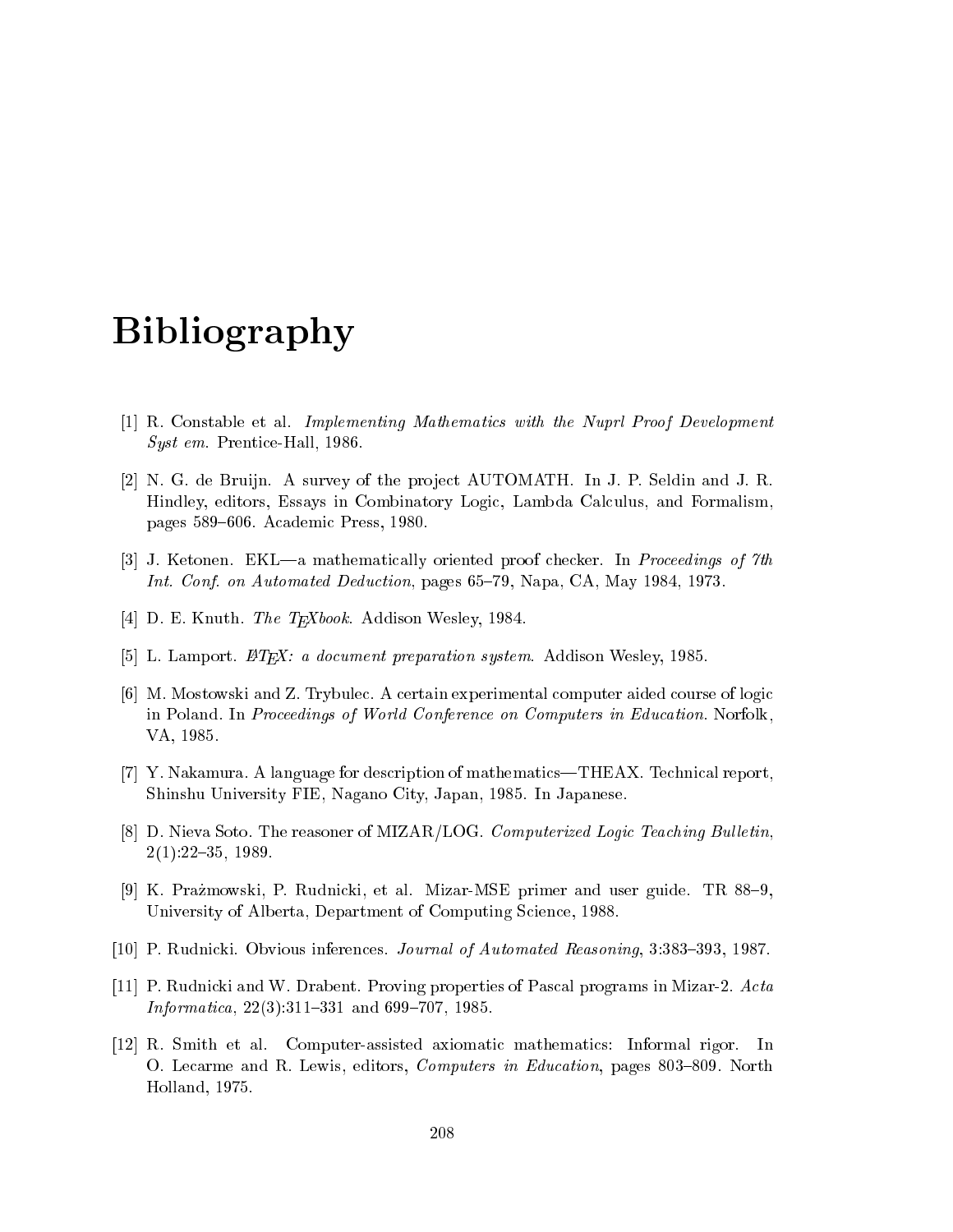# Bibliography

[1] R. Constable et al. *Implementing Mathematics with the Nuprl Proof Development Syst em*. Prentice-Hall, 1986.

[2] N. G. de Bruijn. A survey of the project AUTOMATH. In J. P. Seldin and J. R. Hindley, editors, Essays in Combinatory Logic, Lambda Calculus, and Formalism, pages 589–606. Academic Press, 1980.

[3] J. Ketonen. EKL—a mathematically oriented proof checker. In *Proceedings of 7th Int. Conf. on Automated Deduction*, pages 65–79, Napa, CA, May 1984, 1973.

[4] D. E. Knuth. *The TEXbook*. Addison Wesley, 1984.

[5] L. Lamport. *LATEX: a document preparation system*. Addison Wesley, 1985.

[6] M. Mostowski and Z. Trybulec. A certain experimental computer aided course of logic in Poland. In *Proceedings of World Conference on Computers in Education*. Norfolk, VA, 1985.

[7] Y. Nakamura. A language for description of mathematics—THEAX. Technical report, Shinshu University FIE, Nagano City, Japan, 1985. In Japanese.

[8] D. Nieva Soto. The reasoner of MIZAR/LOG. *Computerized Logic Teaching Bulletin*, 2(1):22–35, 1989.

[9] K. Prażmowski, P. Rudnicki, et al. Mizar-MSE primer and user guide. TR 88–9, University of Alberta, Department of Computing Science, 1988.

[10] P. Rudnicki. Obvious inferences. *Journal of Automated Reasoning*, 3:383–393, 1987.

[11] P. Rudnicki and W. Drabent. Proving properties of Pascal programs in Mizar-2. *Acta Informatica*, 22(3):311–331 and 699–707, 1985.

[12] R. Smith et al. Computer-assisted axiomatic mathematics: Informal rigor. In O. Lecarme and R. Lewis, editors, *Computers in Education*, pages 803–809. North Holland, 1975.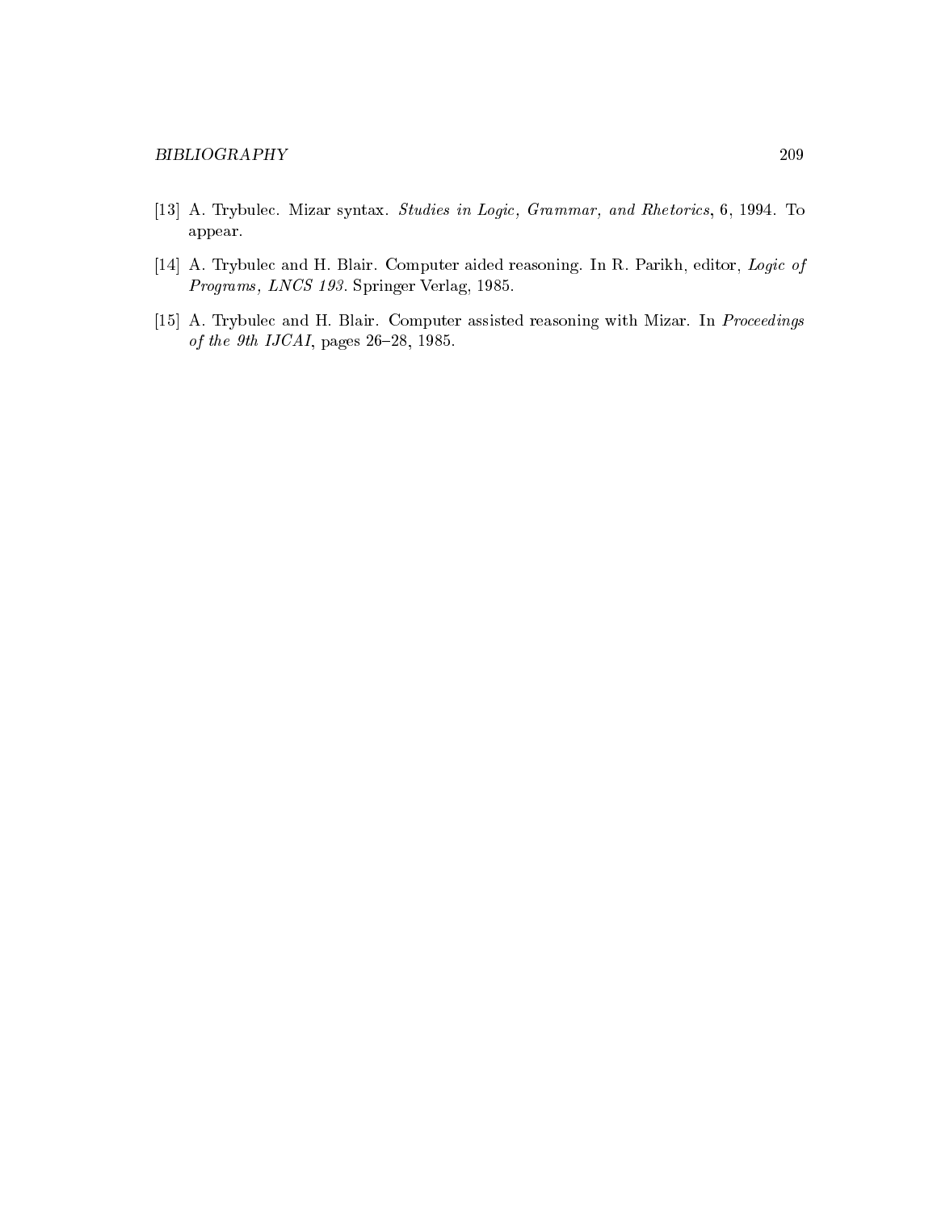[13] A. Trybulec. Mizar syntax. *Studies in Logic, Grammar, and Rhetorics*, 6, 1994. To appear.

[14] A. Trybulec and H. Blair. Computer aided reasoning. In R. Parikh, editor, *Logic of Programs, LNCS 193*. Springer Verlag, 1985.

[15] A. Trybulec and H. Blair. Computer assisted reasoning with Mizar. In *Proceedings of the 9th IJCAI*, pages 26–28, 1985.